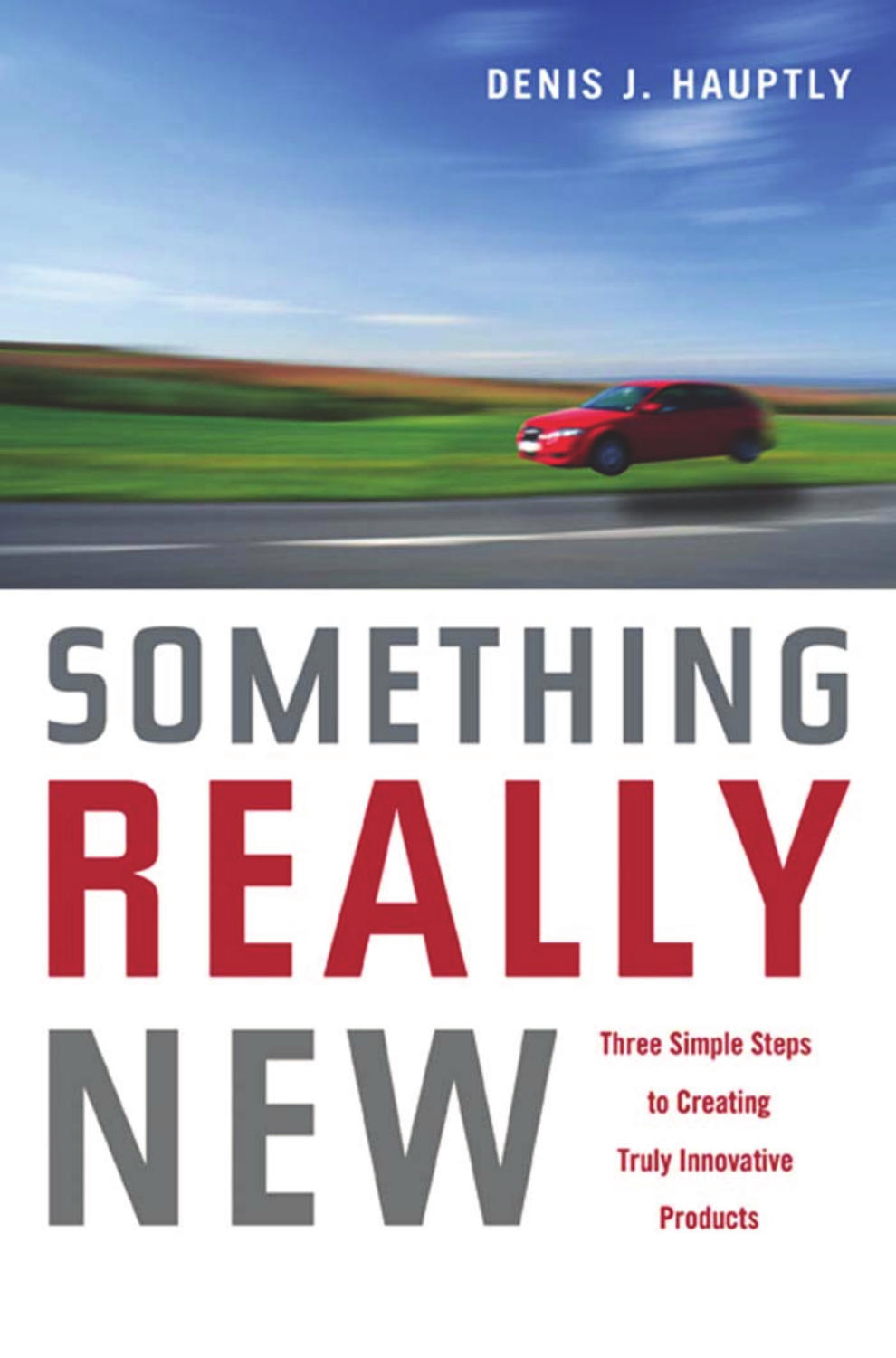DENIS J. HAUPTLY

# SOMETHING REALLY NEW

## Three Simple Steps to Creating Truly Innovative Products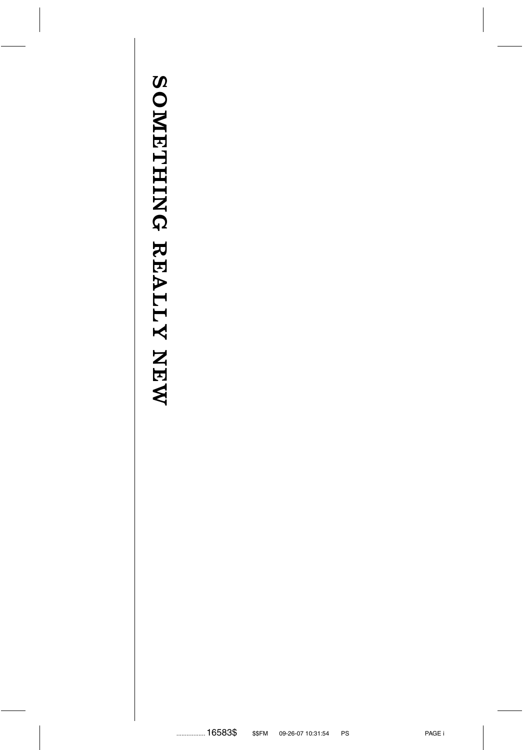# SOMETHING REALLY NEW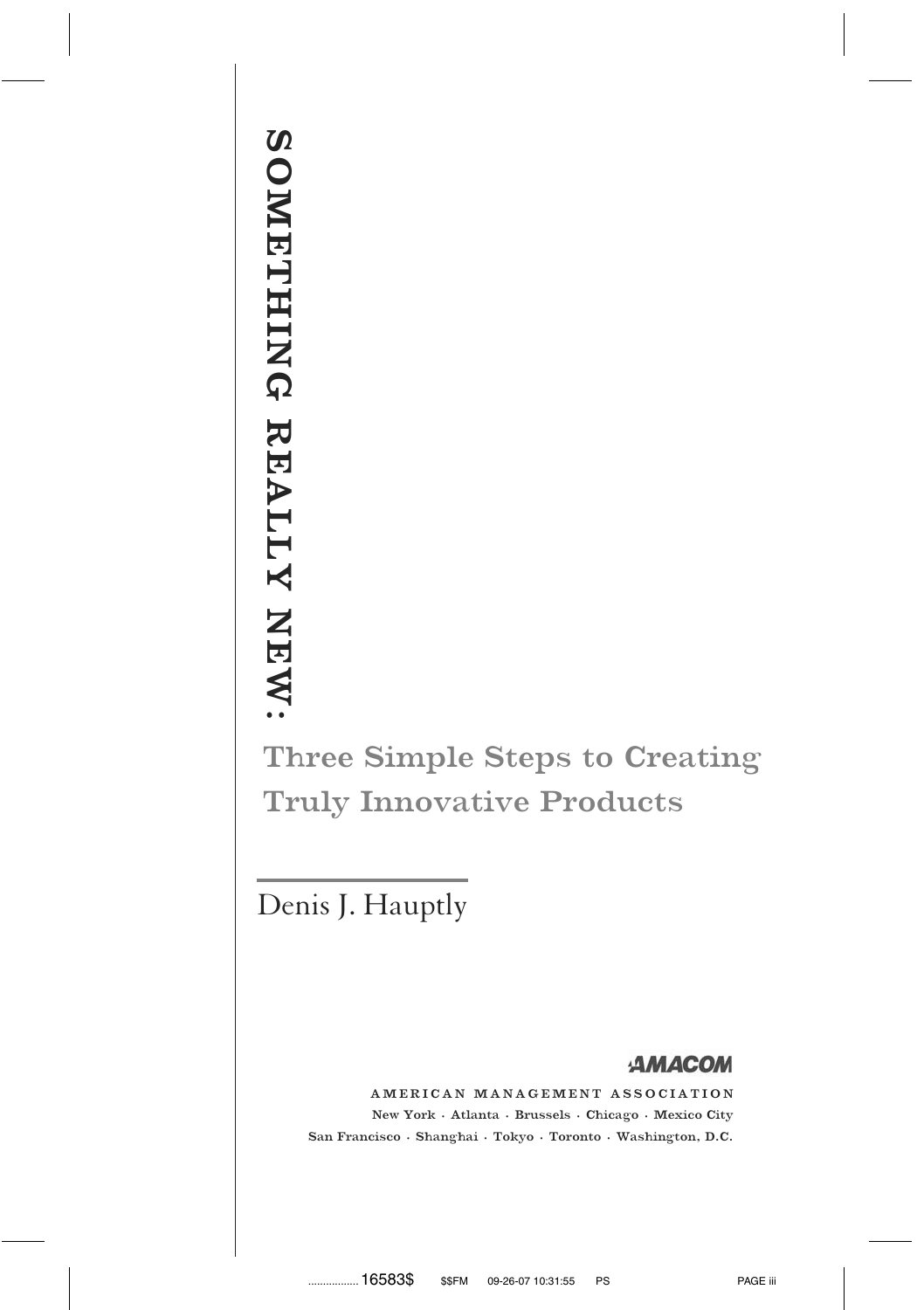# SOMETHING REALLY NEW:

## Three Simple Steps to Creating Truly Innovative Products

Denis J. Hauptly

AMACOM

AMERICAN MANAGEMENT ASSOCIATION

New York · Atlanta · Brussels · Chicago · Mexico City
San Francisco · Shanghai · Tokyo · Toronto · Washington, D.C.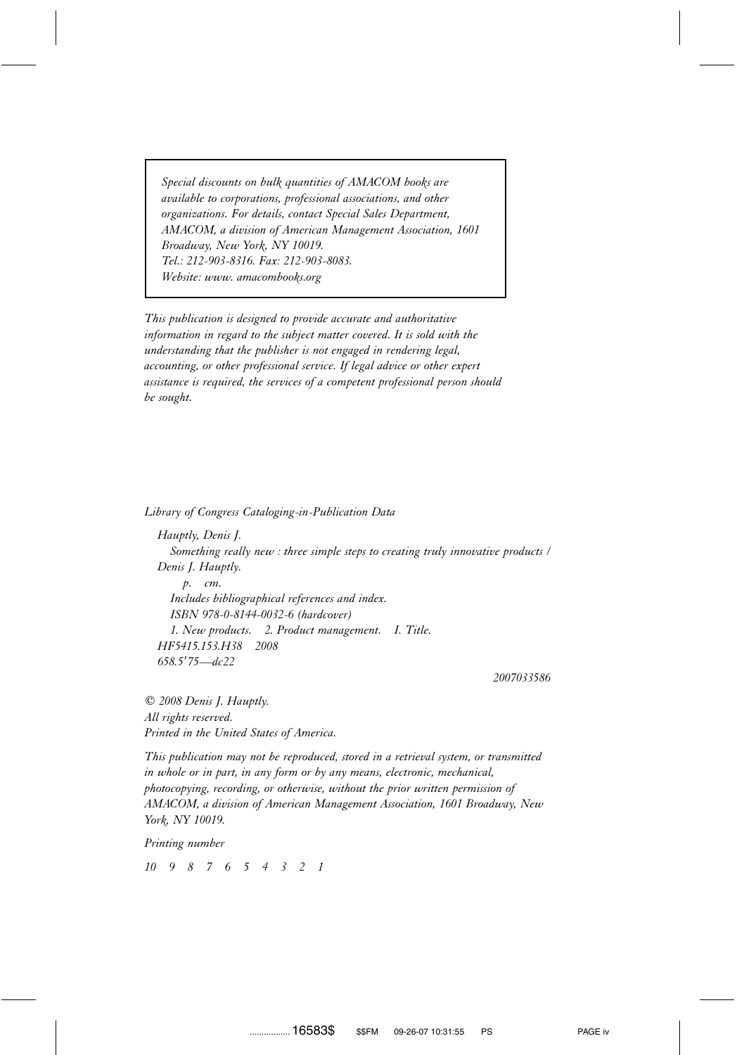*Special discounts on bulk quantities of AMACOM books are available to corporations, professional associations, and other organizations. For details, contact Special Sales Department, AMACOM, a division of American Management Association, 1601 Broadway, New York, NY 10019.*
*Tel.: 212-903-8316. Fax: 212-903-8083.*
*Website: www. amacombooks.org*

*This publication is designed to provide accurate and authoritative information in regard to the subject matter covered. It is sold with the understanding that the publisher is not engaged in rendering legal, accounting, or other professional service. If legal advice or other expert assistance is required, the services of a competent professional person should be sought.*

*Library of Congress Cataloging-in-Publication Data*

*Hauptly, Denis J.*
*Something really new : three simple steps to creating truly innovative products / Denis J. Hauptly.*
*p. cm.*
*Includes bibliographical references and index.*
*ISBN 978-0-8144-0032-6 (hardcover)*
*1. New products. 2. Product management. I. Title.*
*HF5415.153.H38 2008*
*658.5′75—dc22*

*2007033586*

*© 2008 Denis J. Hauptly.*
*All rights reserved.*
*Printed in the United States of America.*

*This publication may not be reproduced, stored in a retrieval system, or transmitted in whole or in part, in any form or by any means, electronic, mechanical, photocopying, recording, or otherwise, without the prior written permission of AMACOM, a division of American Management Association, 1601 Broadway, New York, NY 10019.*

*Printing number*

*10 9 8 7 6 5 4 3 2 1*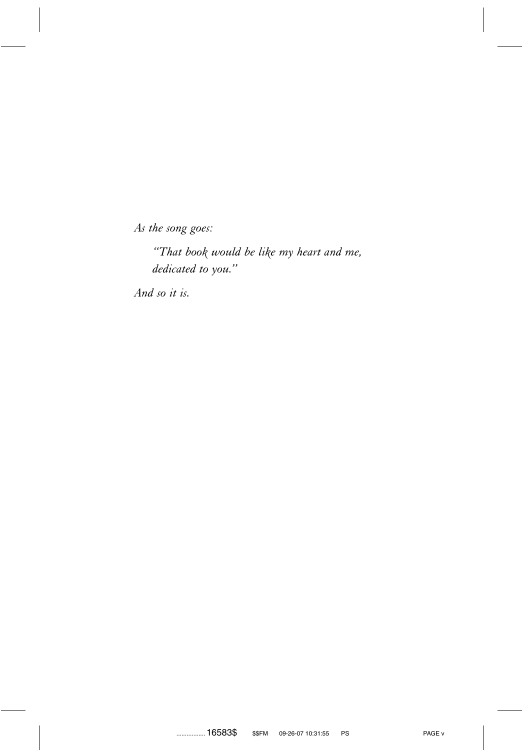*As the song goes:*

> *"That book would be like my heart and me,*
> *dedicated to you."*

*And so it is.*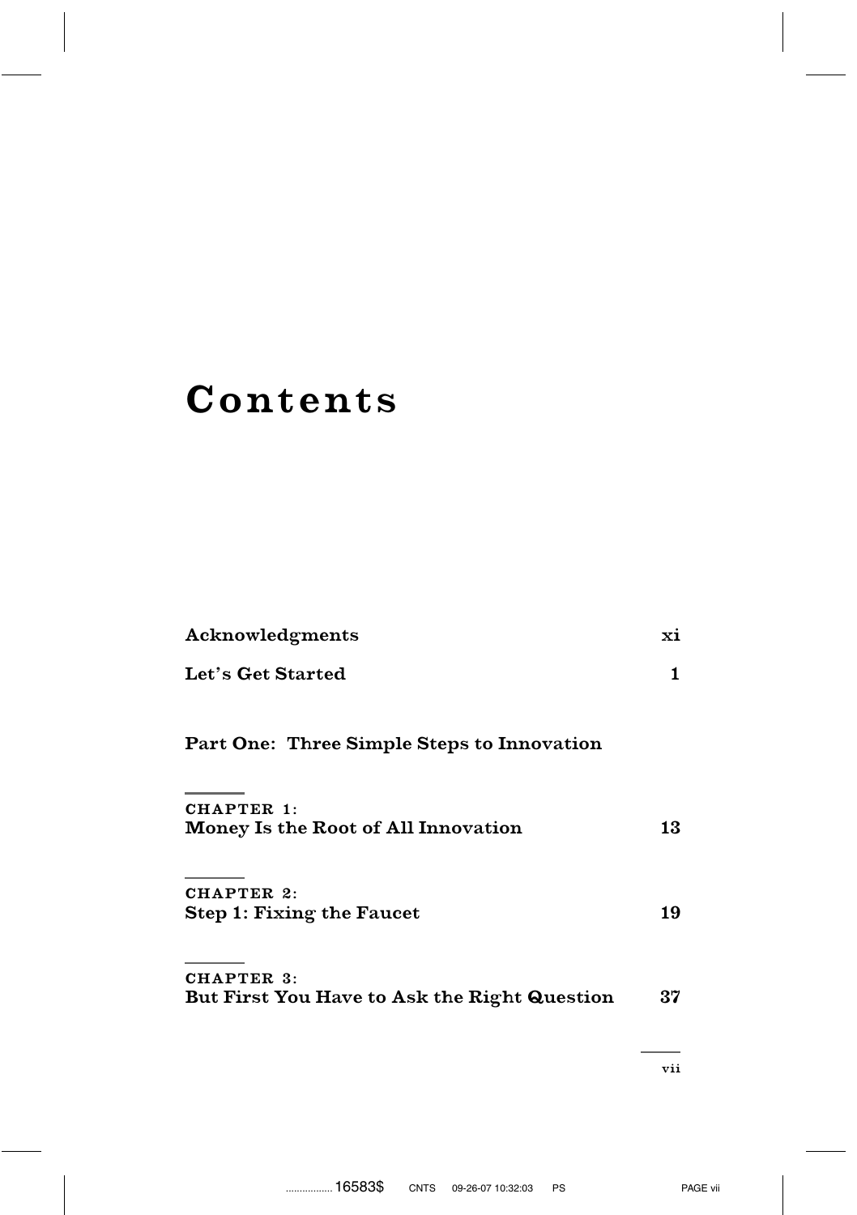# Contents

Acknowledgments xi

Let's Get Started 1

## Part One: Three Simple Steps to Innovation

CHAPTER 1:
Money Is the Root of All Innovation 13

CHAPTER 2:
Step 1: Fixing the Faucet 19

CHAPTER 3:
But First You Have to Ask the Right Question 37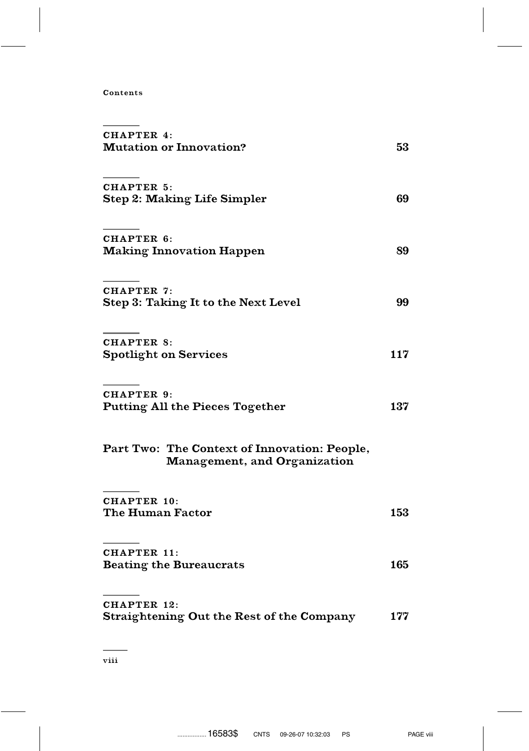CHAPTER 4:
**Mutation or Innovation?** 53

CHAPTER 5:
**Step 2: Making Life Simpler** 69

CHAPTER 6:
**Making Innovation Happen** 89

CHAPTER 7:
**Step 3: Taking It to the Next Level** 99

CHAPTER 8:
**Spotlight on Services** 117

CHAPTER 9:
**Putting All the Pieces Together** 137

## Part Two: The Context of Innovation: People, Management, and Organization

CHAPTER 10:
**The Human Factor** 153

CHAPTER 11:
**Beating the Bureaucrats** 165

CHAPTER 12:
**Straightening Out the Rest of the Company** 177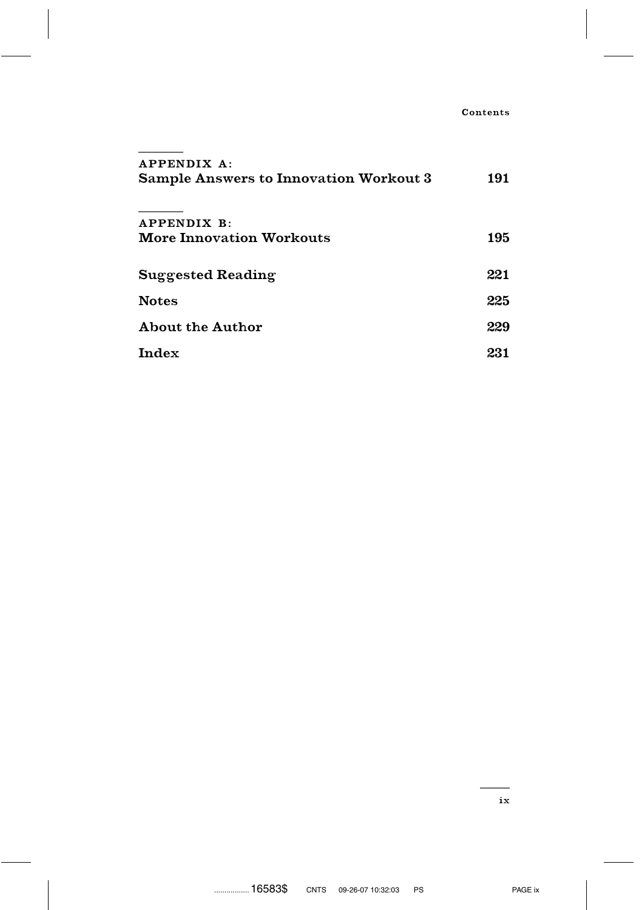| | |
|---|---|
| **APPENDIX A:** **Sample Answers to Innovation Workout 3** | **191** |
| **APPENDIX B:** **More Innovation Workouts** | **195** |
| **Suggested Reading** | **221** |
| **Notes** | **225** |
| **About the Author** | **229** |
| **Index** | **231** |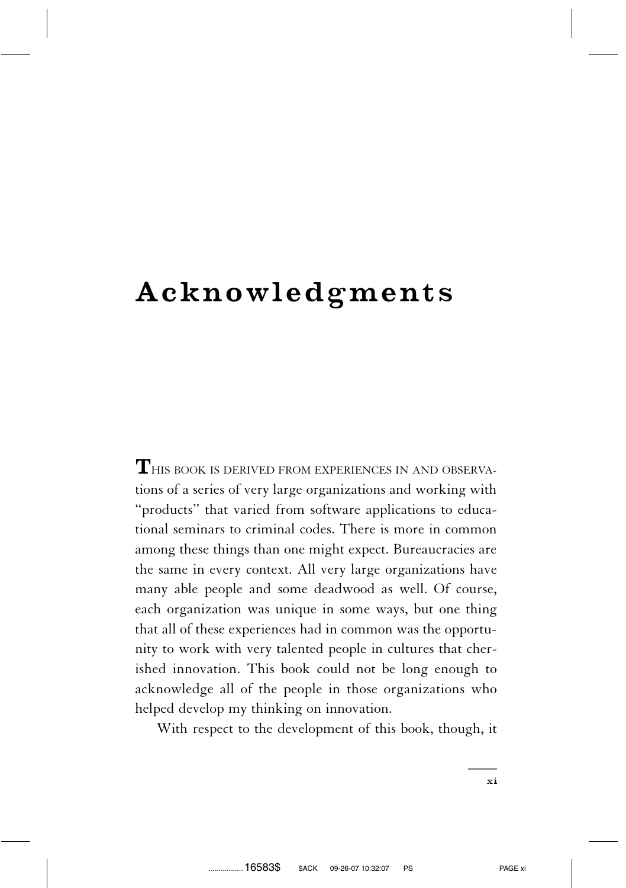# Acknowledgments

**T**HIS BOOK IS DERIVED FROM EXPERIENCES IN AND OBSERVATIONS of a series of very large organizations and working with "products" that varied from software applications to educational seminars to criminal codes. There is more in common among these things than one might expect. Bureaucracies are the same in every context. All very large organizations have many able people and some deadwood as well. Of course, each organization was unique in some ways, but one thing that all of these experiences had in common was the opportunity to work with very talented people in cultures that cherished innovation. This book could not be long enough to acknowledge all of the people in those organizations who helped develop my thinking on innovation.

With respect to the development of this book, though, it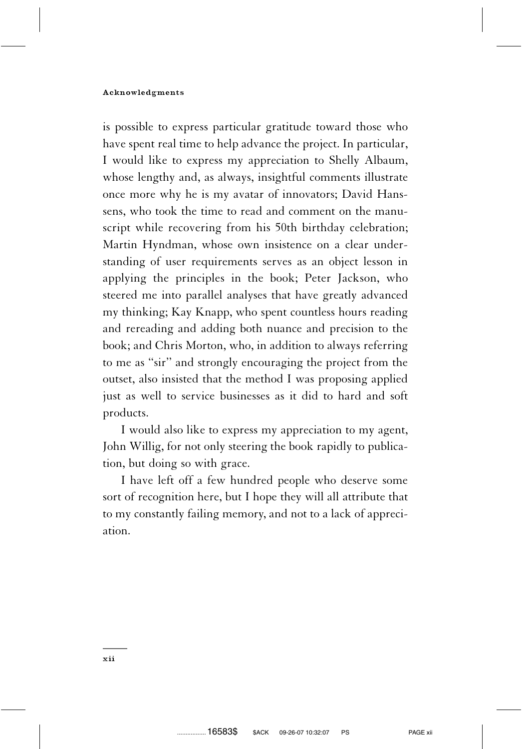is possible to express particular gratitude toward those who have spent real time to help advance the project. In particular, I would like to express my appreciation to Shelly Albaum, whose lengthy and, as always, insightful comments illustrate once more why he is my avatar of innovators; David Hanssens, who took the time to read and comment on the manuscript while recovering from his 50th birthday celebration; Martin Hyndman, whose own insistence on a clear understanding of user requirements serves as an object lesson in applying the principles in the book; Peter Jackson, who steered me into parallel analyses that have greatly advanced my thinking; Kay Knapp, who spent countless hours reading and rereading and adding both nuance and precision to the book; and Chris Morton, who, in addition to always referring to me as ''sir'' and strongly encouraging the project from the outset, also insisted that the method I was proposing applied just as well to service businesses as it did to hard and soft products.

I would also like to express my appreciation to my agent, John Willig, for not only steering the book rapidly to publication, but doing so with grace.

I have left off a few hundred people who deserve some sort of recognition here, but I hope they will all attribute that to my constantly failing memory, and not to a lack of appreciation.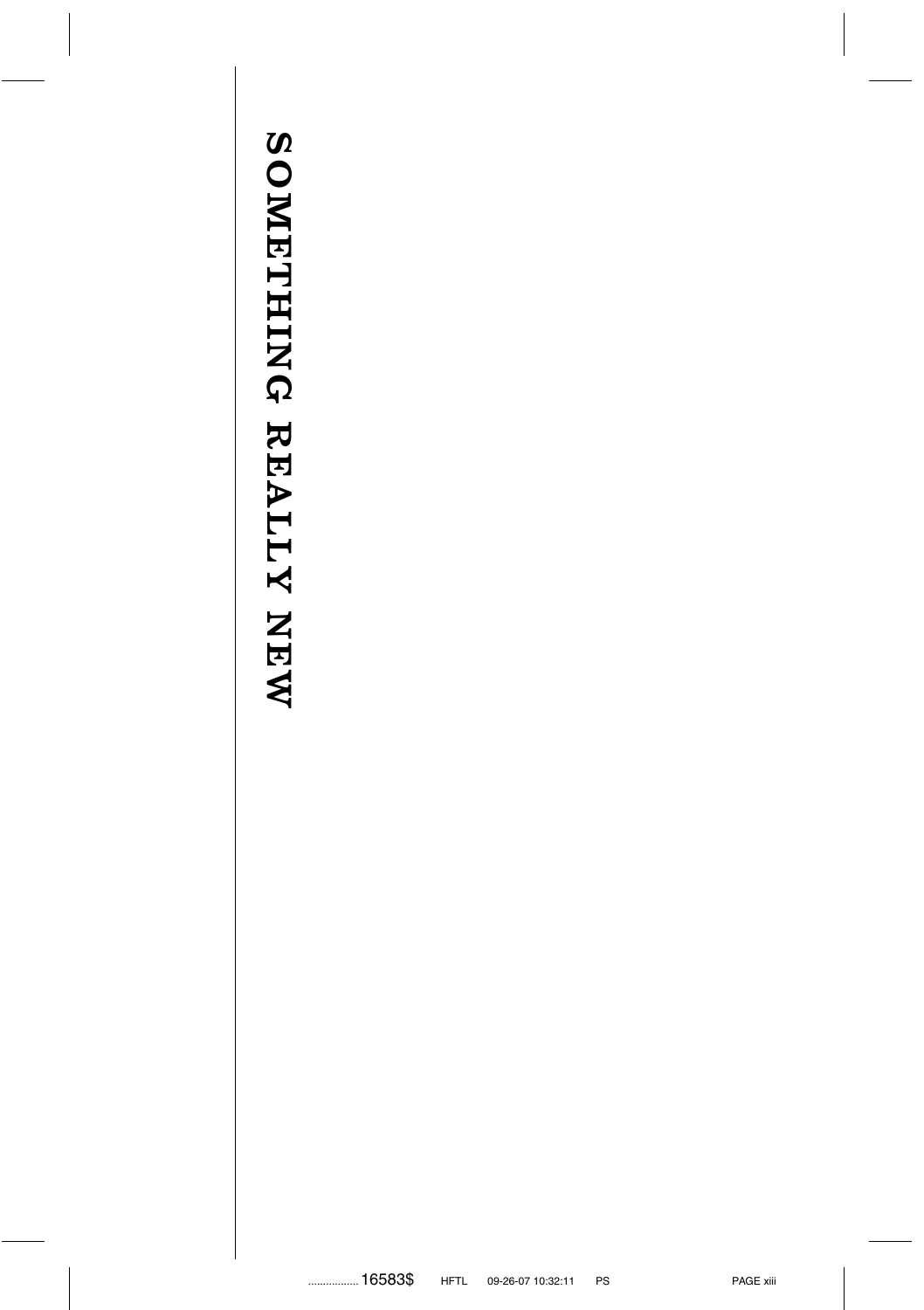# SOMETHING REALLY NEW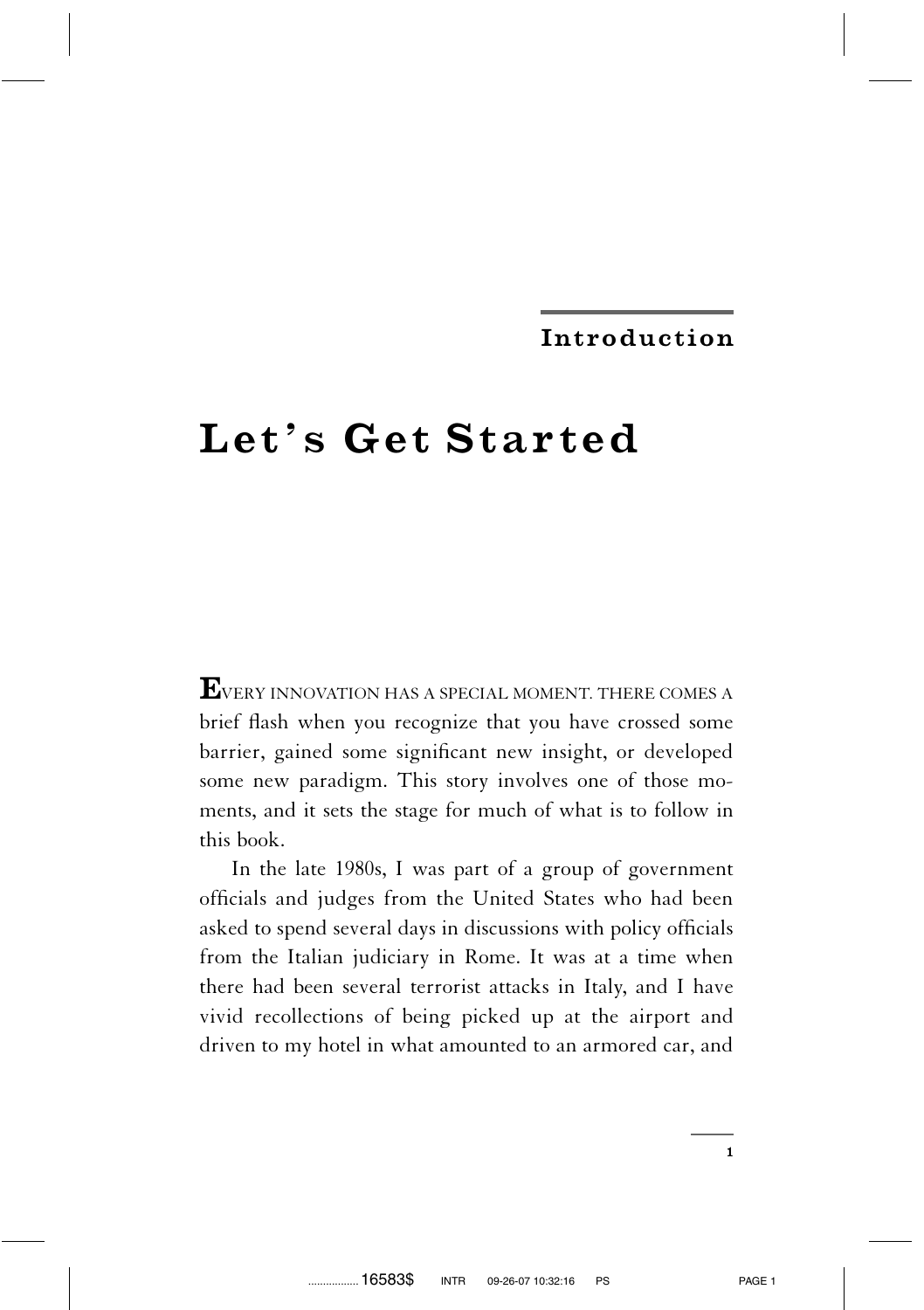## Introduction

# Let's Get Started

**E**VERY INNOVATION HAS A SPECIAL MOMENT. THERE COMES A brief flash when you recognize that you have crossed some barrier, gained some significant new insight, or developed some new paradigm. This story involves one of those moments, and it sets the stage for much of what is to follow in this book.

In the late 1980s, I was part of a group of government officials and judges from the United States who had been asked to spend several days in discussions with policy officials from the Italian judiciary in Rome. It was at a time when there had been several terrorist attacks in Italy, and I have vivid recollections of being picked up at the airport and driven to my hotel in what amounted to an armored car, and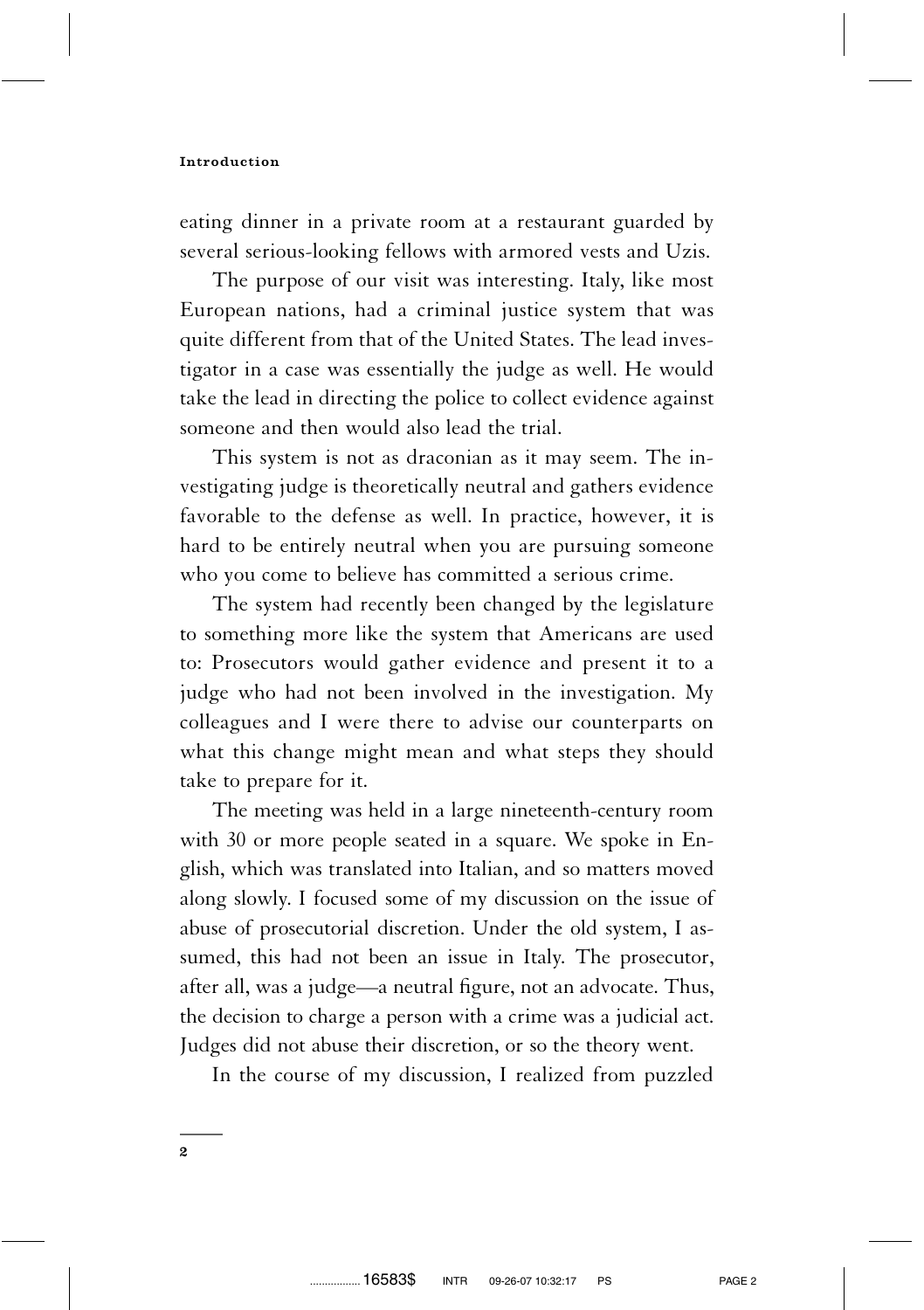eating dinner in a private room at a restaurant guarded by several serious-looking fellows with armored vests and Uzis.

The purpose of our visit was interesting. Italy, like most European nations, had a criminal justice system that was quite different from that of the United States. The lead investigator in a case was essentially the judge as well. He would take the lead in directing the police to collect evidence against someone and then would also lead the trial.

This system is not as draconian as it may seem. The investigating judge is theoretically neutral and gathers evidence favorable to the defense as well. In practice, however, it is hard to be entirely neutral when you are pursuing someone who you come to believe has committed a serious crime.

The system had recently been changed by the legislature to something more like the system that Americans are used to: Prosecutors would gather evidence and present it to a judge who had not been involved in the investigation. My colleagues and I were there to advise our counterparts on what this change might mean and what steps they should take to prepare for it.

The meeting was held in a large nineteenth-century room with 30 or more people seated in a square. We spoke in English, which was translated into Italian, and so matters moved along slowly. I focused some of my discussion on the issue of abuse of prosecutorial discretion. Under the old system, I assumed, this had not been an issue in Italy. The prosecutor, after all, was a judge—a neutral figure, not an advocate. Thus, the decision to charge a person with a crime was a judicial act. Judges did not abuse their discretion, or so the theory went.

In the course of my discussion, I realized from puzzled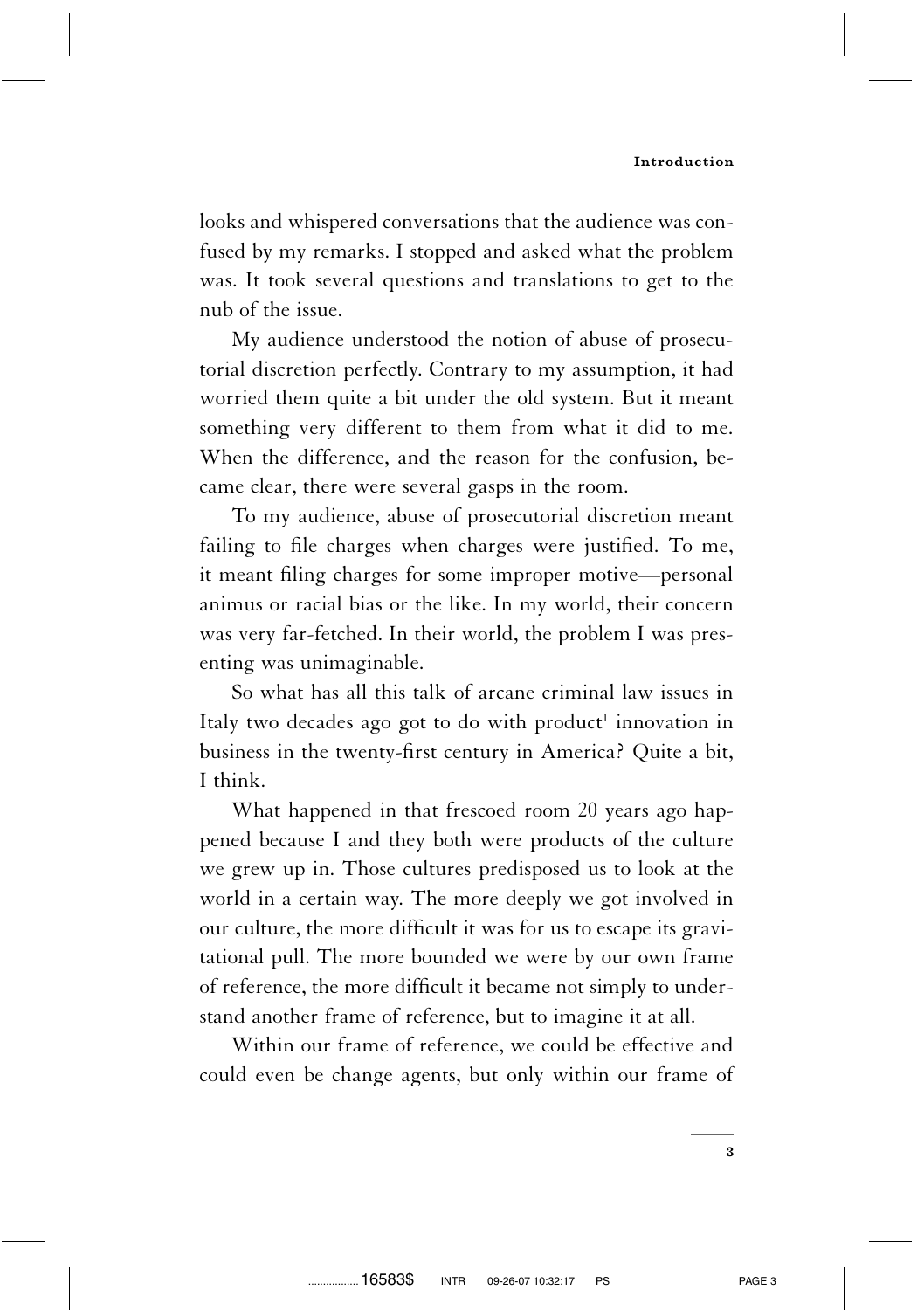looks and whispered conversations that the audience was confused by my remarks. I stopped and asked what the problem was. It took several questions and translations to get to the nub of the issue.

My audience understood the notion of abuse of prosecutorial discretion perfectly. Contrary to my assumption, it had worried them quite a bit under the old system. But it meant something very different to them from what it did to me. When the difference, and the reason for the confusion, became clear, there were several gasps in the room.

To my audience, abuse of prosecutorial discretion meant failing to file charges when charges were justified. To me, it meant filing charges for some improper motive—personal animus or racial bias or the like. In my world, their concern was very far-fetched. In their world, the problem I was presenting was unimaginable.

So what has all this talk of arcane criminal law issues in Italy two decades ago got to do with product[1] innovation in business in the twenty-first century in America? Quite a bit, I think.

What happened in that frescoed room 20 years ago happened because I and they both were products of the culture we grew up in. Those cultures predisposed us to look at the world in a certain way. The more deeply we got involved in our culture, the more difficult it was for us to escape its gravitational pull. The more bounded we were by our own frame of reference, the more difficult it became not simply to understand another frame of reference, but to imagine it at all.

Within our frame of reference, we could be effective and could even be change agents, but only within our frame of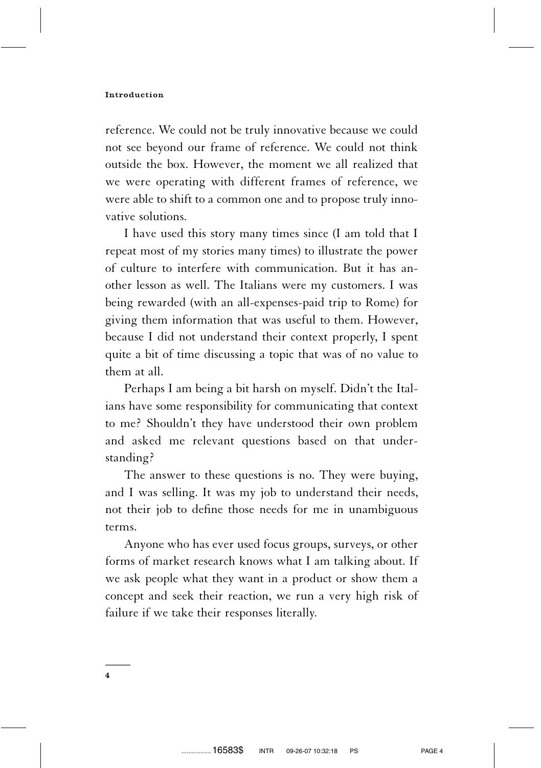reference. We could not be truly innovative because we could not see beyond our frame of reference. We could not think outside the box. However, the moment we all realized that we were operating with different frames of reference, we were able to shift to a common one and to propose truly innovative solutions.

I have used this story many times since (I am told that I repeat most of my stories many times) to illustrate the power of culture to interfere with communication. But it has another lesson as well. The Italians were my customers. I was being rewarded (with an all-expenses-paid trip to Rome) for giving them information that was useful to them. However, because I did not understand their context properly, I spent quite a bit of time discussing a topic that was of no value to them at all.

Perhaps I am being a bit harsh on myself. Didn't the Italians have some responsibility for communicating that context to me? Shouldn't they have understood their own problem and asked me relevant questions based on that understanding?

The answer to these questions is no. They were buying, and I was selling. It was my job to understand their needs, not their job to define those needs for me in unambiguous terms.

Anyone who has ever used focus groups, surveys, or other forms of market research knows what I am talking about. If we ask people what they want in a product or show them a concept and seek their reaction, we run a very high risk of failure if we take their responses literally.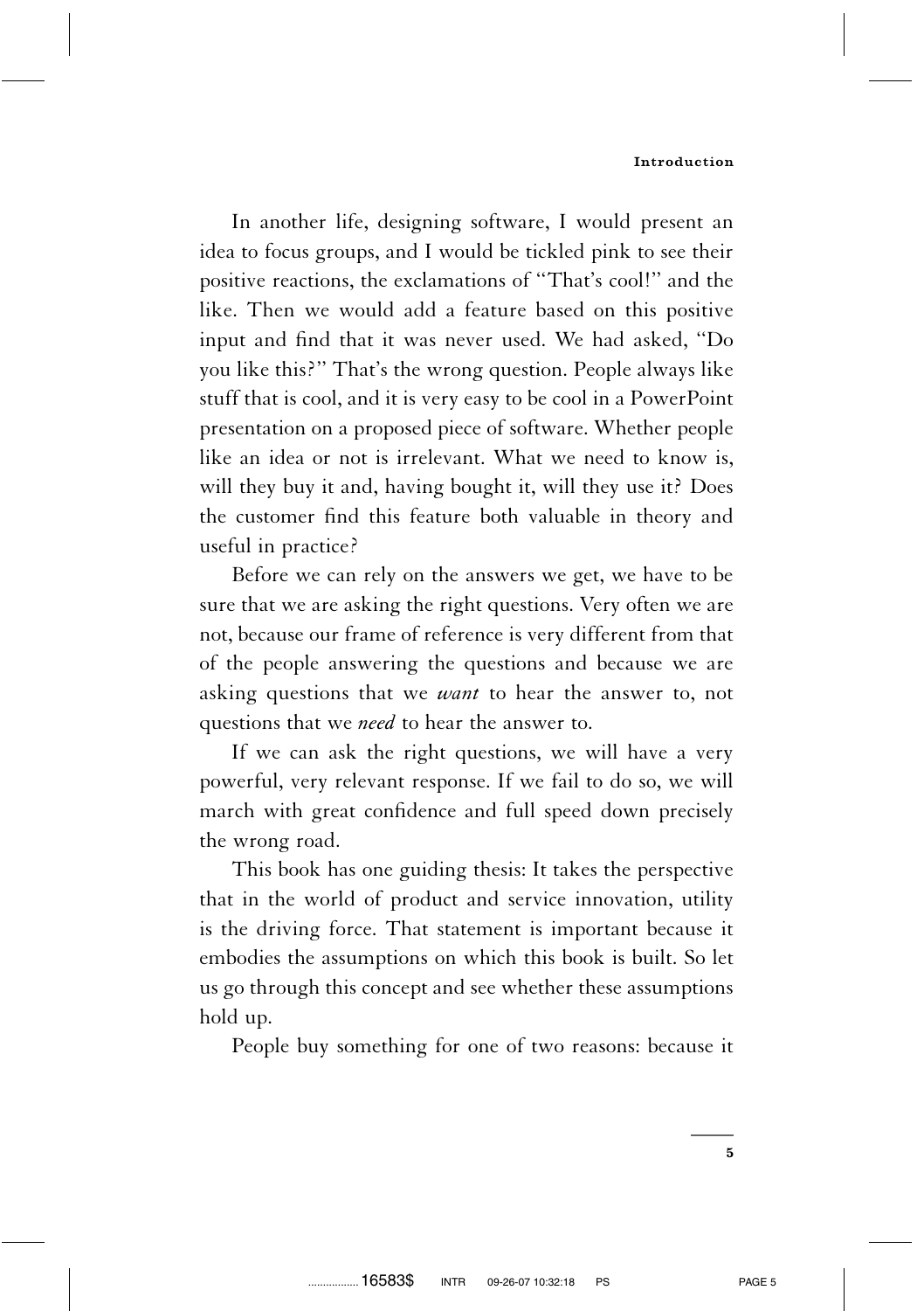In another life, designing software, I would present an idea to focus groups, and I would be tickled pink to see their positive reactions, the exclamations of "That's cool!" and the like. Then we would add a feature based on this positive input and find that it was never used. We had asked, "Do you like this?" That's the wrong question. People always like stuff that is cool, and it is very easy to be cool in a PowerPoint presentation on a proposed piece of software. Whether people like an idea or not is irrelevant. What we need to know is, will they buy it and, having bought it, will they use it? Does the customer find this feature both valuable in theory and useful in practice?

Before we can rely on the answers we get, we have to be sure that we are asking the right questions. Very often we are not, because our frame of reference is very different from that of the people answering the questions and because we are asking questions that we *want* to hear the answer to, not questions that we *need* to hear the answer to.

If we can ask the right questions, we will have a very powerful, very relevant response. If we fail to do so, we will march with great confidence and full speed down precisely the wrong road.

This book has one guiding thesis: It takes the perspective that in the world of product and service innovation, utility is the driving force. That statement is important because it embodies the assumptions on which this book is built. So let us go through this concept and see whether these assumptions hold up.

People buy something for one of two reasons: because it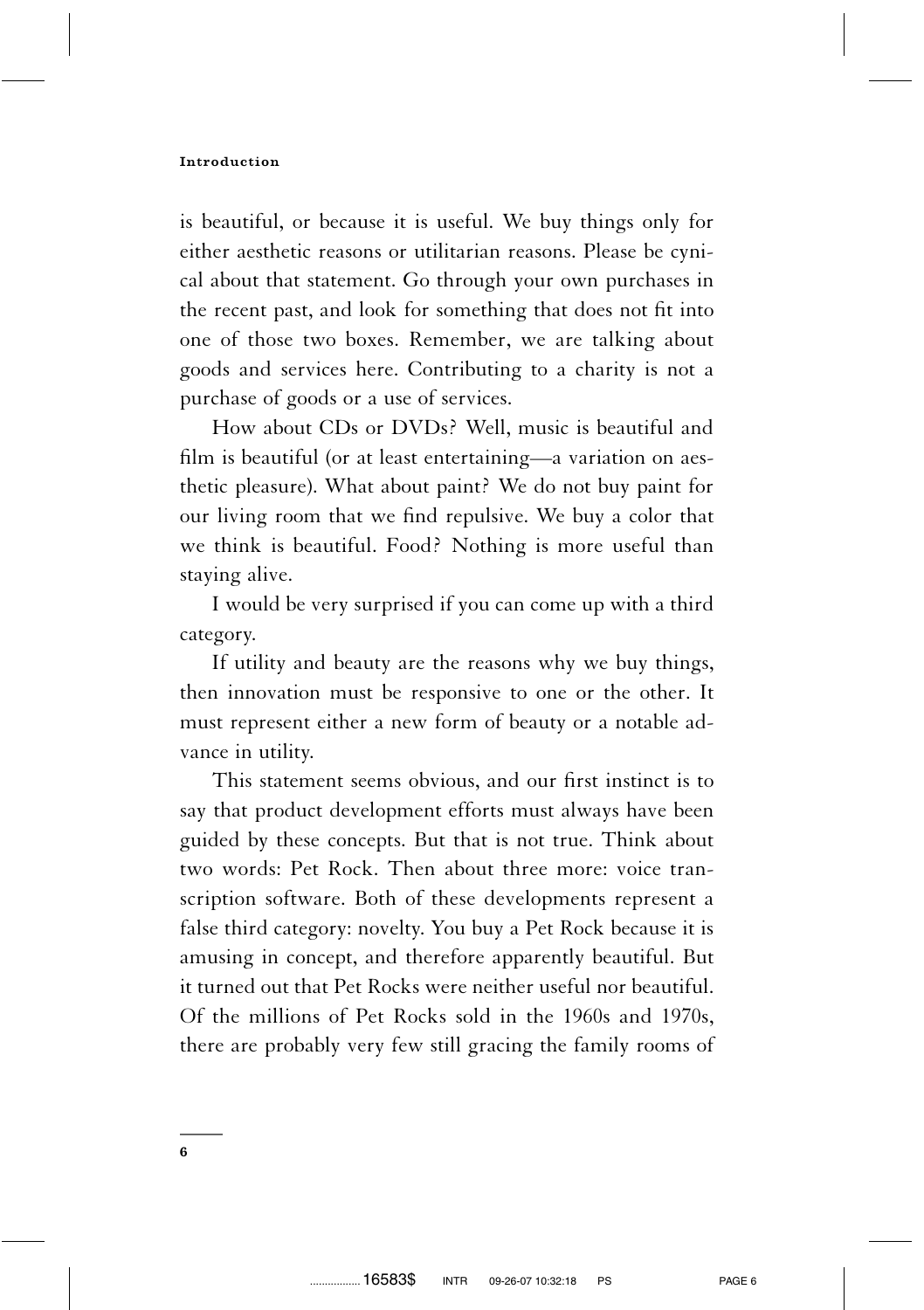is beautiful, or because it is useful. We buy things only for either aesthetic reasons or utilitarian reasons. Please be cynical about that statement. Go through your own purchases in the recent past, and look for something that does not fit into one of those two boxes. Remember, we are talking about goods and services here. Contributing to a charity is not a purchase of goods or a use of services.

How about CDs or DVDs? Well, music is beautiful and film is beautiful (or at least entertaining—a variation on aesthetic pleasure). What about paint? We do not buy paint for our living room that we find repulsive. We buy a color that we think is beautiful. Food? Nothing is more useful than staying alive.

I would be very surprised if you can come up with a third category.

If utility and beauty are the reasons why we buy things, then innovation must be responsive to one or the other. It must represent either a new form of beauty or a notable advance in utility.

This statement seems obvious, and our first instinct is to say that product development efforts must always have been guided by these concepts. But that is not true. Think about two words: Pet Rock. Then about three more: voice transcription software. Both of these developments represent a false third category: novelty. You buy a Pet Rock because it is amusing in concept, and therefore apparently beautiful. But it turned out that Pet Rocks were neither useful nor beautiful. Of the millions of Pet Rocks sold in the 1960s and 1970s, there are probably very few still gracing the family rooms of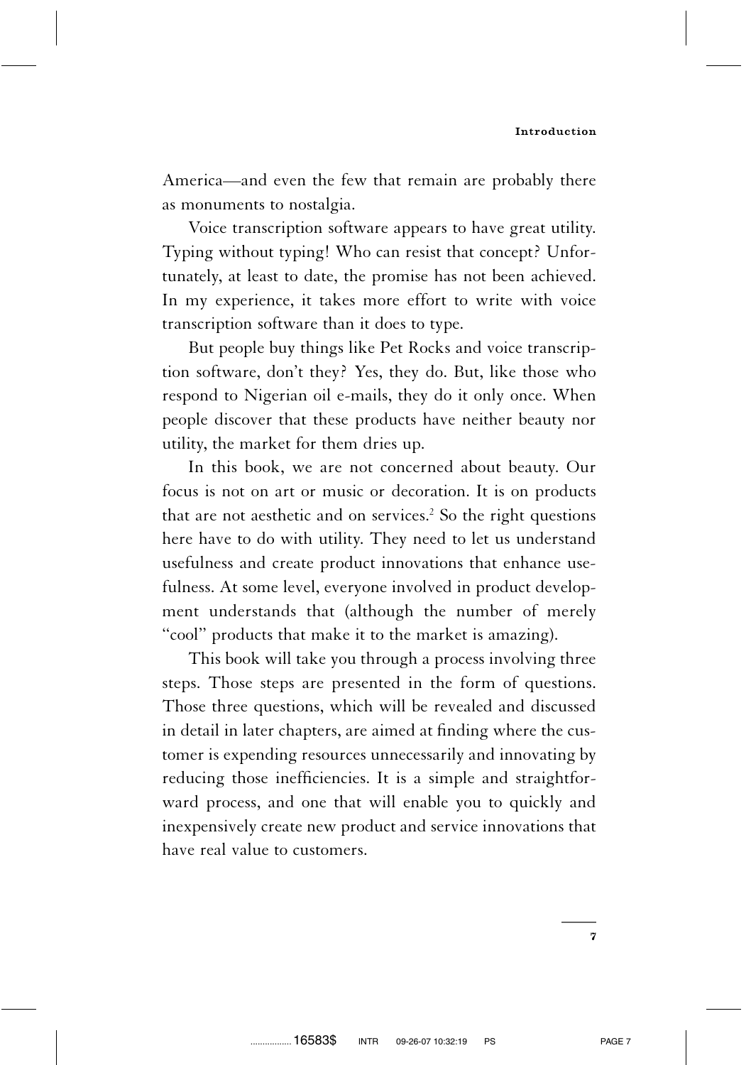America—and even the few that remain are probably there as monuments to nostalgia.

Voice transcription software appears to have great utility. Typing without typing! Who can resist that concept? Unfortunately, at least to date, the promise has not been achieved. In my experience, it takes more effort to write with voice transcription software than it does to type.

But people buy things like Pet Rocks and voice transcription software, don't they? Yes, they do. But, like those who respond to Nigerian oil e-mails, they do it only once. When people discover that these products have neither beauty nor utility, the market for them dries up.

In this book, we are not concerned about beauty. Our focus is not on art or music or decoration. It is on products that are not aesthetic and on services.[2] So the right questions here have to do with utility. They need to let us understand usefulness and create product innovations that enhance usefulness. At some level, everyone involved in product development understands that (although the number of merely "cool" products that make it to the market is amazing).

This book will take you through a process involving three steps. Those steps are presented in the form of questions. Those three questions, which will be revealed and discussed in detail in later chapters, are aimed at finding where the customer is expending resources unnecessarily and innovating by reducing those inefficiencies. It is a simple and straightforward process, and one that will enable you to quickly and inexpensively create new product and service innovations that have real value to customers.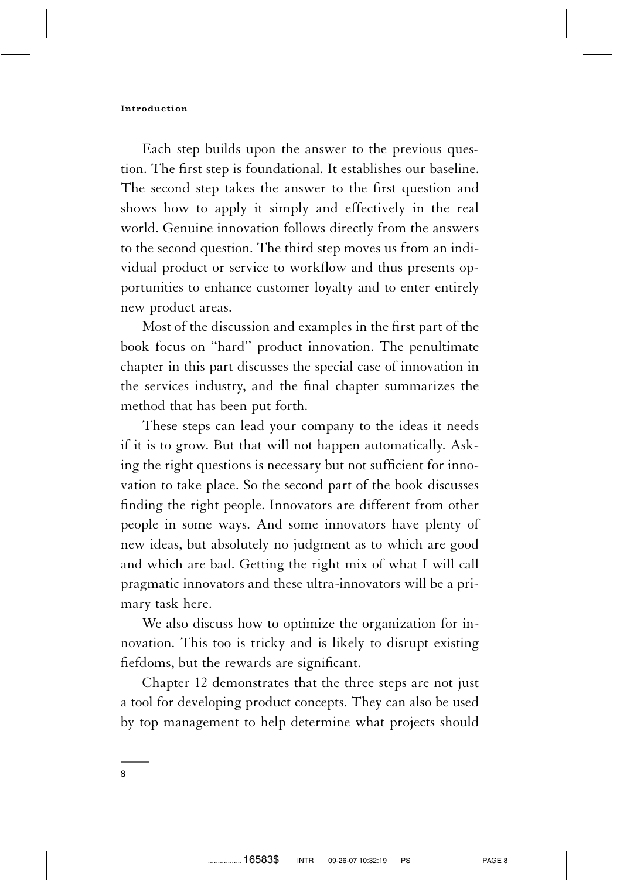Each step builds upon the answer to the previous question. The first step is foundational. It establishes our baseline. The second step takes the answer to the first question and shows how to apply it simply and effectively in the real world. Genuine innovation follows directly from the answers to the second question. The third step moves us from an individual product or service to workflow and thus presents opportunities to enhance customer loyalty and to enter entirely new product areas.

Most of the discussion and examples in the first part of the book focus on "hard" product innovation. The penultimate chapter in this part discusses the special case of innovation in the services industry, and the final chapter summarizes the method that has been put forth.

These steps can lead your company to the ideas it needs if it is to grow. But that will not happen automatically. Asking the right questions is necessary but not sufficient for innovation to take place. So the second part of the book discusses finding the right people. Innovators are different from other people in some ways. And some innovators have plenty of new ideas, but absolutely no judgment as to which are good and which are bad. Getting the right mix of what I will call pragmatic innovators and these ultra-innovators will be a primary task here.

We also discuss how to optimize the organization for innovation. This too is tricky and is likely to disrupt existing fiefdoms, but the rewards are significant.

Chapter 12 demonstrates that the three steps are not just a tool for developing product concepts. They can also be used by top management to help determine what projects should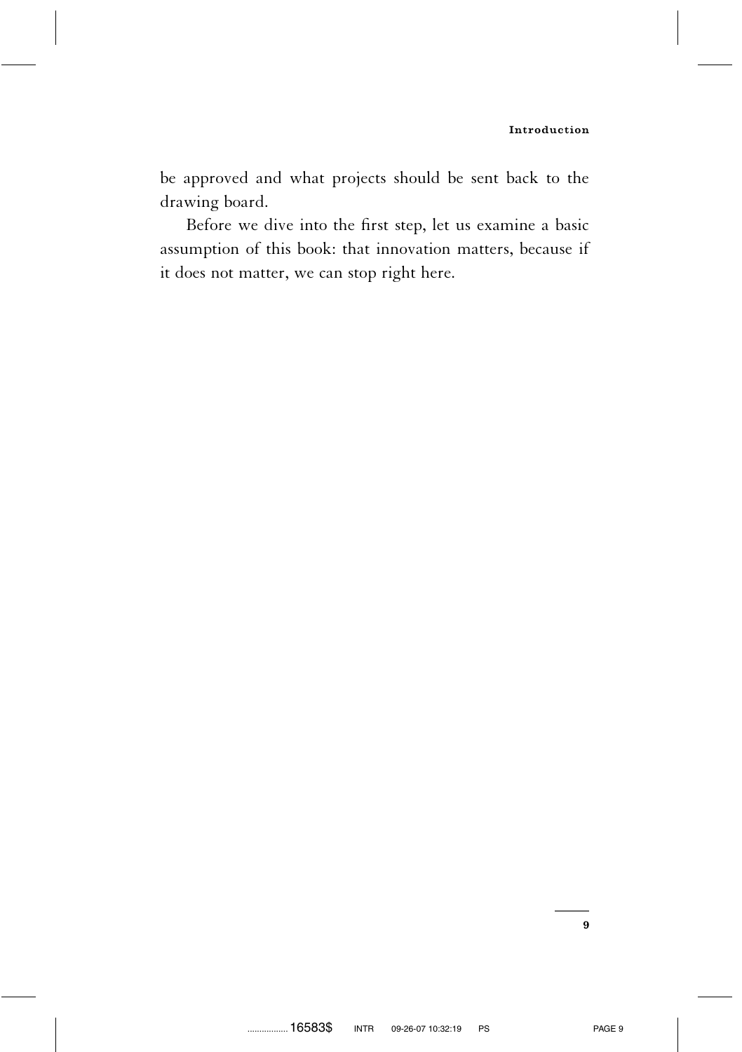be approved and what projects should be sent back to the drawing board.

Before we dive into the first step, let us examine a basic assumption of this book: that innovation matters, because if it does not matter, we can stop right here.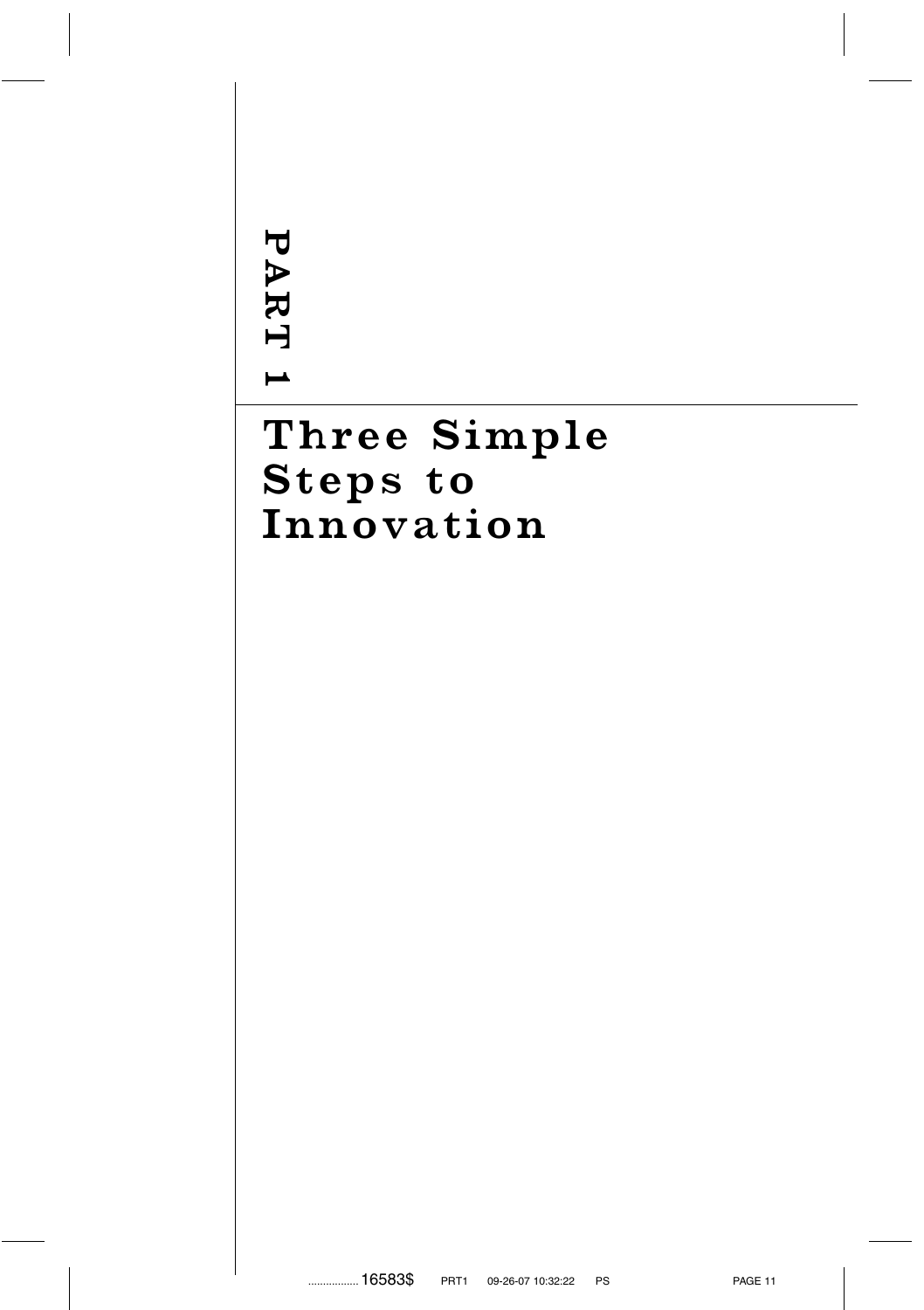# PART 1

# Three Simple Steps to Innovation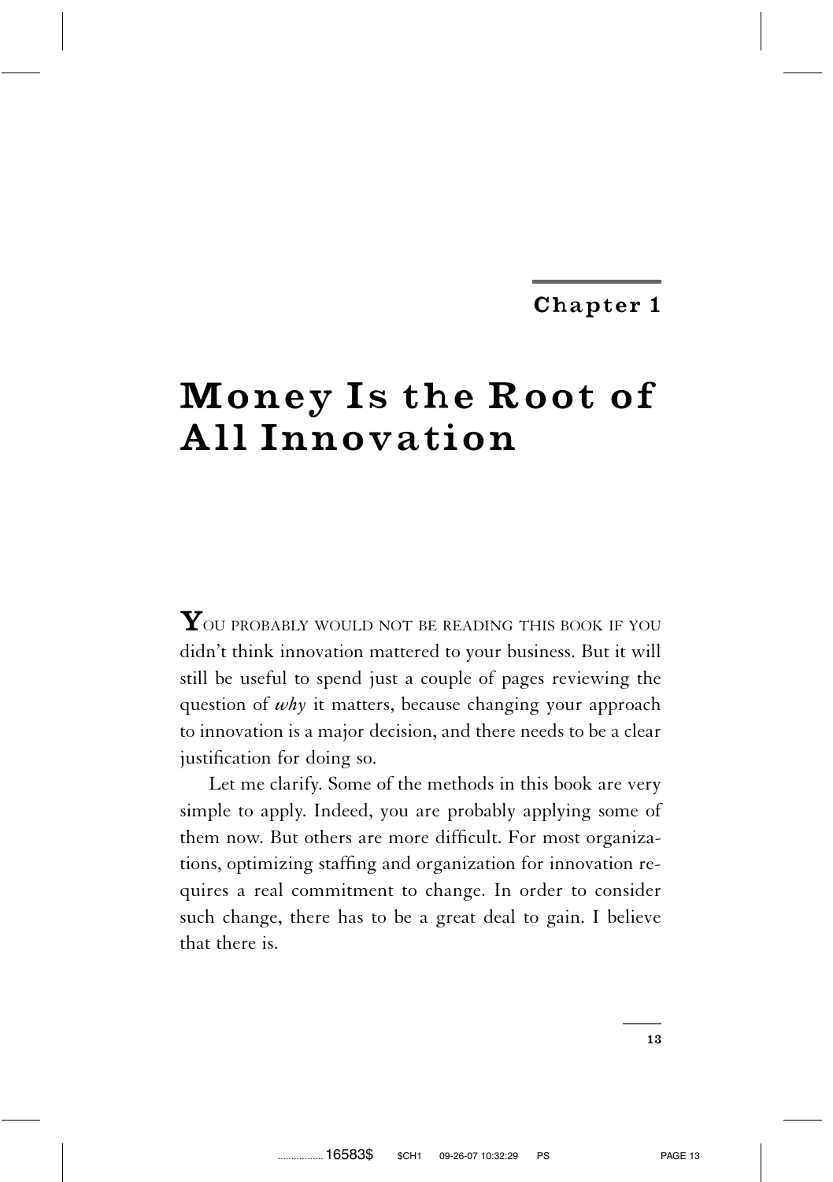## Chapter 1

# Money Is the Root of All Innovation

You probably would not be reading this book if you didn't think innovation mattered to your business. But it will still be useful to spend just a couple of pages reviewing the question of *why* it matters, because changing your approach to innovation is a major decision, and there needs to be a clear justification for doing so.

Let me clarify. Some of the methods in this book are very simple to apply. Indeed, you are probably applying some of them now. But others are more difficult. For most organizations, optimizing staffing and organization for innovation requires a real commitment to change. In order to consider such change, there has to be a great deal to gain. I believe that there is.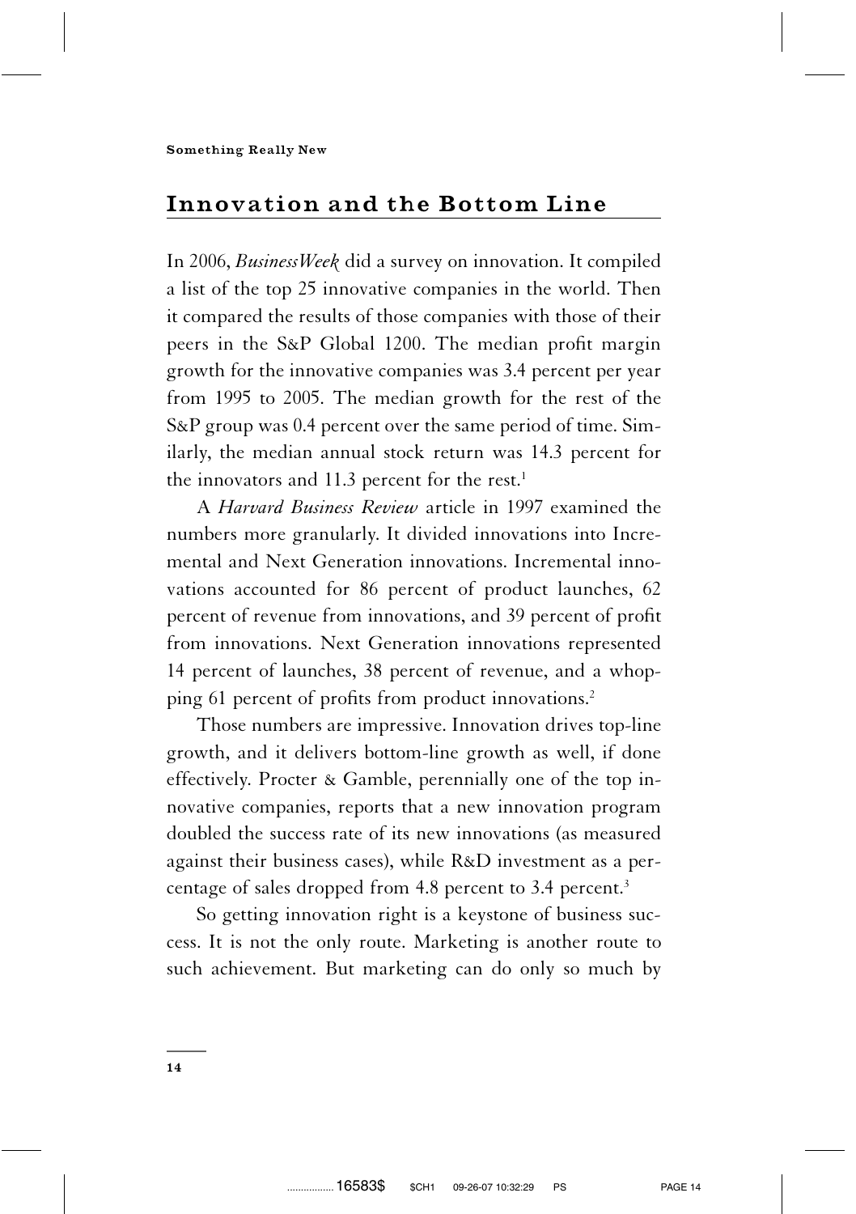## Innovation and the Bottom Line

In 2006, *BusinessWeek* did a survey on innovation. It compiled a list of the top 25 innovative companies in the world. Then it compared the results of those companies with those of their peers in the S&P Global 1200. The median profit margin growth for the innovative companies was 3.4 percent per year from 1995 to 2005. The median growth for the rest of the S&P group was 0.4 percent over the same period of time. Similarly, the median annual stock return was 14.3 percent for the innovators and 11.3 percent for the rest.[1]

A *Harvard Business Review* article in 1997 examined the numbers more granularly. It divided innovations into Incremental and Next Generation innovations. Incremental innovations accounted for 86 percent of product launches, 62 percent of revenue from innovations, and 39 percent of profit from innovations. Next Generation innovations represented 14 percent of launches, 38 percent of revenue, and a whopping 61 percent of profits from product innovations.[2]

Those numbers are impressive. Innovation drives top-line growth, and it delivers bottom-line growth as well, if done effectively. Procter & Gamble, perennially one of the top innovative companies, reports that a new innovation program doubled the success rate of its new innovations (as measured against their business cases), while R&D investment as a percentage of sales dropped from 4.8 percent to 3.4 percent.[3]

So getting innovation right is a keystone of business success. It is not the only route. Marketing is another route to such achievement. But marketing can do only so much by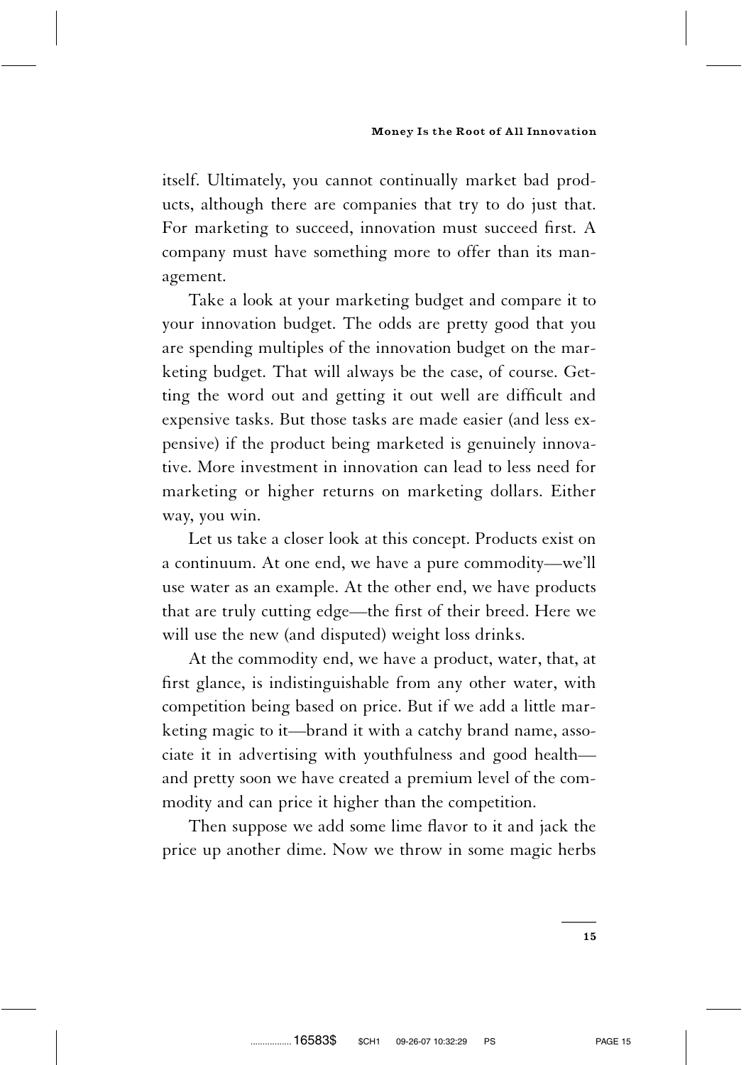itself. Ultimately, you cannot continually market bad products, although there are companies that try to do just that. For marketing to succeed, innovation must succeed first. A company must have something more to offer than its management.

Take a look at your marketing budget and compare it to your innovation budget. The odds are pretty good that you are spending multiples of the innovation budget on the marketing budget. That will always be the case, of course. Getting the word out and getting it out well are difficult and expensive tasks. But those tasks are made easier (and less expensive) if the product being marketed is genuinely innovative. More investment in innovation can lead to less need for marketing or higher returns on marketing dollars. Either way, you win.

Let us take a closer look at this concept. Products exist on a continuum. At one end, we have a pure commodity—we'll use water as an example. At the other end, we have products that are truly cutting edge—the first of their breed. Here we will use the new (and disputed) weight loss drinks.

At the commodity end, we have a product, water, that, at first glance, is indistinguishable from any other water, with competition being based on price. But if we add a little marketing magic to it—brand it with a catchy brand name, associate it in advertising with youthfulness and good health—and pretty soon we have created a premium level of the commodity and can price it higher than the competition.

Then suppose we add some lime flavor to it and jack the price up another dime. Now we throw in some magic herbs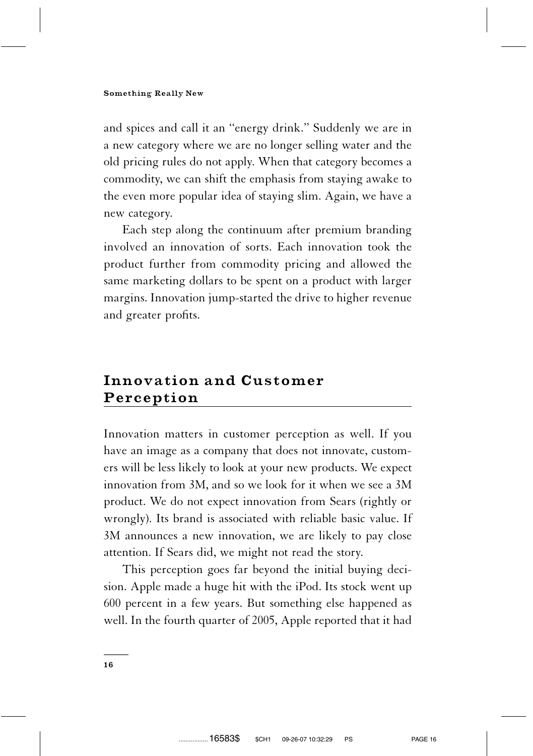and spices and call it an "energy drink." Suddenly we are in a new category where we are no longer selling water and the old pricing rules do not apply. When that category becomes a commodity, we can shift the emphasis from staying awake to the even more popular idea of staying slim. Again, we have a new category.

Each step along the continuum after premium branding involved an innovation of sorts. Each innovation took the product further from commodity pricing and allowed the same marketing dollars to be spent on a product with larger margins. Innovation jump-started the drive to higher revenue and greater profits.

## Innovation and Customer Perception

Innovation matters in customer perception as well. If you have an image as a company that does not innovate, customers will be less likely to look at your new products. We expect innovation from 3M, and so we look for it when we see a 3M product. We do not expect innovation from Sears (rightly or wrongly). Its brand is associated with reliable basic value. If 3M announces a new innovation, we are likely to pay close attention. If Sears did, we might not read the story.

This perception goes far beyond the initial buying decision. Apple made a huge hit with the iPod. Its stock went up 600 percent in a few years. But something else happened as well. In the fourth quarter of 2005, Apple reported that it had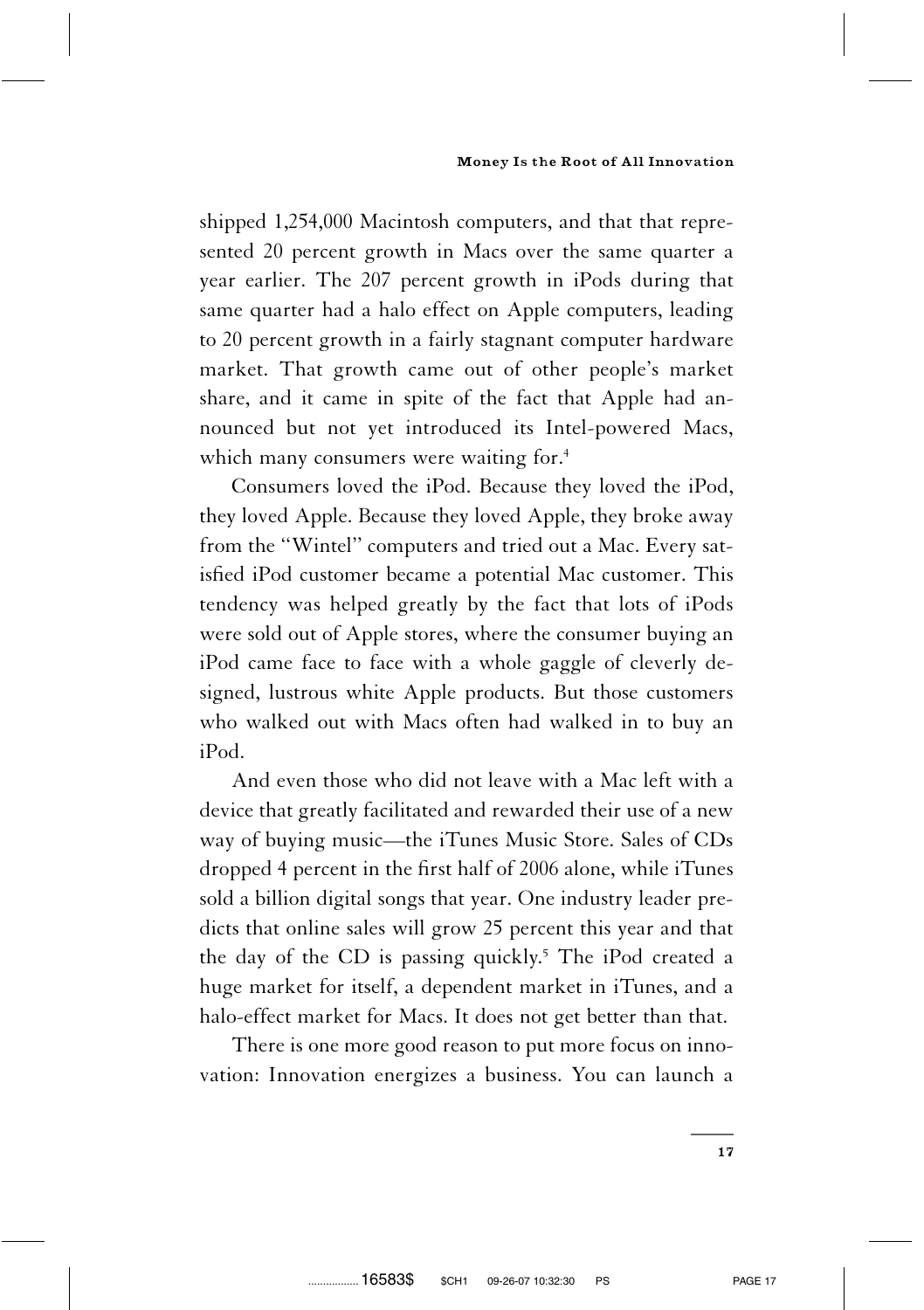shipped 1,254,000 Macintosh computers, and that that represented 20 percent growth in Macs over the same quarter a year earlier. The 207 percent growth in iPods during that same quarter had a halo effect on Apple computers, leading to 20 percent growth in a fairly stagnant computer hardware market. That growth came out of other people's market share, and it came in spite of the fact that Apple had announced but not yet introduced its Intel-powered Macs, which many consumers were waiting for.[4]

Consumers loved the iPod. Because they loved the iPod, they loved Apple. Because they loved Apple, they broke away from the ''Wintel'' computers and tried out a Mac. Every satisfied iPod customer became a potential Mac customer. This tendency was helped greatly by the fact that lots of iPods were sold out of Apple stores, where the consumer buying an iPod came face to face with a whole gaggle of cleverly designed, lustrous white Apple products. But those customers who walked out with Macs often had walked in to buy an iPod.

And even those who did not leave with a Mac left with a device that greatly facilitated and rewarded their use of a new way of buying music—the iTunes Music Store. Sales of CDs dropped 4 percent in the first half of 2006 alone, while iTunes sold a billion digital songs that year. One industry leader predicts that online sales will grow 25 percent this year and that the day of the CD is passing quickly.[5] The iPod created a huge market for itself, a dependent market in iTunes, and a halo-effect market for Macs. It does not get better than that.

There is one more good reason to put more focus on innovation: Innovation energizes a business. You can launch a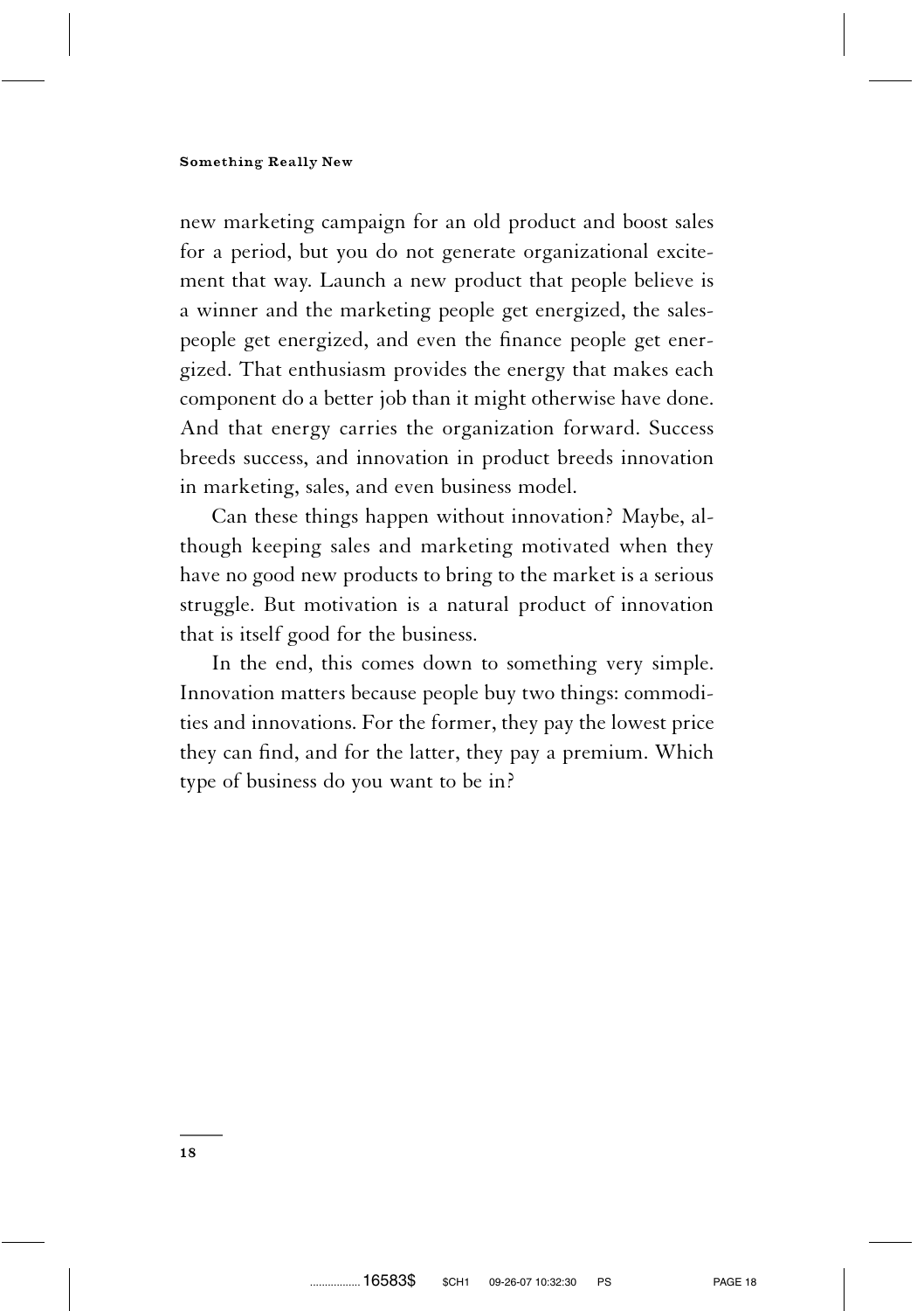new marketing campaign for an old product and boost sales for a period, but you do not generate organizational excitement that way. Launch a new product that people believe is a winner and the marketing people get energized, the salespeople get energized, and even the finance people get energized. That enthusiasm provides the energy that makes each component do a better job than it might otherwise have done. And that energy carries the organization forward. Success breeds success, and innovation in product breeds innovation in marketing, sales, and even business model.

Can these things happen without innovation? Maybe, although keeping sales and marketing motivated when they have no good new products to bring to the market is a serious struggle. But motivation is a natural product of innovation that is itself good for the business.

In the end, this comes down to something very simple. Innovation matters because people buy two things: commodities and innovations. For the former, they pay the lowest price they can find, and for the latter, they pay a premium. Which type of business do you want to be in?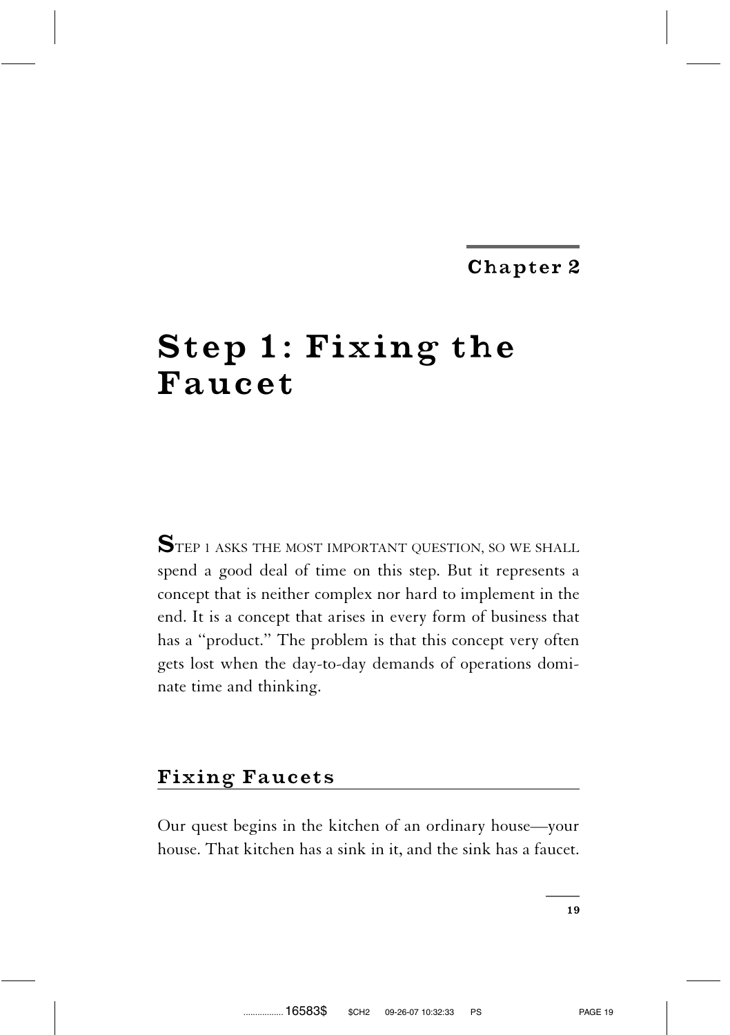Chapter 2

# Step 1: Fixing the Faucet

STEP 1 ASKS THE MOST IMPORTANT QUESTION, SO WE SHALL spend a good deal of time on this step. But it represents a concept that is neither complex nor hard to implement in the end. It is a concept that arises in every form of business that has a "product." The problem is that this concept very often gets lost when the day-to-day demands of operations dominate time and thinking.

## Fixing Faucets

Our quest begins in the kitchen of an ordinary house—your house. That kitchen has a sink in it, and the sink has a faucet.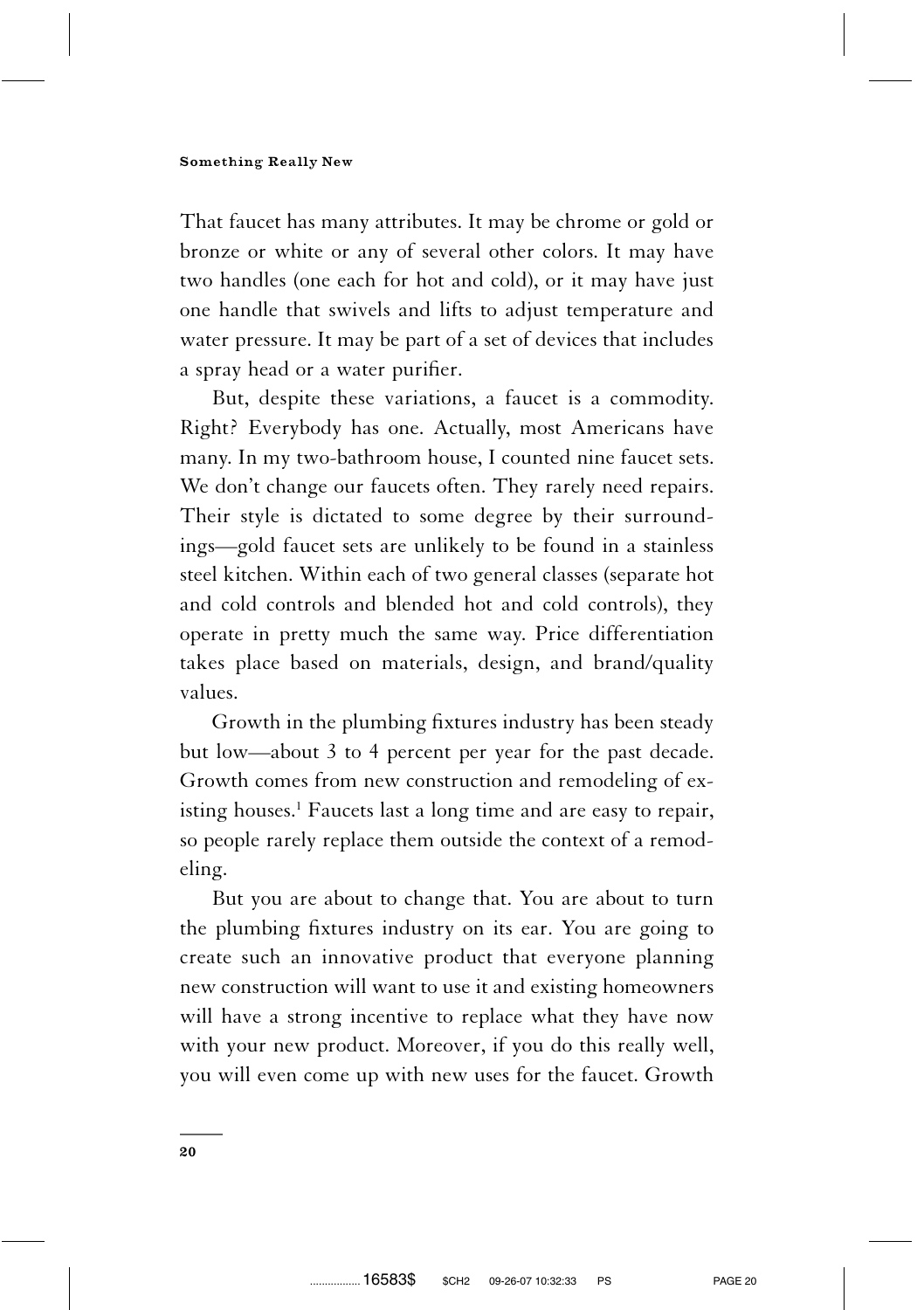That faucet has many attributes. It may be chrome or gold or bronze or white or any of several other colors. It may have two handles (one each for hot and cold), or it may have just one handle that swivels and lifts to adjust temperature and water pressure. It may be part of a set of devices that includes a spray head or a water purifier.

But, despite these variations, a faucet is a commodity. Right? Everybody has one. Actually, most Americans have many. In my two-bathroom house, I counted nine faucet sets. We don't change our faucets often. They rarely need repairs. Their style is dictated to some degree by their surroundings—gold faucet sets are unlikely to be found in a stainless steel kitchen. Within each of two general classes (separate hot and cold controls and blended hot and cold controls), they operate in pretty much the same way. Price differentiation takes place based on materials, design, and brand/quality values.

Growth in the plumbing fixtures industry has been steady but low—about 3 to 4 percent per year for the past decade. Growth comes from new construction and remodeling of existing houses.[1] Faucets last a long time and are easy to repair, so people rarely replace them outside the context of a remodeling.

But you are about to change that. You are about to turn the plumbing fixtures industry on its ear. You are going to create such an innovative product that everyone planning new construction will want to use it and existing homeowners will have a strong incentive to replace what they have now with your new product. Moreover, if you do this really well, you will even come up with new uses for the faucet. Growth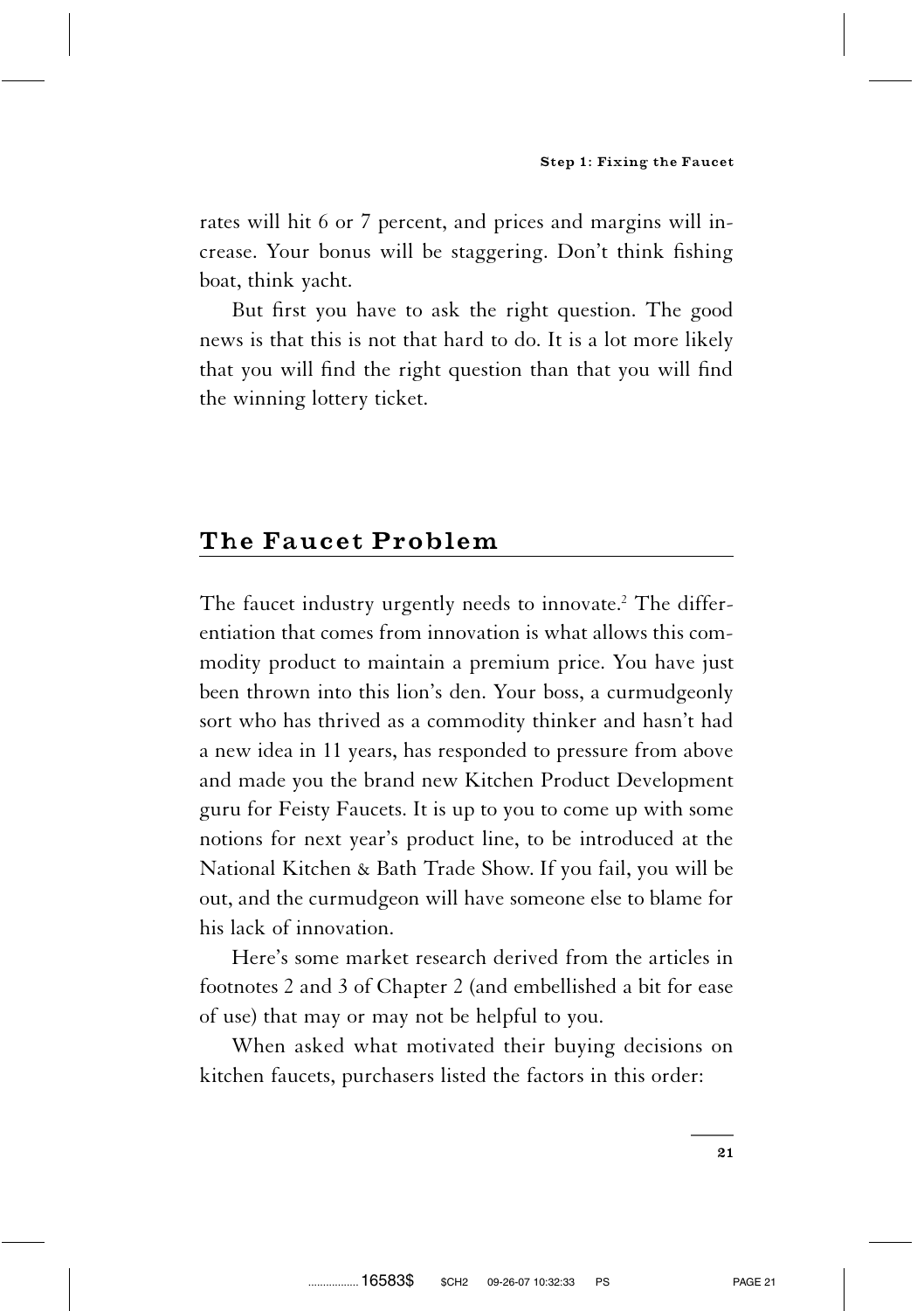rates will hit 6 or 7 percent, and prices and margins will increase. Your bonus will be staggering. Don't think fishing boat, think yacht.

But first you have to ask the right question. The good news is that this is not that hard to do. It is a lot more likely that you will find the right question than that you will find the winning lottery ticket.

## The Faucet Problem

The faucet industry urgently needs to innovate.[2] The differentiation that comes from innovation is what allows this commodity product to maintain a premium price. You have just been thrown into this lion's den. Your boss, a curmudgeonly sort who has thrived as a commodity thinker and hasn't had a new idea in 11 years, has responded to pressure from above and made you the brand new Kitchen Product Development guru for Feisty Faucets. It is up to you to come up with some notions for next year's product line, to be introduced at the National Kitchen & Bath Trade Show. If you fail, you will be out, and the curmudgeon will have someone else to blame for his lack of innovation.

Here's some market research derived from the articles in footnotes 2 and 3 of Chapter 2 (and embellished a bit for ease of use) that may or may not be helpful to you.

When asked what motivated their buying decisions on kitchen faucets, purchasers listed the factors in this order: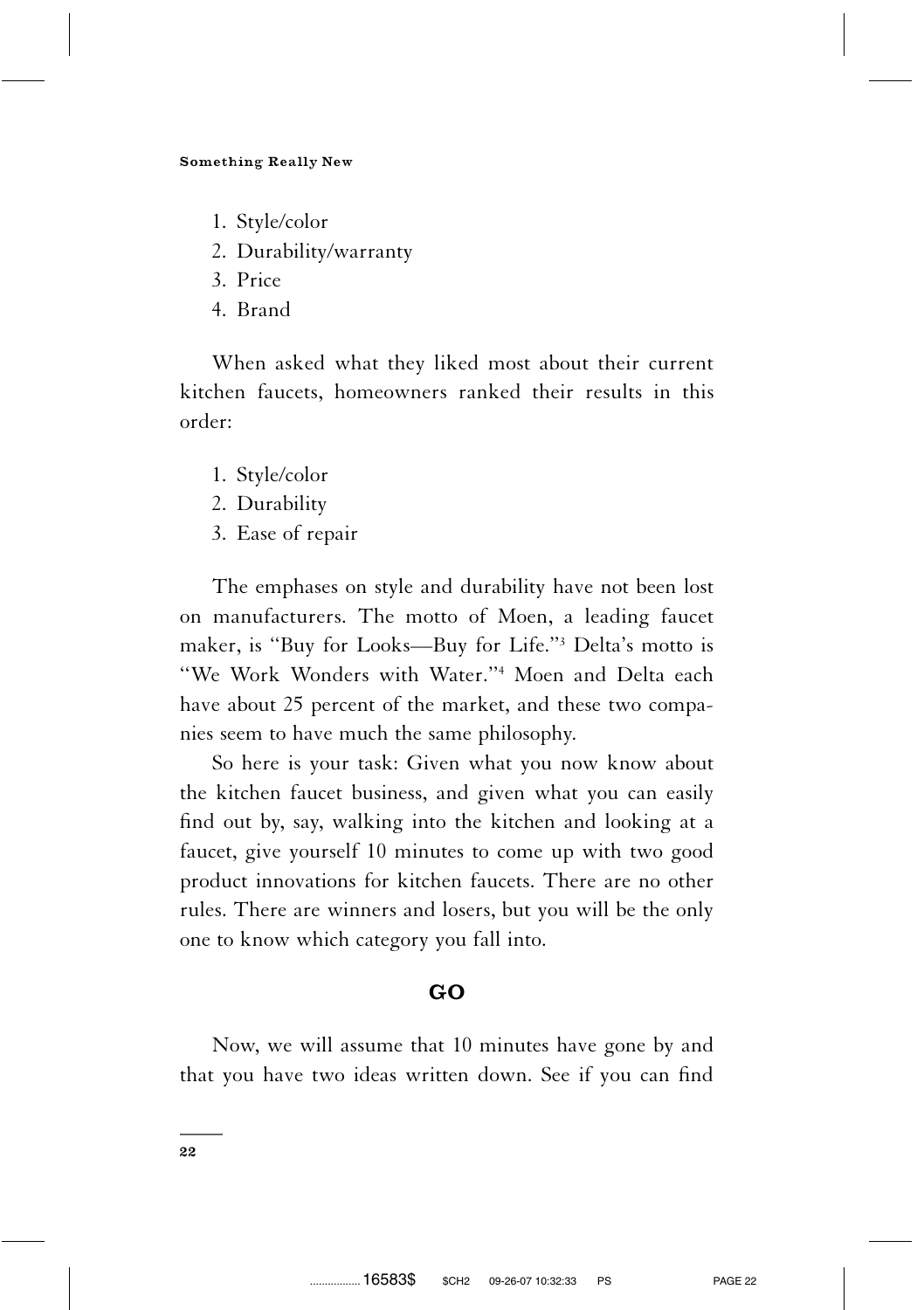1. Style/color
2. Durability/warranty
3. Price
4. Brand

When asked what they liked most about their current kitchen faucets, homeowners ranked their results in this order:

1. Style/color
2. Durability
3. Ease of repair

The emphases on style and durability have not been lost on manufacturers. The motto of Moen, a leading faucet maker, is "Buy for Looks—Buy for Life."[3] Delta's motto is "We Work Wonders with Water."[4] Moen and Delta each have about 25 percent of the market, and these two companies seem to have much the same philosophy.

So here is your task: Given what you now know about the kitchen faucet business, and given what you can easily find out by, say, walking into the kitchen and looking at a faucet, give yourself 10 minutes to come up with two good product innovations for kitchen faucets. There are no other rules. There are winners and losers, but you will be the only one to know which category you fall into.

**GO**

Now, we will assume that 10 minutes have gone by and that you have two ideas written down. See if you can find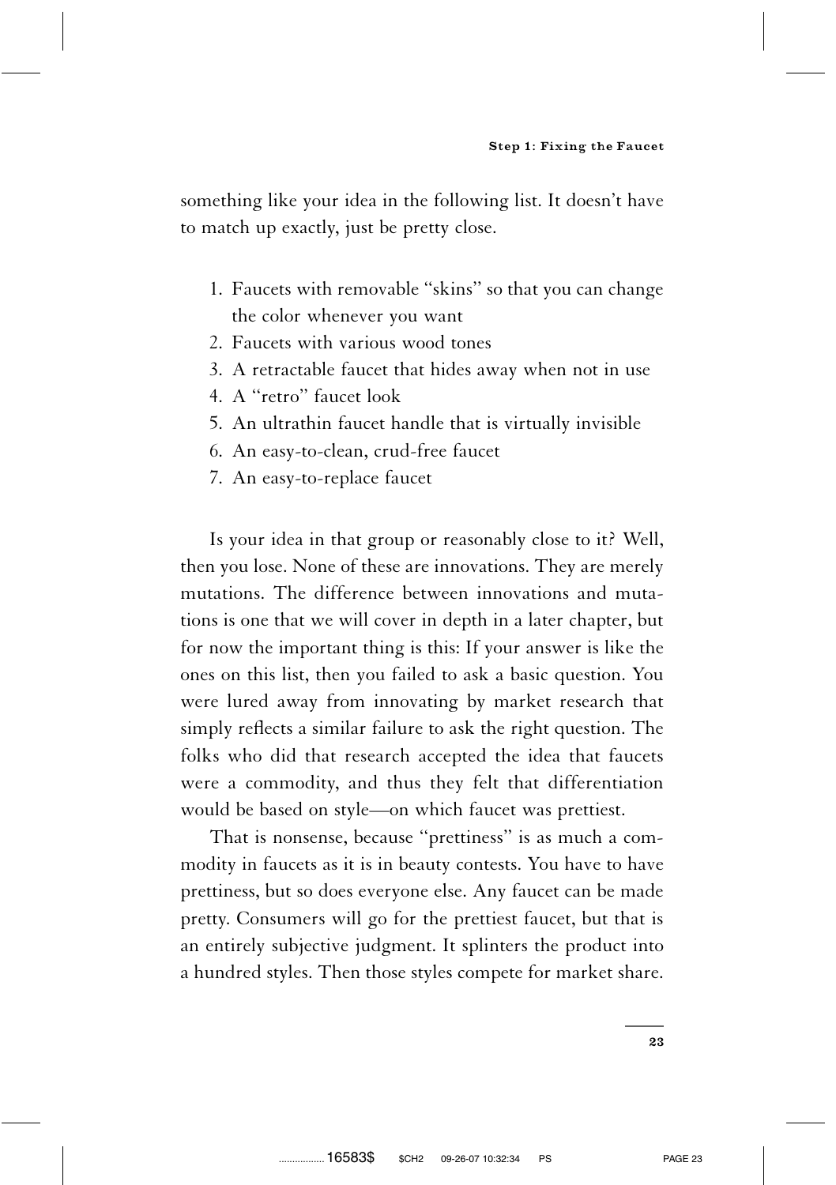something like your idea in the following list. It doesn't have to match up exactly, just be pretty close.

1. Faucets with removable "skins" so that you can change the color whenever you want
2. Faucets with various wood tones
3. A retractable faucet that hides away when not in use
4. A "retro" faucet look
5. An ultrathin faucet handle that is virtually invisible
6. An easy-to-clean, crud-free faucet
7. An easy-to-replace faucet

Is your idea in that group or reasonably close to it? Well, then you lose. None of these are innovations. They are merely mutations. The difference between innovations and mutations is one that we will cover in depth in a later chapter, but for now the important thing is this: If your answer is like the ones on this list, then you failed to ask a basic question. You were lured away from innovating by market research that simply reflects a similar failure to ask the right question. The folks who did that research accepted the idea that faucets were a commodity, and thus they felt that differentiation would be based on style—on which faucet was prettiest.

That is nonsense, because "prettiness" is as much a commodity in faucets as it is in beauty contests. You have to have prettiness, but so does everyone else. Any faucet can be made pretty. Consumers will go for the prettiest faucet, but that is an entirely subjective judgment. It splinters the product into a hundred styles. Then those styles compete for market share.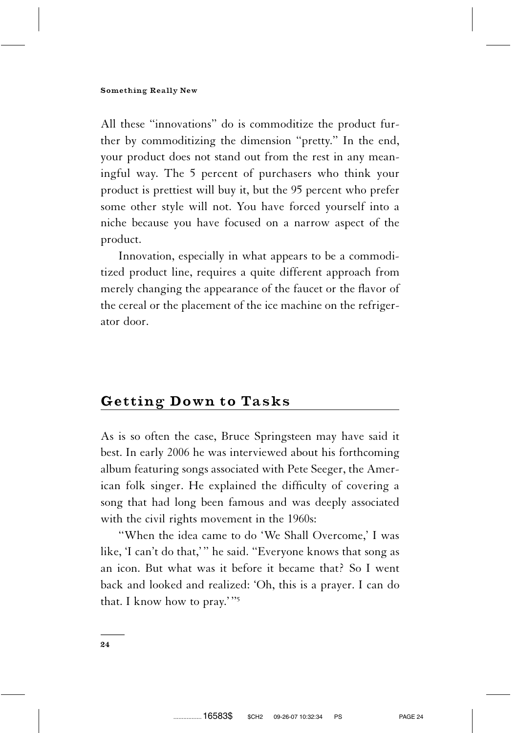All these "innovations" do is commoditize the product further by commoditizing the dimension "pretty." In the end, your product does not stand out from the rest in any meaningful way. The 5 percent of purchasers who think your product is prettiest will buy it, but the 95 percent who prefer some other style will not. You have forced yourself into a niche because you have focused on a narrow aspect of the product.

Innovation, especially in what appears to be a commoditized product line, requires a quite different approach from merely changing the appearance of the faucet or the flavor of the cereal or the placement of the ice machine on the refrigerator door.

## Getting Down to Tasks

As is so often the case, Bruce Springsteen may have said it best. In early 2006 he was interviewed about his forthcoming album featuring songs associated with Pete Seeger, the American folk singer. He explained the difficulty of covering a song that had long been famous and was deeply associated with the civil rights movement in the 1960s:

"When the idea came to do 'We Shall Overcome,' I was like, 'I can't do that,'" he said. "Everyone knows that song as an icon. But what was it before it became that? So I went back and looked and realized: 'Oh, this is a prayer. I can do that. I know how to pray.'"[5]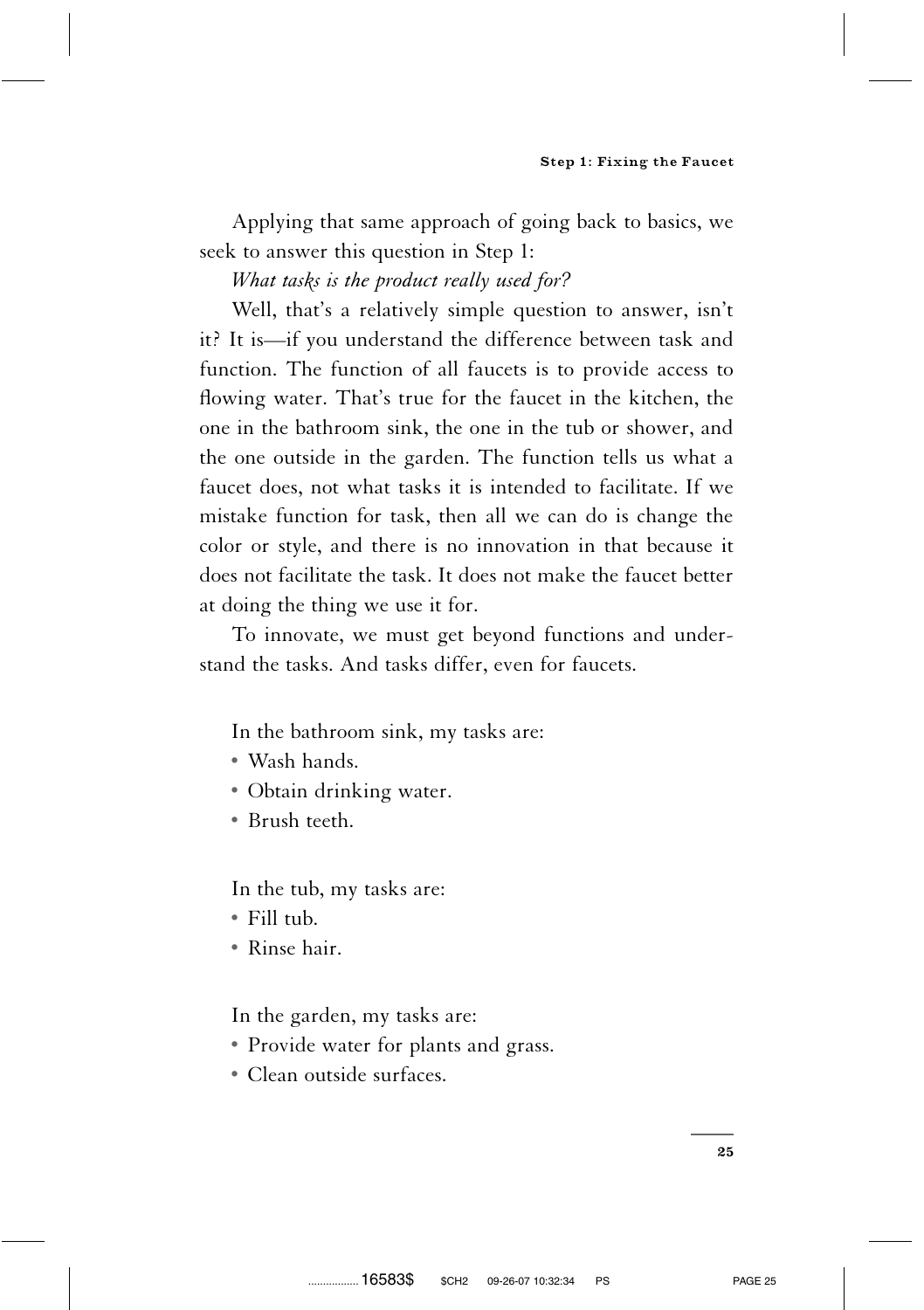Applying that same approach of going back to basics, we seek to answer this question in Step 1:

*What tasks is the product really used for?*

Well, that's a relatively simple question to answer, isn't it? It is—if you understand the difference between task and function. The function of all faucets is to provide access to flowing water. That's true for the faucet in the kitchen, the one in the bathroom sink, the one in the tub or shower, and the one outside in the garden. The function tells us what a faucet does, not what tasks it is intended to facilitate. If we mistake function for task, then all we can do is change the color or style, and there is no innovation in that because it does not facilitate the task. It does not make the faucet better at doing the thing we use it for.

To innovate, we must get beyond functions and understand the tasks. And tasks differ, even for faucets.

In the bathroom sink, my tasks are:

- Wash hands.
- Obtain drinking water.
- Brush teeth.

In the tub, my tasks are:

- Fill tub.
- Rinse hair.

In the garden, my tasks are:

- Provide water for plants and grass.
- Clean outside surfaces.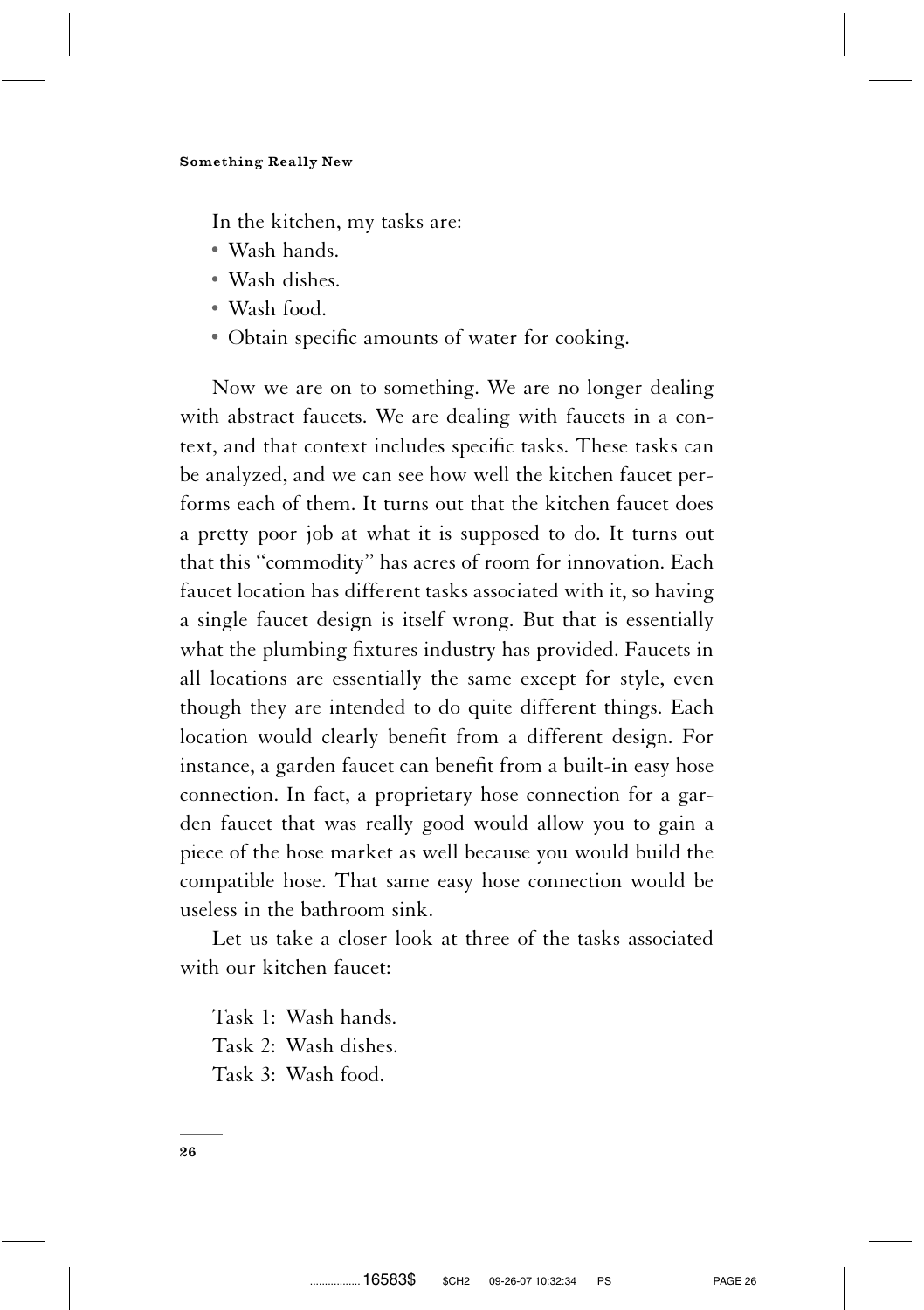In the kitchen, my tasks are:

- Wash hands.
- Wash dishes.
- Wash food.
- Obtain specific amounts of water for cooking.

Now we are on to something. We are no longer dealing with abstract faucets. We are dealing with faucets in a context, and that context includes specific tasks. These tasks can be analyzed, and we can see how well the kitchen faucet performs each of them. It turns out that the kitchen faucet does a pretty poor job at what it is supposed to do. It turns out that this "commodity" has acres of room for innovation. Each faucet location has different tasks associated with it, so having a single faucet design is itself wrong. But that is essentially what the plumbing fixtures industry has provided. Faucets in all locations are essentially the same except for style, even though they are intended to do quite different things. Each location would clearly benefit from a different design. For instance, a garden faucet can benefit from a built-in easy hose connection. In fact, a proprietary hose connection for a garden faucet that was really good would allow you to gain a piece of the hose market as well because you would build the compatible hose. That same easy hose connection would be useless in the bathroom sink.

Let us take a closer look at three of the tasks associated with our kitchen faucet:

Task 1: Wash hands.
Task 2: Wash dishes.
Task 3: Wash food.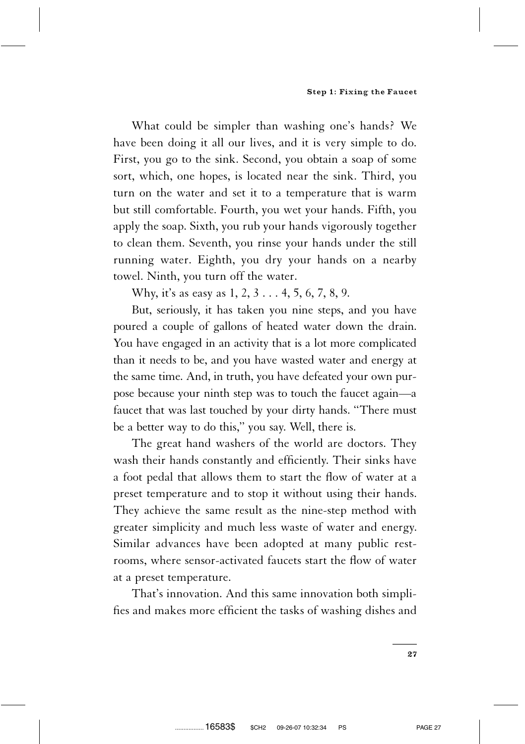What could be simpler than washing one's hands? We have been doing it all our lives, and it is very simple to do. First, you go to the sink. Second, you obtain a soap of some sort, which, one hopes, is located near the sink. Third, you turn on the water and set it to a temperature that is warm but still comfortable. Fourth, you wet your hands. Fifth, you apply the soap. Sixth, you rub your hands vigorously together to clean them. Seventh, you rinse your hands under the still running water. Eighth, you dry your hands on a nearby towel. Ninth, you turn off the water.

Why, it's as easy as 1, 2, 3 . . . 4, 5, 6, 7, 8, 9.

But, seriously, it has taken you nine steps, and you have poured a couple of gallons of heated water down the drain. You have engaged in an activity that is a lot more complicated than it needs to be, and you have wasted water and energy at the same time. And, in truth, you have defeated your own purpose because your ninth step was to touch the faucet again—a faucet that was last touched by your dirty hands. "There must be a better way to do this," you say. Well, there is.

The great hand washers of the world are doctors. They wash their hands constantly and efficiently. Their sinks have a foot pedal that allows them to start the flow of water at a preset temperature and to stop it without using their hands. They achieve the same result as the nine-step method with greater simplicity and much less waste of water and energy. Similar advances have been adopted at many public restrooms, where sensor-activated faucets start the flow of water at a preset temperature.

That's innovation. And this same innovation both simplifies and makes more efficient the tasks of washing dishes and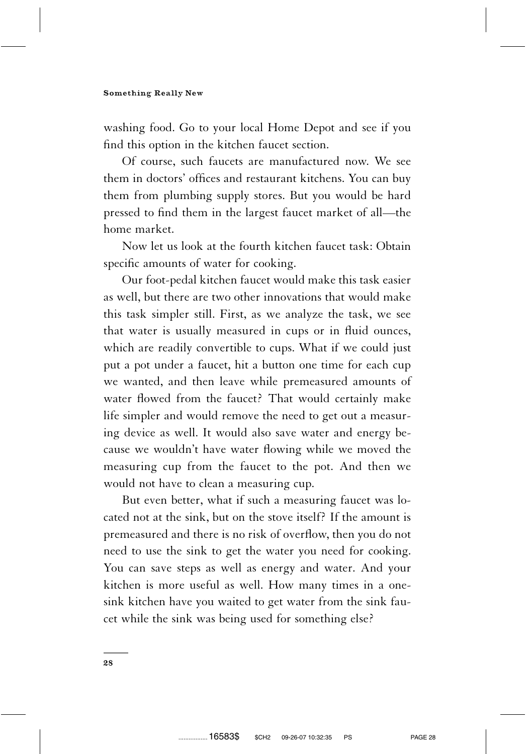washing food. Go to your local Home Depot and see if you find this option in the kitchen faucet section.

Of course, such faucets are manufactured now. We see them in doctors' offices and restaurant kitchens. You can buy them from plumbing supply stores. But you would be hard pressed to find them in the largest faucet market of all—the home market.

Now let us look at the fourth kitchen faucet task: Obtain specific amounts of water for cooking.

Our foot-pedal kitchen faucet would make this task easier as well, but there are two other innovations that would make this task simpler still. First, as we analyze the task, we see that water is usually measured in cups or in fluid ounces, which are readily convertible to cups. What if we could just put a pot under a faucet, hit a button one time for each cup we wanted, and then leave while premeasured amounts of water flowed from the faucet? That would certainly make life simpler and would remove the need to get out a measuring device as well. It would also save water and energy because we wouldn't have water flowing while we moved the measuring cup from the faucet to the pot. And then we would not have to clean a measuring cup.

But even better, what if such a measuring faucet was located not at the sink, but on the stove itself? If the amount is premeasured and there is no risk of overflow, then you do not need to use the sink to get the water you need for cooking. You can save steps as well as energy and water. And your kitchen is more useful as well. How many times in a one-sink kitchen have you waited to get water from the sink faucet while the sink was being used for something else?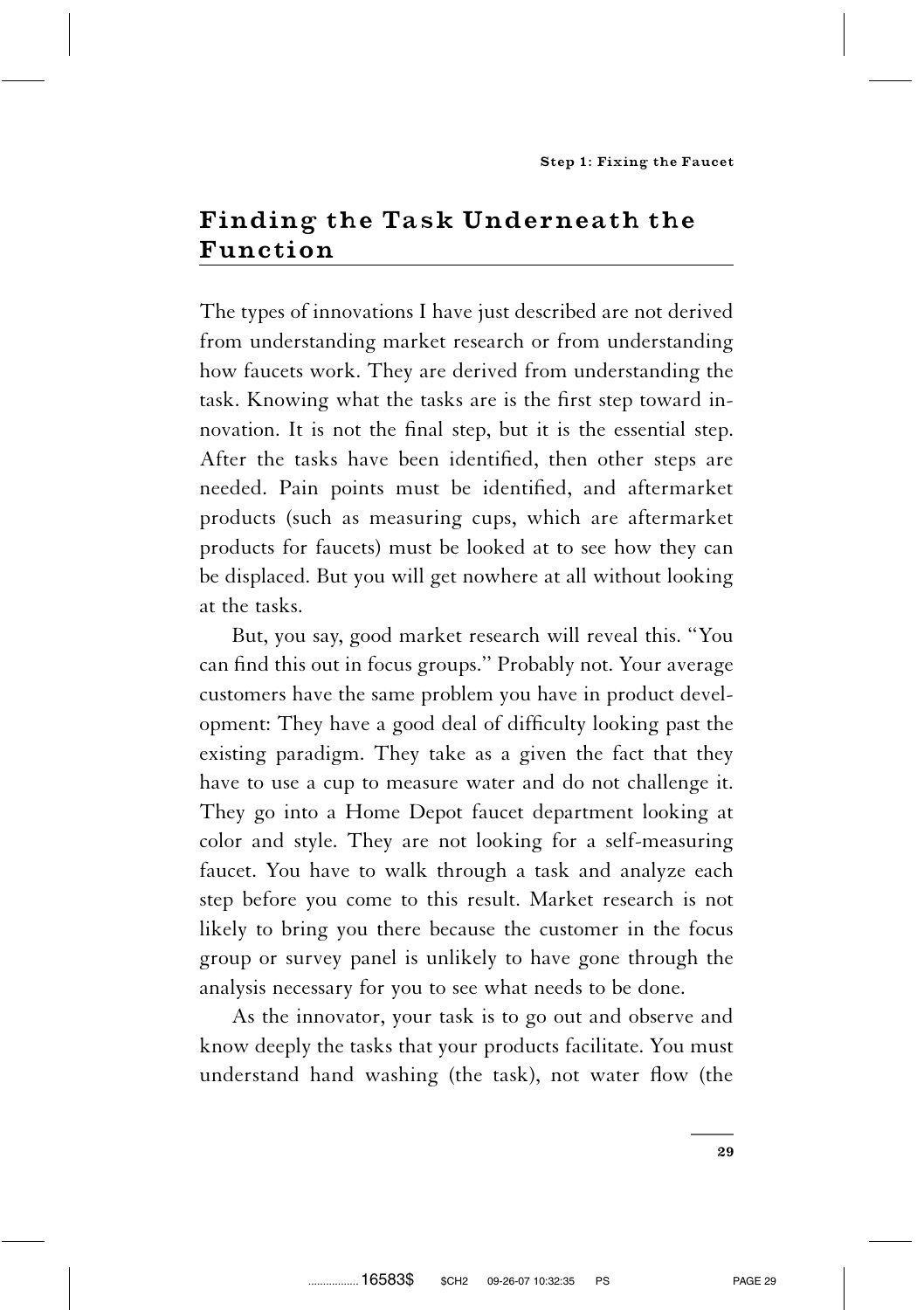## Finding the Task Underneath the Function

The types of innovations I have just described are not derived from understanding market research or from understanding how faucets work. They are derived from understanding the task. Knowing what the tasks are is the first step toward innovation. It is not the final step, but it is the essential step. After the tasks have been identified, then other steps are needed. Pain points must be identified, and aftermarket products (such as measuring cups, which are aftermarket products for faucets) must be looked at to see how they can be displaced. But you will get nowhere at all without looking at the tasks.

But, you say, good market research will reveal this. "You can find this out in focus groups." Probably not. Your average customers have the same problem you have in product development: They have a good deal of difficulty looking past the existing paradigm. They take as a given the fact that they have to use a cup to measure water and do not challenge it. They go into a Home Depot faucet department looking at color and style. They are not looking for a self-measuring faucet. You have to walk through a task and analyze each step before you come to this result. Market research is not likely to bring you there because the customer in the focus group or survey panel is unlikely to have gone through the analysis necessary for you to see what needs to be done.

As the innovator, your task is to go out and observe and know deeply the tasks that your products facilitate. You must understand hand washing (the task), not water flow (the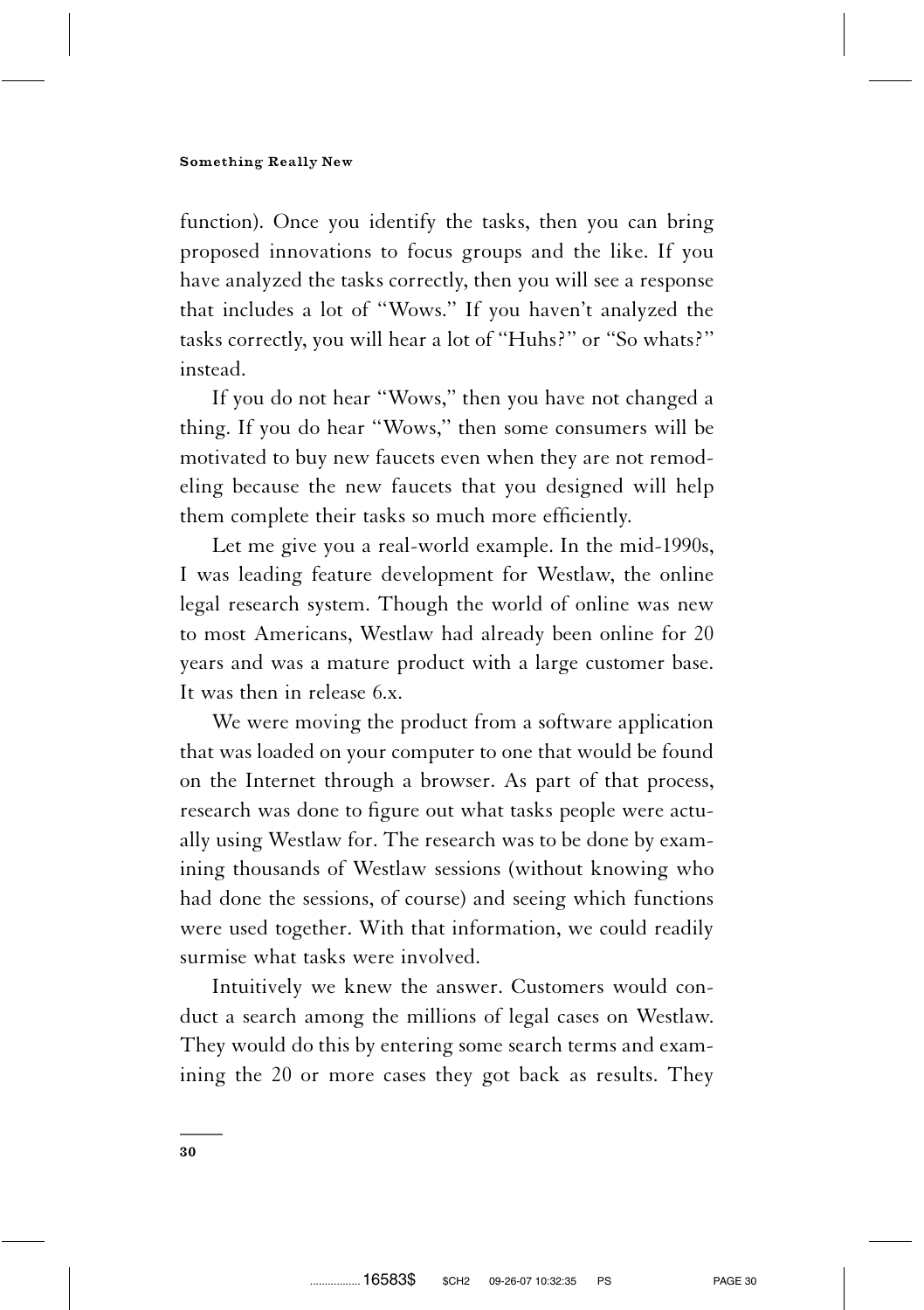function). Once you identify the tasks, then you can bring proposed innovations to focus groups and the like. If you have analyzed the tasks correctly, then you will see a response that includes a lot of "Wows." If you haven't analyzed the tasks correctly, you will hear a lot of "Huhs?" or "So whats?" instead.

If you do not hear "Wows," then you have not changed a thing. If you do hear "Wows," then some consumers will be motivated to buy new faucets even when they are not remodeling because the new faucets that you designed will help them complete their tasks so much more efficiently.

Let me give you a real-world example. In the mid-1990s, I was leading feature development for Westlaw, the online legal research system. Though the world of online was new to most Americans, Westlaw had already been online for 20 years and was a mature product with a large customer base. It was then in release 6.x.

We were moving the product from a software application that was loaded on your computer to one that would be found on the Internet through a browser. As part of that process, research was done to figure out what tasks people were actually using Westlaw for. The research was to be done by examining thousands of Westlaw sessions (without knowing who had done the sessions, of course) and seeing which functions were used together. With that information, we could readily surmise what tasks were involved.

Intuitively we knew the answer. Customers would conduct a search among the millions of legal cases on Westlaw. They would do this by entering some search terms and examining the 20 or more cases they got back as results. They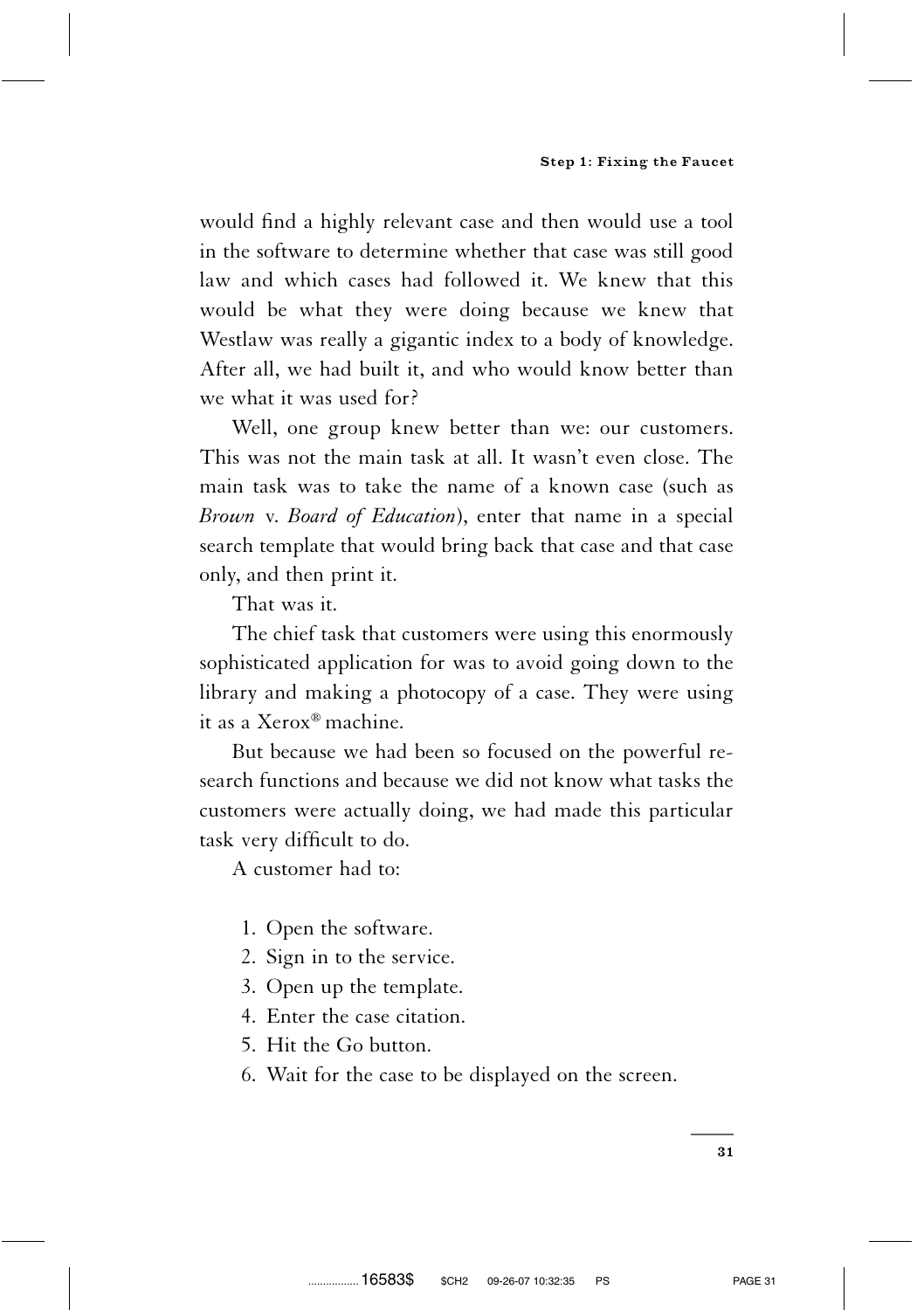would find a highly relevant case and then would use a tool in the software to determine whether that case was still good law and which cases had followed it. We knew that this would be what they were doing because we knew that Westlaw was really a gigantic index to a body of knowledge. After all, we had built it, and who would know better than we what it was used for?

Well, one group knew better than we: our customers. This was not the main task at all. It wasn't even close. The main task was to take the name of a known case (such as *Brown* v. *Board of Education*), enter that name in a special search template that would bring back that case and that case only, and then print it.

That was it.

The chief task that customers were using this enormously sophisticated application for was to avoid going down to the library and making a photocopy of a case. They were using it as a Xerox® machine.

But because we had been so focused on the powerful research functions and because we did not know what tasks the customers were actually doing, we had made this particular task very difficult to do.

A customer had to:

1. Open the software.
2. Sign in to the service.
3. Open up the template.
4. Enter the case citation.
5. Hit the Go button.
6. Wait for the case to be displayed on the screen.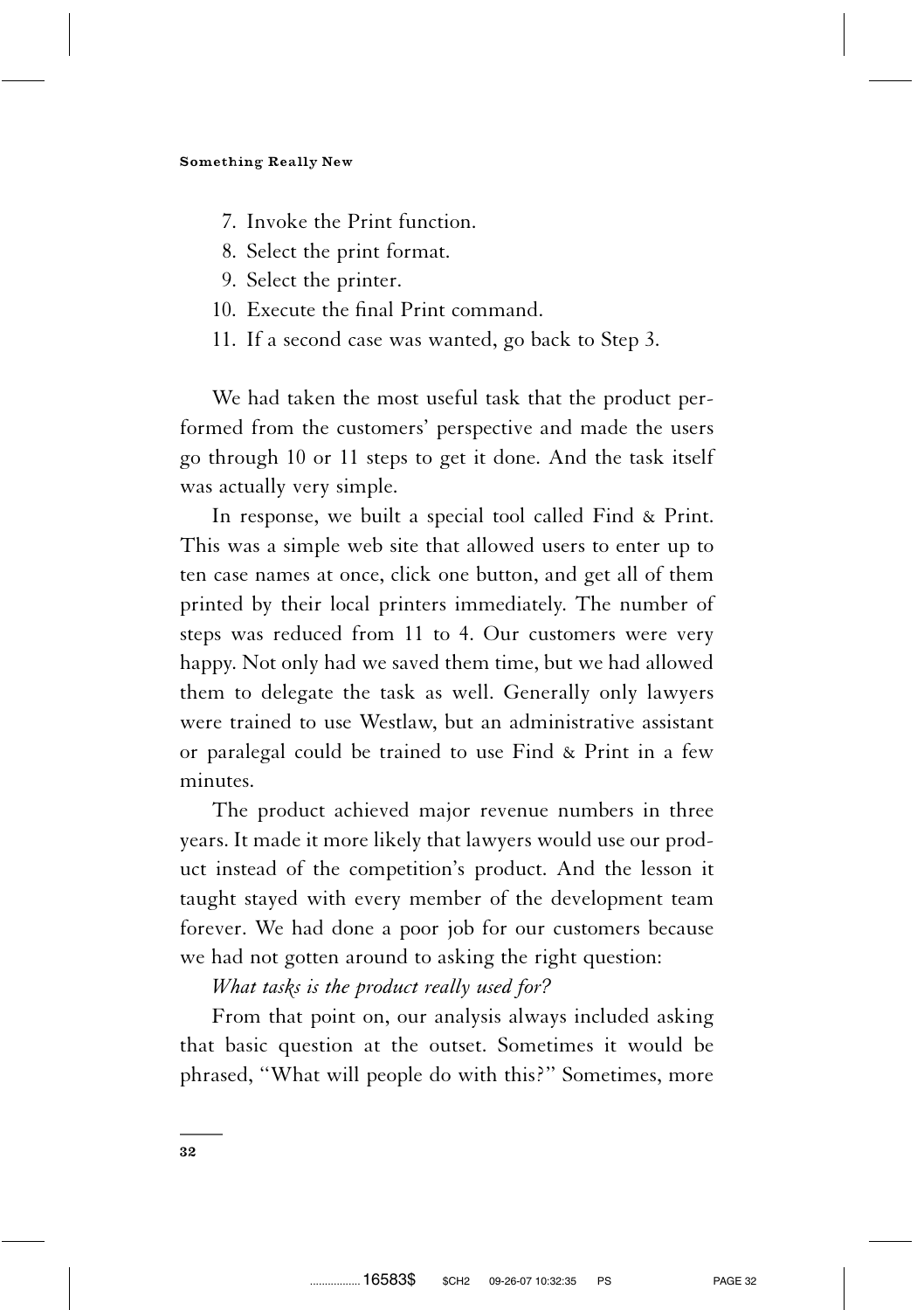7. Invoke the Print function.
8. Select the print format.
9. Select the printer.
10. Execute the final Print command.
11. If a second case was wanted, go back to Step 3.

We had taken the most useful task that the product performed from the customers' perspective and made the users go through 10 or 11 steps to get it done. And the task itself was actually very simple.

In response, we built a special tool called Find & Print. This was a simple web site that allowed users to enter up to ten case names at once, click one button, and get all of them printed by their local printers immediately. The number of steps was reduced from 11 to 4. Our customers were very happy. Not only had we saved them time, but we had allowed them to delegate the task as well. Generally only lawyers were trained to use Westlaw, but an administrative assistant or paralegal could be trained to use Find & Print in a few minutes.

The product achieved major revenue numbers in three years. It made it more likely that lawyers would use our product instead of the competition's product. And the lesson it taught stayed with every member of the development team forever. We had done a poor job for our customers because we had not gotten around to asking the right question:

*What tasks is the product really used for?*

From that point on, our analysis always included asking that basic question at the outset. Sometimes it would be phrased, "What will people do with this?" Sometimes, more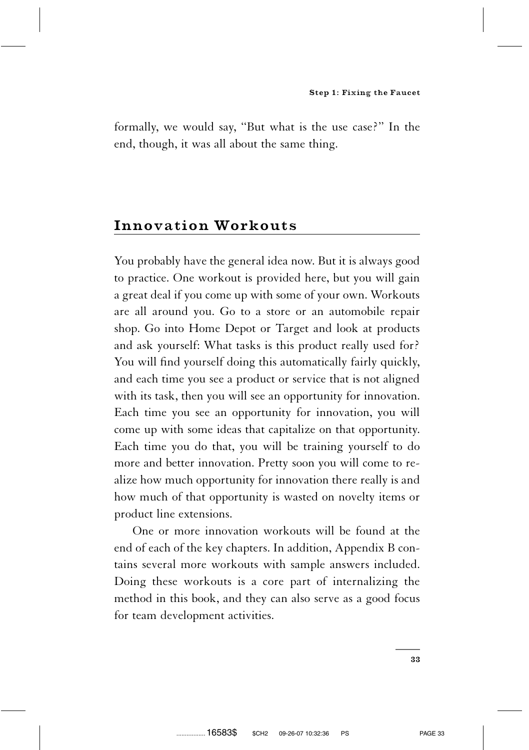formally, we would say, "But what is the use case?" In the end, though, it was all about the same thing.

## Innovation Workouts

You probably have the general idea now. But it is always good to practice. One workout is provided here, but you will gain a great deal if you come up with some of your own. Workouts are all around you. Go to a store or an automobile repair shop. Go into Home Depot or Target and look at products and ask yourself: What tasks is this product really used for? You will find yourself doing this automatically fairly quickly, and each time you see a product or service that is not aligned with its task, then you will see an opportunity for innovation. Each time you see an opportunity for innovation, you will come up with some ideas that capitalize on that opportunity. Each time you do that, you will be training yourself to do more and better innovation. Pretty soon you will come to realize how much opportunity for innovation there really is and how much of that opportunity is wasted on novelty items or product line extensions.

One or more innovation workouts will be found at the end of each of the key chapters. In addition, Appendix B contains several more workouts with sample answers included. Doing these workouts is a core part of internalizing the method in this book, and they can also serve as a good focus for team development activities.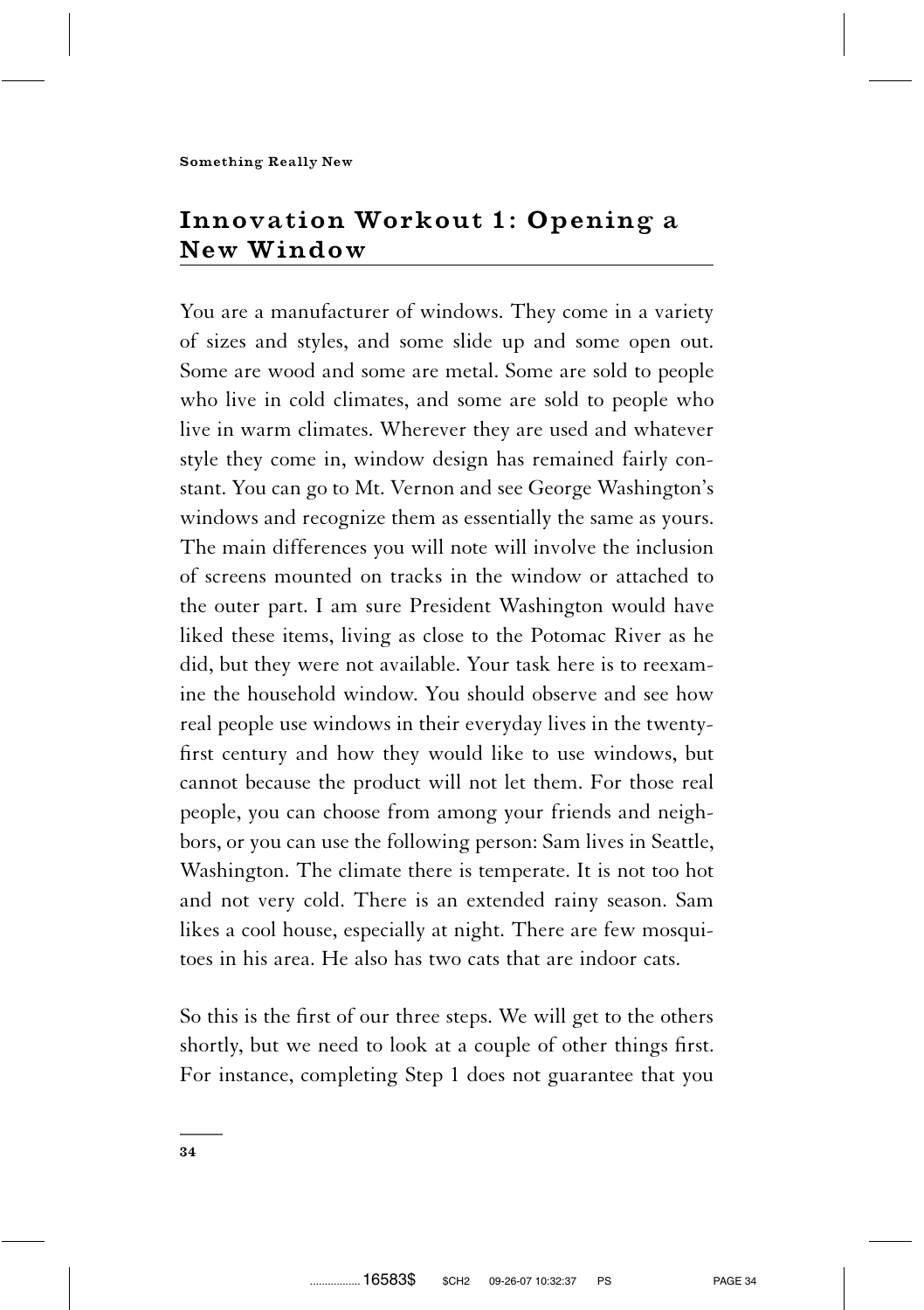## Innovation Workout 1: Opening a New Window

You are a manufacturer of windows. They come in a variety of sizes and styles, and some slide up and some open out. Some are wood and some are metal. Some are sold to people who live in cold climates, and some are sold to people who live in warm climates. Wherever they are used and whatever style they come in, window design has remained fairly constant. You can go to Mt. Vernon and see George Washington's windows and recognize them as essentially the same as yours. The main differences you will note will involve the inclusion of screens mounted on tracks in the window or attached to the outer part. I am sure President Washington would have liked these items, living as close to the Potomac River as he did, but they were not available. Your task here is to reexamine the household window. You should observe and see how real people use windows in their everyday lives in the twenty-first century and how they would like to use windows, but cannot because the product will not let them. For those real people, you can choose from among your friends and neighbors, or you can use the following person: Sam lives in Seattle, Washington. The climate there is temperate. It is not too hot and not very cold. There is an extended rainy season. Sam likes a cool house, especially at night. There are few mosquitoes in his area. He also has two cats that are indoor cats.

So this is the first of our three steps. We will get to the others shortly, but we need to look at a couple of other things first. For instance, completing Step 1 does not guarantee that you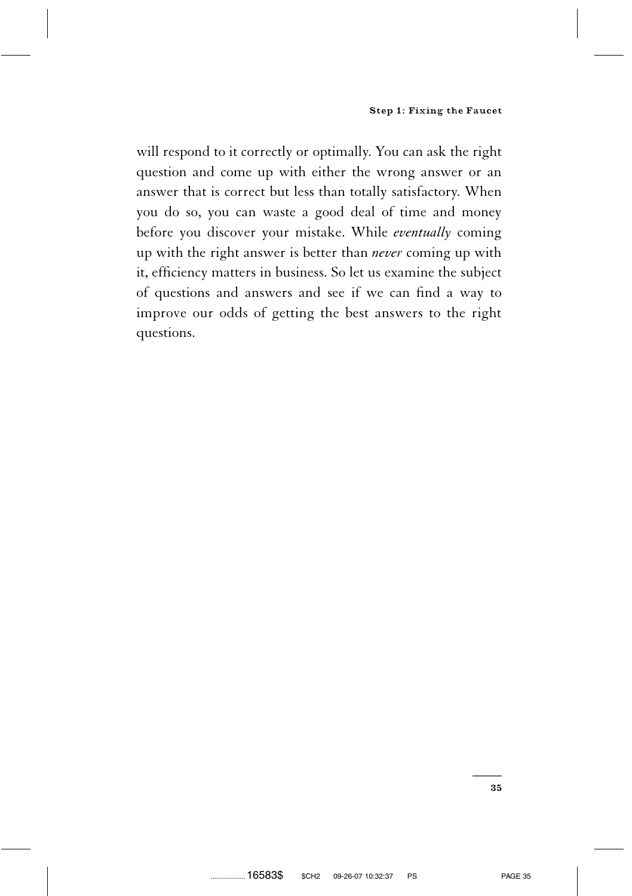will respond to it correctly or optimally. You can ask the right question and come up with either the wrong answer or an answer that is correct but less than totally satisfactory. When you do so, you can waste a good deal of time and money before you discover your mistake. While *eventually* coming up with the right answer is better than *never* coming up with it, efficiency matters in business. So let us examine the subject of questions and answers and see if we can find a way to improve our odds of getting the best answers to the right questions.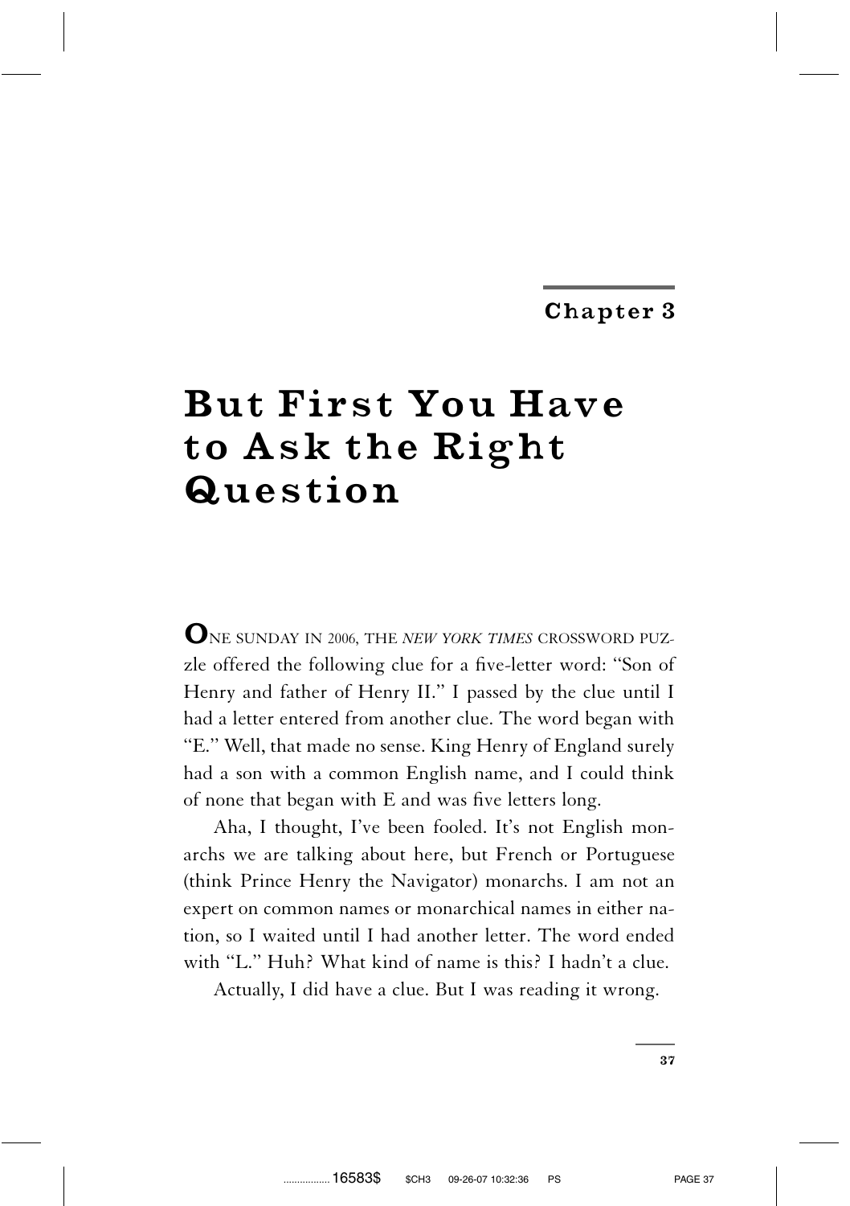## Chapter 3

# But First You Have to Ask the Right Question

ONE SUNDAY IN 2006, THE *NEW YORK TIMES* CROSSWORD PUZzle offered the following clue for a five-letter word: "Son of Henry and father of Henry II." I passed by the clue until I had a letter entered from another clue. The word began with "E." Well, that made no sense. King Henry of England surely had a son with a common English name, and I could think of none that began with E and was five letters long.

Aha, I thought, I've been fooled. It's not English monarchs we are talking about here, but French or Portuguese (think Prince Henry the Navigator) monarchs. I am not an expert on common names or monarchical names in either nation, so I waited until I had another letter. The word ended with "L." Huh? What kind of name is this? I hadn't a clue.

Actually, I did have a clue. But I was reading it wrong.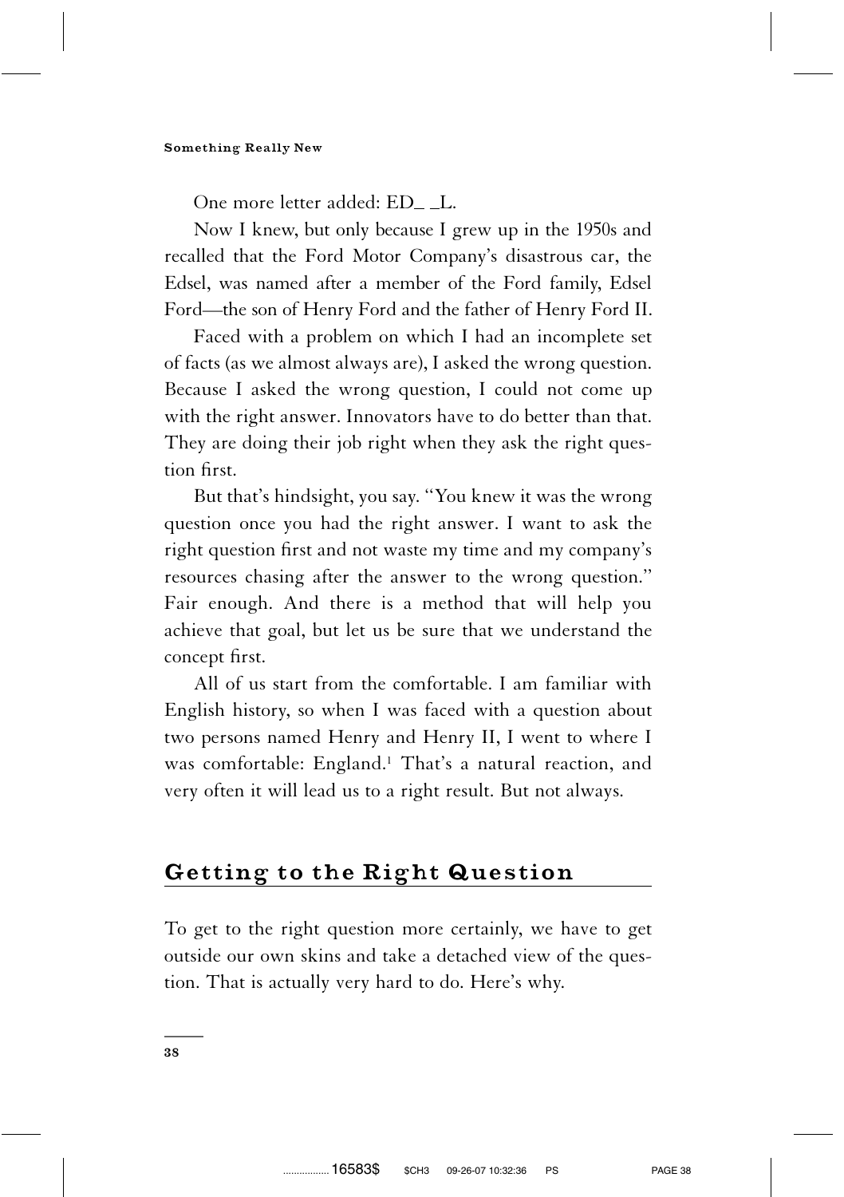One more letter added: ED_ _L.

Now I knew, but only because I grew up in the 1950s and recalled that the Ford Motor Company's disastrous car, the Edsel, was named after a member of the Ford family, Edsel Ford—the son of Henry Ford and the father of Henry Ford II.

Faced with a problem on which I had an incomplete set of facts (as we almost always are), I asked the wrong question. Because I asked the wrong question, I could not come up with the right answer. Innovators have to do better than that. They are doing their job right when they ask the right question first.

But that's hindsight, you say. ''You knew it was the wrong question once you had the right answer. I want to ask the right question first and not waste my time and my company's resources chasing after the answer to the wrong question.'' Fair enough. And there is a method that will help you achieve that goal, but let us be sure that we understand the concept first.

All of us start from the comfortable. I am familiar with English history, so when I was faced with a question about two persons named Henry and Henry II, I went to where I was comfortable: England.[1] That's a natural reaction, and very often it will lead us to a right result. But not always.

## Getting to the Right Question

To get to the right question more certainly, we have to get outside our own skins and take a detached view of the question. That is actually very hard to do. Here's why.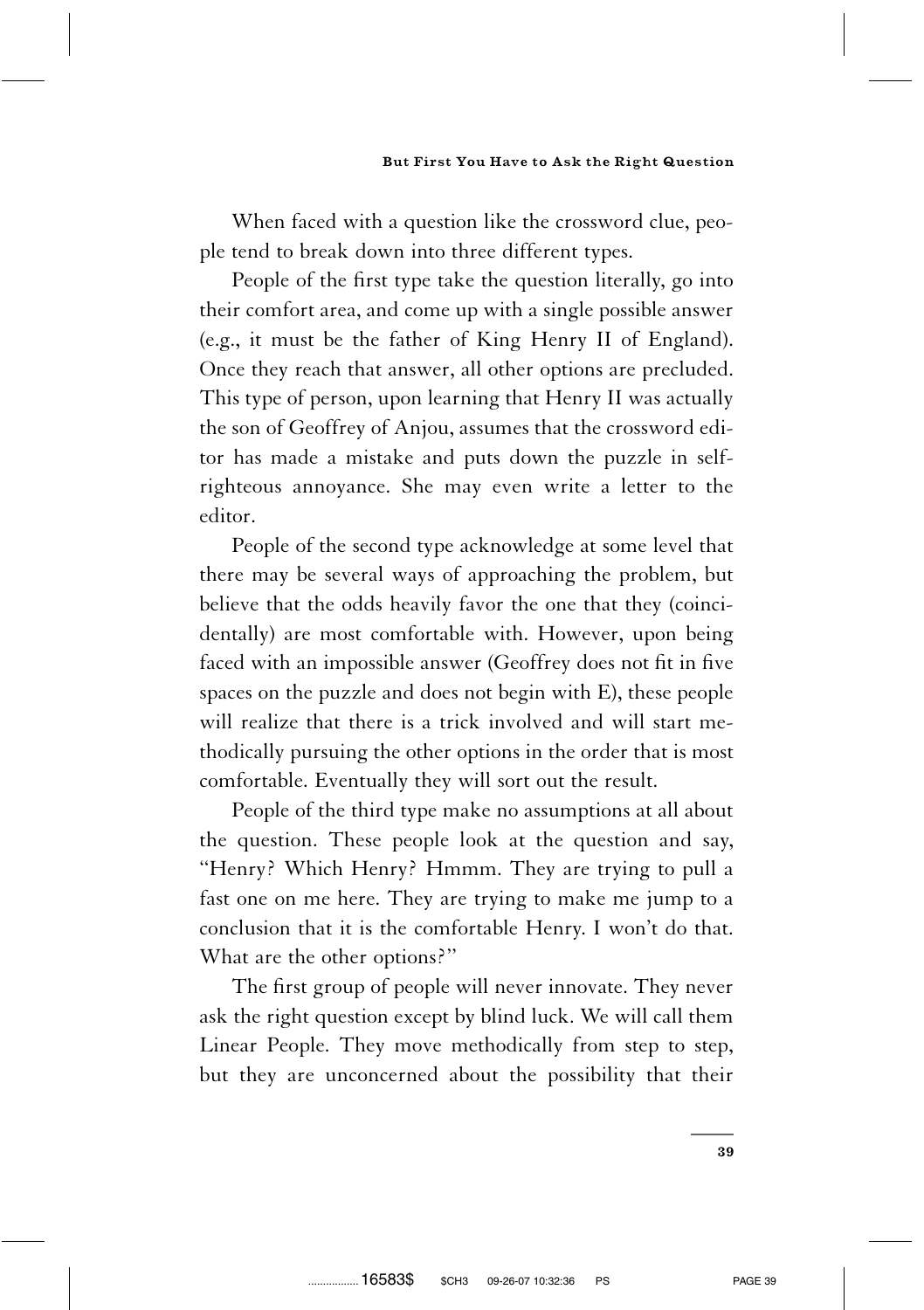When faced with a question like the crossword clue, people tend to break down into three different types.

People of the first type take the question literally, go into their comfort area, and come up with a single possible answer (e.g., it must be the father of King Henry II of England). Once they reach that answer, all other options are precluded. This type of person, upon learning that Henry II was actually the son of Geoffrey of Anjou, assumes that the crossword editor has made a mistake and puts down the puzzle in self-righteous annoyance. She may even write a letter to the editor.

People of the second type acknowledge at some level that there may be several ways of approaching the problem, but believe that the odds heavily favor the one that they (coincidentally) are most comfortable with. However, upon being faced with an impossible answer (Geoffrey does not fit in five spaces on the puzzle and does not begin with E), these people will realize that there is a trick involved and will start methodically pursuing the other options in the order that is most comfortable. Eventually they will sort out the result.

People of the third type make no assumptions at all about the question. These people look at the question and say, "Henry? Which Henry? Hmmm. They are trying to pull a fast one on me here. They are trying to make me jump to a conclusion that it is the comfortable Henry. I won't do that. What are the other options?"

The first group of people will never innovate. They never ask the right question except by blind luck. We will call them Linear People. They move methodically from step to step, but they are unconcerned about the possibility that their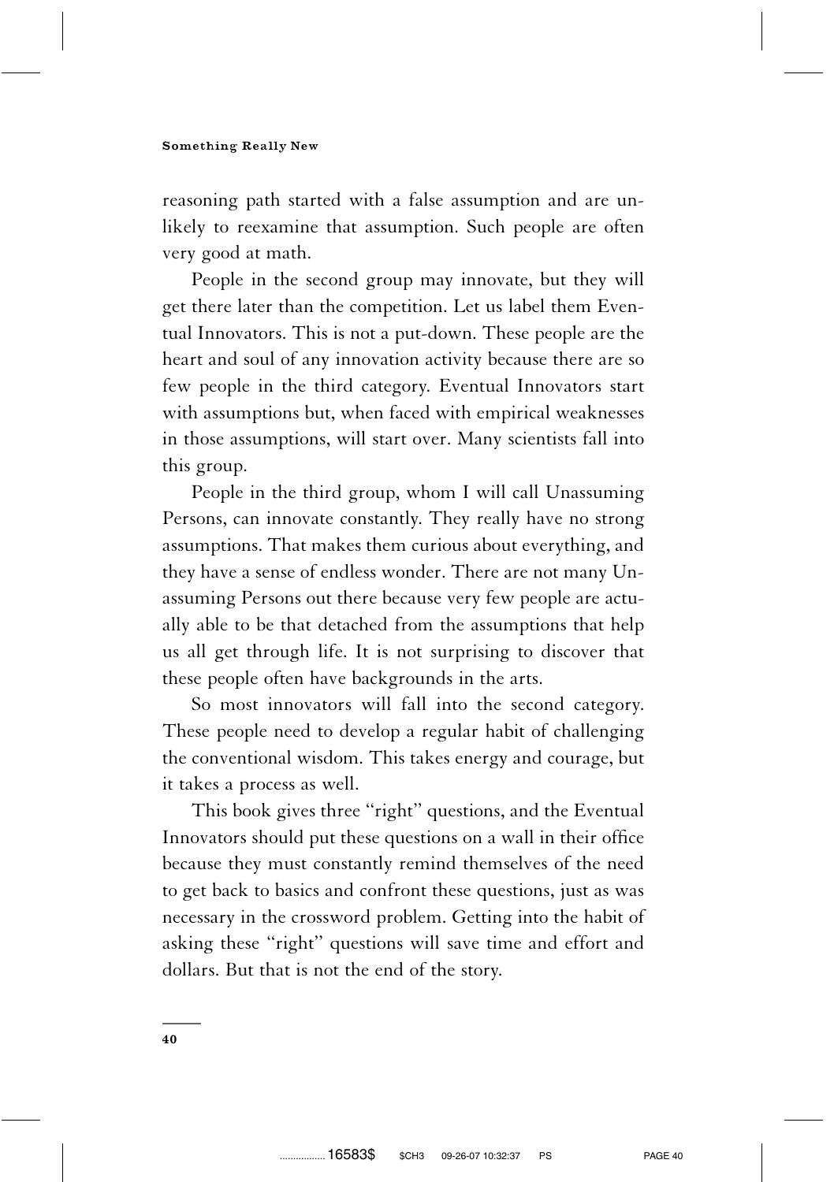reasoning path started with a false assumption and are unlikely to reexamine that assumption. Such people are often very good at math.

People in the second group may innovate, but they will get there later than the competition. Let us label them Eventual Innovators. This is not a put-down. These people are the heart and soul of any innovation activity because there are so few people in the third category. Eventual Innovators start with assumptions but, when faced with empirical weaknesses in those assumptions, will start over. Many scientists fall into this group.

People in the third group, whom I will call Unassuming Persons, can innovate constantly. They really have no strong assumptions. That makes them curious about everything, and they have a sense of endless wonder. There are not many Unassuming Persons out there because very few people are actually able to be that detached from the assumptions that help us all get through life. It is not surprising to discover that these people often have backgrounds in the arts.

So most innovators will fall into the second category. These people need to develop a regular habit of challenging the conventional wisdom. This takes energy and courage, but it takes a process as well.

This book gives three "right" questions, and the Eventual Innovators should put these questions on a wall in their office because they must constantly remind themselves of the need to get back to basics and confront these questions, just as was necessary in the crossword problem. Getting into the habit of asking these "right" questions will save time and effort and dollars. But that is not the end of the story.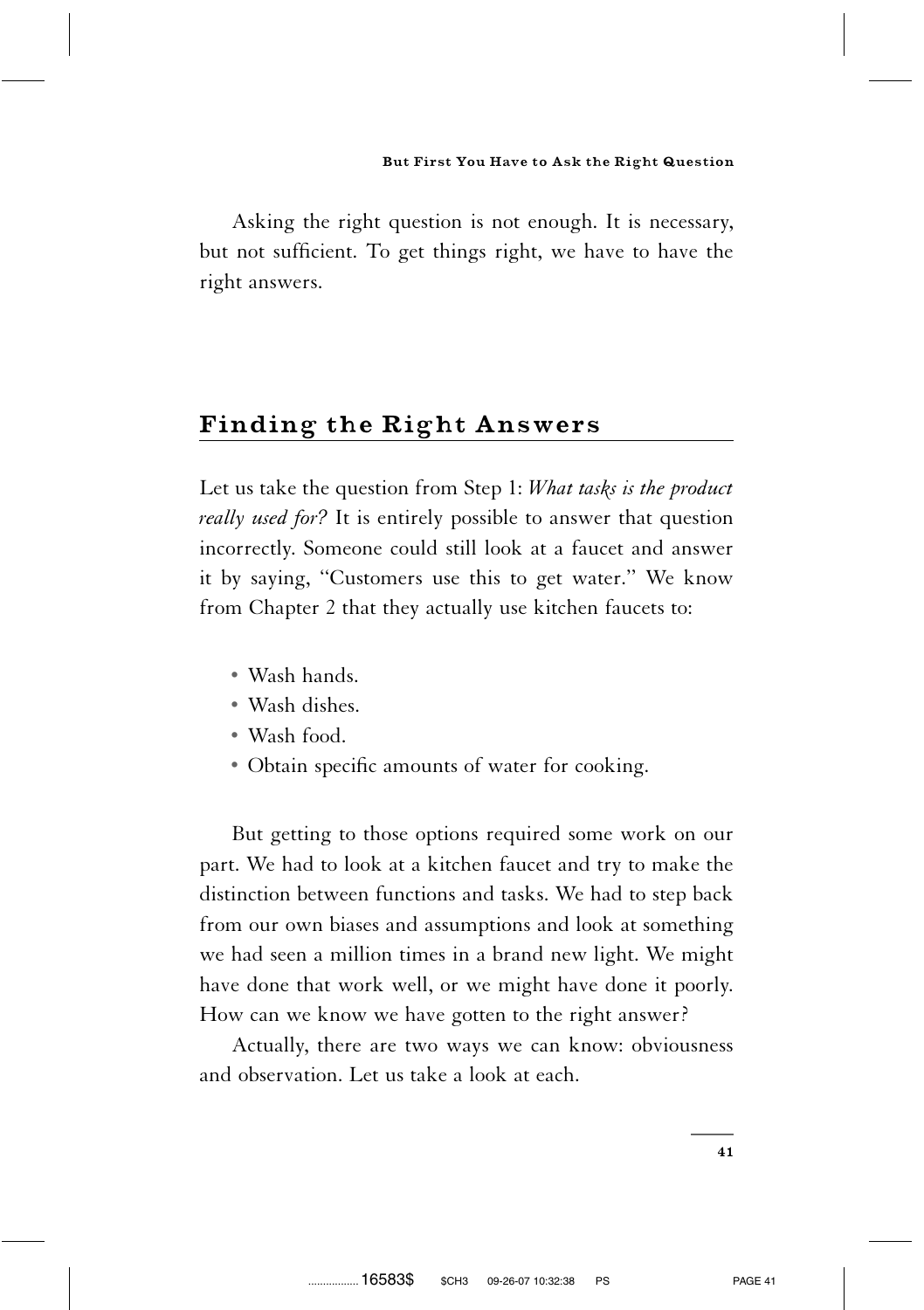Asking the right question is not enough. It is necessary, but not sufficient. To get things right, we have to have the right answers.

## Finding the Right Answers

Let us take the question from Step 1: *What tasks is the product really used for?* It is entirely possible to answer that question incorrectly. Someone could still look at a faucet and answer it by saying, "Customers use this to get water." We know from Chapter 2 that they actually use kitchen faucets to:

- Wash hands.
- Wash dishes.
- Wash food.
- Obtain specific amounts of water for cooking.

But getting to those options required some work on our part. We had to look at a kitchen faucet and try to make the distinction between functions and tasks. We had to step back from our own biases and assumptions and look at something we had seen a million times in a brand new light. We might have done that work well, or we might have done it poorly. How can we know we have gotten to the right answer?

Actually, there are two ways we can know: obviousness and observation. Let us take a look at each.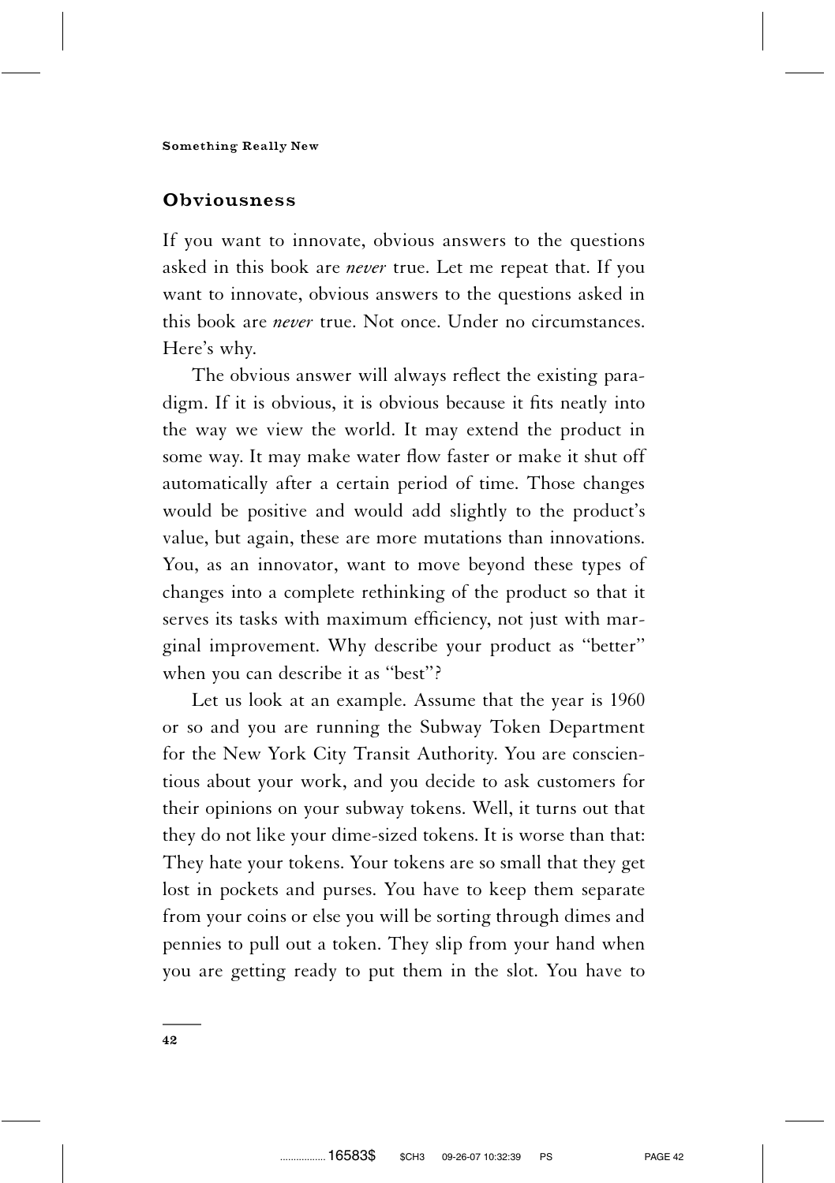## Obviousness

If you want to innovate, obvious answers to the questions asked in this book are *never* true. Let me repeat that. If you want to innovate, obvious answers to the questions asked in this book are *never* true. Not once. Under no circumstances. Here's why.

The obvious answer will always reflect the existing paradigm. If it is obvious, it is obvious because it fits neatly into the way we view the world. It may extend the product in some way. It may make water flow faster or make it shut off automatically after a certain period of time. Those changes would be positive and would add slightly to the product's value, but again, these are more mutations than innovations. You, as an innovator, want to move beyond these types of changes into a complete rethinking of the product so that it serves its tasks with maximum efficiency, not just with marginal improvement. Why describe your product as "better" when you can describe it as "best"?

Let us look at an example. Assume that the year is 1960 or so and you are running the Subway Token Department for the New York City Transit Authority. You are conscientious about your work, and you decide to ask customers for their opinions on your subway tokens. Well, it turns out that they do not like your dime-sized tokens. It is worse than that: They hate your tokens. Your tokens are so small that they get lost in pockets and purses. You have to keep them separate from your coins or else you will be sorting through dimes and pennies to pull out a token. They slip from your hand when you are getting ready to put them in the slot. You have to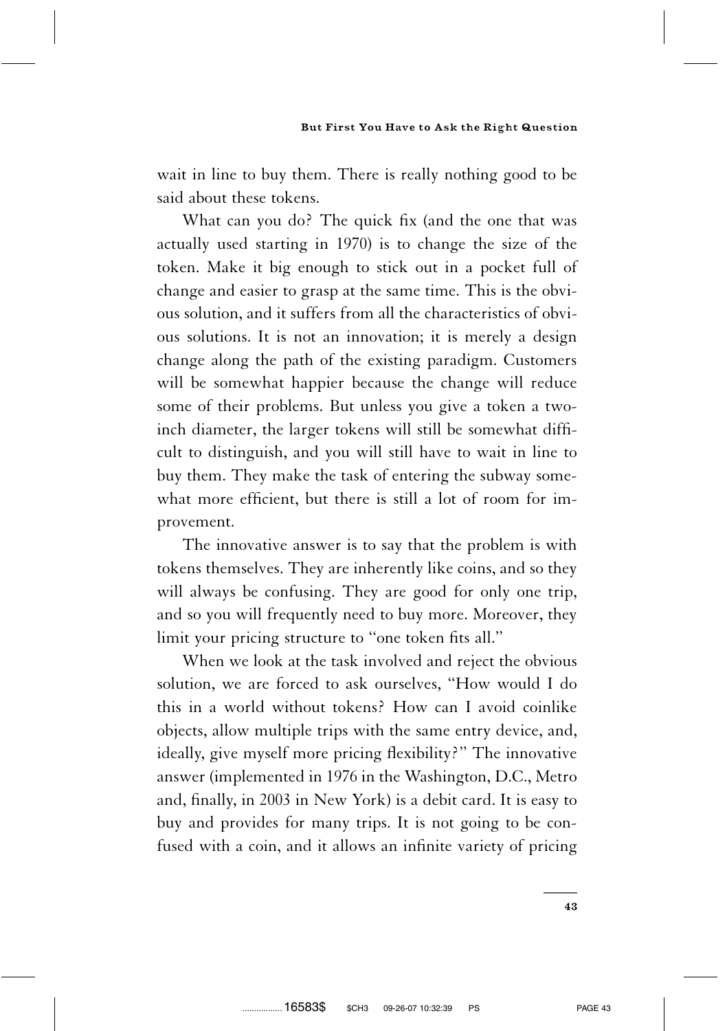wait in line to buy them. There is really nothing good to be said about these tokens.

What can you do? The quick fix (and the one that was actually used starting in 1970) is to change the size of the token. Make it big enough to stick out in a pocket full of change and easier to grasp at the same time. This is the obvious solution, and it suffers from all the characteristics of obvious solutions. It is not an innovation; it is merely a design change along the path of the existing paradigm. Customers will be somewhat happier because the change will reduce some of their problems. But unless you give a token a two-inch diameter, the larger tokens will still be somewhat difficult to distinguish, and you will still have to wait in line to buy them. They make the task of entering the subway somewhat more efficient, but there is still a lot of room for improvement.

The innovative answer is to say that the problem is with tokens themselves. They are inherently like coins, and so they will always be confusing. They are good for only one trip, and so you will frequently need to buy more. Moreover, they limit your pricing structure to "one token fits all."

When we look at the task involved and reject the obvious solution, we are forced to ask ourselves, "How would I do this in a world without tokens? How can I avoid coinlike objects, allow multiple trips with the same entry device, and, ideally, give myself more pricing flexibility?" The innovative answer (implemented in 1976 in the Washington, D.C., Metro and, finally, in 2003 in New York) is a debit card. It is easy to buy and provides for many trips. It is not going to be confused with a coin, and it allows an infinite variety of pricing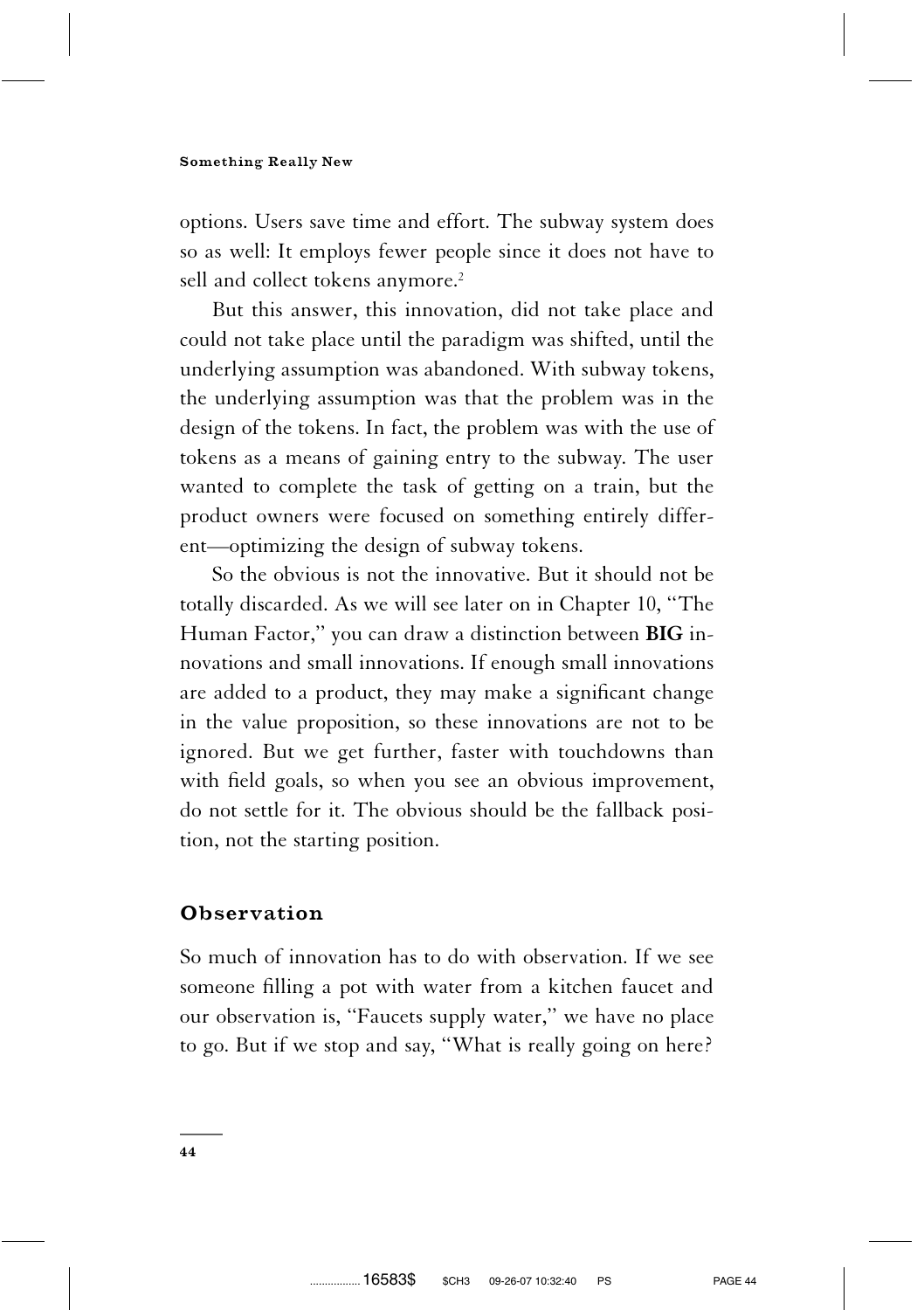options. Users save time and effort. The subway system does so as well: It employs fewer people since it does not have to sell and collect tokens anymore.[2]

But this answer, this innovation, did not take place and could not take place until the paradigm was shifted, until the underlying assumption was abandoned. With subway tokens, the underlying assumption was that the problem was in the design of the tokens. In fact, the problem was with the use of tokens as a means of gaining entry to the subway. The user wanted to complete the task of getting on a train, but the product owners were focused on something entirely different—optimizing the design of subway tokens.

So the obvious is not the innovative. But it should not be totally discarded. As we will see later on in Chapter 10, ''The Human Factor,'' you can draw a distinction between **BIG** innovations and small innovations. If enough small innovations are added to a product, they may make a significant change in the value proposition, so these innovations are not to be ignored. But we get further, faster with touchdowns than with field goals, so when you see an obvious improvement, do not settle for it. The obvious should be the fallback position, not the starting position.

## Observation

So much of innovation has to do with observation. If we see someone filling a pot with water from a kitchen faucet and our observation is, ''Faucets supply water,'' we have no place to go. But if we stop and say, ''What is really going on here?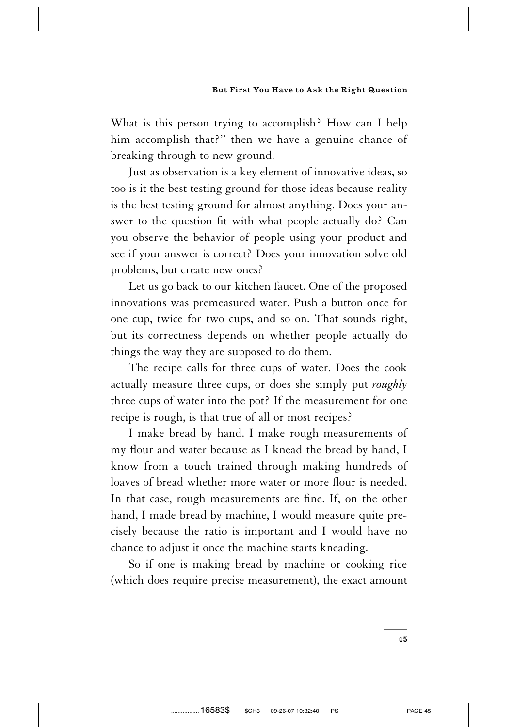What is this person trying to accomplish? How can I help him accomplish that?" then we have a genuine chance of breaking through to new ground.

Just as observation is a key element of innovative ideas, so too is it the best testing ground for those ideas because reality is the best testing ground for almost anything. Does your answer to the question fit with what people actually do? Can you observe the behavior of people using your product and see if your answer is correct? Does your innovation solve old problems, but create new ones?

Let us go back to our kitchen faucet. One of the proposed innovations was premeasured water. Push a button once for one cup, twice for two cups, and so on. That sounds right, but its correctness depends on whether people actually do things the way they are supposed to do them.

The recipe calls for three cups of water. Does the cook actually measure three cups, or does she simply put *roughly* three cups of water into the pot? If the measurement for one recipe is rough, is that true of all or most recipes?

I make bread by hand. I make rough measurements of my flour and water because as I knead the bread by hand, I know from a touch trained through making hundreds of loaves of bread whether more water or more flour is needed. In that case, rough measurements are fine. If, on the other hand, I made bread by machine, I would measure quite precisely because the ratio is important and I would have no chance to adjust it once the machine starts kneading.

So if one is making bread by machine or cooking rice (which does require precise measurement), the exact amount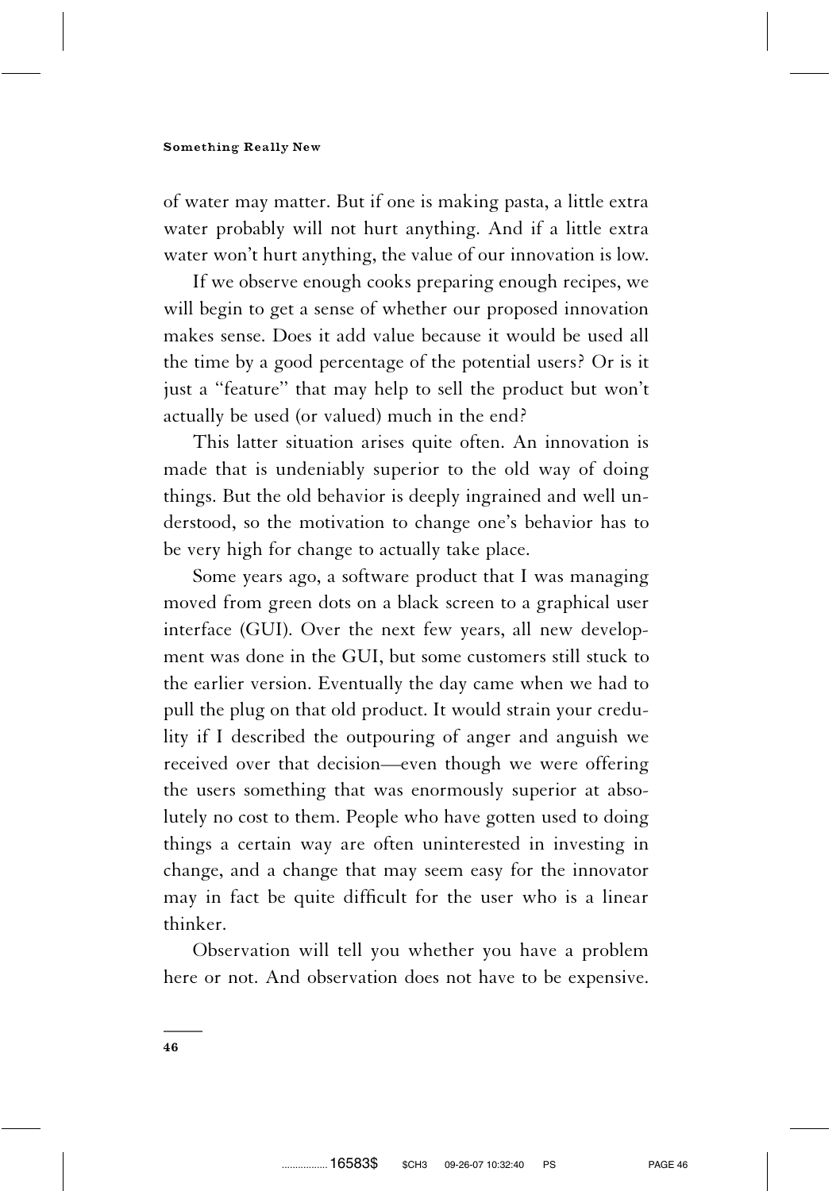of water may matter. But if one is making pasta, a little extra water probably will not hurt anything. And if a little extra water won't hurt anything, the value of our innovation is low.

If we observe enough cooks preparing enough recipes, we will begin to get a sense of whether our proposed innovation makes sense. Does it add value because it would be used all the time by a good percentage of the potential users? Or is it just a "feature" that may help to sell the product but won't actually be used (or valued) much in the end?

This latter situation arises quite often. An innovation is made that is undeniably superior to the old way of doing things. But the old behavior is deeply ingrained and well understood, so the motivation to change one's behavior has to be very high for change to actually take place.

Some years ago, a software product that I was managing moved from green dots on a black screen to a graphical user interface (GUI). Over the next few years, all new development was done in the GUI, but some customers still stuck to the earlier version. Eventually the day came when we had to pull the plug on that old product. It would strain your credulity if I described the outpouring of anger and anguish we received over that decision—even though we were offering the users something that was enormously superior at absolutely no cost to them. People who have gotten used to doing things a certain way are often uninterested in investing in change, and a change that may seem easy for the innovator may in fact be quite difficult for the user who is a linear thinker.

Observation will tell you whether you have a problem here or not. And observation does not have to be expensive.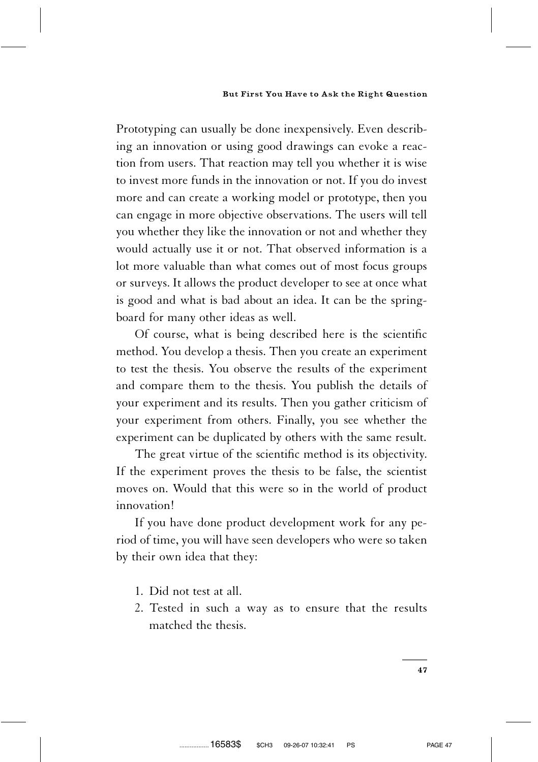Prototyping can usually be done inexpensively. Even describing an innovation or using good drawings can evoke a reaction from users. That reaction may tell you whether it is wise to invest more funds in the innovation or not. If you do invest more and can create a working model or prototype, then you can engage in more objective observations. The users will tell you whether they like the innovation or not and whether they would actually use it or not. That observed information is a lot more valuable than what comes out of most focus groups or surveys. It allows the product developer to see at once what is good and what is bad about an idea. It can be the springboard for many other ideas as well.

Of course, what is being described here is the scientific method. You develop a thesis. Then you create an experiment to test the thesis. You observe the results of the experiment and compare them to the thesis. You publish the details of your experiment and its results. Then you gather criticism of your experiment from others. Finally, you see whether the experiment can be duplicated by others with the same result.

The great virtue of the scientific method is its objectivity. If the experiment proves the thesis to be false, the scientist moves on. Would that this were so in the world of product innovation!

If you have done product development work for any period of time, you will have seen developers who were so taken by their own idea that they:

1. Did not test at all.
2. Tested in such a way as to ensure that the results matched the thesis.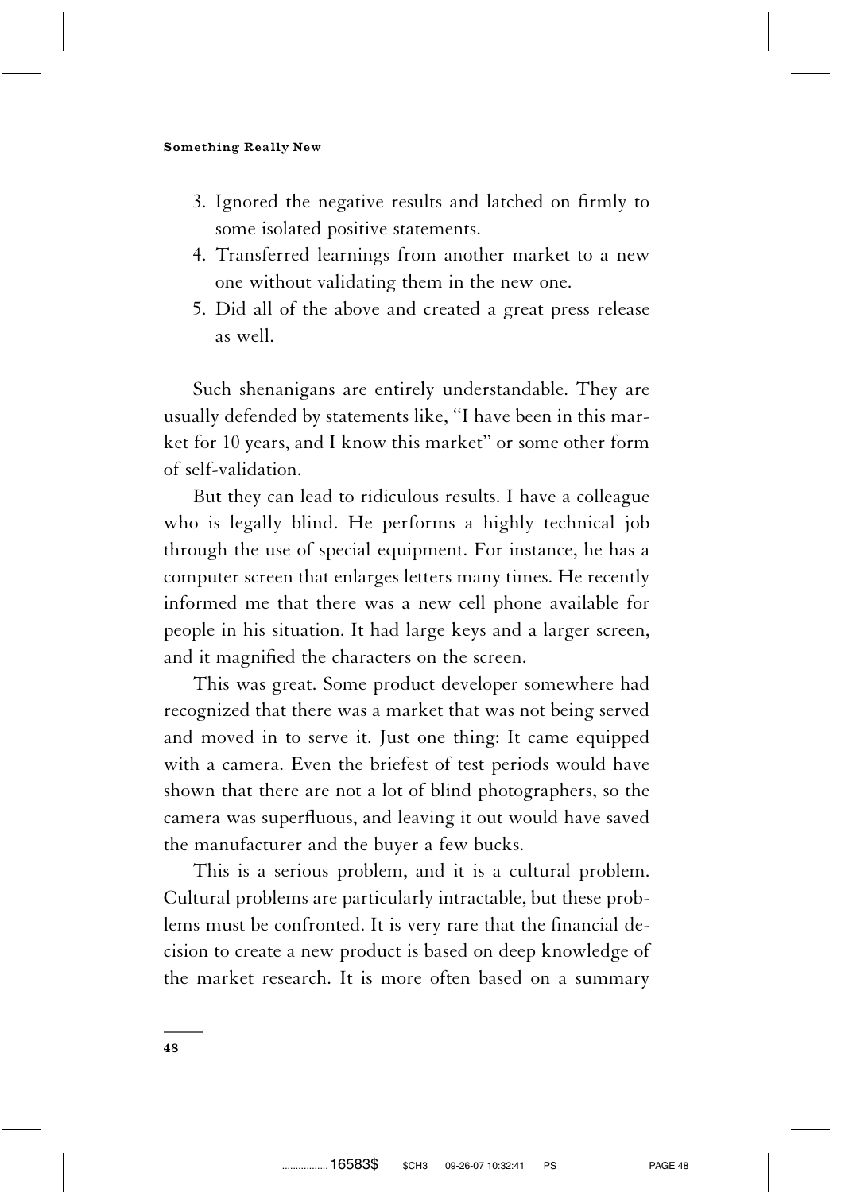3. Ignored the negative results and latched on firmly to some isolated positive statements.
4. Transferred learnings from another market to a new one without validating them in the new one.
5. Did all of the above and created a great press release as well.

Such shenanigans are entirely understandable. They are usually defended by statements like, "I have been in this market for 10 years, and I know this market" or some other form of self-validation.

But they can lead to ridiculous results. I have a colleague who is legally blind. He performs a highly technical job through the use of special equipment. For instance, he has a computer screen that enlarges letters many times. He recently informed me that there was a new cell phone available for people in his situation. It had large keys and a larger screen, and it magnified the characters on the screen.

This was great. Some product developer somewhere had recognized that there was a market that was not being served and moved in to serve it. Just one thing: It came equipped with a camera. Even the briefest of test periods would have shown that there are not a lot of blind photographers, so the camera was superfluous, and leaving it out would have saved the manufacturer and the buyer a few bucks.

This is a serious problem, and it is a cultural problem. Cultural problems are particularly intractable, but these problems must be confronted. It is very rare that the financial decision to create a new product is based on deep knowledge of the market research. It is more often based on a summary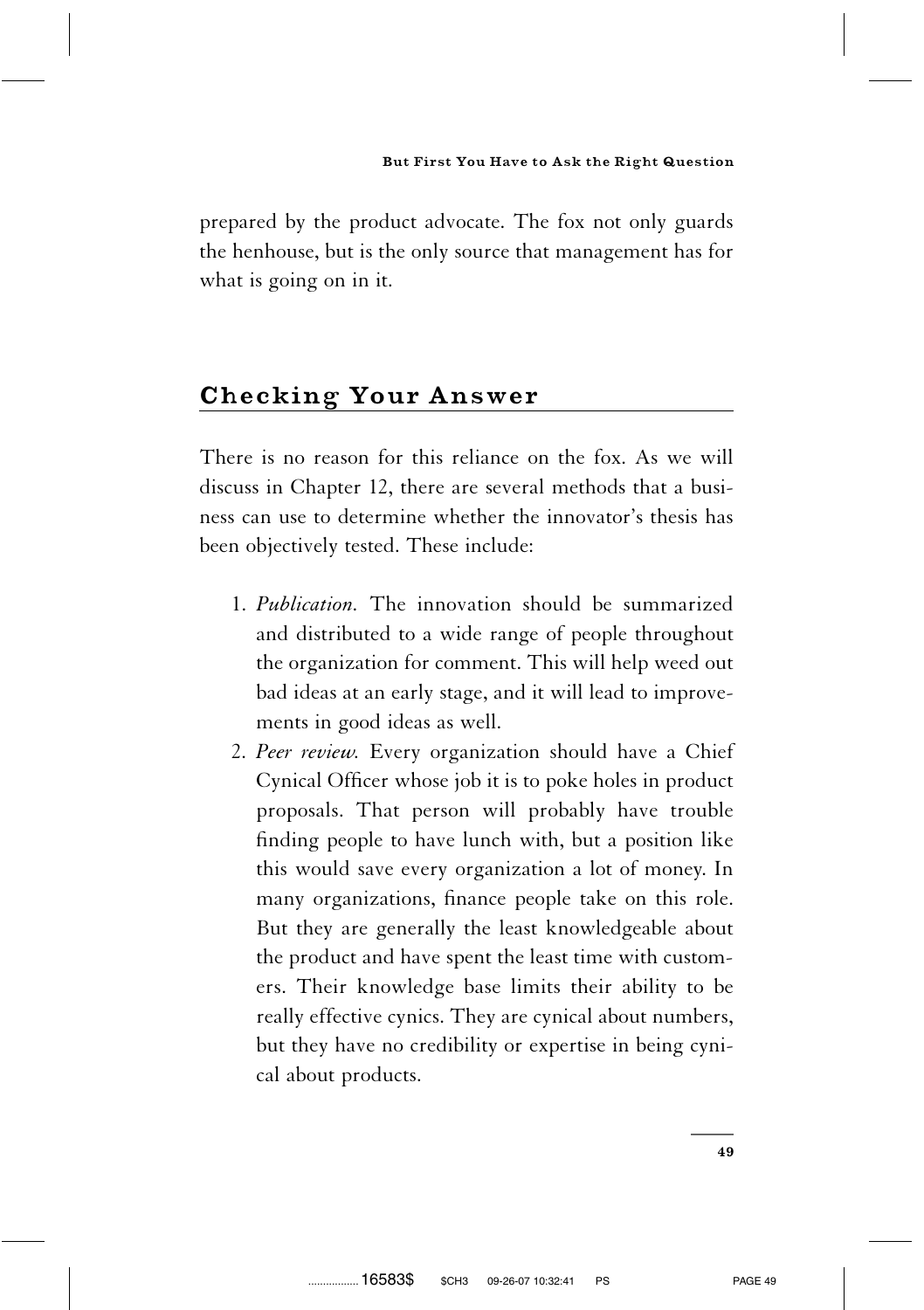prepared by the product advocate. The fox not only guards the henhouse, but is the only source that management has for what is going on in it.

## Checking Your Answer

There is no reason for this reliance on the fox. As we will discuss in Chapter 12, there are several methods that a business can use to determine whether the innovator's thesis has been objectively tested. These include:

1. *Publication.* The innovation should be summarized and distributed to a wide range of people throughout the organization for comment. This will help weed out bad ideas at an early stage, and it will lead to improvements in good ideas as well.
2. *Peer review.* Every organization should have a Chief Cynical Officer whose job it is to poke holes in product proposals. That person will probably have trouble finding people to have lunch with, but a position like this would save every organization a lot of money. In many organizations, finance people take on this role. But they are generally the least knowledgeable about the product and have spent the least time with customers. Their knowledge base limits their ability to be really effective cynics. They are cynical about numbers, but they have no credibility or expertise in being cynical about products.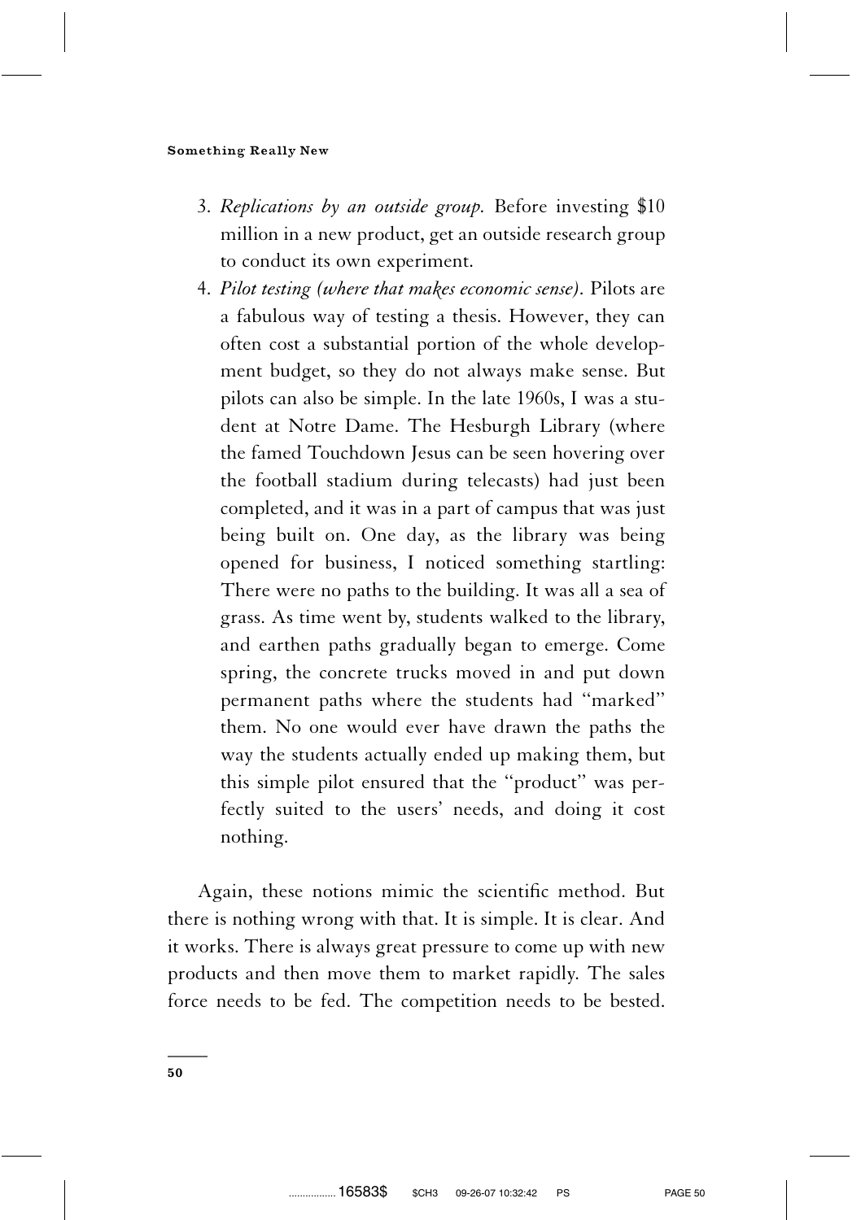3. *Replications by an outside group.* Before investing $10 million in a new product, get an outside research group to conduct its own experiment.
4. *Pilot testing (where that makes economic sense).* Pilots are a fabulous way of testing a thesis. However, they can often cost a substantial portion of the whole development budget, so they do not always make sense. But pilots can also be simple. In the late 1960s, I was a student at Notre Dame. The Hesburgh Library (where the famed Touchdown Jesus can be seen hovering over the football stadium during telecasts) had just been completed, and it was in a part of campus that was just being built on. One day, as the library was being opened for business, I noticed something startling: There were no paths to the building. It was all a sea of grass. As time went by, students walked to the library, and earthen paths gradually began to emerge. Come spring, the concrete trucks moved in and put down permanent paths where the students had "marked" them. No one would ever have drawn the paths the way the students actually ended up making them, but this simple pilot ensured that the "product" was perfectly suited to the users' needs, and doing it cost nothing.

Again, these notions mimic the scientific method. But there is nothing wrong with that. It is simple. It is clear. And it works. There is always great pressure to come up with new products and then move them to market rapidly. The sales force needs to be fed. The competition needs to be bested.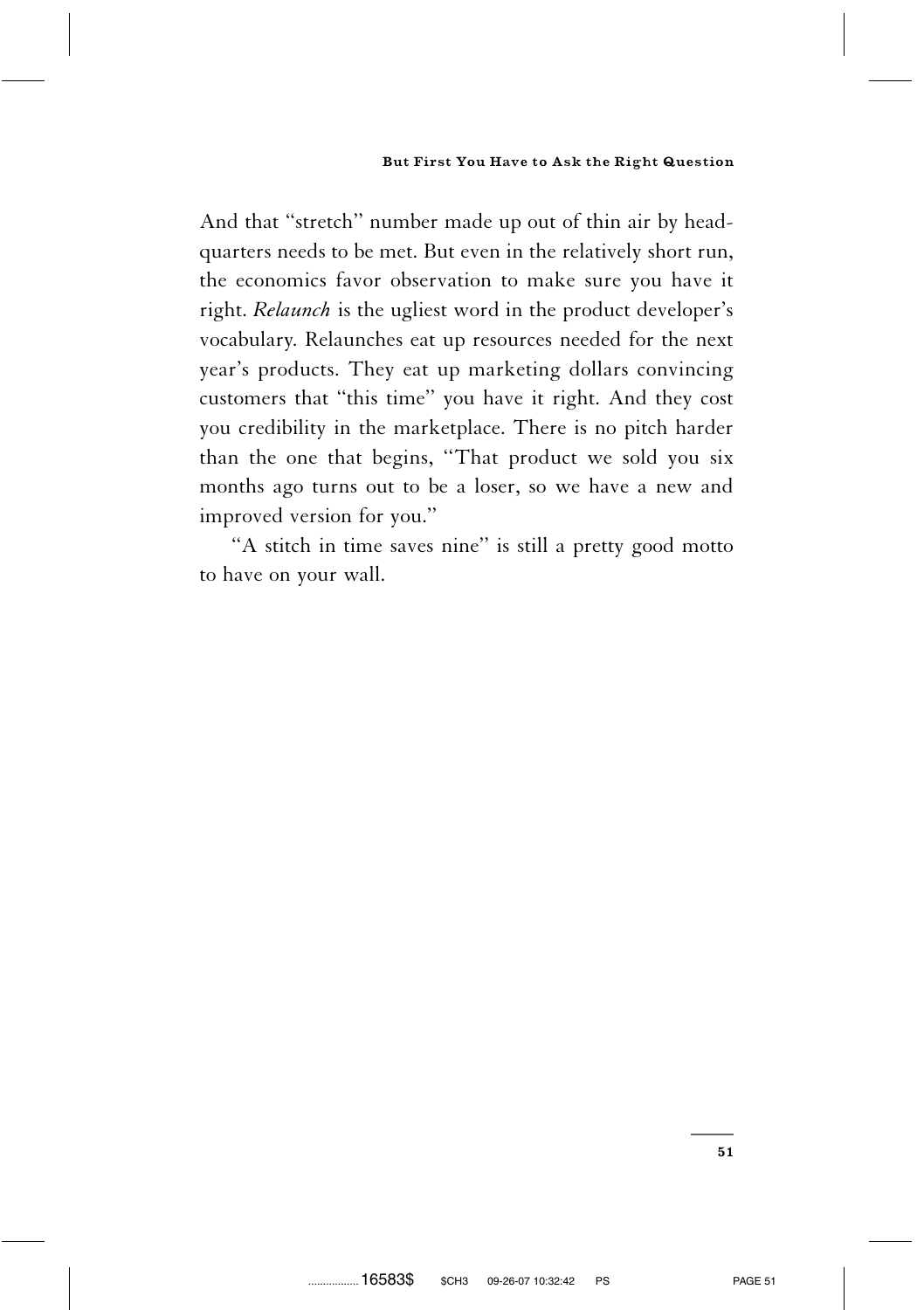And that "stretch" number made up out of thin air by headquarters needs to be met. But even in the relatively short run, the economics favor observation to make sure you have it right. *Relaunch* is the ugliest word in the product developer's vocabulary. Relaunches eat up resources needed for the next year's products. They eat up marketing dollars convincing customers that "this time" you have it right. And they cost you credibility in the marketplace. There is no pitch harder than the one that begins, "That product we sold you six months ago turns out to be a loser, so we have a new and improved version for you."

"A stitch in time saves nine" is still a pretty good motto to have on your wall.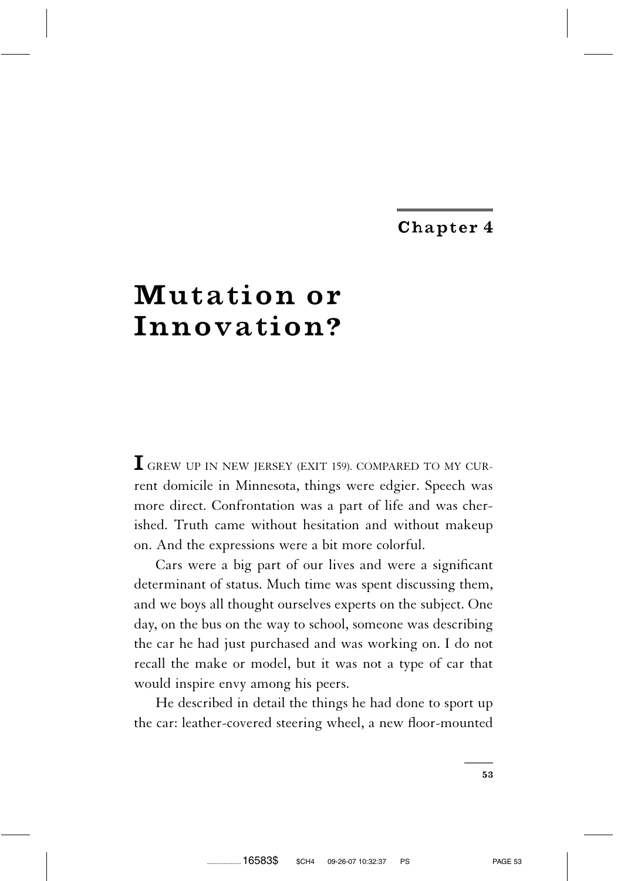## Chapter 4

# Mutation or Innovation?

**I** GREW UP IN NEW JERSEY (EXIT 159). COMPARED TO MY CURRENT domicile in Minnesota, things were edgier. Speech was more direct. Confrontation was a part of life and was cherished. Truth came without hesitation and without makeup on. And the expressions were a bit more colorful.

Cars were a big part of our lives and were a significant determinant of status. Much time was spent discussing them, and we boys all thought ourselves experts on the subject. One day, on the bus on the way to school, someone was describing the car he had just purchased and was working on. I do not recall the make or model, but it was not a type of car that would inspire envy among his peers.

He described in detail the things he had done to sport up the car: leather-covered steering wheel, a new floor-mounted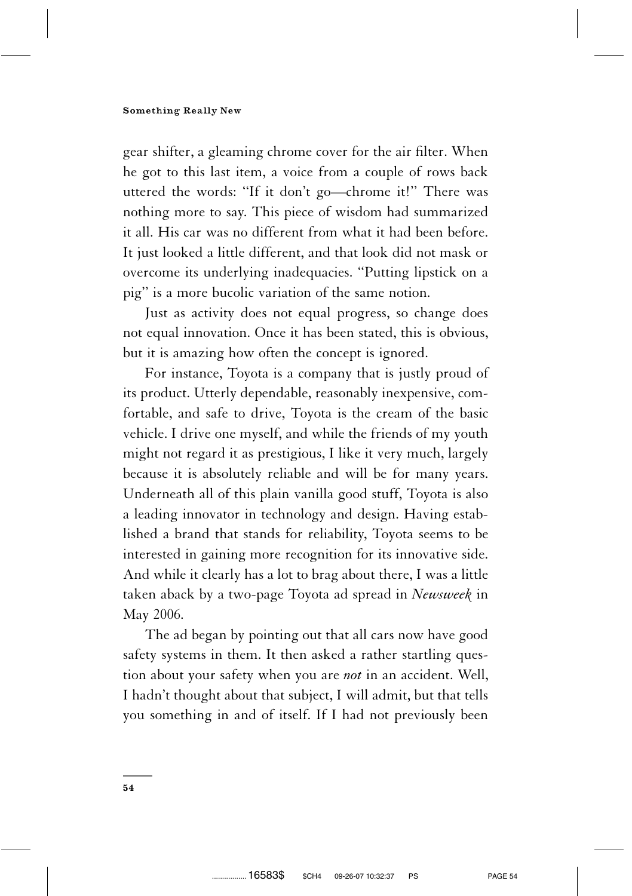gear shifter, a gleaming chrome cover for the air filter. When he got to this last item, a voice from a couple of rows back uttered the words: "If it don't go—chrome it!" There was nothing more to say. This piece of wisdom had summarized it all. His car was no different from what it had been before. It just looked a little different, and that look did not mask or overcome its underlying inadequacies. "Putting lipstick on a pig" is a more bucolic variation of the same notion.

Just as activity does not equal progress, so change does not equal innovation. Once it has been stated, this is obvious, but it is amazing how often the concept is ignored.

For instance, Toyota is a company that is justly proud of its product. Utterly dependable, reasonably inexpensive, comfortable, and safe to drive, Toyota is the cream of the basic vehicle. I drive one myself, and while the friends of my youth might not regard it as prestigious, I like it very much, largely because it is absolutely reliable and will be for many years. Underneath all of this plain vanilla good stuff, Toyota is also a leading innovator in technology and design. Having established a brand that stands for reliability, Toyota seems to be interested in gaining more recognition for its innovative side. And while it clearly has a lot to brag about there, I was a little taken aback by a two-page Toyota ad spread in *Newsweek* in May 2006.

The ad began by pointing out that all cars now have good safety systems in them. It then asked a rather startling question about your safety when you are *not* in an accident. Well, I hadn't thought about that subject, I will admit, but that tells you something in and of itself. If I had not previously been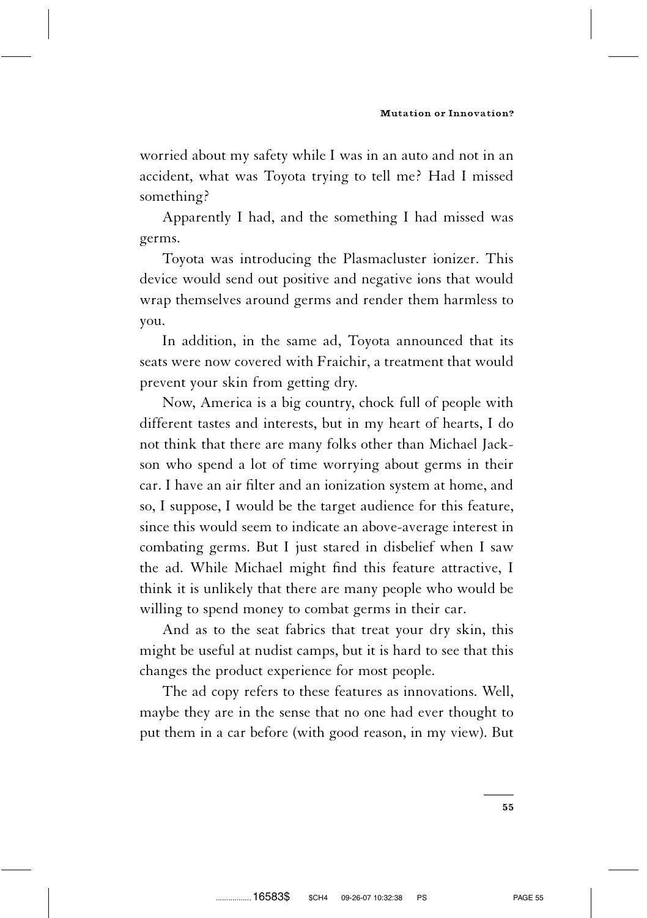worried about my safety while I was in an auto and not in an accident, what was Toyota trying to tell me? Had I missed something?

Apparently I had, and the something I had missed was germs.

Toyota was introducing the Plasmacluster ionizer. This device would send out positive and negative ions that would wrap themselves around germs and render them harmless to you.

In addition, in the same ad, Toyota announced that its seats were now covered with Fraichir, a treatment that would prevent your skin from getting dry.

Now, America is a big country, chock full of people with different tastes and interests, but in my heart of hearts, I do not think that there are many folks other than Michael Jackson who spend a lot of time worrying about germs in their car. I have an air filter and an ionization system at home, and so, I suppose, I would be the target audience for this feature, since this would seem to indicate an above-average interest in combating germs. But I just stared in disbelief when I saw the ad. While Michael might find this feature attractive, I think it is unlikely that there are many people who would be willing to spend money to combat germs in their car.

And as to the seat fabrics that treat your dry skin, this might be useful at nudist camps, but it is hard to see that this changes the product experience for most people.

The ad copy refers to these features as innovations. Well, maybe they are in the sense that no one had ever thought to put them in a car before (with good reason, in my view). But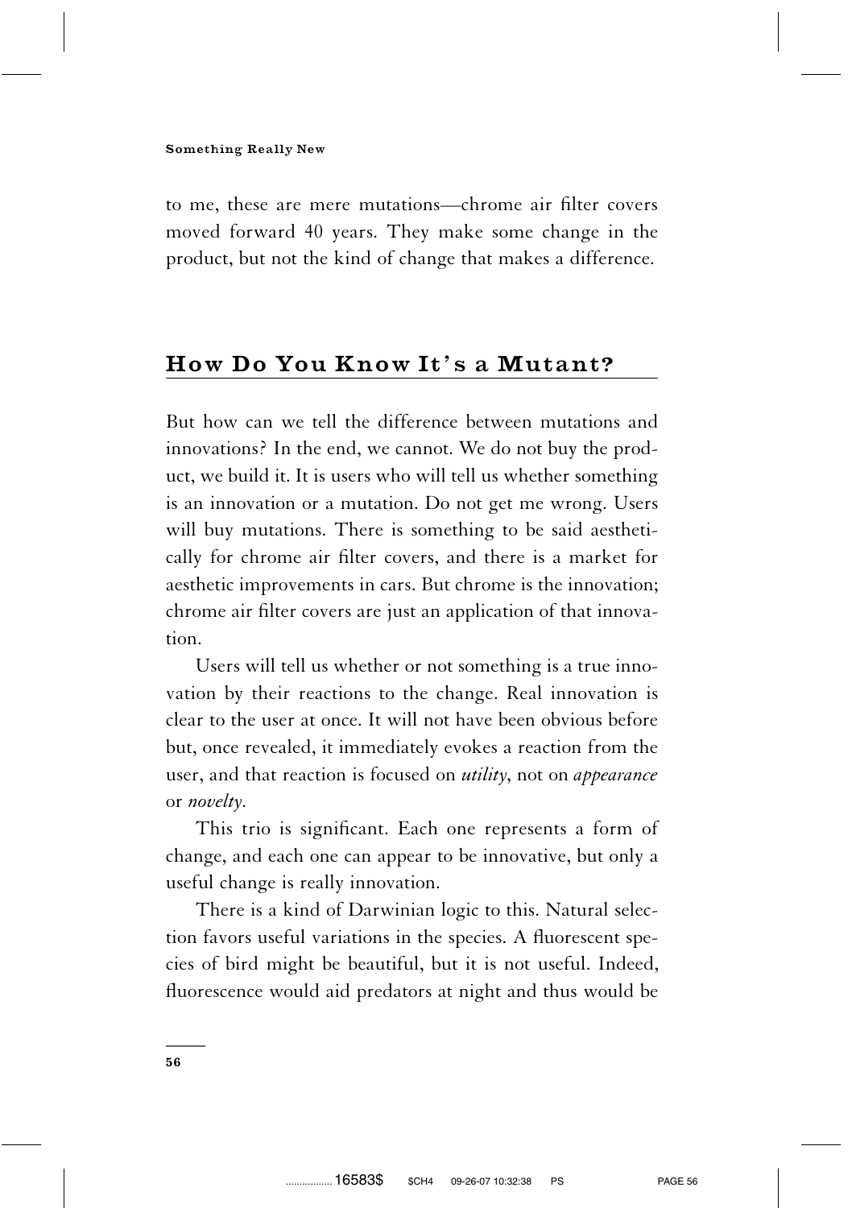to me, these are mere mutations—chrome air filter covers moved forward 40 years. They make some change in the product, but not the kind of change that makes a difference.

## How Do You Know It's a Mutant?

But how can we tell the difference between mutations and innovations? In the end, we cannot. We do not buy the product, we build it. It is users who will tell us whether something is an innovation or a mutation. Do not get me wrong. Users will buy mutations. There is something to be said aesthetically for chrome air filter covers, and there is a market for aesthetic improvements in cars. But chrome is the innovation; chrome air filter covers are just an application of that innovation.

Users will tell us whether or not something is a true innovation by their reactions to the change. Real innovation is clear to the user at once. It will not have been obvious before but, once revealed, it immediately evokes a reaction from the user, and that reaction is focused on *utility*, not on *appearance* or *novelty*.

This trio is significant. Each one represents a form of change, and each one can appear to be innovative, but only a useful change is really innovation.

There is a kind of Darwinian logic to this. Natural selection favors useful variations in the species. A fluorescent species of bird might be beautiful, but it is not useful. Indeed, fluorescence would aid predators at night and thus would be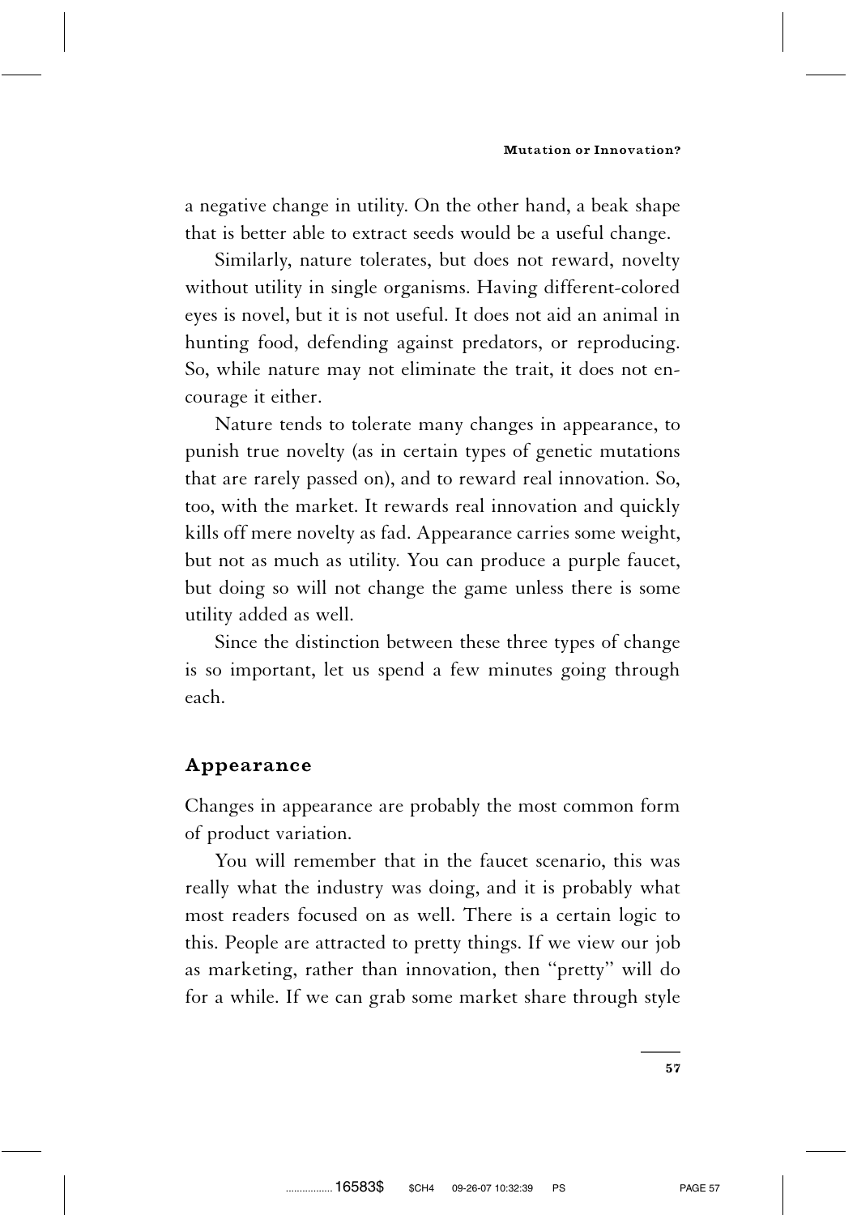a negative change in utility. On the other hand, a beak shape that is better able to extract seeds would be a useful change.

Similarly, nature tolerates, but does not reward, novelty without utility in single organisms. Having different-colored eyes is novel, but it is not useful. It does not aid an animal in hunting food, defending against predators, or reproducing. So, while nature may not eliminate the trait, it does not encourage it either.

Nature tends to tolerate many changes in appearance, to punish true novelty (as in certain types of genetic mutations that are rarely passed on), and to reward real innovation. So, too, with the market. It rewards real innovation and quickly kills off mere novelty as fad. Appearance carries some weight, but not as much as utility. You can produce a purple faucet, but doing so will not change the game unless there is some utility added as well.

Since the distinction between these three types of change is so important, let us spend a few minutes going through each.

## Appearance

Changes in appearance are probably the most common form of product variation.

You will remember that in the faucet scenario, this was really what the industry was doing, and it is probably what most readers focused on as well. There is a certain logic to this. People are attracted to pretty things. If we view our job as marketing, rather than innovation, then "pretty" will do for a while. If we can grab some market share through style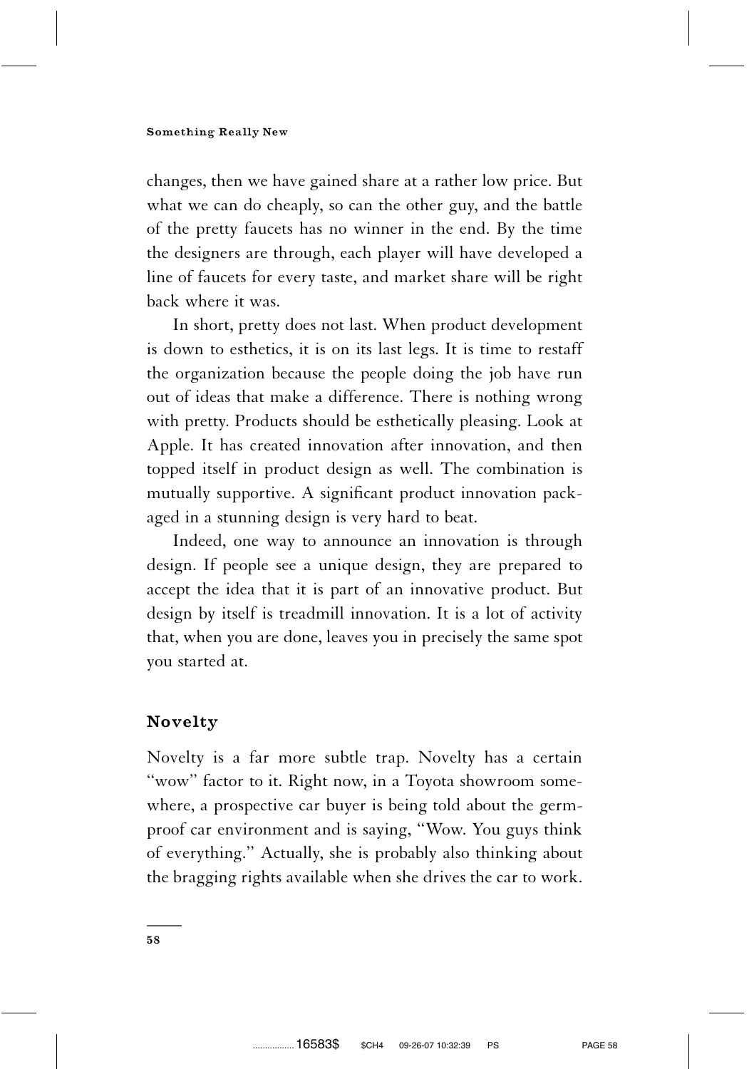changes, then we have gained share at a rather low price. But what we can do cheaply, so can the other guy, and the battle of the pretty faucets has no winner in the end. By the time the designers are through, each player will have developed a line of faucets for every taste, and market share will be right back where it was.

In short, pretty does not last. When product development is down to esthetics, it is on its last legs. It is time to restaff the organization because the people doing the job have run out of ideas that make a difference. There is nothing wrong with pretty. Products should be esthetically pleasing. Look at Apple. It has created innovation after innovation, and then topped itself in product design as well. The combination is mutually supportive. A significant product innovation packaged in a stunning design is very hard to beat.

Indeed, one way to announce an innovation is through design. If people see a unique design, they are prepared to accept the idea that it is part of an innovative product. But design by itself is treadmill innovation. It is a lot of activity that, when you are done, leaves you in precisely the same spot you started at.

## Novelty

Novelty is a far more subtle trap. Novelty has a certain "wow" factor to it. Right now, in a Toyota showroom somewhere, a prospective car buyer is being told about the germproof car environment and is saying, "Wow. You guys think of everything." Actually, she is probably also thinking about the bragging rights available when she drives the car to work.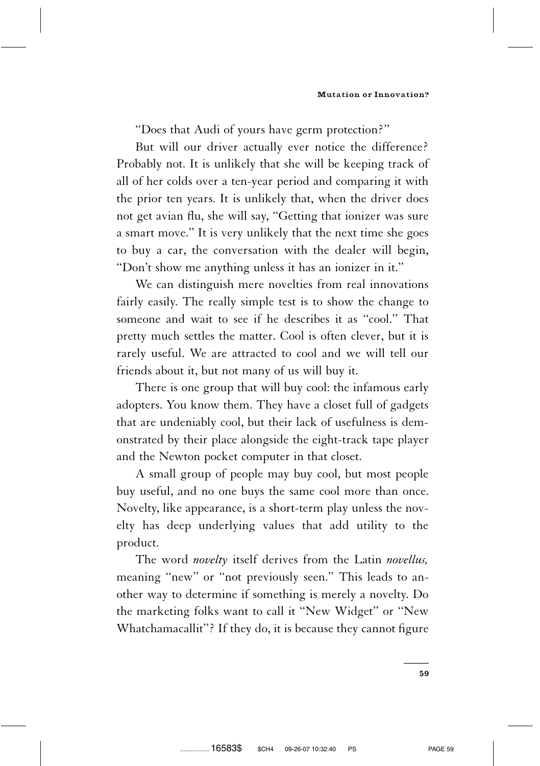"Does that Audi of yours have germ protection?"

But will our driver actually ever notice the difference? Probably not. It is unlikely that she will be keeping track of all of her colds over a ten-year period and comparing it with the prior ten years. It is unlikely that, when the driver does not get avian flu, she will say, "Getting that ionizer was sure a smart move." It is very unlikely that the next time she goes to buy a car, the conversation with the dealer will begin, "Don't show me anything unless it has an ionizer in it."

We can distinguish mere novelties from real innovations fairly easily. The really simple test is to show the change to someone and wait to see if he describes it as "cool." That pretty much settles the matter. Cool is often clever, but it is rarely useful. We are attracted to cool and we will tell our friends about it, but not many of us will buy it.

There is one group that will buy cool: the infamous early adopters. You know them. They have a closet full of gadgets that are undeniably cool, but their lack of usefulness is demonstrated by their place alongside the eight-track tape player and the Newton pocket computer in that closet.

A small group of people may buy cool, but most people buy useful, and no one buys the same cool more than once. Novelty, like appearance, is a short-term play unless the novelty has deep underlying values that add utility to the product.

The word *novelty* itself derives from the Latin *novellus,* meaning "new" or "not previously seen." This leads to another way to determine if something is merely a novelty. Do the marketing folks want to call it "New Widget" or "New Whatchamacallit"? If they do, it is because they cannot figure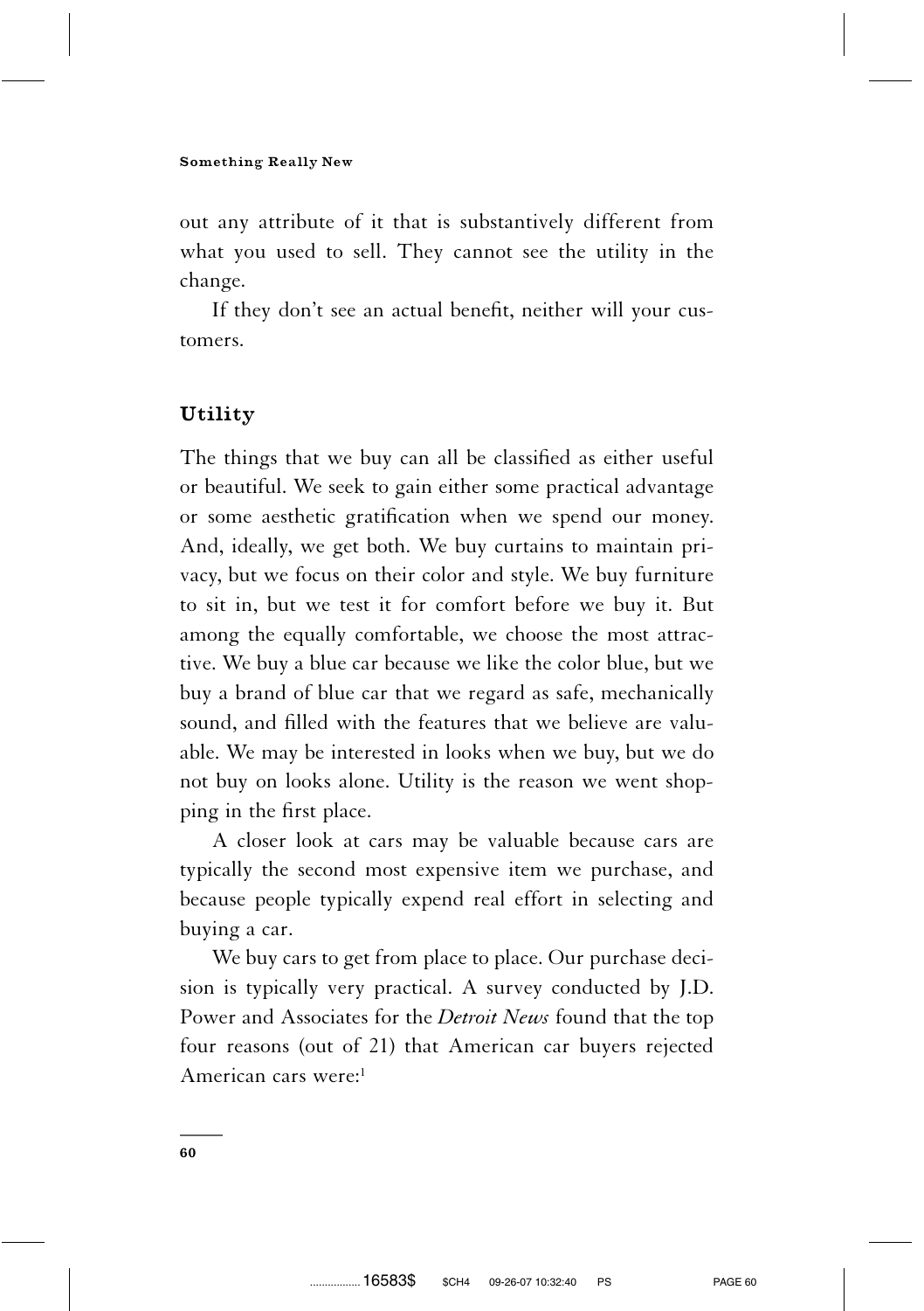out any attribute of it that is substantively different from what you used to sell. They cannot see the utility in the change.

If they don't see an actual benefit, neither will your customers.

## Utility

The things that we buy can all be classified as either useful or beautiful. We seek to gain either some practical advantage or some aesthetic gratification when we spend our money. And, ideally, we get both. We buy curtains to maintain privacy, but we focus on their color and style. We buy furniture to sit in, but we test it for comfort before we buy it. But among the equally comfortable, we choose the most attractive. We buy a blue car because we like the color blue, but we buy a brand of blue car that we regard as safe, mechanically sound, and filled with the features that we believe are valuable. We may be interested in looks when we buy, but we do not buy on looks alone. Utility is the reason we went shopping in the first place.

A closer look at cars may be valuable because cars are typically the second most expensive item we purchase, and because people typically expend real effort in selecting and buying a car.

We buy cars to get from place to place. Our purchase decision is typically very practical. A survey conducted by J.D. Power and Associates for the *Detroit News* found that the top four reasons (out of 21) that American car buyers rejected American cars were:[1]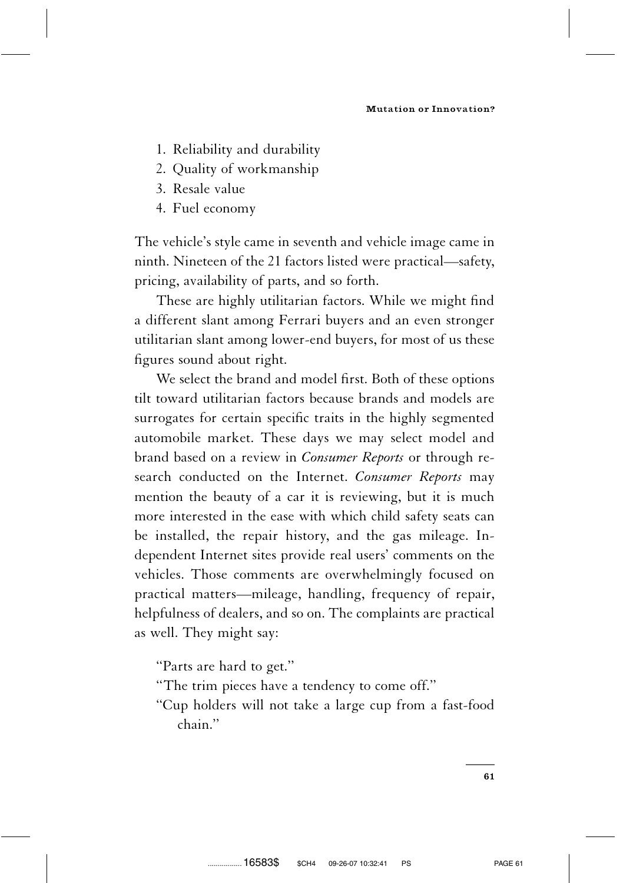1. Reliability and durability
2. Quality of workmanship
3. Resale value
4. Fuel economy

The vehicle's style came in seventh and vehicle image came in ninth. Nineteen of the 21 factors listed were practical—safety, pricing, availability of parts, and so forth.

These are highly utilitarian factors. While we might find a different slant among Ferrari buyers and an even stronger utilitarian slant among lower-end buyers, for most of us these figures sound about right.

We select the brand and model first. Both of these options tilt toward utilitarian factors because brands and models are surrogates for certain specific traits in the highly segmented automobile market. These days we may select model and brand based on a review in *Consumer Reports* or through research conducted on the Internet. *Consumer Reports* may mention the beauty of a car it is reviewing, but it is much more interested in the ease with which child safety seats can be installed, the repair history, and the gas mileage. Independent Internet sites provide real users' comments on the vehicles. Those comments are overwhelmingly focused on practical matters—mileage, handling, frequency of repair, helpfulness of dealers, and so on. The complaints are practical as well. They might say:

"Parts are hard to get."
"The trim pieces have a tendency to come off."
"Cup holders will not take a large cup from a fast-food chain."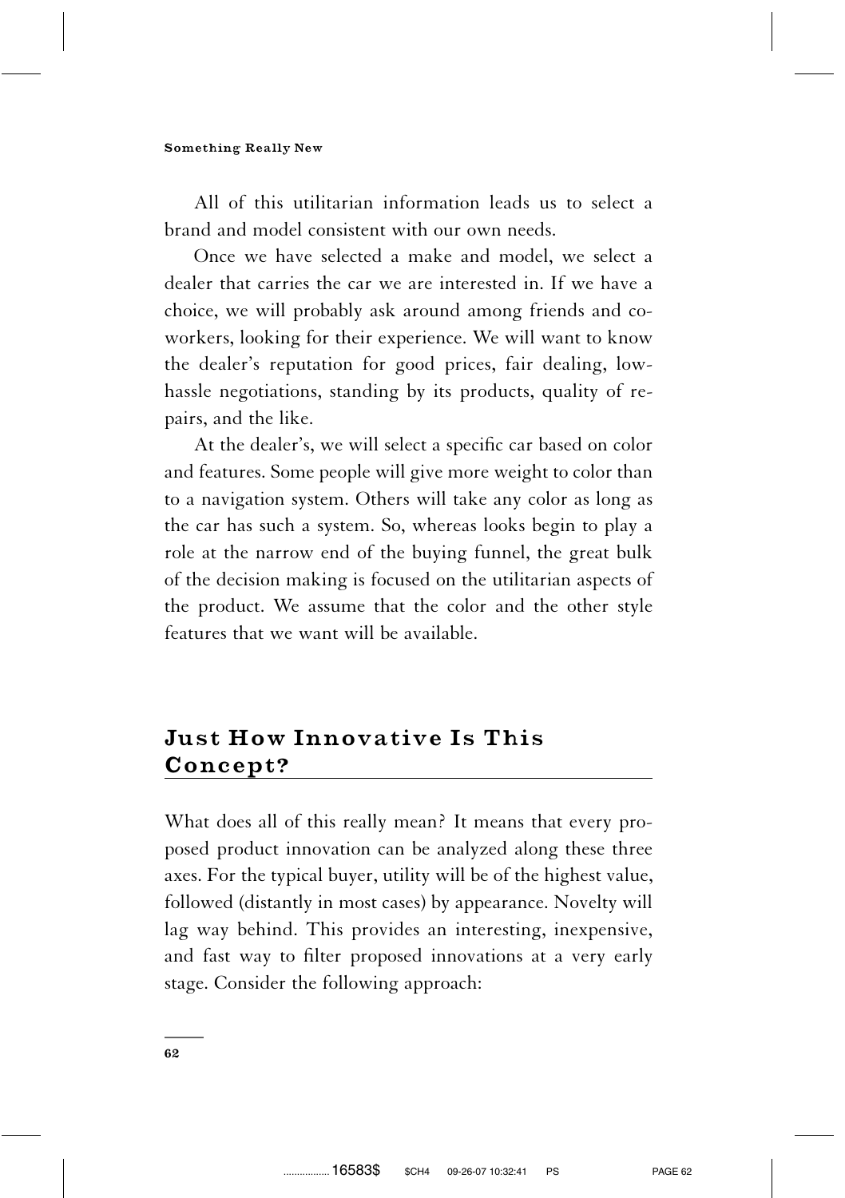All of this utilitarian information leads us to select a brand and model consistent with our own needs.

Once we have selected a make and model, we select a dealer that carries the car we are interested in. If we have a choice, we will probably ask around among friends and coworkers, looking for their experience. We will want to know the dealer's reputation for good prices, fair dealing, low-hassle negotiations, standing by its products, quality of repairs, and the like.

At the dealer's, we will select a specific car based on color and features. Some people will give more weight to color than to a navigation system. Others will take any color as long as the car has such a system. So, whereas looks begin to play a role at the narrow end of the buying funnel, the great bulk of the decision making is focused on the utilitarian aspects of the product. We assume that the color and the other style features that we want will be available.

## Just How Innovative Is This Concept?

What does all of this really mean? It means that every proposed product innovation can be analyzed along these three axes. For the typical buyer, utility will be of the highest value, followed (distantly in most cases) by appearance. Novelty will lag way behind. This provides an interesting, inexpensive, and fast way to filter proposed innovations at a very early stage. Consider the following approach: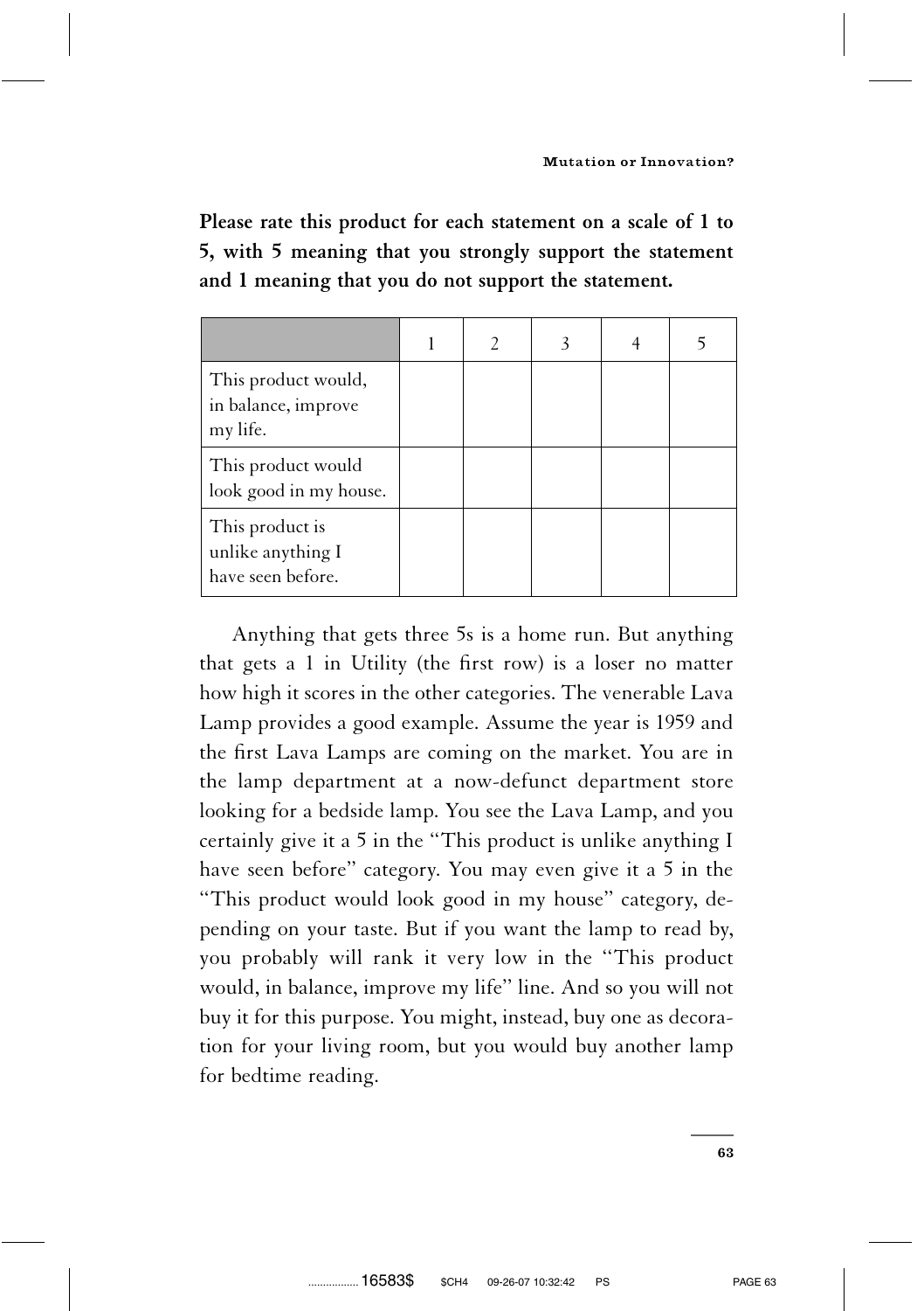**Please rate this product for each statement on a scale of 1 to 5, with 5 meaning that you strongly support the statement and 1 meaning that you do not support the statement.**

| | 1 | 2 | 3 | 4 | 5 |
|---|---|---|---|---|---|
| This product would, in balance, improve my life. | | | | | |
| This product would look good in my house. | | | | | |
| This product is unlike anything I have seen before. | | | | | |

Anything that gets three 5s is a home run. But anything that gets a 1 in Utility (the first row) is a loser no matter how high it scores in the other categories. The venerable Lava Lamp provides a good example. Assume the year is 1959 and the first Lava Lamps are coming on the market. You are in the lamp department at a now-defunct department store looking for a bedside lamp. You see the Lava Lamp, and you certainly give it a 5 in the "This product is unlike anything I have seen before" category. You may even give it a 5 in the "This product would look good in my house" category, depending on your taste. But if you want the lamp to read by, you probably will rank it very low in the "This product would, in balance, improve my life" line. And so you will not buy it for this purpose. You might, instead, buy one as decoration for your living room, but you would buy another lamp for bedtime reading.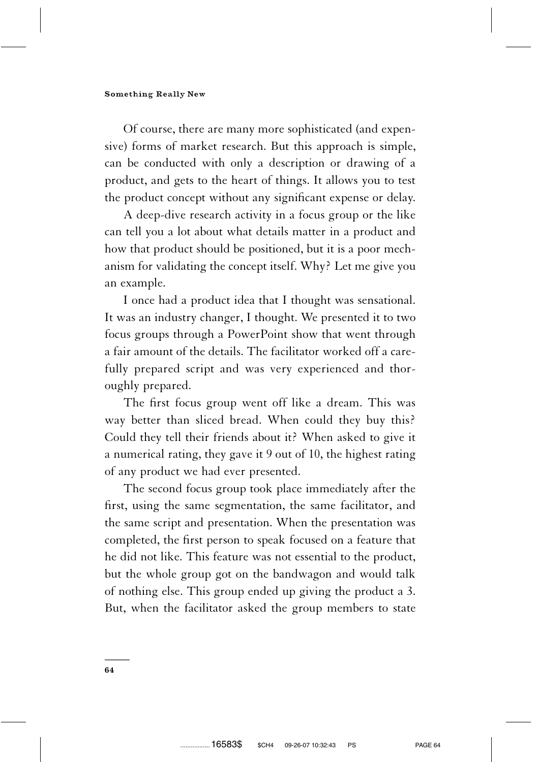Of course, there are many more sophisticated (and expensive) forms of market research. But this approach is simple, can be conducted with only a description or drawing of a product, and gets to the heart of things. It allows you to test the product concept without any significant expense or delay.

A deep-dive research activity in a focus group or the like can tell you a lot about what details matter in a product and how that product should be positioned, but it is a poor mechanism for validating the concept itself. Why? Let me give you an example.

I once had a product idea that I thought was sensational. It was an industry changer, I thought. We presented it to two focus groups through a PowerPoint show that went through a fair amount of the details. The facilitator worked off a carefully prepared script and was very experienced and thoroughly prepared.

The first focus group went off like a dream. This was way better than sliced bread. When could they buy this? Could they tell their friends about it? When asked to give it a numerical rating, they gave it 9 out of 10, the highest rating of any product we had ever presented.

The second focus group took place immediately after the first, using the same segmentation, the same facilitator, and the same script and presentation. When the presentation was completed, the first person to speak focused on a feature that he did not like. This feature was not essential to the product, but the whole group got on the bandwagon and would talk of nothing else. This group ended up giving the product a 3. But, when the facilitator asked the group members to state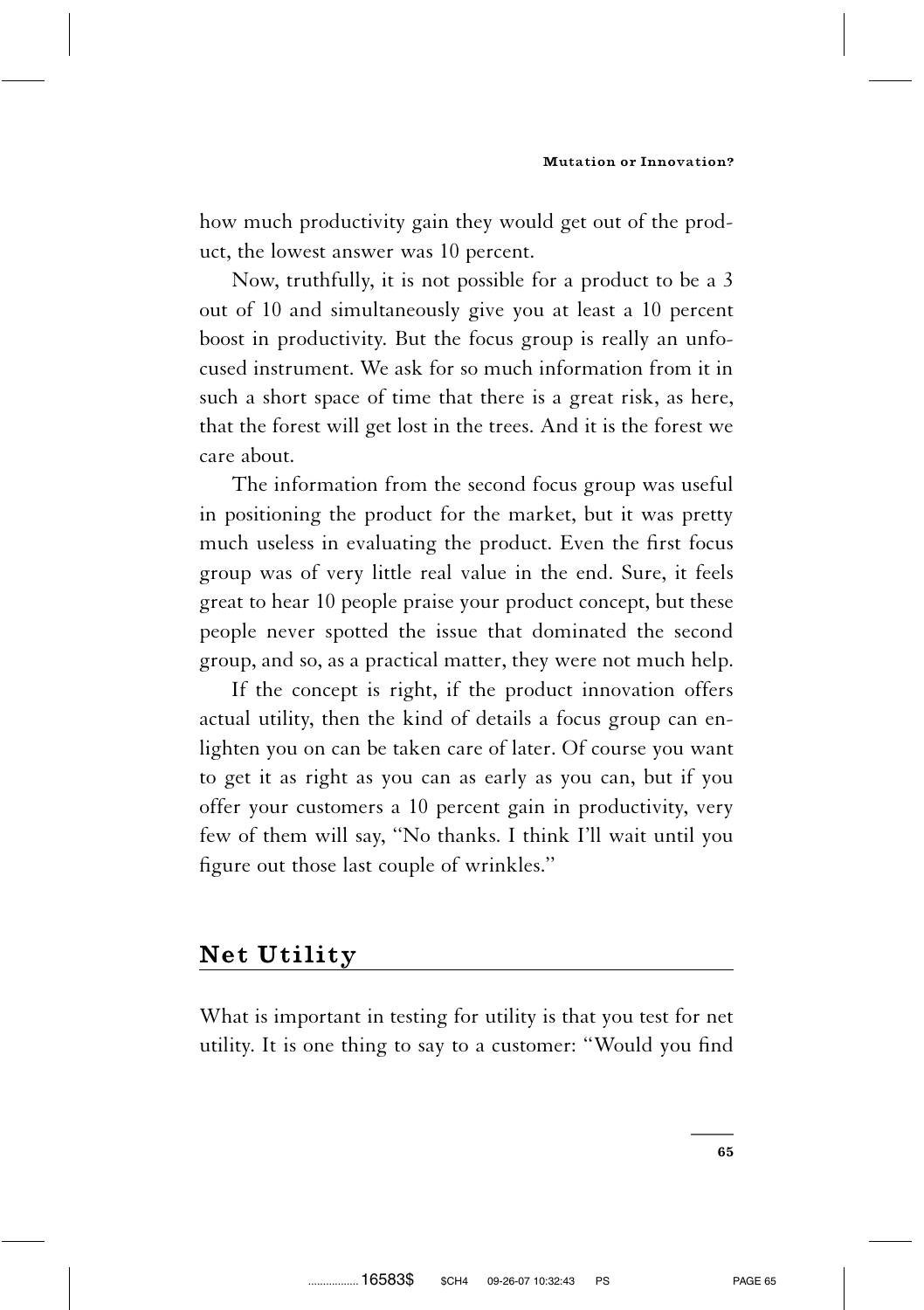how much productivity gain they would get out of the product, the lowest answer was 10 percent.

Now, truthfully, it is not possible for a product to be a 3 out of 10 and simultaneously give you at least a 10 percent boost in productivity. But the focus group is really an unfocused instrument. We ask for so much information from it in such a short space of time that there is a great risk, as here, that the forest will get lost in the trees. And it is the forest we care about.

The information from the second focus group was useful in positioning the product for the market, but it was pretty much useless in evaluating the product. Even the first focus group was of very little real value in the end. Sure, it feels great to hear 10 people praise your product concept, but these people never spotted the issue that dominated the second group, and so, as a practical matter, they were not much help.

If the concept is right, if the product innovation offers actual utility, then the kind of details a focus group can enlighten you on can be taken care of later. Of course you want to get it as right as you can as early as you can, but if you offer your customers a 10 percent gain in productivity, very few of them will say, "No thanks. I think I'll wait until you figure out those last couple of wrinkles."

## Net Utility

What is important in testing for utility is that you test for net utility. It is one thing to say to a customer: "Would you find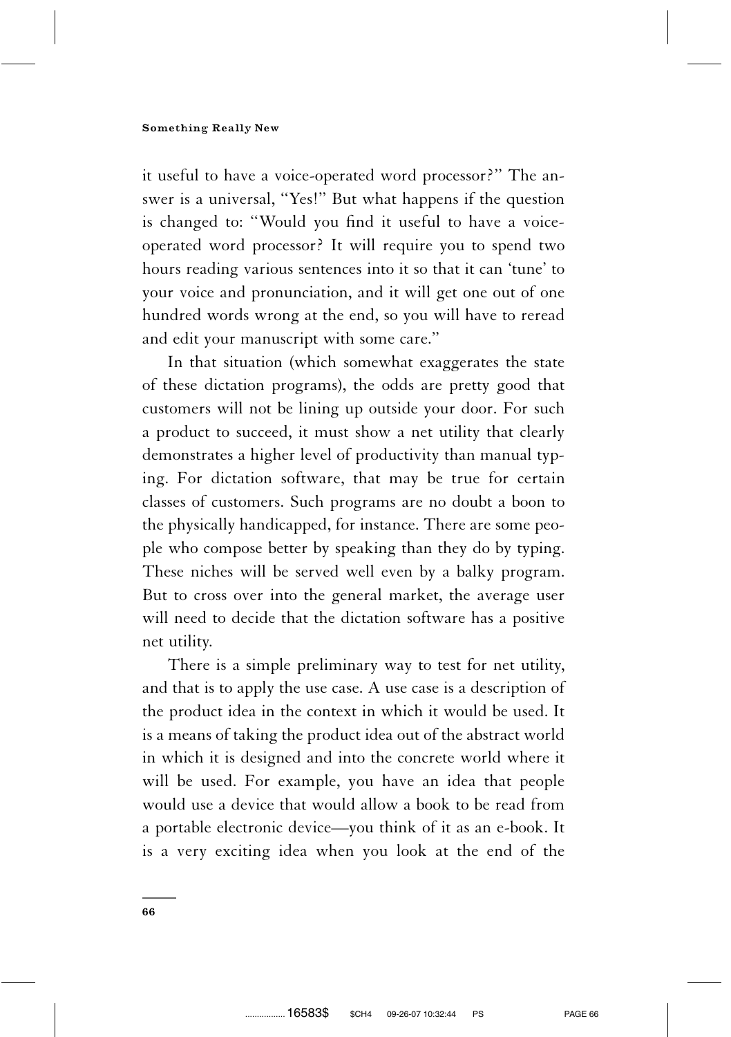it useful to have a voice-operated word processor?'' The answer is a universal, ''Yes!'' But what happens if the question is changed to: ''Would you find it useful to have a voice-operated word processor? It will require you to spend two hours reading various sentences into it so that it can 'tune' to your voice and pronunciation, and it will get one out of one hundred words wrong at the end, so you will have to reread and edit your manuscript with some care.''

In that situation (which somewhat exaggerates the state of these dictation programs), the odds are pretty good that customers will not be lining up outside your door. For such a product to succeed, it must show a net utility that clearly demonstrates a higher level of productivity than manual typing. For dictation software, that may be true for certain classes of customers. Such programs are no doubt a boon to the physically handicapped, for instance. There are some people who compose better by speaking than they do by typing. These niches will be served well even by a balky program. But to cross over into the general market, the average user will need to decide that the dictation software has a positive net utility.

There is a simple preliminary way to test for net utility, and that is to apply the use case. A use case is a description of the product idea in the context in which it would be used. It is a means of taking the product idea out of the abstract world in which it is designed and into the concrete world where it will be used. For example, you have an idea that people would use a device that would allow a book to be read from a portable electronic device—you think of it as an e-book. It is a very exciting idea when you look at the end of the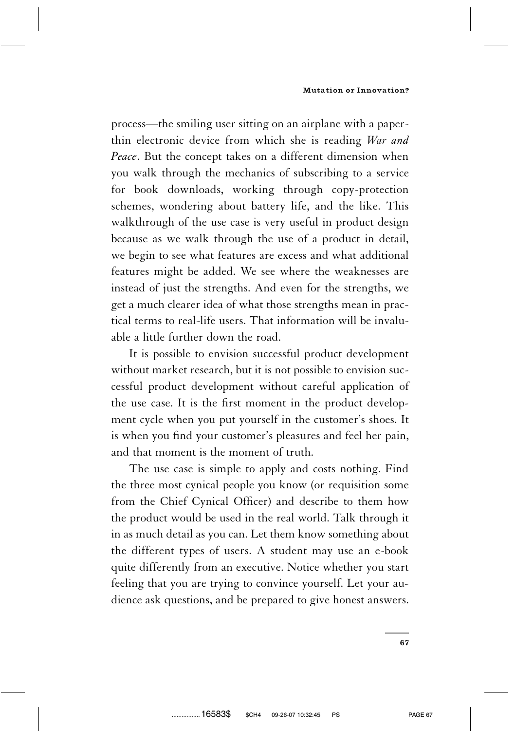process—the smiling user sitting on an airplane with a paper-thin electronic device from which she is reading *War and Peace*. But the concept takes on a different dimension when you walk through the mechanics of subscribing to a service for book downloads, working through copy-protection schemes, wondering about battery life, and the like. This walkthrough of the use case is very useful in product design because as we walk through the use of a product in detail, we begin to see what features are excess and what additional features might be added. We see where the weaknesses are instead of just the strengths. And even for the strengths, we get a much clearer idea of what those strengths mean in practical terms to real-life users. That information will be invaluable a little further down the road.

It is possible to envision successful product development without market research, but it is not possible to envision successful product development without careful application of the use case. It is the first moment in the product development cycle when you put yourself in the customer's shoes. It is when you find your customer's pleasures and feel her pain, and that moment is the moment of truth.

The use case is simple to apply and costs nothing. Find the three most cynical people you know (or requisition some from the Chief Cynical Officer) and describe to them how the product would be used in the real world. Talk through it in as much detail as you can. Let them know something about the different types of users. A student may use an e-book quite differently from an executive. Notice whether you start feeling that you are trying to convince yourself. Let your audience ask questions, and be prepared to give honest answers.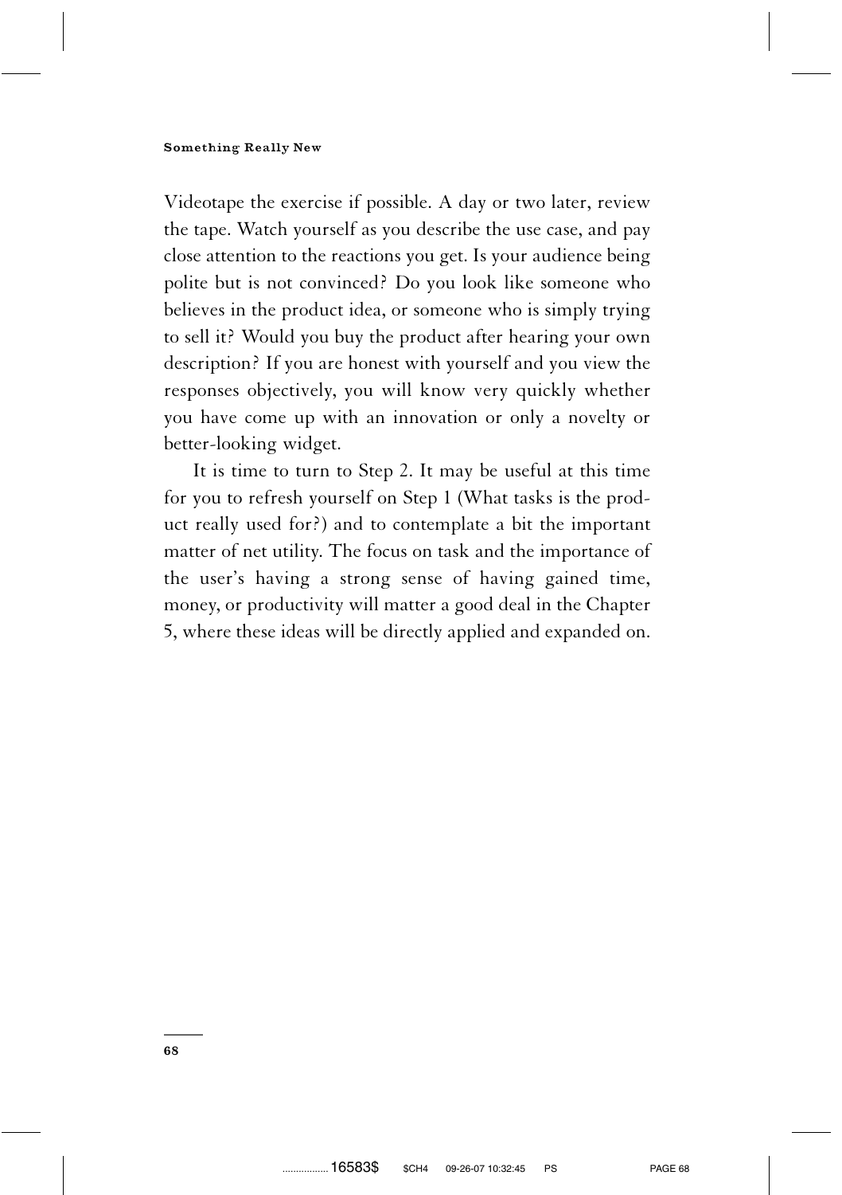Videotape the exercise if possible. A day or two later, review the tape. Watch yourself as you describe the use case, and pay close attention to the reactions you get. Is your audience being polite but is not convinced? Do you look like someone who believes in the product idea, or someone who is simply trying to sell it? Would you buy the product after hearing your own description? If you are honest with yourself and you view the responses objectively, you will know very quickly whether you have come up with an innovation or only a novelty or better-looking widget.

It is time to turn to Step 2. It may be useful at this time for you to refresh yourself on Step 1 (What tasks is the product really used for?) and to contemplate a bit the important matter of net utility. The focus on task and the importance of the user's having a strong sense of having gained time, money, or productivity will matter a good deal in the Chapter 5, where these ideas will be directly applied and expanded on.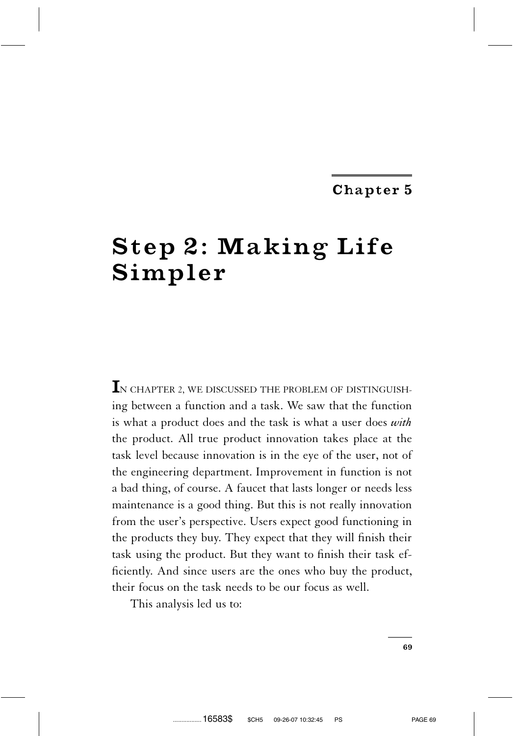## Chapter 5

# Step 2: Making Life Simpler

IN CHAPTER 2, WE DISCUSSED THE PROBLEM OF DISTINGUISHing between a function and a task. We saw that the function is what a product does and the task is what a user does *with* the product. All true product innovation takes place at the task level because innovation is in the eye of the user, not of the engineering department. Improvement in function is not a bad thing, of course. A faucet that lasts longer or needs less maintenance is a good thing. But this is not really innovation from the user's perspective. Users expect good functioning in the products they buy. They expect that they will finish their task using the product. But they want to finish their task efficiently. And since users are the ones who buy the product, their focus on the task needs to be our focus as well.

This analysis led us to: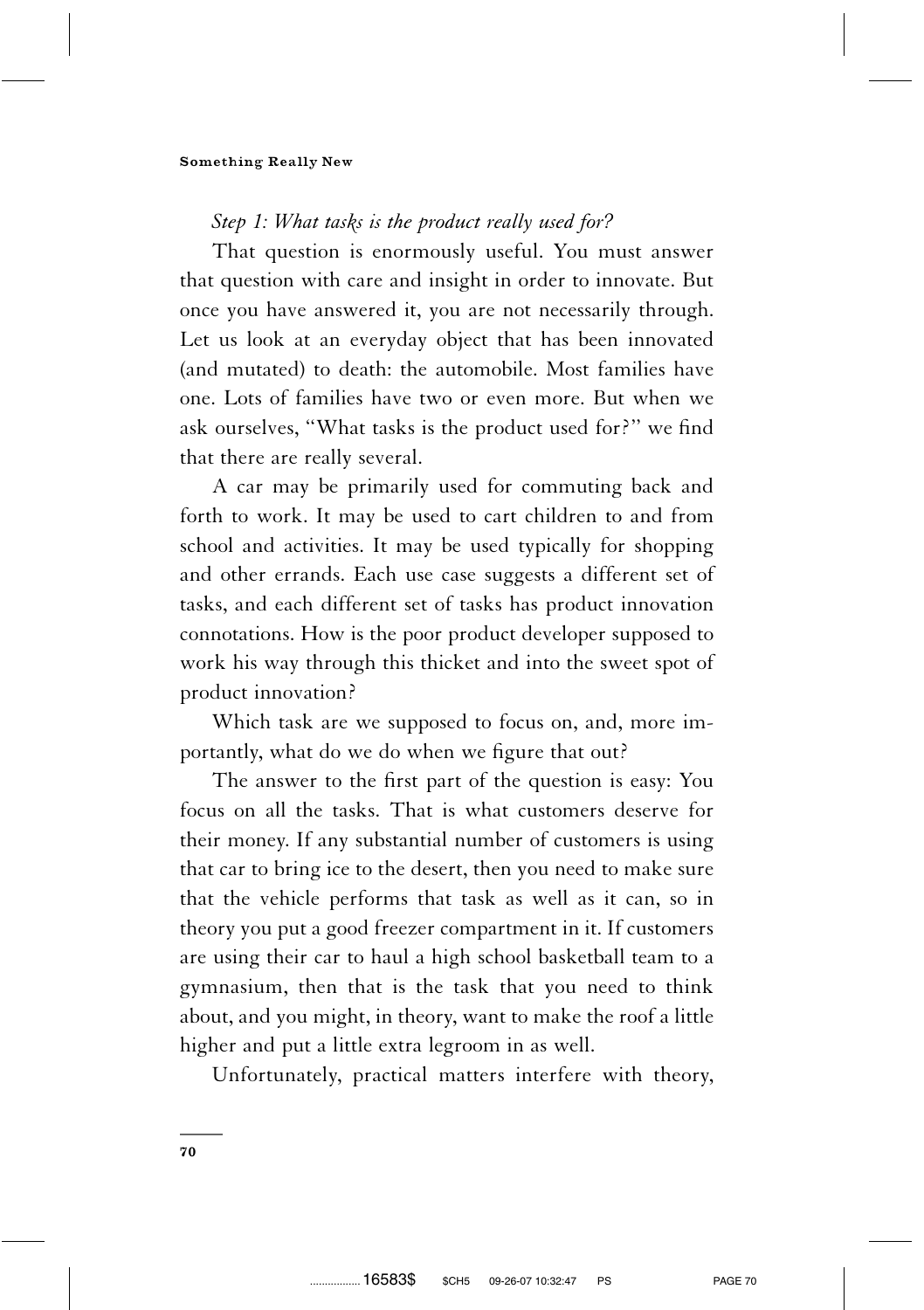*Step 1: What tasks is the product really used for?*

That question is enormously useful. You must answer that question with care and insight in order to innovate. But once you have answered it, you are not necessarily through. Let us look at an everyday object that has been innovated (and mutated) to death: the automobile. Most families have one. Lots of families have two or even more. But when we ask ourselves, "What tasks is the product used for?" we find that there are really several.

A car may be primarily used for commuting back and forth to work. It may be used to cart children to and from school and activities. It may be used typically for shopping and other errands. Each use case suggests a different set of tasks, and each different set of tasks has product innovation connotations. How is the poor product developer supposed to work his way through this thicket and into the sweet spot of product innovation?

Which task are we supposed to focus on, and, more importantly, what do we do when we figure that out?

The answer to the first part of the question is easy: You focus on all the tasks. That is what customers deserve for their money. If any substantial number of customers is using that car to bring ice to the desert, then you need to make sure that the vehicle performs that task as well as it can, so in theory you put a good freezer compartment in it. If customers are using their car to haul a high school basketball team to a gymnasium, then that is the task that you need to think about, and you might, in theory, want to make the roof a little higher and put a little extra legroom in as well.

Unfortunately, practical matters interfere with theory,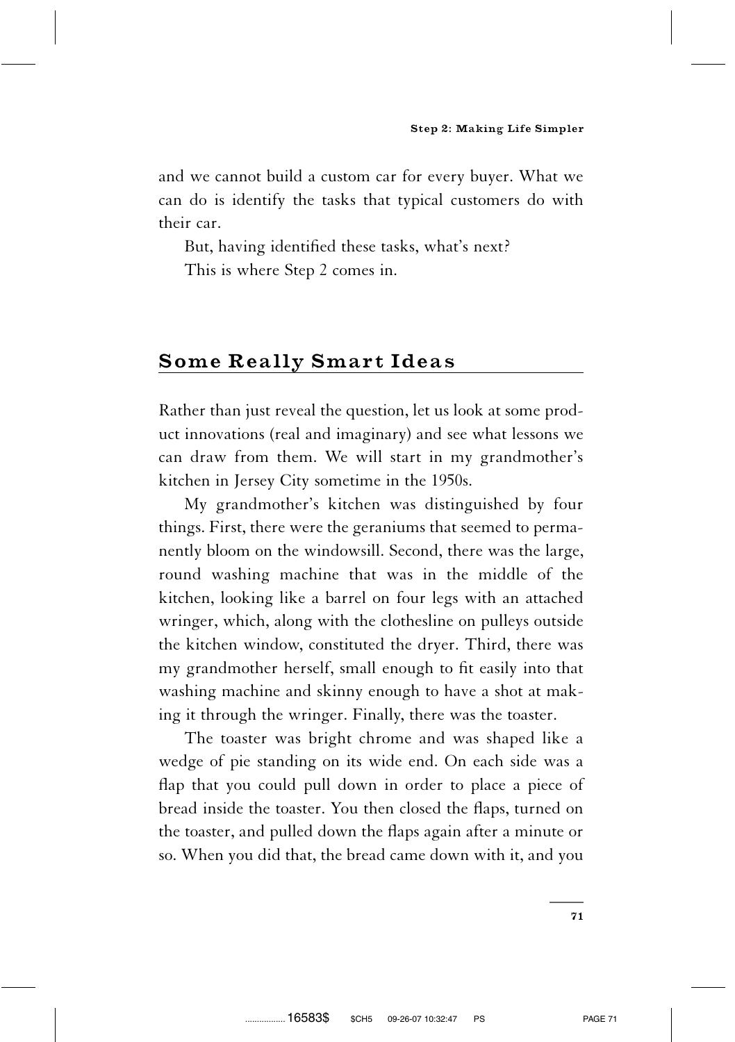and we cannot build a custom car for every buyer. What we can do is identify the tasks that typical customers do with their car.

But, having identified these tasks, what's next?

This is where Step 2 comes in.

## Some Really Smart Ideas

Rather than just reveal the question, let us look at some product innovations (real and imaginary) and see what lessons we can draw from them. We will start in my grandmother's kitchen in Jersey City sometime in the 1950s.

My grandmother's kitchen was distinguished by four things. First, there were the geraniums that seemed to permanently bloom on the windowsill. Second, there was the large, round washing machine that was in the middle of the kitchen, looking like a barrel on four legs with an attached wringer, which, along with the clothesline on pulleys outside the kitchen window, constituted the dryer. Third, there was my grandmother herself, small enough to fit easily into that washing machine and skinny enough to have a shot at making it through the wringer. Finally, there was the toaster.

The toaster was bright chrome and was shaped like a wedge of pie standing on its wide end. On each side was a flap that you could pull down in order to place a piece of bread inside the toaster. You then closed the flaps, turned on the toaster, and pulled down the flaps again after a minute or so. When you did that, the bread came down with it, and you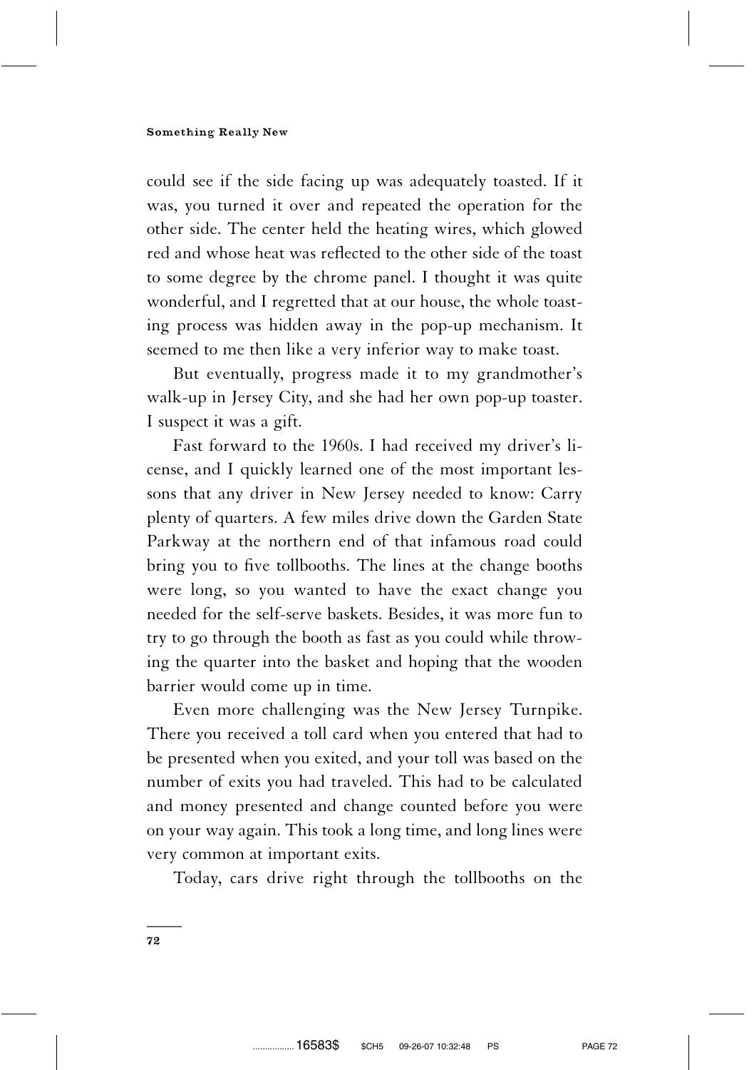could see if the side facing up was adequately toasted. If it was, you turned it over and repeated the operation for the other side. The center held the heating wires, which glowed red and whose heat was reflected to the other side of the toast to some degree by the chrome panel. I thought it was quite wonderful, and I regretted that at our house, the whole toasting process was hidden away in the pop-up mechanism. It seemed to me then like a very inferior way to make toast.

But eventually, progress made it to my grandmother's walk-up in Jersey City, and she had her own pop-up toaster. I suspect it was a gift.

Fast forward to the 1960s. I had received my driver's license, and I quickly learned one of the most important lessons that any driver in New Jersey needed to know: Carry plenty of quarters. A few miles drive down the Garden State Parkway at the northern end of that infamous road could bring you to five tollbooths. The lines at the change booths were long, so you wanted to have the exact change you needed for the self-serve baskets. Besides, it was more fun to try to go through the booth as fast as you could while throwing the quarter into the basket and hoping that the wooden barrier would come up in time.

Even more challenging was the New Jersey Turnpike. There you received a toll card when you entered that had to be presented when you exited, and your toll was based on the number of exits you had traveled. This had to be calculated and money presented and change counted before you were on your way again. This took a long time, and long lines were very common at important exits.

Today, cars drive right through the tollbooths on the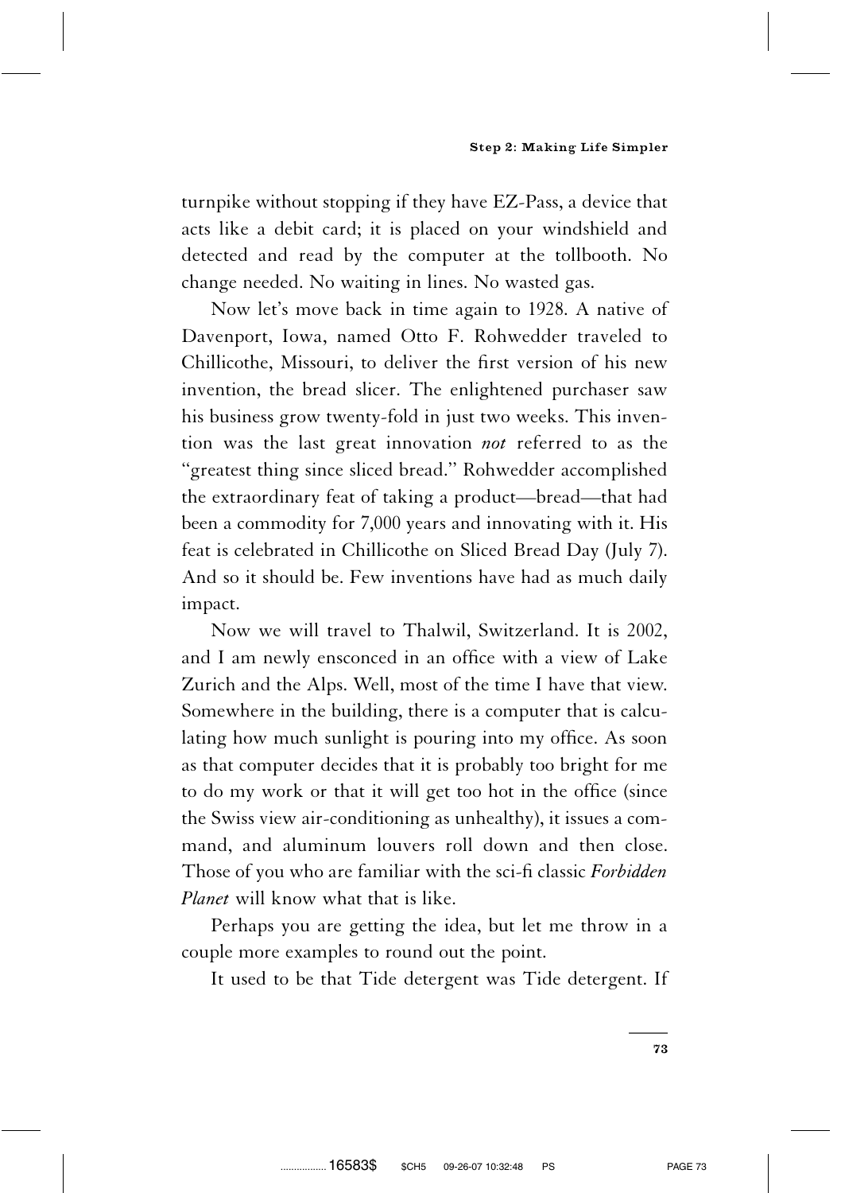turnpike without stopping if they have EZ-Pass, a device that acts like a debit card; it is placed on your windshield and detected and read by the computer at the tollbooth. No change needed. No waiting in lines. No wasted gas.

Now let's move back in time again to 1928. A native of Davenport, Iowa, named Otto F. Rohwedder traveled to Chillicothe, Missouri, to deliver the first version of his new invention, the bread slicer. The enlightened purchaser saw his business grow twenty-fold in just two weeks. This invention was the last great innovation *not* referred to as the "greatest thing since sliced bread." Rohwedder accomplished the extraordinary feat of taking a product—bread—that had been a commodity for 7,000 years and innovating with it. His feat is celebrated in Chillicothe on Sliced Bread Day (July 7). And so it should be. Few inventions have had as much daily impact.

Now we will travel to Thalwil, Switzerland. It is 2002, and I am newly ensconced in an office with a view of Lake Zurich and the Alps. Well, most of the time I have that view. Somewhere in the building, there is a computer that is calculating how much sunlight is pouring into my office. As soon as that computer decides that it is probably too bright for me to do my work or that it will get too hot in the office (since the Swiss view air-conditioning as unhealthy), it issues a command, and aluminum louvers roll down and then close. Those of you who are familiar with the sci-fi classic *Forbidden Planet* will know what that is like.

Perhaps you are getting the idea, but let me throw in a couple more examples to round out the point.

It used to be that Tide detergent was Tide detergent. If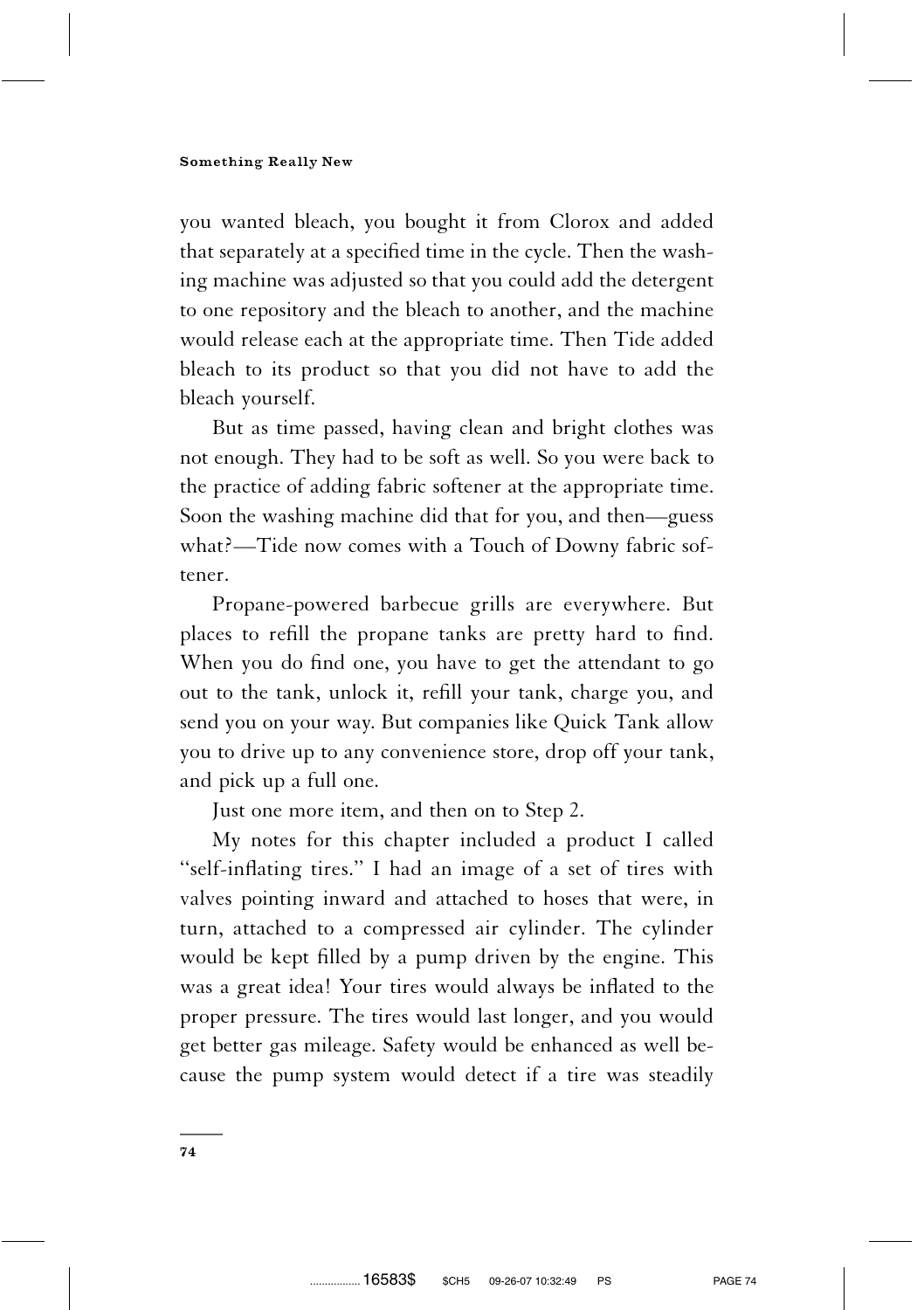you wanted bleach, you bought it from Clorox and added that separately at a specified time in the cycle. Then the washing machine was adjusted so that you could add the detergent to one repository and the bleach to another, and the machine would release each at the appropriate time. Then Tide added bleach to its product so that you did not have to add the bleach yourself.

But as time passed, having clean and bright clothes was not enough. They had to be soft as well. So you were back to the practice of adding fabric softener at the appropriate time. Soon the washing machine did that for you, and then—guess what?—Tide now comes with a Touch of Downy fabric softener.

Propane-powered barbecue grills are everywhere. But places to refill the propane tanks are pretty hard to find. When you do find one, you have to get the attendant to go out to the tank, unlock it, refill your tank, charge you, and send you on your way. But companies like Quick Tank allow you to drive up to any convenience store, drop off your tank, and pick up a full one.

Just one more item, and then on to Step 2.

My notes for this chapter included a product I called ''self-inflating tires.'' I had an image of a set of tires with valves pointing inward and attached to hoses that were, in turn, attached to a compressed air cylinder. The cylinder would be kept filled by a pump driven by the engine. This was a great idea! Your tires would always be inflated to the proper pressure. The tires would last longer, and you would get better gas mileage. Safety would be enhanced as well because the pump system would detect if a tire was steadily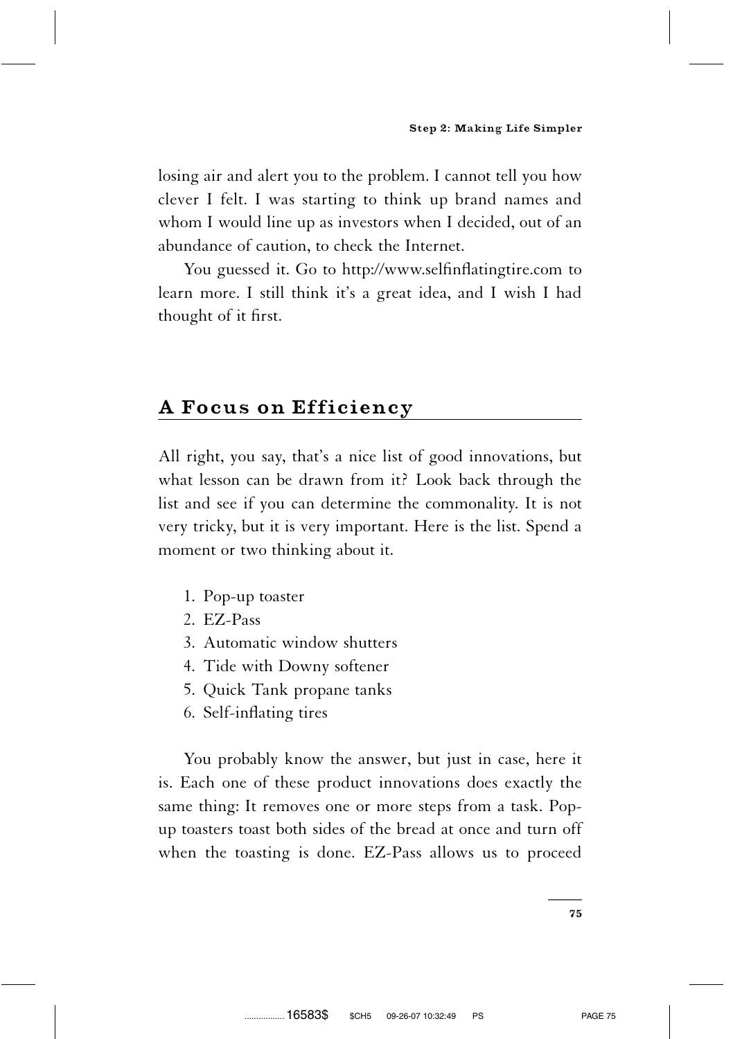losing air and alert you to the problem. I cannot tell you how clever I felt. I was starting to think up brand names and whom I would line up as investors when I decided, out of an abundance of caution, to check the Internet.

You guessed it. Go to http://www.selfinflatingtire.com to learn more. I still think it's a great idea, and I wish I had thought of it first.

## A Focus on Efficiency

All right, you say, that's a nice list of good innovations, but what lesson can be drawn from it? Look back through the list and see if you can determine the commonality. It is not very tricky, but it is very important. Here is the list. Spend a moment or two thinking about it.

1. Pop-up toaster
2. EZ-Pass
3. Automatic window shutters
4. Tide with Downy softener
5. Quick Tank propane tanks
6. Self-inflating tires

You probably know the answer, but just in case, here it is. Each one of these product innovations does exactly the same thing: It removes one or more steps from a task. Pop-up toasters toast both sides of the bread at once and turn off when the toasting is done. EZ-Pass allows us to proceed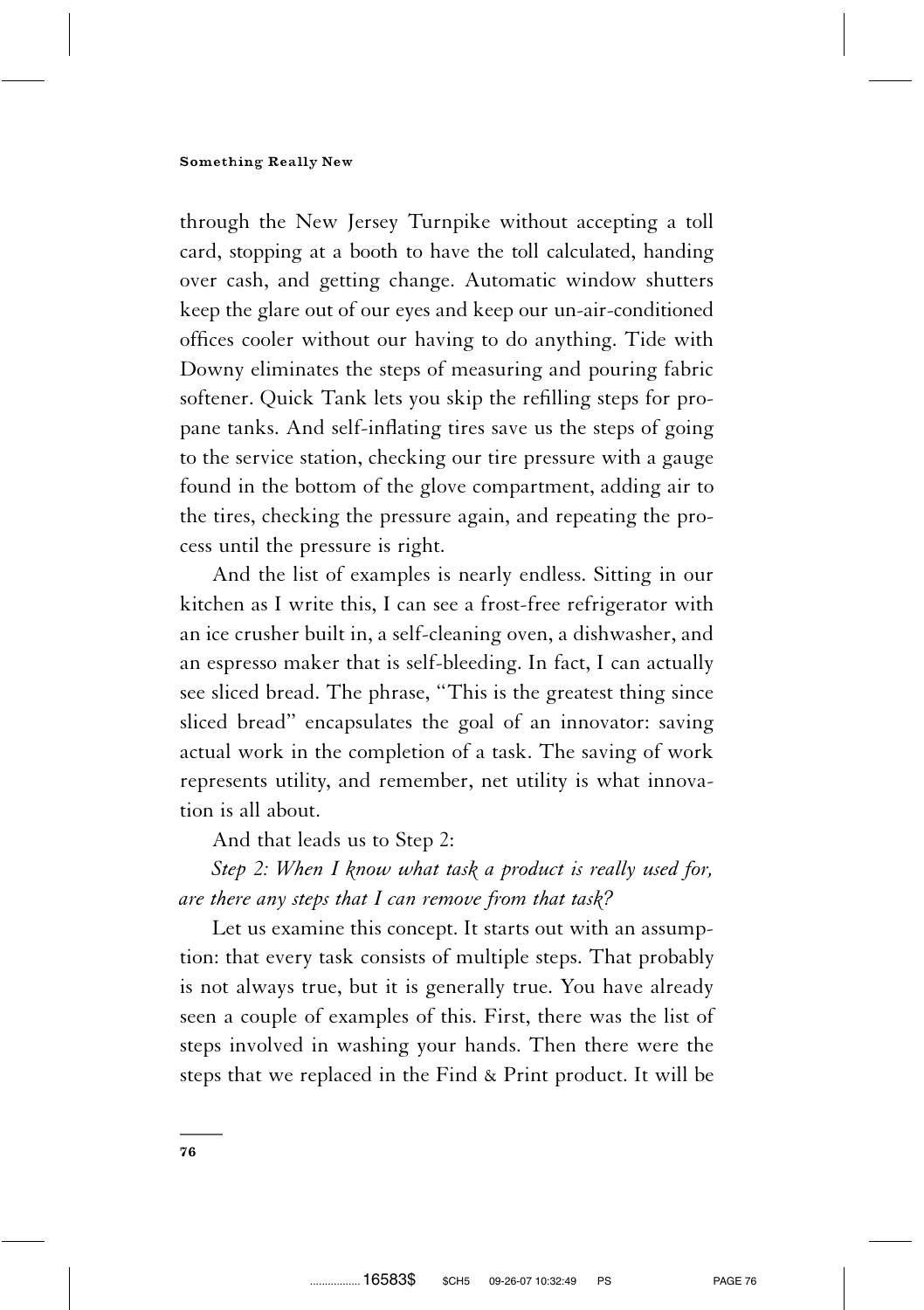through the New Jersey Turnpike without accepting a toll card, stopping at a booth to have the toll calculated, handing over cash, and getting change. Automatic window shutters keep the glare out of our eyes and keep our un-air-conditioned offices cooler without our having to do anything. Tide with Downy eliminates the steps of measuring and pouring fabric softener. Quick Tank lets you skip the refilling steps for propane tanks. And self-inflating tires save us the steps of going to the service station, checking our tire pressure with a gauge found in the bottom of the glove compartment, adding air to the tires, checking the pressure again, and repeating the process until the pressure is right.

And the list of examples is nearly endless. Sitting in our kitchen as I write this, I can see a frost-free refrigerator with an ice crusher built in, a self-cleaning oven, a dishwasher, and an espresso maker that is self-bleeding. In fact, I can actually see sliced bread. The phrase, "This is the greatest thing since sliced bread" encapsulates the goal of an innovator: saving actual work in the completion of a task. The saving of work represents utility, and remember, net utility is what innovation is all about.

And that leads us to Step 2:

*Step 2: When I know what task a product is really used for, are there any steps that I can remove from that task?*

Let us examine this concept. It starts out with an assumption: that every task consists of multiple steps. That probably is not always true, but it is generally true. You have already seen a couple of examples of this. First, there was the list of steps involved in washing your hands. Then there were the steps that we replaced in the Find & Print product. It will be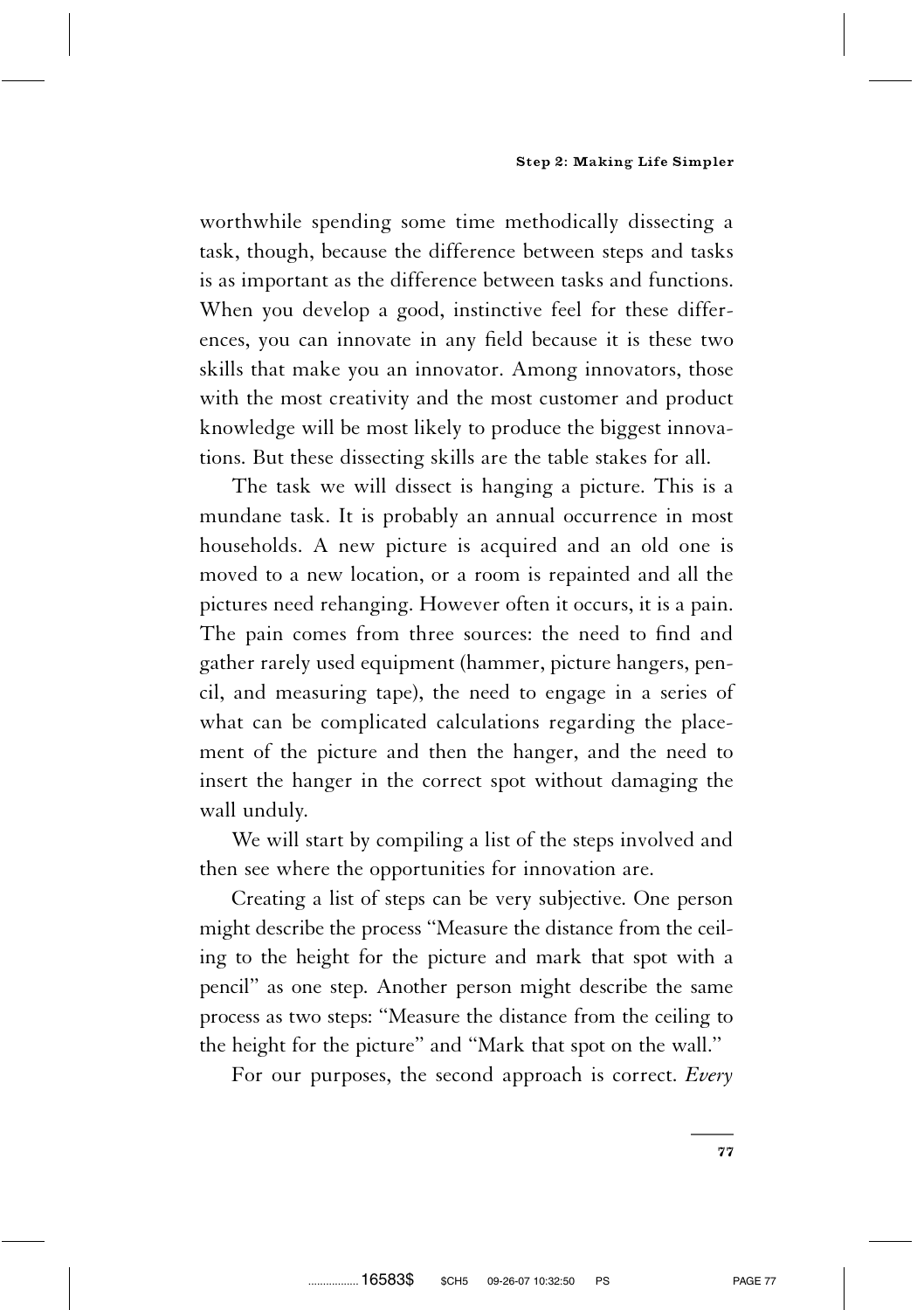worthwhile spending some time methodically dissecting a task, though, because the difference between steps and tasks is as important as the difference between tasks and functions. When you develop a good, instinctive feel for these differences, you can innovate in any field because it is these two skills that make you an innovator. Among innovators, those with the most creativity and the most customer and product knowledge will be most likely to produce the biggest innovations. But these dissecting skills are the table stakes for all.

The task we will dissect is hanging a picture. This is a mundane task. It is probably an annual occurrence in most households. A new picture is acquired and an old one is moved to a new location, or a room is repainted and all the pictures need rehanging. However often it occurs, it is a pain. The pain comes from three sources: the need to find and gather rarely used equipment (hammer, picture hangers, pencil, and measuring tape), the need to engage in a series of what can be complicated calculations regarding the placement of the picture and then the hanger, and the need to insert the hanger in the correct spot without damaging the wall unduly.

We will start by compiling a list of the steps involved and then see where the opportunities for innovation are.

Creating a list of steps can be very subjective. One person might describe the process "Measure the distance from the ceiling to the height for the picture and mark that spot with a pencil" as one step. Another person might describe the same process as two steps: "Measure the distance from the ceiling to the height for the picture" and "Mark that spot on the wall."

For our purposes, the second approach is correct. *Every*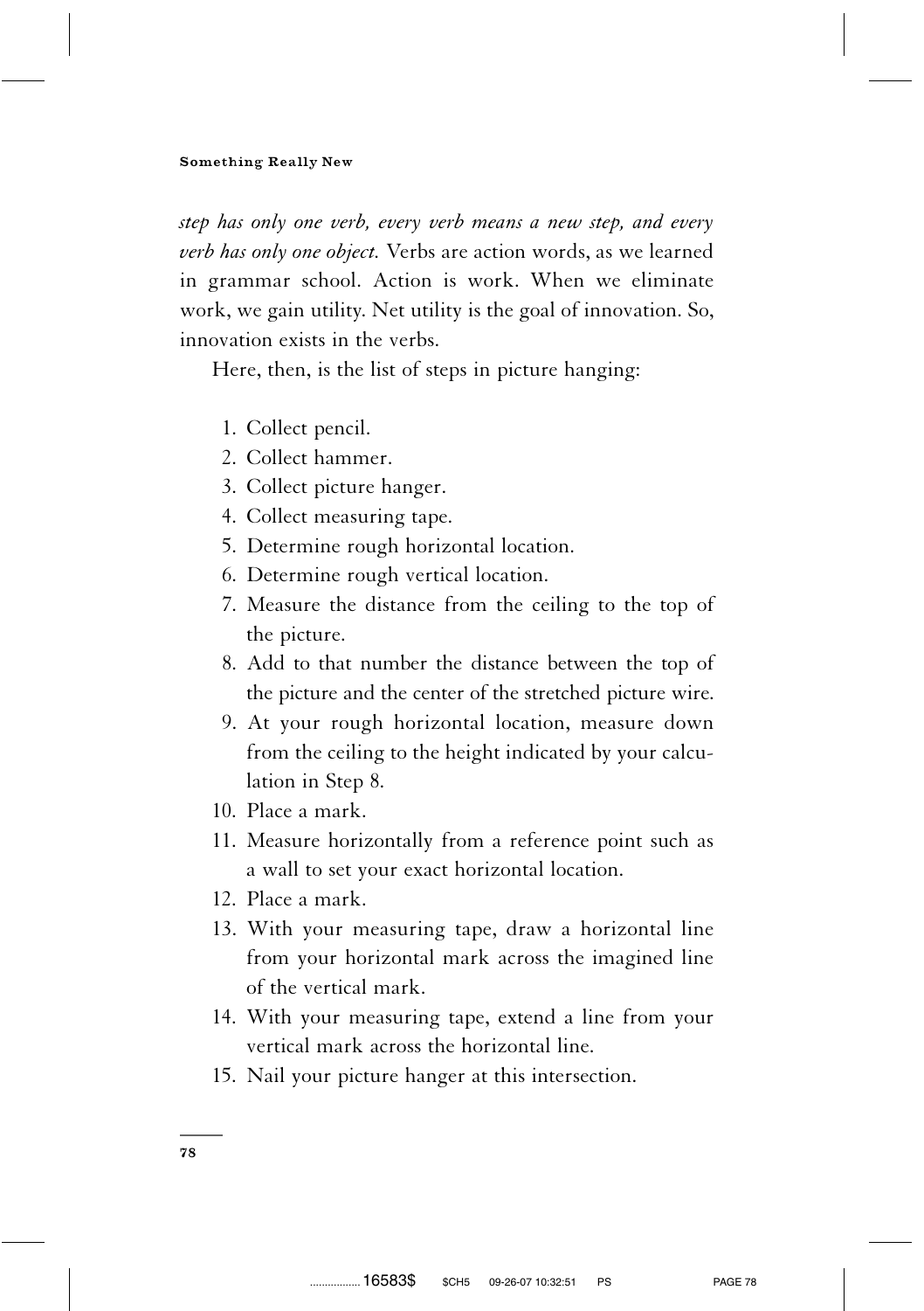*step has only one verb, every verb means a new step, and every verb has only one object.* Verbs are action words, as we learned in grammar school. Action is work. When we eliminate work, we gain utility. Net utility is the goal of innovation. So, innovation exists in the verbs.

Here, then, is the list of steps in picture hanging:

1. Collect pencil.
2. Collect hammer.
3. Collect picture hanger.
4. Collect measuring tape.
5. Determine rough horizontal location.
6. Determine rough vertical location.
7. Measure the distance from the ceiling to the top of the picture.
8. Add to that number the distance between the top of the picture and the center of the stretched picture wire.
9. At your rough horizontal location, measure down from the ceiling to the height indicated by your calculation in Step 8.
10. Place a mark.
11. Measure horizontally from a reference point such as a wall to set your exact horizontal location.
12. Place a mark.
13. With your measuring tape, draw a horizontal line from your horizontal mark across the imagined line of the vertical mark.
14. With your measuring tape, extend a line from your vertical mark across the horizontal line.
15. Nail your picture hanger at this intersection.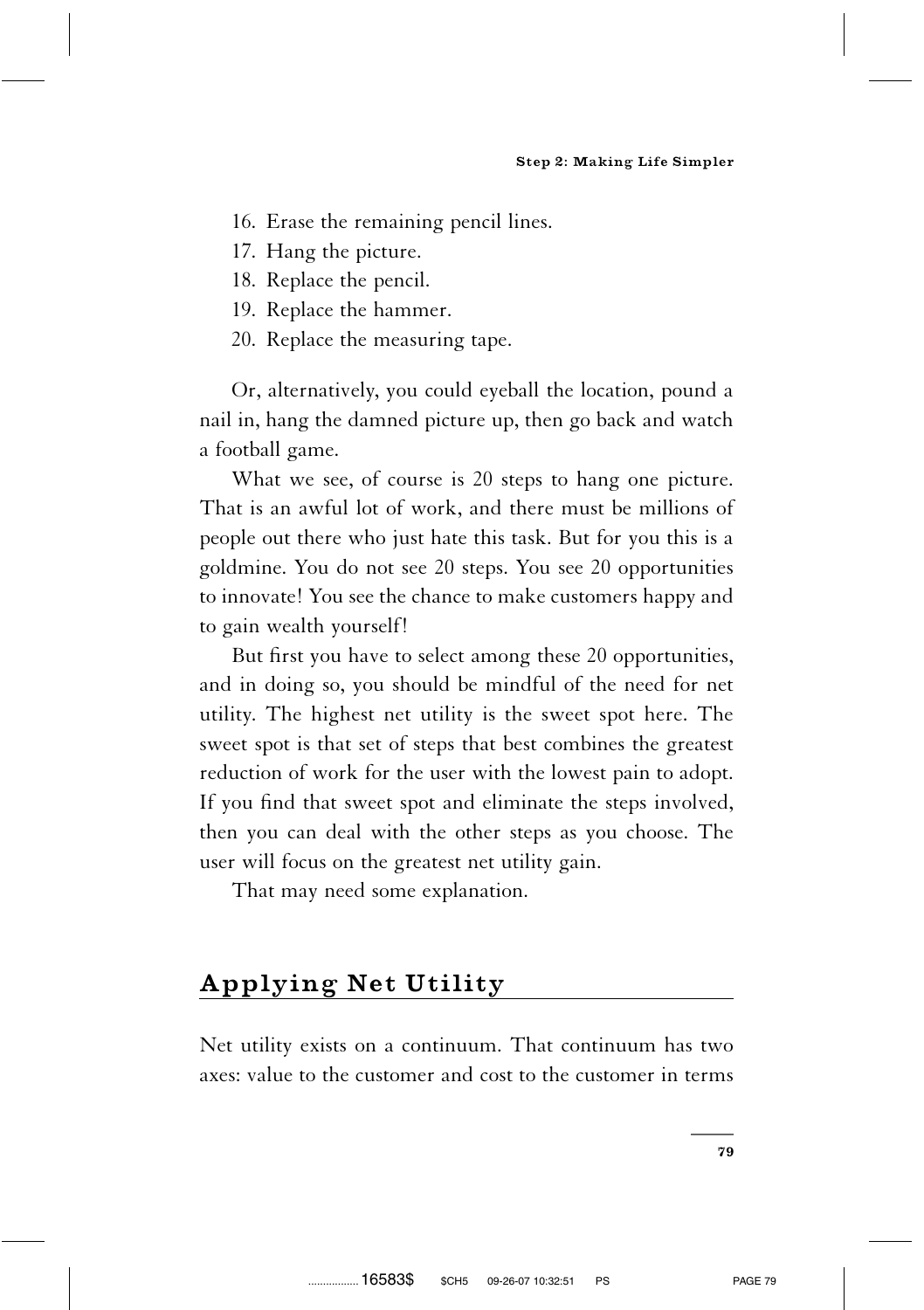16. Erase the remaining pencil lines.
17. Hang the picture.
18. Replace the pencil.
19. Replace the hammer.
20. Replace the measuring tape.

Or, alternatively, you could eyeball the location, pound a nail in, hang the damned picture up, then go back and watch a football game.

What we see, of course is 20 steps to hang one picture. That is an awful lot of work, and there must be millions of people out there who just hate this task. But for you this is a goldmine. You do not see 20 steps. You see 20 opportunities to innovate! You see the chance to make customers happy and to gain wealth yourself!

But first you have to select among these 20 opportunities, and in doing so, you should be mindful of the need for net utility. The highest net utility is the sweet spot here. The sweet spot is that set of steps that best combines the greatest reduction of work for the user with the lowest pain to adopt. If you find that sweet spot and eliminate the steps involved, then you can deal with the other steps as you choose. The user will focus on the greatest net utility gain.

That may need some explanation.

## Applying Net Utility

Net utility exists on a continuum. That continuum has two axes: value to the customer and cost to the customer in terms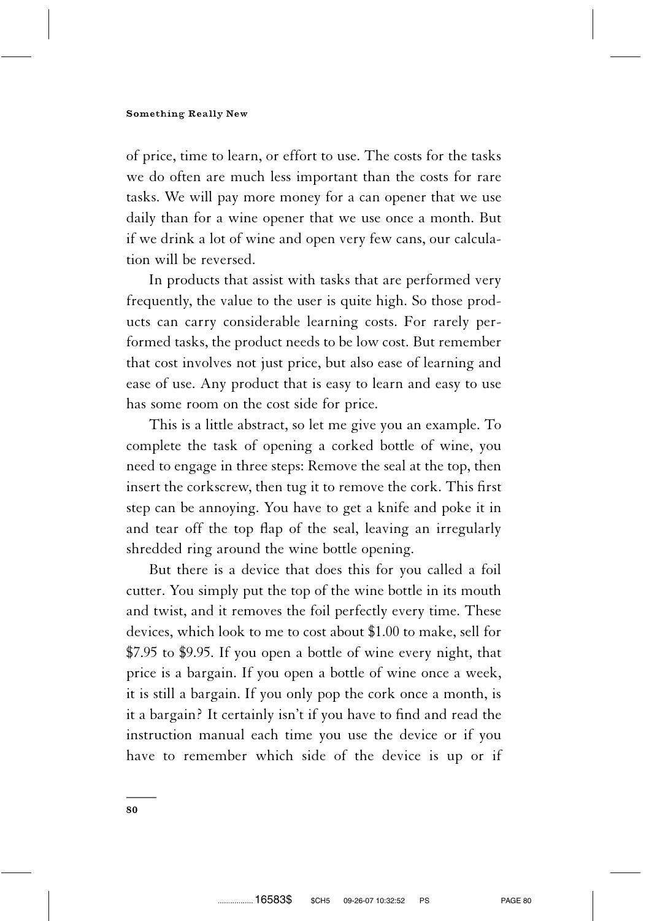of price, time to learn, or effort to use. The costs for the tasks we do often are much less important than the costs for rare tasks. We will pay more money for a can opener that we use daily than for a wine opener that we use once a month. But if we drink a lot of wine and open very few cans, our calculation will be reversed.

In products that assist with tasks that are performed very frequently, the value to the user is quite high. So those products can carry considerable learning costs. For rarely performed tasks, the product needs to be low cost. But remember that cost involves not just price, but also ease of learning and ease of use. Any product that is easy to learn and easy to use has some room on the cost side for price.

This is a little abstract, so let me give you an example. To complete the task of opening a corked bottle of wine, you need to engage in three steps: Remove the seal at the top, then insert the corkscrew, then tug it to remove the cork. This first step can be annoying. You have to get a knife and poke it in and tear off the top flap of the seal, leaving an irregularly shredded ring around the wine bottle opening.

But there is a device that does this for you called a foil cutter. You simply put the top of the wine bottle in its mouth and twist, and it removes the foil perfectly every time. These devices, which look to me to cost about $1.00 to make, sell for $7.95 to $9.95. If you open a bottle of wine every night, that price is a bargain. If you open a bottle of wine once a week, it is still a bargain. If you only pop the cork once a month, is it a bargain? It certainly isn't if you have to find and read the instruction manual each time you use the device or if you have to remember which side of the device is up or if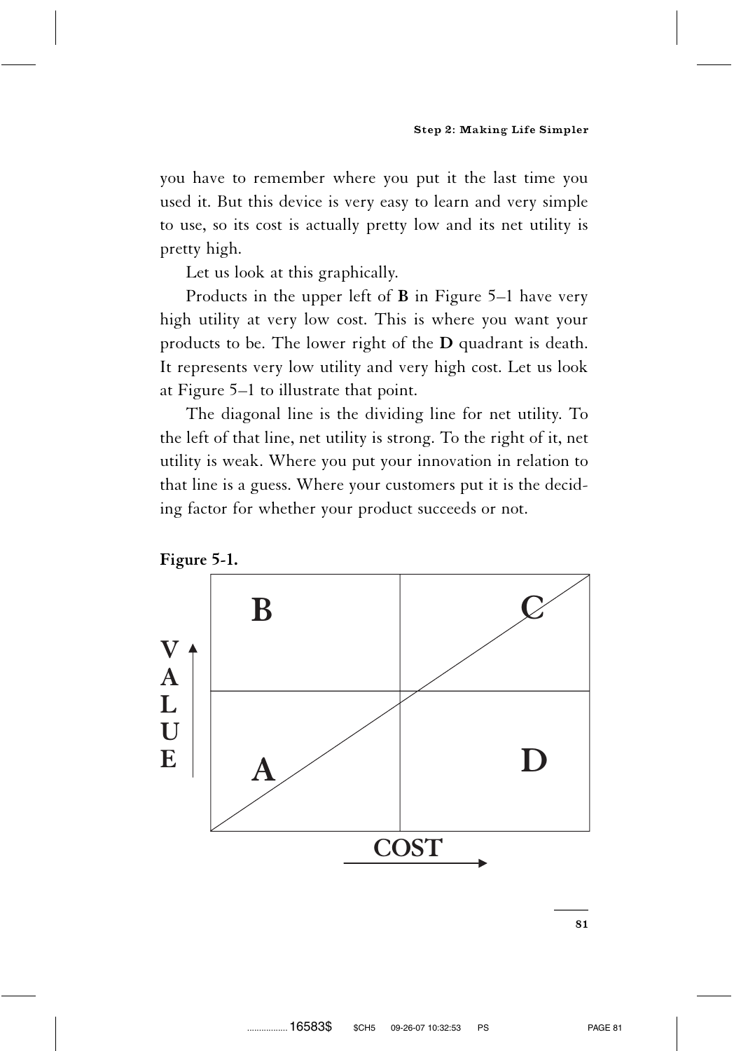you have to remember where you put it the last time you used it. But this device is very easy to learn and very simple to use, so its cost is actually pretty low and its net utility is pretty high.

Let us look at this graphically.

Products in the upper left of **B** in Figure 5–1 have very high utility at very low cost. This is where you want your products to be. The lower right of the **D** quadrant is death. It represents very low utility and very high cost. Let us look at Figure 5–1 to illustrate that point.

The diagonal line is the dividing line for net utility. To the left of that line, net utility is strong. To the right of it, net utility is weak. Where you put your innovation in relation to that line is a guess. Where your customers put it is the deciding factor for whether your product succeeds or not.

**Figure 5-1.**

| VALUE ↑ | | |
|---|---|---|
| | **B** | **C** |
| | **A** | **D** |
| | COST → | |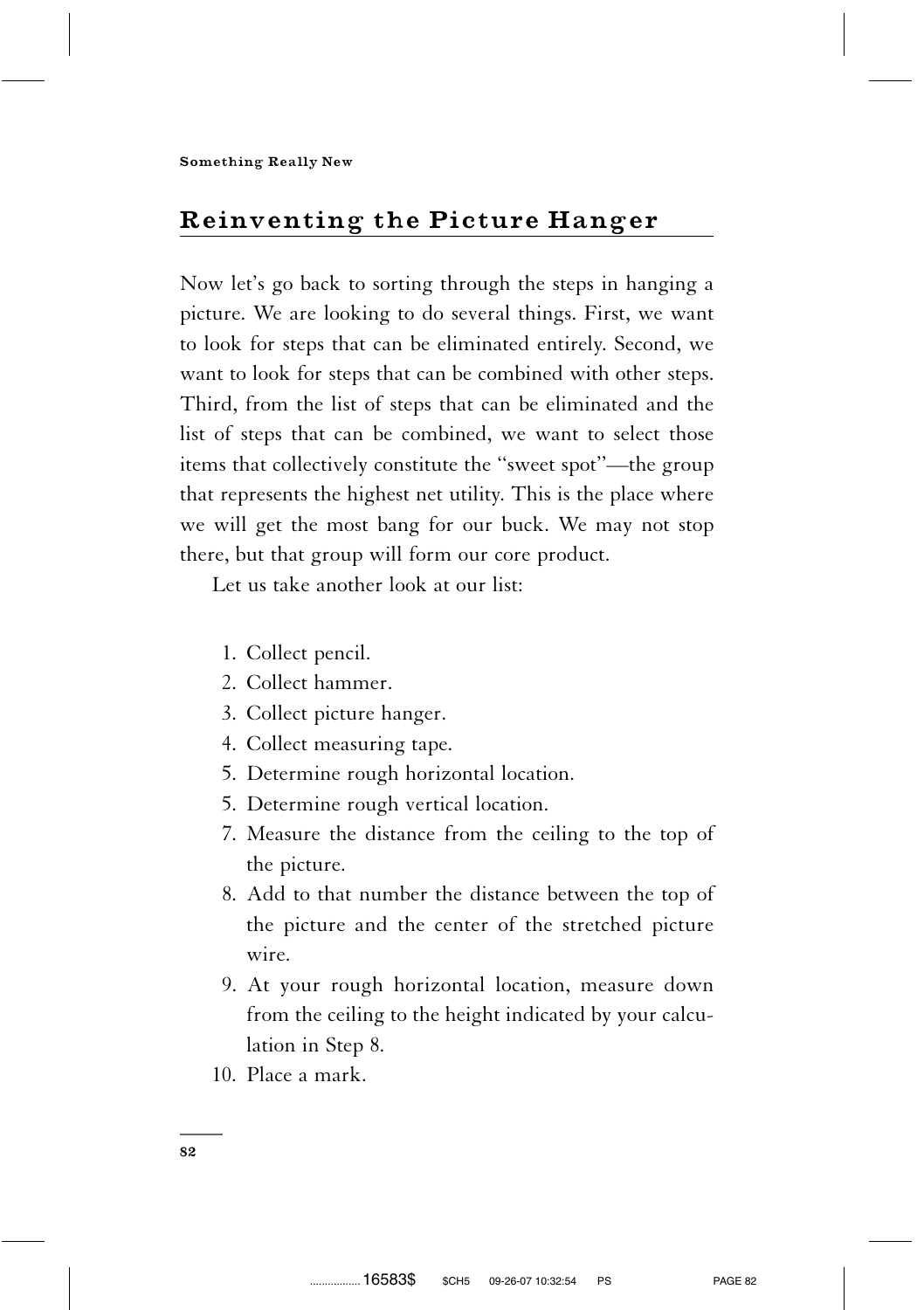## Reinventing the Picture Hanger

Now let's go back to sorting through the steps in hanging a picture. We are looking to do several things. First, we want to look for steps that can be eliminated entirely. Second, we want to look for steps that can be combined with other steps. Third, from the list of steps that can be eliminated and the list of steps that can be combined, we want to select those items that collectively constitute the ''sweet spot''—the group that represents the highest net utility. This is the place where we will get the most bang for our buck. We may not stop there, but that group will form our core product.

Let us take another look at our list:

1. Collect pencil.
2. Collect hammer.
3. Collect picture hanger.
4. Collect measuring tape.
5. Determine rough horizontal location.
5. Determine rough vertical location.
7. Measure the distance from the ceiling to the top of the picture.
8. Add to that number the distance between the top of the picture and the center of the stretched picture wire.
9. At your rough horizontal location, measure down from the ceiling to the height indicated by your calculation in Step 8.
10. Place a mark.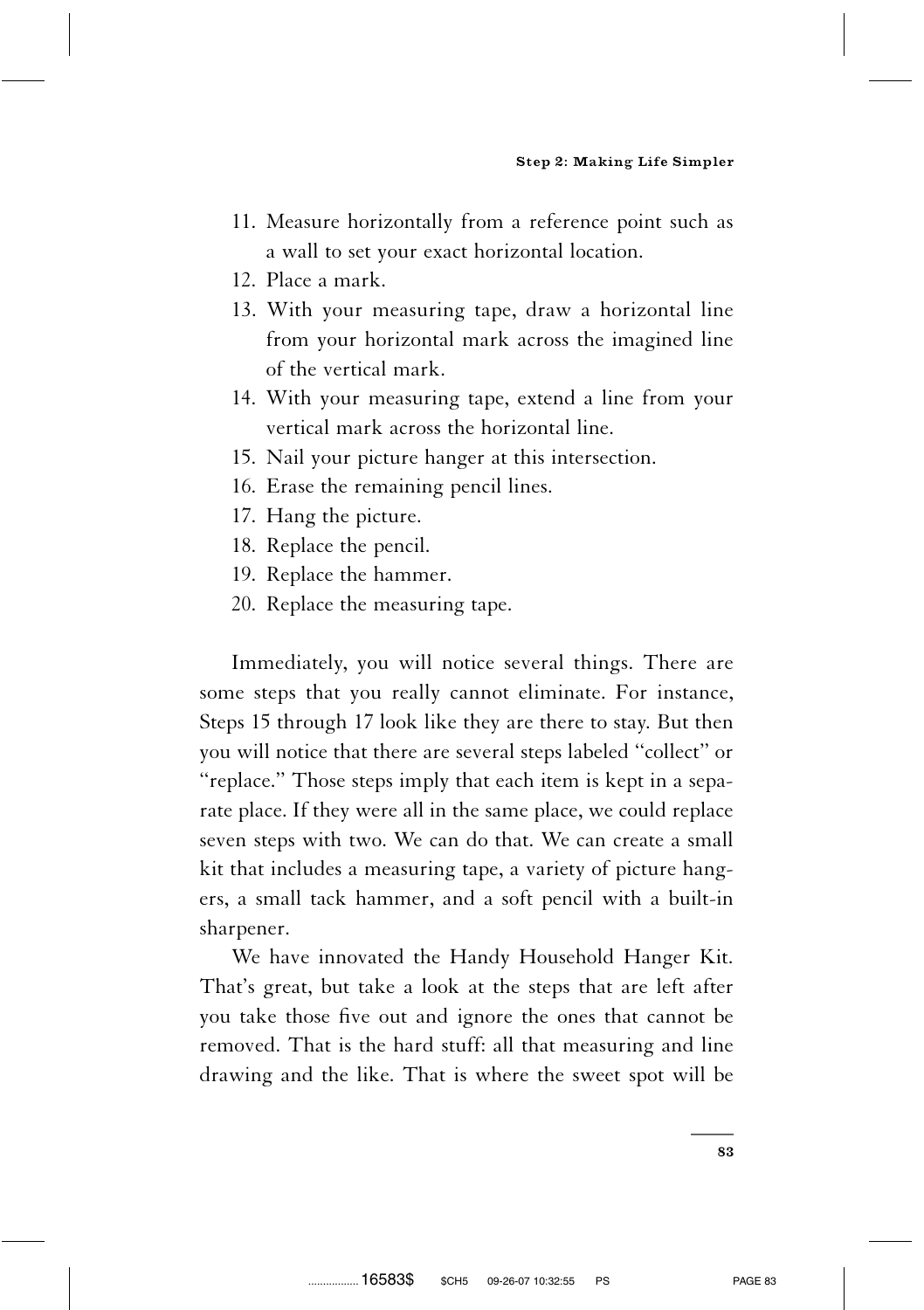11. Measure horizontally from a reference point such as a wall to set your exact horizontal location.
12. Place a mark.
13. With your measuring tape, draw a horizontal line from your horizontal mark across the imagined line of the vertical mark.
14. With your measuring tape, extend a line from your vertical mark across the horizontal line.
15. Nail your picture hanger at this intersection.
16. Erase the remaining pencil lines.
17. Hang the picture.
18. Replace the pencil.
19. Replace the hammer.
20. Replace the measuring tape.

Immediately, you will notice several things. There are some steps that you really cannot eliminate. For instance, Steps 15 through 17 look like they are there to stay. But then you will notice that there are several steps labeled "collect" or "replace." Those steps imply that each item is kept in a separate place. If they were all in the same place, we could replace seven steps with two. We can do that. We can create a small kit that includes a measuring tape, a variety of picture hangers, a small tack hammer, and a soft pencil with a built-in sharpener.

We have innovated the Handy Household Hanger Kit. That's great, but take a look at the steps that are left after you take those five out and ignore the ones that cannot be removed. That is the hard stuff: all that measuring and line drawing and the like. That is where the sweet spot will be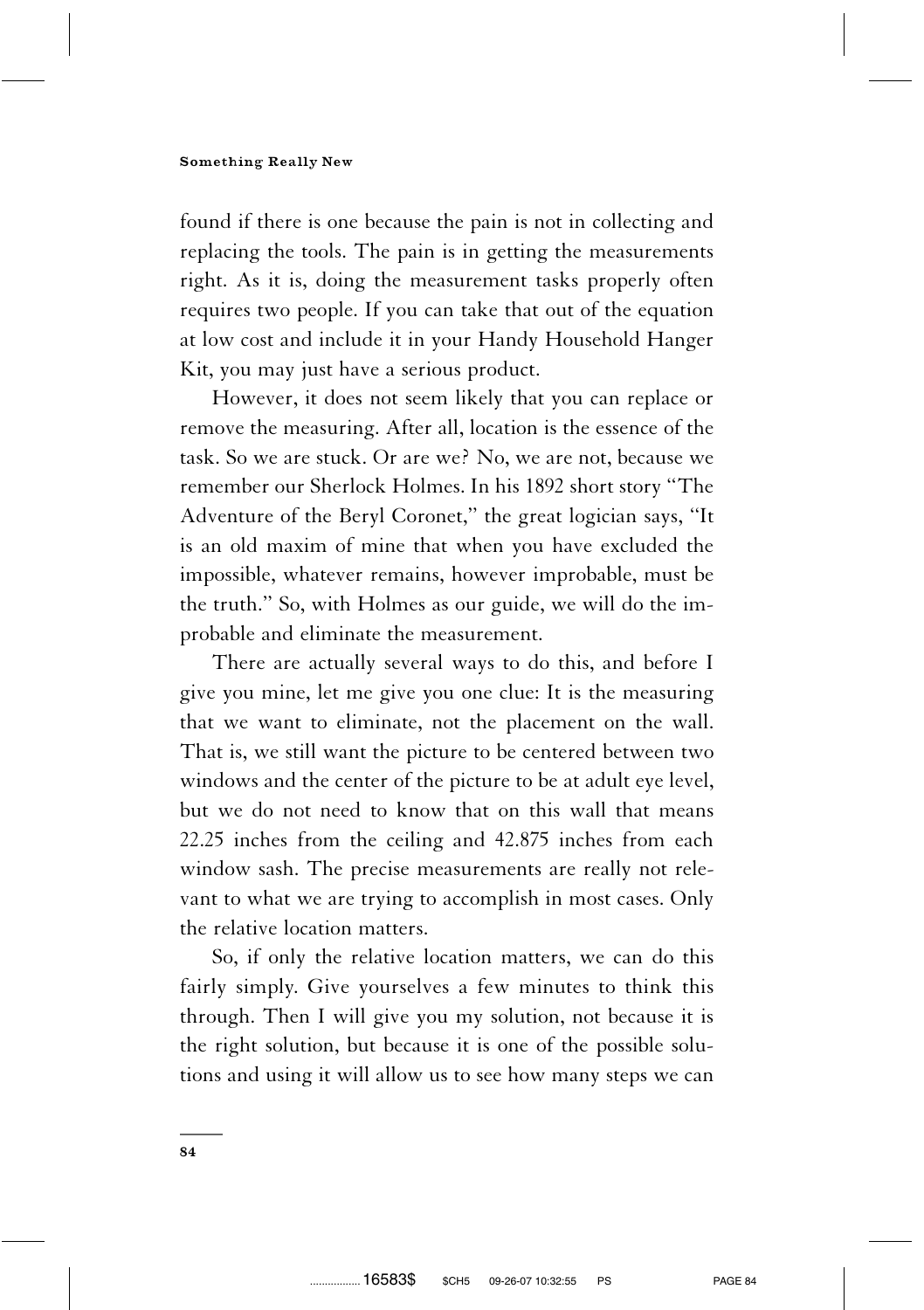found if there is one because the pain is not in collecting and replacing the tools. The pain is in getting the measurements right. As it is, doing the measurement tasks properly often requires two people. If you can take that out of the equation at low cost and include it in your Handy Household Hanger Kit, you may just have a serious product.

However, it does not seem likely that you can replace or remove the measuring. After all, location is the essence of the task. So we are stuck. Or are we? No, we are not, because we remember our Sherlock Holmes. In his 1892 short story "The Adventure of the Beryl Coronet," the great logician says, "It is an old maxim of mine that when you have excluded the impossible, whatever remains, however improbable, must be the truth." So, with Holmes as our guide, we will do the improbable and eliminate the measurement.

There are actually several ways to do this, and before I give you mine, let me give you one clue: It is the measuring that we want to eliminate, not the placement on the wall. That is, we still want the picture to be centered between two windows and the center of the picture to be at adult eye level, but we do not need to know that on this wall that means 22.25 inches from the ceiling and 42.875 inches from each window sash. The precise measurements are really not relevant to what we are trying to accomplish in most cases. Only the relative location matters.

So, if only the relative location matters, we can do this fairly simply. Give yourselves a few minutes to think this through. Then I will give you my solution, not because it is the right solution, but because it is one of the possible solutions and using it will allow us to see how many steps we can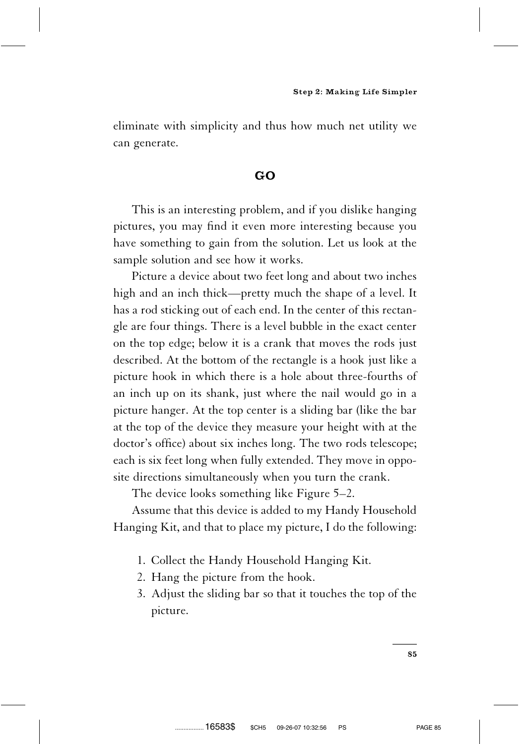eliminate with simplicity and thus how much net utility we can generate.

## GO

This is an interesting problem, and if you dislike hanging pictures, you may find it even more interesting because you have something to gain from the solution. Let us look at the sample solution and see how it works.

Picture a device about two feet long and about two inches high and an inch thick—pretty much the shape of a level. It has a rod sticking out of each end. In the center of this rectangle are four things. There is a level bubble in the exact center on the top edge; below it is a crank that moves the rods just described. At the bottom of the rectangle is a hook just like a picture hook in which there is a hole about three-fourths of an inch up on its shank, just where the nail would go in a picture hanger. At the top center is a sliding bar (like the bar at the top of the device they measure your height with at the doctor's office) about six inches long. The two rods telescope; each is six feet long when fully extended. They move in opposite directions simultaneously when you turn the crank.

The device looks something like Figure 5–2.

Assume that this device is added to my Handy Household Hanging Kit, and that to place my picture, I do the following:

1. Collect the Handy Household Hanging Kit.
2. Hang the picture from the hook.
3. Adjust the sliding bar so that it touches the top of the picture.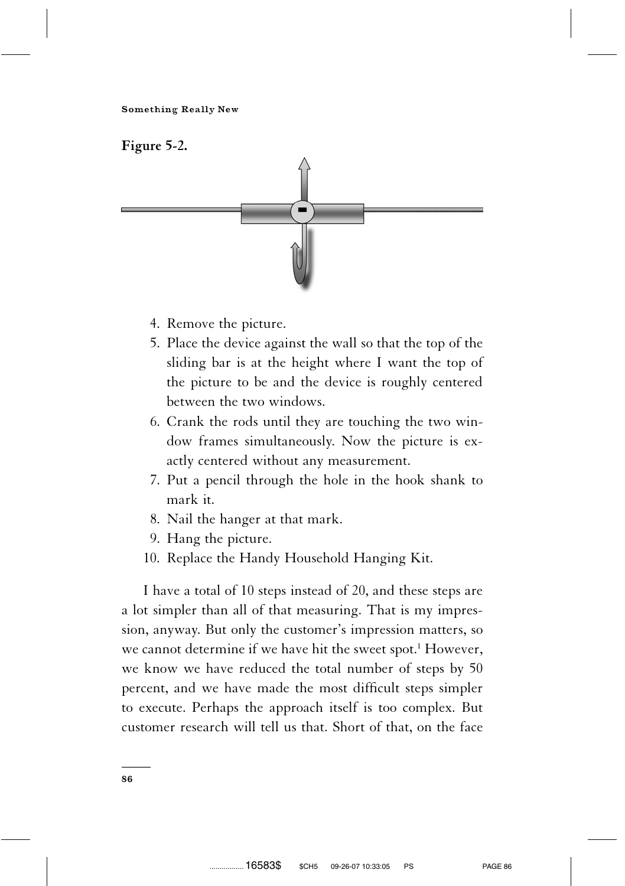**Figure 5-2.**

4. Remove the picture.
5. Place the device against the wall so that the top of the sliding bar is at the height where I want the top of the picture to be and the device is roughly centered between the two windows.
6. Crank the rods until they are touching the two window frames simultaneously. Now the picture is exactly centered without any measurement.
7. Put a pencil through the hole in the hook shank to mark it.
8. Nail the hanger at that mark.
9. Hang the picture.
10. Replace the Handy Household Hanging Kit.

I have a total of 10 steps instead of 20, and these steps are a lot simpler than all of that measuring. That is my impression, anyway. But only the customer's impression matters, so we cannot determine if we have hit the sweet spot.[1] However, we know we have reduced the total number of steps by 50 percent, and we have made the most difficult steps simpler to execute. Perhaps the approach itself is too complex. But customer research will tell us that. Short of that, on the face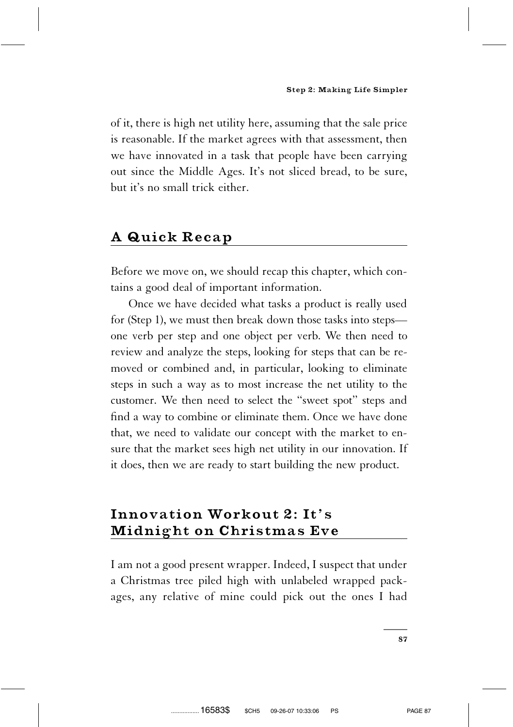of it, there is high net utility here, assuming that the sale price is reasonable. If the market agrees with that assessment, then we have innovated in a task that people have been carrying out since the Middle Ages. It's not sliced bread, to be sure, but it's no small trick either.

## A Quick Recap

Before we move on, we should recap this chapter, which contains a good deal of important information.

Once we have decided what tasks a product is really used for (Step 1), we must then break down those tasks into steps—one verb per step and one object per verb. We then need to review and analyze the steps, looking for steps that can be removed or combined and, in particular, looking to eliminate steps in such a way as to most increase the net utility to the customer. We then need to select the "sweet spot" steps and find a way to combine or eliminate them. Once we have done that, we need to validate our concept with the market to ensure that the market sees high net utility in our innovation. If it does, then we are ready to start building the new product.

## Innovation Workout 2: It's Midnight on Christmas Eve

I am not a good present wrapper. Indeed, I suspect that under a Christmas tree piled high with unlabeled wrapped packages, any relative of mine could pick out the ones I had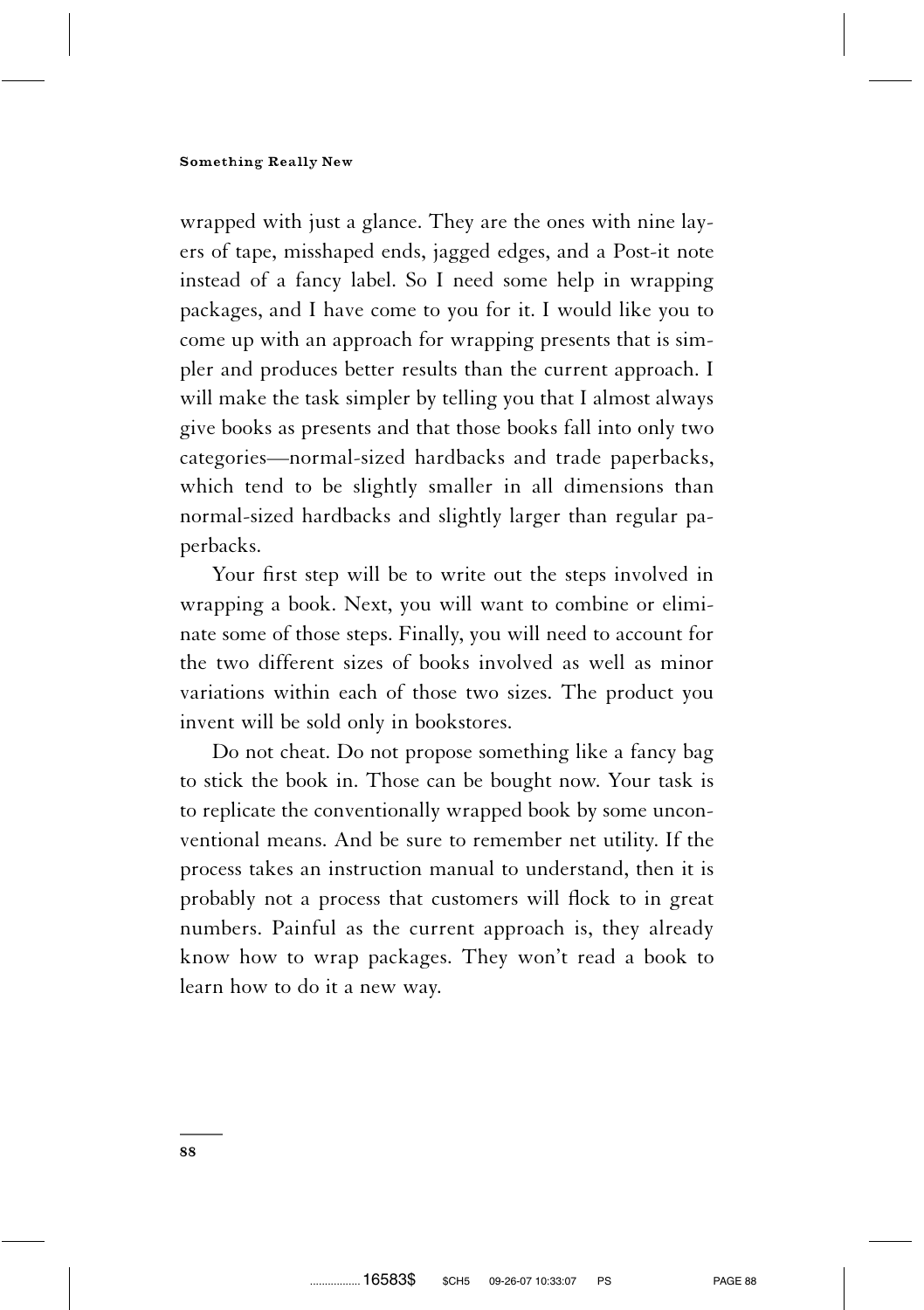wrapped with just a glance. They are the ones with nine layers of tape, misshaped ends, jagged edges, and a Post-it note instead of a fancy label. So I need some help in wrapping packages, and I have come to you for it. I would like you to come up with an approach for wrapping presents that is simpler and produces better results than the current approach. I will make the task simpler by telling you that I almost always give books as presents and that those books fall into only two categories—normal-sized hardbacks and trade paperbacks, which tend to be slightly smaller in all dimensions than normal-sized hardbacks and slightly larger than regular paperbacks.

Your first step will be to write out the steps involved in wrapping a book. Next, you will want to combine or eliminate some of those steps. Finally, you will need to account for the two different sizes of books involved as well as minor variations within each of those two sizes. The product you invent will be sold only in bookstores.

Do not cheat. Do not propose something like a fancy bag to stick the book in. Those can be bought now. Your task is to replicate the conventionally wrapped book by some unconventional means. And be sure to remember net utility. If the process takes an instruction manual to understand, then it is probably not a process that customers will flock to in great numbers. Painful as the current approach is, they already know how to wrap packages. They won't read a book to learn how to do it a new way.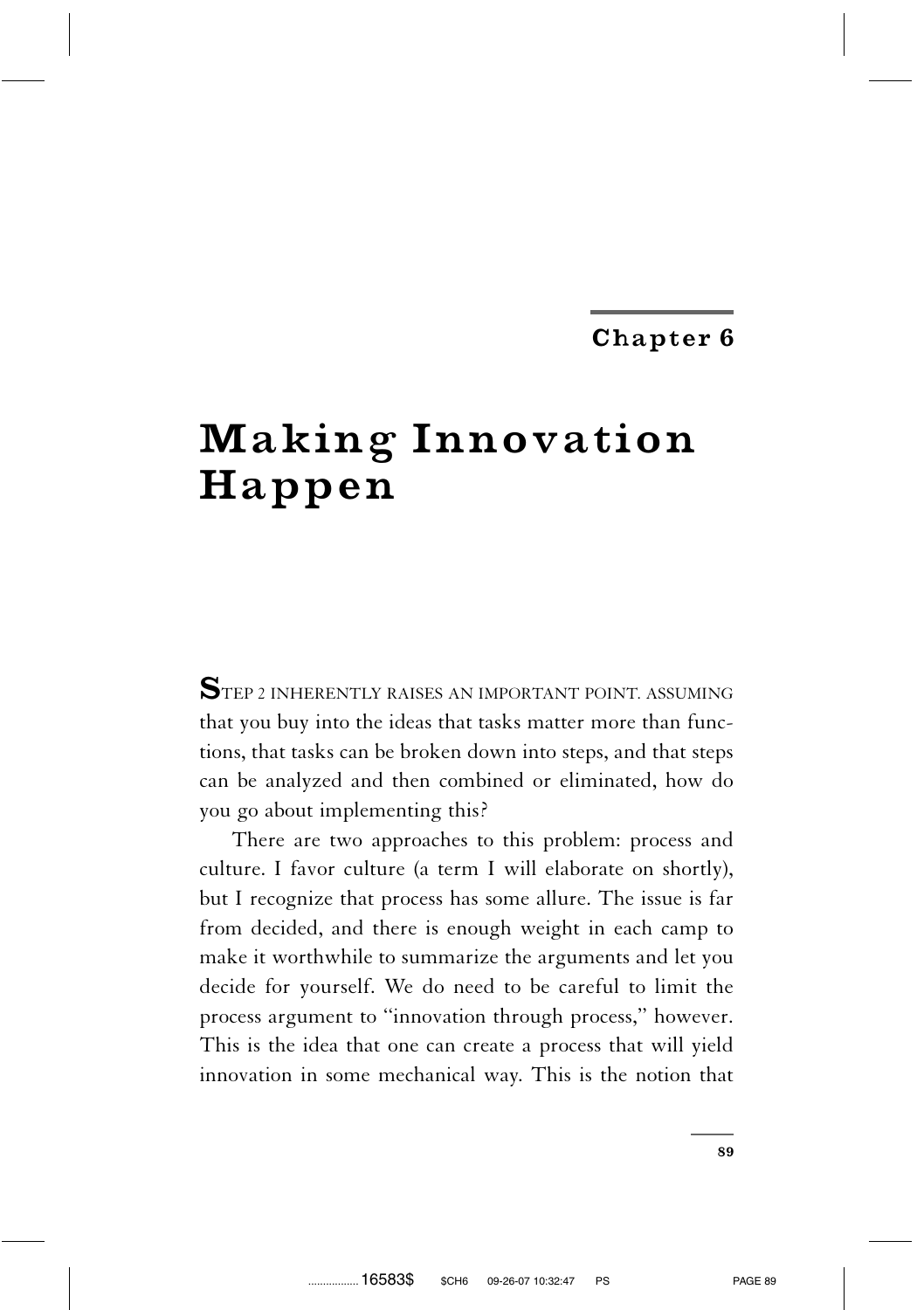# Chapter 6

# Making Innovation Happen

**S**TEP 2 INHERENTLY RAISES AN IMPORTANT POINT. ASSUMING that you buy into the ideas that tasks matter more than functions, that tasks can be broken down into steps, and that steps can be analyzed and then combined or eliminated, how do you go about implementing this?

There are two approaches to this problem: process and culture. I favor culture (a term I will elaborate on shortly), but I recognize that process has some allure. The issue is far from decided, and there is enough weight in each camp to make it worthwhile to summarize the arguments and let you decide for yourself. We do need to be careful to limit the process argument to "innovation through process," however. This is the idea that one can create a process that will yield innovation in some mechanical way. This is the notion that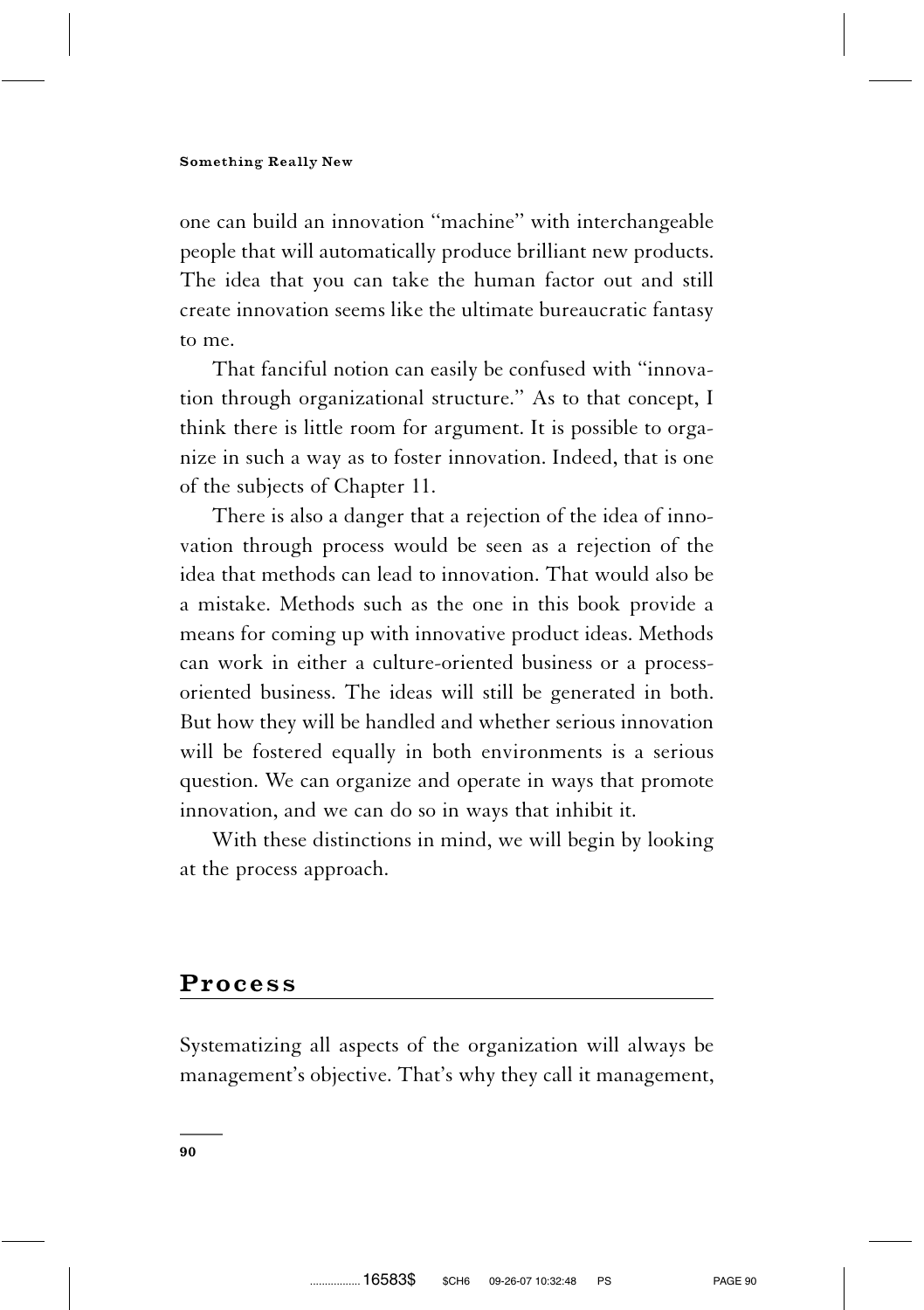one can build an innovation "machine" with interchangeable people that will automatically produce brilliant new products. The idea that you can take the human factor out and still create innovation seems like the ultimate bureaucratic fantasy to me.

That fanciful notion can easily be confused with "innovation through organizational structure." As to that concept, I think there is little room for argument. It is possible to organize in such a way as to foster innovation. Indeed, that is one of the subjects of Chapter 11.

There is also a danger that a rejection of the idea of innovation through process would be seen as a rejection of the idea that methods can lead to innovation. That would also be a mistake. Methods such as the one in this book provide a means for coming up with innovative product ideas. Methods can work in either a culture-oriented business or a process-oriented business. The ideas will still be generated in both. But how they will be handled and whether serious innovation will be fostered equally in both environments is a serious question. We can organize and operate in ways that promote innovation, and we can do so in ways that inhibit it.

With these distinctions in mind, we will begin by looking at the process approach.

## Process

Systematizing all aspects of the organization will always be management's objective. That's why they call it management,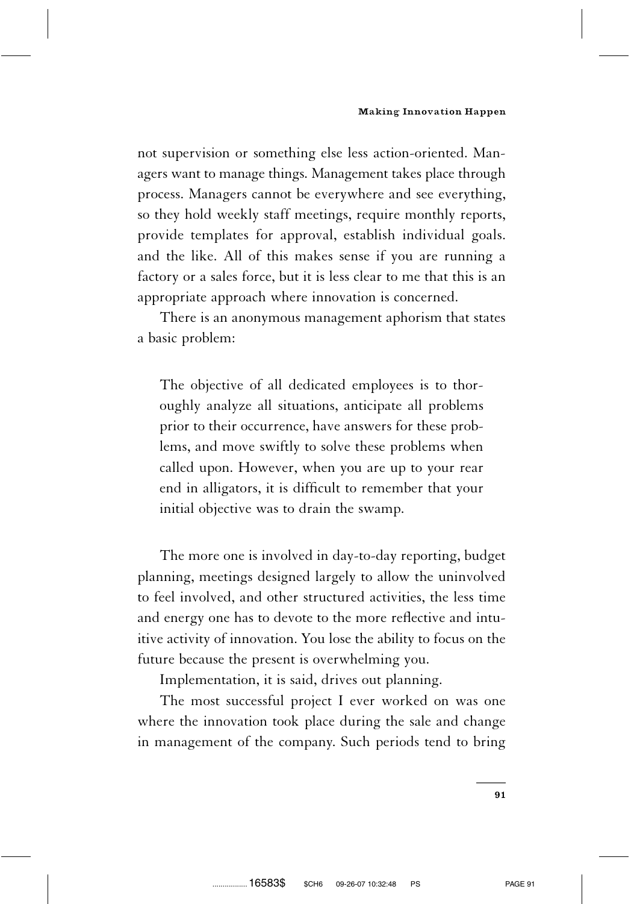not supervision or something else less action-oriented. Managers want to manage things. Management takes place through process. Managers cannot be everywhere and see everything, so they hold weekly staff meetings, require monthly reports, provide templates for approval, establish individual goals. and the like. All of this makes sense if you are running a factory or a sales force, but it is less clear to me that this is an appropriate approach where innovation is concerned.

There is an anonymous management aphorism that states a basic problem:

> The objective of all dedicated employees is to thoroughly analyze all situations, anticipate all problems prior to their occurrence, have answers for these problems, and move swiftly to solve these problems when called upon. However, when you are up to your rear end in alligators, it is difficult to remember that your initial objective was to drain the swamp.

The more one is involved in day-to-day reporting, budget planning, meetings designed largely to allow the uninvolved to feel involved, and other structured activities, the less time and energy one has to devote to the more reflective and intuitive activity of innovation. You lose the ability to focus on the future because the present is overwhelming you.

Implementation, it is said, drives out planning.

The most successful project I ever worked on was one where the innovation took place during the sale and change in management of the company. Such periods tend to bring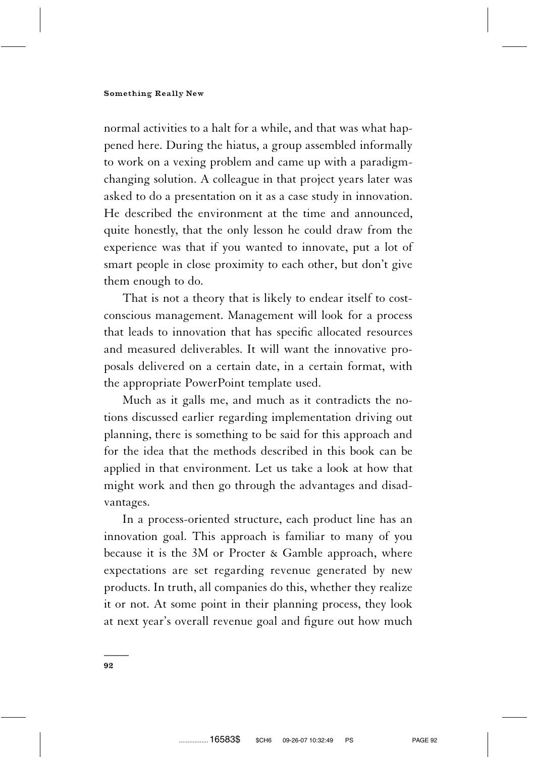normal activities to a halt for a while, and that was what happened here. During the hiatus, a group assembled informally to work on a vexing problem and came up with a paradigm-changing solution. A colleague in that project years later was asked to do a presentation on it as a case study in innovation. He described the environment at the time and announced, quite honestly, that the only lesson he could draw from the experience was that if you wanted to innovate, put a lot of smart people in close proximity to each other, but don't give them enough to do.

That is not a theory that is likely to endear itself to cost-conscious management. Management will look for a process that leads to innovation that has specific allocated resources and measured deliverables. It will want the innovative proposals delivered on a certain date, in a certain format, with the appropriate PowerPoint template used.

Much as it galls me, and much as it contradicts the notions discussed earlier regarding implementation driving out planning, there is something to be said for this approach and for the idea that the methods described in this book can be applied in that environment. Let us take a look at how that might work and then go through the advantages and disadvantages.

In a process-oriented structure, each product line has an innovation goal. This approach is familiar to many of you because it is the 3M or Procter & Gamble approach, where expectations are set regarding revenue generated by new products. In truth, all companies do this, whether they realize it or not. At some point in their planning process, they look at next year's overall revenue goal and figure out how much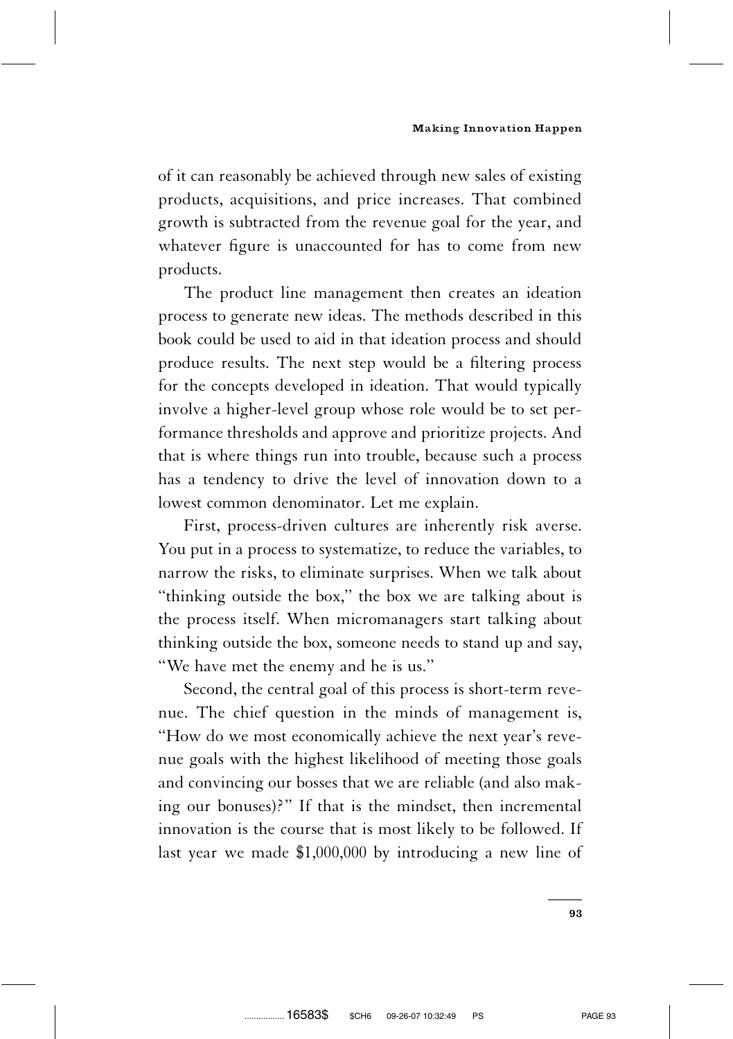of it can reasonably be achieved through new sales of existing products, acquisitions, and price increases. That combined growth is subtracted from the revenue goal for the year, and whatever figure is unaccounted for has to come from new products.

The product line management then creates an ideation process to generate new ideas. The methods described in this book could be used to aid in that ideation process and should produce results. The next step would be a filtering process for the concepts developed in ideation. That would typically involve a higher-level group whose role would be to set performance thresholds and approve and prioritize projects. And that is where things run into trouble, because such a process has a tendency to drive the level of innovation down to a lowest common denominator. Let me explain.

First, process-driven cultures are inherently risk averse. You put in a process to systematize, to reduce the variables, to narrow the risks, to eliminate surprises. When we talk about "thinking outside the box," the box we are talking about is the process itself. When micromanagers start talking about thinking outside the box, someone needs to stand up and say, "We have met the enemy and he is us."

Second, the central goal of this process is short-term revenue. The chief question in the minds of management is, "How do we most economically achieve the next year's revenue goals with the highest likelihood of meeting those goals and convincing our bosses that we are reliable (and also making our bonuses)?" If that is the mindset, then incremental innovation is the course that is most likely to be followed. If last year we made $1,000,000 by introducing a new line of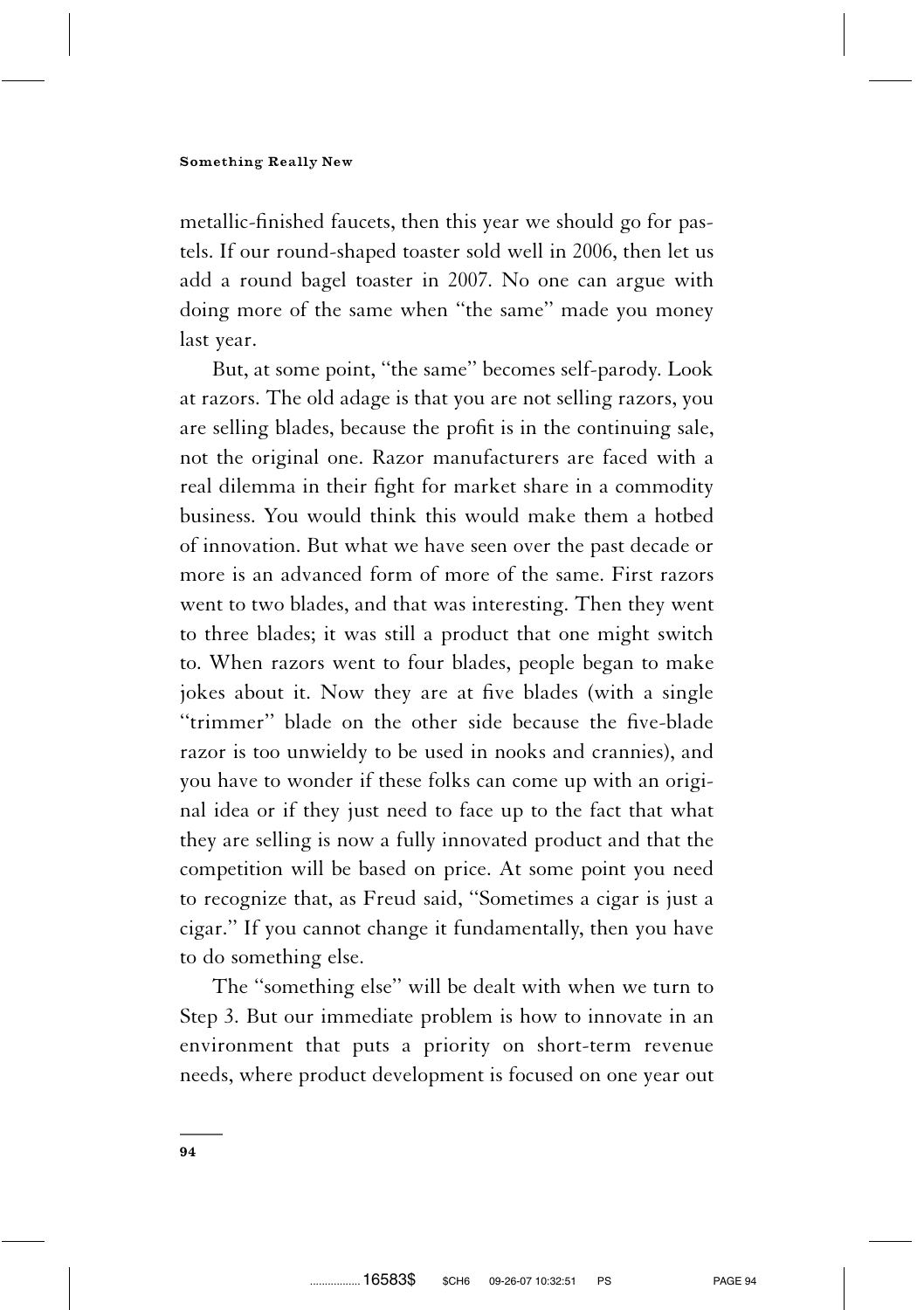metallic-finished faucets, then this year we should go for pastels. If our round-shaped toaster sold well in 2006, then let us add a round bagel toaster in 2007. No one can argue with doing more of the same when "the same" made you money last year.

But, at some point, "the same" becomes self-parody. Look at razors. The old adage is that you are not selling razors, you are selling blades, because the profit is in the continuing sale, not the original one. Razor manufacturers are faced with a real dilemma in their fight for market share in a commodity business. You would think this would make them a hotbed of innovation. But what we have seen over the past decade or more is an advanced form of more of the same. First razors went to two blades, and that was interesting. Then they went to three blades; it was still a product that one might switch to. When razors went to four blades, people began to make jokes about it. Now they are at five blades (with a single "trimmer" blade on the other side because the five-blade razor is too unwieldy to be used in nooks and crannies), and you have to wonder if these folks can come up with an original idea or if they just need to face up to the fact that what they are selling is now a fully innovated product and that the competition will be based on price. At some point you need to recognize that, as Freud said, "Sometimes a cigar is just a cigar." If you cannot change it fundamentally, then you have to do something else.

The "something else" will be dealt with when we turn to Step 3. But our immediate problem is how to innovate in an environment that puts a priority on short-term revenue needs, where product development is focused on one year out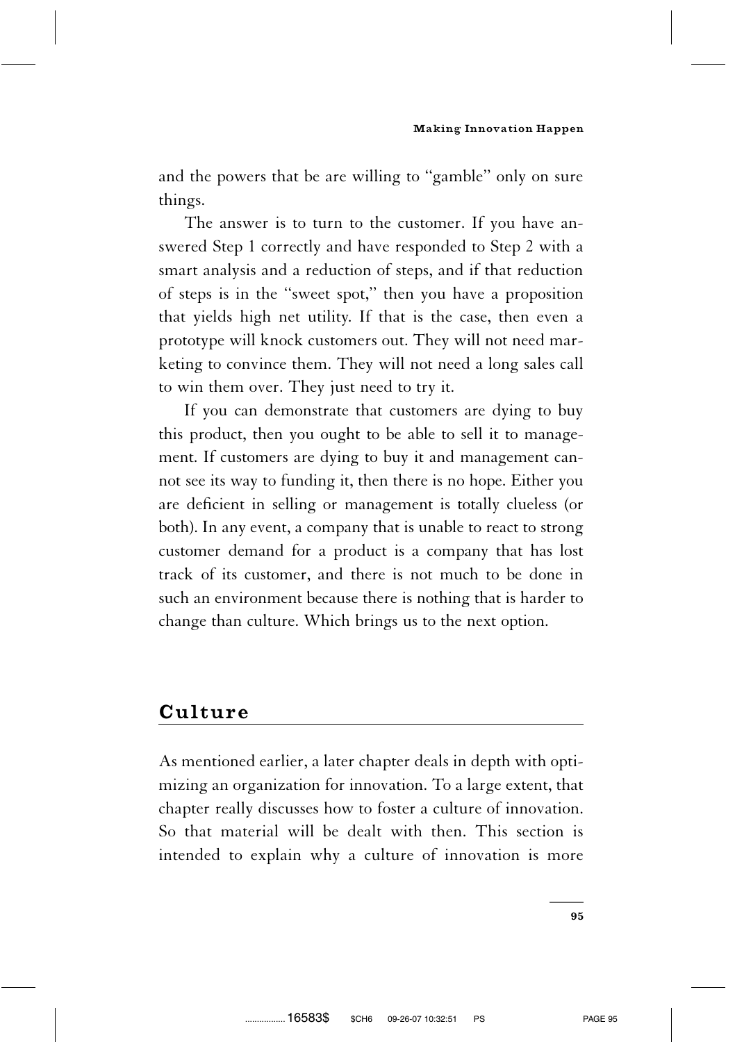and the powers that be are willing to "gamble" only on sure things.

The answer is to turn to the customer. If you have answered Step 1 correctly and have responded to Step 2 with a smart analysis and a reduction of steps, and if that reduction of steps is in the "sweet spot," then you have a proposition that yields high net utility. If that is the case, then even a prototype will knock customers out. They will not need marketing to convince them. They will not need a long sales call to win them over. They just need to try it.

If you can demonstrate that customers are dying to buy this product, then you ought to be able to sell it to management. If customers are dying to buy it and management cannot see its way to funding it, then there is no hope. Either you are deficient in selling or management is totally clueless (or both). In any event, a company that is unable to react to strong customer demand for a product is a company that has lost track of its customer, and there is not much to be done in such an environment because there is nothing that is harder to change than culture. Which brings us to the next option.

## Culture

As mentioned earlier, a later chapter deals in depth with optimizing an organization for innovation. To a large extent, that chapter really discusses how to foster a culture of innovation. So that material will be dealt with then. This section is intended to explain why a culture of innovation is more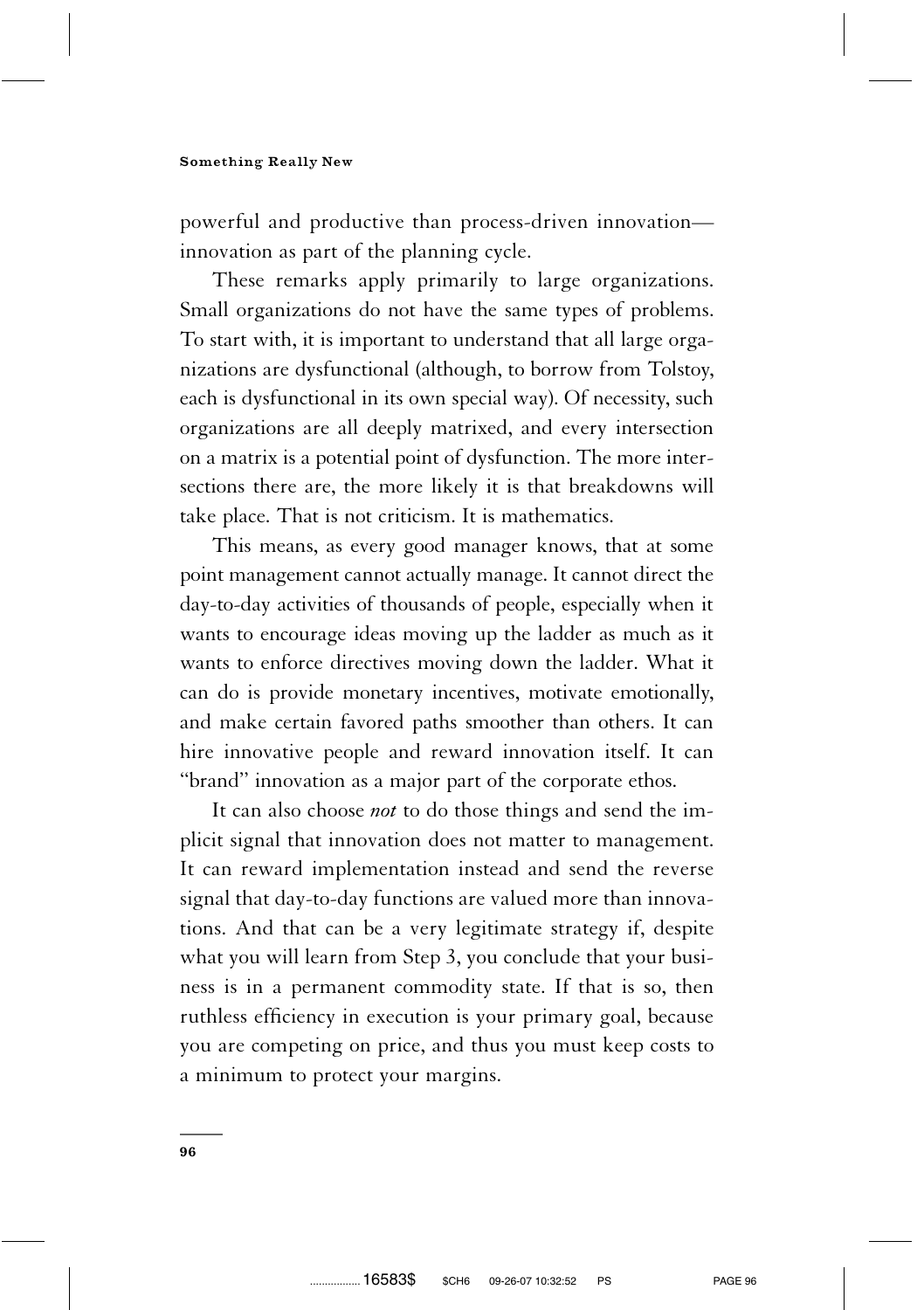powerful and productive than process-driven innovation—innovation as part of the planning cycle.

These remarks apply primarily to large organizations. Small organizations do not have the same types of problems. To start with, it is important to understand that all large organizations are dysfunctional (although, to borrow from Tolstoy, each is dysfunctional in its own special way). Of necessity, such organizations are all deeply matrixed, and every intersection on a matrix is a potential point of dysfunction. The more intersections there are, the more likely it is that breakdowns will take place. That is not criticism. It is mathematics.

This means, as every good manager knows, that at some point management cannot actually manage. It cannot direct the day-to-day activities of thousands of people, especially when it wants to encourage ideas moving up the ladder as much as it wants to enforce directives moving down the ladder. What it can do is provide monetary incentives, motivate emotionally, and make certain favored paths smoother than others. It can hire innovative people and reward innovation itself. It can "brand" innovation as a major part of the corporate ethos.

It can also choose *not* to do those things and send the implicit signal that innovation does not matter to management. It can reward implementation instead and send the reverse signal that day-to-day functions are valued more than innovations. And that can be a very legitimate strategy if, despite what you will learn from Step 3, you conclude that your business is in a permanent commodity state. If that is so, then ruthless efficiency in execution is your primary goal, because you are competing on price, and thus you must keep costs to a minimum to protect your margins.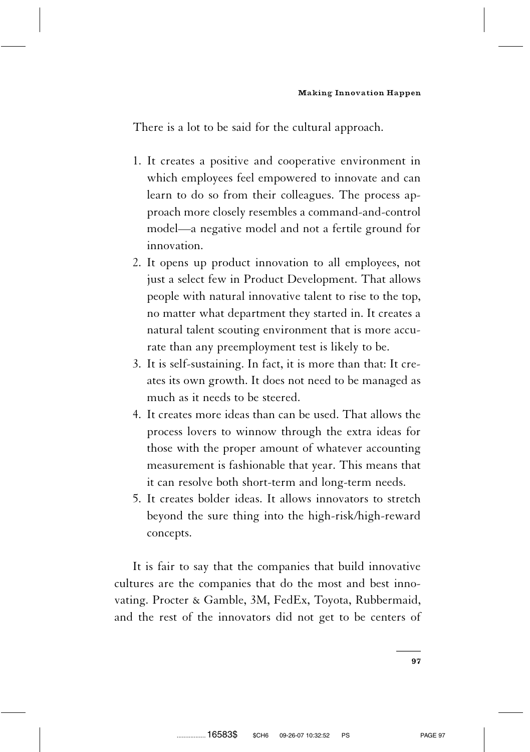There is a lot to be said for the cultural approach.

1. It creates a positive and cooperative environment in which employees feel empowered to innovate and can learn to do so from their colleagues. The process approach more closely resembles a command-and-control model—a negative model and not a fertile ground for innovation.
2. It opens up product innovation to all employees, not just a select few in Product Development. That allows people with natural innovative talent to rise to the top, no matter what department they started in. It creates a natural talent scouting environment that is more accurate than any preemployment test is likely to be.
3. It is self-sustaining. In fact, it is more than that: It creates its own growth. It does not need to be managed as much as it needs to be steered.
4. It creates more ideas than can be used. That allows the process lovers to winnow through the extra ideas for those with the proper amount of whatever accounting measurement is fashionable that year. This means that it can resolve both short-term and long-term needs.
5. It creates bolder ideas. It allows innovators to stretch beyond the sure thing into the high-risk/high-reward concepts.

It is fair to say that the companies that build innovative cultures are the companies that do the most and best innovating. Procter & Gamble, 3M, FedEx, Toyota, Rubbermaid, and the rest of the innovators did not get to be centers of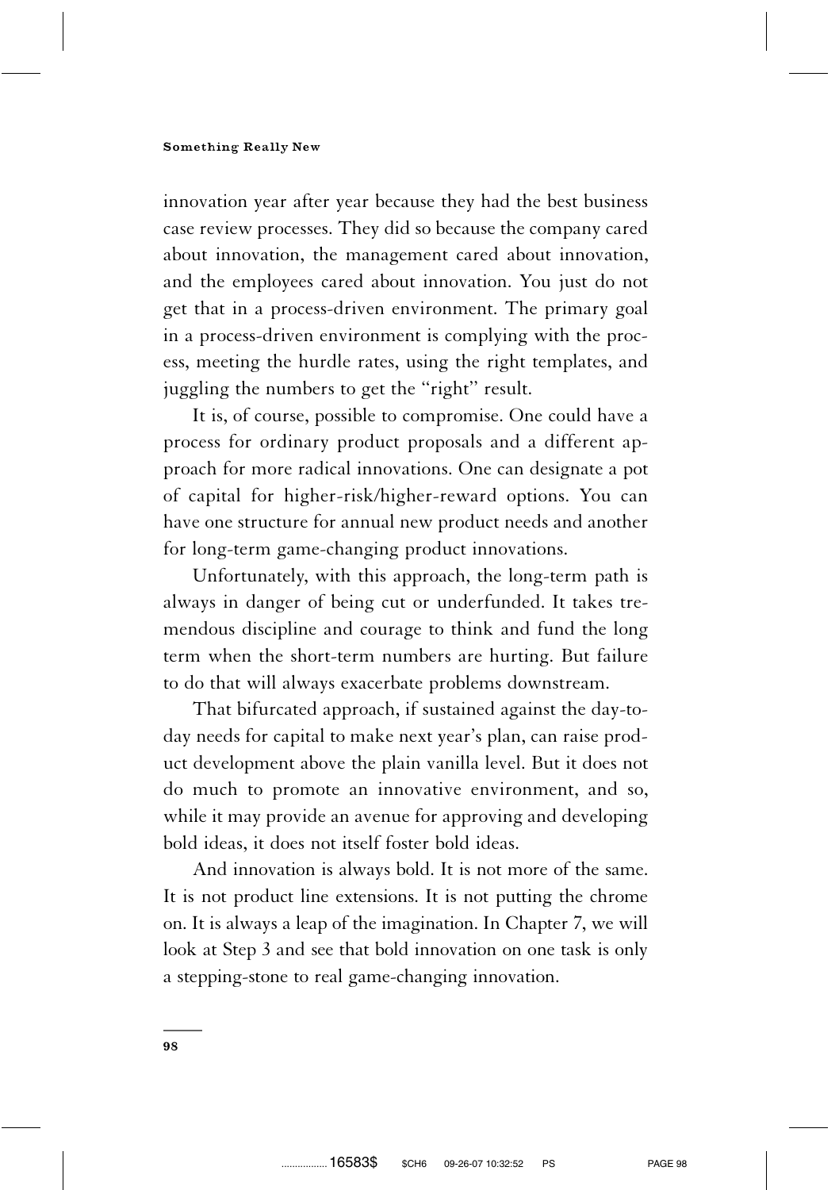innovation year after year because they had the best business case review processes. They did so because the company cared about innovation, the management cared about innovation, and the employees cared about innovation. You just do not get that in a process-driven environment. The primary goal in a process-driven environment is complying with the process, meeting the hurdle rates, using the right templates, and juggling the numbers to get the "right" result.

It is, of course, possible to compromise. One could have a process for ordinary product proposals and a different approach for more radical innovations. One can designate a pot of capital for higher-risk/higher-reward options. You can have one structure for annual new product needs and another for long-term game-changing product innovations.

Unfortunately, with this approach, the long-term path is always in danger of being cut or underfunded. It takes tremendous discipline and courage to think and fund the long term when the short-term numbers are hurting. But failure to do that will always exacerbate problems downstream.

That bifurcated approach, if sustained against the day-to-day needs for capital to make next year's plan, can raise product development above the plain vanilla level. But it does not do much to promote an innovative environment, and so, while it may provide an avenue for approving and developing bold ideas, it does not itself foster bold ideas.

And innovation is always bold. It is not more of the same. It is not product line extensions. It is not putting the chrome on. It is always a leap of the imagination. In Chapter 7, we will look at Step 3 and see that bold innovation on one task is only a stepping-stone to real game-changing innovation.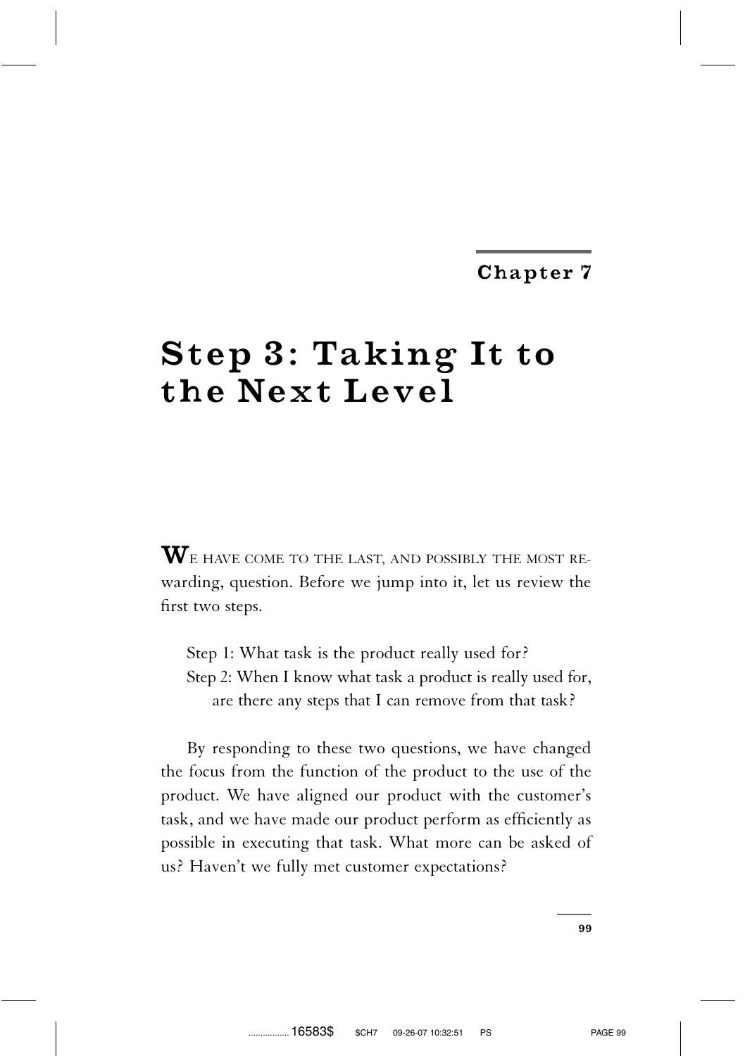## Chapter 7

# Step 3: Taking It to the Next Level

**W**E HAVE COME TO THE LAST, AND POSSIBLY THE MOST REwarding, question. Before we jump into it, let us review the first two steps.

> Step 1: What task is the product really used for?
> Step 2: When I know what task a product is really used for, are there any steps that I can remove from that task?

By responding to these two questions, we have changed the focus from the function of the product to the use of the product. We have aligned our product with the customer's task, and we have made our product perform as efficiently as possible in executing that task. What more can be asked of us? Haven't we fully met customer expectations?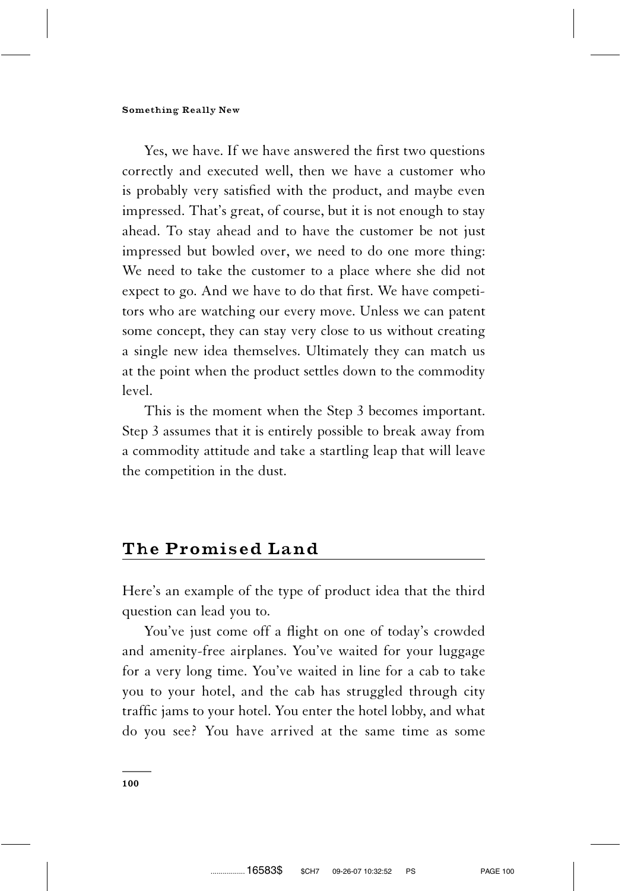Yes, we have. If we have answered the first two questions correctly and executed well, then we have a customer who is probably very satisfied with the product, and maybe even impressed. That's great, of course, but it is not enough to stay ahead. To stay ahead and to have the customer be not just impressed but bowled over, we need to do one more thing: We need to take the customer to a place where she did not expect to go. And we have to do that first. We have competitors who are watching our every move. Unless we can patent some concept, they can stay very close to us without creating a single new idea themselves. Ultimately they can match us at the point when the product settles down to the commodity level.

This is the moment when the Step 3 becomes important. Step 3 assumes that it is entirely possible to break away from a commodity attitude and take a startling leap that will leave the competition in the dust.

## The Promised Land

Here's an example of the type of product idea that the third question can lead you to.

You've just come off a flight on one of today's crowded and amenity-free airplanes. You've waited for your luggage for a very long time. You've waited in line for a cab to take you to your hotel, and the cab has struggled through city traffic jams to your hotel. You enter the hotel lobby, and what do you see? You have arrived at the same time as some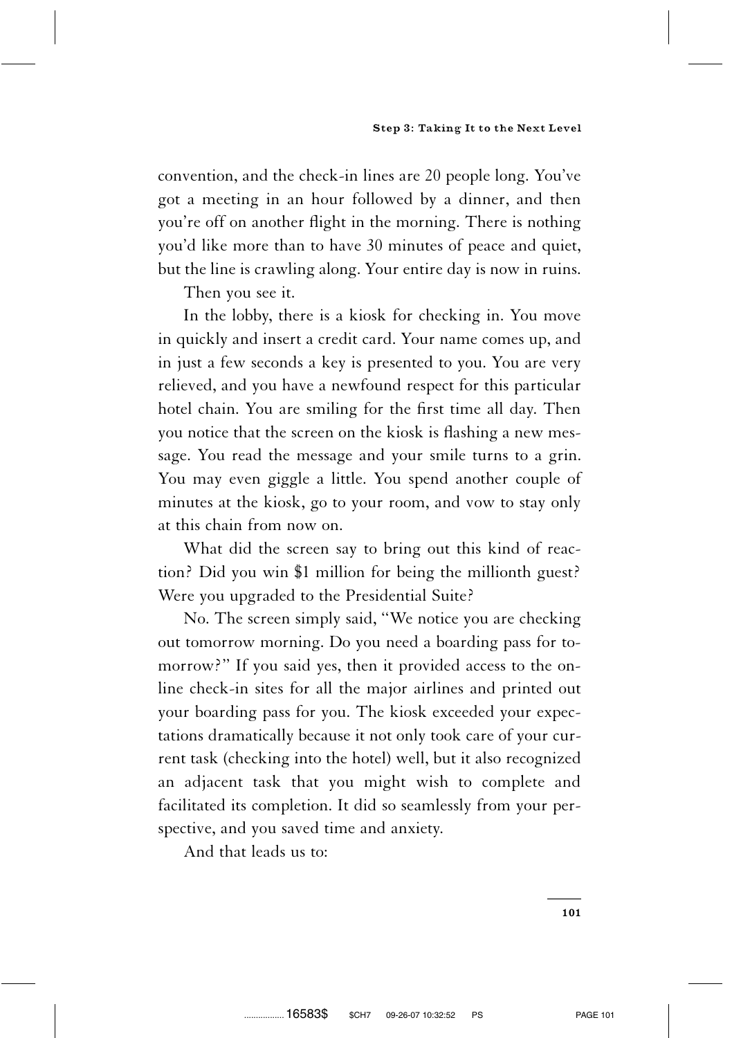convention, and the check-in lines are 20 people long. You've got a meeting in an hour followed by a dinner, and then you're off on another flight in the morning. There is nothing you'd like more than to have 30 minutes of peace and quiet, but the line is crawling along. Your entire day is now in ruins.

Then you see it.

In the lobby, there is a kiosk for checking in. You move in quickly and insert a credit card. Your name comes up, and in just a few seconds a key is presented to you. You are very relieved, and you have a newfound respect for this particular hotel chain. You are smiling for the first time all day. Then you notice that the screen on the kiosk is flashing a new message. You read the message and your smile turns to a grin. You may even giggle a little. You spend another couple of minutes at the kiosk, go to your room, and vow to stay only at this chain from now on.

What did the screen say to bring out this kind of reaction? Did you win $1 million for being the millionth guest? Were you upgraded to the Presidential Suite?

No. The screen simply said, "We notice you are checking out tomorrow morning. Do you need a boarding pass for tomorrow?" If you said yes, then it provided access to the online check-in sites for all the major airlines and printed out your boarding pass for you. The kiosk exceeded your expectations dramatically because it not only took care of your current task (checking into the hotel) well, but it also recognized an adjacent task that you might wish to complete and facilitated its completion. It did so seamlessly from your perspective, and you saved time and anxiety.

And that leads us to: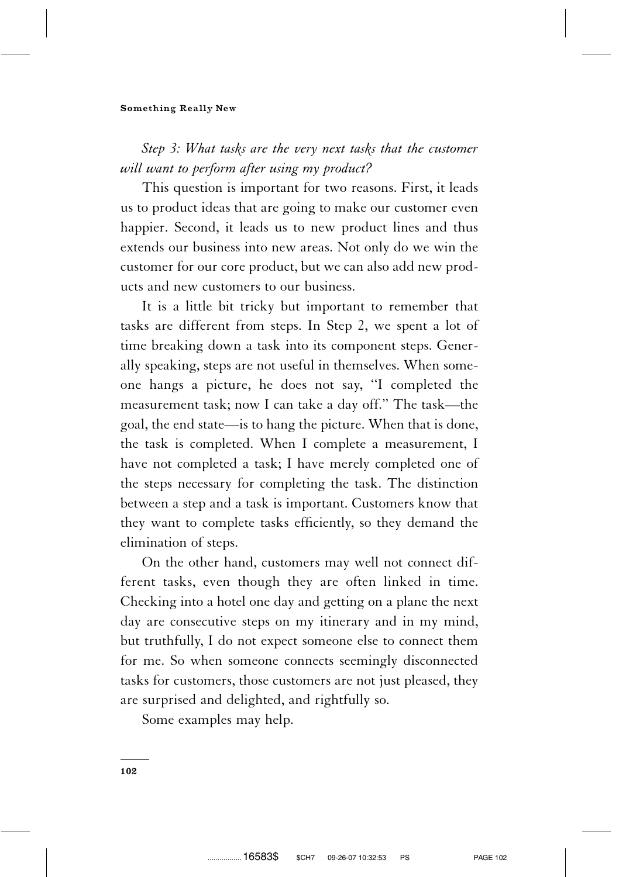*Step 3: What tasks are the very next tasks that the customer will want to perform after using my product?*

This question is important for two reasons. First, it leads us to product ideas that are going to make our customer even happier. Second, it leads us to new product lines and thus extends our business into new areas. Not only do we win the customer for our core product, but we can also add new products and new customers to our business.

It is a little bit tricky but important to remember that tasks are different from steps. In Step 2, we spent a lot of time breaking down a task into its component steps. Generally speaking, steps are not useful in themselves. When someone hangs a picture, he does not say, ''I completed the measurement task; now I can take a day off.'' The task—the goal, the end state—is to hang the picture. When that is done, the task is completed. When I complete a measurement, I have not completed a task; I have merely completed one of the steps necessary for completing the task. The distinction between a step and a task is important. Customers know that they want to complete tasks efficiently, so they demand the elimination of steps.

On the other hand, customers may well not connect different tasks, even though they are often linked in time. Checking into a hotel one day and getting on a plane the next day are consecutive steps on my itinerary and in my mind, but truthfully, I do not expect someone else to connect them for me. So when someone connects seemingly disconnected tasks for customers, those customers are not just pleased, they are surprised and delighted, and rightfully so.

Some examples may help.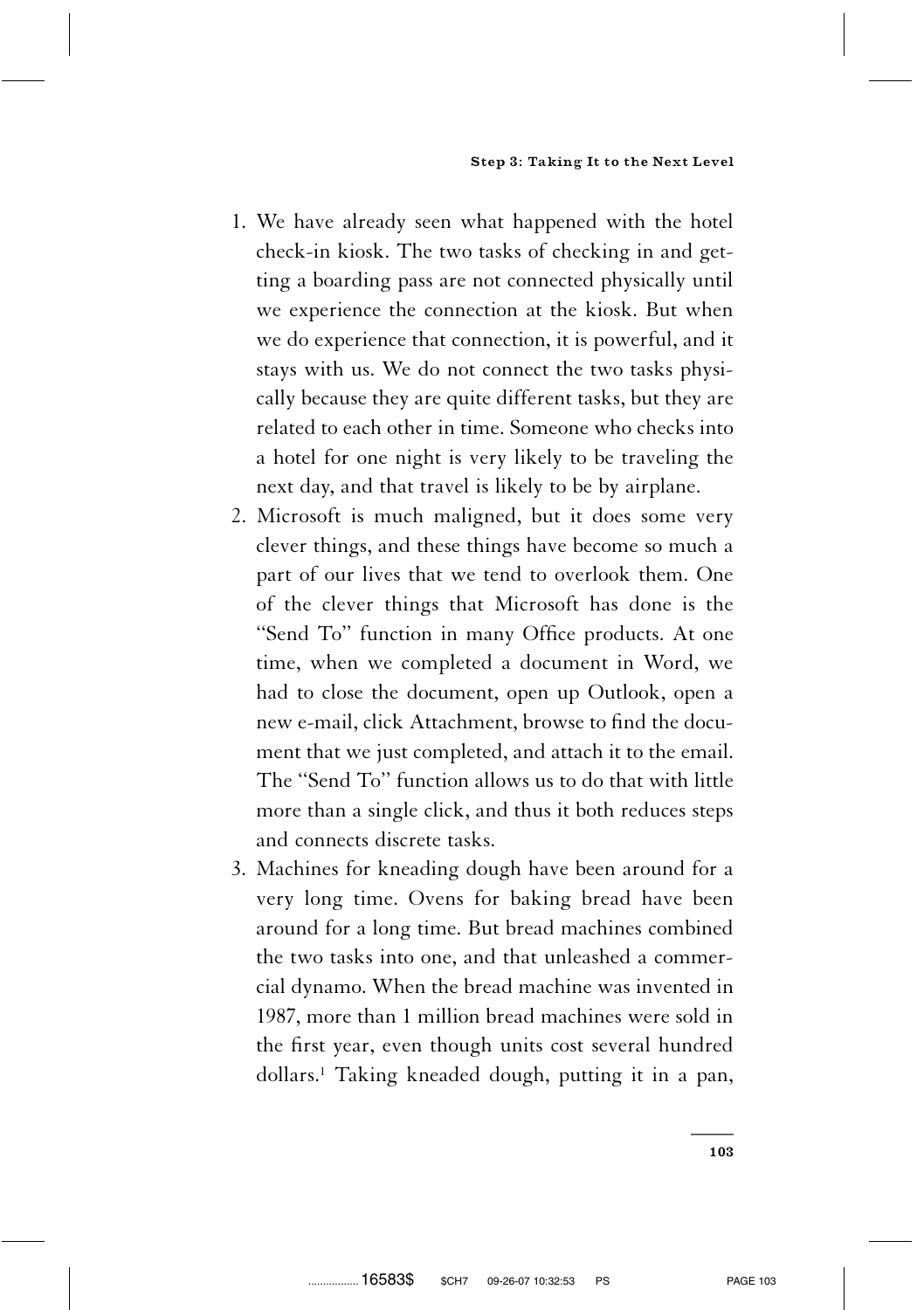1. We have already seen what happened with the hotel check-in kiosk. The two tasks of checking in and getting a boarding pass are not connected physically until we experience the connection at the kiosk. But when we do experience that connection, it is powerful, and it stays with us. We do not connect the two tasks physically because they are quite different tasks, but they are related to each other in time. Someone who checks into a hotel for one night is very likely to be traveling the next day, and that travel is likely to be by airplane.
2. Microsoft is much maligned, but it does some very clever things, and these things have become so much a part of our lives that we tend to overlook them. One of the clever things that Microsoft has done is the "Send To" function in many Office products. At one time, when we completed a document in Word, we had to close the document, open up Outlook, open a new e-mail, click Attachment, browse to find the document that we just completed, and attach it to the email. The "Send To" function allows us to do that with little more than a single click, and thus it both reduces steps and connects discrete tasks.
3. Machines for kneading dough have been around for a very long time. Ovens for baking bread have been around for a long time. But bread machines combined the two tasks into one, and that unleashed a commercial dynamo. When the bread machine was invented in 1987, more than 1 million bread machines were sold in the first year, even though units cost several hundred dollars.[1] Taking kneaded dough, putting it in a pan,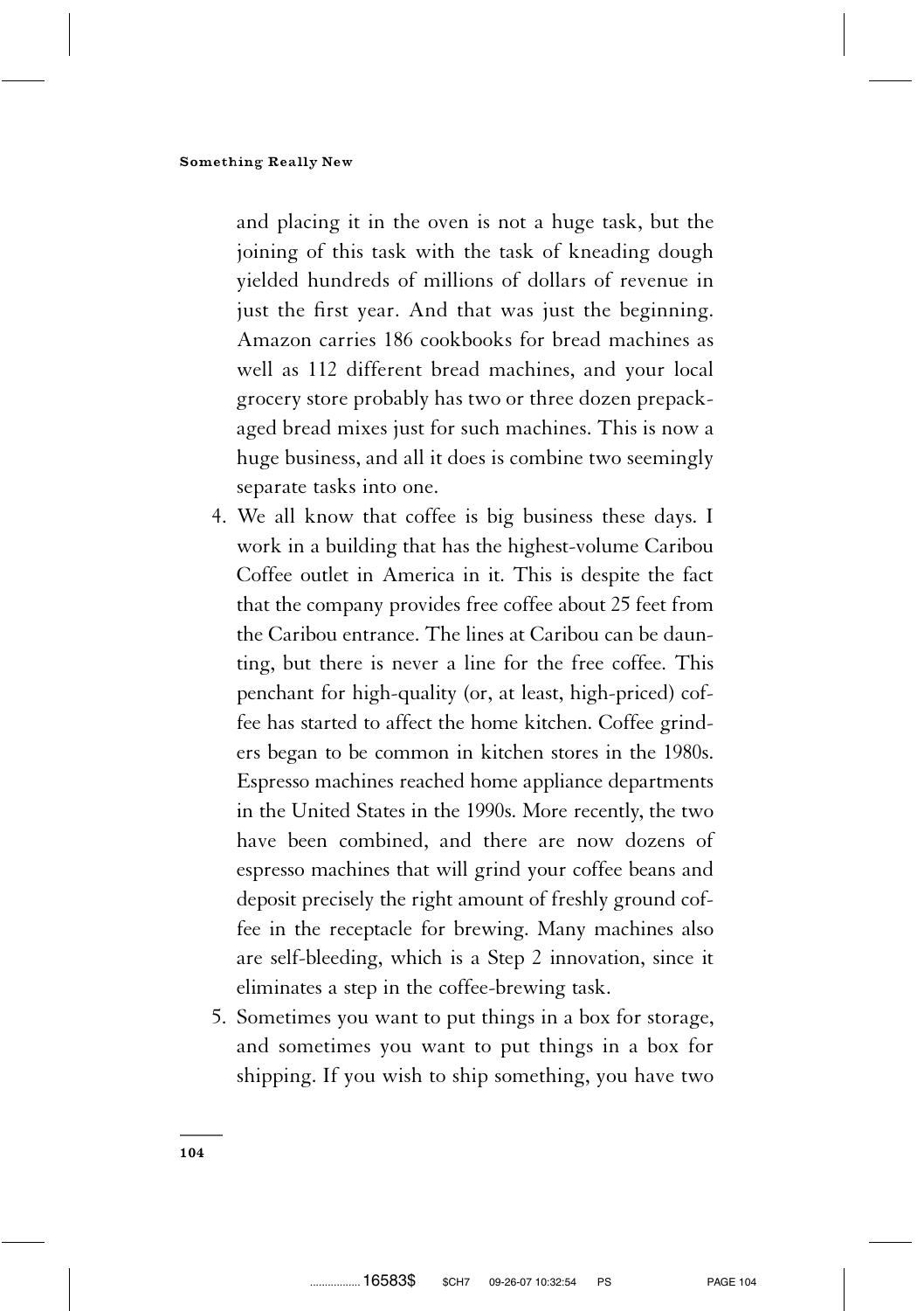and placing it in the oven is not a huge task, but the joining of this task with the task of kneading dough yielded hundreds of millions of dollars of revenue in just the first year. And that was just the beginning. Amazon carries 186 cookbooks for bread machines as well as 112 different bread machines, and your local grocery store probably has two or three dozen prepackaged bread mixes just for such machines. This is now a huge business, and all it does is combine two seemingly separate tasks into one.

4. We all know that coffee is big business these days. I work in a building that has the highest-volume Caribou Coffee outlet in America in it. This is despite the fact that the company provides free coffee about 25 feet from the Caribou entrance. The lines at Caribou can be daunting, but there is never a line for the free coffee. This penchant for high-quality (or, at least, high-priced) coffee has started to affect the home kitchen. Coffee grinders began to be common in kitchen stores in the 1980s. Espresso machines reached home appliance departments in the United States in the 1990s. More recently, the two have been combined, and there are now dozens of espresso machines that will grind your coffee beans and deposit precisely the right amount of freshly ground coffee in the receptacle for brewing. Many machines also are self-bleeding, which is a Step 2 innovation, since it eliminates a step in the coffee-brewing task.
5. Sometimes you want to put things in a box for storage, and sometimes you want to put things in a box for shipping. If you wish to ship something, you have two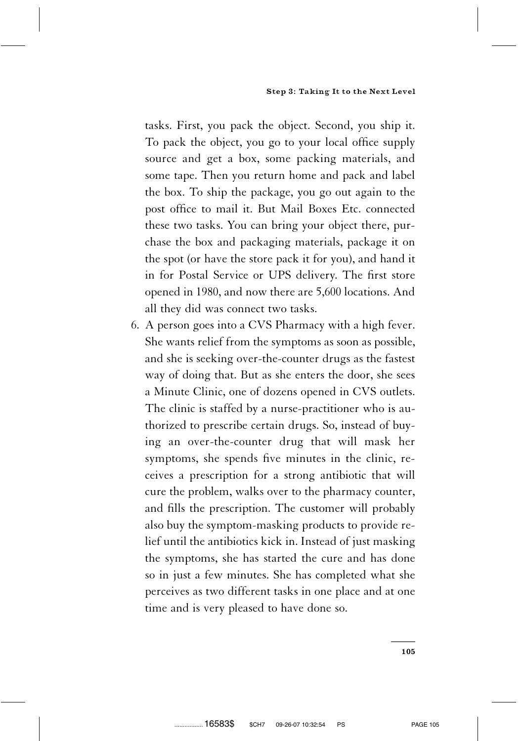tasks. First, you pack the object. Second, you ship it. To pack the object, you go to your local office supply source and get a box, some packing materials, and some tape. Then you return home and pack and label the box. To ship the package, you go out again to the post office to mail it. But Mail Boxes Etc. connected these two tasks. You can bring your object there, purchase the box and packaging materials, package it on the spot (or have the store pack it for you), and hand it in for Postal Service or UPS delivery. The first store opened in 1980, and now there are 5,600 locations. And all they did was connect two tasks.

6. A person goes into a CVS Pharmacy with a high fever. She wants relief from the symptoms as soon as possible, and she is seeking over-the-counter drugs as the fastest way of doing that. But as she enters the door, she sees a Minute Clinic, one of dozens opened in CVS outlets. The clinic is staffed by a nurse-practitioner who is authorized to prescribe certain drugs. So, instead of buying an over-the-counter drug that will mask her symptoms, she spends five minutes in the clinic, receives a prescription for a strong antibiotic that will cure the problem, walks over to the pharmacy counter, and fills the prescription. The customer will probably also buy the symptom-masking products to provide relief until the antibiotics kick in. Instead of just masking the symptoms, she has started the cure and has done so in just a few minutes. She has completed what she perceives as two different tasks in one place and at one time and is very pleased to have done so.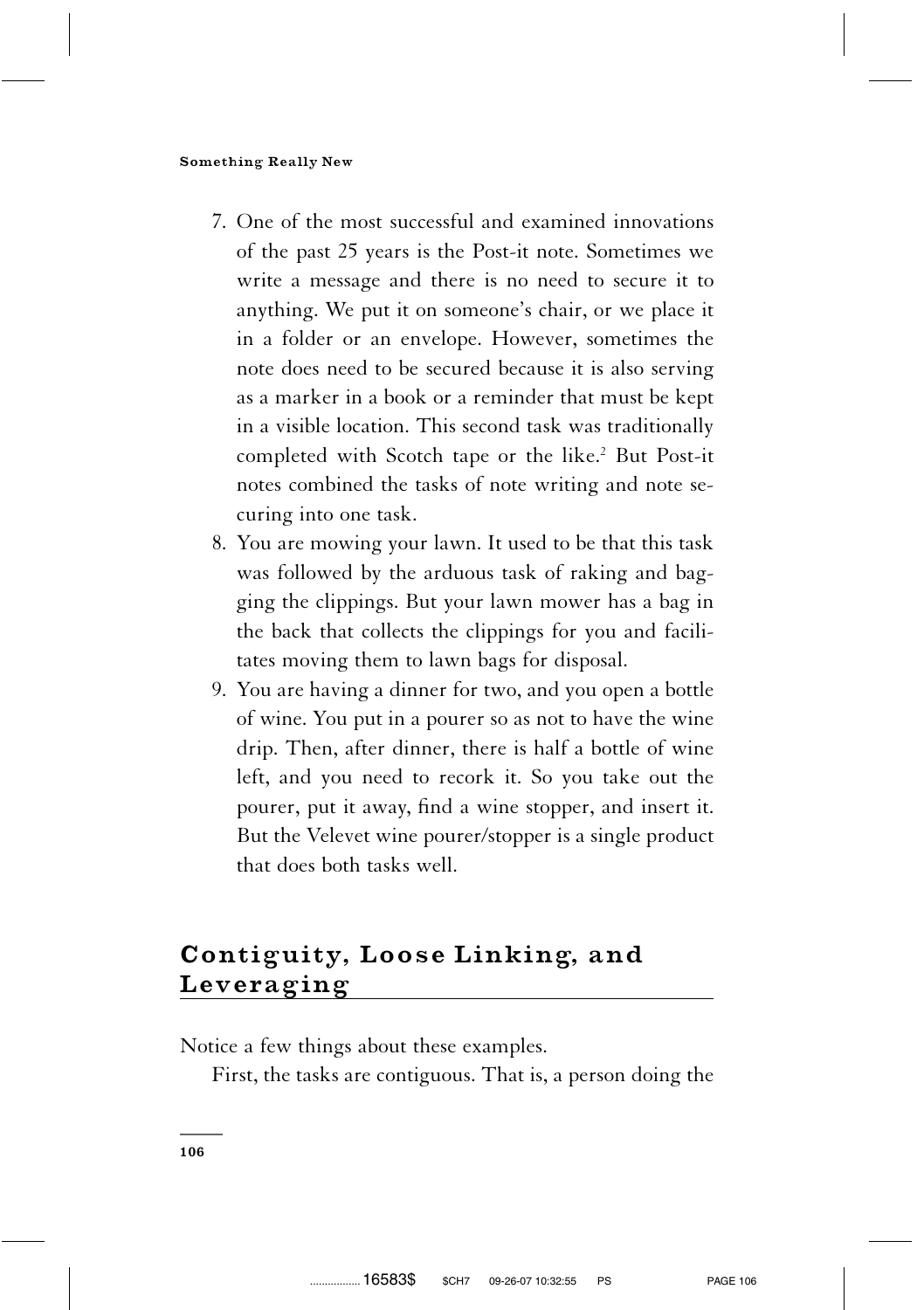7. One of the most successful and examined innovations of the past 25 years is the Post-it note. Sometimes we write a message and there is no need to secure it to anything. We put it on someone's chair, or we place it in a folder or an envelope. However, sometimes the note does need to be secured because it is also serving as a marker in a book or a reminder that must be kept in a visible location. This second task was traditionally completed with Scotch tape or the like.[2] But Post-it notes combined the tasks of note writing and note securing into one task.
8. You are mowing your lawn. It used to be that this task was followed by the arduous task of raking and bagging the clippings. But your lawn mower has a bag in the back that collects the clippings for you and facilitates moving them to lawn bags for disposal.
9. You are having a dinner for two, and you open a bottle of wine. You put in a pourer so as not to have the wine drip. Then, after dinner, there is half a bottle of wine left, and you need to recork it. So you take out the pourer, put it away, find a wine stopper, and insert it. But the Velevet wine pourer/stopper is a single product that does both tasks well.

## Contiguity, Loose Linking, and Leveraging

Notice a few things about these examples.

First, the tasks are contiguous. That is, a person doing the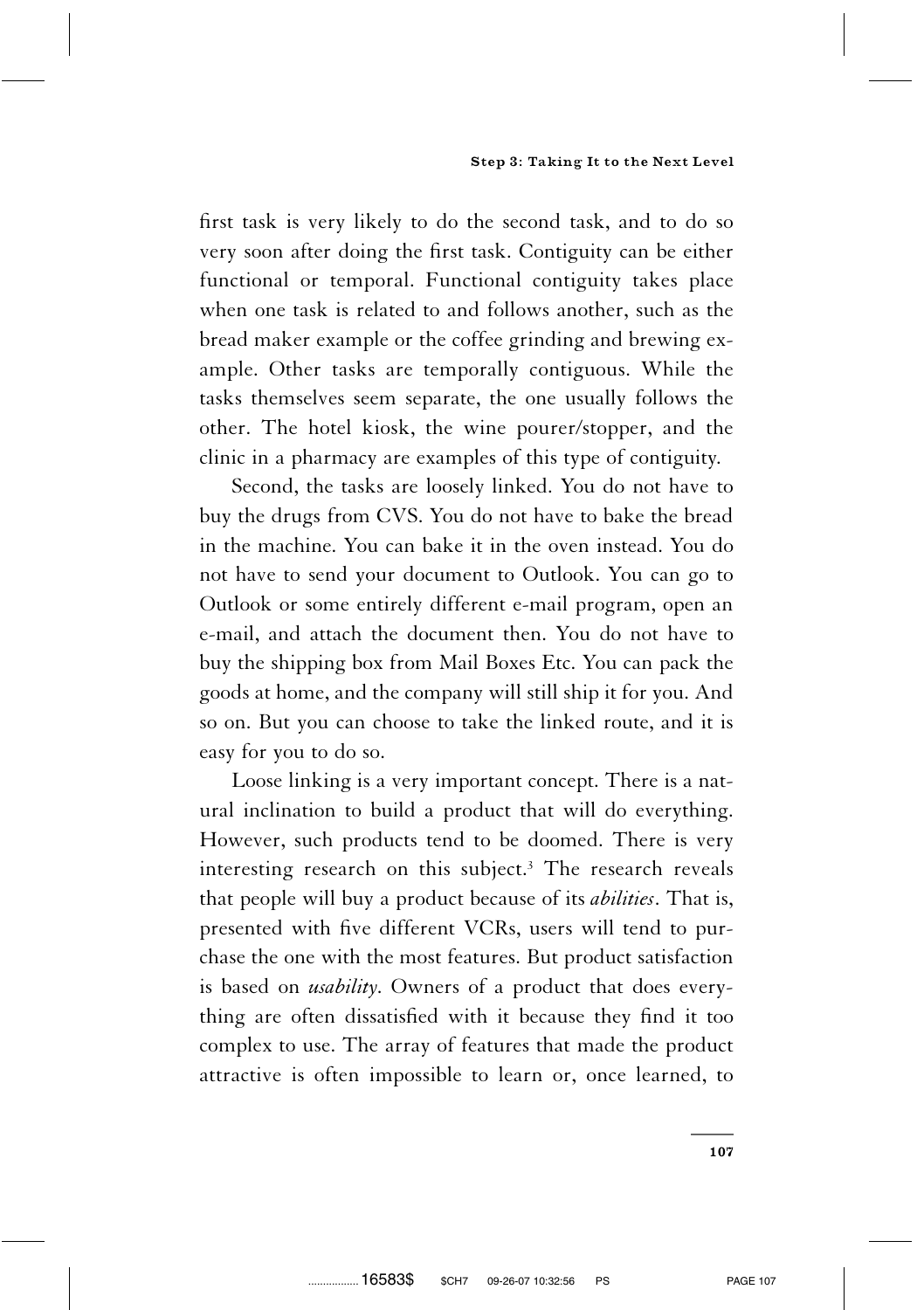first task is very likely to do the second task, and to do so very soon after doing the first task. Contiguity can be either functional or temporal. Functional contiguity takes place when one task is related to and follows another, such as the bread maker example or the coffee grinding and brewing example. Other tasks are temporally contiguous. While the tasks themselves seem separate, the one usually follows the other. The hotel kiosk, the wine pourer/stopper, and the clinic in a pharmacy are examples of this type of contiguity.

Second, the tasks are loosely linked. You do not have to buy the drugs from CVS. You do not have to bake the bread in the machine. You can bake it in the oven instead. You do not have to send your document to Outlook. You can go to Outlook or some entirely different e-mail program, open an e-mail, and attach the document then. You do not have to buy the shipping box from Mail Boxes Etc. You can pack the goods at home, and the company will still ship it for you. And so on. But you can choose to take the linked route, and it is easy for you to do so.

Loose linking is a very important concept. There is a natural inclination to build a product that will do everything. However, such products tend to be doomed. There is very interesting research on this subject.[3] The research reveals that people will buy a product because of its *abilities*. That is, presented with five different VCRs, users will tend to purchase the one with the most features. But product satisfaction is based on *usability*. Owners of a product that does everything are often dissatisfied with it because they find it too complex to use. The array of features that made the product attractive is often impossible to learn or, once learned, to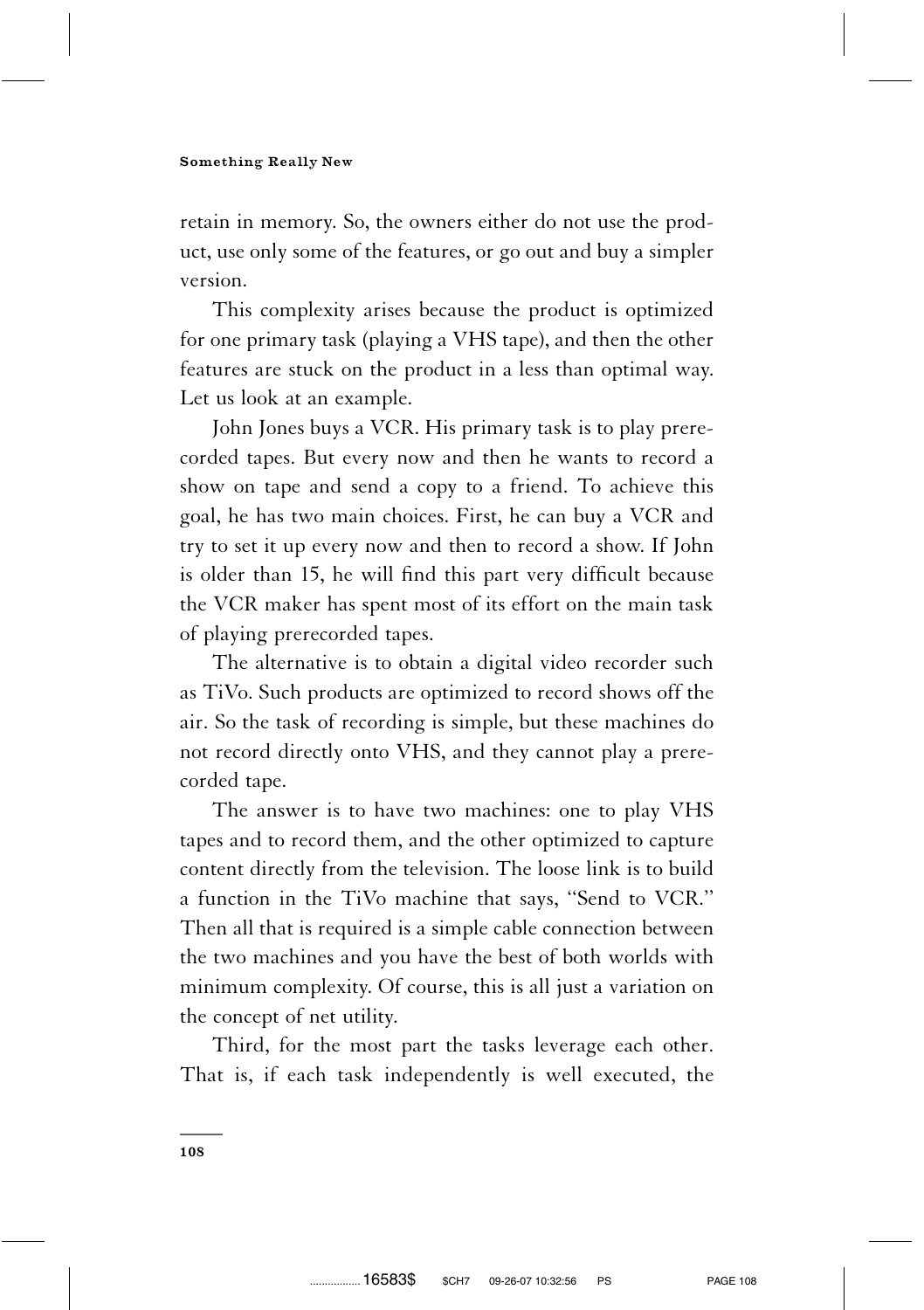retain in memory. So, the owners either do not use the product, use only some of the features, or go out and buy a simpler version.

This complexity arises because the product is optimized for one primary task (playing a VHS tape), and then the other features are stuck on the product in a less than optimal way. Let us look at an example.

John Jones buys a VCR. His primary task is to play prerecorded tapes. But every now and then he wants to record a show on tape and send a copy to a friend. To achieve this goal, he has two main choices. First, he can buy a VCR and try to set it up every now and then to record a show. If John is older than 15, he will find this part very difficult because the VCR maker has spent most of its effort on the main task of playing prerecorded tapes.

The alternative is to obtain a digital video recorder such as TiVo. Such products are optimized to record shows off the air. So the task of recording is simple, but these machines do not record directly onto VHS, and they cannot play a prerecorded tape.

The answer is to have two machines: one to play VHS tapes and to record them, and the other optimized to capture content directly from the television. The loose link is to build a function in the TiVo machine that says, "Send to VCR." Then all that is required is a simple cable connection between the two machines and you have the best of both worlds with minimum complexity. Of course, this is all just a variation on the concept of net utility.

Third, for the most part the tasks leverage each other. That is, if each task independently is well executed, the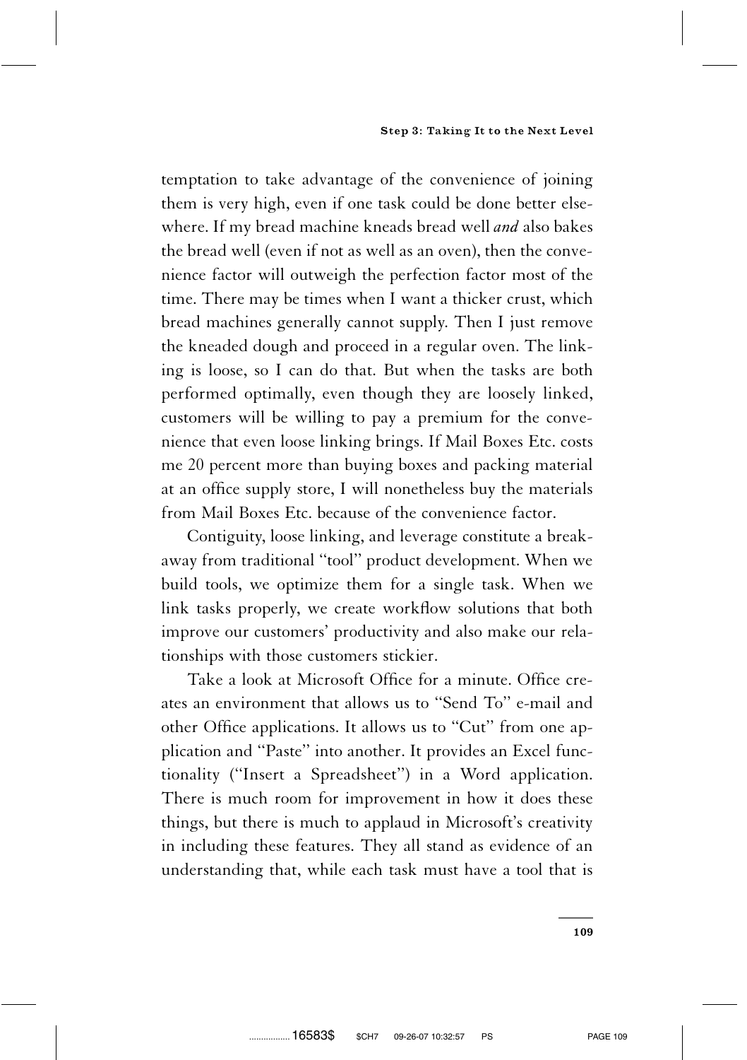temptation to take advantage of the convenience of joining them is very high, even if one task could be done better elsewhere. If my bread machine kneads bread well *and* also bakes the bread well (even if not as well as an oven), then the convenience factor will outweigh the perfection factor most of the time. There may be times when I want a thicker crust, which bread machines generally cannot supply. Then I just remove the kneaded dough and proceed in a regular oven. The linking is loose, so I can do that. But when the tasks are both performed optimally, even though they are loosely linked, customers will be willing to pay a premium for the convenience that even loose linking brings. If Mail Boxes Etc. costs me 20 percent more than buying boxes and packing material at an office supply store, I will nonetheless buy the materials from Mail Boxes Etc. because of the convenience factor.

Contiguity, loose linking, and leverage constitute a breakaway from traditional "tool" product development. When we build tools, we optimize them for a single task. When we link tasks properly, we create workflow solutions that both improve our customers' productivity and also make our relationships with those customers stickier.

Take a look at Microsoft Office for a minute. Office creates an environment that allows us to "Send To" e-mail and other Office applications. It allows us to "Cut" from one application and "Paste" into another. It provides an Excel functionality ("Insert a Spreadsheet") in a Word application. There is much room for improvement in how it does these things, but there is much to applaud in Microsoft's creativity in including these features. They all stand as evidence of an understanding that, while each task must have a tool that is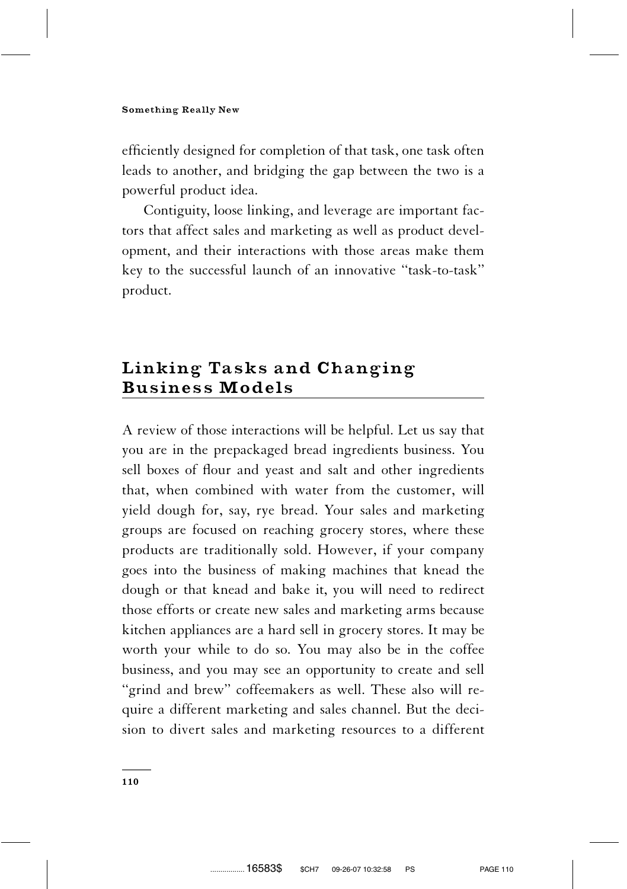efficiently designed for completion of that task, one task often leads to another, and bridging the gap between the two is a powerful product idea.

Contiguity, loose linking, and leverage are important factors that affect sales and marketing as well as product development, and their interactions with those areas make them key to the successful launch of an innovative ''task-to-task'' product.

## Linking Tasks and Changing Business Models

A review of those interactions will be helpful. Let us say that you are in the prepackaged bread ingredients business. You sell boxes of flour and yeast and salt and other ingredients that, when combined with water from the customer, will yield dough for, say, rye bread. Your sales and marketing groups are focused on reaching grocery stores, where these products are traditionally sold. However, if your company goes into the business of making machines that knead the dough or that knead and bake it, you will need to redirect those efforts or create new sales and marketing arms because kitchen appliances are a hard sell in grocery stores. It may be worth your while to do so. You may also be in the coffee business, and you may see an opportunity to create and sell ''grind and brew'' coffeemakers as well. These also will require a different marketing and sales channel. But the decision to divert sales and marketing resources to a different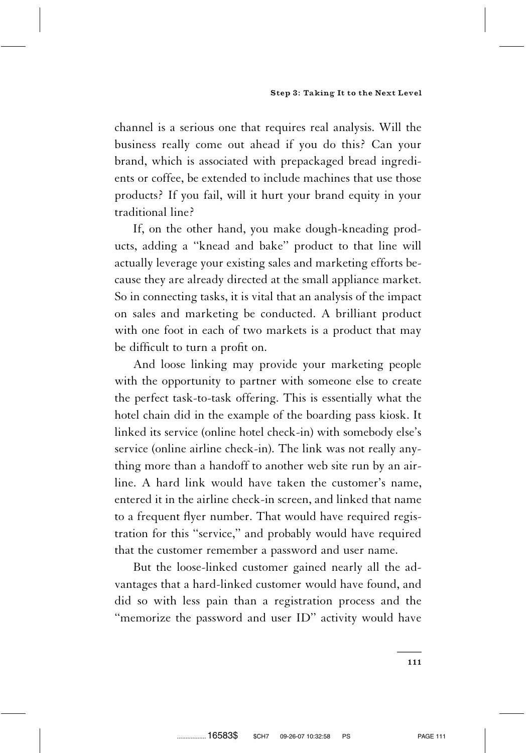channel is a serious one that requires real analysis. Will the business really come out ahead if you do this? Can your brand, which is associated with prepackaged bread ingredients or coffee, be extended to include machines that use those products? If you fail, will it hurt your brand equity in your traditional line?

If, on the other hand, you make dough-kneading products, adding a ''knead and bake'' product to that line will actually leverage your existing sales and marketing efforts because they are already directed at the small appliance market. So in connecting tasks, it is vital that an analysis of the impact on sales and marketing be conducted. A brilliant product with one foot in each of two markets is a product that may be difficult to turn a profit on.

And loose linking may provide your marketing people with the opportunity to partner with someone else to create the perfect task-to-task offering. This is essentially what the hotel chain did in the example of the boarding pass kiosk. It linked its service (online hotel check-in) with somebody else's service (online airline check-in). The link was not really anything more than a handoff to another web site run by an airline. A hard link would have taken the customer's name, entered it in the airline check-in screen, and linked that name to a frequent flyer number. That would have required registration for this ''service,'' and probably would have required that the customer remember a password and user name.

But the loose-linked customer gained nearly all the advantages that a hard-linked customer would have found, and did so with less pain than a registration process and the ''memorize the password and user ID'' activity would have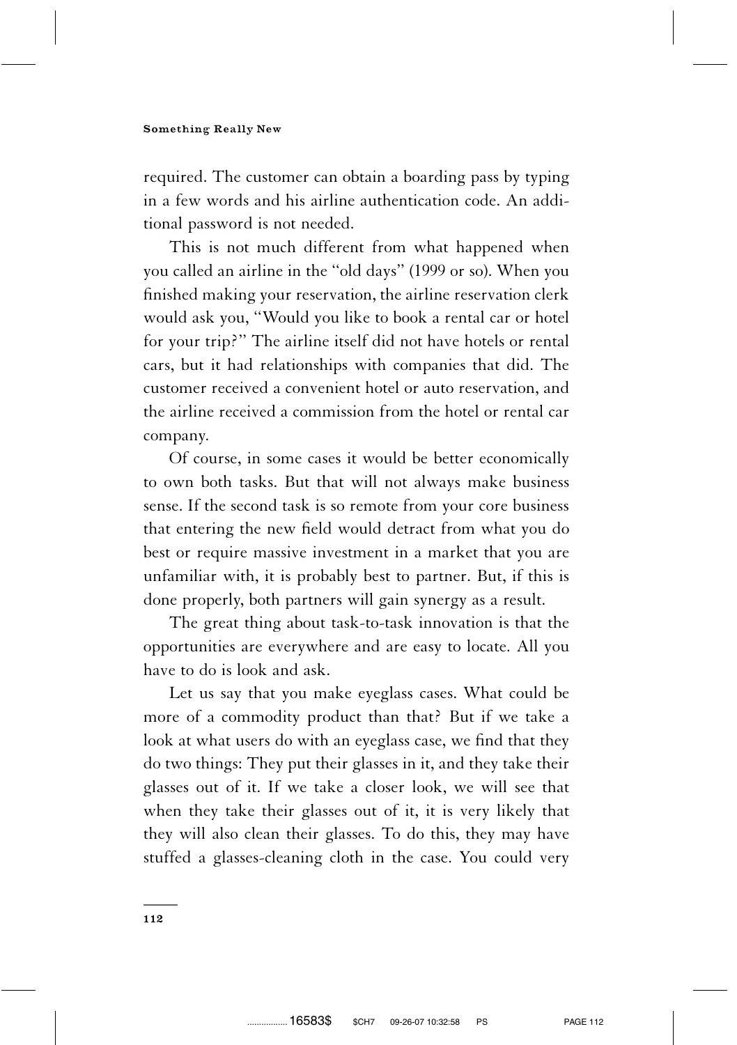required. The customer can obtain a boarding pass by typing in a few words and his airline authentication code. An additional password is not needed.

This is not much different from what happened when you called an airline in the "old days" (1999 or so). When you finished making your reservation, the airline reservation clerk would ask you, "Would you like to book a rental car or hotel for your trip?" The airline itself did not have hotels or rental cars, but it had relationships with companies that did. The customer received a convenient hotel or auto reservation, and the airline received a commission from the hotel or rental car company.

Of course, in some cases it would be better economically to own both tasks. But that will not always make business sense. If the second task is so remote from your core business that entering the new field would detract from what you do best or require massive investment in a market that you are unfamiliar with, it is probably best to partner. But, if this is done properly, both partners will gain synergy as a result.

The great thing about task-to-task innovation is that the opportunities are everywhere and are easy to locate. All you have to do is look and ask.

Let us say that you make eyeglass cases. What could be more of a commodity product than that? But if we take a look at what users do with an eyeglass case, we find that they do two things: They put their glasses in it, and they take their glasses out of it. If we take a closer look, we will see that when they take their glasses out of it, it is very likely that they will also clean their glasses. To do this, they may have stuffed a glasses-cleaning cloth in the case. You could very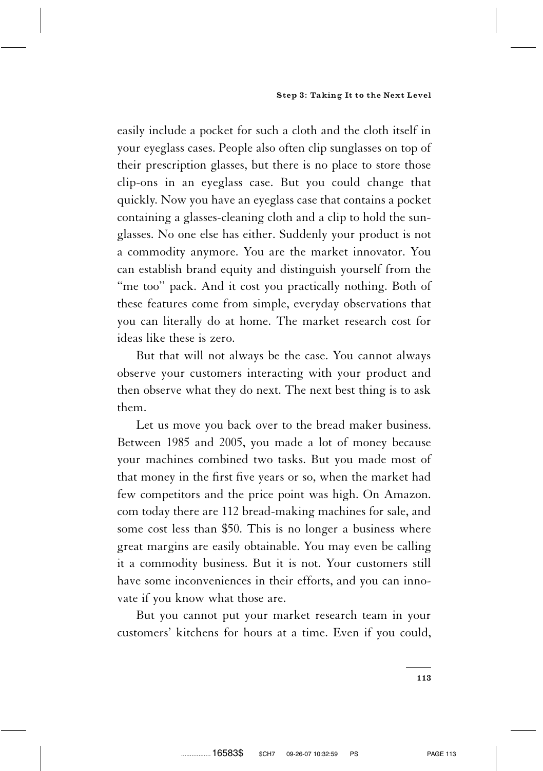easily include a pocket for such a cloth and the cloth itself in your eyeglass cases. People also often clip sunglasses on top of their prescription glasses, but there is no place to store those clip-ons in an eyeglass case. But you could change that quickly. Now you have an eyeglass case that contains a pocket containing a glasses-cleaning cloth and a clip to hold the sunglasses. No one else has either. Suddenly your product is not a commodity anymore. You are the market innovator. You can establish brand equity and distinguish yourself from the "me too" pack. And it cost you practically nothing. Both of these features come from simple, everyday observations that you can literally do at home. The market research cost for ideas like these is zero.

But that will not always be the case. You cannot always observe your customers interacting with your product and then observe what they do next. The next best thing is to ask them.

Let us move you back over to the bread maker business. Between 1985 and 2005, you made a lot of money because your machines combined two tasks. But you made most of that money in the first five years or so, when the market had few competitors and the price point was high. On Amazon.com today there are 112 bread-making machines for sale, and some cost less than $50. This is no longer a business where great margins are easily obtainable. You may even be calling it a commodity business. But it is not. Your customers still have some inconveniences in their efforts, and you can innovate if you know what those are.

But you cannot put your market research team in your customers' kitchens for hours at a time. Even if you could,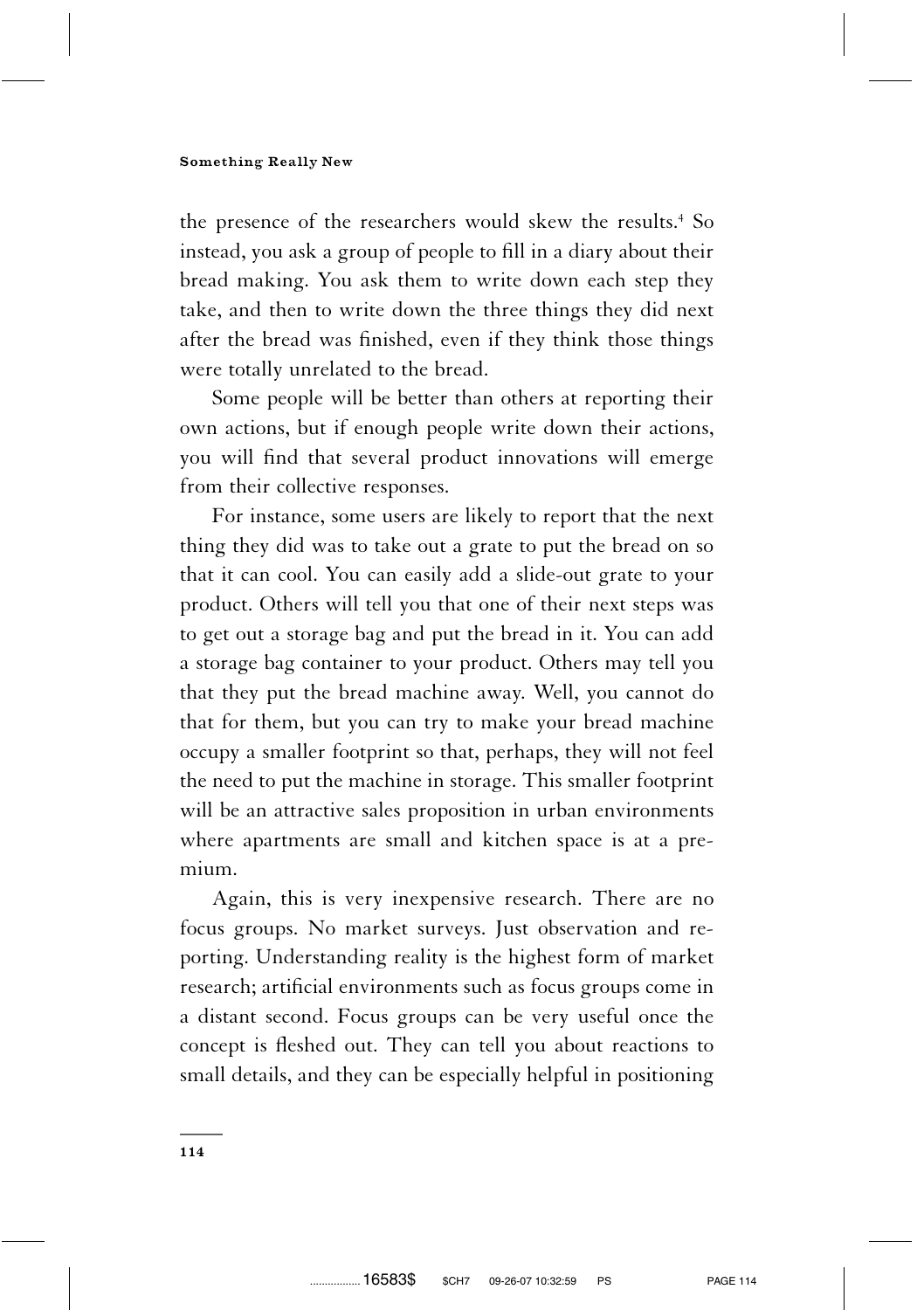the presence of the researchers would skew the results.[4] So instead, you ask a group of people to fill in a diary about their bread making. You ask them to write down each step they take, and then to write down the three things they did next after the bread was finished, even if they think those things were totally unrelated to the bread.

Some people will be better than others at reporting their own actions, but if enough people write down their actions, you will find that several product innovations will emerge from their collective responses.

For instance, some users are likely to report that the next thing they did was to take out a grate to put the bread on so that it can cool. You can easily add a slide-out grate to your product. Others will tell you that one of their next steps was to get out a storage bag and put the bread in it. You can add a storage bag container to your product. Others may tell you that they put the bread machine away. Well, you cannot do that for them, but you can try to make your bread machine occupy a smaller footprint so that, perhaps, they will not feel the need to put the machine in storage. This smaller footprint will be an attractive sales proposition in urban environments where apartments are small and kitchen space is at a premium.

Again, this is very inexpensive research. There are no focus groups. No market surveys. Just observation and reporting. Understanding reality is the highest form of market research; artificial environments such as focus groups come in a distant second. Focus groups can be very useful once the concept is fleshed out. They can tell you about reactions to small details, and they can be especially helpful in positioning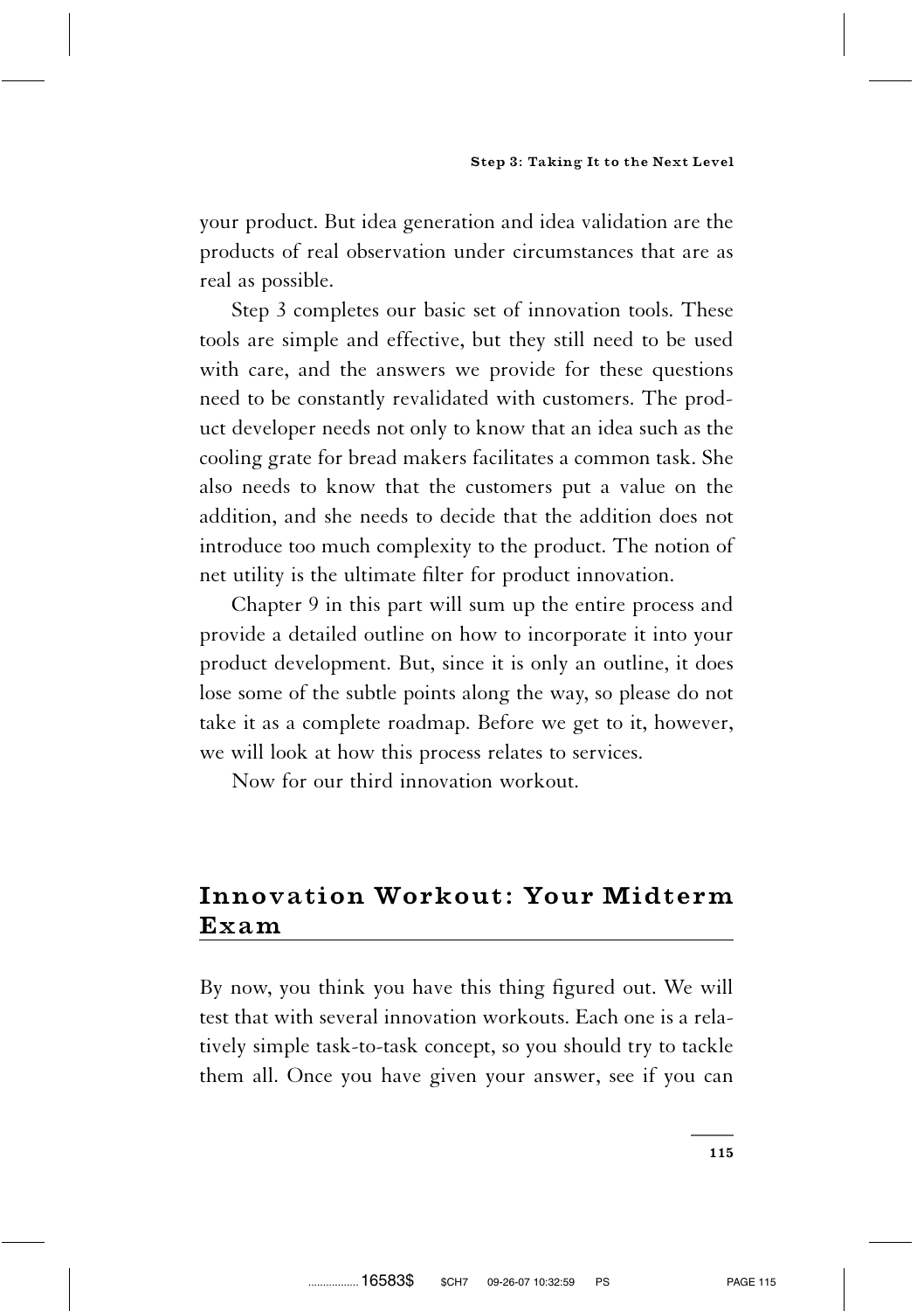your product. But idea generation and idea validation are the products of real observation under circumstances that are as real as possible.

Step 3 completes our basic set of innovation tools. These tools are simple and effective, but they still need to be used with care, and the answers we provide for these questions need to be constantly revalidated with customers. The product developer needs not only to know that an idea such as the cooling grate for bread makers facilitates a common task. She also needs to know that the customers put a value on the addition, and she needs to decide that the addition does not introduce too much complexity to the product. The notion of net utility is the ultimate filter for product innovation.

Chapter 9 in this part will sum up the entire process and provide a detailed outline on how to incorporate it into your product development. But, since it is only an outline, it does lose some of the subtle points along the way, so please do not take it as a complete roadmap. Before we get to it, however, we will look at how this process relates to services.

Now for our third innovation workout.

## Innovation Workout: Your Midterm Exam

By now, you think you have this thing figured out. We will test that with several innovation workouts. Each one is a relatively simple task-to-task concept, so you should try to tackle them all. Once you have given your answer, see if you can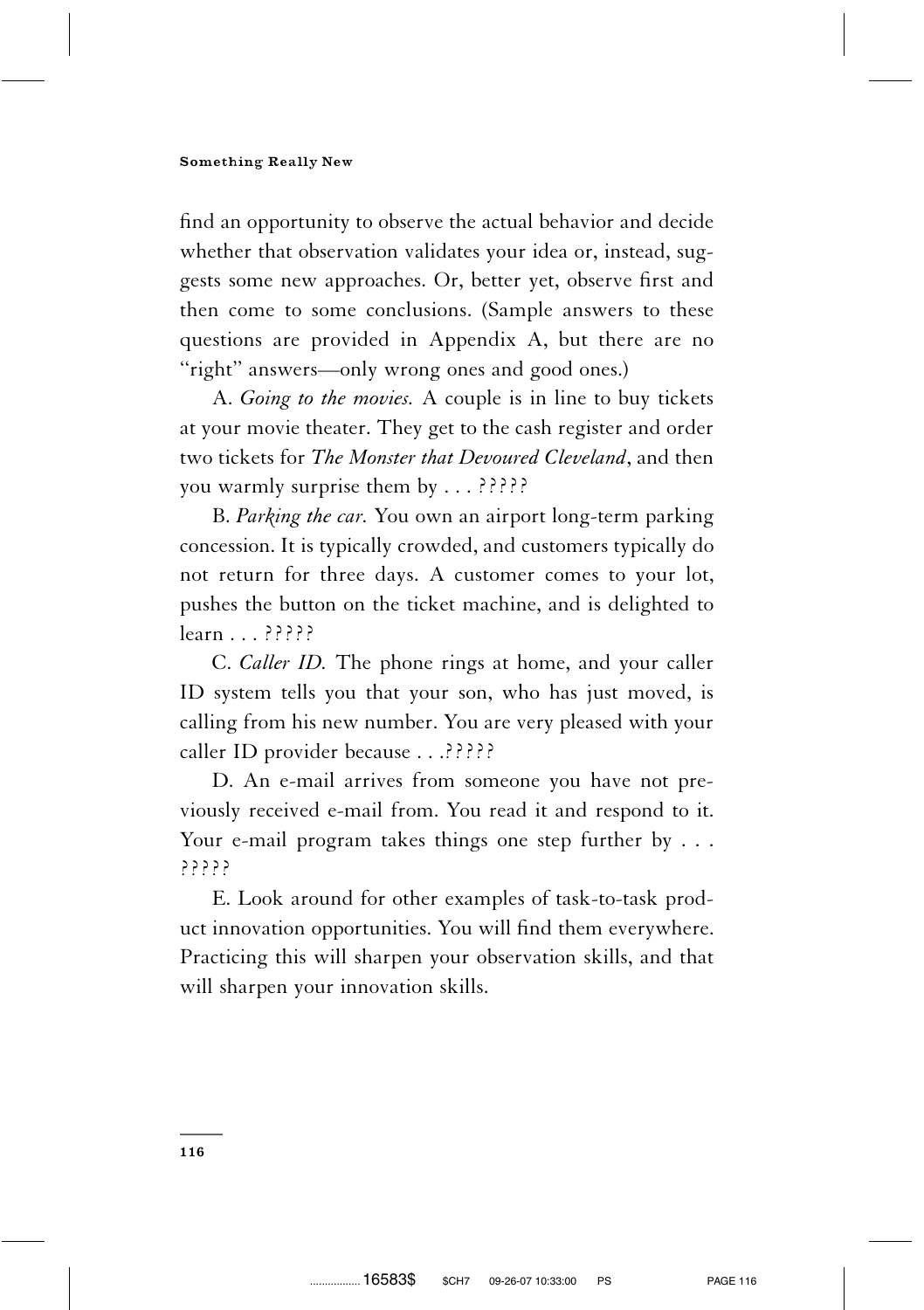find an opportunity to observe the actual behavior and decide whether that observation validates your idea or, instead, suggests some new approaches. Or, better yet, observe first and then come to some conclusions. (Sample answers to these questions are provided in Appendix A, but there are no "right" answers—only wrong ones and good ones.)

A. *Going to the movies.* A couple is in line to buy tickets at your movie theater. They get to the cash register and order two tickets for *The Monster that Devoured Cleveland*, and then you warmly surprise them by . . . ?????

B. *Parking the car.* You own an airport long-term parking concession. It is typically crowded, and customers typically do not return for three days. A customer comes to your lot, pushes the button on the ticket machine, and is delighted to learn . . . ?????

C. *Caller ID.* The phone rings at home, and your caller ID system tells you that your son, who has just moved, is calling from his new number. You are very pleased with your caller ID provider because . . .?????

D. An e-mail arrives from someone you have not previously received e-mail from. You read it and respond to it. Your e-mail program takes things one step further by . . . ?????

E. Look around for other examples of task-to-task product innovation opportunities. You will find them everywhere. Practicing this will sharpen your observation skills, and that will sharpen your innovation skills.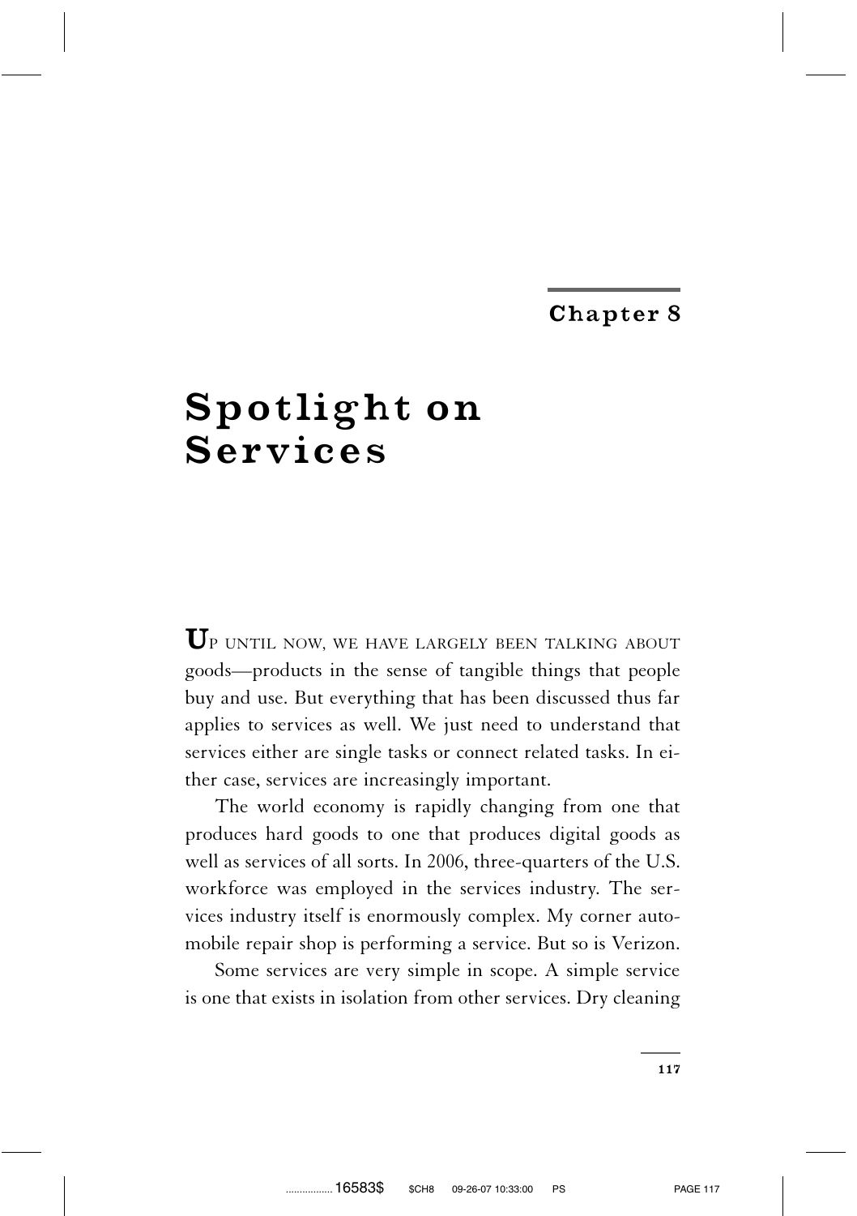# Chapter 8

# Spotlight on Services

**U**P UNTIL NOW, WE HAVE LARGELY BEEN TALKING ABOUT goods—products in the sense of tangible things that people buy and use. But everything that has been discussed thus far applies to services as well. We just need to understand that services either are single tasks or connect related tasks. In either case, services are increasingly important.

The world economy is rapidly changing from one that produces hard goods to one that produces digital goods as well as services of all sorts. In 2006, three-quarters of the U.S. workforce was employed in the services industry. The services industry itself is enormously complex. My corner automobile repair shop is performing a service. But so is Verizon.

Some services are very simple in scope. A simple service is one that exists in isolation from other services. Dry cleaning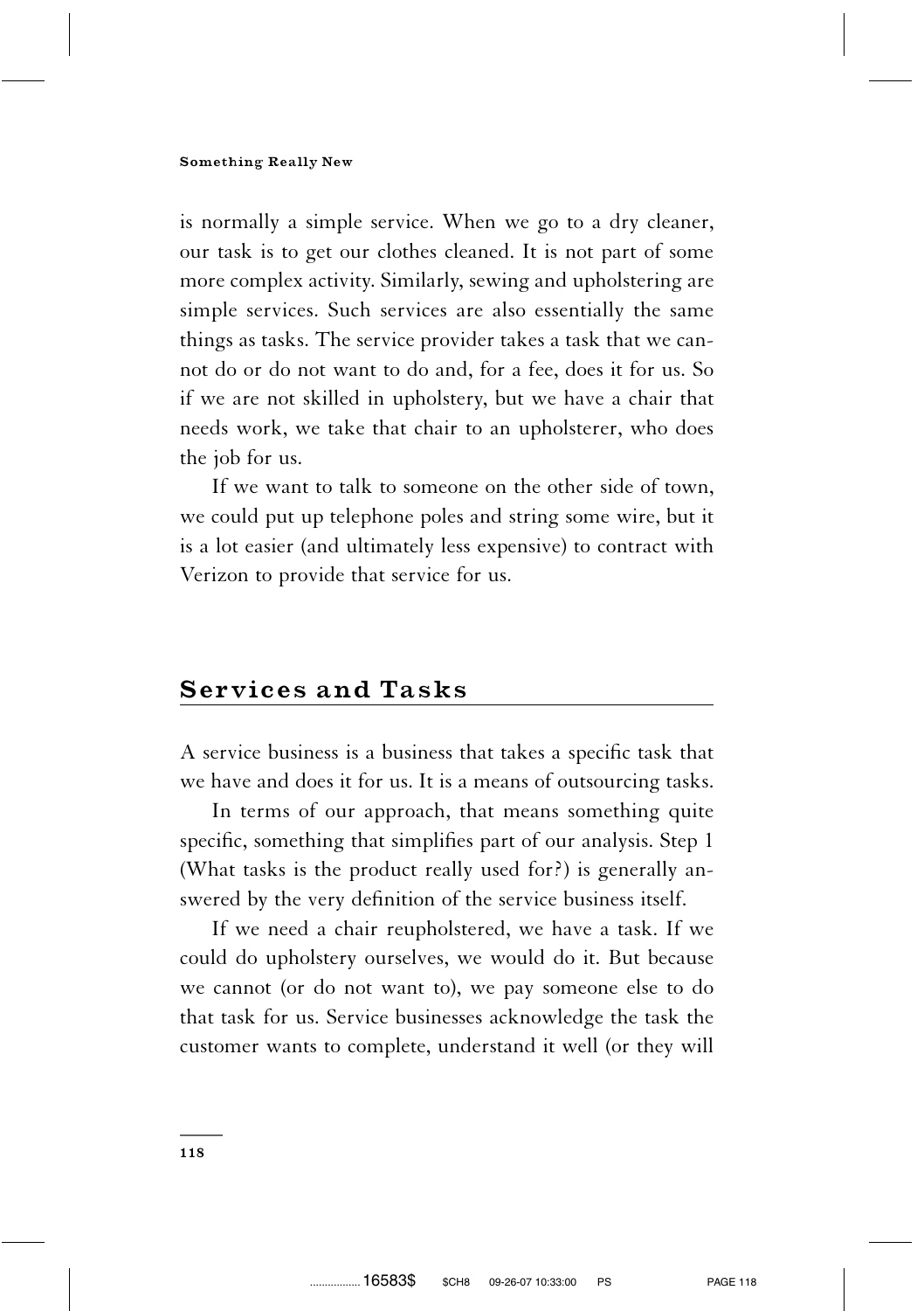is normally a simple service. When we go to a dry cleaner, our task is to get our clothes cleaned. It is not part of some more complex activity. Similarly, sewing and upholstering are simple services. Such services are also essentially the same things as tasks. The service provider takes a task that we cannot do or do not want to do and, for a fee, does it for us. So if we are not skilled in upholstery, but we have a chair that needs work, we take that chair to an upholsterer, who does the job for us.

If we want to talk to someone on the other side of town, we could put up telephone poles and string some wire, but it is a lot easier (and ultimately less expensive) to contract with Verizon to provide that service for us.

## Services and Tasks

A service business is a business that takes a specific task that we have and does it for us. It is a means of outsourcing tasks.

In terms of our approach, that means something quite specific, something that simplifies part of our analysis. Step 1 (What tasks is the product really used for?) is generally answered by the very definition of the service business itself.

If we need a chair reupholstered, we have a task. If we could do upholstery ourselves, we would do it. But because we cannot (or do not want to), we pay someone else to do that task for us. Service businesses acknowledge the task the customer wants to complete, understand it well (or they will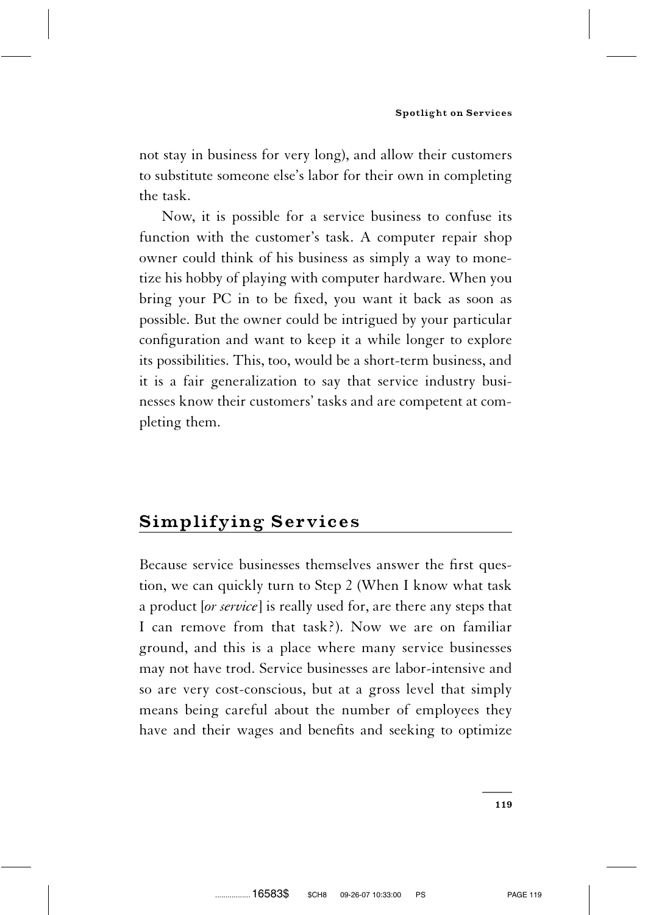not stay in business for very long), and allow their customers to substitute someone else's labor for their own in completing the task.

Now, it is possible for a service business to confuse its function with the customer's task. A computer repair shop owner could think of his business as simply a way to monetize his hobby of playing with computer hardware. When you bring your PC in to be fixed, you want it back as soon as possible. But the owner could be intrigued by your particular configuration and want to keep it a while longer to explore its possibilities. This, too, would be a short-term business, and it is a fair generalization to say that service industry businesses know their customers' tasks and are competent at completing them.

## Simplifying Services

Because service businesses themselves answer the first question, we can quickly turn to Step 2 (When I know what task a product [*or service*] is really used for, are there any steps that I can remove from that task?). Now we are on familiar ground, and this is a place where many service businesses may not have trod. Service businesses are labor-intensive and so are very cost-conscious, but at a gross level that simply means being careful about the number of employees they have and their wages and benefits and seeking to optimize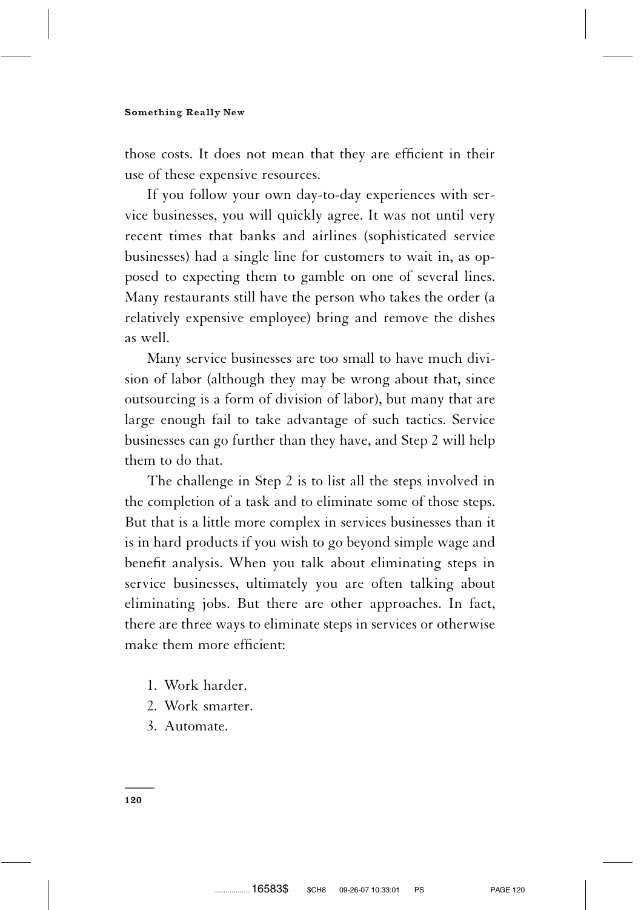those costs. It does not mean that they are efficient in their use of these expensive resources.

If you follow your own day-to-day experiences with service businesses, you will quickly agree. It was not until very recent times that banks and airlines (sophisticated service businesses) had a single line for customers to wait in, as opposed to expecting them to gamble on one of several lines. Many restaurants still have the person who takes the order (a relatively expensive employee) bring and remove the dishes as well.

Many service businesses are too small to have much division of labor (although they may be wrong about that, since outsourcing is a form of division of labor), but many that are large enough fail to take advantage of such tactics. Service businesses can go further than they have, and Step 2 will help them to do that.

The challenge in Step 2 is to list all the steps involved in the completion of a task and to eliminate some of those steps. But that is a little more complex in services businesses than it is in hard products if you wish to go beyond simple wage and benefit analysis. When you talk about eliminating steps in service businesses, ultimately you are often talking about eliminating jobs. But there are other approaches. In fact, there are three ways to eliminate steps in services or otherwise make them more efficient:

1. Work harder.
2. Work smarter.
3. Automate.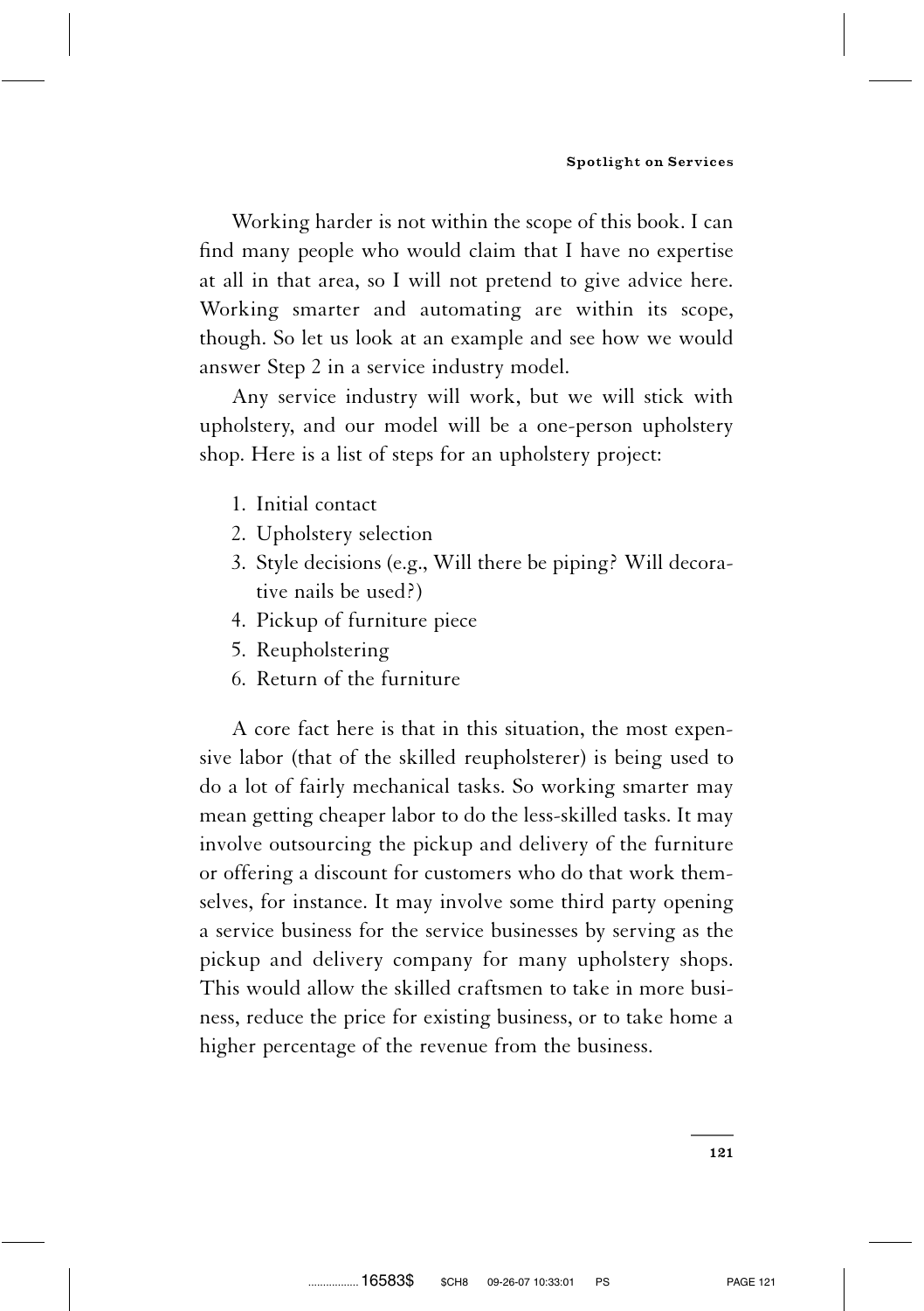Working harder is not within the scope of this book. I can find many people who would claim that I have no expertise at all in that area, so I will not pretend to give advice here. Working smarter and automating are within its scope, though. So let us look at an example and see how we would answer Step 2 in a service industry model.

Any service industry will work, but we will stick with upholstery, and our model will be a one-person upholstery shop. Here is a list of steps for an upholstery project:

1. Initial contact
2. Upholstery selection
3. Style decisions (e.g., Will there be piping? Will decorative nails be used?)
4. Pickup of furniture piece
5. Reupholstering
6. Return of the furniture

A core fact here is that in this situation, the most expensive labor (that of the skilled reupholsterer) is being used to do a lot of fairly mechanical tasks. So working smarter may mean getting cheaper labor to do the less-skilled tasks. It may involve outsourcing the pickup and delivery of the furniture or offering a discount for customers who do that work themselves, for instance. It may involve some third party opening a service business for the service businesses by serving as the pickup and delivery company for many upholstery shops. This would allow the skilled craftsmen to take in more business, reduce the price for existing business, or to take home a higher percentage of the revenue from the business.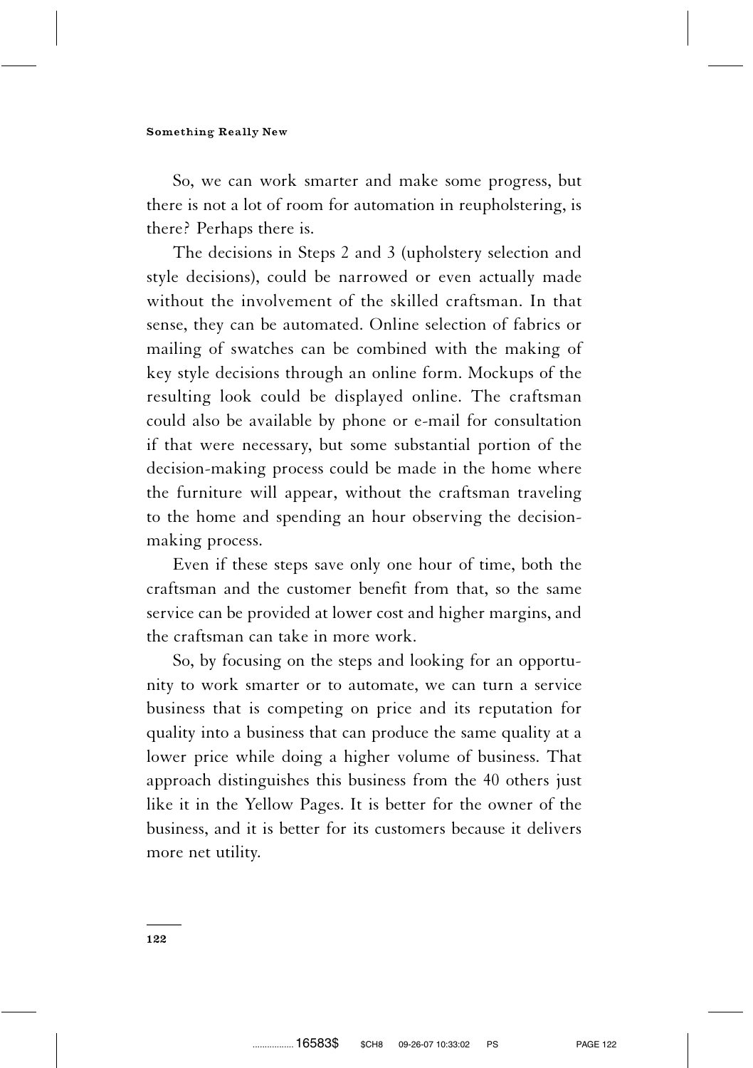So, we can work smarter and make some progress, but there is not a lot of room for automation in reupholstering, is there? Perhaps there is.

The decisions in Steps 2 and 3 (upholstery selection and style decisions), could be narrowed or even actually made without the involvement of the skilled craftsman. In that sense, they can be automated. Online selection of fabrics or mailing of swatches can be combined with the making of key style decisions through an online form. Mockups of the resulting look could be displayed online. The craftsman could also be available by phone or e-mail for consultation if that were necessary, but some substantial portion of the decision-making process could be made in the home where the furniture will appear, without the craftsman traveling to the home and spending an hour observing the decision-making process.

Even if these steps save only one hour of time, both the craftsman and the customer benefit from that, so the same service can be provided at lower cost and higher margins, and the craftsman can take in more work.

So, by focusing on the steps and looking for an opportunity to work smarter or to automate, we can turn a service business that is competing on price and its reputation for quality into a business that can produce the same quality at a lower price while doing a higher volume of business. That approach distinguishes this business from the 40 others just like it in the Yellow Pages. It is better for the owner of the business, and it is better for its customers because it delivers more net utility.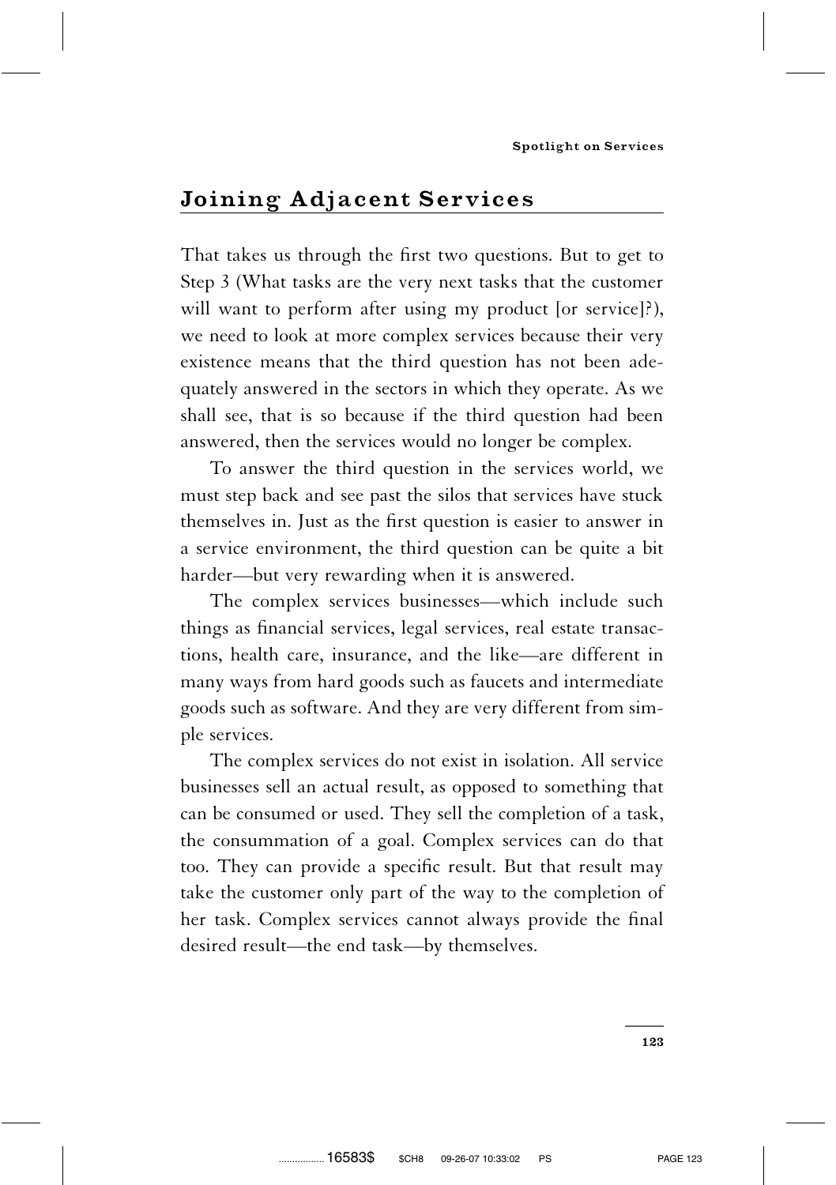## Joining Adjacent Services

That takes us through the first two questions. But to get to Step 3 (What tasks are the very next tasks that the customer will want to perform after using my product [or service]?), we need to look at more complex services because their very existence means that the third question has not been adequately answered in the sectors in which they operate. As we shall see, that is so because if the third question had been answered, then the services would no longer be complex.

To answer the third question in the services world, we must step back and see past the silos that services have stuck themselves in. Just as the first question is easier to answer in a service environment, the third question can be quite a bit harder—but very rewarding when it is answered.

The complex services businesses—which include such things as financial services, legal services, real estate transactions, health care, insurance, and the like—are different in many ways from hard goods such as faucets and intermediate goods such as software. And they are very different from simple services.

The complex services do not exist in isolation. All service businesses sell an actual result, as opposed to something that can be consumed or used. They sell the completion of a task, the consummation of a goal. Complex services can do that too. They can provide a specific result. But that result may take the customer only part of the way to the completion of her task. Complex services cannot always provide the final desired result—the end task—by themselves.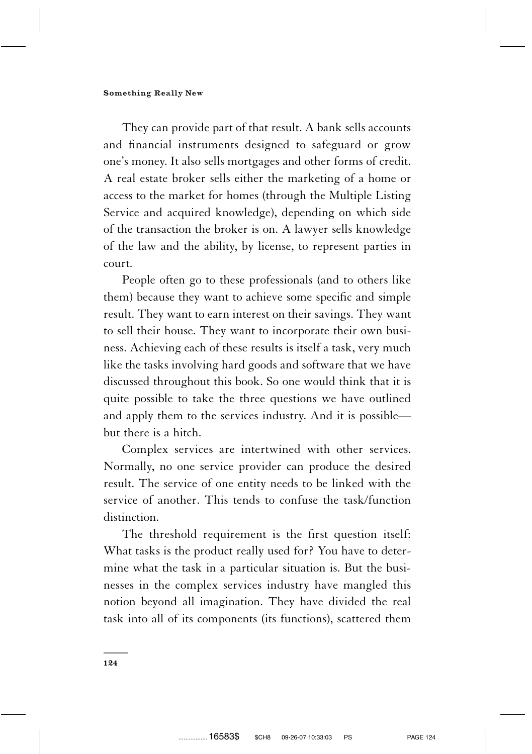They can provide part of that result. A bank sells accounts and financial instruments designed to safeguard or grow one's money. It also sells mortgages and other forms of credit. A real estate broker sells either the marketing of a home or access to the market for homes (through the Multiple Listing Service and acquired knowledge), depending on which side of the transaction the broker is on. A lawyer sells knowledge of the law and the ability, by license, to represent parties in court.

People often go to these professionals (and to others like them) because they want to achieve some specific and simple result. They want to earn interest on their savings. They want to sell their house. They want to incorporate their own business. Achieving each of these results is itself a task, very much like the tasks involving hard goods and software that we have discussed throughout this book. So one would think that it is quite possible to take the three questions we have outlined and apply them to the services industry. And it is possible—but there is a hitch.

Complex services are intertwined with other services. Normally, no one service provider can produce the desired result. The service of one entity needs to be linked with the service of another. This tends to confuse the task/function distinction.

The threshold requirement is the first question itself: What tasks is the product really used for? You have to determine what the task in a particular situation is. But the businesses in the complex services industry have mangled this notion beyond all imagination. They have divided the real task into all of its components (its functions), scattered them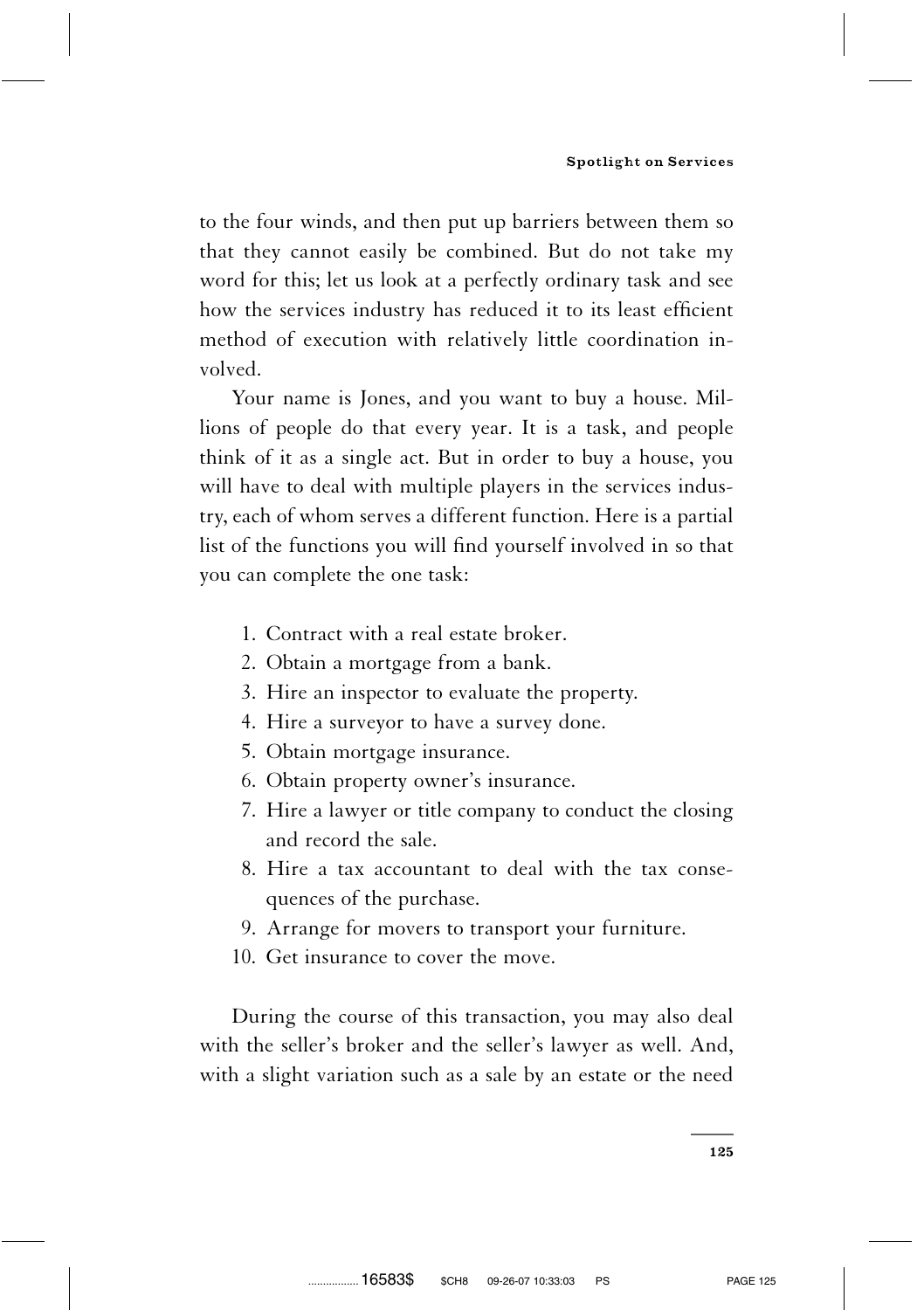to the four winds, and then put up barriers between them so that they cannot easily be combined. But do not take my word for this; let us look at a perfectly ordinary task and see how the services industry has reduced it to its least efficient method of execution with relatively little coordination involved.

Your name is Jones, and you want to buy a house. Millions of people do that every year. It is a task, and people think of it as a single act. But in order to buy a house, you will have to deal with multiple players in the services industry, each of whom serves a different function. Here is a partial list of the functions you will find yourself involved in so that you can complete the one task:

1. Contract with a real estate broker.
2. Obtain a mortgage from a bank.
3. Hire an inspector to evaluate the property.
4. Hire a surveyor to have a survey done.
5. Obtain mortgage insurance.
6. Obtain property owner's insurance.
7. Hire a lawyer or title company to conduct the closing and record the sale.
8. Hire a tax accountant to deal with the tax consequences of the purchase.
9. Arrange for movers to transport your furniture.
10. Get insurance to cover the move.

During the course of this transaction, you may also deal with the seller's broker and the seller's lawyer as well. And, with a slight variation such as a sale by an estate or the need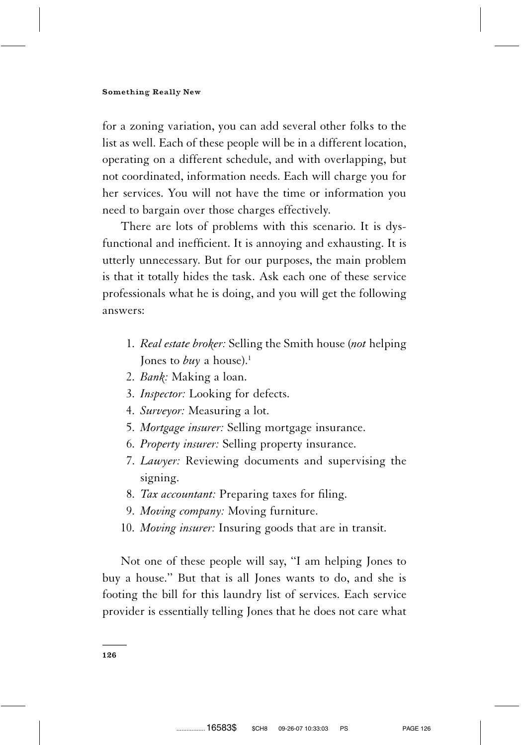for a zoning variation, you can add several other folks to the list as well. Each of these people will be in a different location, operating on a different schedule, and with overlapping, but not coordinated, information needs. Each will charge you for her services. You will not have the time or information you need to bargain over those charges effectively.

There are lots of problems with this scenario. It is dysfunctional and inefficient. It is annoying and exhausting. It is utterly unnecessary. But for our purposes, the main problem is that it totally hides the task. Ask each one of these service professionals what he is doing, and you will get the following answers:

1. *Real estate broker:* Selling the Smith house (*not* helping Jones to *buy* a house).[1]
2. *Bank:* Making a loan.
3. *Inspector:* Looking for defects.
4. *Surveyor:* Measuring a lot.
5. *Mortgage insurer:* Selling mortgage insurance.
6. *Property insurer:* Selling property insurance.
7. *Lawyer:* Reviewing documents and supervising the signing.
8. *Tax accountant:* Preparing taxes for filing.
9. *Moving company:* Moving furniture.
10. *Moving insurer:* Insuring goods that are in transit.

Not one of these people will say, "I am helping Jones to buy a house." But that is all Jones wants to do, and she is footing the bill for this laundry list of services. Each service provider is essentially telling Jones that he does not care what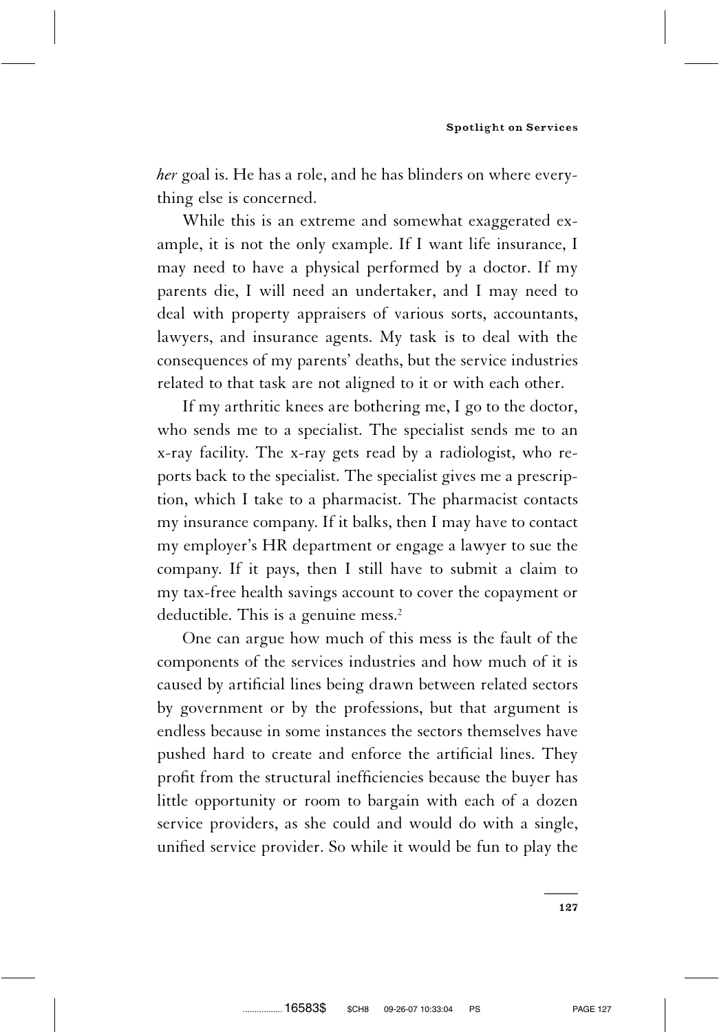*her* goal is. He has a role, and he has blinders on where everything else is concerned.

While this is an extreme and somewhat exaggerated example, it is not the only example. If I want life insurance, I may need to have a physical performed by a doctor. If my parents die, I will need an undertaker, and I may need to deal with property appraisers of various sorts, accountants, lawyers, and insurance agents. My task is to deal with the consequences of my parents' deaths, but the service industries related to that task are not aligned to it or with each other.

If my arthritic knees are bothering me, I go to the doctor, who sends me to a specialist. The specialist sends me to an x-ray facility. The x-ray gets read by a radiologist, who reports back to the specialist. The specialist gives me a prescription, which I take to a pharmacist. The pharmacist contacts my insurance company. If it balks, then I may have to contact my employer's HR department or engage a lawyer to sue the company. If it pays, then I still have to submit a claim to my tax-free health savings account to cover the copayment or deductible. This is a genuine mess.[2]

One can argue how much of this mess is the fault of the components of the services industries and how much of it is caused by artificial lines being drawn between related sectors by government or by the professions, but that argument is endless because in some instances the sectors themselves have pushed hard to create and enforce the artificial lines. They profit from the structural inefficiencies because the buyer has little opportunity or room to bargain with each of a dozen service providers, as she could and would do with a single, unified service provider. So while it would be fun to play the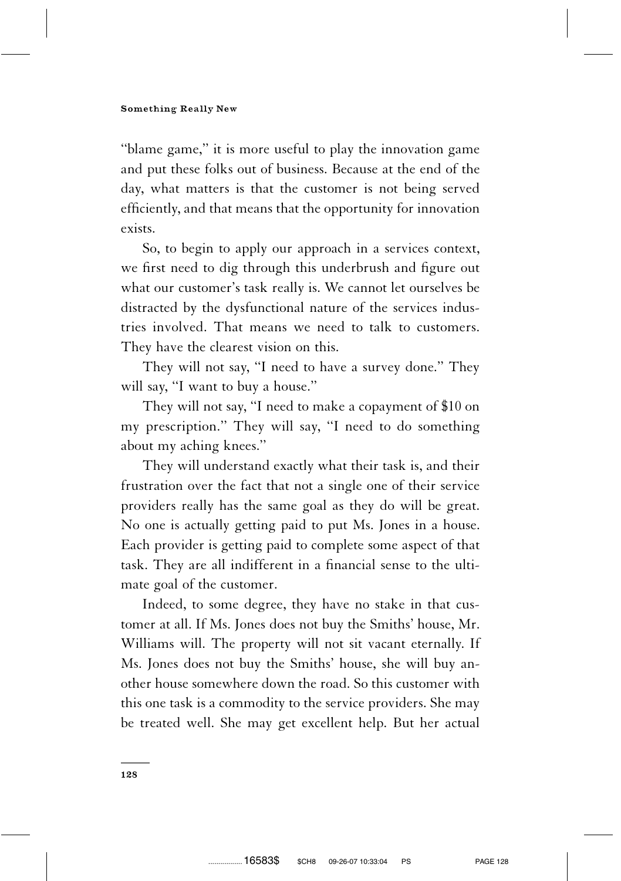"blame game," it is more useful to play the innovation game and put these folks out of business. Because at the end of the day, what matters is that the customer is not being served efficiently, and that means that the opportunity for innovation exists.

So, to begin to apply our approach in a services context, we first need to dig through this underbrush and figure out what our customer's task really is. We cannot let ourselves be distracted by the dysfunctional nature of the services industries involved. That means we need to talk to customers. They have the clearest vision on this.

They will not say, "I need to have a survey done." They will say, "I want to buy a house."

They will not say, "I need to make a copayment of $10 on my prescription." They will say, "I need to do something about my aching knees."

They will understand exactly what their task is, and their frustration over the fact that not a single one of their service providers really has the same goal as they do will be great. No one is actually getting paid to put Ms. Jones in a house. Each provider is getting paid to complete some aspect of that task. They are all indifferent in a financial sense to the ultimate goal of the customer.

Indeed, to some degree, they have no stake in that customer at all. If Ms. Jones does not buy the Smiths' house, Mr. Williams will. The property will not sit vacant eternally. If Ms. Jones does not buy the Smiths' house, she will buy another house somewhere down the road. So this customer with this one task is a commodity to the service providers. She may be treated well. She may get excellent help. But her actual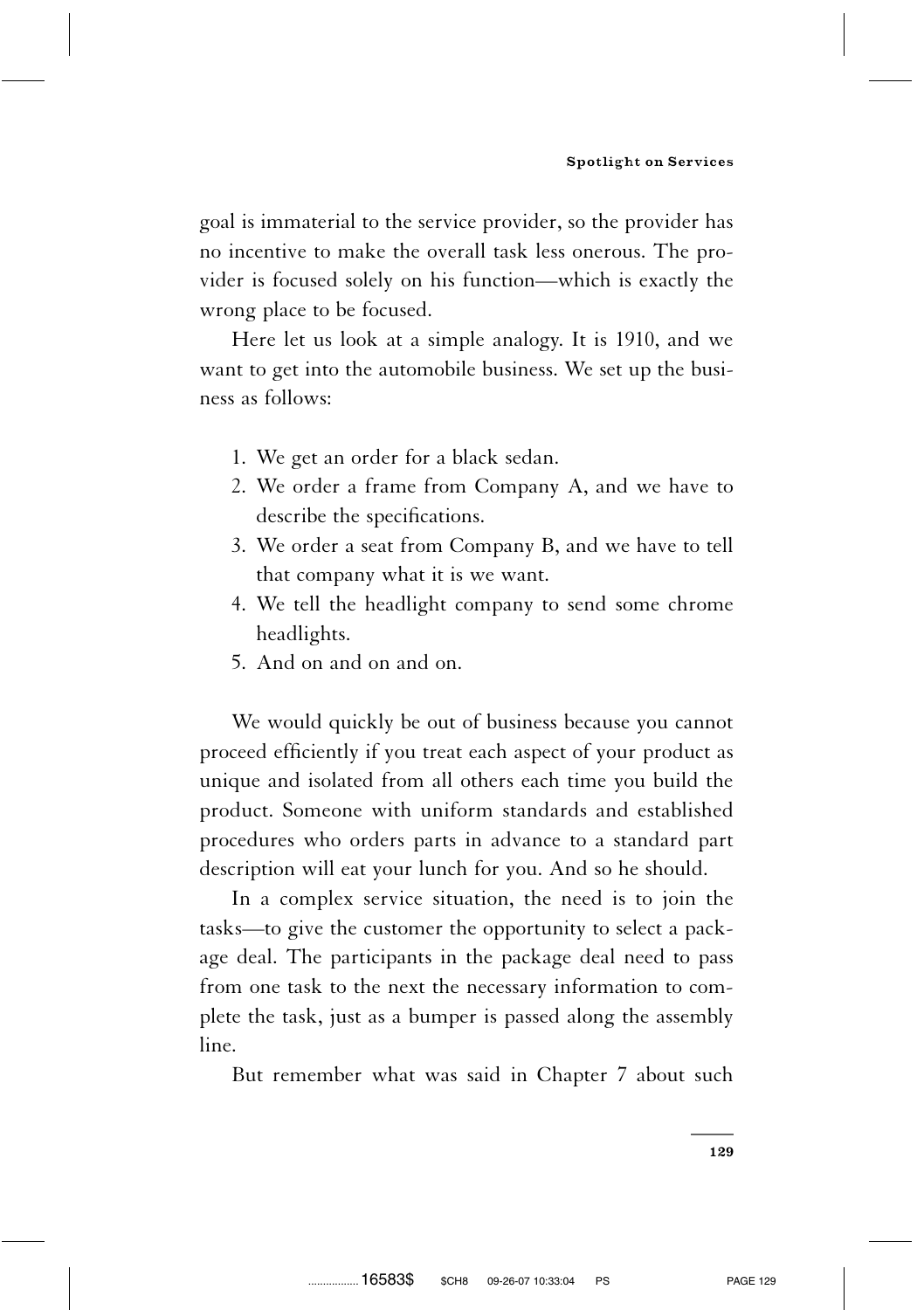goal is immaterial to the service provider, so the provider has no incentive to make the overall task less onerous. The provider is focused solely on his function—which is exactly the wrong place to be focused.

Here let us look at a simple analogy. It is 1910, and we want to get into the automobile business. We set up the business as follows:

1. We get an order for a black sedan.
2. We order a frame from Company A, and we have to describe the specifications.
3. We order a seat from Company B, and we have to tell that company what it is we want.
4. We tell the headlight company to send some chrome headlights.
5. And on and on and on.

We would quickly be out of business because you cannot proceed efficiently if you treat each aspect of your product as unique and isolated from all others each time you build the product. Someone with uniform standards and established procedures who orders parts in advance to a standard part description will eat your lunch for you. And so he should.

In a complex service situation, the need is to join the tasks—to give the customer the opportunity to select a package deal. The participants in the package deal need to pass from one task to the next the necessary information to complete the task, just as a bumper is passed along the assembly line.

But remember what was said in Chapter 7 about such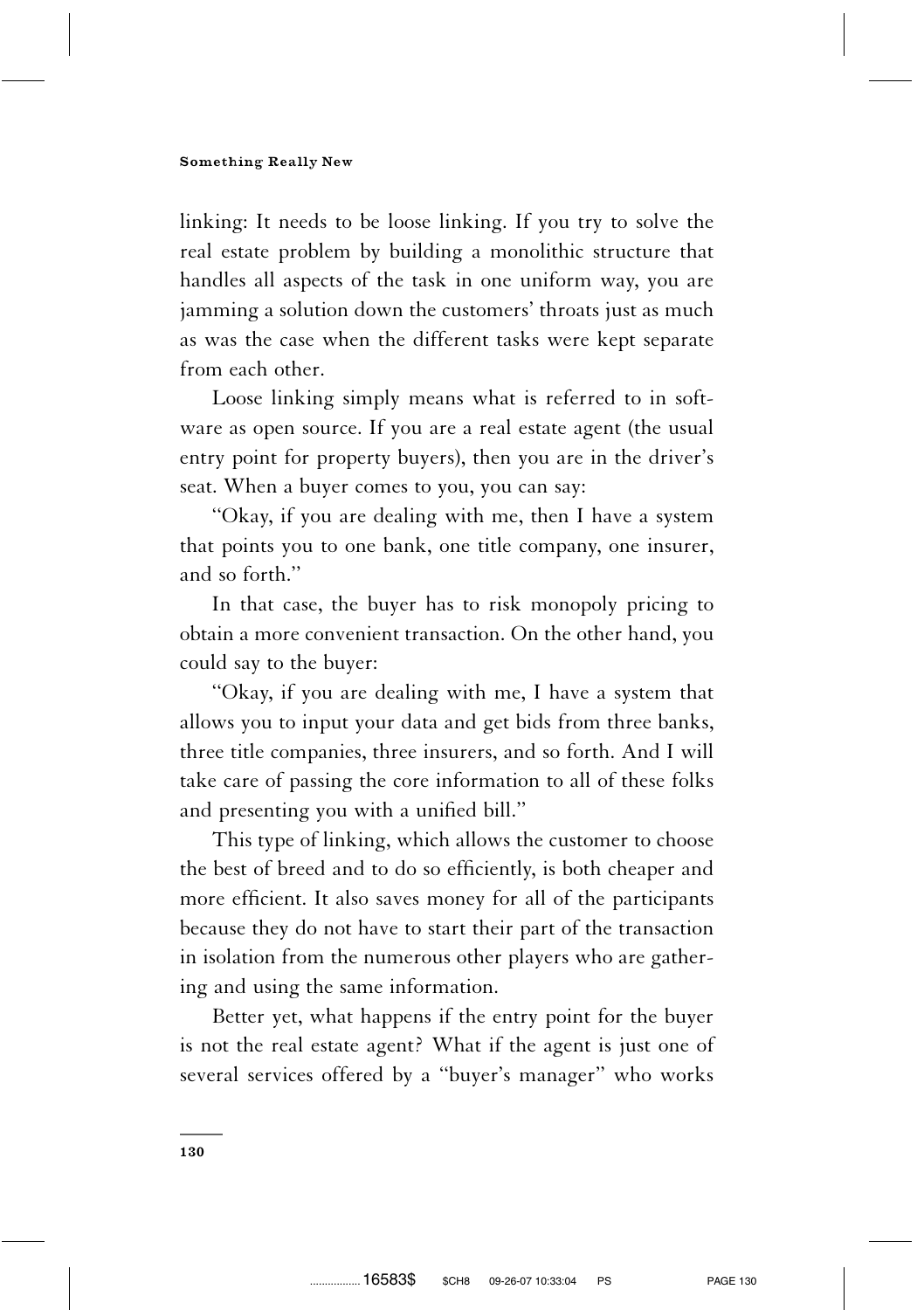linking: It needs to be loose linking. If you try to solve the real estate problem by building a monolithic structure that handles all aspects of the task in one uniform way, you are jamming a solution down the customers' throats just as much as was the case when the different tasks were kept separate from each other.

Loose linking simply means what is referred to in software as open source. If you are a real estate agent (the usual entry point for property buyers), then you are in the driver's seat. When a buyer comes to you, you can say:

"Okay, if you are dealing with me, then I have a system that points you to one bank, one title company, one insurer, and so forth."

In that case, the buyer has to risk monopoly pricing to obtain a more convenient transaction. On the other hand, you could say to the buyer:

"Okay, if you are dealing with me, I have a system that allows you to input your data and get bids from three banks, three title companies, three insurers, and so forth. And I will take care of passing the core information to all of these folks and presenting you with a unified bill."

This type of linking, which allows the customer to choose the best of breed and to do so efficiently, is both cheaper and more efficient. It also saves money for all of the participants because they do not have to start their part of the transaction in isolation from the numerous other players who are gathering and using the same information.

Better yet, what happens if the entry point for the buyer is not the real estate agent? What if the agent is just one of several services offered by a "buyer's manager" who works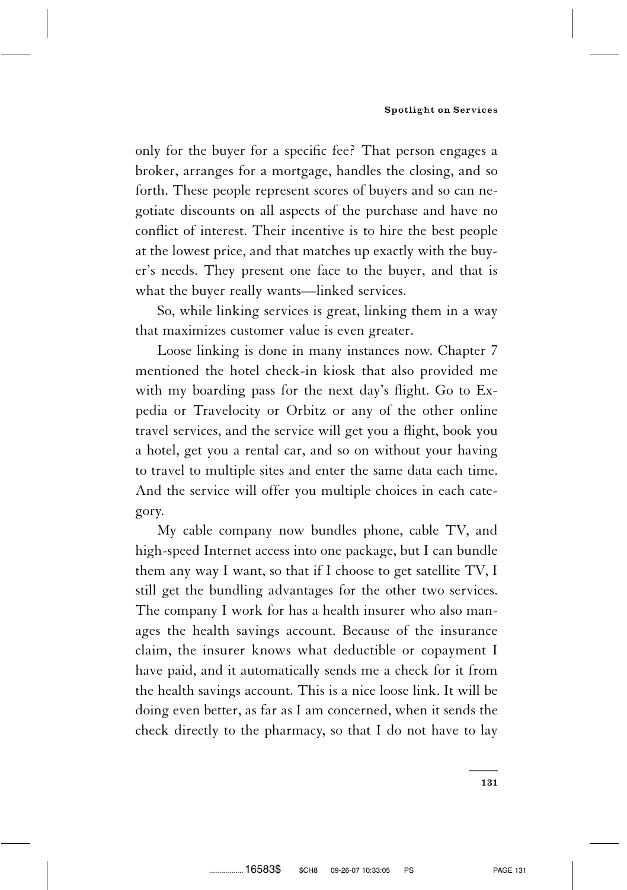only for the buyer for a specific fee? That person engages a broker, arranges for a mortgage, handles the closing, and so forth. These people represent scores of buyers and so can negotiate discounts on all aspects of the purchase and have no conflict of interest. Their incentive is to hire the best people at the lowest price, and that matches up exactly with the buyer's needs. They present one face to the buyer, and that is what the buyer really wants—linked services.

So, while linking services is great, linking them in a way that maximizes customer value is even greater.

Loose linking is done in many instances now. Chapter 7 mentioned the hotel check-in kiosk that also provided me with my boarding pass for the next day's flight. Go to Expedia or Travelocity or Orbitz or any of the other online travel services, and the service will get you a flight, book you a hotel, get you a rental car, and so on without your having to travel to multiple sites and enter the same data each time. And the service will offer you multiple choices in each category.

My cable company now bundles phone, cable TV, and high-speed Internet access into one package, but I can bundle them any way I want, so that if I choose to get satellite TV, I still get the bundling advantages for the other two services. The company I work for has a health insurer who also manages the health savings account. Because of the insurance claim, the insurer knows what deductible or copayment I have paid, and it automatically sends me a check for it from the health savings account. This is a nice loose link. It will be doing even better, as far as I am concerned, when it sends the check directly to the pharmacy, so that I do not have to lay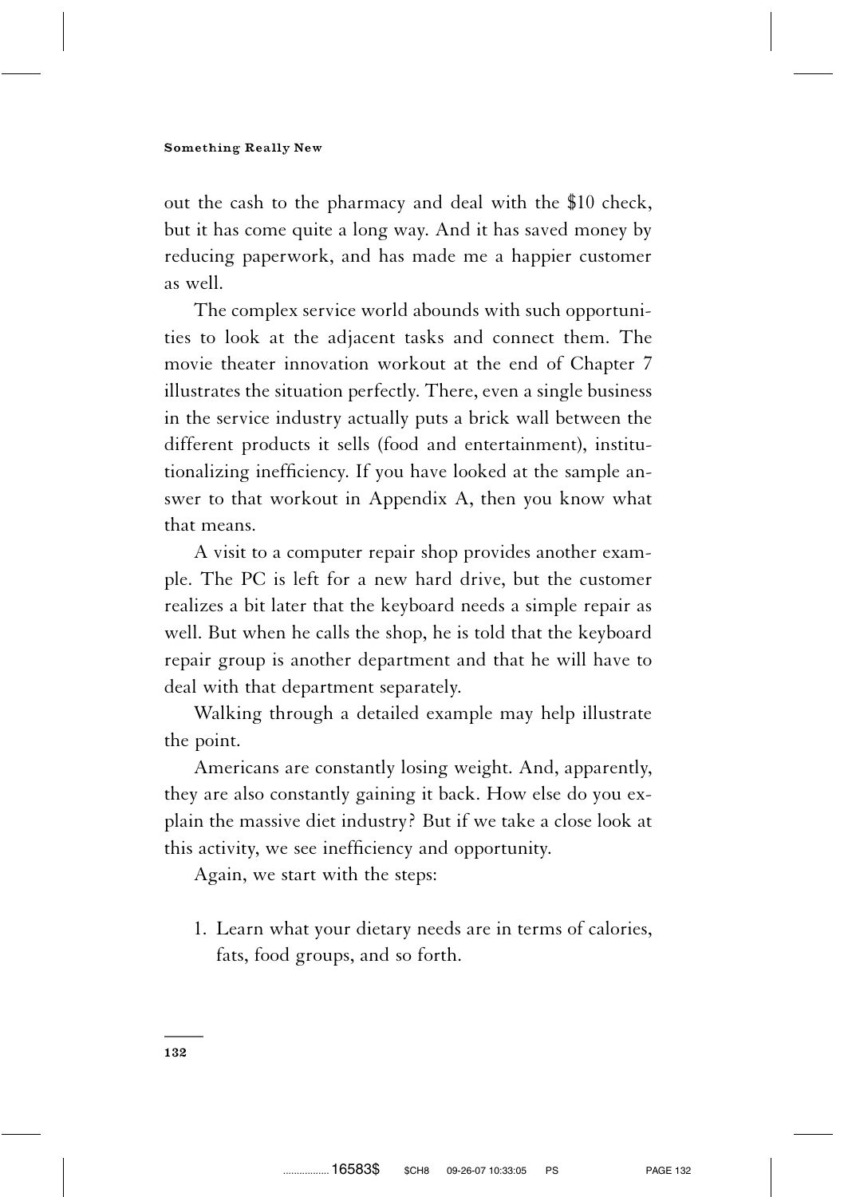out the cash to the pharmacy and deal with the $10 check, but it has come quite a long way. And it has saved money by reducing paperwork, and has made me a happier customer as well.

The complex service world abounds with such opportunities to look at the adjacent tasks and connect them. The movie theater innovation workout at the end of Chapter 7 illustrates the situation perfectly. There, even a single business in the service industry actually puts a brick wall between the different products it sells (food and entertainment), institutionalizing inefficiency. If you have looked at the sample answer to that workout in Appendix A, then you know what that means.

A visit to a computer repair shop provides another example. The PC is left for a new hard drive, but the customer realizes a bit later that the keyboard needs a simple repair as well. But when he calls the shop, he is told that the keyboard repair group is another department and that he will have to deal with that department separately.

Walking through a detailed example may help illustrate the point.

Americans are constantly losing weight. And, apparently, they are also constantly gaining it back. How else do you explain the massive diet industry? But if we take a close look at this activity, we see inefficiency and opportunity.

Again, we start with the steps:

1. Learn what your dietary needs are in terms of calories, fats, food groups, and so forth.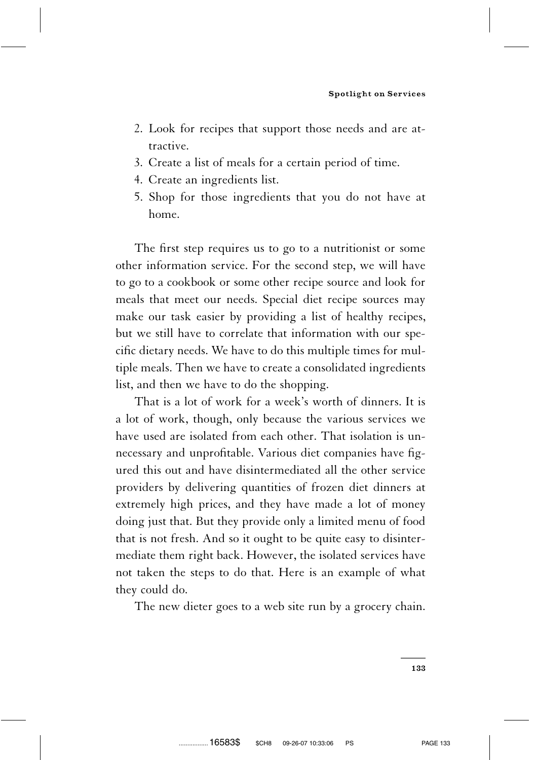2. Look for recipes that support those needs and are attractive.
3. Create a list of meals for a certain period of time.
4. Create an ingredients list.
5. Shop for those ingredients that you do not have at home.

The first step requires us to go to a nutritionist or some other information service. For the second step, we will have to go to a cookbook or some other recipe source and look for meals that meet our needs. Special diet recipe sources may make our task easier by providing a list of healthy recipes, but we still have to correlate that information with our specific dietary needs. We have to do this multiple times for multiple meals. Then we have to create a consolidated ingredients list, and then we have to do the shopping.

That is a lot of work for a week's worth of dinners. It is a lot of work, though, only because the various services we have used are isolated from each other. That isolation is unnecessary and unprofitable. Various diet companies have figured this out and have disintermediated all the other service providers by delivering quantities of frozen diet dinners at extremely high prices, and they have made a lot of money doing just that. But they provide only a limited menu of food that is not fresh. And so it ought to be quite easy to disintermediate them right back. However, the isolated services have not taken the steps to do that. Here is an example of what they could do.

The new dieter goes to a web site run by a grocery chain.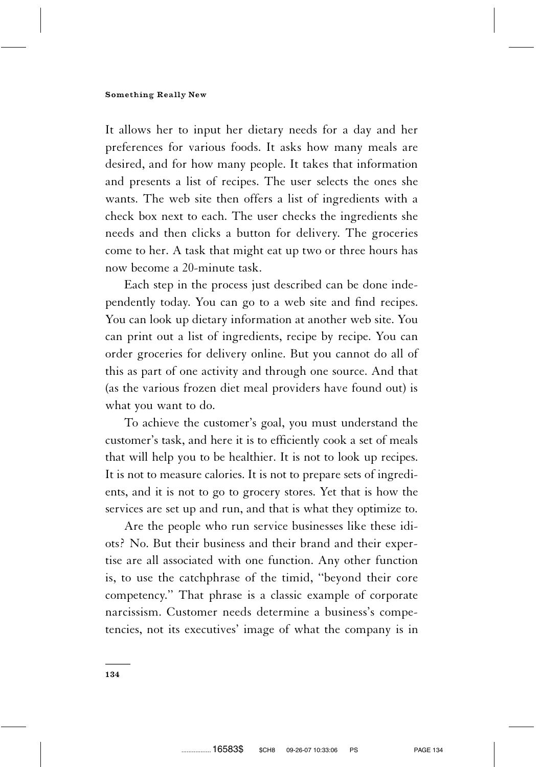It allows her to input her dietary needs for a day and her preferences for various foods. It asks how many meals are desired, and for how many people. It takes that information and presents a list of recipes. The user selects the ones she wants. The web site then offers a list of ingredients with a check box next to each. The user checks the ingredients she needs and then clicks a button for delivery. The groceries come to her. A task that might eat up two or three hours has now become a 20-minute task.

Each step in the process just described can be done independently today. You can go to a web site and find recipes. You can look up dietary information at another web site. You can print out a list of ingredients, recipe by recipe. You can order groceries for delivery online. But you cannot do all of this as part of one activity and through one source. And that (as the various frozen diet meal providers have found out) is what you want to do.

To achieve the customer's goal, you must understand the customer's task, and here it is to efficiently cook a set of meals that will help you to be healthier. It is not to look up recipes. It is not to measure calories. It is not to prepare sets of ingredients, and it is not to go to grocery stores. Yet that is how the services are set up and run, and that is what they optimize to.

Are the people who run service businesses like these idiots? No. But their business and their brand and their expertise are all associated with one function. Any other function is, to use the catchphrase of the timid, "beyond their core competency." That phrase is a classic example of corporate narcissism. Customer needs determine a business's competencies, not its executives' image of what the company is in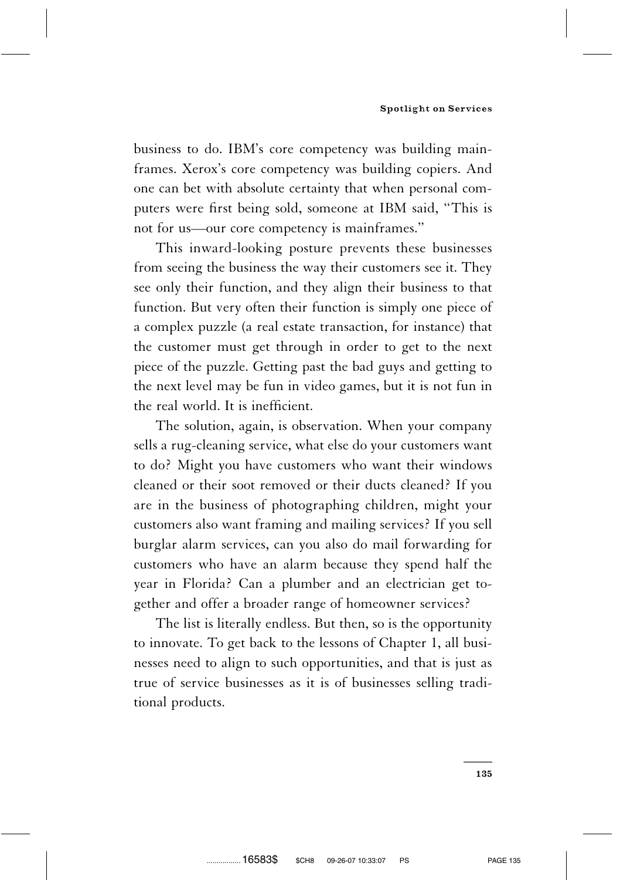business to do. IBM's core competency was building mainframes. Xerox's core competency was building copiers. And one can bet with absolute certainty that when personal computers were first being sold, someone at IBM said, "This is not for us—our core competency is mainframes."

This inward-looking posture prevents these businesses from seeing the business the way their customers see it. They see only their function, and they align their business to that function. But very often their function is simply one piece of a complex puzzle (a real estate transaction, for instance) that the customer must get through in order to get to the next piece of the puzzle. Getting past the bad guys and getting to the next level may be fun in video games, but it is not fun in the real world. It is inefficient.

The solution, again, is observation. When your company sells a rug-cleaning service, what else do your customers want to do? Might you have customers who want their windows cleaned or their soot removed or their ducts cleaned? If you are in the business of photographing children, might your customers also want framing and mailing services? If you sell burglar alarm services, can you also do mail forwarding for customers who have an alarm because they spend half the year in Florida? Can a plumber and an electrician get together and offer a broader range of homeowner services?

The list is literally endless. But then, so is the opportunity to innovate. To get back to the lessons of Chapter 1, all businesses need to align to such opportunities, and that is just as true of service businesses as it is of businesses selling traditional products.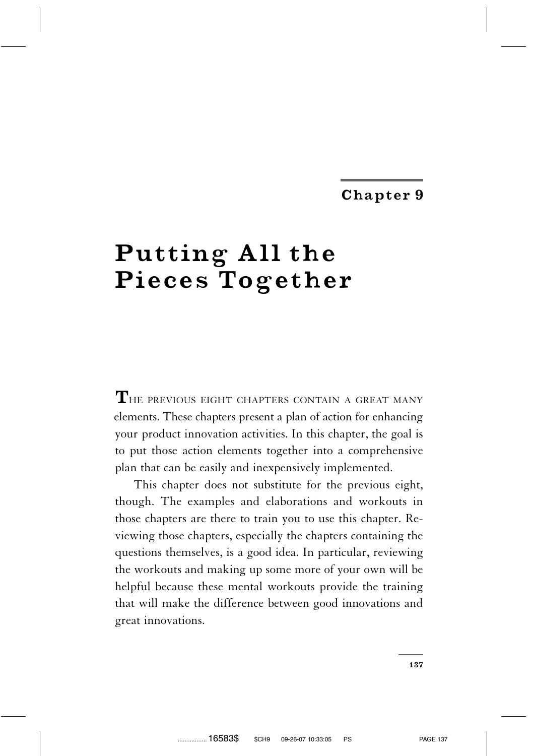# Chapter 9

# Putting All the Pieces Together

THE PREVIOUS EIGHT CHAPTERS CONTAIN A GREAT MANY elements. These chapters present a plan of action for enhancing your product innovation activities. In this chapter, the goal is to put those action elements together into a comprehensive plan that can be easily and inexpensively implemented.

This chapter does not substitute for the previous eight, though. The examples and elaborations and workouts in those chapters are there to train you to use this chapter. Reviewing those chapters, especially the chapters containing the questions themselves, is a good idea. In particular, reviewing the workouts and making up some more of your own will be helpful because these mental workouts provide the training that will make the difference between good innovations and great innovations.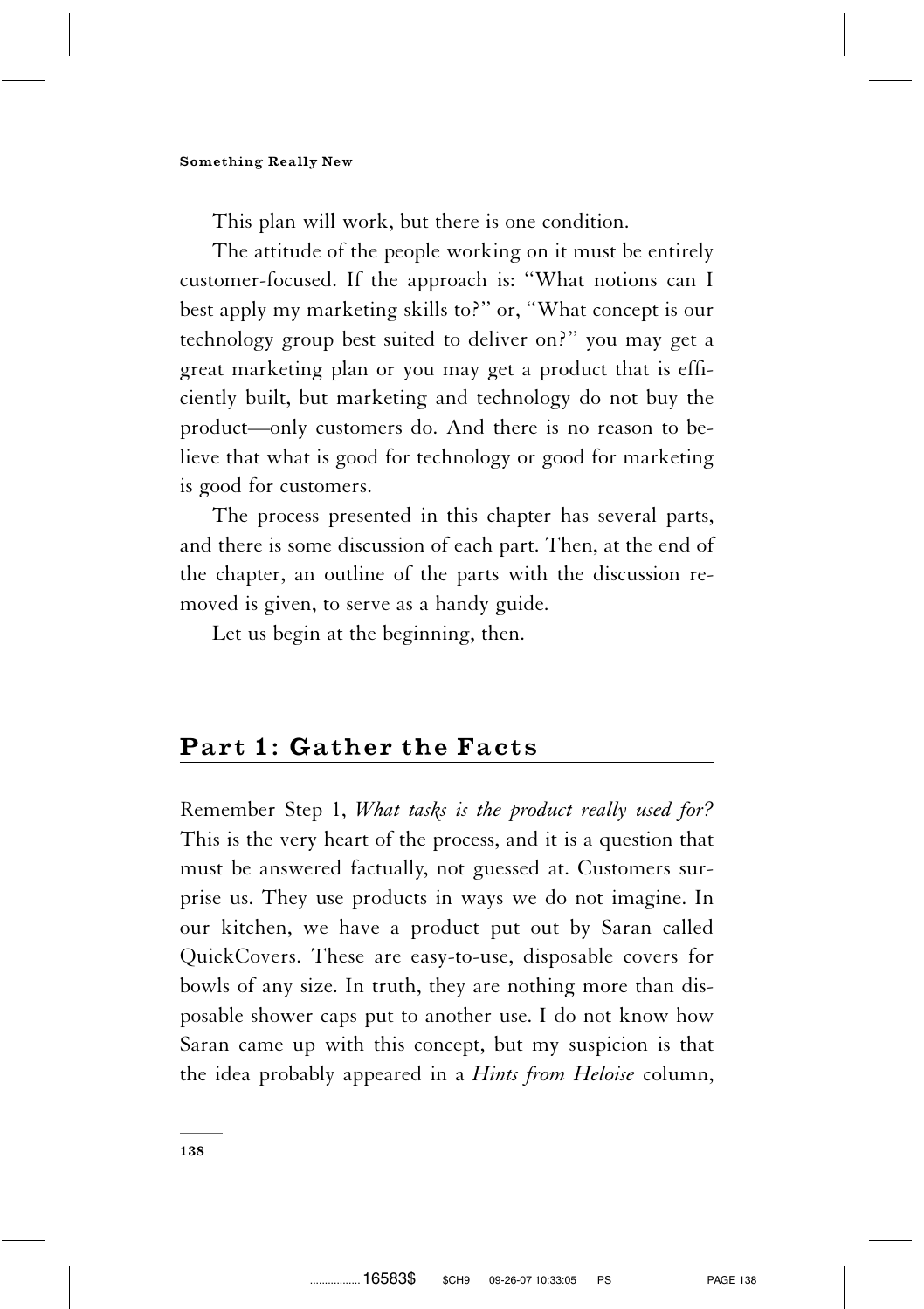This plan will work, but there is one condition.

The attitude of the people working on it must be entirely customer-focused. If the approach is: "What notions can I best apply my marketing skills to?" or, "What concept is our technology group best suited to deliver on?" you may get a great marketing plan or you may get a product that is efficiently built, but marketing and technology do not buy the product—only customers do. And there is no reason to believe that what is good for technology or good for marketing is good for customers.

The process presented in this chapter has several parts, and there is some discussion of each part. Then, at the end of the chapter, an outline of the parts with the discussion removed is given, to serve as a handy guide.

Let us begin at the beginning, then.

## Part 1: Gather the Facts

Remember Step 1, *What tasks is the product really used for?* This is the very heart of the process, and it is a question that must be answered factually, not guessed at. Customers surprise us. They use products in ways we do not imagine. In our kitchen, we have a product put out by Saran called QuickCovers. These are easy-to-use, disposable covers for bowls of any size. In truth, they are nothing more than disposable shower caps put to another use. I do not know how Saran came up with this concept, but my suspicion is that the idea probably appeared in a *Hints from Heloise* column,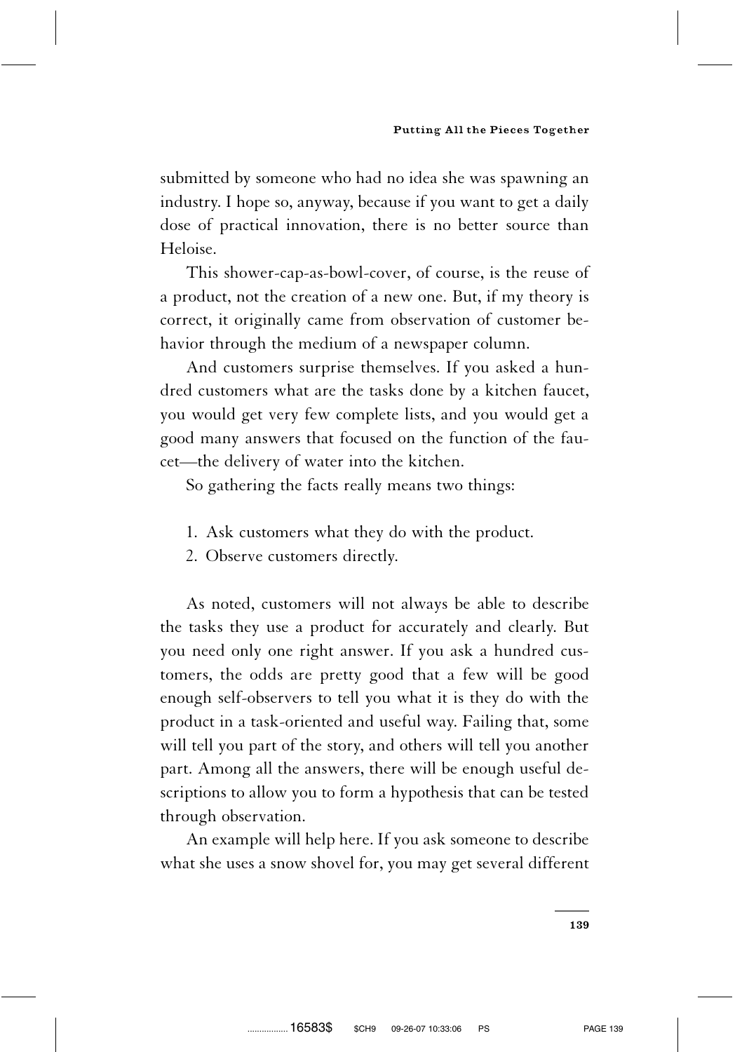submitted by someone who had no idea she was spawning an industry. I hope so, anyway, because if you want to get a daily dose of practical innovation, there is no better source than Heloise.

This shower-cap-as-bowl-cover, of course, is the reuse of a product, not the creation of a new one. But, if my theory is correct, it originally came from observation of customer behavior through the medium of a newspaper column.

And customers surprise themselves. If you asked a hundred customers what are the tasks done by a kitchen faucet, you would get very few complete lists, and you would get a good many answers that focused on the function of the faucet—the delivery of water into the kitchen.

So gathering the facts really means two things:

1. Ask customers what they do with the product.
2. Observe customers directly.

As noted, customers will not always be able to describe the tasks they use a product for accurately and clearly. But you need only one right answer. If you ask a hundred customers, the odds are pretty good that a few will be good enough self-observers to tell you what it is they do with the product in a task-oriented and useful way. Failing that, some will tell you part of the story, and others will tell you another part. Among all the answers, there will be enough useful descriptions to allow you to form a hypothesis that can be tested through observation.

An example will help here. If you ask someone to describe what she uses a snow shovel for, you may get several different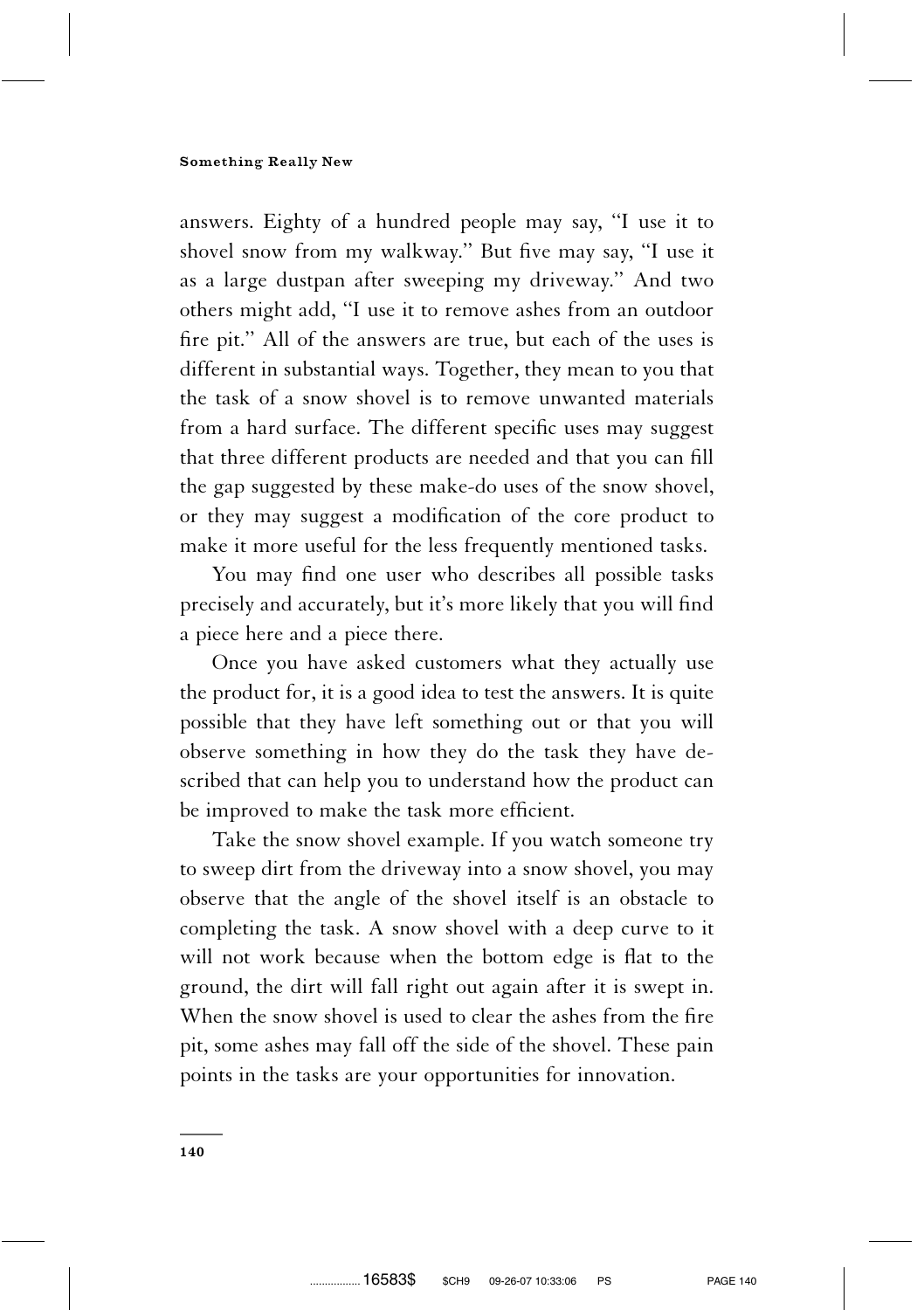answers. Eighty of a hundred people may say, "I use it to shovel snow from my walkway." But five may say, "I use it as a large dustpan after sweeping my driveway." And two others might add, "I use it to remove ashes from an outdoor fire pit." All of the answers are true, but each of the uses is different in substantial ways. Together, they mean to you that the task of a snow shovel is to remove unwanted materials from a hard surface. The different specific uses may suggest that three different products are needed and that you can fill the gap suggested by these make-do uses of the snow shovel, or they may suggest a modification of the core product to make it more useful for the less frequently mentioned tasks.

You may find one user who describes all possible tasks precisely and accurately, but it's more likely that you will find a piece here and a piece there.

Once you have asked customers what they actually use the product for, it is a good idea to test the answers. It is quite possible that they have left something out or that you will observe something in how they do the task they have described that can help you to understand how the product can be improved to make the task more efficient.

Take the snow shovel example. If you watch someone try to sweep dirt from the driveway into a snow shovel, you may observe that the angle of the shovel itself is an obstacle to completing the task. A snow shovel with a deep curve to it will not work because when the bottom edge is flat to the ground, the dirt will fall right out again after it is swept in. When the snow shovel is used to clear the ashes from the fire pit, some ashes may fall off the side of the shovel. These pain points in the tasks are your opportunities for innovation.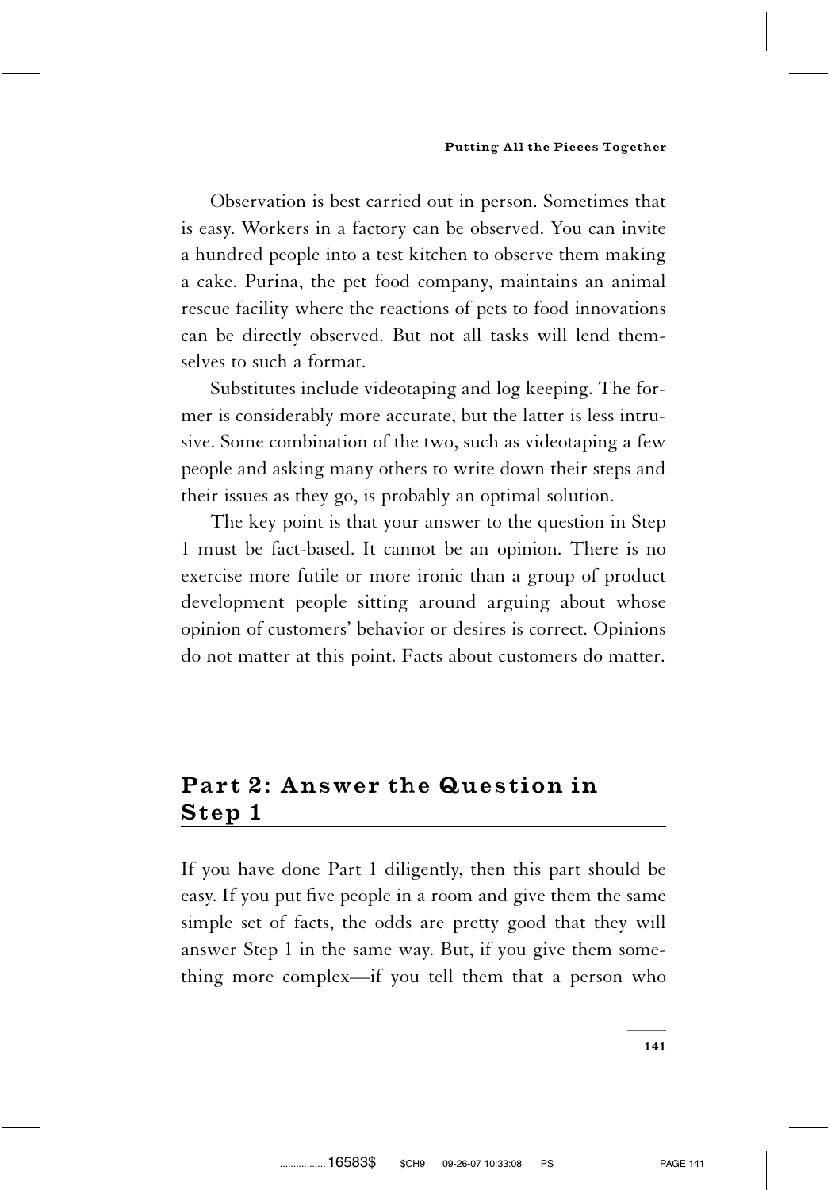Observation is best carried out in person. Sometimes that is easy. Workers in a factory can be observed. You can invite a hundred people into a test kitchen to observe them making a cake. Purina, the pet food company, maintains an animal rescue facility where the reactions of pets to food innovations can be directly observed. But not all tasks will lend themselves to such a format.

Substitutes include videotaping and log keeping. The former is considerably more accurate, but the latter is less intrusive. Some combination of the two, such as videotaping a few people and asking many others to write down their steps and their issues as they go, is probably an optimal solution.

The key point is that your answer to the question in Step 1 must be fact-based. It cannot be an opinion. There is no exercise more futile or more ironic than a group of product development people sitting around arguing about whose opinion of customers' behavior or desires is correct. Opinions do not matter at this point. Facts about customers do matter.

## Part 2: Answer the Question in Step 1

If you have done Part 1 diligently, then this part should be easy. If you put five people in a room and give them the same simple set of facts, the odds are pretty good that they will answer Step 1 in the same way. But, if you give them something more complex—if you tell them that a person who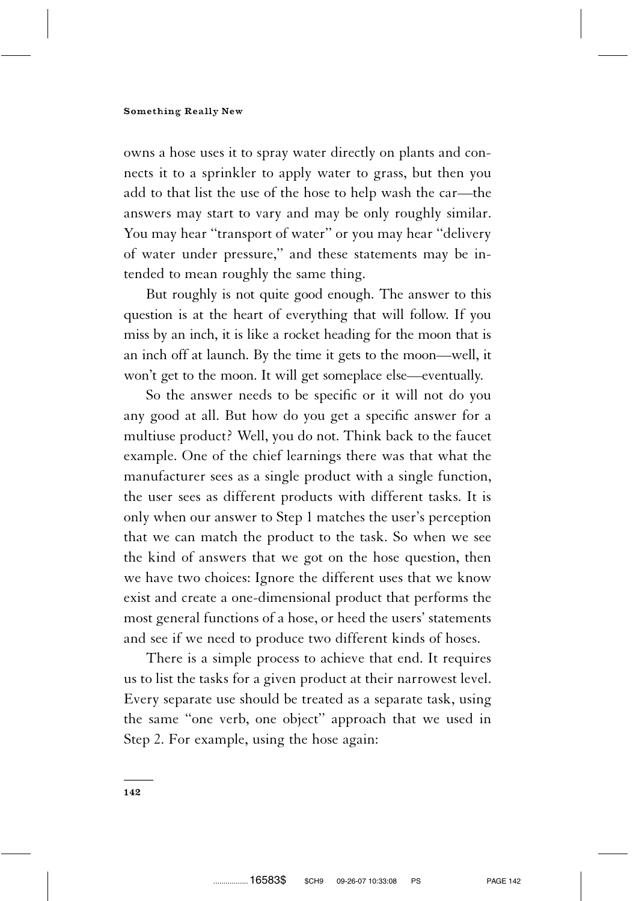owns a hose uses it to spray water directly on plants and connects it to a sprinkler to apply water to grass, but then you add to that list the use of the hose to help wash the car—the answers may start to vary and may be only roughly similar. You may hear "transport of water" or you may hear "delivery of water under pressure," and these statements may be intended to mean roughly the same thing.

But roughly is not quite good enough. The answer to this question is at the heart of everything that will follow. If you miss by an inch, it is like a rocket heading for the moon that is an inch off at launch. By the time it gets to the moon—well, it won't get to the moon. It will get someplace else—eventually.

So the answer needs to be specific or it will not do you any good at all. But how do you get a specific answer for a multiuse product? Well, you do not. Think back to the faucet example. One of the chief learnings there was that what the manufacturer sees as a single product with a single function, the user sees as different products with different tasks. It is only when our answer to Step 1 matches the user's perception that we can match the product to the task. So when we see the kind of answers that we got on the hose question, then we have two choices: Ignore the different uses that we know exist and create a one-dimensional product that performs the most general functions of a hose, or heed the users' statements and see if we need to produce two different kinds of hoses.

There is a simple process to achieve that end. It requires us to list the tasks for a given product at their narrowest level. Every separate use should be treated as a separate task, using the same "one verb, one object" approach that we used in Step 2. For example, using the hose again: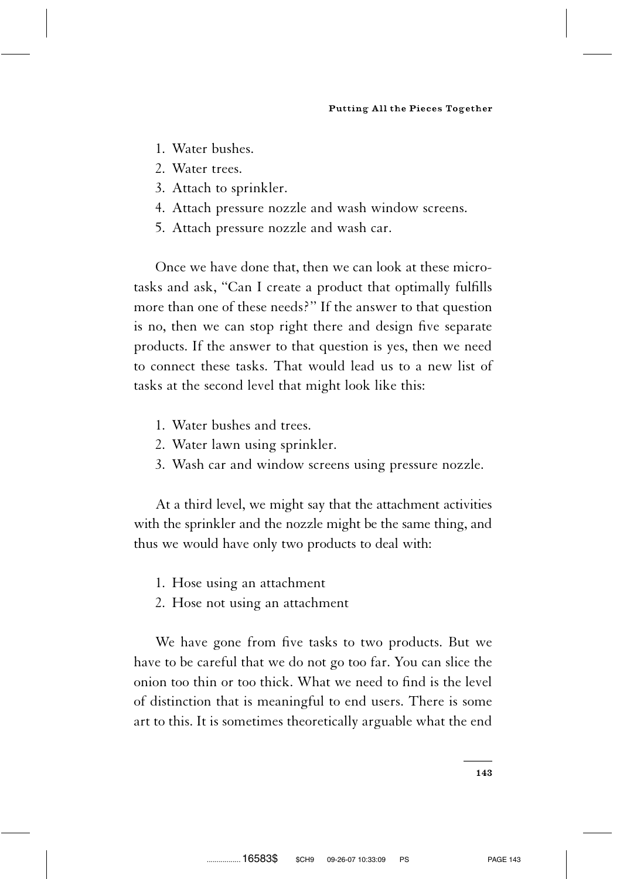1. Water bushes.
2. Water trees.
3. Attach to sprinkler.
4. Attach pressure nozzle and wash window screens.
5. Attach pressure nozzle and wash car.

Once we have done that, then we can look at these microtasks and ask, "Can I create a product that optimally fulfills more than one of these needs?" If the answer to that question is no, then we can stop right there and design five separate products. If the answer to that question is yes, then we need to connect these tasks. That would lead us to a new list of tasks at the second level that might look like this:

1. Water bushes and trees.
2. Water lawn using sprinkler.
3. Wash car and window screens using pressure nozzle.

At a third level, we might say that the attachment activities with the sprinkler and the nozzle might be the same thing, and thus we would have only two products to deal with:

1. Hose using an attachment
2. Hose not using an attachment

We have gone from five tasks to two products. But we have to be careful that we do not go too far. You can slice the onion too thin or too thick. What we need to find is the level of distinction that is meaningful to end users. There is some art to this. It is sometimes theoretically arguable what the end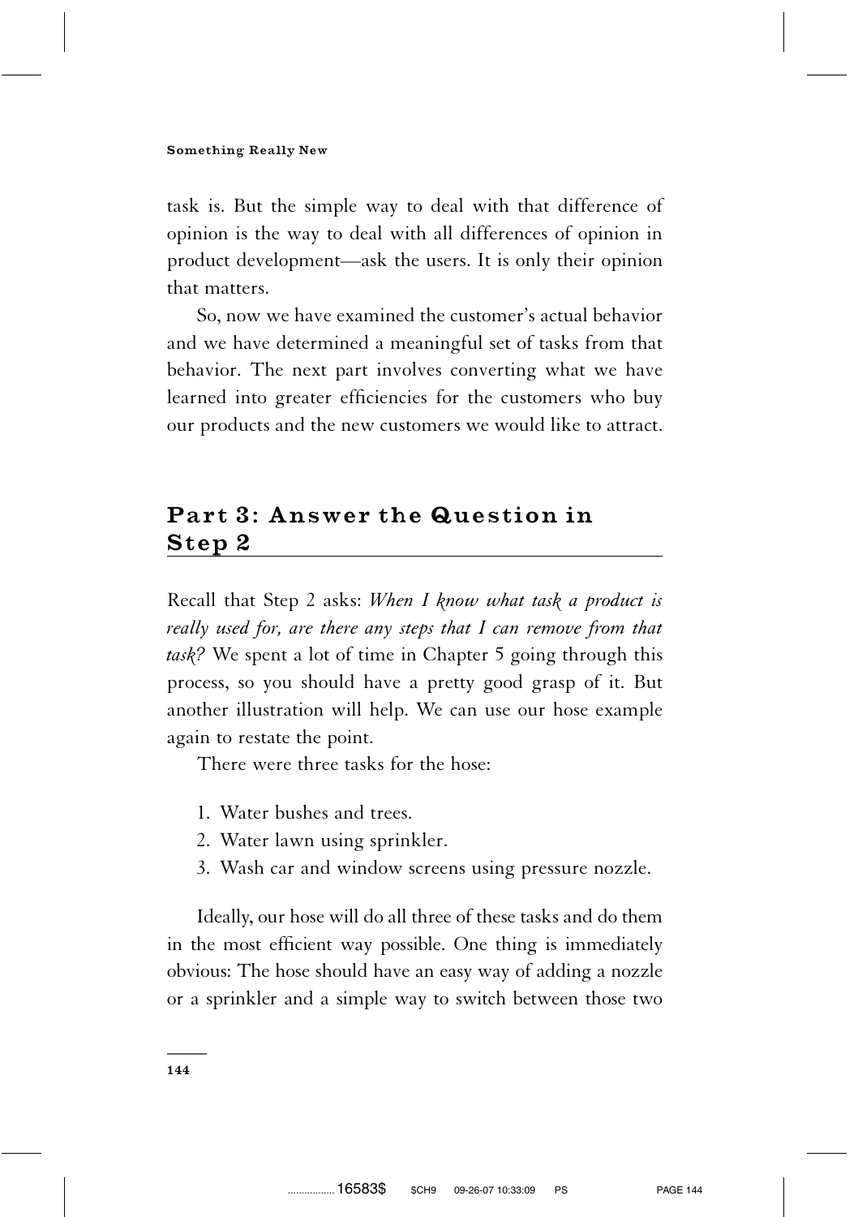task is. But the simple way to deal with that difference of opinion is the way to deal with all differences of opinion in product development—ask the users. It is only their opinion that matters.

So, now we have examined the customer's actual behavior and we have determined a meaningful set of tasks from that behavior. The next part involves converting what we have learned into greater efficiencies for the customers who buy our products and the new customers we would like to attract.

## Part 3: Answer the Question in Step 2

Recall that Step 2 asks: *When I know what task a product is really used for, are there any steps that I can remove from that task?* We spent a lot of time in Chapter 5 going through this process, so you should have a pretty good grasp of it. But another illustration will help. We can use our hose example again to restate the point.

There were three tasks for the hose:

1. Water bushes and trees.
2. Water lawn using sprinkler.
3. Wash car and window screens using pressure nozzle.

Ideally, our hose will do all three of these tasks and do them in the most efficient way possible. One thing is immediately obvious: The hose should have an easy way of adding a nozzle or a sprinkler and a simple way to switch between those two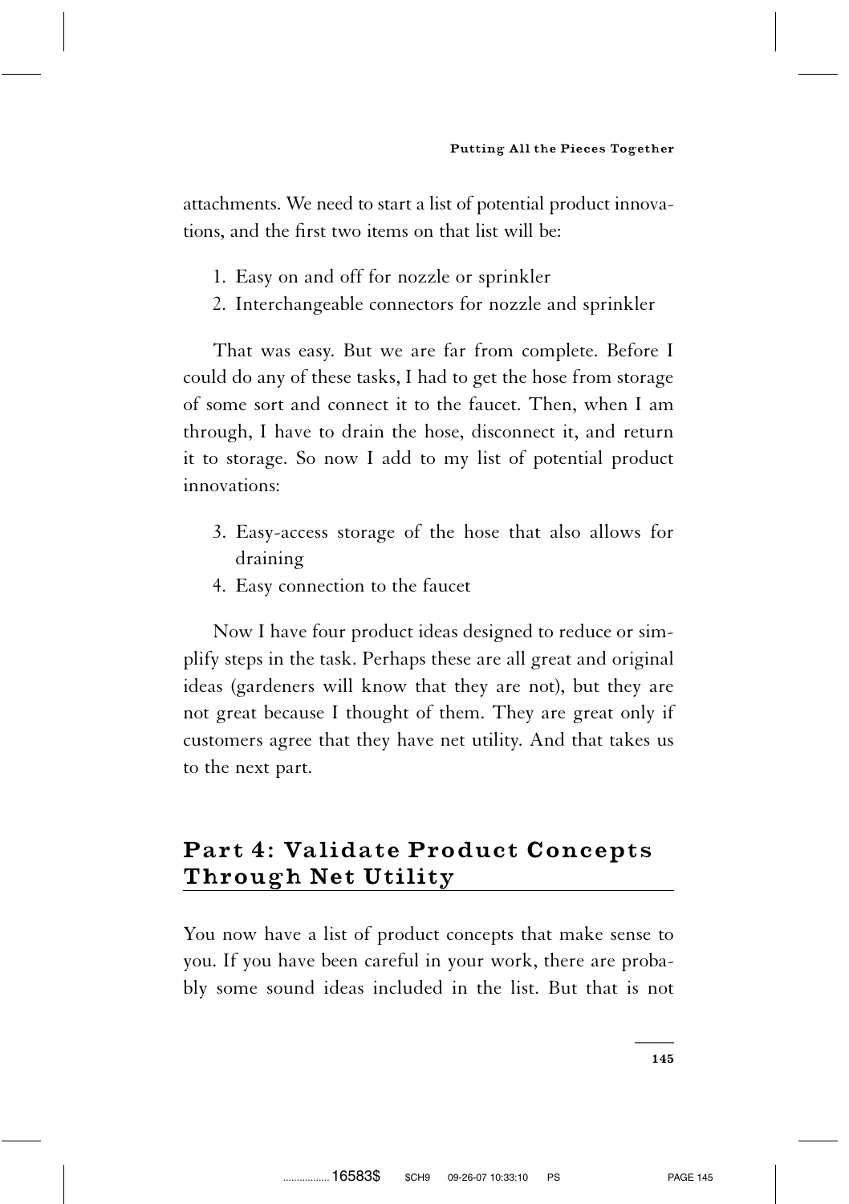attachments. We need to start a list of potential product innovations, and the first two items on that list will be:

1. Easy on and off for nozzle or sprinkler
2. Interchangeable connectors for nozzle and sprinkler

That was easy. But we are far from complete. Before I could do any of these tasks, I had to get the hose from storage of some sort and connect it to the faucet. Then, when I am through, I have to drain the hose, disconnect it, and return it to storage. So now I add to my list of potential product innovations:

3. Easy-access storage of the hose that also allows for draining
4. Easy connection to the faucet

Now I have four product ideas designed to reduce or simplify steps in the task. Perhaps these are all great and original ideas (gardeners will know that they are not), but they are not great because I thought of them. They are great only if customers agree that they have net utility. And that takes us to the next part.

## Part 4: Validate Product Concepts Through Net Utility

You now have a list of product concepts that make sense to you. If you have been careful in your work, there are probably some sound ideas included in the list. But that is not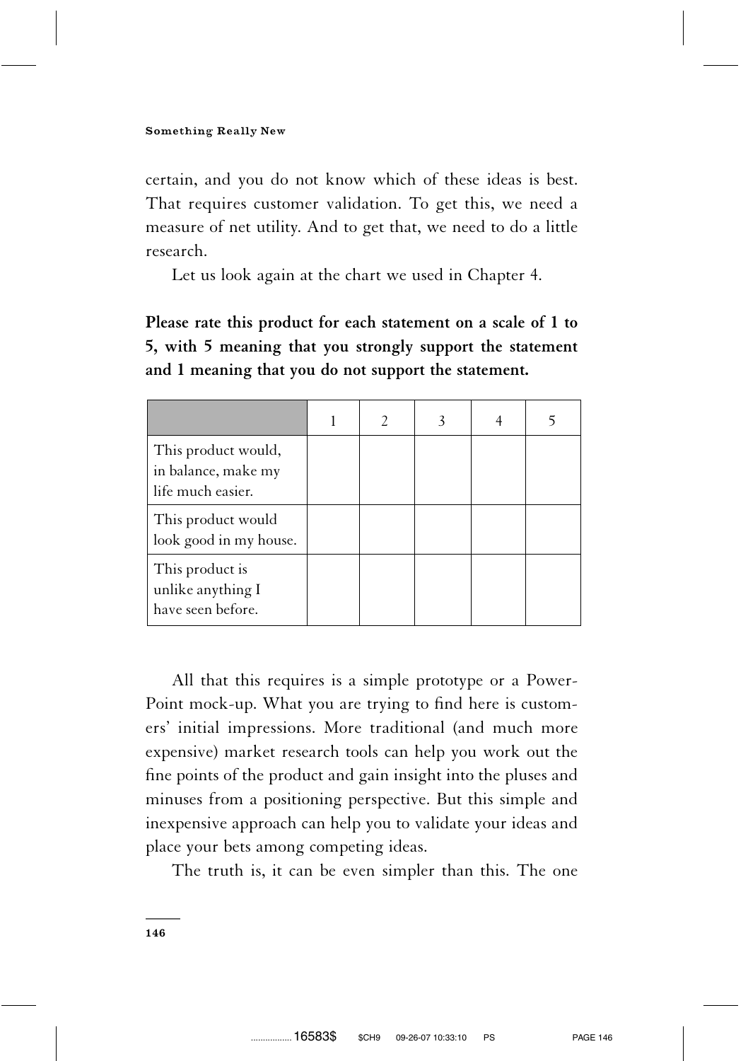certain, and you do not know which of these ideas is best. That requires customer validation. To get this, we need a measure of net utility. And to get that, we need to do a little research.

Let us look again at the chart we used in Chapter 4.

**Please rate this product for each statement on a scale of 1 to 5, with 5 meaning that you strongly support the statement and 1 meaning that you do not support the statement.**

| | 1 | 2 | 3 | 4 | 5 |
|---|---|---|---|---|---|
| This product would, in balance, make my life much easier. | | | | | |
| This product would look good in my house. | | | | | |
| This product is unlike anything I have seen before. | | | | | |

All that this requires is a simple prototype or a PowerPoint mock-up. What you are trying to find here is customers' initial impressions. More traditional (and much more expensive) market research tools can help you work out the fine points of the product and gain insight into the pluses and minuses from a positioning perspective. But this simple and inexpensive approach can help you to validate your ideas and place your bets among competing ideas.

The truth is, it can be even simpler than this. The one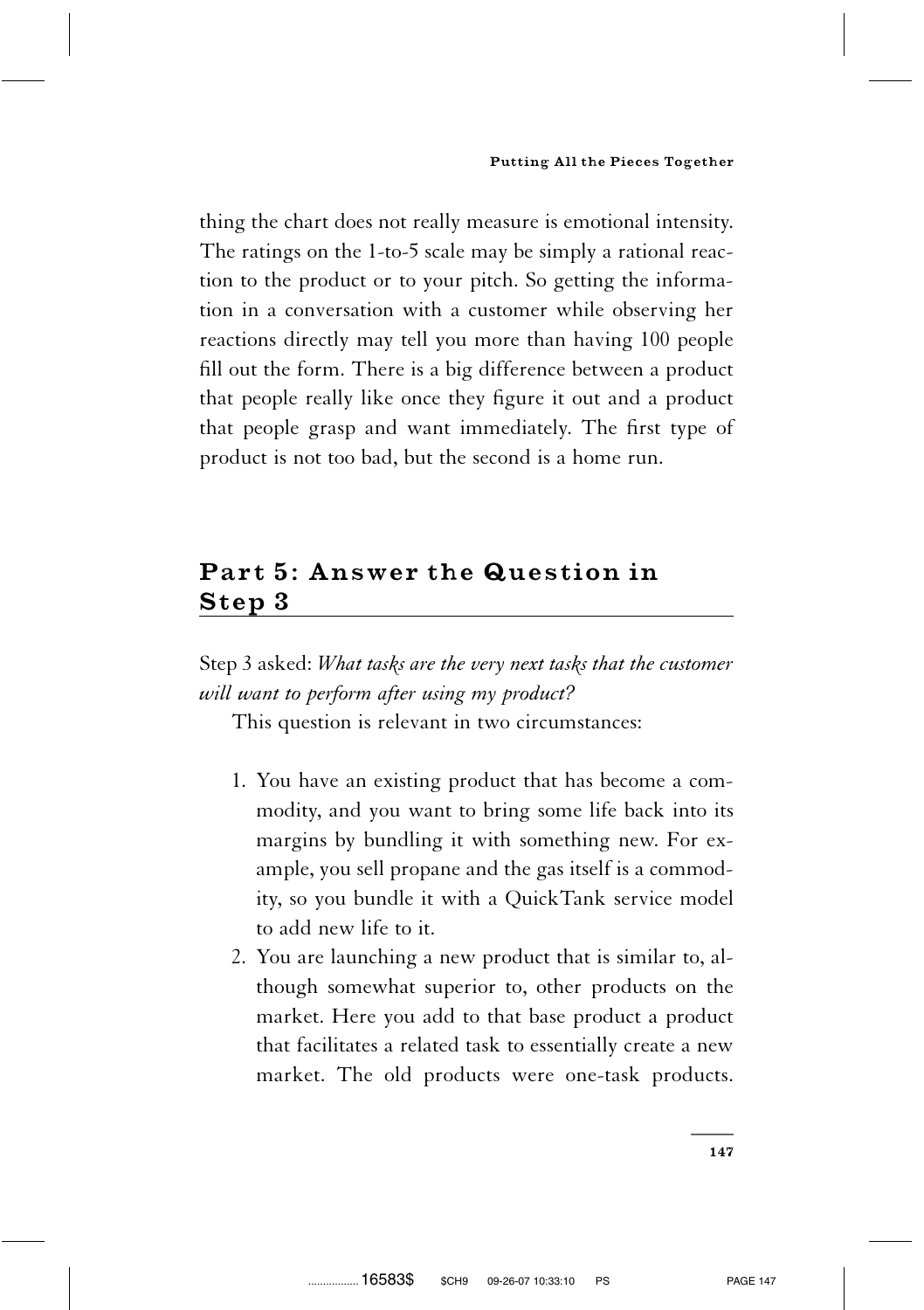thing the chart does not really measure is emotional intensity. The ratings on the 1-to-5 scale may be simply a rational reaction to the product or to your pitch. So getting the information in a conversation with a customer while observing her reactions directly may tell you more than having 100 people fill out the form. There is a big difference between a product that people really like once they figure it out and a product that people grasp and want immediately. The first type of product is not too bad, but the second is a home run.

## Part 5: Answer the Question in Step 3

Step 3 asked: *What tasks are the very next tasks that the customer will want to perform after using my product?*

This question is relevant in two circumstances:

1. You have an existing product that has become a commodity, and you want to bring some life back into its margins by bundling it with something new. For example, you sell propane and the gas itself is a commodity, so you bundle it with a QuickTank service model to add new life to it.
2. You are launching a new product that is similar to, although somewhat superior to, other products on the market. Here you add to that base product a product that facilitates a related task to essentially create a new market. The old products were one-task products.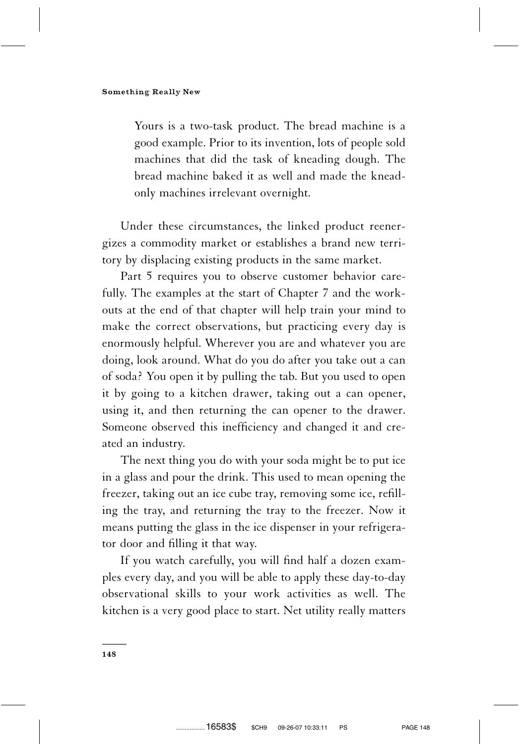> Yours is a two-task product. The bread machine is a good example. Prior to its invention, lots of people sold machines that did the task of kneading dough. The bread machine baked it as well and made the knead-only machines irrelevant overnight.

Under these circumstances, the linked product reenergizes a commodity market or establishes a brand new territory by displacing existing products in the same market.

Part 5 requires you to observe customer behavior carefully. The examples at the start of Chapter 7 and the workouts at the end of that chapter will help train your mind to make the correct observations, but practicing every day is enormously helpful. Wherever you are and whatever you are doing, look around. What do you do after you take out a can of soda? You open it by pulling the tab. But you used to open it by going to a kitchen drawer, taking out a can opener, using it, and then returning the can opener to the drawer. Someone observed this inefficiency and changed it and created an industry.

The next thing you do with your soda might be to put ice in a glass and pour the drink. This used to mean opening the freezer, taking out an ice cube tray, removing some ice, refilling the tray, and returning the tray to the freezer. Now it means putting the glass in the ice dispenser in your refrigerator door and filling it that way.

If you watch carefully, you will find half a dozen examples every day, and you will be able to apply these day-to-day observational skills to your work activities as well. The kitchen is a very good place to start. Net utility really matters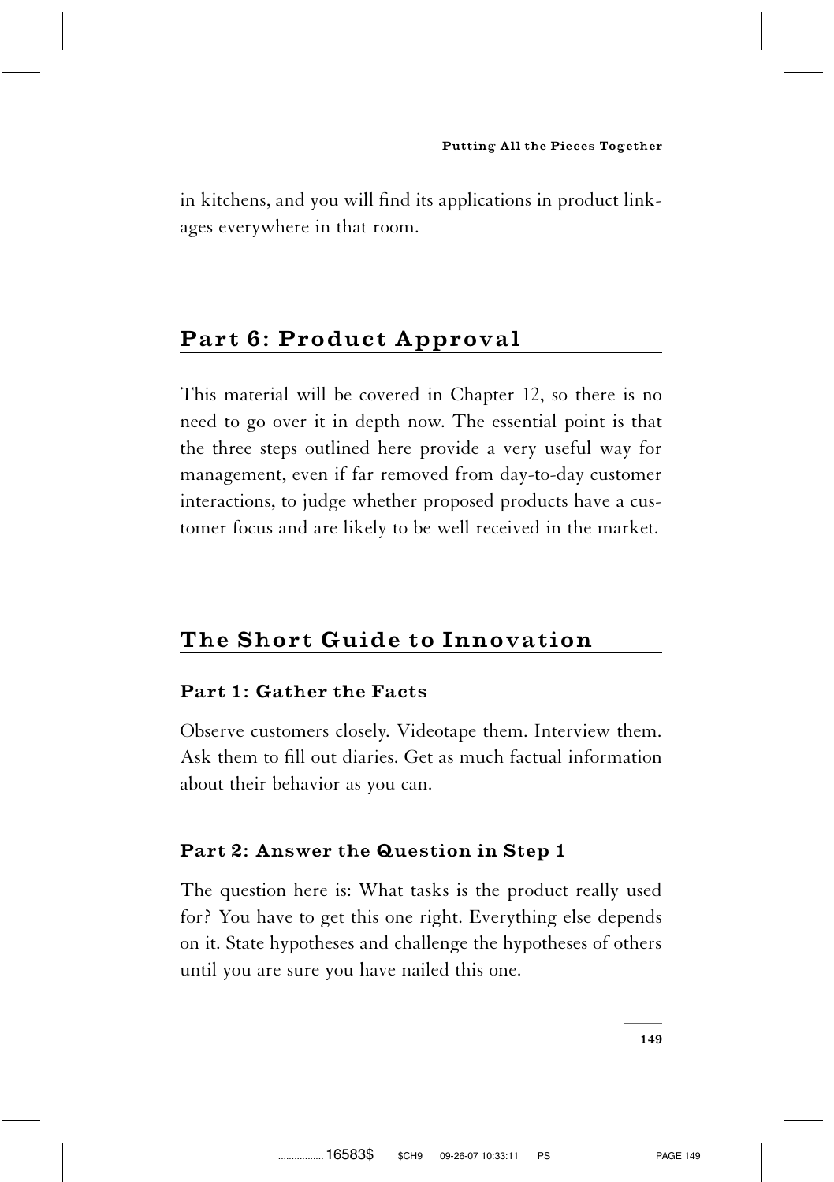in kitchens, and you will find its applications in product linkages everywhere in that room.

## Part 6: Product Approval

This material will be covered in Chapter 12, so there is no need to go over it in depth now. The essential point is that the three steps outlined here provide a very useful way for management, even if far removed from day-to-day customer interactions, to judge whether proposed products have a customer focus and are likely to be well received in the market.

## The Short Guide to Innovation

### Part 1: Gather the Facts

Observe customers closely. Videotape them. Interview them. Ask them to fill out diaries. Get as much factual information about their behavior as you can.

### Part 2: Answer the Question in Step 1

The question here is: What tasks is the product really used for? You have to get this one right. Everything else depends on it. State hypotheses and challenge the hypotheses of others until you are sure you have nailed this one.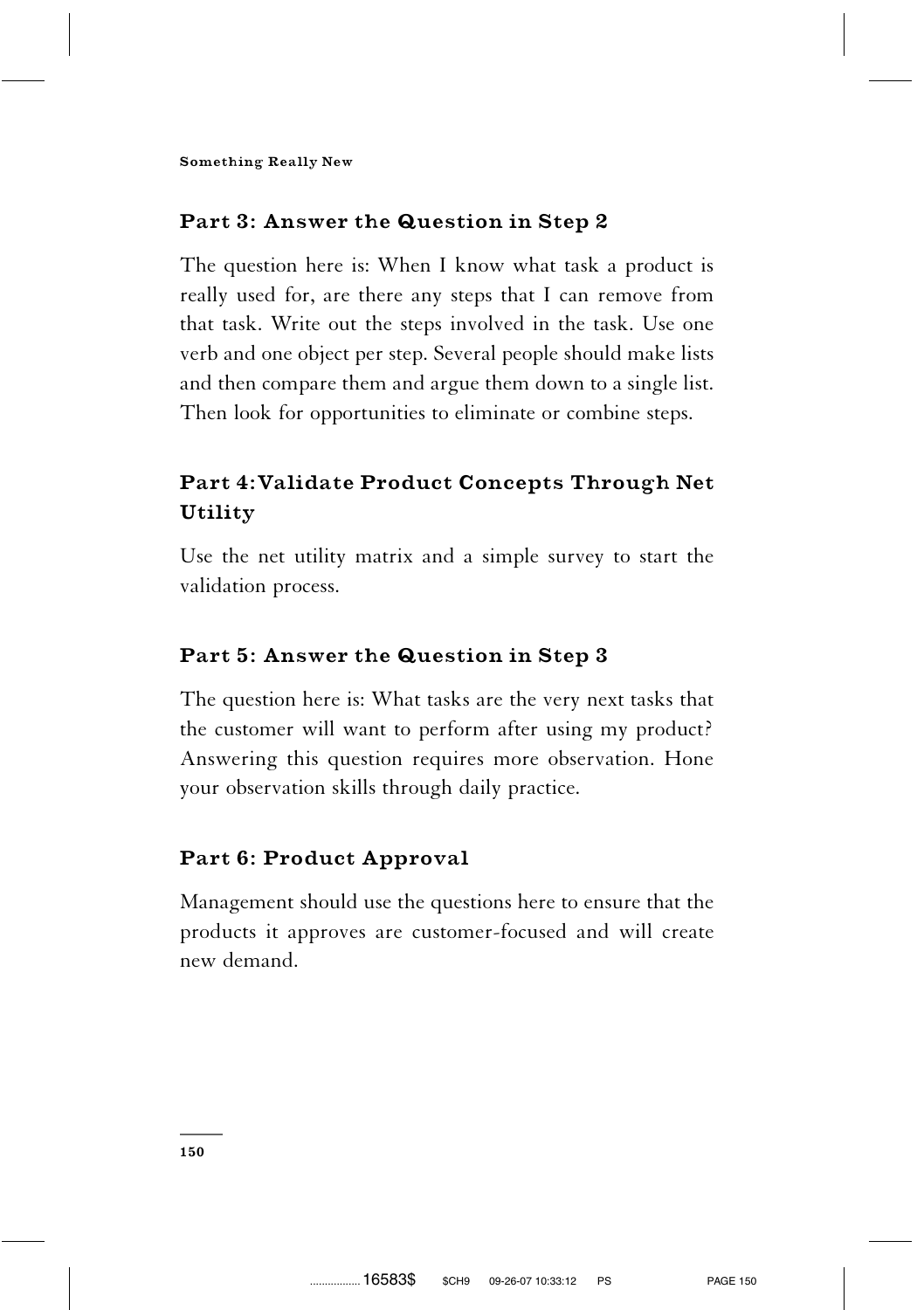## Part 3: Answer the Question in Step 2

The question here is: When I know what task a product is really used for, are there any steps that I can remove from that task. Write out the steps involved in the task. Use one verb and one object per step. Several people should make lists and then compare them and argue them down to a single list. Then look for opportunities to eliminate or combine steps.

## Part 4: Validate Product Concepts Through Net Utility

Use the net utility matrix and a simple survey to start the validation process.

## Part 5: Answer the Question in Step 3

The question here is: What tasks are the very next tasks that the customer will want to perform after using my product? Answering this question requires more observation. Hone your observation skills through daily practice.

## Part 6: Product Approval

Management should use the questions here to ensure that the products it approves are customer-focused and will create new demand.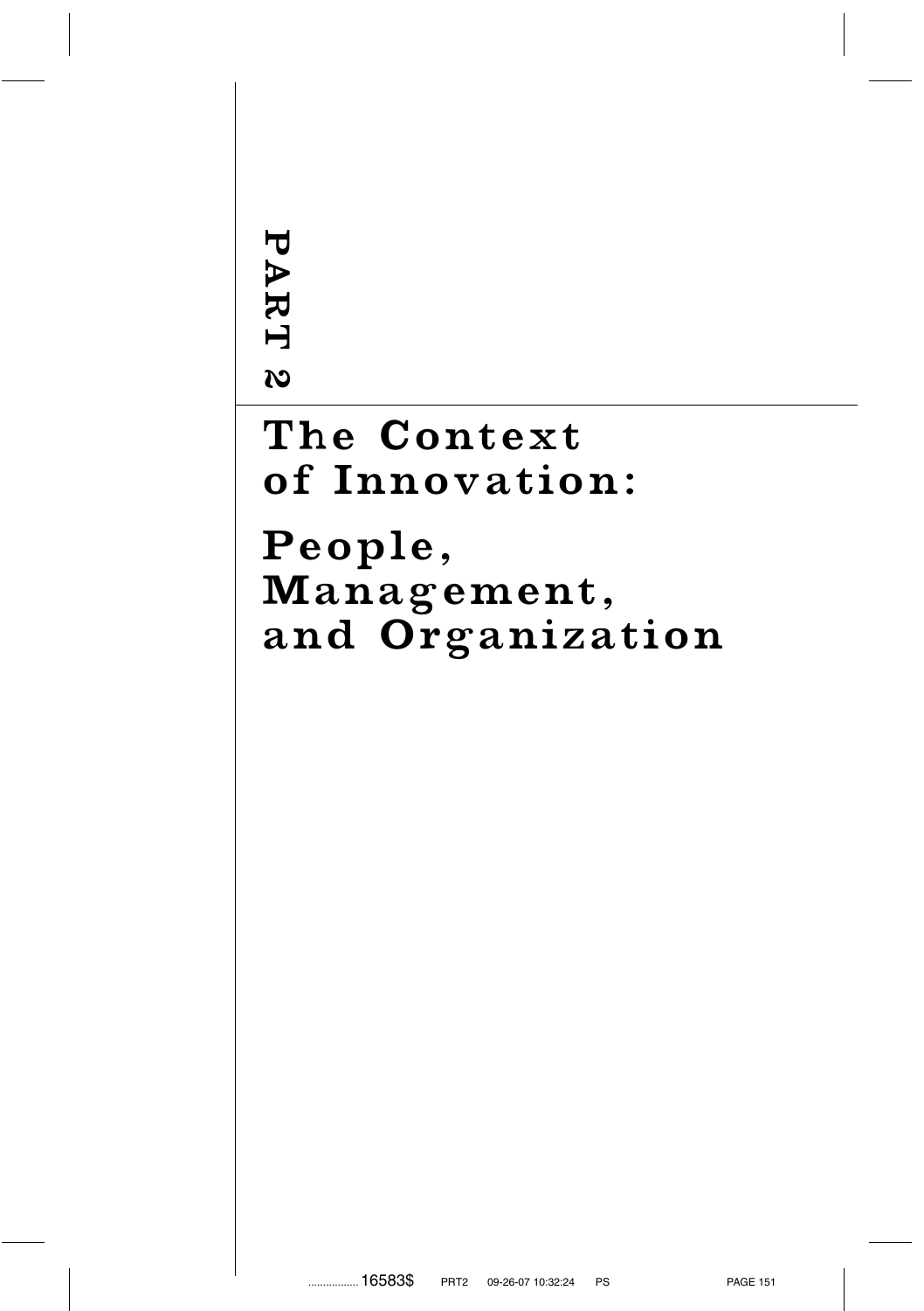# PART 2

# The Context of Innovation:

## People, Management, and Organization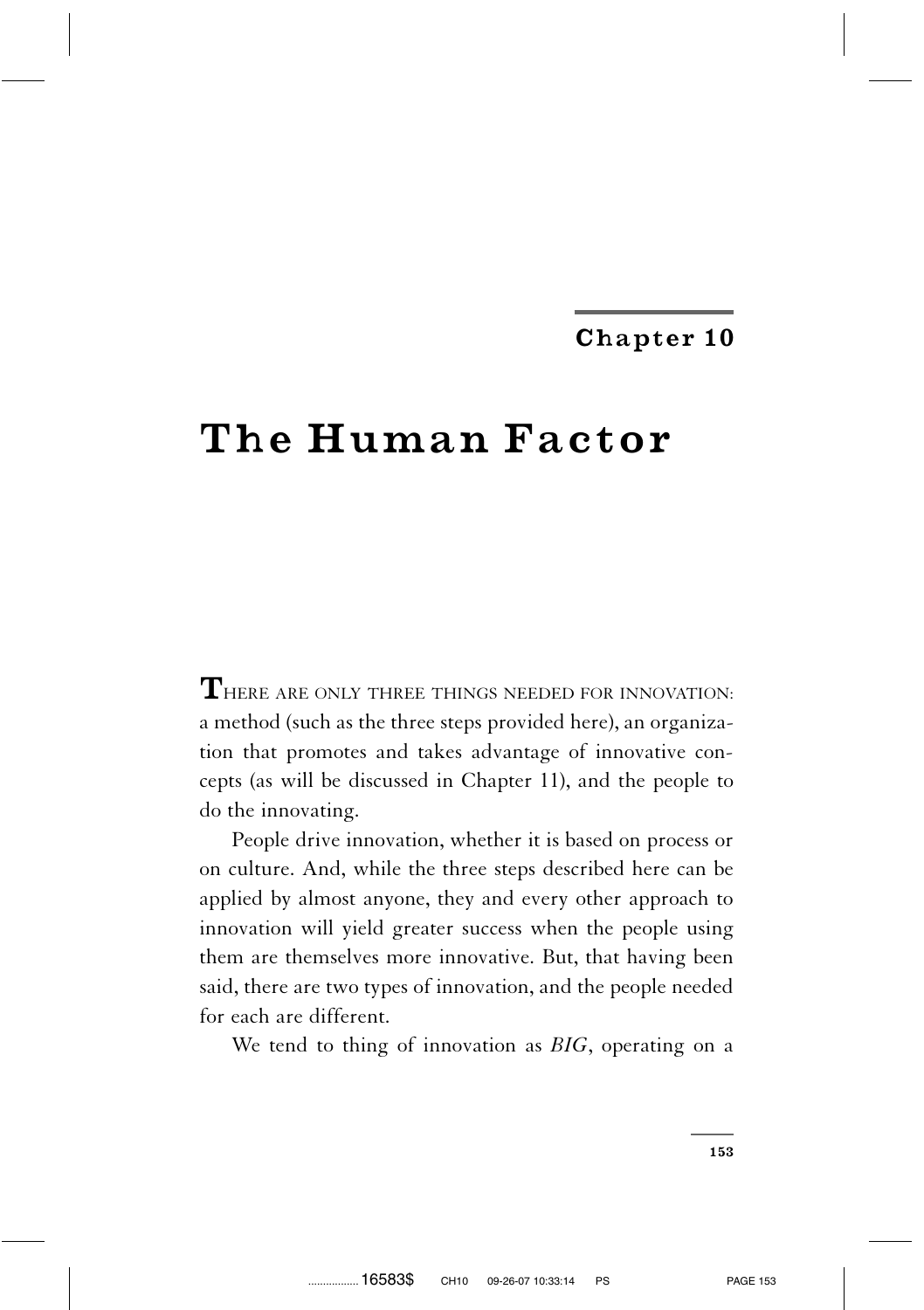## Chapter 10

# The Human Factor

**T**HERE ARE ONLY THREE THINGS NEEDED FOR INNOVATION: a method (such as the three steps provided here), an organization that promotes and takes advantage of innovative concepts (as will be discussed in Chapter 11), and the people to do the innovating.

People drive innovation, whether it is based on process or on culture. And, while the three steps described here can be applied by almost anyone, they and every other approach to innovation will yield greater success when the people using them are themselves more innovative. But, that having been said, there are two types of innovation, and the people needed for each are different.

We tend to thing of innovation as *BIG*, operating on a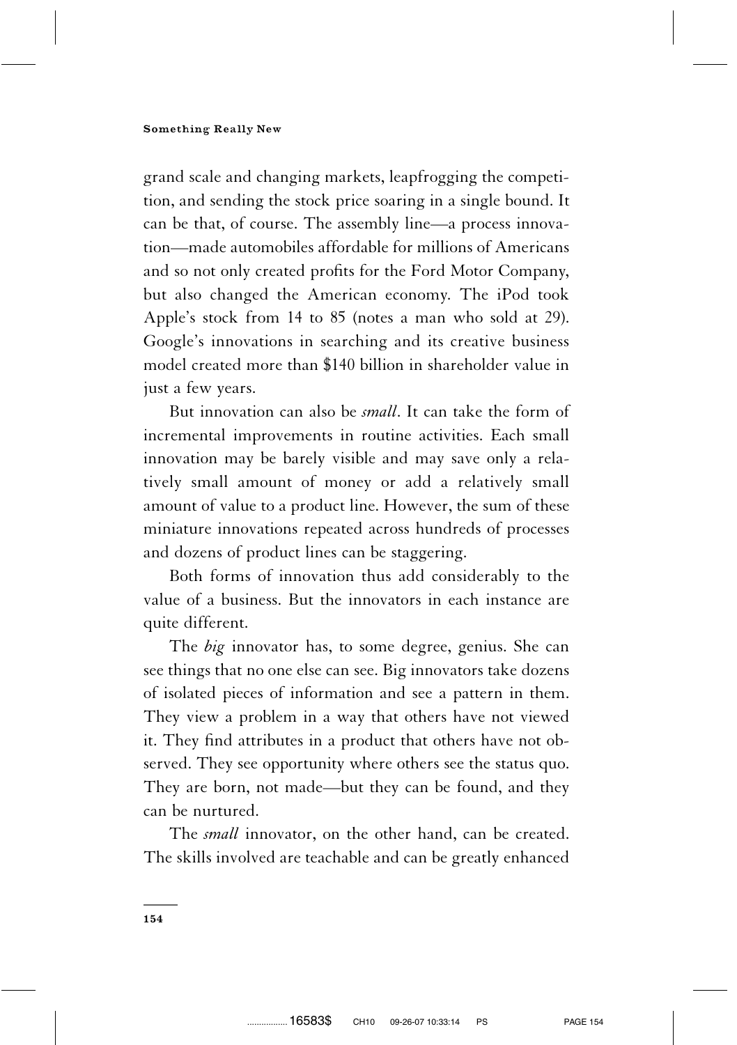grand scale and changing markets, leapfrogging the competition, and sending the stock price soaring in a single bound. It can be that, of course. The assembly line—a process innovation—made automobiles affordable for millions of Americans and so not only created profits for the Ford Motor Company, but also changed the American economy. The iPod took Apple's stock from 14 to 85 (notes a man who sold at 29). Google's innovations in searching and its creative business model created more than $140 billion in shareholder value in just a few years.

But innovation can also be *small*. It can take the form of incremental improvements in routine activities. Each small innovation may be barely visible and may save only a relatively small amount of money or add a relatively small amount of value to a product line. However, the sum of these miniature innovations repeated across hundreds of processes and dozens of product lines can be staggering.

Both forms of innovation thus add considerably to the value of a business. But the innovators in each instance are quite different.

The *big* innovator has, to some degree, genius. She can see things that no one else can see. Big innovators take dozens of isolated pieces of information and see a pattern in them. They view a problem in a way that others have not viewed it. They find attributes in a product that others have not observed. They see opportunity where others see the status quo. They are born, not made—but they can be found, and they can be nurtured.

The *small* innovator, on the other hand, can be created. The skills involved are teachable and can be greatly enhanced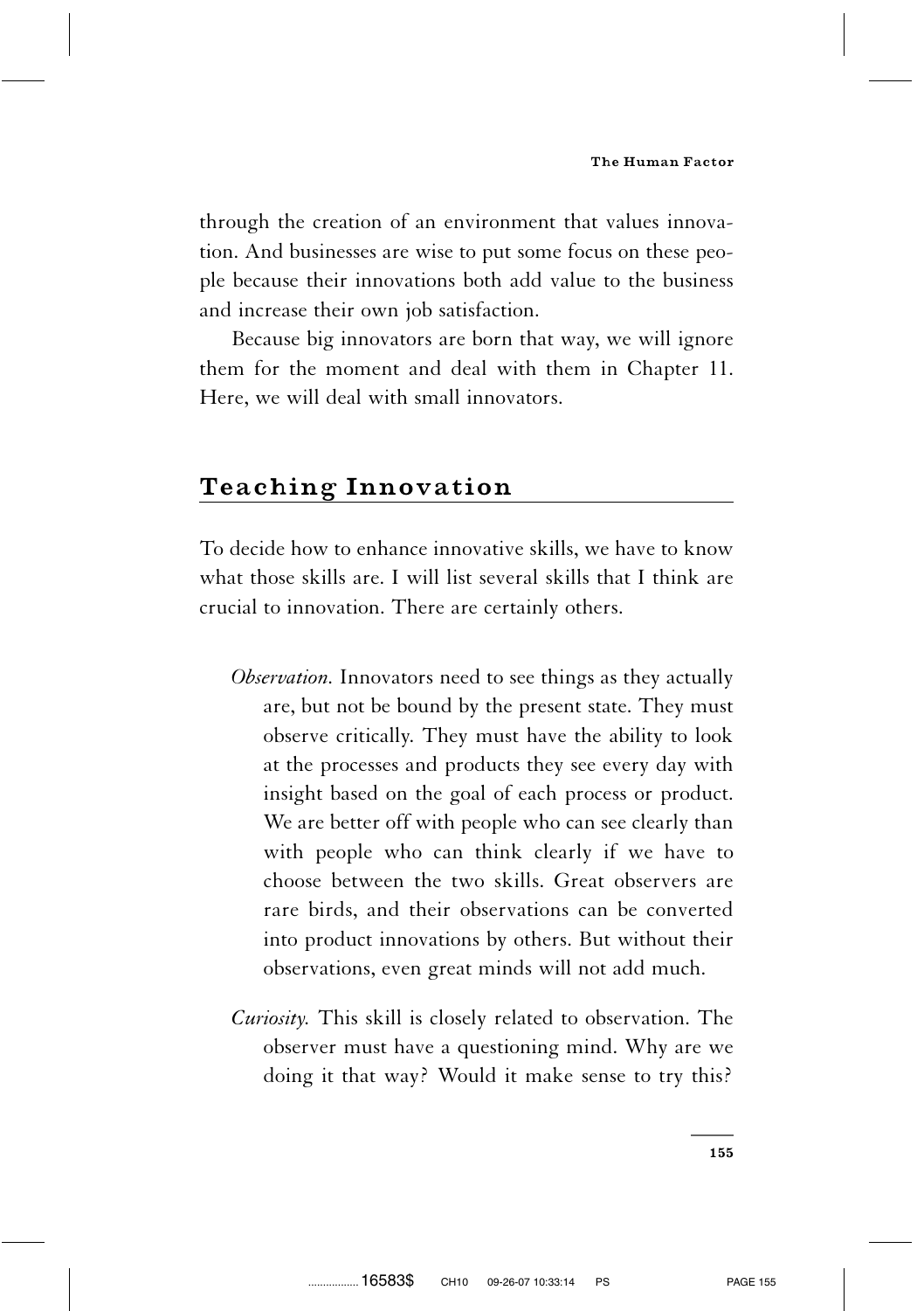through the creation of an environment that values innovation. And businesses are wise to put some focus on these people because their innovations both add value to the business and increase their own job satisfaction.

Because big innovators are born that way, we will ignore them for the moment and deal with them in Chapter 11. Here, we will deal with small innovators.

## Teaching Innovation

To decide how to enhance innovative skills, we have to know what those skills are. I will list several skills that I think are crucial to innovation. There are certainly others.

*Observation.* Innovators need to see things as they actually are, but not be bound by the present state. They must observe critically. They must have the ability to look at the processes and products they see every day with insight based on the goal of each process or product. We are better off with people who can see clearly than with people who can think clearly if we have to choose between the two skills. Great observers are rare birds, and their observations can be converted into product innovations by others. But without their observations, even great minds will not add much.

*Curiosity.* This skill is closely related to observation. The observer must have a questioning mind. Why are we doing it that way? Would it make sense to try this?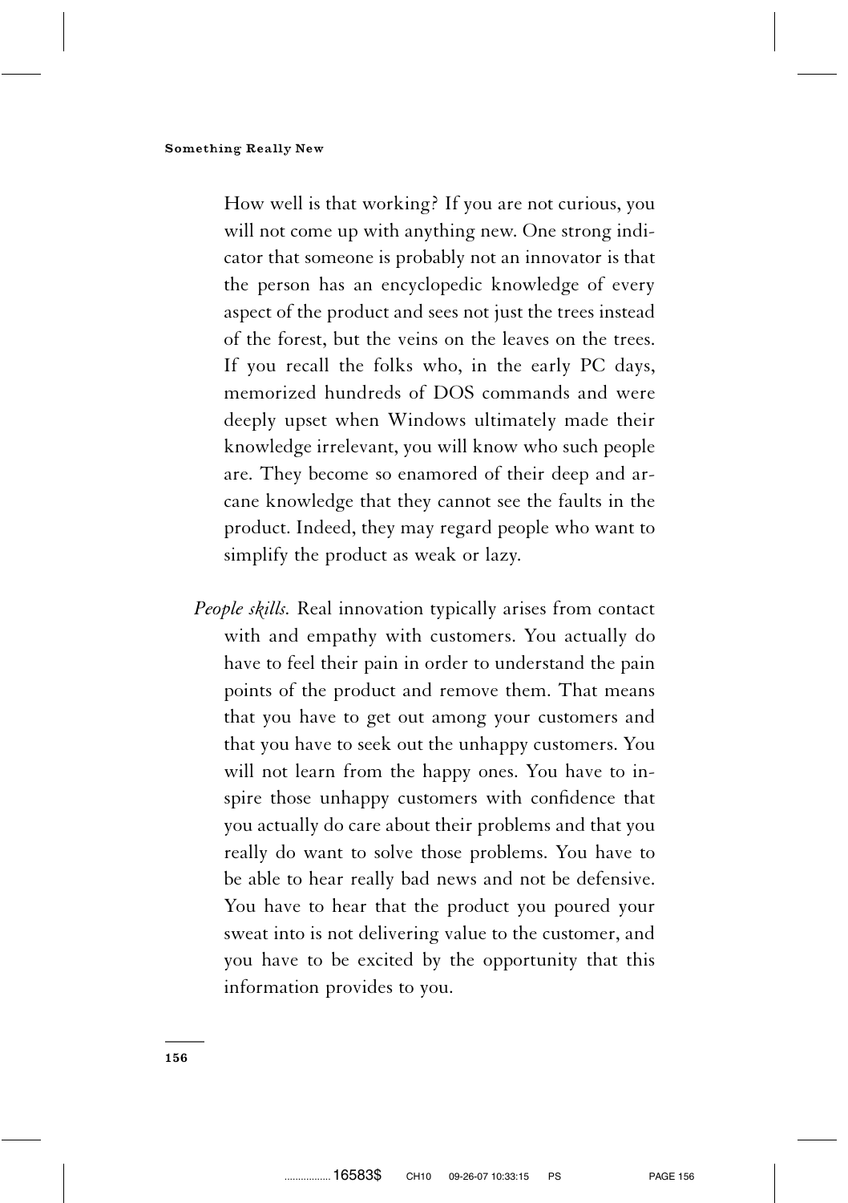How well is that working? If you are not curious, you will not come up with anything new. One strong indicator that someone is probably not an innovator is that the person has an encyclopedic knowledge of every aspect of the product and sees not just the trees instead of the forest, but the veins on the leaves on the trees. If you recall the folks who, in the early PC days, memorized hundreds of DOS commands and were deeply upset when Windows ultimately made their knowledge irrelevant, you will know who such people are. They become so enamored of their deep and arcane knowledge that they cannot see the faults in the product. Indeed, they may regard people who want to simplify the product as weak or lazy.

*People skills.* Real innovation typically arises from contact with and empathy with customers. You actually do have to feel their pain in order to understand the pain points of the product and remove them. That means that you have to get out among your customers and that you have to seek out the unhappy customers. You will not learn from the happy ones. You have to inspire those unhappy customers with confidence that you actually do care about their problems and that you really do want to solve those problems. You have to be able to hear really bad news and not be defensive. You have to hear that the product you poured your sweat into is not delivering value to the customer, and you have to be excited by the opportunity that this information provides to you.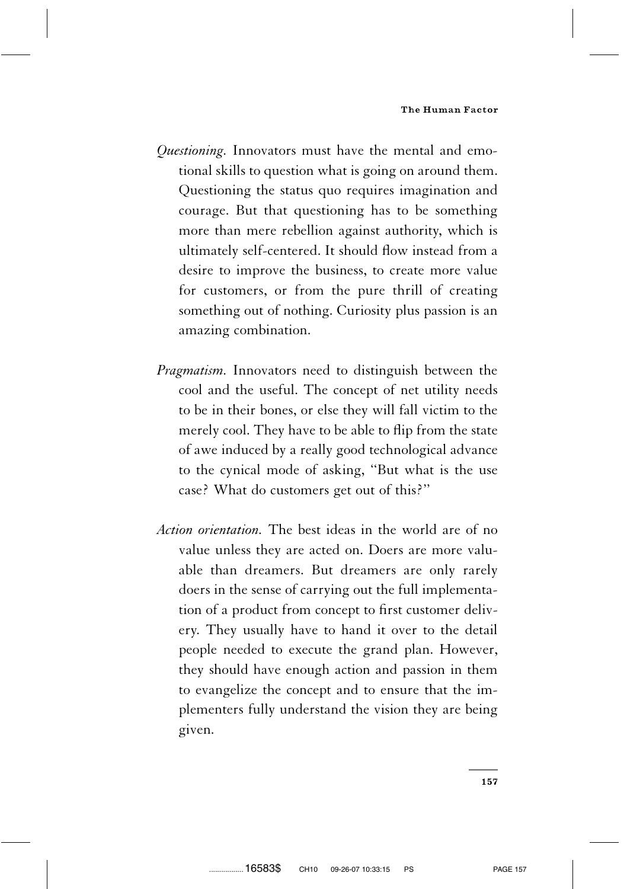*Questioning.* Innovators must have the mental and emotional skills to question what is going on around them. Questioning the status quo requires imagination and courage. But that questioning has to be something more than mere rebellion against authority, which is ultimately self-centered. It should flow instead from a desire to improve the business, to create more value for customers, or from the pure thrill of creating something out of nothing. Curiosity plus passion is an amazing combination.

*Pragmatism.* Innovators need to distinguish between the cool and the useful. The concept of net utility needs to be in their bones, or else they will fall victim to the merely cool. They have to be able to flip from the state of awe induced by a really good technological advance to the cynical mode of asking, ''But what is the use case? What do customers get out of this?''

*Action orientation.* The best ideas in the world are of no value unless they are acted on. Doers are more valuable than dreamers. But dreamers are only rarely doers in the sense of carrying out the full implementation of a product from concept to first customer delivery. They usually have to hand it over to the detail people needed to execute the grand plan. However, they should have enough action and passion in them to evangelize the concept and to ensure that the implementers fully understand the vision they are being given.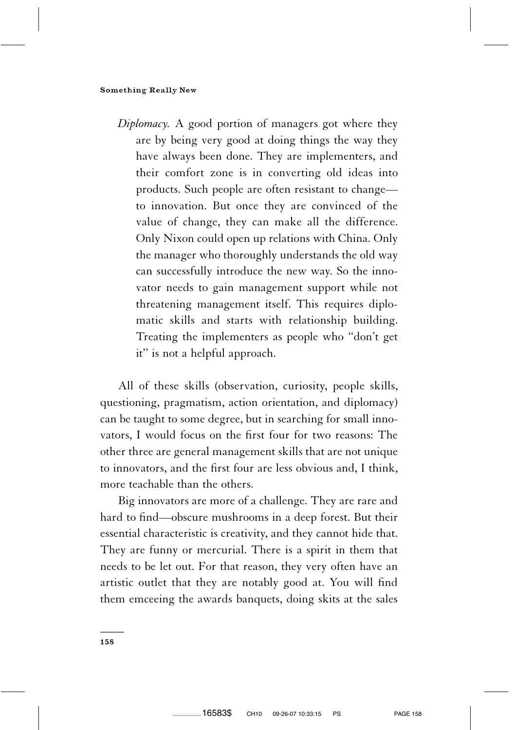*Diplomacy.* A good portion of managers got where they are by being very good at doing things the way they have always been done. They are implementers, and their comfort zone is in converting old ideas into products. Such people are often resistant to change—to innovation. But once they are convinced of the value of change, they can make all the difference. Only Nixon could open up relations with China. Only the manager who thoroughly understands the old way can successfully introduce the new way. So the innovator needs to gain management support while not threatening management itself. This requires diplomatic skills and starts with relationship building. Treating the implementers as people who "don't get it" is not a helpful approach.

All of these skills (observation, curiosity, people skills, questioning, pragmatism, action orientation, and diplomacy) can be taught to some degree, but in searching for small innovators, I would focus on the first four for two reasons: The other three are general management skills that are not unique to innovators, and the first four are less obvious and, I think, more teachable than the others.

Big innovators are more of a challenge. They are rare and hard to find—obscure mushrooms in a deep forest. But their essential characteristic is creativity, and they cannot hide that. They are funny or mercurial. There is a spirit in them that needs to be let out. For that reason, they very often have an artistic outlet that they are notably good at. You will find them emceeing the awards banquets, doing skits at the sales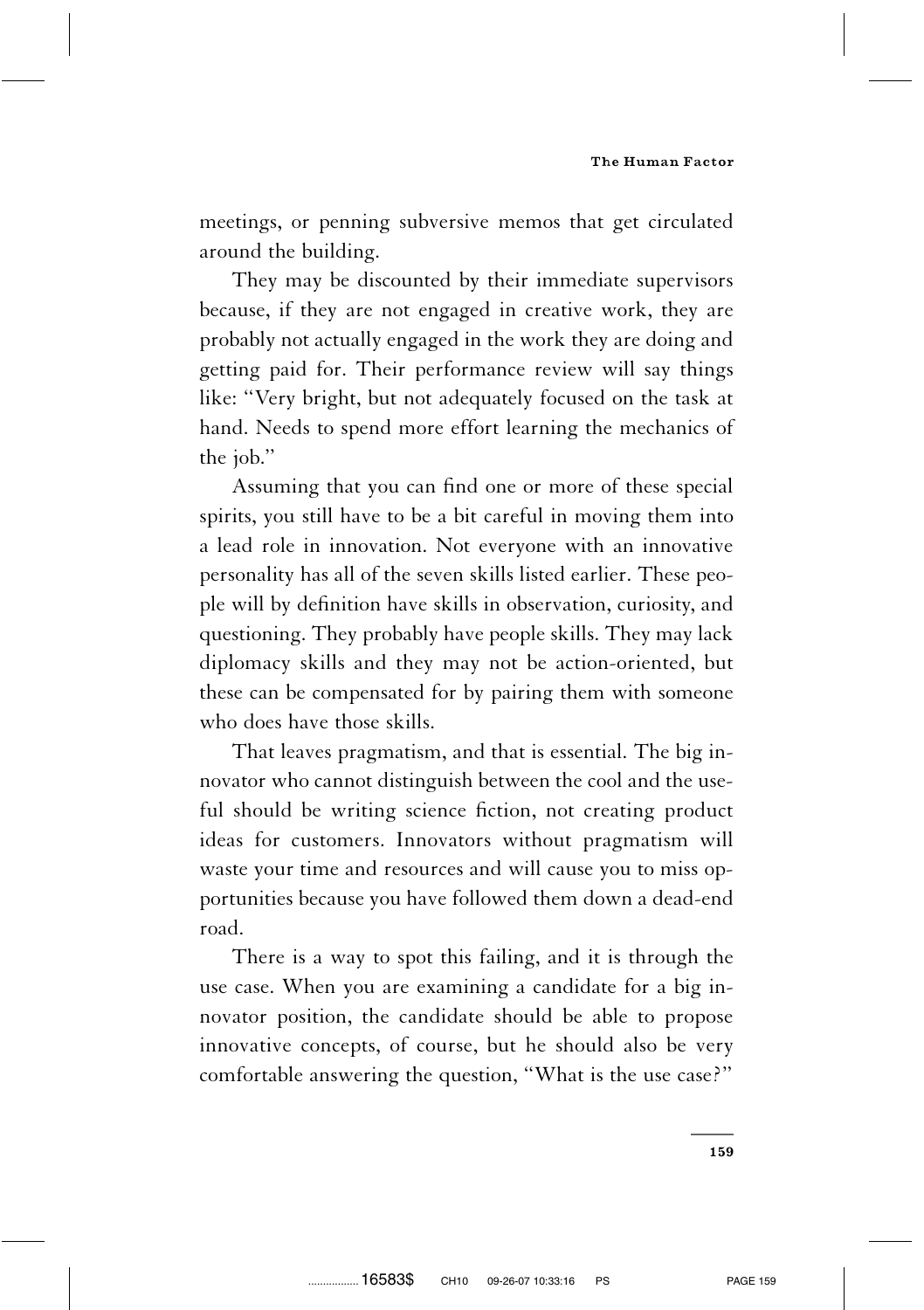meetings, or penning subversive memos that get circulated around the building.

They may be discounted by their immediate supervisors because, if they are not engaged in creative work, they are probably not actually engaged in the work they are doing and getting paid for. Their performance review will say things like: "Very bright, but not adequately focused on the task at hand. Needs to spend more effort learning the mechanics of the job."

Assuming that you can find one or more of these special spirits, you still have to be a bit careful in moving them into a lead role in innovation. Not everyone with an innovative personality has all of the seven skills listed earlier. These people will by definition have skills in observation, curiosity, and questioning. They probably have people skills. They may lack diplomacy skills and they may not be action-oriented, but these can be compensated for by pairing them with someone who does have those skills.

That leaves pragmatism, and that is essential. The big innovator who cannot distinguish between the cool and the useful should be writing science fiction, not creating product ideas for customers. Innovators without pragmatism will waste your time and resources and will cause you to miss opportunities because you have followed them down a dead-end road.

There is a way to spot this failing, and it is through the use case. When you are examining a candidate for a big innovator position, the candidate should be able to propose innovative concepts, of course, but he should also be very comfortable answering the question, "What is the use case?"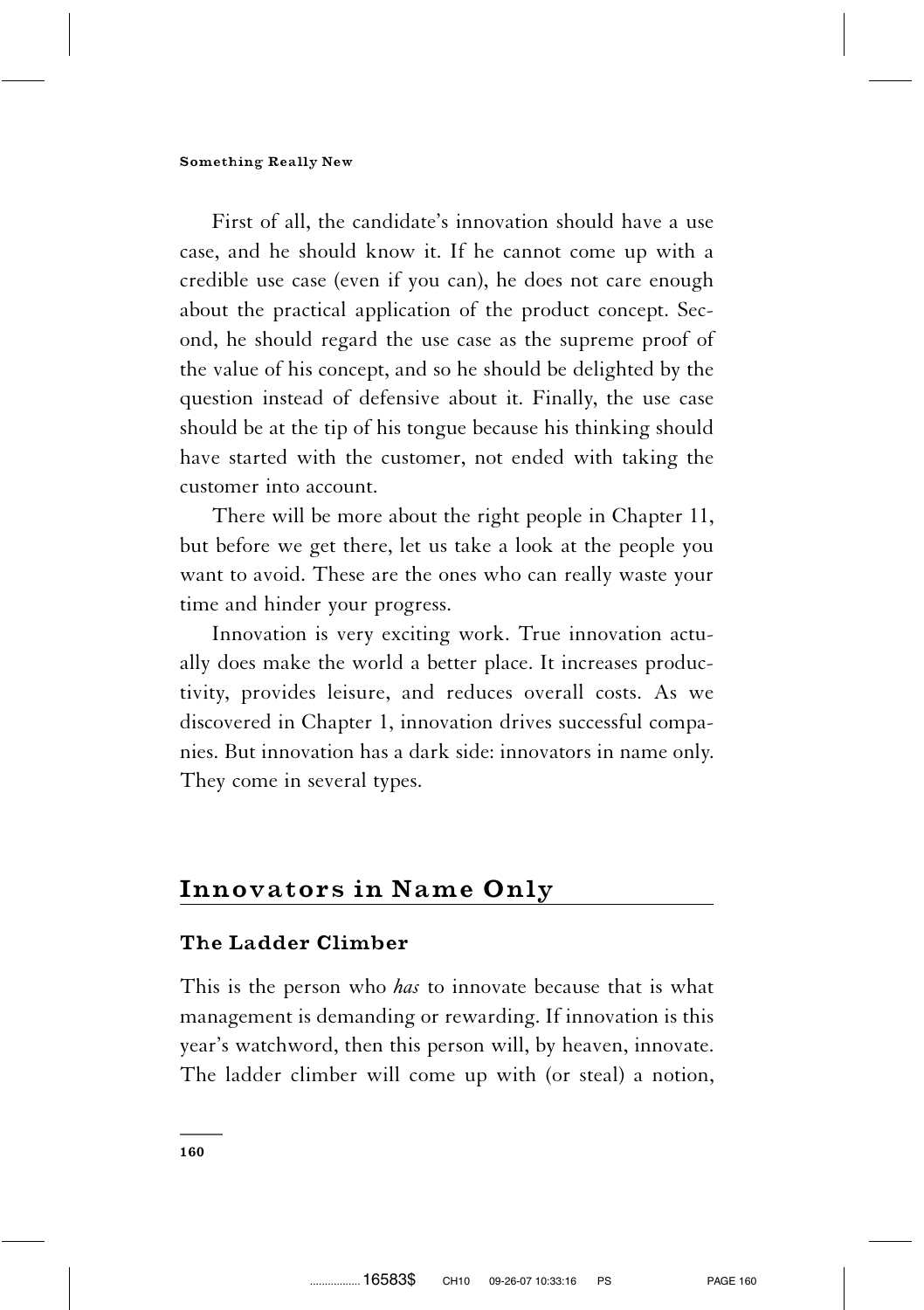First of all, the candidate's innovation should have a use case, and he should know it. If he cannot come up with a credible use case (even if you can), he does not care enough about the practical application of the product concept. Second, he should regard the use case as the supreme proof of the value of his concept, and so he should be delighted by the question instead of defensive about it. Finally, the use case should be at the tip of his tongue because his thinking should have started with the customer, not ended with taking the customer into account.

There will be more about the right people in Chapter 11, but before we get there, let us take a look at the people you want to avoid. These are the ones who can really waste your time and hinder your progress.

Innovation is very exciting work. True innovation actually does make the world a better place. It increases productivity, provides leisure, and reduces overall costs. As we discovered in Chapter 1, innovation drives successful companies. But innovation has a dark side: innovators in name only. They come in several types.

## Innovators in Name Only

### The Ladder Climber

This is the person who *has* to innovate because that is what management is demanding or rewarding. If innovation is this year's watchword, then this person will, by heaven, innovate. The ladder climber will come up with (or steal) a notion,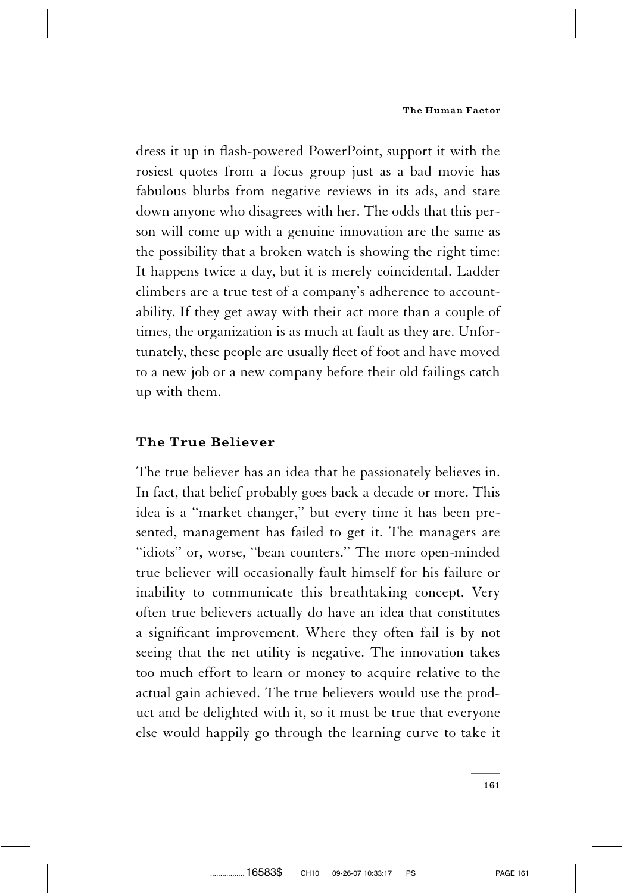dress it up in flash-powered PowerPoint, support it with the rosiest quotes from a focus group just as a bad movie has fabulous blurbs from negative reviews in its ads, and stare down anyone who disagrees with her. The odds that this person will come up with a genuine innovation are the same as the possibility that a broken watch is showing the right time: It happens twice a day, but it is merely coincidental. Ladder climbers are a true test of a company's adherence to accountability. If they get away with their act more than a couple of times, the organization is as much at fault as they are. Unfortunately, these people are usually fleet of foot and have moved to a new job or a new company before their old failings catch up with them.

### The True Believer

The true believer has an idea that he passionately believes in. In fact, that belief probably goes back a decade or more. This idea is a "market changer," but every time it has been presented, management has failed to get it. The managers are "idiots" or, worse, "bean counters." The more open-minded true believer will occasionally fault himself for his failure or inability to communicate this breathtaking concept. Very often true believers actually do have an idea that constitutes a significant improvement. Where they often fail is by not seeing that the net utility is negative. The innovation takes too much effort to learn or money to acquire relative to the actual gain achieved. The true believers would use the product and be delighted with it, so it must be true that everyone else would happily go through the learning curve to take it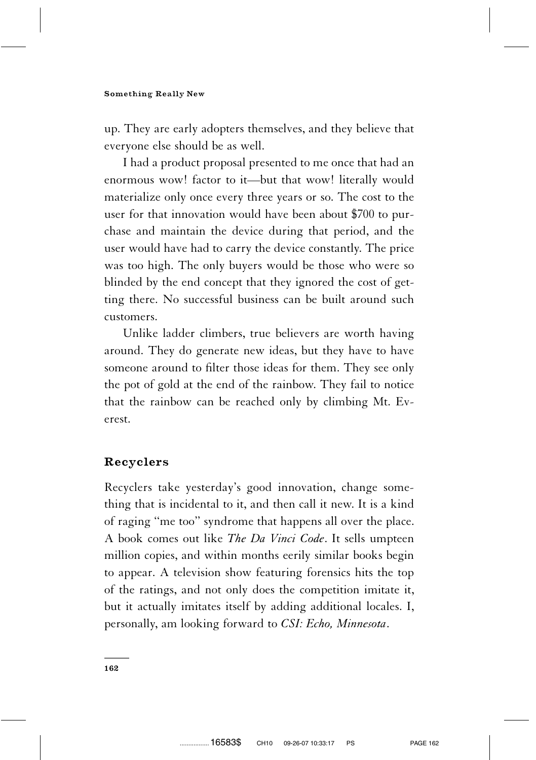up. They are early adopters themselves, and they believe that everyone else should be as well.

I had a product proposal presented to me once that had an enormous wow! factor to it—but that wow! literally would materialize only once every three years or so. The cost to the user for that innovation would have been about $700 to purchase and maintain the device during that period, and the user would have had to carry the device constantly. The price was too high. The only buyers would be those who were so blinded by the end concept that they ignored the cost of getting there. No successful business can be built around such customers.

Unlike ladder climbers, true believers are worth having around. They do generate new ideas, but they have to have someone around to filter those ideas for them. They see only the pot of gold at the end of the rainbow. They fail to notice that the rainbow can be reached only by climbing Mt. Everest.

## Recyclers

Recyclers take yesterday's good innovation, change something that is incidental to it, and then call it new. It is a kind of raging "me too" syndrome that happens all over the place. A book comes out like *The Da Vinci Code*. It sells umpteen million copies, and within months eerily similar books begin to appear. A television show featuring forensics hits the top of the ratings, and not only does the competition imitate it, but it actually imitates itself by adding additional locales. I, personally, am looking forward to *CSI: Echo, Minnesota*.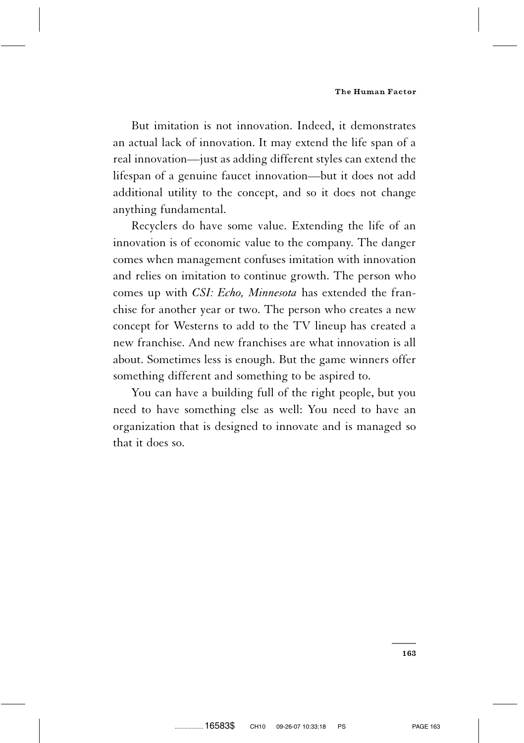But imitation is not innovation. Indeed, it demonstrates an actual lack of innovation. It may extend the life span of a real innovation—just as adding different styles can extend the lifespan of a genuine faucet innovation—but it does not add additional utility to the concept, and so it does not change anything fundamental.

Recyclers do have some value. Extending the life of an innovation is of economic value to the company. The danger comes when management confuses imitation with innovation and relies on imitation to continue growth. The person who comes up with *CSI: Echo, Minnesota* has extended the franchise for another year or two. The person who creates a new concept for Westerns to add to the TV lineup has created a new franchise. And new franchises are what innovation is all about. Sometimes less is enough. But the game winners offer something different and something to be aspired to.

You can have a building full of the right people, but you need to have something else as well: You need to have an organization that is designed to innovate and is managed so that it does so.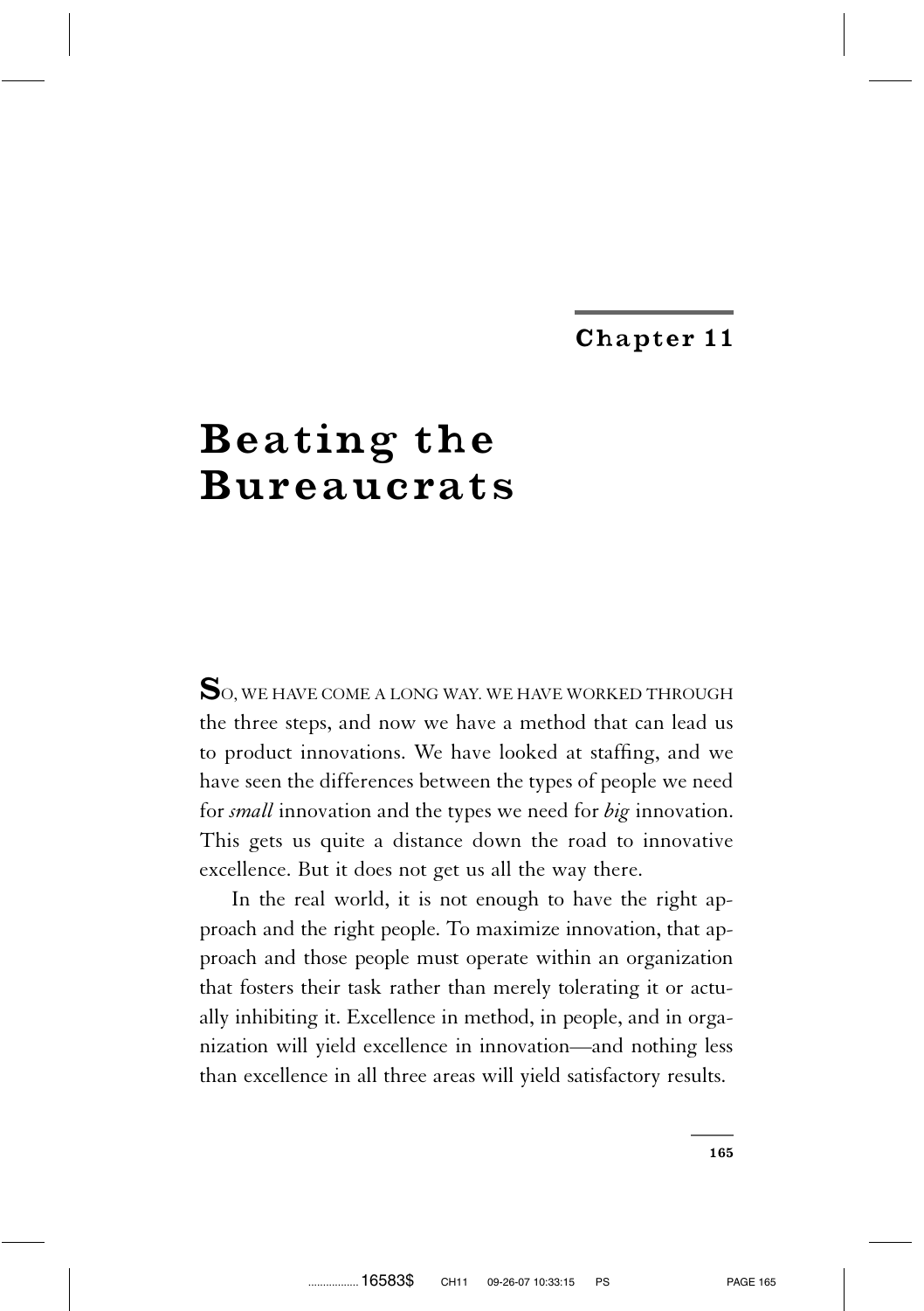## Chapter 11

# Beating the Bureaucrats

SO, WE HAVE COME A LONG WAY. WE HAVE WORKED THROUGH the three steps, and now we have a method that can lead us to product innovations. We have looked at staffing, and we have seen the differences between the types of people we need for *small* innovation and the types we need for *big* innovation. This gets us quite a distance down the road to innovative excellence. But it does not get us all the way there.

In the real world, it is not enough to have the right approach and the right people. To maximize innovation, that approach and those people must operate within an organization that fosters their task rather than merely tolerating it or actually inhibiting it. Excellence in method, in people, and in organization will yield excellence in innovation—and nothing less than excellence in all three areas will yield satisfactory results.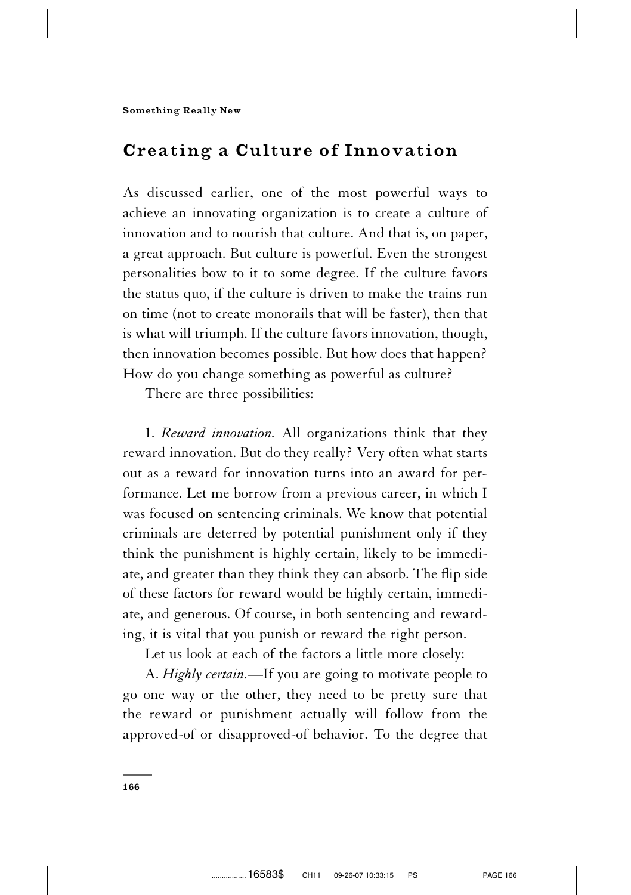## Creating a Culture of Innovation

As discussed earlier, one of the most powerful ways to achieve an innovating organization is to create a culture of innovation and to nourish that culture. And that is, on paper, a great approach. But culture is powerful. Even the strongest personalities bow to it to some degree. If the culture favors the status quo, if the culture is driven to make the trains run on time (not to create monorails that will be faster), then that is what will triumph. If the culture favors innovation, though, then innovation becomes possible. But how does that happen? How do you change something as powerful as culture?

There are three possibilities:

1. *Reward innovation.* All organizations think that they reward innovation. But do they really? Very often what starts out as a reward for innovation turns into an award for performance. Let me borrow from a previous career, in which I was focused on sentencing criminals. We know that potential criminals are deterred by potential punishment only if they think the punishment is highly certain, likely to be immediate, and greater than they think they can absorb. The flip side of these factors for reward would be highly certain, immediate, and generous. Of course, in both sentencing and rewarding, it is vital that you punish or reward the right person.

Let us look at each of the factors a little more closely:

A. *Highly certain.*—If you are going to motivate people to go one way or the other, they need to be pretty sure that the reward or punishment actually will follow from the approved-of or disapproved-of behavior. To the degree that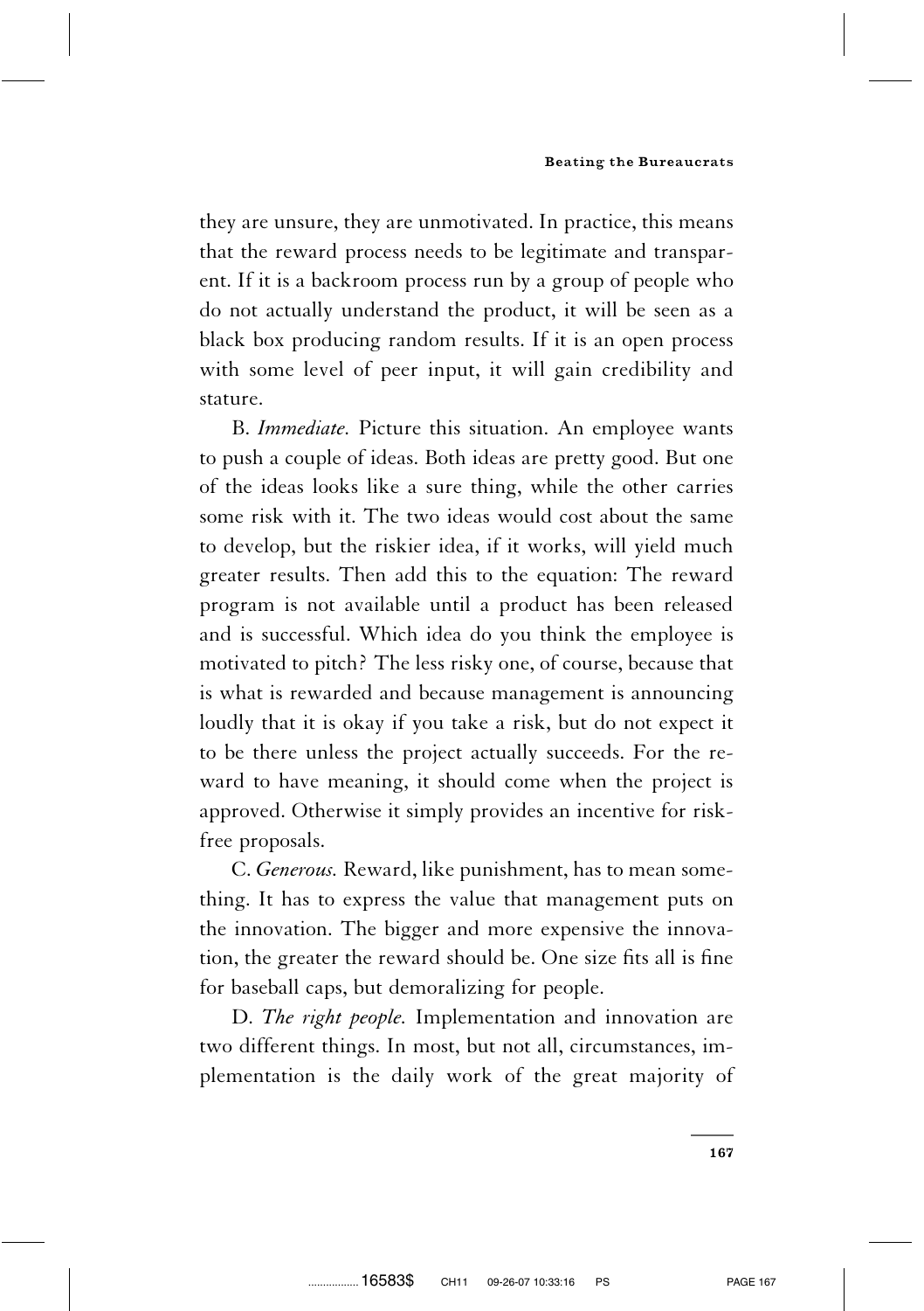they are unsure, they are unmotivated. In practice, this means that the reward process needs to be legitimate and transparent. If it is a backroom process run by a group of people who do not actually understand the product, it will be seen as a black box producing random results. If it is an open process with some level of peer input, it will gain credibility and stature.

B. *Immediate.* Picture this situation. An employee wants to push a couple of ideas. Both ideas are pretty good. But one of the ideas looks like a sure thing, while the other carries some risk with it. The two ideas would cost about the same to develop, but the riskier idea, if it works, will yield much greater results. Then add this to the equation: The reward program is not available until a product has been released and is successful. Which idea do you think the employee is motivated to pitch? The less risky one, of course, because that is what is rewarded and because management is announcing loudly that it is okay if you take a risk, but do not expect it to be there unless the project actually succeeds. For the reward to have meaning, it should come when the project is approved. Otherwise it simply provides an incentive for risk-free proposals.

C. *Generous.* Reward, like punishment, has to mean something. It has to express the value that management puts on the innovation. The bigger and more expensive the innovation, the greater the reward should be. One size fits all is fine for baseball caps, but demoralizing for people.

D. *The right people.* Implementation and innovation are two different things. In most, but not all, circumstances, implementation is the daily work of the great majority of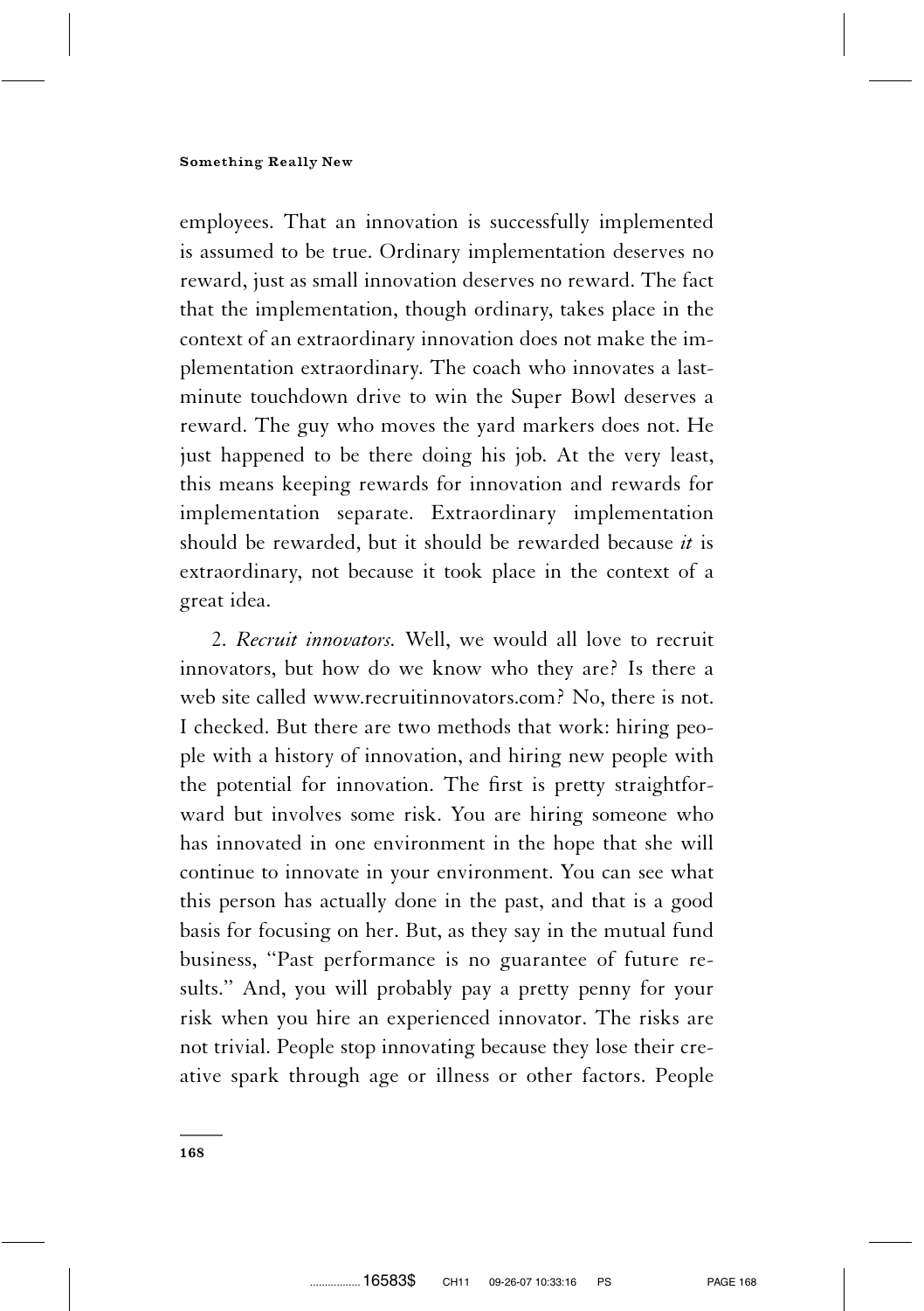employees. That an innovation is successfully implemented is assumed to be true. Ordinary implementation deserves no reward, just as small innovation deserves no reward. The fact that the implementation, though ordinary, takes place in the context of an extraordinary innovation does not make the implementation extraordinary. The coach who innovates a last-minute touchdown drive to win the Super Bowl deserves a reward. The guy who moves the yard markers does not. He just happened to be there doing his job. At the very least, this means keeping rewards for innovation and rewards for implementation separate. Extraordinary implementation should be rewarded, but it should be rewarded because *it* is extraordinary, not because it took place in the context of a great idea.

2. *Recruit innovators.* Well, we would all love to recruit innovators, but how do we know who they are? Is there a web site called www.recruitinnovators.com? No, there is not. I checked. But there are two methods that work: hiring people with a history of innovation, and hiring new people with the potential for innovation. The first is pretty straightforward but involves some risk. You are hiring someone who has innovated in one environment in the hope that she will continue to innovate in your environment. You can see what this person has actually done in the past, and that is a good basis for focusing on her. But, as they say in the mutual fund business, "Past performance is no guarantee of future results." And, you will probably pay a pretty penny for your risk when you hire an experienced innovator. The risks are not trivial. People stop innovating because they lose their creative spark through age or illness or other factors. People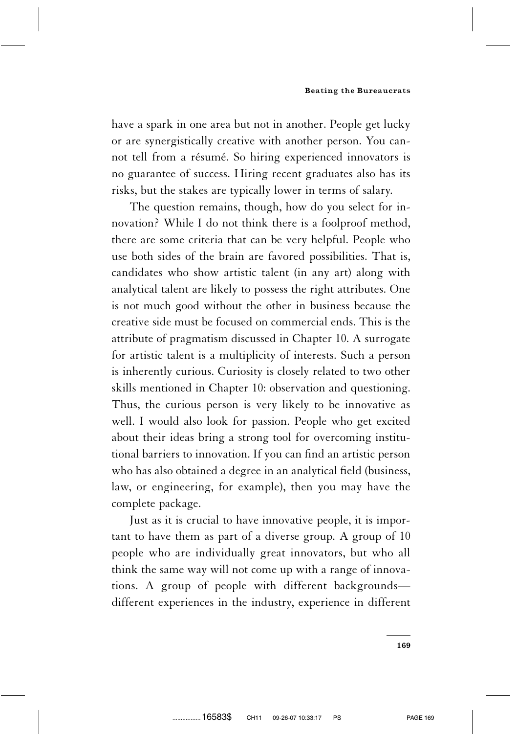have a spark in one area but not in another. People get lucky or are synergistically creative with another person. You cannot tell from a résumé. So hiring experienced innovators is no guarantee of success. Hiring recent graduates also has its risks, but the stakes are typically lower in terms of salary.

The question remains, though, how do you select for innovation? While I do not think there is a foolproof method, there are some criteria that can be very helpful. People who use both sides of the brain are favored possibilities. That is, candidates who show artistic talent (in any art) along with analytical talent are likely to possess the right attributes. One is not much good without the other in business because the creative side must be focused on commercial ends. This is the attribute of pragmatism discussed in Chapter 10. A surrogate for artistic talent is a multiplicity of interests. Such a person is inherently curious. Curiosity is closely related to two other skills mentioned in Chapter 10: observation and questioning. Thus, the curious person is very likely to be innovative as well. I would also look for passion. People who get excited about their ideas bring a strong tool for overcoming institutional barriers to innovation. If you can find an artistic person who has also obtained a degree in an analytical field (business, law, or engineering, for example), then you may have the complete package.

Just as it is crucial to have innovative people, it is important to have them as part of a diverse group. A group of 10 people who are individually great innovators, but who all think the same way will not come up with a range of innovations. A group of people with different backgrounds—different experiences in the industry, experience in different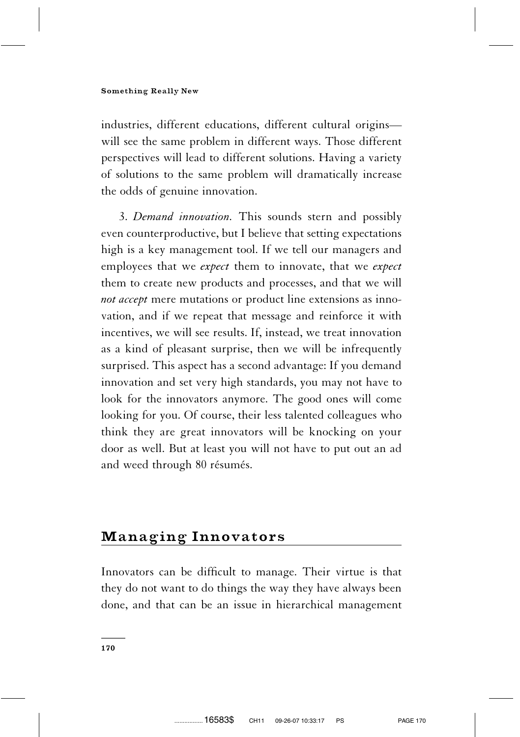industries, different educations, different cultural origins—will see the same problem in different ways. Those different perspectives will lead to different solutions. Having a variety of solutions to the same problem will dramatically increase the odds of genuine innovation.

3. *Demand innovation.* This sounds stern and possibly even counterproductive, but I believe that setting expectations high is a key management tool. If we tell our managers and employees that we *expect* them to innovate, that we *expect* them to create new products and processes, and that we will *not accept* mere mutations or product line extensions as innovation, and if we repeat that message and reinforce it with incentives, we will see results. If, instead, we treat innovation as a kind of pleasant surprise, then we will be infrequently surprised. This aspect has a second advantage: If you demand innovation and set very high standards, you may not have to look for the innovators anymore. The good ones will come looking for you. Of course, their less talented colleagues who think they are great innovators will be knocking on your door as well. But at least you will not have to put out an ad and weed through 80 résumés.

## Managing Innovators

Innovators can be difficult to manage. Their virtue is that they do not want to do things the way they have always been done, and that can be an issue in hierarchical management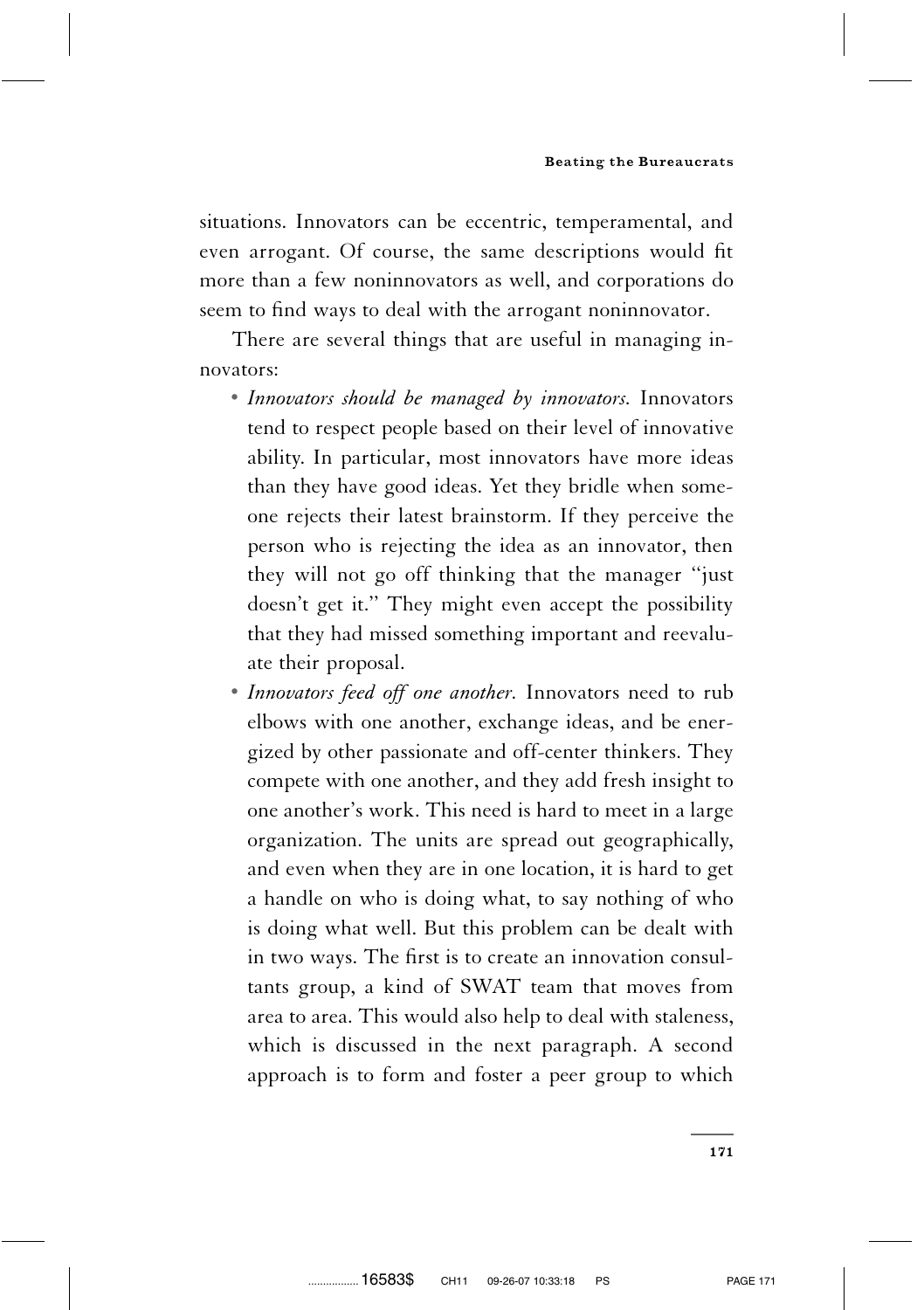situations. Innovators can be eccentric, temperamental, and even arrogant. Of course, the same descriptions would fit more than a few noninnovators as well, and corporations do seem to find ways to deal with the arrogant noninnovator.

There are several things that are useful in managing innovators:

- *Innovators should be managed by innovators.* Innovators tend to respect people based on their level of innovative ability. In particular, most innovators have more ideas than they have good ideas. Yet they bridle when someone rejects their latest brainstorm. If they perceive the person who is rejecting the idea as an innovator, then they will not go off thinking that the manager ''just doesn't get it.'' They might even accept the possibility that they had missed something important and reevaluate their proposal.
- *Innovators feed off one another.* Innovators need to rub elbows with one another, exchange ideas, and be energized by other passionate and off-center thinkers. They compete with one another, and they add fresh insight to one another's work. This need is hard to meet in a large organization. The units are spread out geographically, and even when they are in one location, it is hard to get a handle on who is doing what, to say nothing of who is doing what well. But this problem can be dealt with in two ways. The first is to create an innovation consultants group, a kind of SWAT team that moves from area to area. This would also help to deal with staleness, which is discussed in the next paragraph. A second approach is to form and foster a peer group to which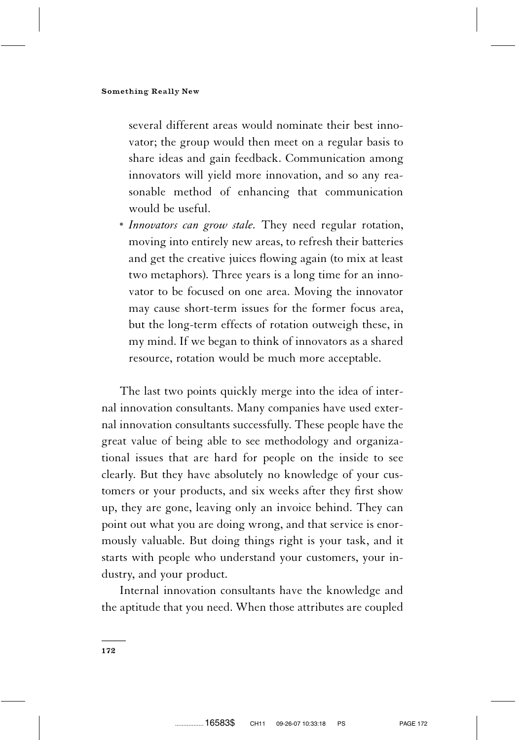several different areas would nominate their best innovator; the group would then meet on a regular basis to share ideas and gain feedback. Communication among innovators will yield more innovation, and so any reasonable method of enhancing that communication would be useful.

- *Innovators can grow stale.* They need regular rotation, moving into entirely new areas, to refresh their batteries and get the creative juices flowing again (to mix at least two metaphors). Three years is a long time for an innovator to be focused on one area. Moving the innovator may cause short-term issues for the former focus area, but the long-term effects of rotation outweigh these, in my mind. If we began to think of innovators as a shared resource, rotation would be much more acceptable.

The last two points quickly merge into the idea of internal innovation consultants. Many companies have used external innovation consultants successfully. These people have the great value of being able to see methodology and organizational issues that are hard for people on the inside to see clearly. But they have absolutely no knowledge of your customers or your products, and six weeks after they first show up, they are gone, leaving only an invoice behind. They can point out what you are doing wrong, and that service is enormously valuable. But doing things right is your task, and it starts with people who understand your customers, your industry, and your product.

Internal innovation consultants have the knowledge and the aptitude that you need. When those attributes are coupled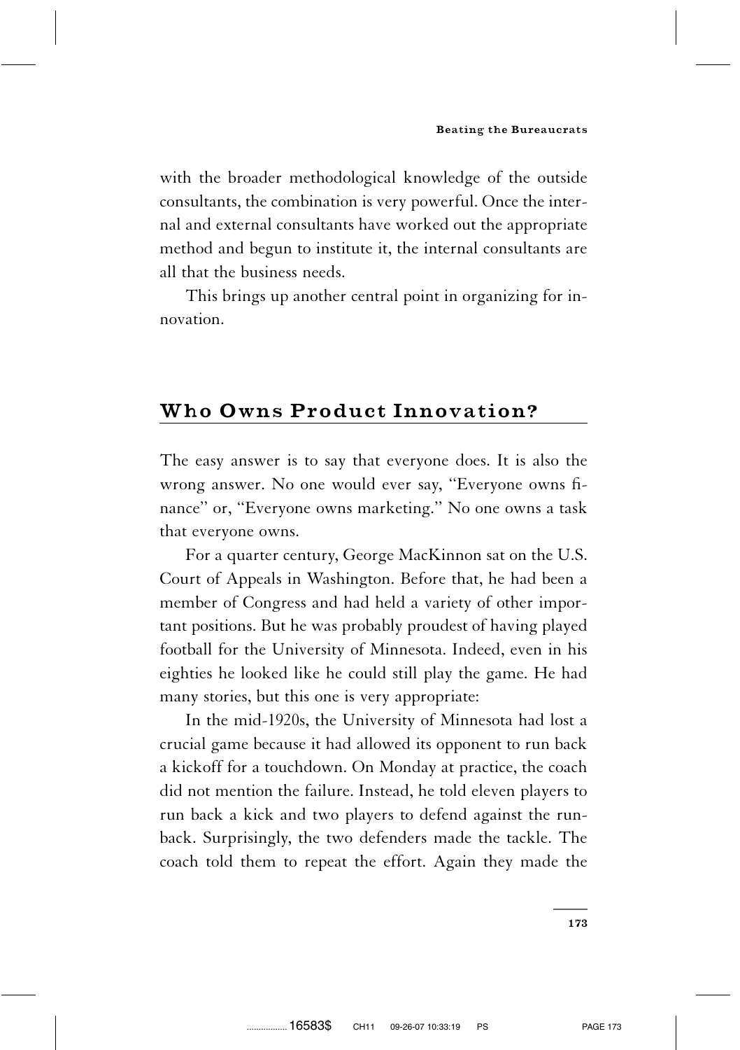with the broader methodological knowledge of the outside consultants, the combination is very powerful. Once the internal and external consultants have worked out the appropriate method and begun to institute it, the internal consultants are all that the business needs.

This brings up another central point in organizing for innovation.

## Who Owns Product Innovation?

The easy answer is to say that everyone does. It is also the wrong answer. No one would ever say, "Everyone owns finance" or, "Everyone owns marketing." No one owns a task that everyone owns.

For a quarter century, George MacKinnon sat on the U.S. Court of Appeals in Washington. Before that, he had been a member of Congress and had held a variety of other important positions. But he was probably proudest of having played football for the University of Minnesota. Indeed, even in his eighties he looked like he could still play the game. He had many stories, but this one is very appropriate:

In the mid-1920s, the University of Minnesota had lost a crucial game because it had allowed its opponent to run back a kickoff for a touchdown. On Monday at practice, the coach did not mention the failure. Instead, he told eleven players to run back a kick and two players to defend against the runback. Surprisingly, the two defenders made the tackle. The coach told them to repeat the effort. Again they made the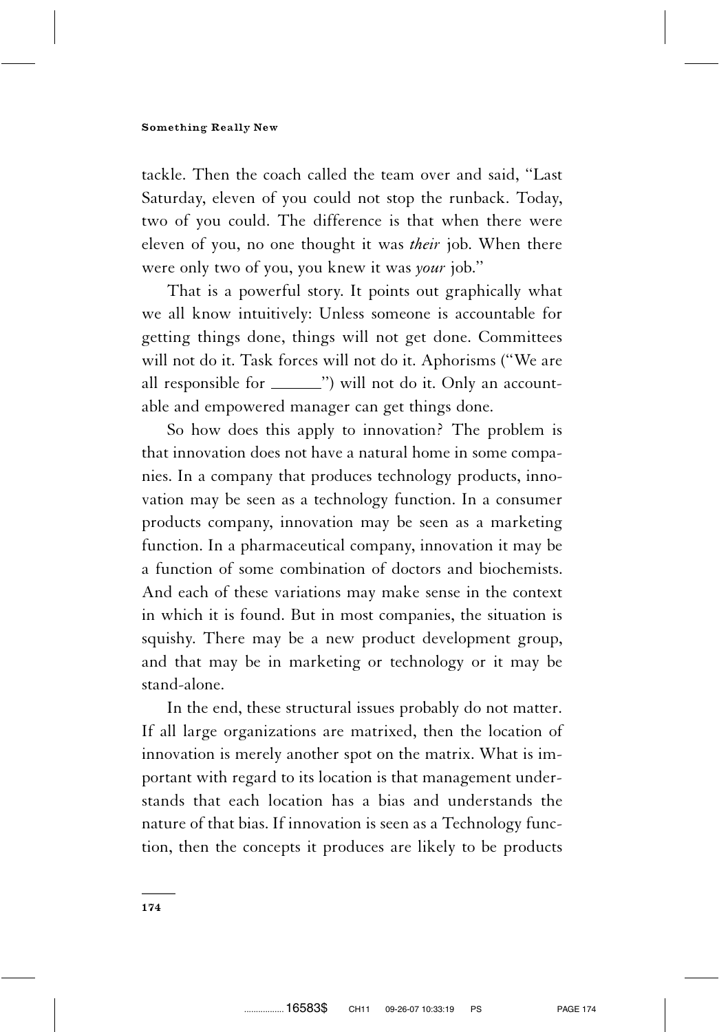tackle. Then the coach called the team over and said, "Last Saturday, eleven of you could not stop the runback. Today, two of you could. The difference is that when there were eleven of you, no one thought it was *their* job. When there were only two of you, you knew it was *your* job."

That is a powerful story. It points out graphically what we all know intuitively: Unless someone is accountable for getting things done, things will not get done. Committees will not do it. Task forces will not do it. Aphorisms ("We are all responsible for ______") will not do it. Only an accountable and empowered manager can get things done.

So how does this apply to innovation? The problem is that innovation does not have a natural home in some companies. In a company that produces technology products, innovation may be seen as a technology function. In a consumer products company, innovation may be seen as a marketing function. In a pharmaceutical company, innovation it may be a function of some combination of doctors and biochemists. And each of these variations may make sense in the context in which it is found. But in most companies, the situation is squishy. There may be a new product development group, and that may be in marketing or technology or it may be stand-alone.

In the end, these structural issues probably do not matter. If all large organizations are matrixed, then the location of innovation is merely another spot on the matrix. What is important with regard to its location is that management understands that each location has a bias and understands the nature of that bias. If innovation is seen as a Technology function, then the concepts it produces are likely to be products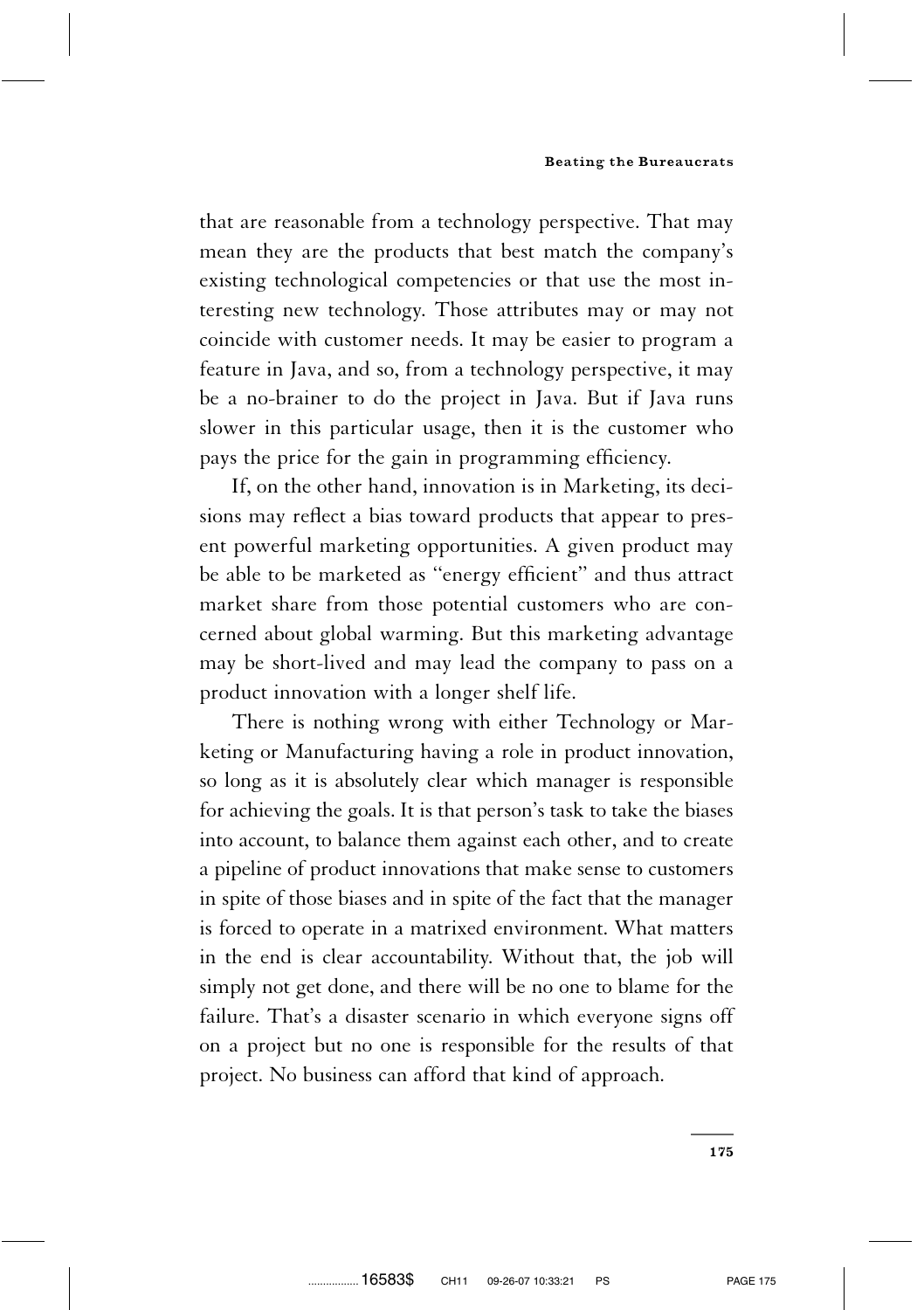that are reasonable from a technology perspective. That may mean they are the products that best match the company's existing technological competencies or that use the most interesting new technology. Those attributes may or may not coincide with customer needs. It may be easier to program a feature in Java, and so, from a technology perspective, it may be a no-brainer to do the project in Java. But if Java runs slower in this particular usage, then it is the customer who pays the price for the gain in programming efficiency.

If, on the other hand, innovation is in Marketing, its decisions may reflect a bias toward products that appear to present powerful marketing opportunities. A given product may be able to be marketed as "energy efficient" and thus attract market share from those potential customers who are concerned about global warming. But this marketing advantage may be short-lived and may lead the company to pass on a product innovation with a longer shelf life.

There is nothing wrong with either Technology or Marketing or Manufacturing having a role in product innovation, so long as it is absolutely clear which manager is responsible for achieving the goals. It is that person's task to take the biases into account, to balance them against each other, and to create a pipeline of product innovations that make sense to customers in spite of those biases and in spite of the fact that the manager is forced to operate in a matrixed environment. What matters in the end is clear accountability. Without that, the job will simply not get done, and there will be no one to blame for the failure. That's a disaster scenario in which everyone signs off on a project but no one is responsible for the results of that project. No business can afford that kind of approach.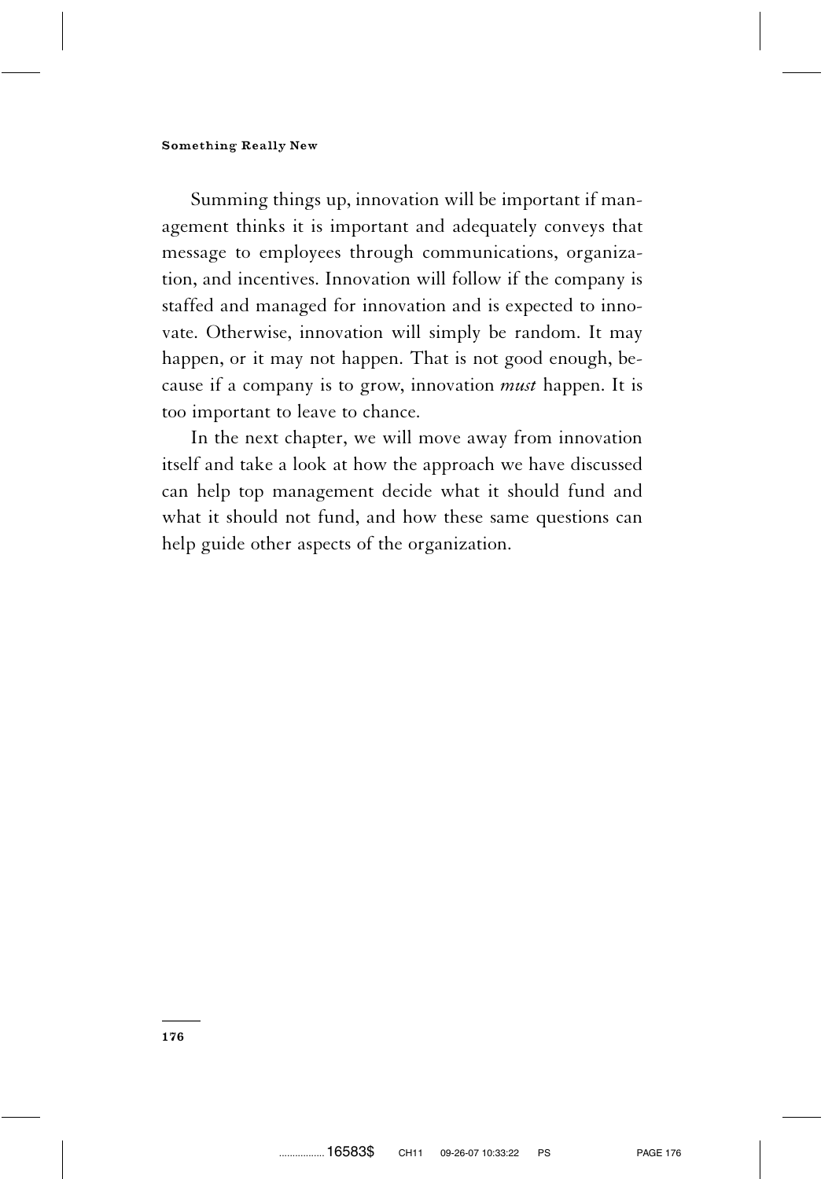Summing things up, innovation will be important if management thinks it is important and adequately conveys that message to employees through communications, organization, and incentives. Innovation will follow if the company is staffed and managed for innovation and is expected to innovate. Otherwise, innovation will simply be random. It may happen, or it may not happen. That is not good enough, because if a company is to grow, innovation *must* happen. It is too important to leave to chance.

In the next chapter, we will move away from innovation itself and take a look at how the approach we have discussed can help top management decide what it should fund and what it should not fund, and how these same questions can help guide other aspects of the organization.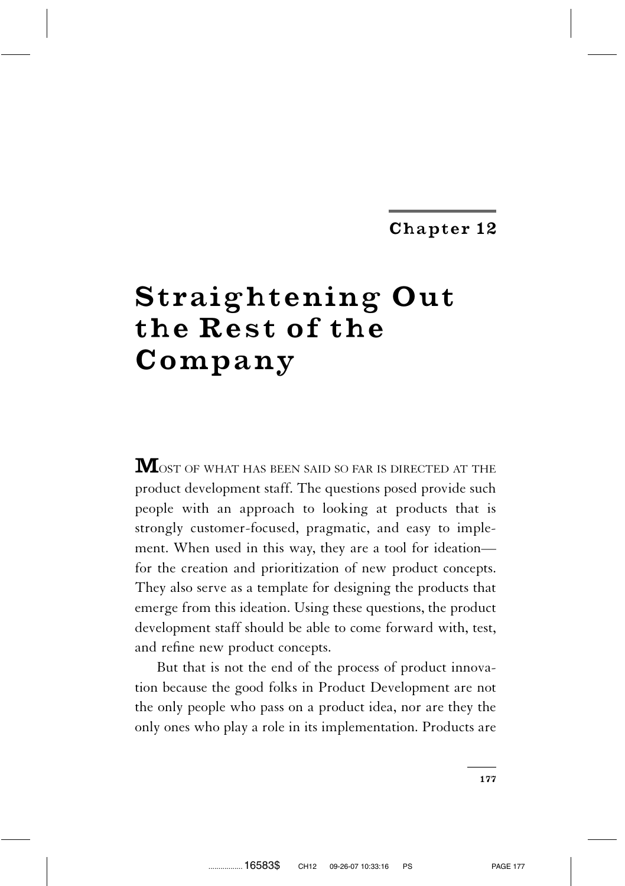Chapter 12

# Straightening Out the Rest of the Company

MOST OF WHAT HAS BEEN SAID SO FAR IS DIRECTED AT THE product development staff. The questions posed provide such people with an approach to looking at products that is strongly customer-focused, pragmatic, and easy to implement. When used in this way, they are a tool for ideation—for the creation and prioritization of new product concepts. They also serve as a template for designing the products that emerge from this ideation. Using these questions, the product development staff should be able to come forward with, test, and refine new product concepts.

But that is not the end of the process of product innovation because the good folks in Product Development are not the only people who pass on a product idea, nor are they the only ones who play a role in its implementation. Products are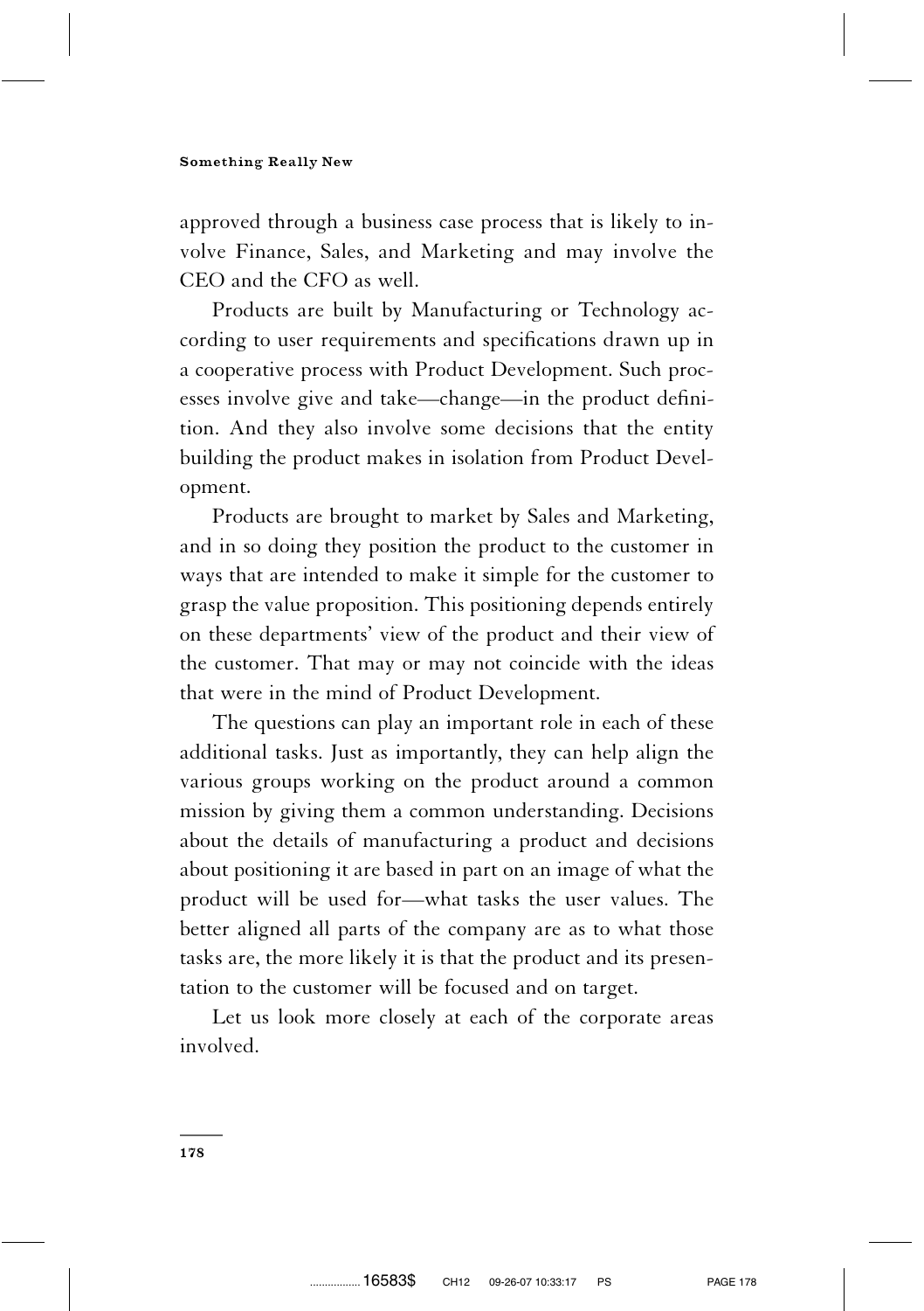approved through a business case process that is likely to involve Finance, Sales, and Marketing and may involve the CEO and the CFO as well.

Products are built by Manufacturing or Technology according to user requirements and specifications drawn up in a cooperative process with Product Development. Such processes involve give and take—change—in the product definition. And they also involve some decisions that the entity building the product makes in isolation from Product Development.

Products are brought to market by Sales and Marketing, and in so doing they position the product to the customer in ways that are intended to make it simple for the customer to grasp the value proposition. This positioning depends entirely on these departments' view of the product and their view of the customer. That may or may not coincide with the ideas that were in the mind of Product Development.

The questions can play an important role in each of these additional tasks. Just as importantly, they can help align the various groups working on the product around a common mission by giving them a common understanding. Decisions about the details of manufacturing a product and decisions about positioning it are based in part on an image of what the product will be used for—what tasks the user values. The better aligned all parts of the company are as to what those tasks are, the more likely it is that the product and its presentation to the customer will be focused and on target.

Let us look more closely at each of the corporate areas involved.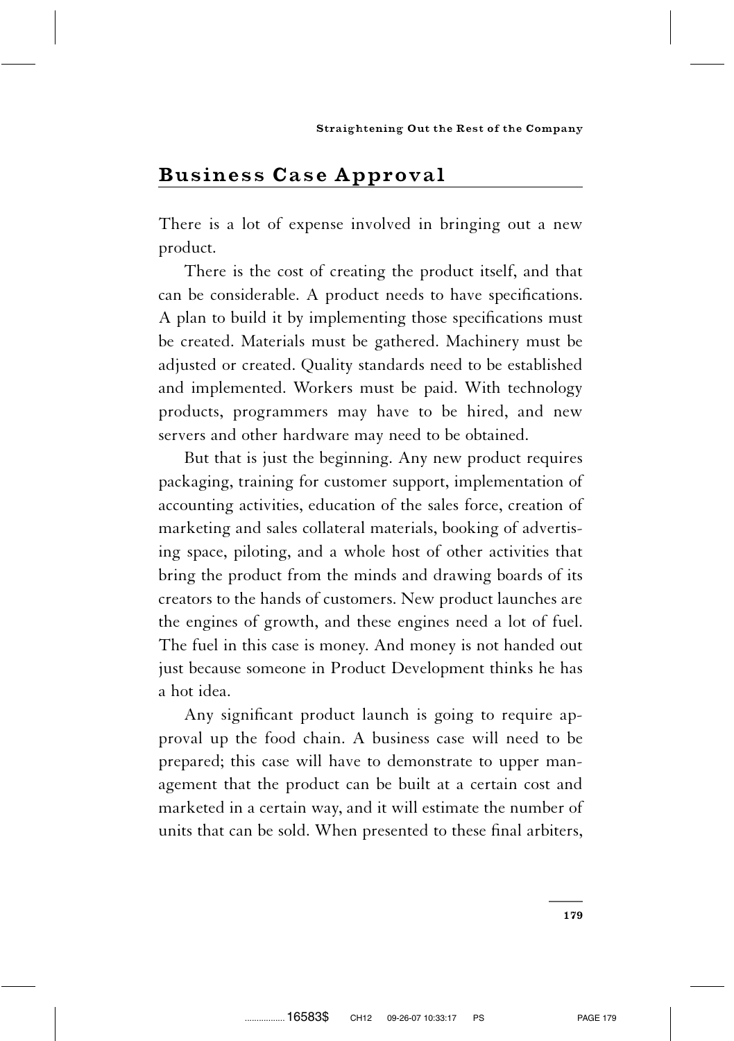## Business Case Approval

There is a lot of expense involved in bringing out a new product.

There is the cost of creating the product itself, and that can be considerable. A product needs to have specifications. A plan to build it by implementing those specifications must be created. Materials must be gathered. Machinery must be adjusted or created. Quality standards need to be established and implemented. Workers must be paid. With technology products, programmers may have to be hired, and new servers and other hardware may need to be obtained.

But that is just the beginning. Any new product requires packaging, training for customer support, implementation of accounting activities, education of the sales force, creation of marketing and sales collateral materials, booking of advertising space, piloting, and a whole host of other activities that bring the product from the minds and drawing boards of its creators to the hands of customers. New product launches are the engines of growth, and these engines need a lot of fuel. The fuel in this case is money. And money is not handed out just because someone in Product Development thinks he has a hot idea.

Any significant product launch is going to require approval up the food chain. A business case will need to be prepared; this case will have to demonstrate to upper management that the product can be built at a certain cost and marketed in a certain way, and it will estimate the number of units that can be sold. When presented to these final arbiters,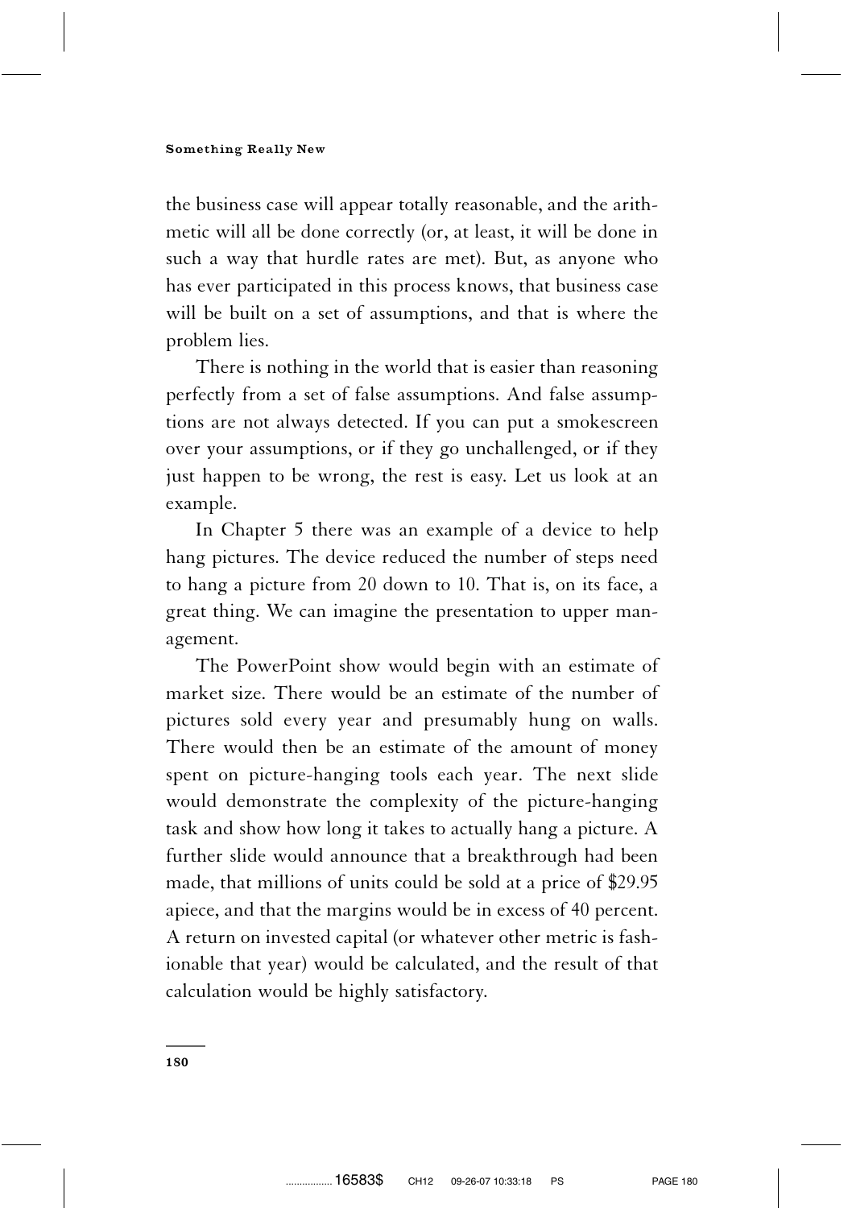the business case will appear totally reasonable, and the arithmetic will all be done correctly (or, at least, it will be done in such a way that hurdle rates are met). But, as anyone who has ever participated in this process knows, that business case will be built on a set of assumptions, and that is where the problem lies.

There is nothing in the world that is easier than reasoning perfectly from a set of false assumptions. And false assumptions are not always detected. If you can put a smokescreen over your assumptions, or if they go unchallenged, or if they just happen to be wrong, the rest is easy. Let us look at an example.

In Chapter 5 there was an example of a device to help hang pictures. The device reduced the number of steps need to hang a picture from 20 down to 10. That is, on its face, a great thing. We can imagine the presentation to upper management.

The PowerPoint show would begin with an estimate of market size. There would be an estimate of the number of pictures sold every year and presumably hung on walls. There would then be an estimate of the amount of money spent on picture-hanging tools each year. The next slide would demonstrate the complexity of the picture-hanging task and show how long it takes to actually hang a picture. A further slide would announce that a breakthrough had been made, that millions of units could be sold at a price of $29.95 apiece, and that the margins would be in excess of 40 percent. A return on invested capital (or whatever other metric is fashionable that year) would be calculated, and the result of that calculation would be highly satisfactory.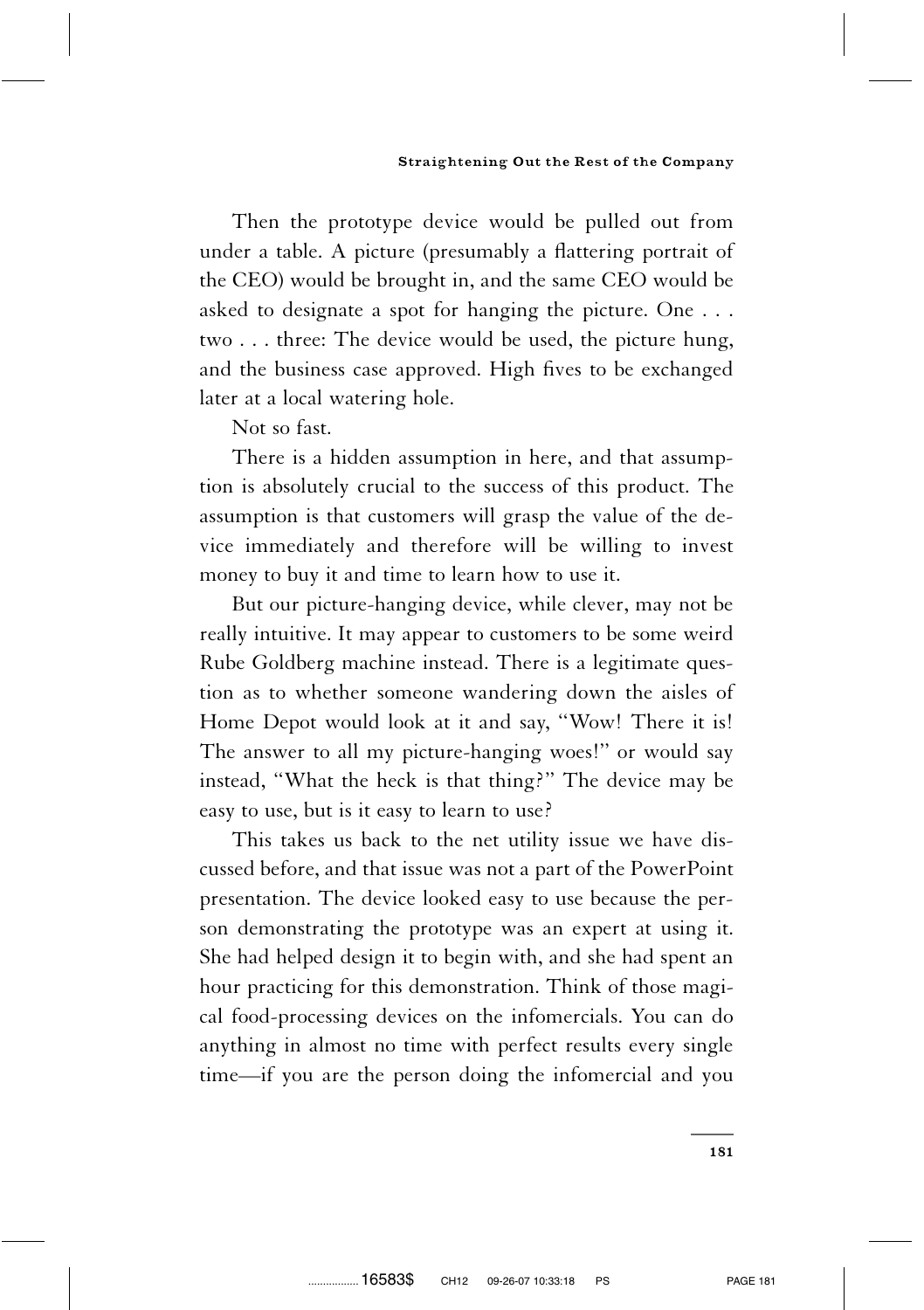Then the prototype device would be pulled out from under a table. A picture (presumably a flattering portrait of the CEO) would be brought in, and the same CEO would be asked to designate a spot for hanging the picture. One . . . two . . . three: The device would be used, the picture hung, and the business case approved. High fives to be exchanged later at a local watering hole.

Not so fast.

There is a hidden assumption in here, and that assumption is absolutely crucial to the success of this product. The assumption is that customers will grasp the value of the device immediately and therefore will be willing to invest money to buy it and time to learn how to use it.

But our picture-hanging device, while clever, may not be really intuitive. It may appear to customers to be some weird Rube Goldberg machine instead. There is a legitimate question as to whether someone wandering down the aisles of Home Depot would look at it and say, ''Wow! There it is! The answer to all my picture-hanging woes!'' or would say instead, ''What the heck is that thing?'' The device may be easy to use, but is it easy to learn to use?

This takes us back to the net utility issue we have discussed before, and that issue was not a part of the PowerPoint presentation. The device looked easy to use because the person demonstrating the prototype was an expert at using it. She had helped design it to begin with, and she had spent an hour practicing for this demonstration. Think of those magical food-processing devices on the infomercials. You can do anything in almost no time with perfect results every single time—if you are the person doing the infomercial and you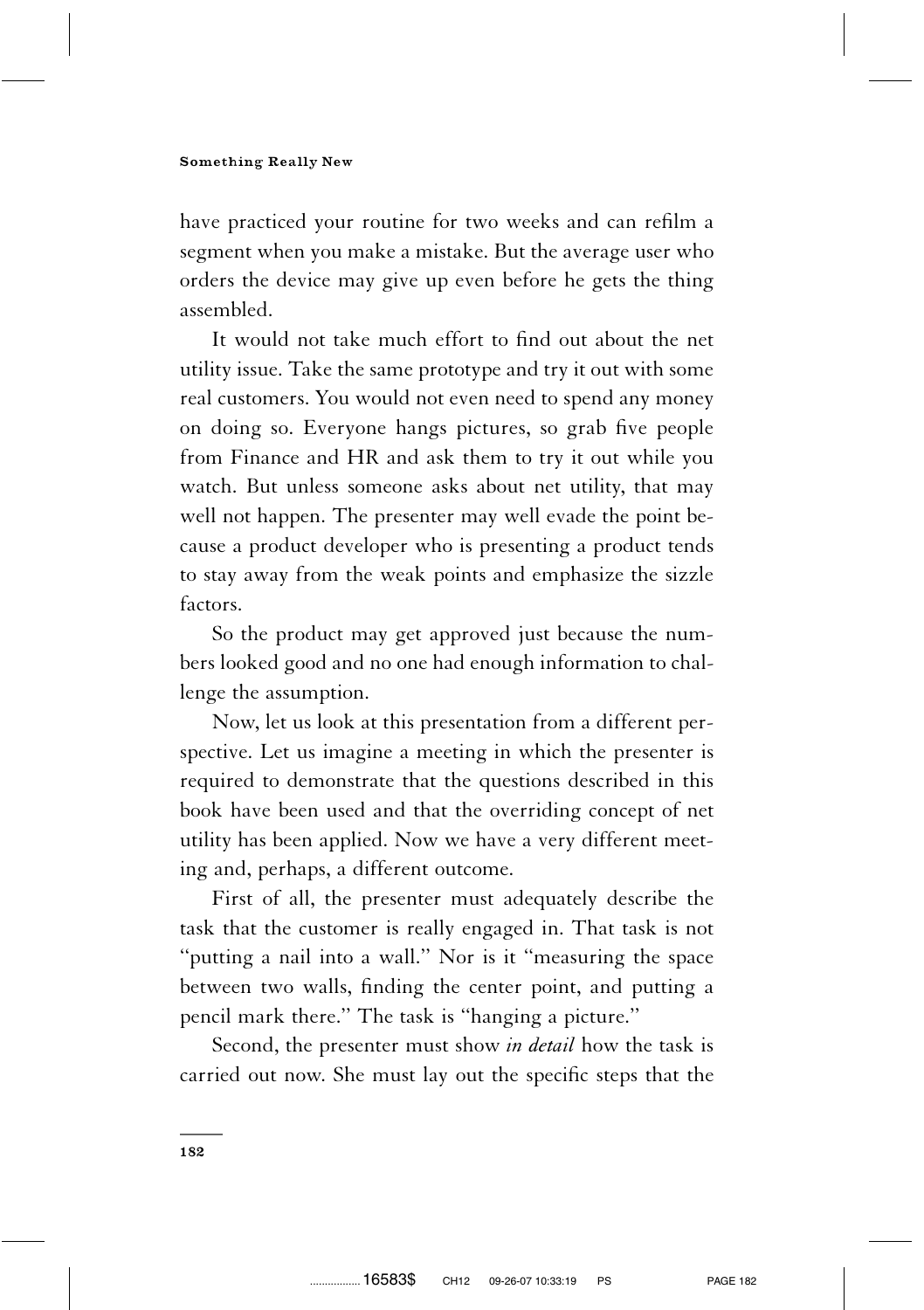have practiced your routine for two weeks and can refilm a segment when you make a mistake. But the average user who orders the device may give up even before he gets the thing assembled.

It would not take much effort to find out about the net utility issue. Take the same prototype and try it out with some real customers. You would not even need to spend any money on doing so. Everyone hangs pictures, so grab five people from Finance and HR and ask them to try it out while you watch. But unless someone asks about net utility, that may well not happen. The presenter may well evade the point because a product developer who is presenting a product tends to stay away from the weak points and emphasize the sizzle factors.

So the product may get approved just because the numbers looked good and no one had enough information to challenge the assumption.

Now, let us look at this presentation from a different perspective. Let us imagine a meeting in which the presenter is required to demonstrate that the questions described in this book have been used and that the overriding concept of net utility has been applied. Now we have a very different meeting and, perhaps, a different outcome.

First of all, the presenter must adequately describe the task that the customer is really engaged in. That task is not "putting a nail into a wall." Nor is it "measuring the space between two walls, finding the center point, and putting a pencil mark there." The task is "hanging a picture."

Second, the presenter must show *in detail* how the task is carried out now. She must lay out the specific steps that the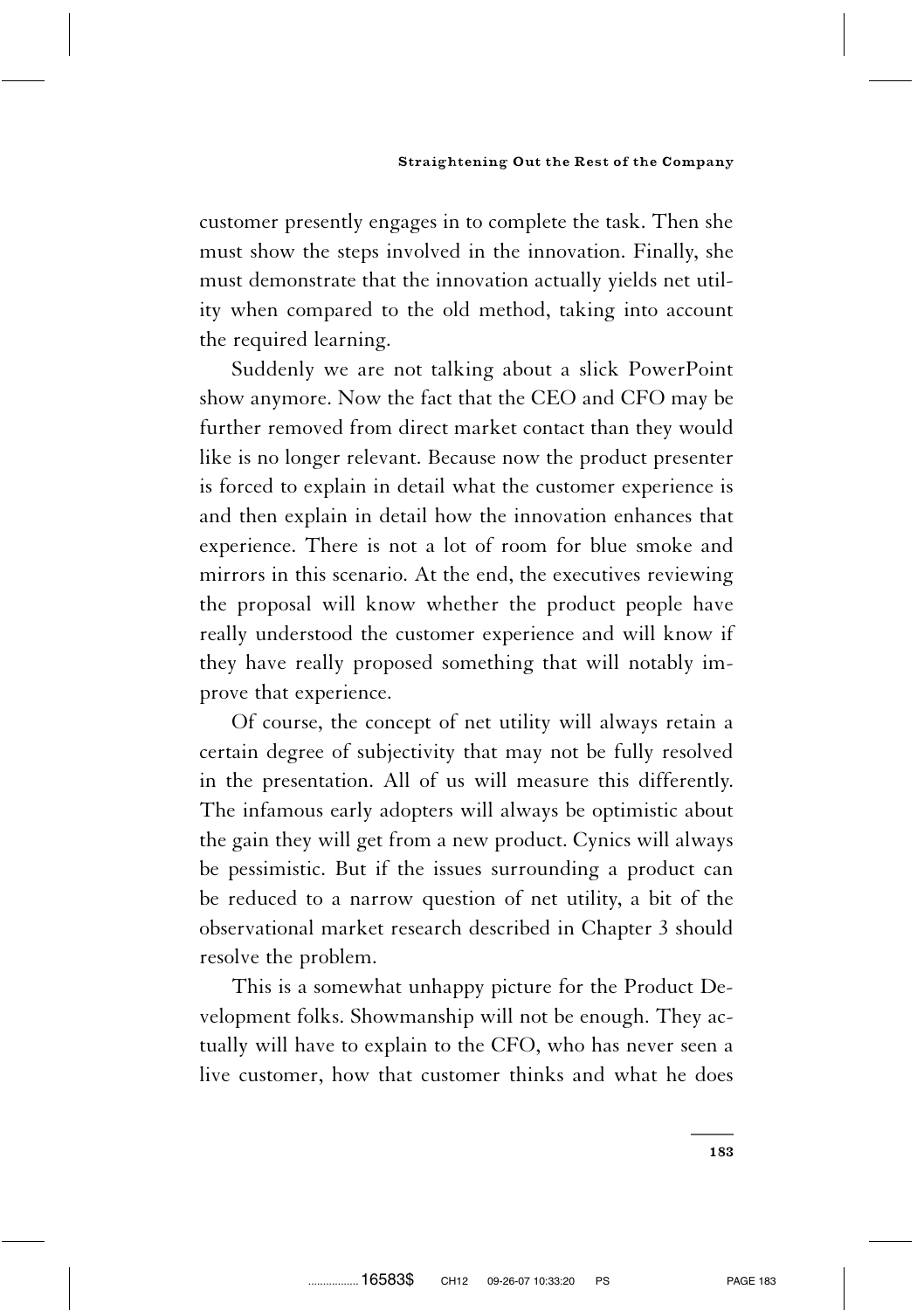customer presently engages in to complete the task. Then she must show the steps involved in the innovation. Finally, she must demonstrate that the innovation actually yields net utility when compared to the old method, taking into account the required learning.

Suddenly we are not talking about a slick PowerPoint show anymore. Now the fact that the CEO and CFO may be further removed from direct market contact than they would like is no longer relevant. Because now the product presenter is forced to explain in detail what the customer experience is and then explain in detail how the innovation enhances that experience. There is not a lot of room for blue smoke and mirrors in this scenario. At the end, the executives reviewing the proposal will know whether the product people have really understood the customer experience and will know if they have really proposed something that will notably improve that experience.

Of course, the concept of net utility will always retain a certain degree of subjectivity that may not be fully resolved in the presentation. All of us will measure this differently. The infamous early adopters will always be optimistic about the gain they will get from a new product. Cynics will always be pessimistic. But if the issues surrounding a product can be reduced to a narrow question of net utility, a bit of the observational market research described in Chapter 3 should resolve the problem.

This is a somewhat unhappy picture for the Product Development folks. Showmanship will not be enough. They actually will have to explain to the CFO, who has never seen a live customer, how that customer thinks and what he does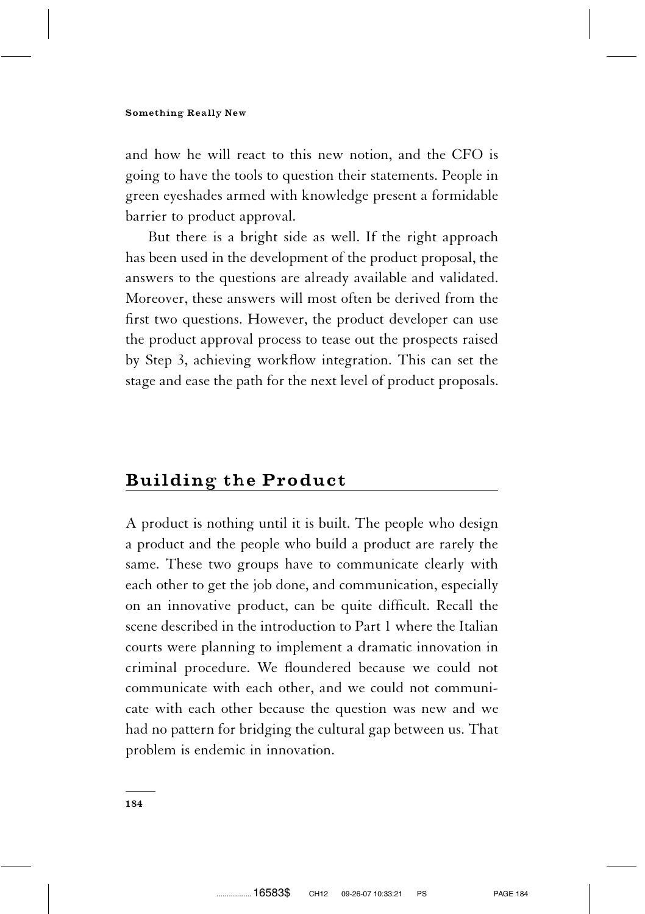and how he will react to this new notion, and the CFO is going to have the tools to question their statements. People in green eyeshades armed with knowledge present a formidable barrier to product approval.

But there is a bright side as well. If the right approach has been used in the development of the product proposal, the answers to the questions are already available and validated. Moreover, these answers will most often be derived from the first two questions. However, the product developer can use the product approval process to tease out the prospects raised by Step 3, achieving workflow integration. This can set the stage and ease the path for the next level of product proposals.

## Building the Product

A product is nothing until it is built. The people who design a product and the people who build a product are rarely the same. These two groups have to communicate clearly with each other to get the job done, and communication, especially on an innovative product, can be quite difficult. Recall the scene described in the introduction to Part 1 where the Italian courts were planning to implement a dramatic innovation in criminal procedure. We floundered because we could not communicate with each other, and we could not communicate with each other because the question was new and we had no pattern for bridging the cultural gap between us. That problem is endemic in innovation.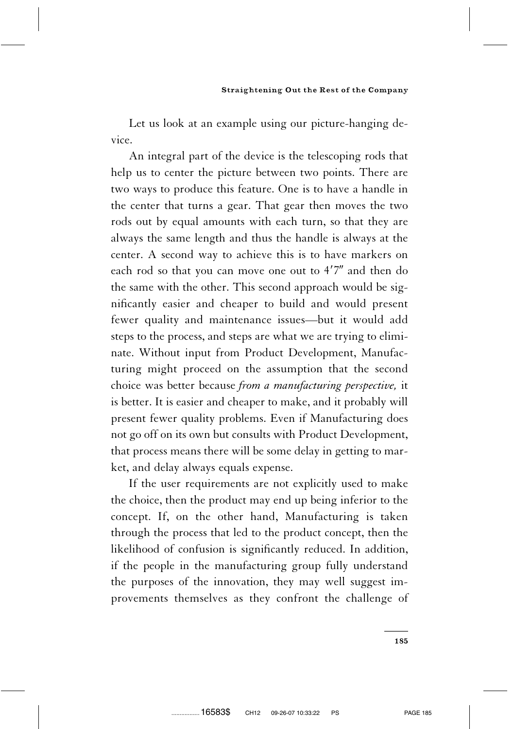Let us look at an example using our picture-hanging device.

An integral part of the device is the telescoping rods that help us to center the picture between two points. There are two ways to produce this feature. One is to have a handle in the center that turns a gear. That gear then moves the two rods out by equal amounts with each turn, so that they are always the same length and thus the handle is always at the center. A second way to achieve this is to have markers on each rod so that you can move one out to 4′7″ and then do the same with the other. This second approach would be significantly easier and cheaper to build and would present fewer quality and maintenance issues—but it would add steps to the process, and steps are what we are trying to eliminate. Without input from Product Development, Manufacturing might proceed on the assumption that the second choice was better because *from a manufacturing perspective,* it is better. It is easier and cheaper to make, and it probably will present fewer quality problems. Even if Manufacturing does not go off on its own but consults with Product Development, that process means there will be some delay in getting to market, and delay always equals expense.

If the user requirements are not explicitly used to make the choice, then the product may end up being inferior to the concept. If, on the other hand, Manufacturing is taken through the process that led to the product concept, then the likelihood of confusion is significantly reduced. In addition, if the people in the manufacturing group fully understand the purposes of the innovation, they may well suggest improvements themselves as they confront the challenge of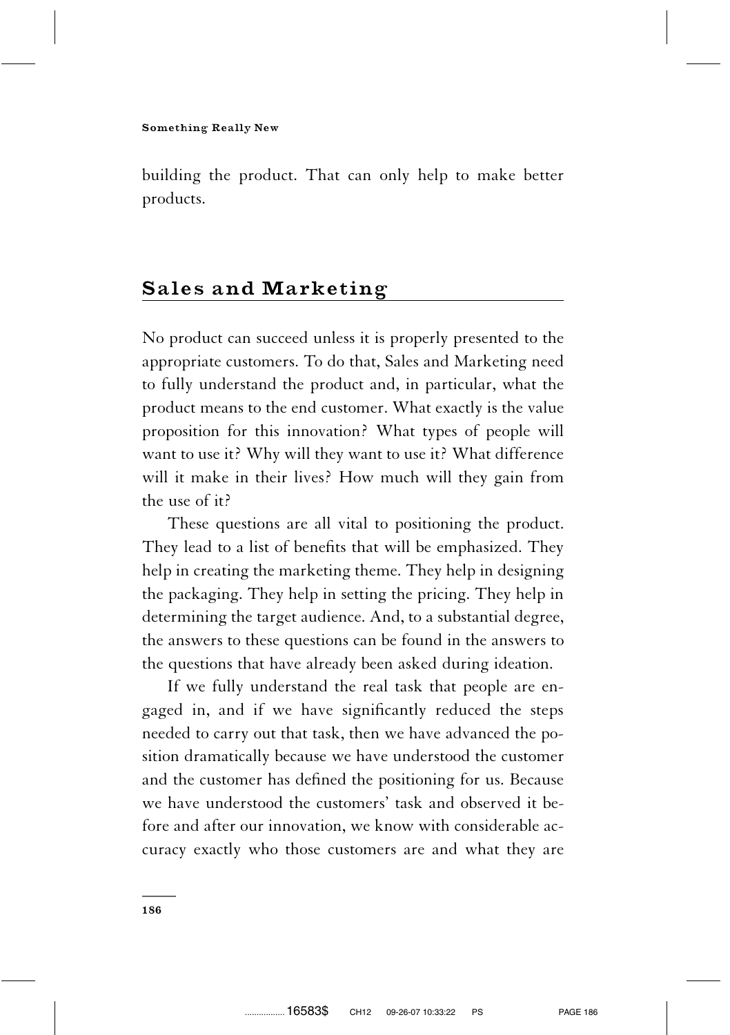building the product. That can only help to make better products.

## Sales and Marketing

No product can succeed unless it is properly presented to the appropriate customers. To do that, Sales and Marketing need to fully understand the product and, in particular, what the product means to the end customer. What exactly is the value proposition for this innovation? What types of people will want to use it? Why will they want to use it? What difference will it make in their lives? How much will they gain from the use of it?

These questions are all vital to positioning the product. They lead to a list of benefits that will be emphasized. They help in creating the marketing theme. They help in designing the packaging. They help in setting the pricing. They help in determining the target audience. And, to a substantial degree, the answers to these questions can be found in the answers to the questions that have already been asked during ideation.

If we fully understand the real task that people are engaged in, and if we have significantly reduced the steps needed to carry out that task, then we have advanced the position dramatically because we have understood the customer and the customer has defined the positioning for us. Because we have understood the customers' task and observed it before and after our innovation, we know with considerable accuracy exactly who those customers are and what they are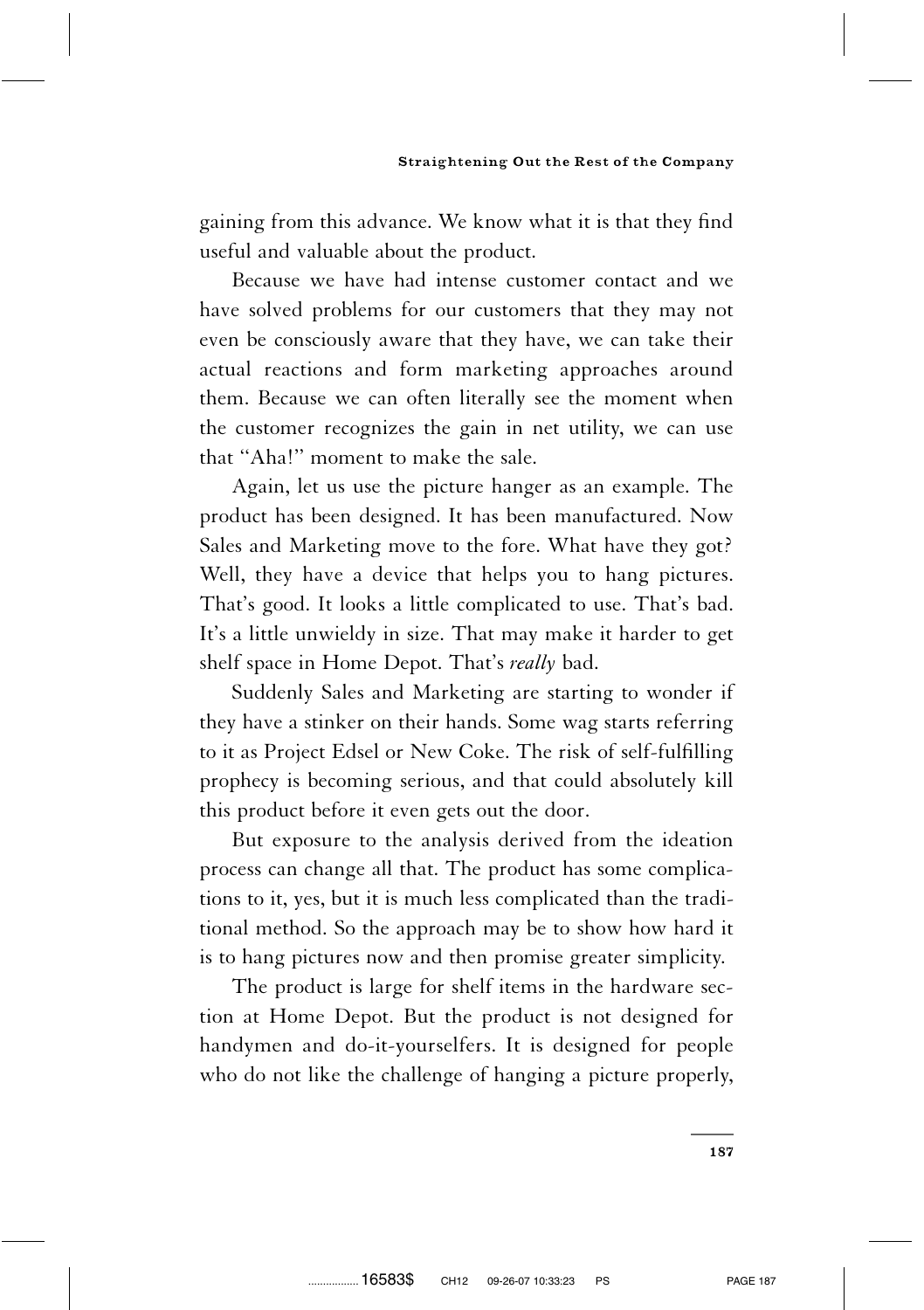gaining from this advance. We know what it is that they find useful and valuable about the product.

Because we have had intense customer contact and we have solved problems for our customers that they may not even be consciously aware that they have, we can take their actual reactions and form marketing approaches around them. Because we can often literally see the moment when the customer recognizes the gain in net utility, we can use that "Aha!" moment to make the sale.

Again, let us use the picture hanger as an example. The product has been designed. It has been manufactured. Now Sales and Marketing move to the fore. What have they got? Well, they have a device that helps you to hang pictures. That's good. It looks a little complicated to use. That's bad. It's a little unwieldy in size. That may make it harder to get shelf space in Home Depot. That's *really* bad.

Suddenly Sales and Marketing are starting to wonder if they have a stinker on their hands. Some wag starts referring to it as Project Edsel or New Coke. The risk of self-fulfilling prophecy is becoming serious, and that could absolutely kill this product before it even gets out the door.

But exposure to the analysis derived from the ideation process can change all that. The product has some complications to it, yes, but it is much less complicated than the traditional method. So the approach may be to show how hard it is to hang pictures now and then promise greater simplicity.

The product is large for shelf items in the hardware section at Home Depot. But the product is not designed for handymen and do-it-yourselfers. It is designed for people who do not like the challenge of hanging a picture properly,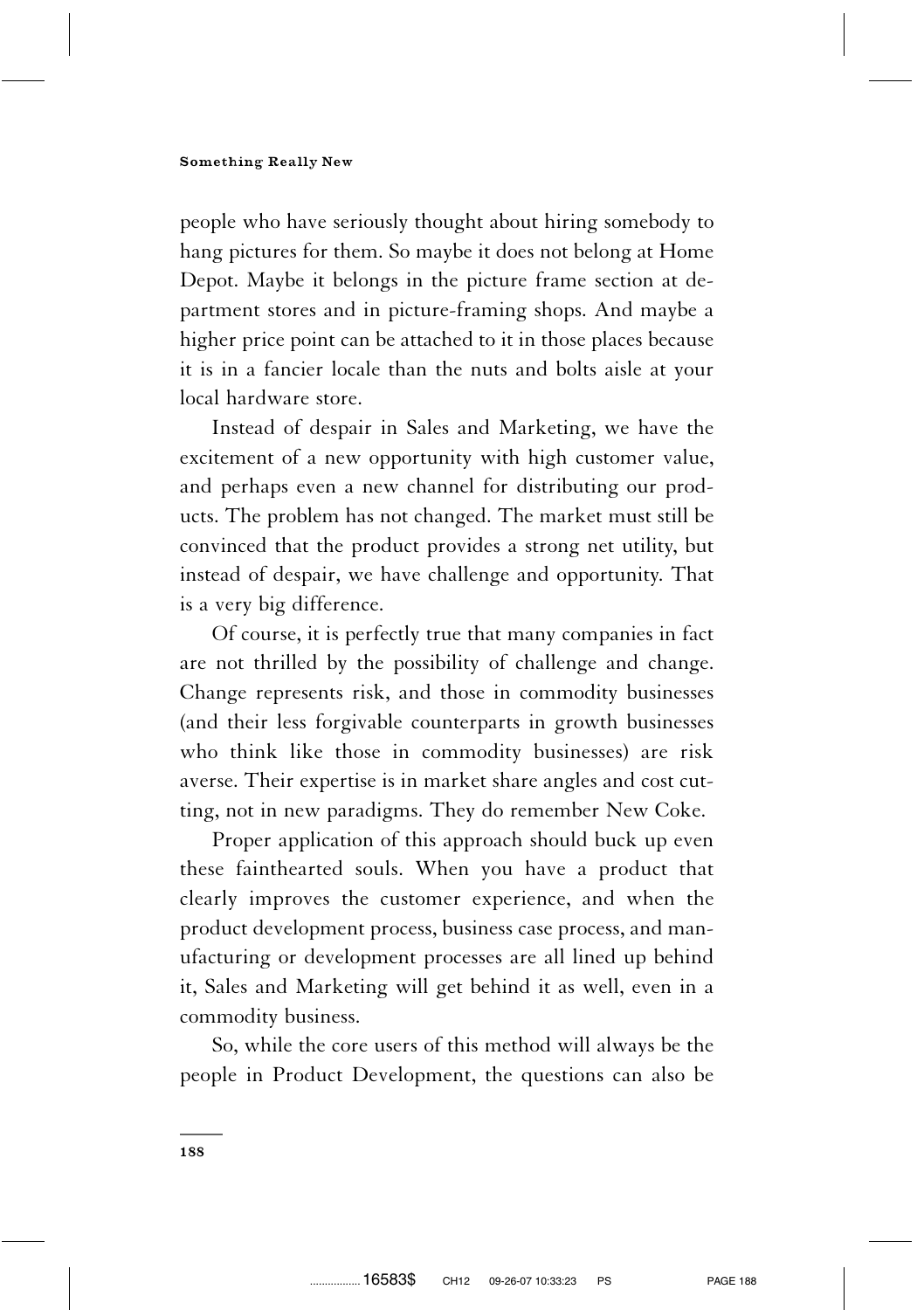people who have seriously thought about hiring somebody to hang pictures for them. So maybe it does not belong at Home Depot. Maybe it belongs in the picture frame section at department stores and in picture-framing shops. And maybe a higher price point can be attached to it in those places because it is in a fancier locale than the nuts and bolts aisle at your local hardware store.

Instead of despair in Sales and Marketing, we have the excitement of a new opportunity with high customer value, and perhaps even a new channel for distributing our products. The problem has not changed. The market must still be convinced that the product provides a strong net utility, but instead of despair, we have challenge and opportunity. That is a very big difference.

Of course, it is perfectly true that many companies in fact are not thrilled by the possibility of challenge and change. Change represents risk, and those in commodity businesses (and their less forgivable counterparts in growth businesses who think like those in commodity businesses) are risk averse. Their expertise is in market share angles and cost cutting, not in new paradigms. They do remember New Coke.

Proper application of this approach should buck up even these fainthearted souls. When you have a product that clearly improves the customer experience, and when the product development process, business case process, and manufacturing or development processes are all lined up behind it, Sales and Marketing will get behind it as well, even in a commodity business.

So, while the core users of this method will always be the people in Product Development, the questions can also be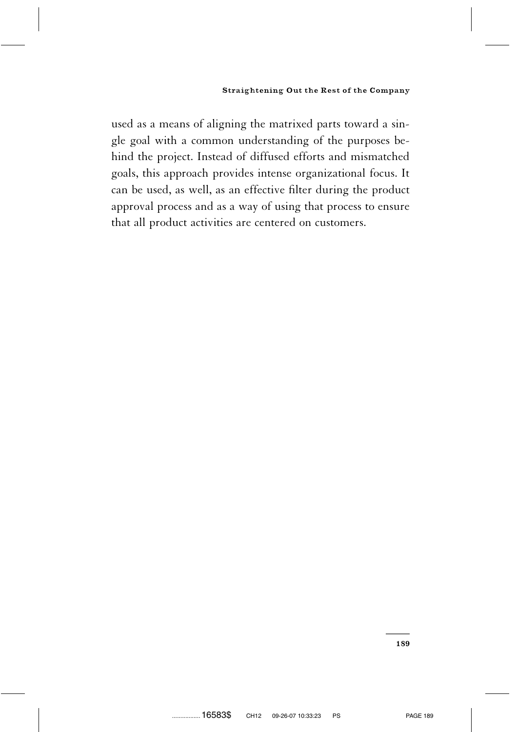used as a means of aligning the matrixed parts toward a single goal with a common understanding of the purposes behind the project. Instead of diffused efforts and mismatched goals, this approach provides intense organizational focus. It can be used, as well, as an effective filter during the product approval process and as a way of using that process to ensure that all product activities are centered on customers.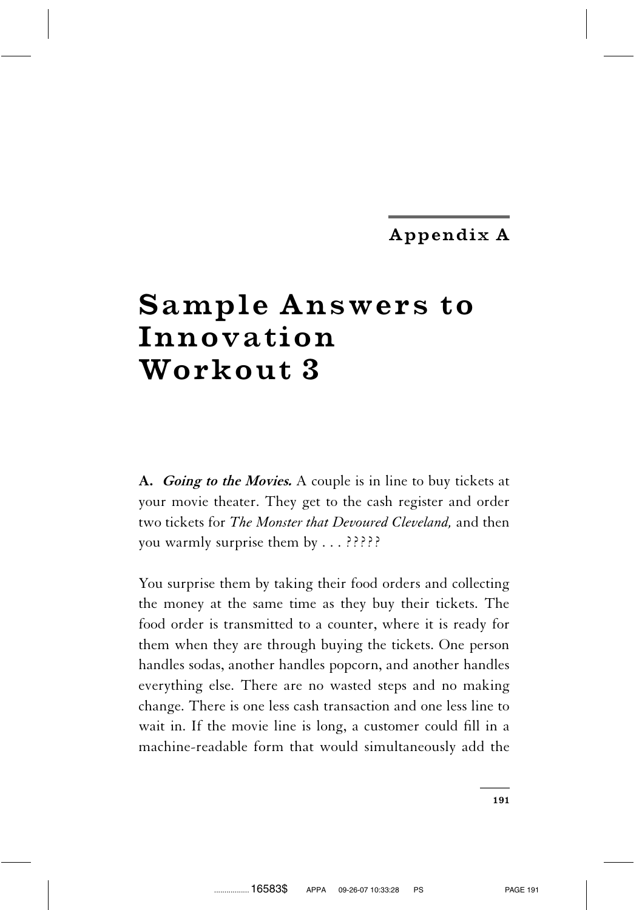Appendix A

# Sample Answers to Innovation Workout 3

**A.** ***Going to the Movies.*** A couple is in line to buy tickets at your movie theater. They get to the cash register and order two tickets for *The Monster that Devoured Cleveland,* and then you warmly surprise them by . . . ?????

You surprise them by taking their food orders and collecting the money at the same time as they buy their tickets. The food order is transmitted to a counter, where it is ready for them when they are through buying the tickets. One person handles sodas, another handles popcorn, and another handles everything else. There are no wasted steps and no making change. There is one less cash transaction and one less line to wait in. If the movie line is long, a customer could fill in a machine-readable form that would simultaneously add the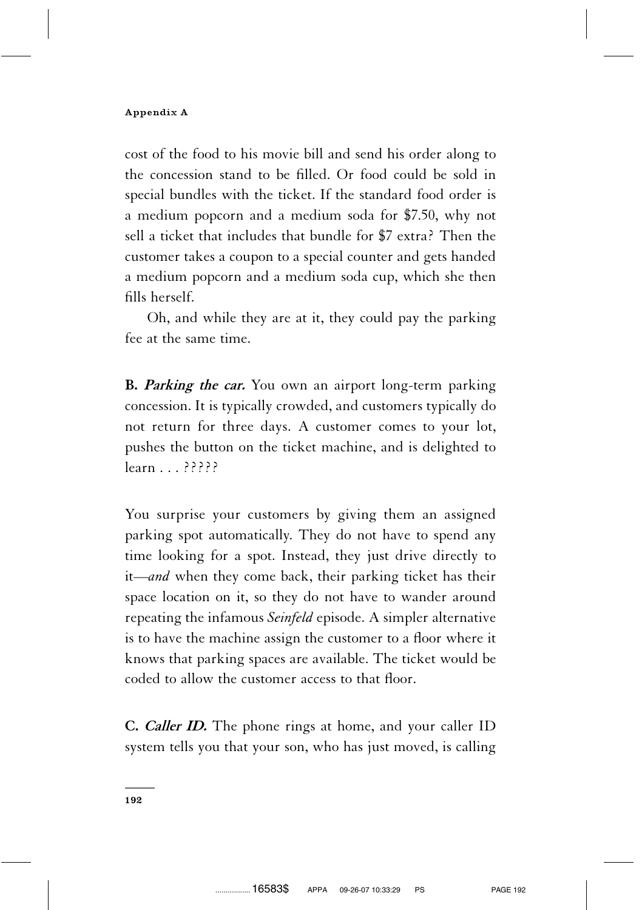cost of the food to his movie bill and send his order along to the concession stand to be filled. Or food could be sold in special bundles with the ticket. If the standard food order is a medium popcorn and a medium soda for $7.50, why not sell a ticket that includes that bundle for $7 extra? Then the customer takes a coupon to a special counter and gets handed a medium popcorn and a medium soda cup, which she then fills herself.

Oh, and while they are at it, they could pay the parking fee at the same time.

**B. *Parking the car.*** You own an airport long-term parking concession. It is typically crowded, and customers typically do not return for three days. A customer comes to your lot, pushes the button on the ticket machine, and is delighted to learn . . . ?????

You surprise your customers by giving them an assigned parking spot automatically. They do not have to spend any time looking for a spot. Instead, they just drive directly to it—*and* when they come back, their parking ticket has their space location on it, so they do not have to wander around repeating the infamous *Seinfeld* episode. A simpler alternative is to have the machine assign the customer to a floor where it knows that parking spaces are available. The ticket would be coded to allow the customer access to that floor.

**C. *Caller ID.*** The phone rings at home, and your caller ID system tells you that your son, who has just moved, is calling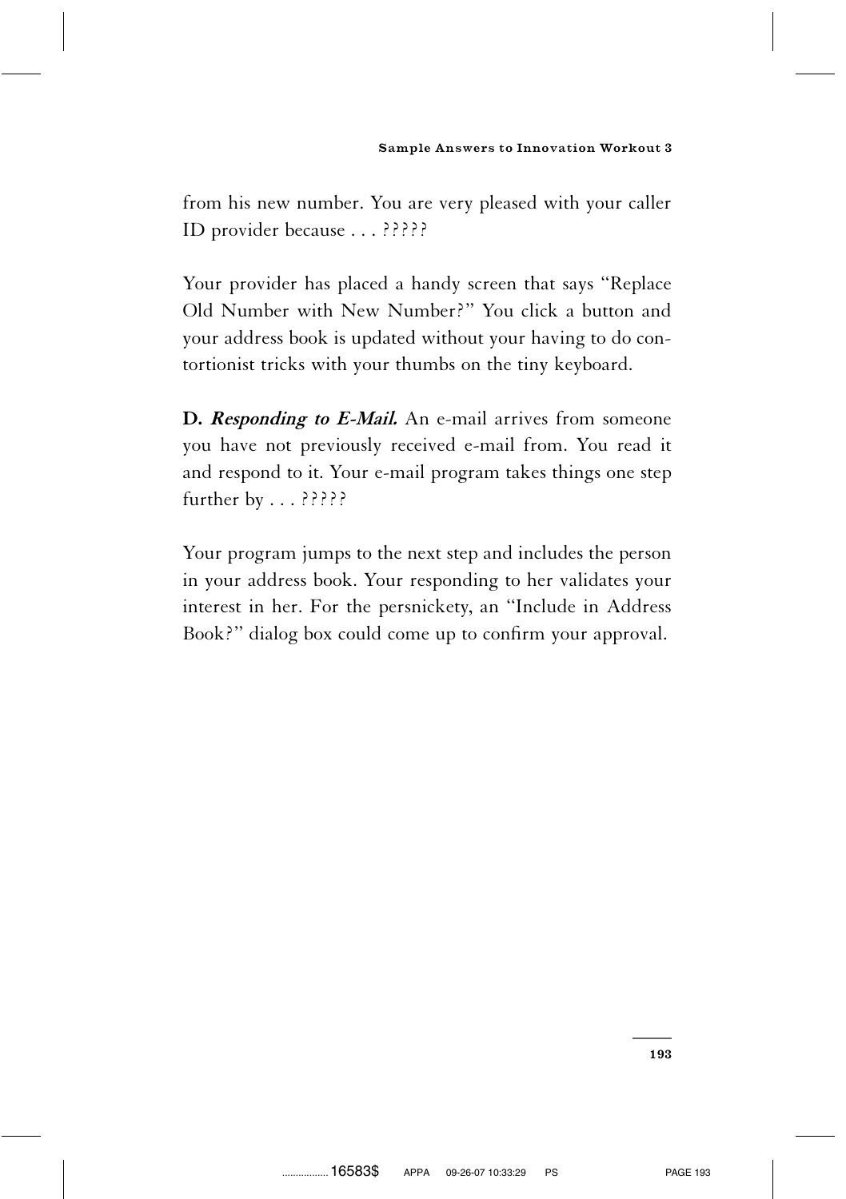from his new number. You are very pleased with your caller ID provider because . . . ?????

Your provider has placed a handy screen that says ''Replace Old Number with New Number?'' You click a button and your address book is updated without your having to do contortionist tricks with your thumbs on the tiny keyboard.

**D.** ***Responding to E-Mail.*** An e-mail arrives from someone you have not previously received e-mail from. You read it and respond to it. Your e-mail program takes things one step further by . . . ?????

Your program jumps to the next step and includes the person in your address book. Your responding to her validates your interest in her. For the persnickety, an ''Include in Address Book?'' dialog box could come up to confirm your approval.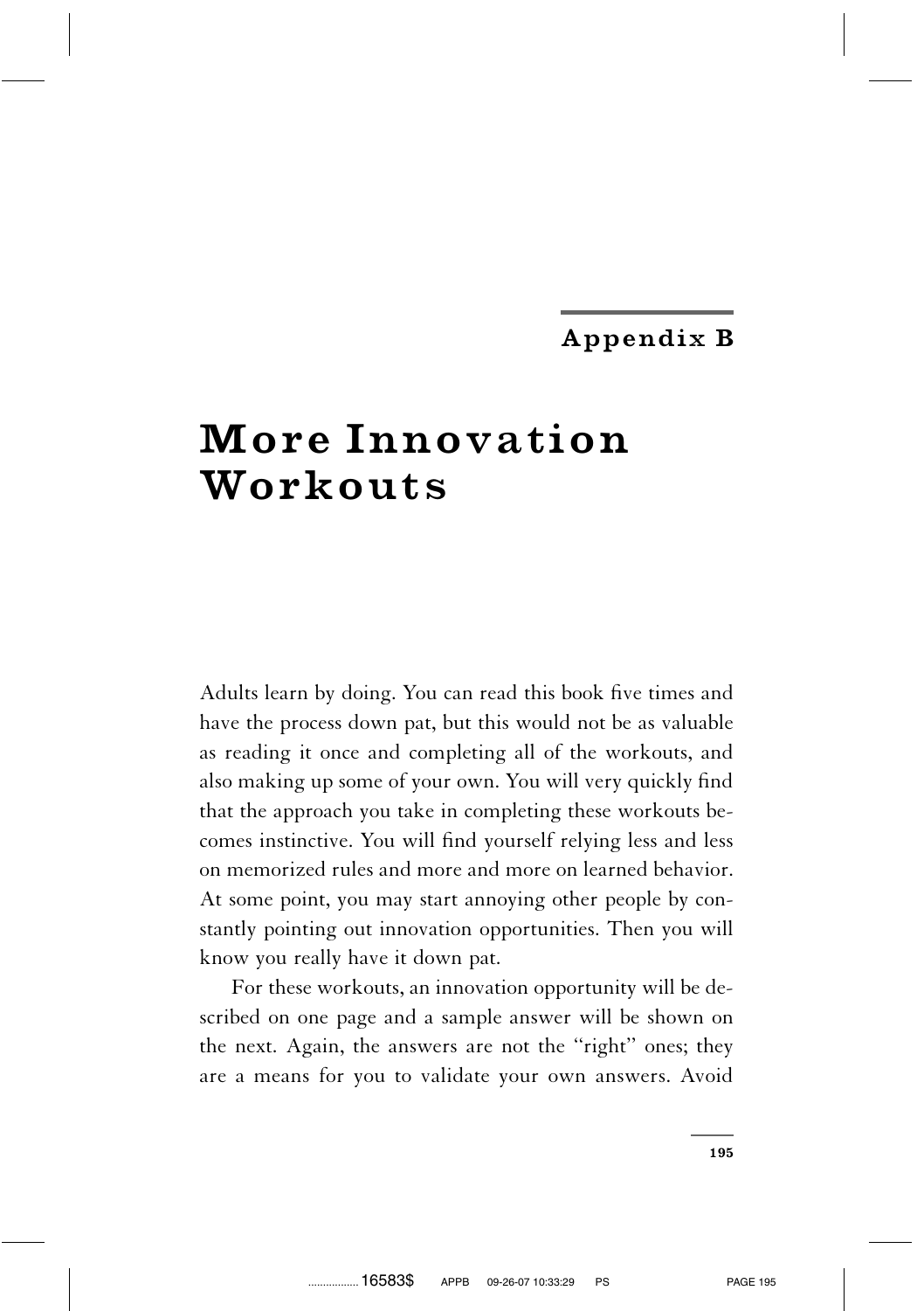Appendix B

# More Innovation Workouts

Adults learn by doing. You can read this book five times and have the process down pat, but this would not be as valuable as reading it once and completing all of the workouts, and also making up some of your own. You will very quickly find that the approach you take in completing these workouts becomes instinctive. You will find yourself relying less and less on memorized rules and more and more on learned behavior. At some point, you may start annoying other people by constantly pointing out innovation opportunities. Then you will know you really have it down pat.

For these workouts, an innovation opportunity will be described on one page and a sample answer will be shown on the next. Again, the answers are not the ''right'' ones; they are a means for you to validate your own answers. Avoid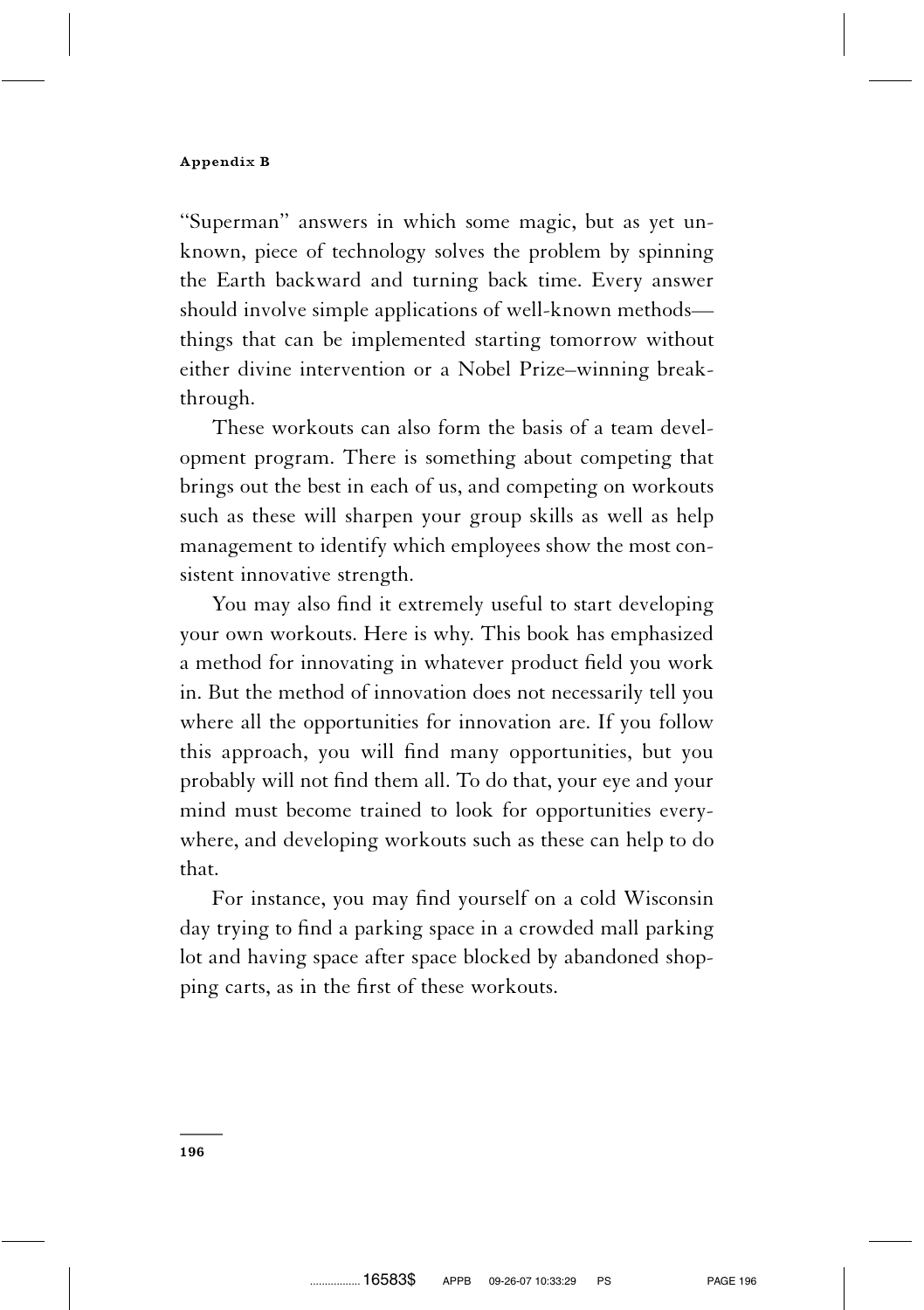"Superman" answers in which some magic, but as yet unknown, piece of technology solves the problem by spinning the Earth backward and turning back time. Every answer should involve simple applications of well-known methods—things that can be implemented starting tomorrow without either divine intervention or a Nobel Prize–winning breakthrough.

These workouts can also form the basis of a team development program. There is something about competing that brings out the best in each of us, and competing on workouts such as these will sharpen your group skills as well as help management to identify which employees show the most consistent innovative strength.

You may also find it extremely useful to start developing your own workouts. Here is why. This book has emphasized a method for innovating in whatever product field you work in. But the method of innovation does not necessarily tell you where all the opportunities for innovation are. If you follow this approach, you will find many opportunities, but you probably will not find them all. To do that, your eye and your mind must become trained to look for opportunities everywhere, and developing workouts such as these can help to do that.

For instance, you may find yourself on a cold Wisconsin day trying to find a parking space in a crowded mall parking lot and having space after space blocked by abandoned shopping carts, as in the first of these workouts.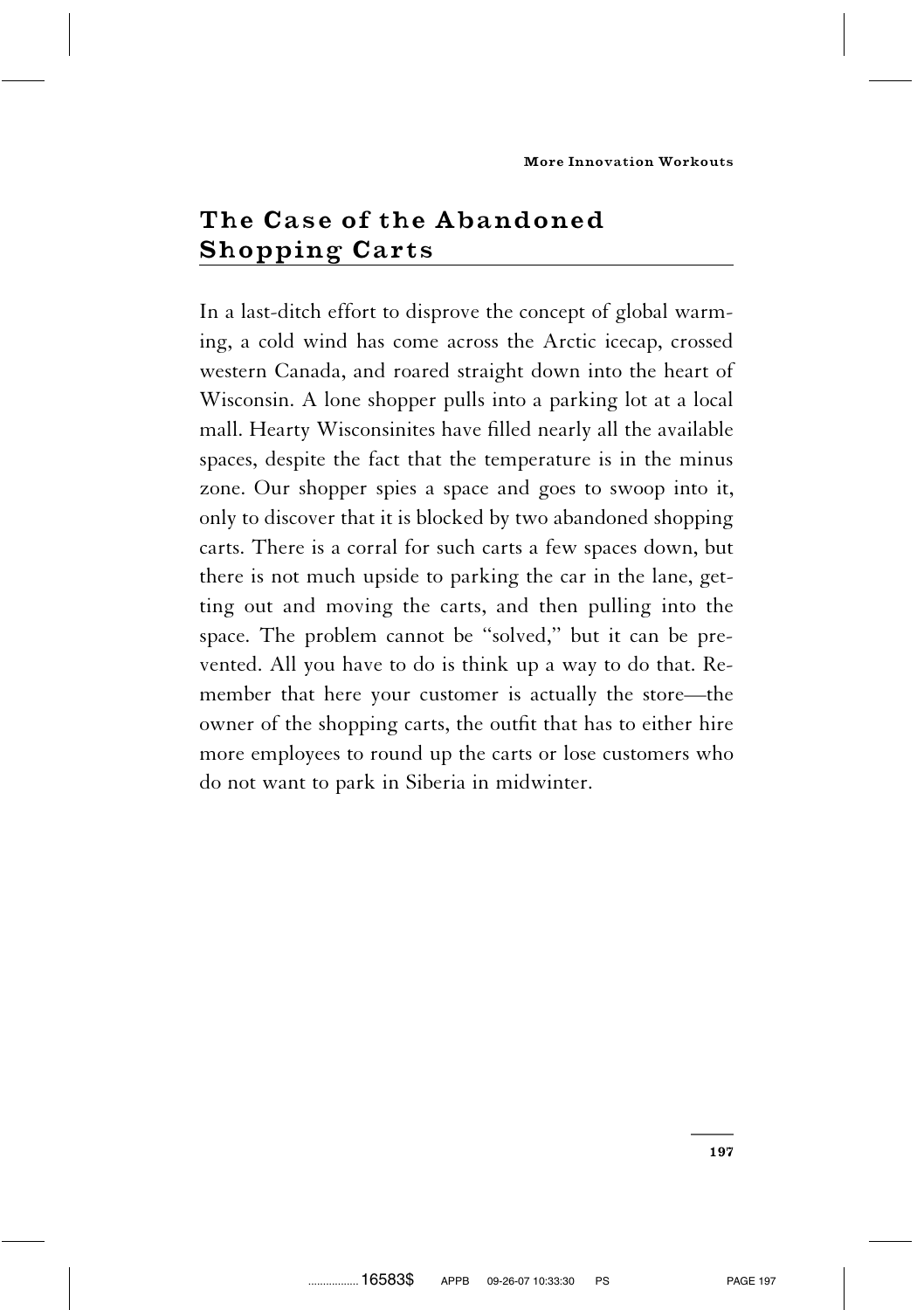## The Case of the Abandoned Shopping Carts

In a last-ditch effort to disprove the concept of global warming, a cold wind has come across the Arctic icecap, crossed western Canada, and roared straight down into the heart of Wisconsin. A lone shopper pulls into a parking lot at a local mall. Hearty Wisconsinites have filled nearly all the available spaces, despite the fact that the temperature is in the minus zone. Our shopper spies a space and goes to swoop into it, only to discover that it is blocked by two abandoned shopping carts. There is a corral for such carts a few spaces down, but there is not much upside to parking the car in the lane, getting out and moving the carts, and then pulling into the space. The problem cannot be "solved," but it can be prevented. All you have to do is think up a way to do that. Remember that here your customer is actually the store—the owner of the shopping carts, the outfit that has to either hire more employees to round up the carts or lose customers who do not want to park in Siberia in midwinter.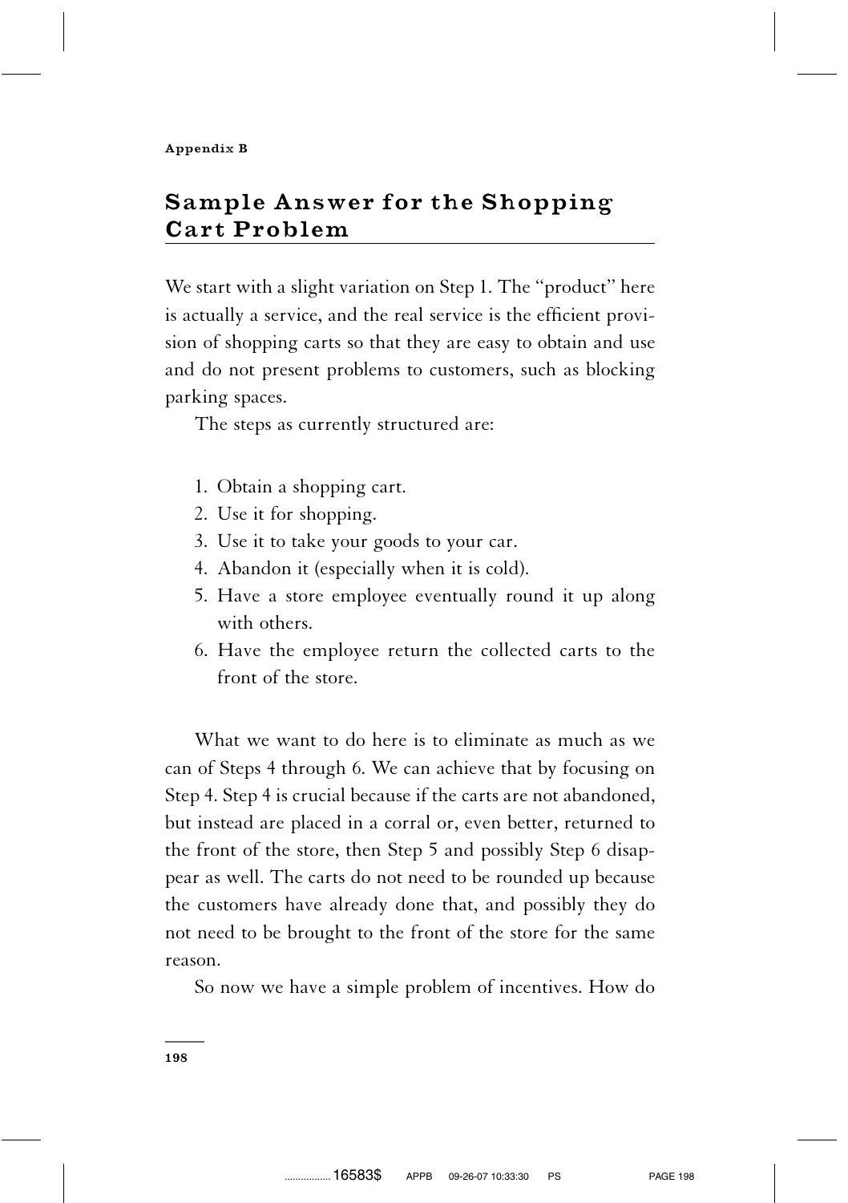Appendix B

# Sample Answer for the Shopping Cart Problem

We start with a slight variation on Step 1. The "product" here is actually a service, and the real service is the efficient provision of shopping carts so that they are easy to obtain and use and do not present problems to customers, such as blocking parking spaces.

The steps as currently structured are:

1. Obtain a shopping cart.
2. Use it for shopping.
3. Use it to take your goods to your car.
4. Abandon it (especially when it is cold).
5. Have a store employee eventually round it up along with others.
6. Have the employee return the collected carts to the front of the store.

What we want to do here is to eliminate as much as we can of Steps 4 through 6. We can achieve that by focusing on Step 4. Step 4 is crucial because if the carts are not abandoned, but instead are placed in a corral or, even better, returned to the front of the store, then Step 5 and possibly Step 6 disappear as well. The carts do not need to be rounded up because the customers have already done that, and possibly they do not need to be brought to the front of the store for the same reason.

So now we have a simple problem of incentives. How do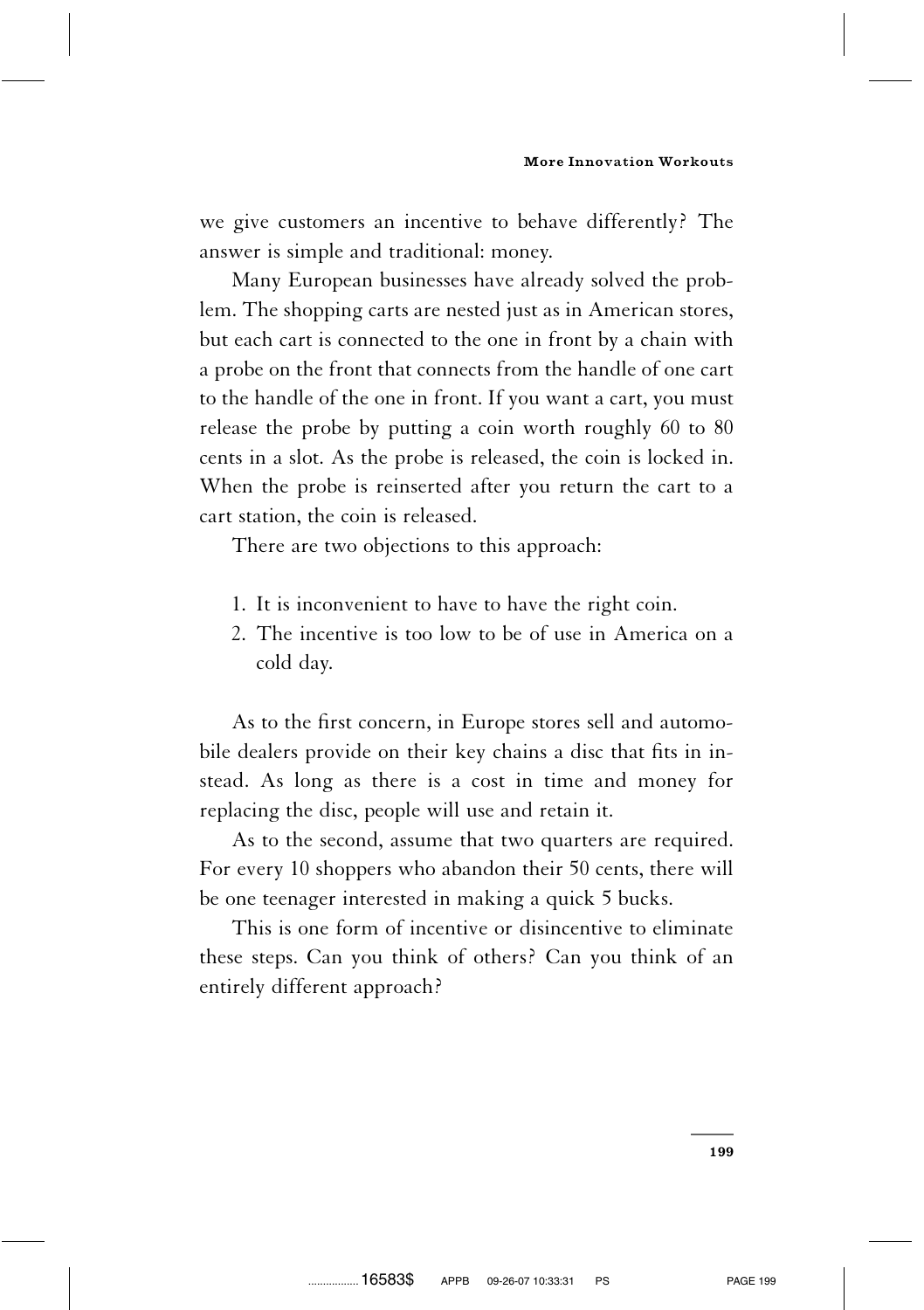we give customers an incentive to behave differently? The answer is simple and traditional: money.

Many European businesses have already solved the problem. The shopping carts are nested just as in American stores, but each cart is connected to the one in front by a chain with a probe on the front that connects from the handle of one cart to the handle of the one in front. If you want a cart, you must release the probe by putting a coin worth roughly 60 to 80 cents in a slot. As the probe is released, the coin is locked in. When the probe is reinserted after you return the cart to a cart station, the coin is released.

There are two objections to this approach:

1. It is inconvenient to have to have the right coin.
2. The incentive is too low to be of use in America on a cold day.

As to the first concern, in Europe stores sell and automobile dealers provide on their key chains a disc that fits in instead. As long as there is a cost in time and money for replacing the disc, people will use and retain it.

As to the second, assume that two quarters are required. For every 10 shoppers who abandon their 50 cents, there will be one teenager interested in making a quick 5 bucks.

This is one form of incentive or disincentive to eliminate these steps. Can you think of others? Can you think of an entirely different approach?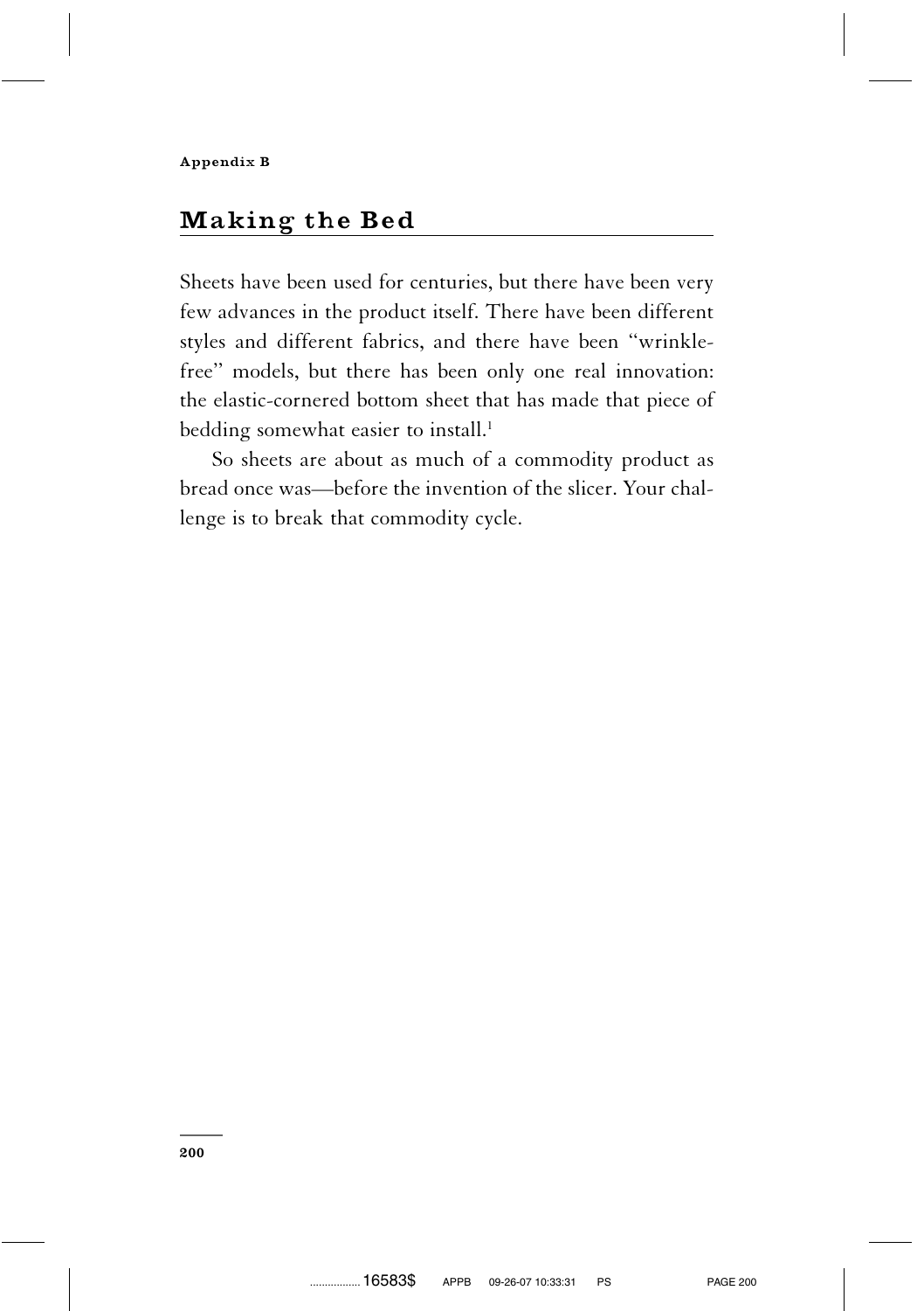Appendix B

## Making the Bed

Sheets have been used for centuries, but there have been very few advances in the product itself. There have been different styles and different fabrics, and there have been "wrinkle-free" models, but there has been only one real innovation: the elastic-cornered bottom sheet that has made that piece of bedding somewhat easier to install.[1]

So sheets are about as much of a commodity product as bread once was—before the invention of the slicer. Your challenge is to break that commodity cycle.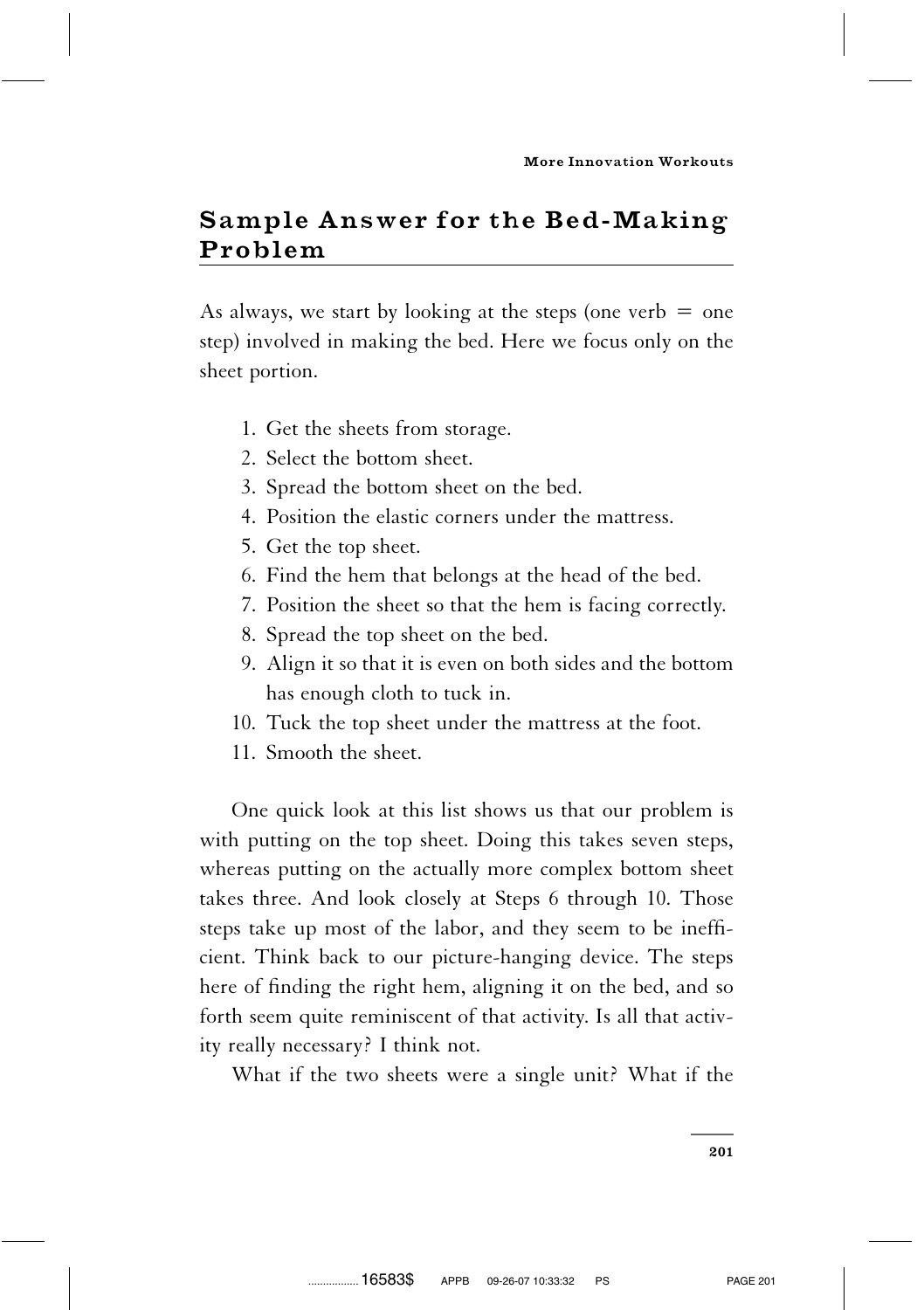## Sample Answer for the Bed-Making Problem

As always, we start by looking at the steps (one verb = one step) involved in making the bed. Here we focus only on the sheet portion.

1. Get the sheets from storage.
2. Select the bottom sheet.
3. Spread the bottom sheet on the bed.
4. Position the elastic corners under the mattress.
5. Get the top sheet.
6. Find the hem that belongs at the head of the bed.
7. Position the sheet so that the hem is facing correctly.
8. Spread the top sheet on the bed.
9. Align it so that it is even on both sides and the bottom has enough cloth to tuck in.
10. Tuck the top sheet under the mattress at the foot.
11. Smooth the sheet.

One quick look at this list shows us that our problem is with putting on the top sheet. Doing this takes seven steps, whereas putting on the actually more complex bottom sheet takes three. And look closely at Steps 6 through 10. Those steps take up most of the labor, and they seem to be inefficient. Think back to our picture-hanging device. The steps here of finding the right hem, aligning it on the bed, and so forth seem quite reminiscent of that activity. Is all that activity really necessary? I think not.

What if the two sheets were a single unit? What if the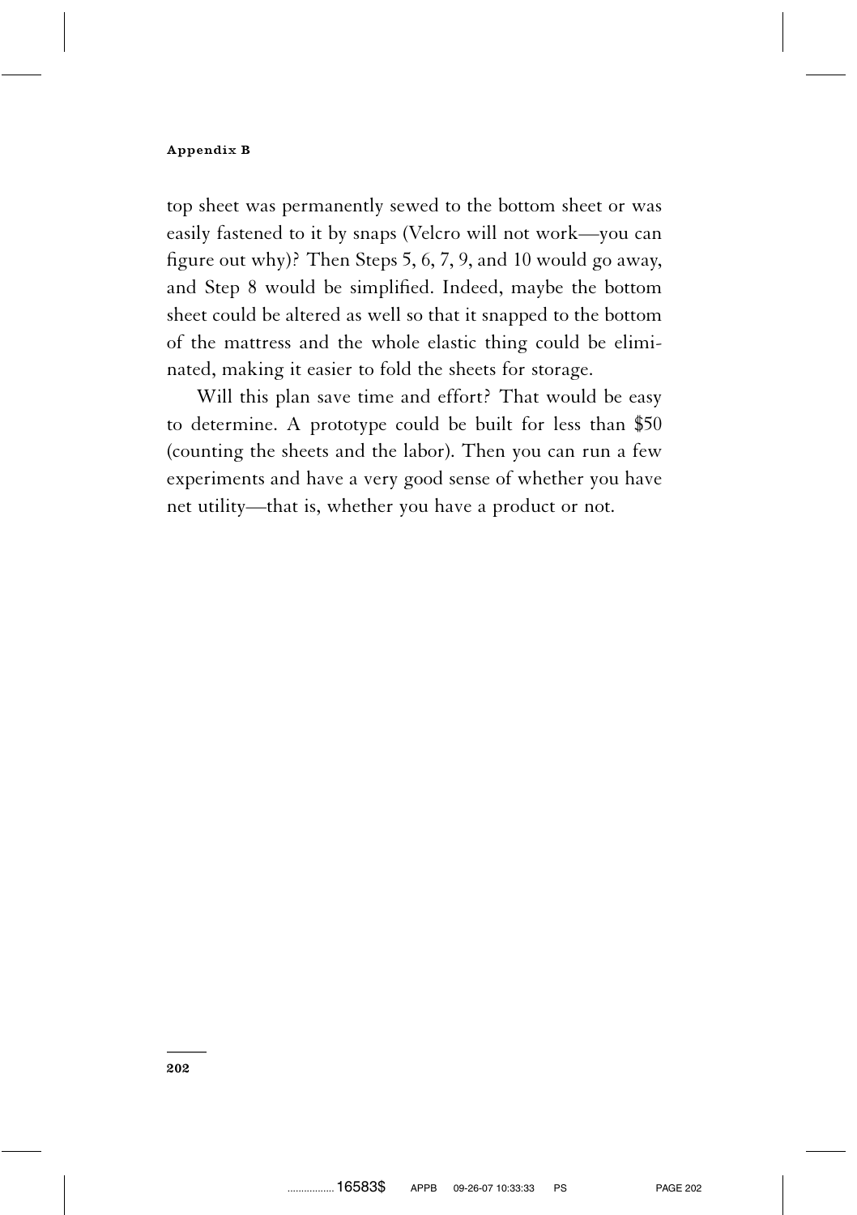top sheet was permanently sewed to the bottom sheet or was easily fastened to it by snaps (Velcro will not work—you can figure out why)? Then Steps 5, 6, 7, 9, and 10 would go away, and Step 8 would be simplified. Indeed, maybe the bottom sheet could be altered as well so that it snapped to the bottom of the mattress and the whole elastic thing could be eliminated, making it easier to fold the sheets for storage.

Will this plan save time and effort? That would be easy to determine. A prototype could be built for less than $50 (counting the sheets and the labor). Then you can run a few experiments and have a very good sense of whether you have net utility—that is, whether you have a product or not.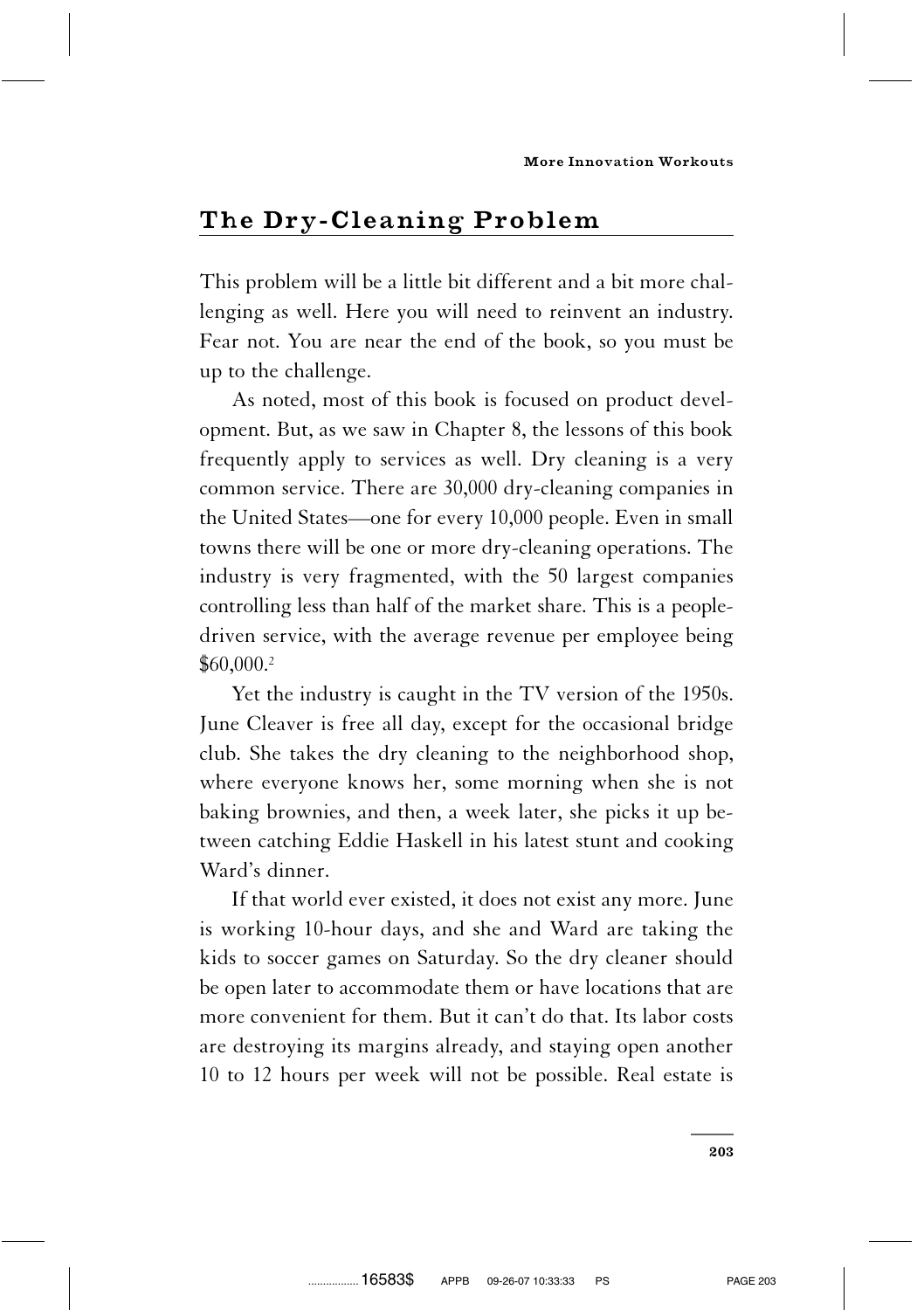## The Dry-Cleaning Problem

This problem will be a little bit different and a bit more challenging as well. Here you will need to reinvent an industry. Fear not. You are near the end of the book, so you must be up to the challenge.

As noted, most of this book is focused on product development. But, as we saw in Chapter 8, the lessons of this book frequently apply to services as well. Dry cleaning is a very common service. There are 30,000 dry-cleaning companies in the United States—one for every 10,000 people. Even in small towns there will be one or more dry-cleaning operations. The industry is very fragmented, with the 50 largest companies controlling less than half of the market share. This is a people-driven service, with the average revenue per employee being \$60,000.[2]

Yet the industry is caught in the TV version of the 1950s. June Cleaver is free all day, except for the occasional bridge club. She takes the dry cleaning to the neighborhood shop, where everyone knows her, some morning when she is not baking brownies, and then, a week later, she picks it up between catching Eddie Haskell in his latest stunt and cooking Ward's dinner.

If that world ever existed, it does not exist any more. June is working 10-hour days, and she and Ward are taking the kids to soccer games on Saturday. So the dry cleaner should be open later to accommodate them or have locations that are more convenient for them. But it can't do that. Its labor costs are destroying its margins already, and staying open another 10 to 12 hours per week will not be possible. Real estate is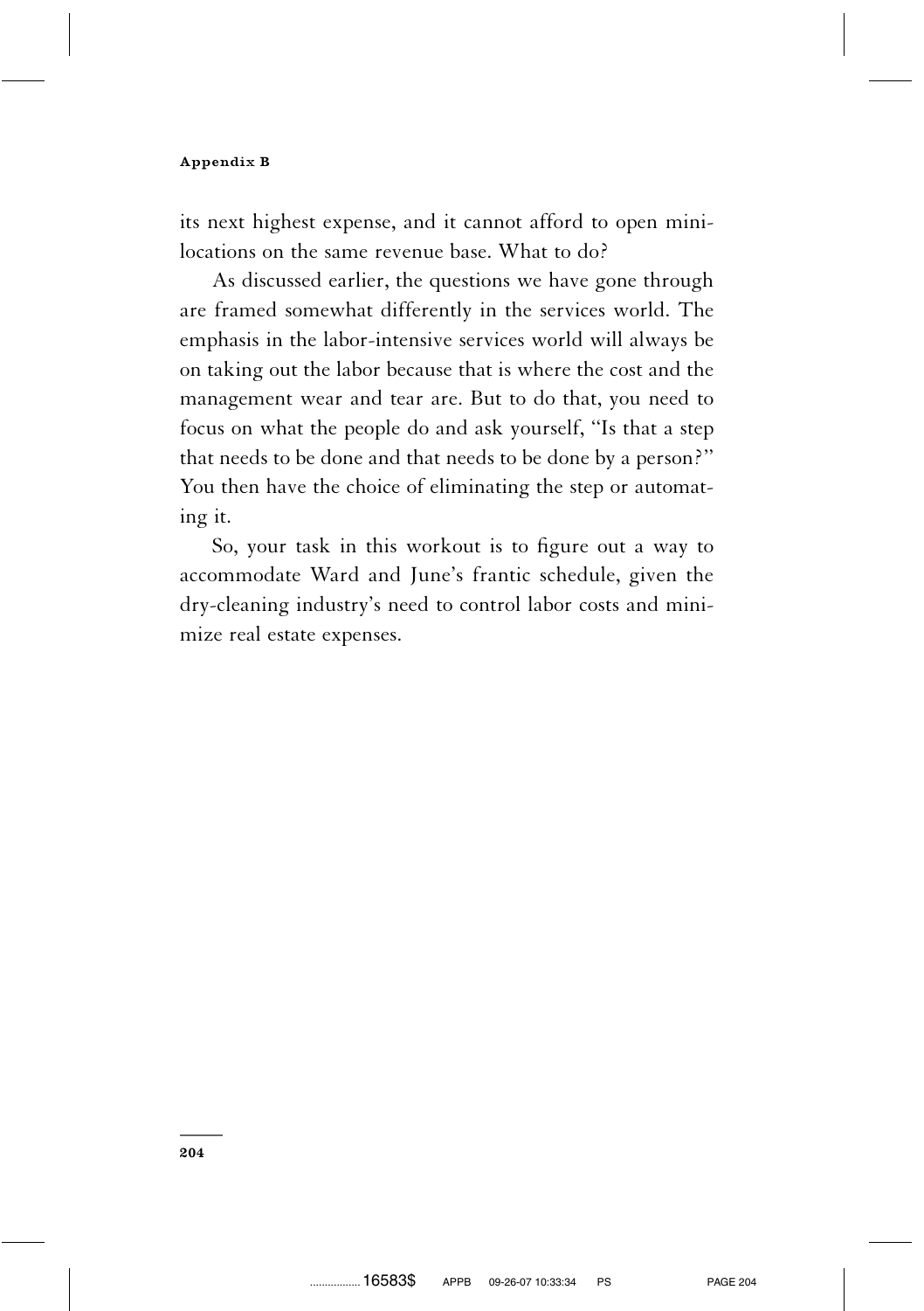its next highest expense, and it cannot afford to open mini-locations on the same revenue base. What to do?

As discussed earlier, the questions we have gone through are framed somewhat differently in the services world. The emphasis in the labor-intensive services world will always be on taking out the labor because that is where the cost and the management wear and tear are. But to do that, you need to focus on what the people do and ask yourself, "Is that a step that needs to be done and that needs to be done by a person?" You then have the choice of eliminating the step or automating it.

So, your task in this workout is to figure out a way to accommodate Ward and June's frantic schedule, given the dry-cleaning industry's need to control labor costs and minimize real estate expenses.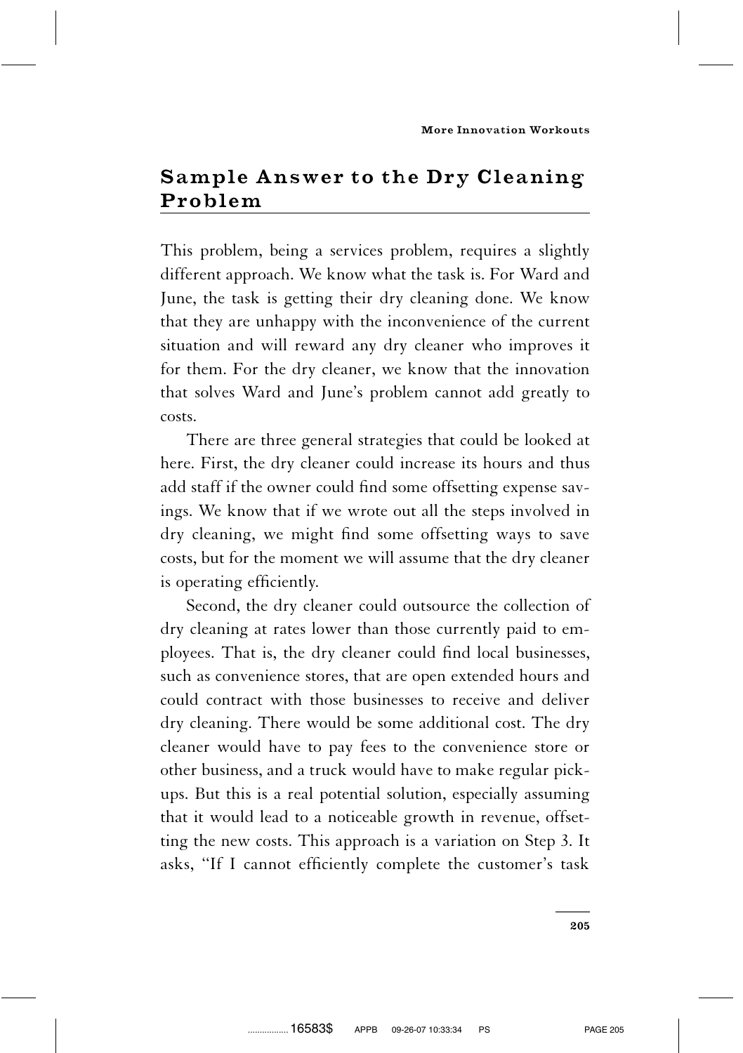## Sample Answer to the Dry Cleaning Problem

This problem, being a services problem, requires a slightly different approach. We know what the task is. For Ward and June, the task is getting their dry cleaning done. We know that they are unhappy with the inconvenience of the current situation and will reward any dry cleaner who improves it for them. For the dry cleaner, we know that the innovation that solves Ward and June's problem cannot add greatly to costs.

There are three general strategies that could be looked at here. First, the dry cleaner could increase its hours and thus add staff if the owner could find some offsetting expense savings. We know that if we wrote out all the steps involved in dry cleaning, we might find some offsetting ways to save costs, but for the moment we will assume that the dry cleaner is operating efficiently.

Second, the dry cleaner could outsource the collection of dry cleaning at rates lower than those currently paid to employees. That is, the dry cleaner could find local businesses, such as convenience stores, that are open extended hours and could contract with those businesses to receive and deliver dry cleaning. There would be some additional cost. The dry cleaner would have to pay fees to the convenience store or other business, and a truck would have to make regular pickups. But this is a real potential solution, especially assuming that it would lead to a noticeable growth in revenue, offsetting the new costs. This approach is a variation on Step 3. It asks, "If I cannot efficiently complete the customer's task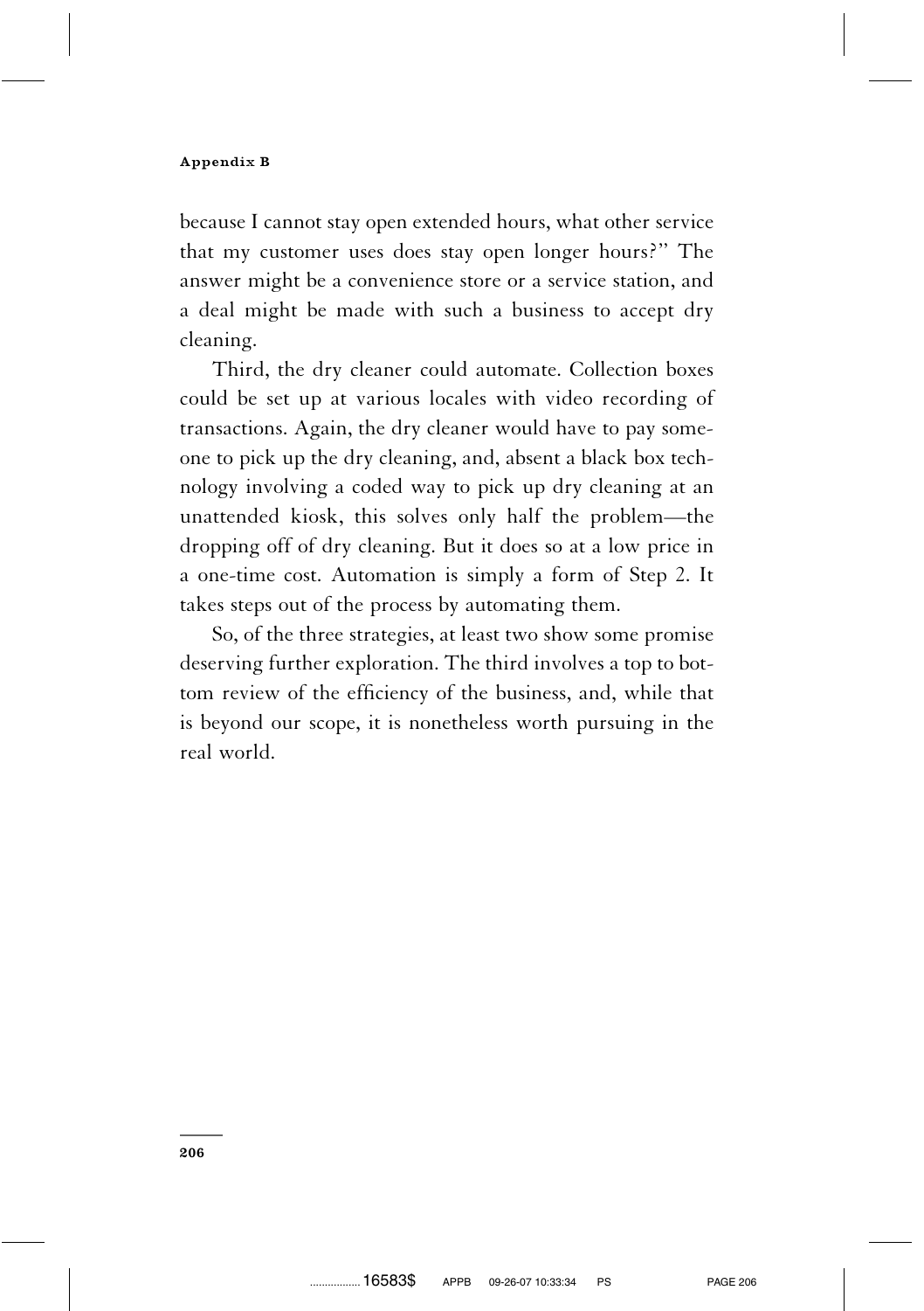because I cannot stay open extended hours, what other service that my customer uses does stay open longer hours?" The answer might be a convenience store or a service station, and a deal might be made with such a business to accept dry cleaning.

Third, the dry cleaner could automate. Collection boxes could be set up at various locales with video recording of transactions. Again, the dry cleaner would have to pay someone to pick up the dry cleaning, and, absent a black box technology involving a coded way to pick up dry cleaning at an unattended kiosk, this solves only half the problem—the dropping off of dry cleaning. But it does so at a low price in a one-time cost. Automation is simply a form of Step 2. It takes steps out of the process by automating them.

So, of the three strategies, at least two show some promise deserving further exploration. The third involves a top to bottom review of the efficiency of the business, and, while that is beyond our scope, it is nonetheless worth pursuing in the real world.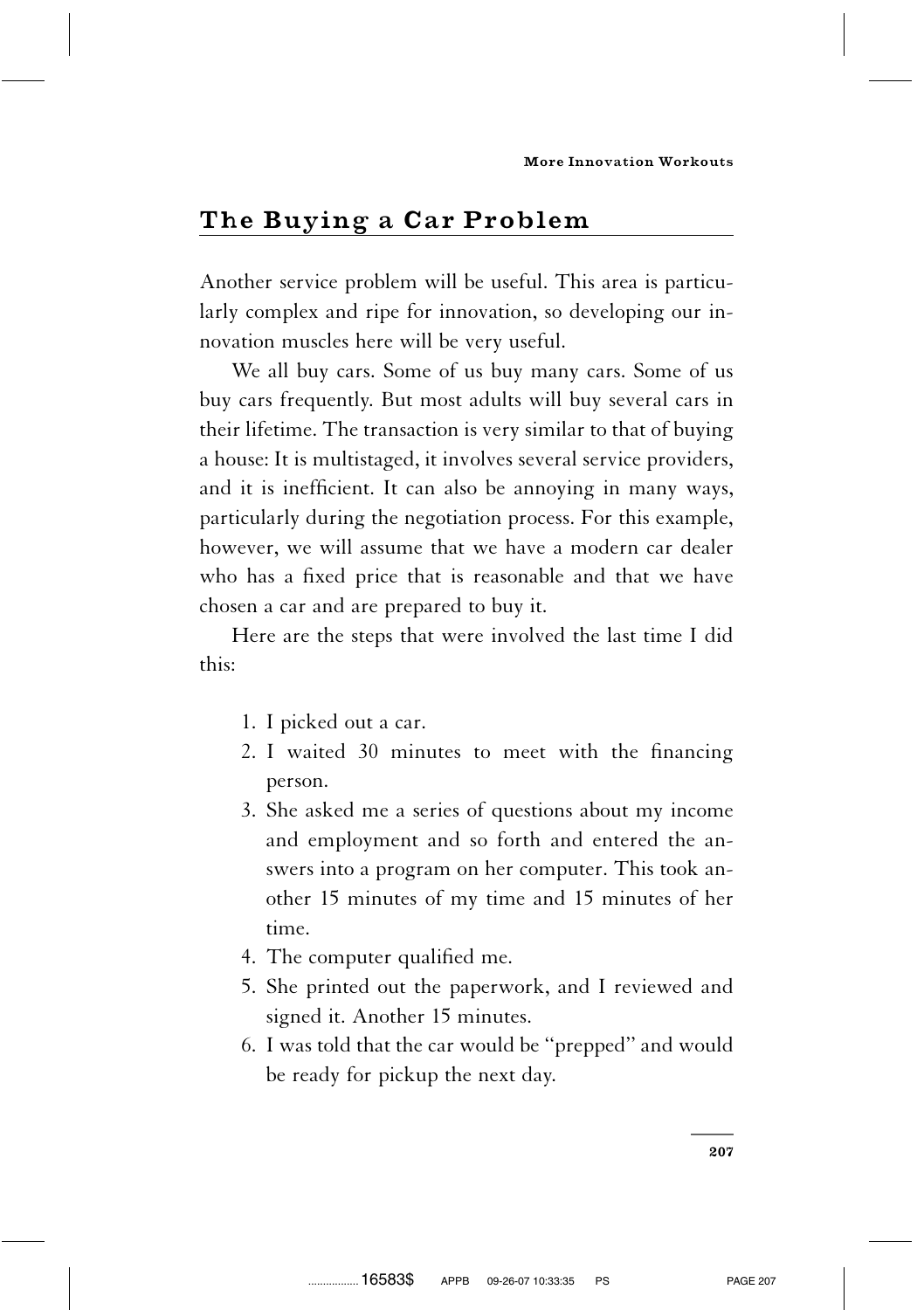## The Buying a Car Problem

Another service problem will be useful. This area is particularly complex and ripe for innovation, so developing our innovation muscles here will be very useful.

We all buy cars. Some of us buy many cars. Some of us buy cars frequently. But most adults will buy several cars in their lifetime. The transaction is very similar to that of buying a house: It is multistaged, it involves several service providers, and it is inefficient. It can also be annoying in many ways, particularly during the negotiation process. For this example, however, we will assume that we have a modern car dealer who has a fixed price that is reasonable and that we have chosen a car and are prepared to buy it.

Here are the steps that were involved the last time I did this:

1. I picked out a car.
2. I waited 30 minutes to meet with the financing person.
3. She asked me a series of questions about my income and employment and so forth and entered the answers into a program on her computer. This took another 15 minutes of my time and 15 minutes of her time.
4. The computer qualified me.
5. She printed out the paperwork, and I reviewed and signed it. Another 15 minutes.
6. I was told that the car would be ''prepped'' and would be ready for pickup the next day.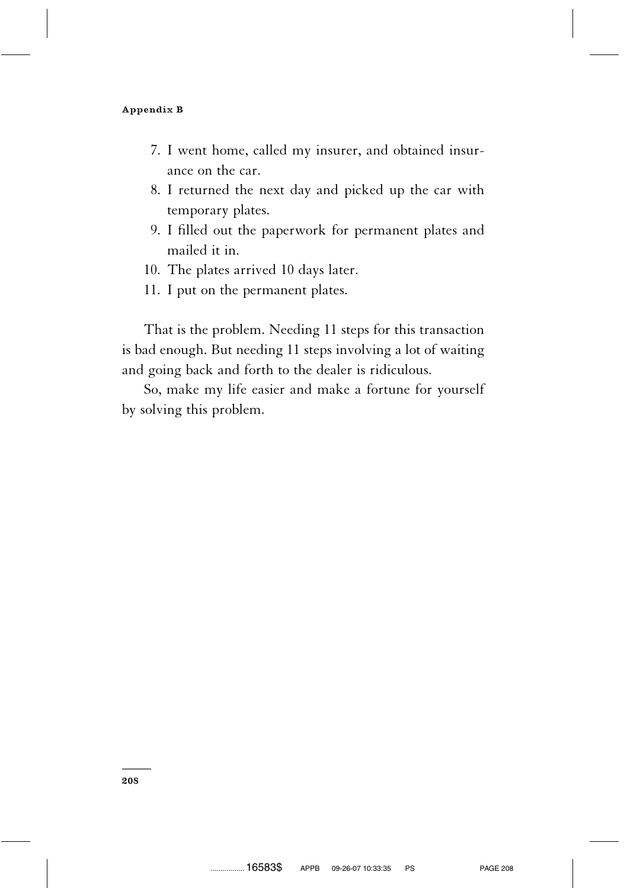7. I went home, called my insurer, and obtained insurance on the car.
8. I returned the next day and picked up the car with temporary plates.
9. I filled out the paperwork for permanent plates and mailed it in.
10. The plates arrived 10 days later.
11. I put on the permanent plates.

That is the problem. Needing 11 steps for this transaction is bad enough. But needing 11 steps involving a lot of waiting and going back and forth to the dealer is ridiculous.

So, make my life easier and make a fortune for yourself by solving this problem.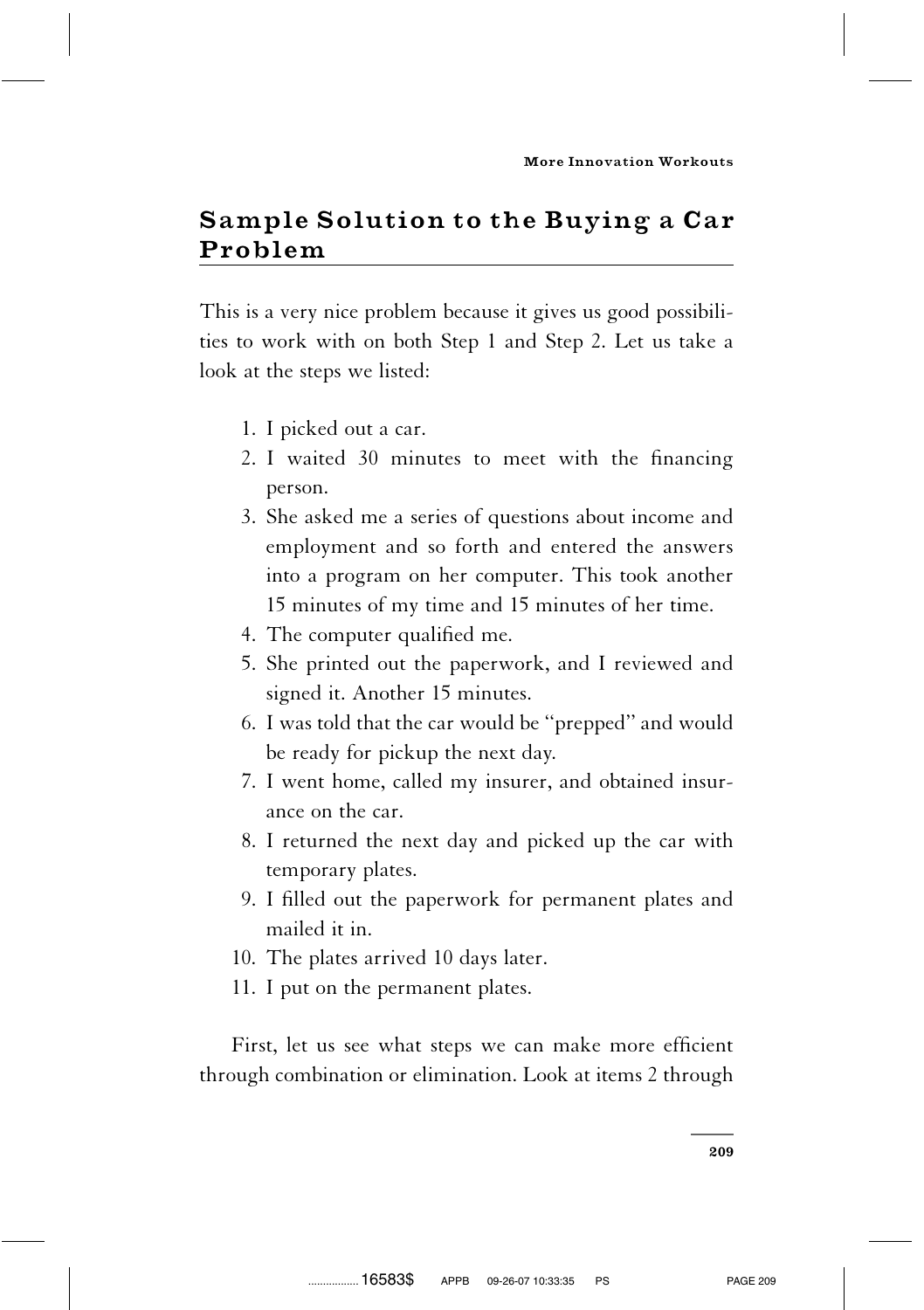## Sample Solution to the Buying a Car Problem

This is a very nice problem because it gives us good possibilities to work with on both Step 1 and Step 2. Let us take a look at the steps we listed:

1. I picked out a car.
2. I waited 30 minutes to meet with the financing person.
3. She asked me a series of questions about income and employment and so forth and entered the answers into a program on her computer. This took another 15 minutes of my time and 15 minutes of her time.
4. The computer qualified me.
5. She printed out the paperwork, and I reviewed and signed it. Another 15 minutes.
6. I was told that the car would be "prepped" and would be ready for pickup the next day.
7. I went home, called my insurer, and obtained insurance on the car.
8. I returned the next day and picked up the car with temporary plates.
9. I filled out the paperwork for permanent plates and mailed it in.
10. The plates arrived 10 days later.
11. I put on the permanent plates.

First, let us see what steps we can make more efficient through combination or elimination. Look at items 2 through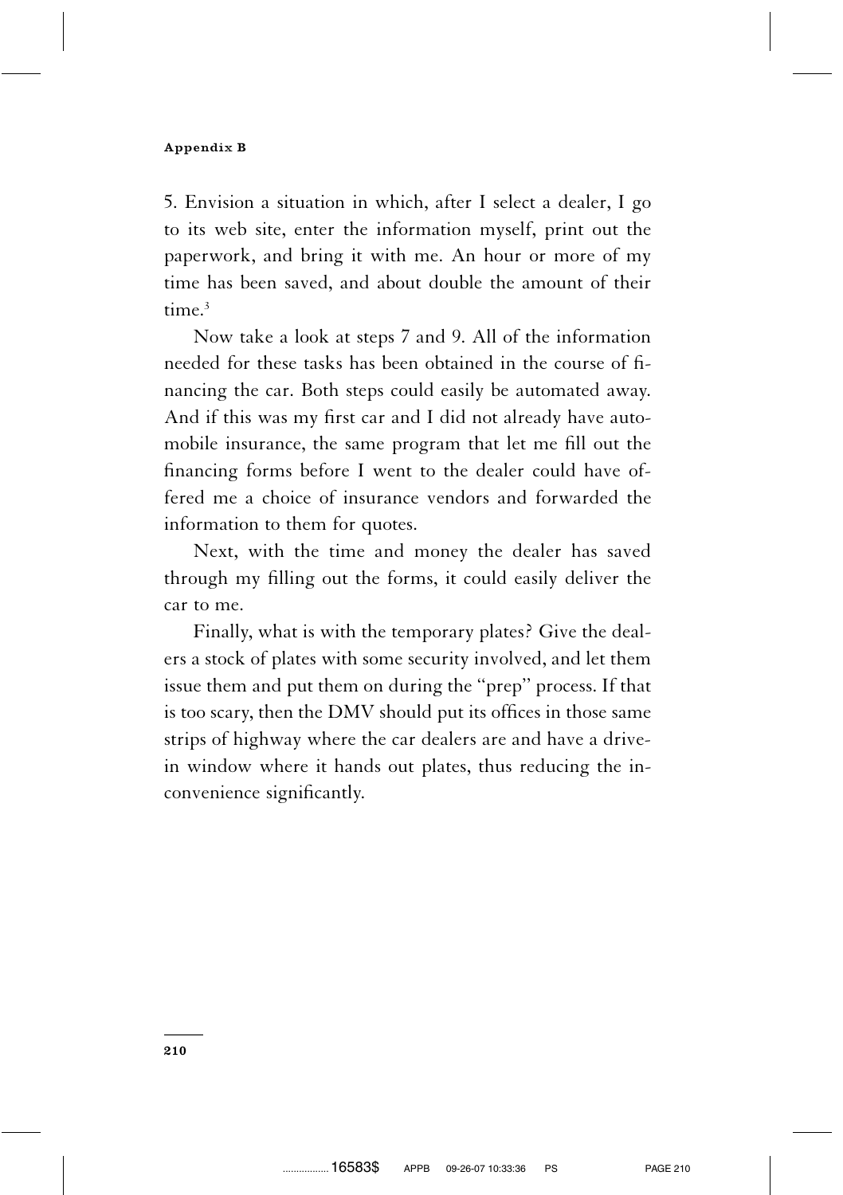5. Envision a situation in which, after I select a dealer, I go to its web site, enter the information myself, print out the paperwork, and bring it with me. An hour or more of my time has been saved, and about double the amount of their time.[3]

Now take a look at steps 7 and 9. All of the information needed for these tasks has been obtained in the course of financing the car. Both steps could easily be automated away. And if this was my first car and I did not already have automobile insurance, the same program that let me fill out the financing forms before I went to the dealer could have offered me a choice of insurance vendors and forwarded the information to them for quotes.

Next, with the time and money the dealer has saved through my filling out the forms, it could easily deliver the car to me.

Finally, what is with the temporary plates? Give the dealers a stock of plates with some security involved, and let them issue them and put them on during the "prep" process. If that is too scary, then the DMV should put its offices in those same strips of highway where the car dealers are and have a drive-in window where it hands out plates, thus reducing the inconvenience significantly.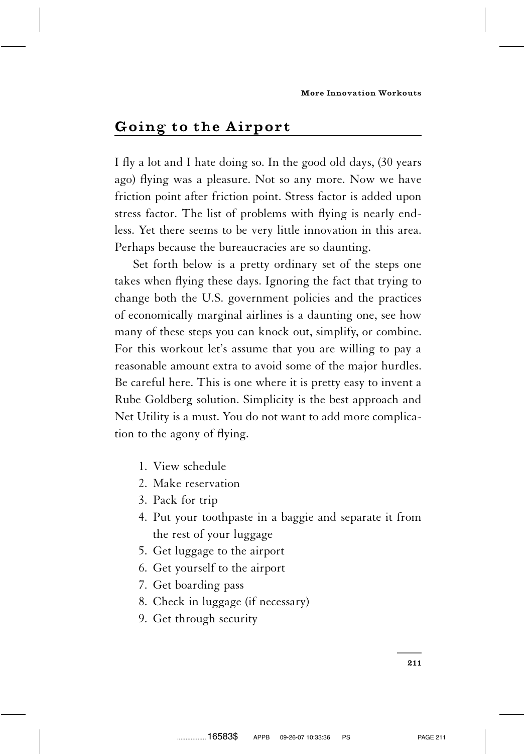## Going to the Airport

I fly a lot and I hate doing so. In the good old days, (30 years ago) flying was a pleasure. Not so any more. Now we have friction point after friction point. Stress factor is added upon stress factor. The list of problems with flying is nearly endless. Yet there seems to be very little innovation in this area. Perhaps because the bureaucracies are so daunting.

Set forth below is a pretty ordinary set of the steps one takes when flying these days. Ignoring the fact that trying to change both the U.S. government policies and the practices of economically marginal airlines is a daunting one, see how many of these steps you can knock out, simplify, or combine. For this workout let's assume that you are willing to pay a reasonable amount extra to avoid some of the major hurdles. Be careful here. This is one where it is pretty easy to invent a Rube Goldberg solution. Simplicity is the best approach and Net Utility is a must. You do not want to add more complication to the agony of flying.

1. View schedule
2. Make reservation
3. Pack for trip
4. Put your toothpaste in a baggie and separate it from the rest of your luggage
5. Get luggage to the airport
6. Get yourself to the airport
7. Get boarding pass
8. Check in luggage (if necessary)
9. Get through security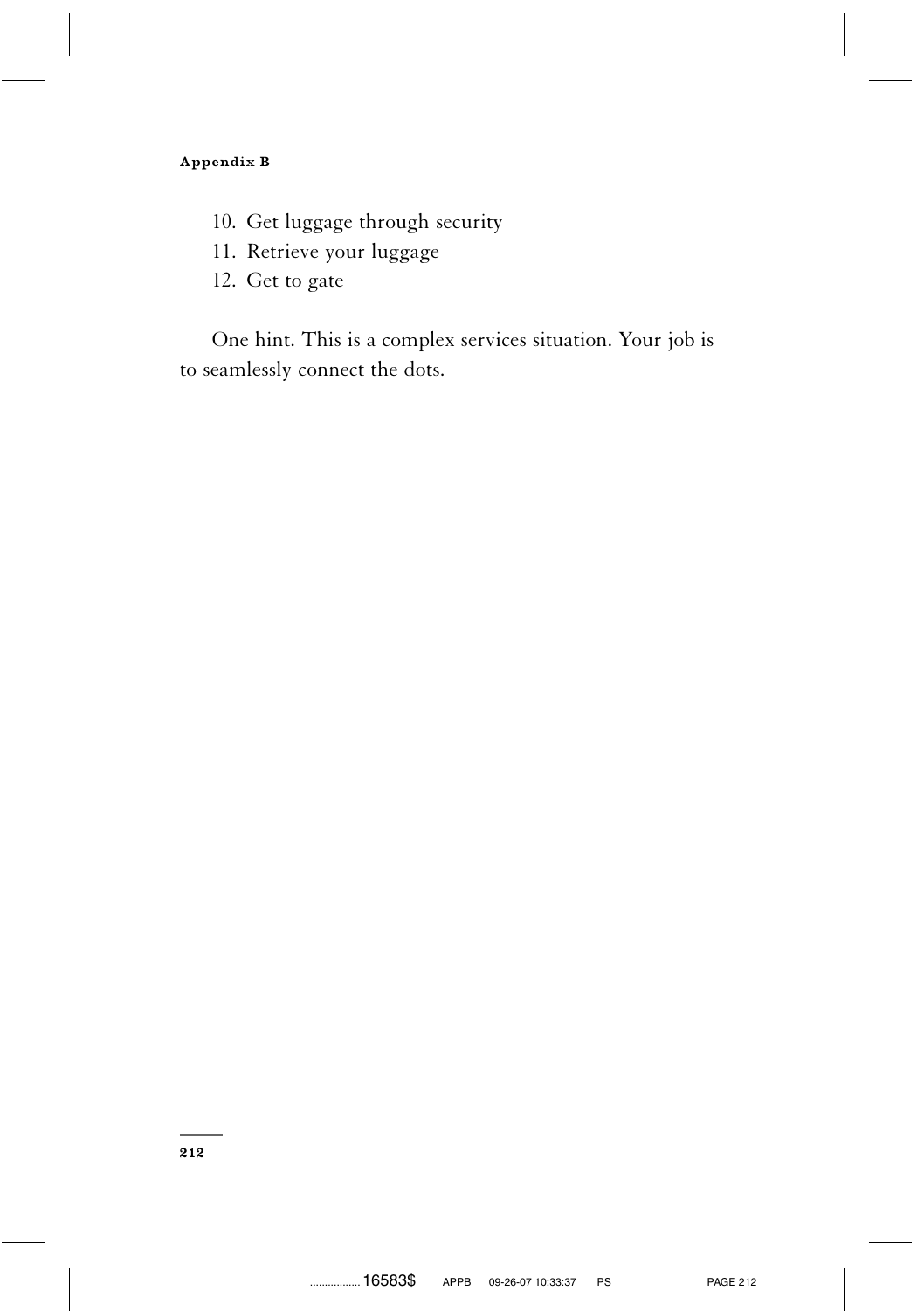10. Get luggage through security
11. Retrieve your luggage
12. Get to gate

One hint. This is a complex services situation. Your job is to seamlessly connect the dots.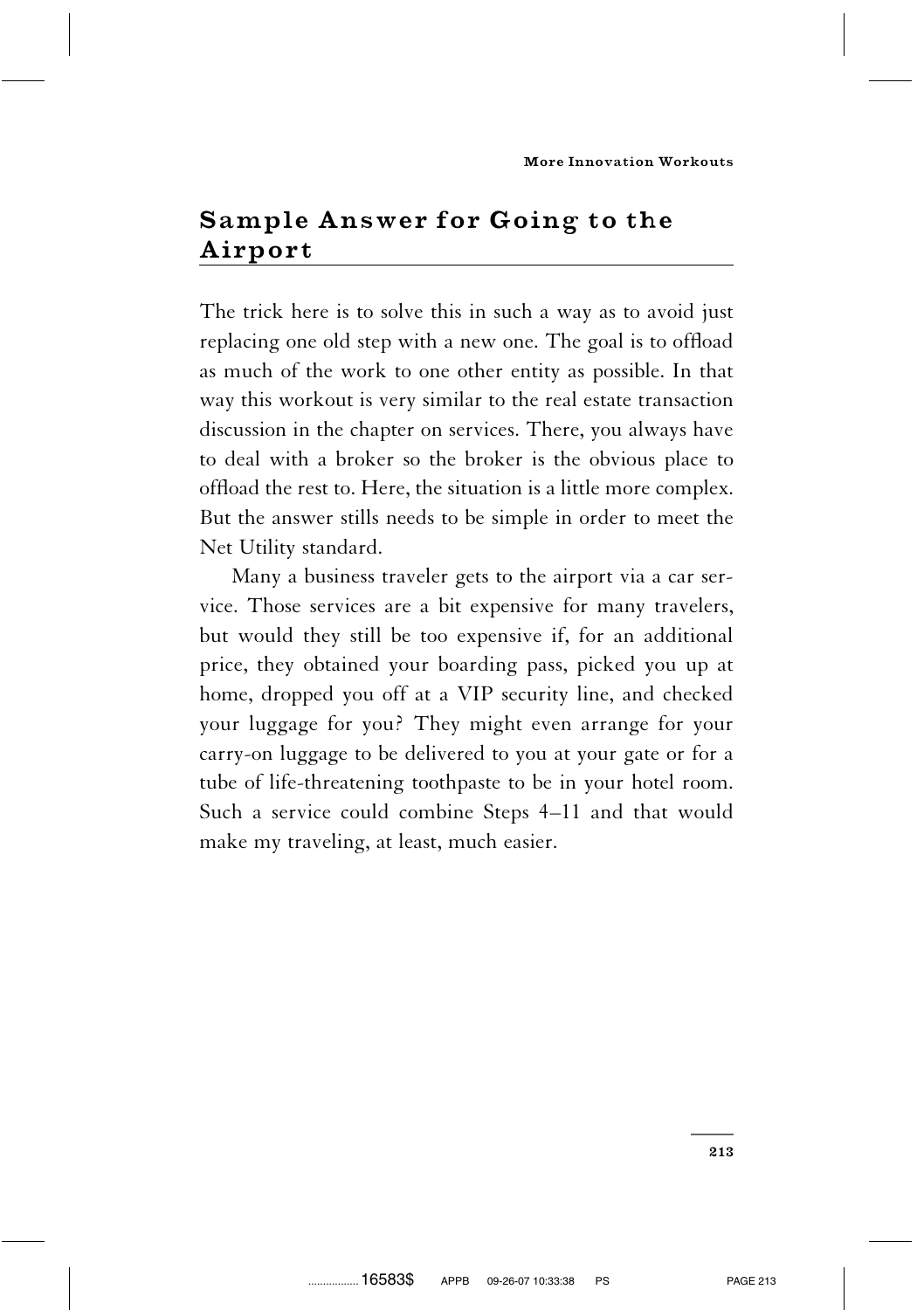## Sample Answer for Going to the Airport

The trick here is to solve this in such a way as to avoid just replacing one old step with a new one. The goal is to offload as much of the work to one other entity as possible. In that way this workout is very similar to the real estate transaction discussion in the chapter on services. There, you always have to deal with a broker so the broker is the obvious place to offload the rest to. Here, the situation is a little more complex. But the answer stills needs to be simple in order to meet the Net Utility standard.

Many a business traveler gets to the airport via a car service. Those services are a bit expensive for many travelers, but would they still be too expensive if, for an additional price, they obtained your boarding pass, picked you up at home, dropped you off at a VIP security line, and checked your luggage for you? They might even arrange for your carry-on luggage to be delivered to you at your gate or for a tube of life-threatening toothpaste to be in your hotel room. Such a service could combine Steps 4–11 and that would make my traveling, at least, much easier.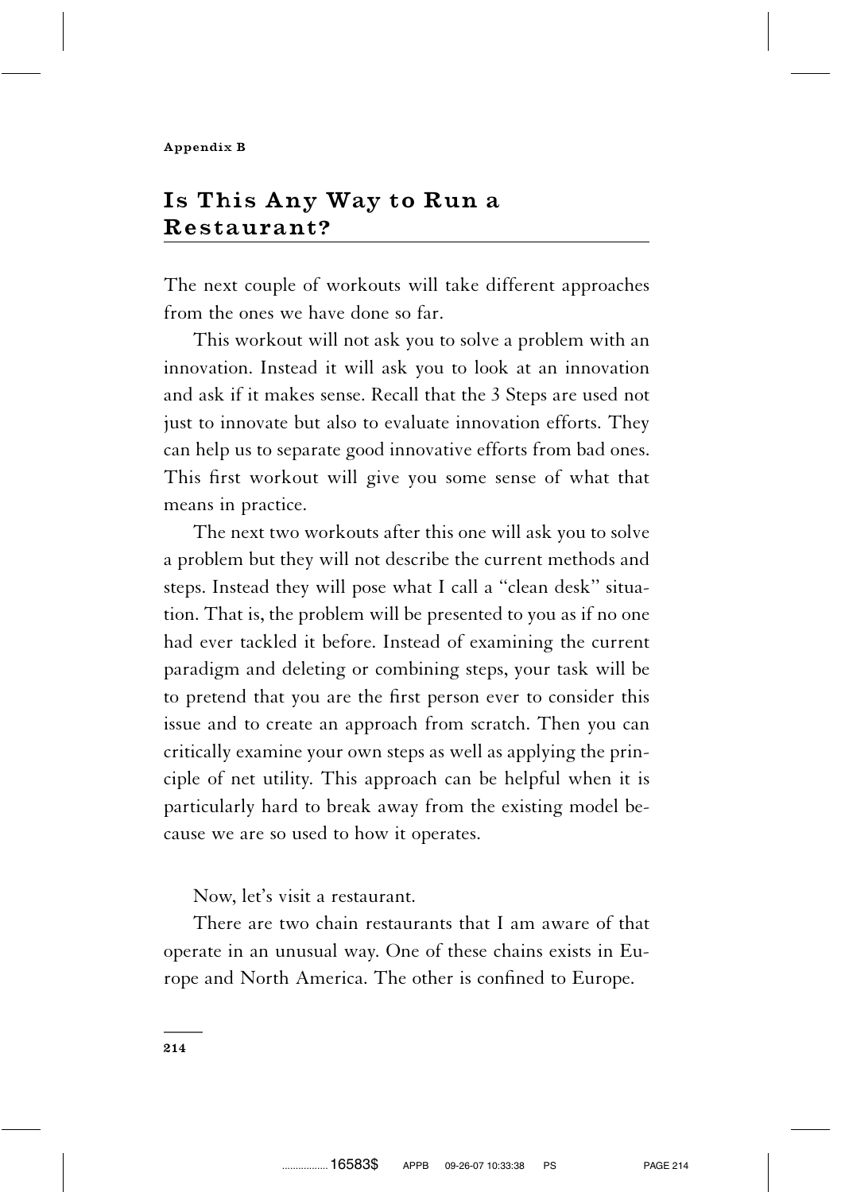Appendix B

# Is This Any Way to Run a Restaurant?

The next couple of workouts will take different approaches from the ones we have done so far.

This workout will not ask you to solve a problem with an innovation. Instead it will ask you to look at an innovation and ask if it makes sense. Recall that the 3 Steps are used not just to innovate but also to evaluate innovation efforts. They can help us to separate good innovative efforts from bad ones. This first workout will give you some sense of what that means in practice.

The next two workouts after this one will ask you to solve a problem but they will not describe the current methods and steps. Instead they will pose what I call a "clean desk" situation. That is, the problem will be presented to you as if no one had ever tackled it before. Instead of examining the current paradigm and deleting or combining steps, your task will be to pretend that you are the first person ever to consider this issue and to create an approach from scratch. Then you can critically examine your own steps as well as applying the principle of net utility. This approach can be helpful when it is particularly hard to break away from the existing model because we are so used to how it operates.

Now, let's visit a restaurant.

There are two chain restaurants that I am aware of that operate in an unusual way. One of these chains exists in Europe and North America. The other is confined to Europe.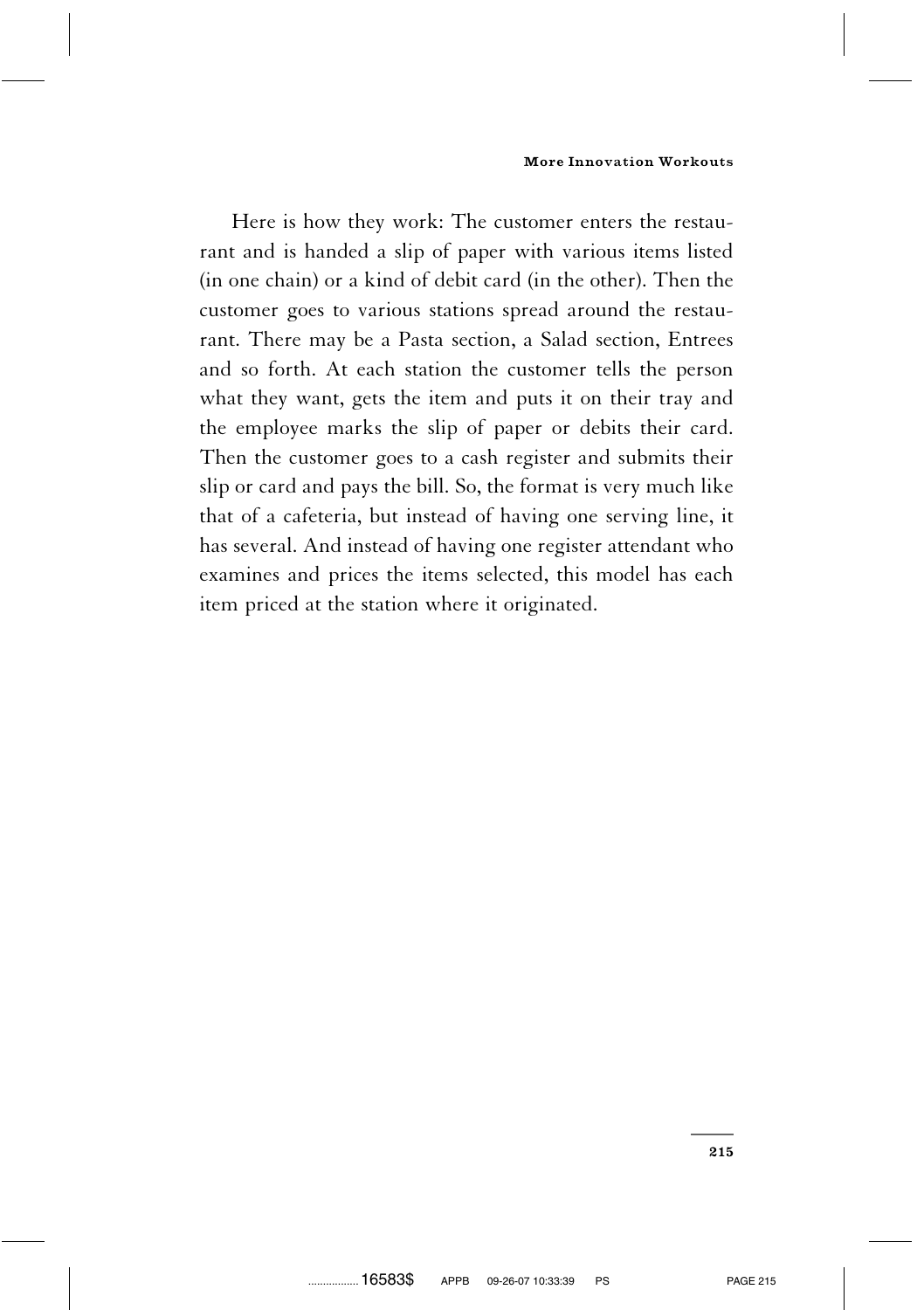Here is how they work: The customer enters the restaurant and is handed a slip of paper with various items listed (in one chain) or a kind of debit card (in the other). Then the customer goes to various stations spread around the restaurant. There may be a Pasta section, a Salad section, Entrees and so forth. At each station the customer tells the person what they want, gets the item and puts it on their tray and the employee marks the slip of paper or debits their card. Then the customer goes to a cash register and submits their slip or card and pays the bill. So, the format is very much like that of a cafeteria, but instead of having one serving line, it has several. And instead of having one register attendant who examines and prices the items selected, this model has each item priced at the station where it originated.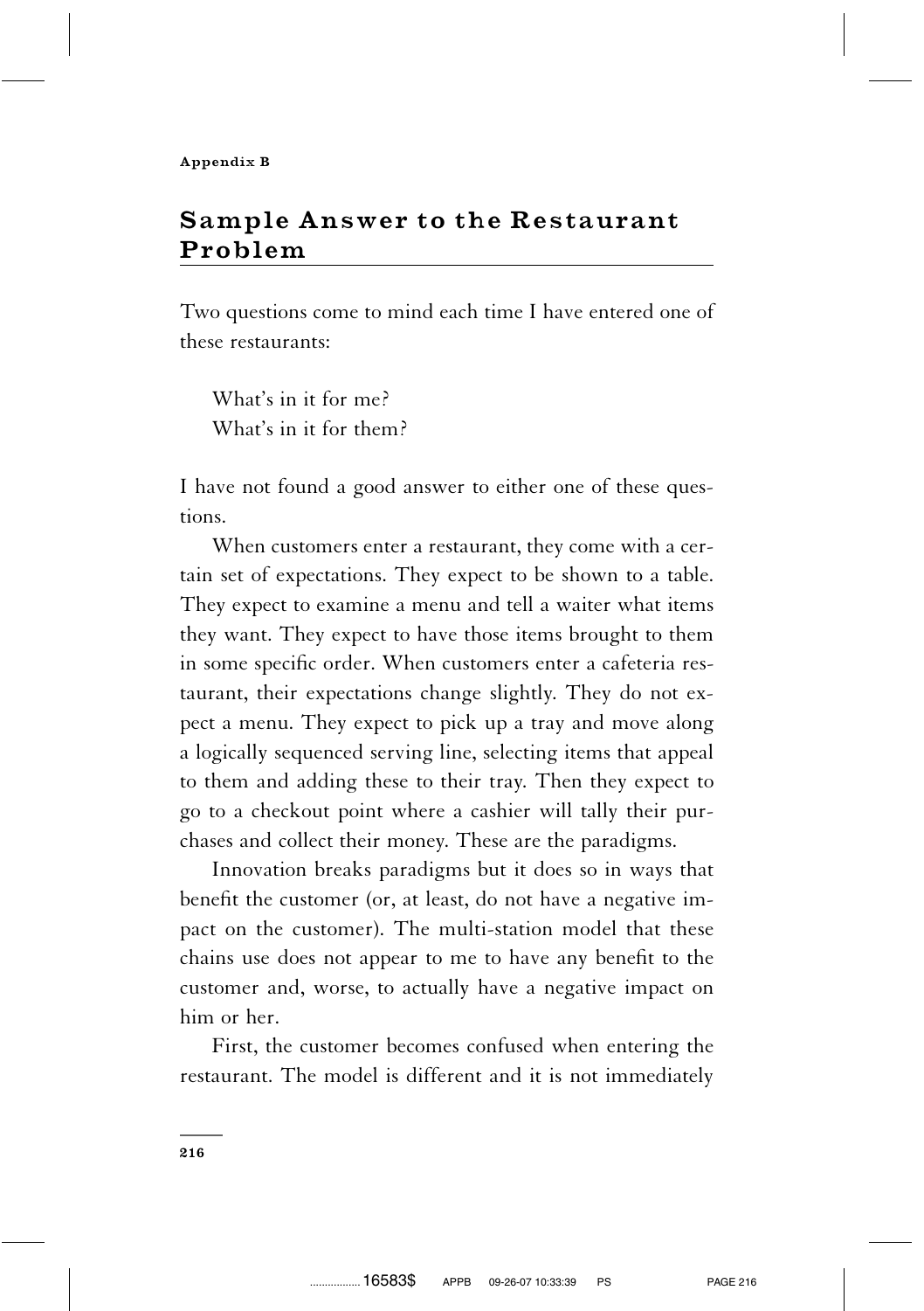Appendix B

# Sample Answer to the Restaurant Problem

Two questions come to mind each time I have entered one of these restaurants:

> What's in it for me?
> What's in it for them?

I have not found a good answer to either one of these questions.

When customers enter a restaurant, they come with a certain set of expectations. They expect to be shown to a table. They expect to examine a menu and tell a waiter what items they want. They expect to have those items brought to them in some specific order. When customers enter a cafeteria restaurant, their expectations change slightly. They do not expect a menu. They expect to pick up a tray and move along a logically sequenced serving line, selecting items that appeal to them and adding these to their tray. Then they expect to go to a checkout point where a cashier will tally their purchases and collect their money. These are the paradigms.

Innovation breaks paradigms but it does so in ways that benefit the customer (or, at least, do not have a negative impact on the customer). The multi-station model that these chains use does not appear to me to have any benefit to the customer and, worse, to actually have a negative impact on him or her.

First, the customer becomes confused when entering the restaurant. The model is different and it is not immediately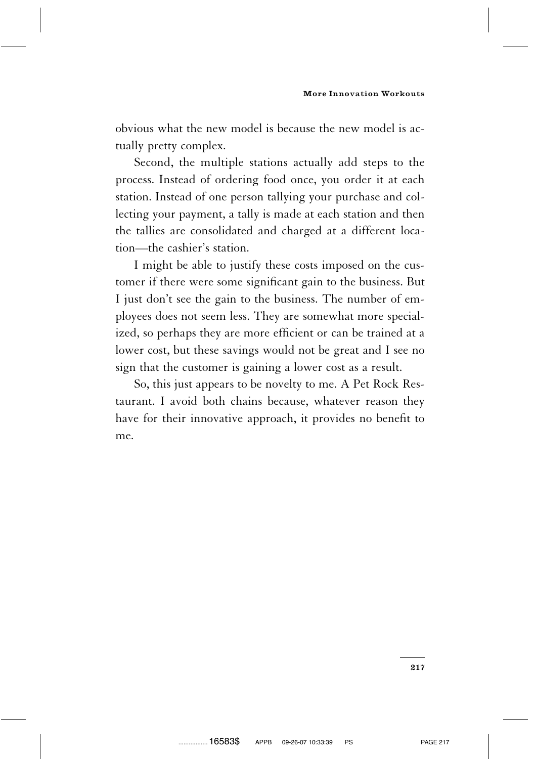obvious what the new model is because the new model is actually pretty complex.

Second, the multiple stations actually add steps to the process. Instead of ordering food once, you order it at each station. Instead of one person tallying your purchase and collecting your payment, a tally is made at each station and then the tallies are consolidated and charged at a different location—the cashier's station.

I might be able to justify these costs imposed on the customer if there were some significant gain to the business. But I just don't see the gain to the business. The number of employees does not seem less. They are somewhat more specialized, so perhaps they are more efficient or can be trained at a lower cost, but these savings would not be great and I see no sign that the customer is gaining a lower cost as a result.

So, this just appears to be novelty to me. A Pet Rock Restaurant. I avoid both chains because, whatever reason they have for their innovative approach, it provides no benefit to me.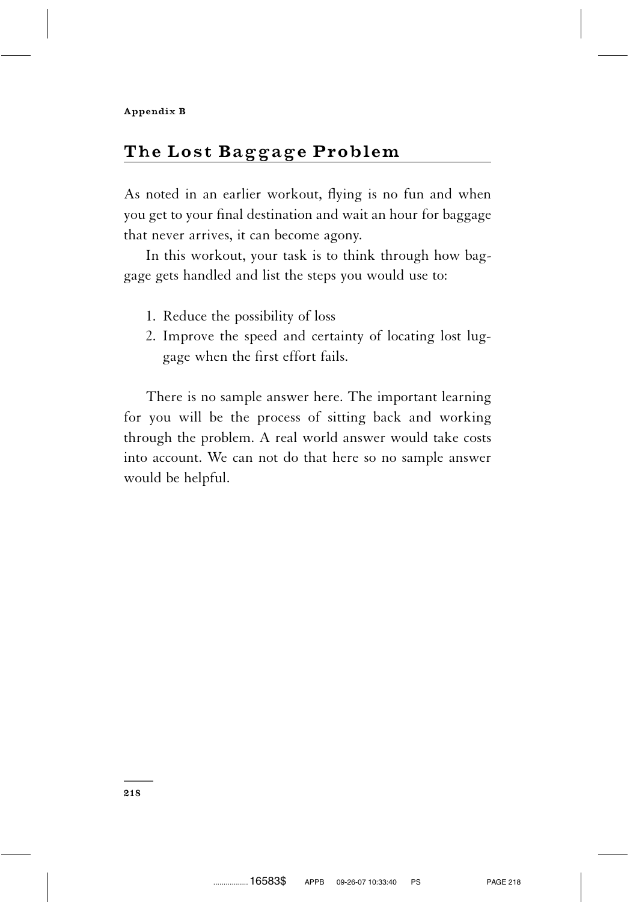Appendix B

## The Lost Baggage Problem

As noted in an earlier workout, flying is no fun and when you get to your final destination and wait an hour for baggage that never arrives, it can become agony.

In this workout, your task is to think through how baggage gets handled and list the steps you would use to:

1. Reduce the possibility of loss
2. Improve the speed and certainty of locating lost luggage when the first effort fails.

There is no sample answer here. The important learning for you will be the process of sitting back and working through the problem. A real world answer would take costs into account. We can not do that here so no sample answer would be helpful.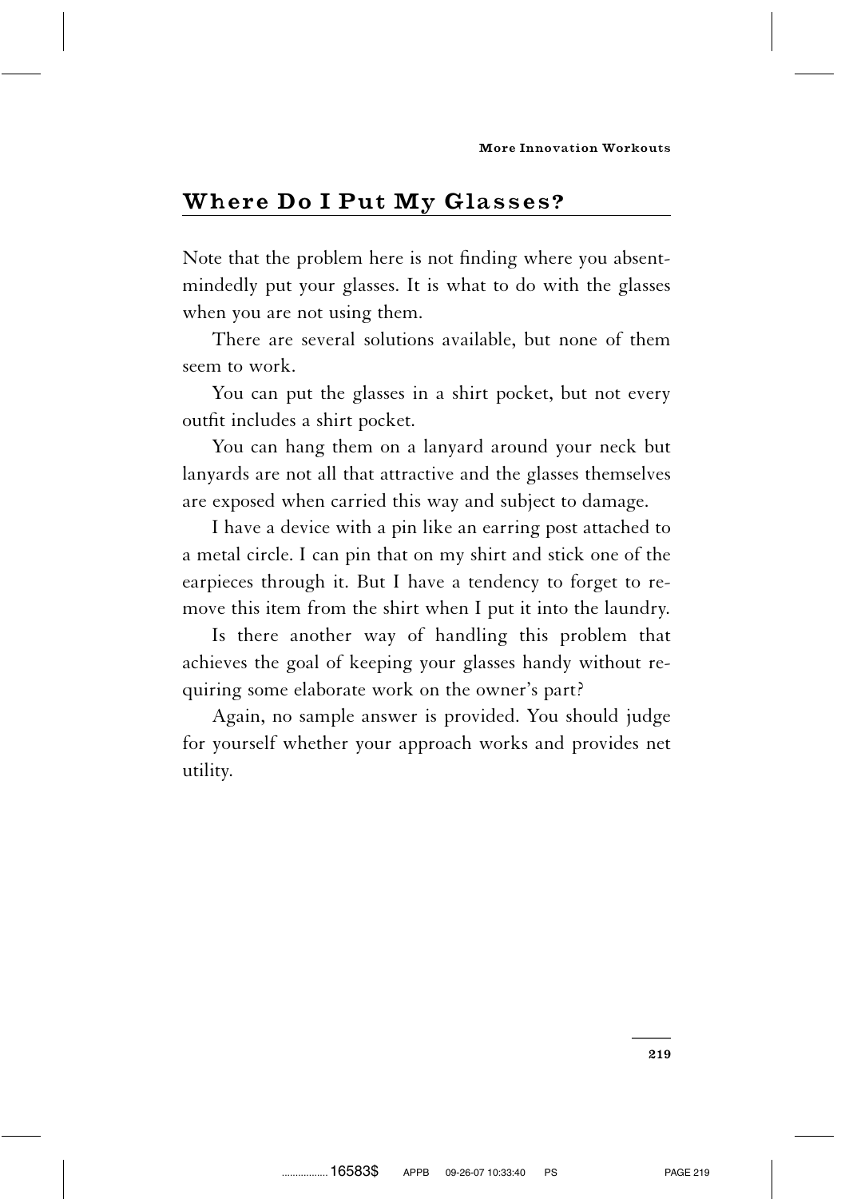## Where Do I Put My Glasses?

Note that the problem here is not finding where you absent-mindedly put your glasses. It is what to do with the glasses when you are not using them.

There are several solutions available, but none of them seem to work.

You can put the glasses in a shirt pocket, but not every outfit includes a shirt pocket.

You can hang them on a lanyard around your neck but lanyards are not all that attractive and the glasses themselves are exposed when carried this way and subject to damage.

I have a device with a pin like an earring post attached to a metal circle. I can pin that on my shirt and stick one of the earpieces through it. But I have a tendency to forget to remove this item from the shirt when I put it into the laundry.

Is there another way of handling this problem that achieves the goal of keeping your glasses handy without requiring some elaborate work on the owner's part?

Again, no sample answer is provided. You should judge for yourself whether your approach works and provides net utility.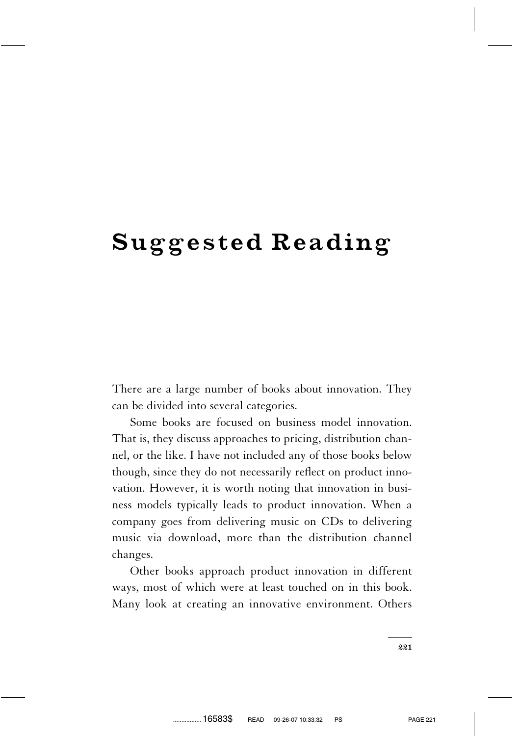# Suggested Reading

There are a large number of books about innovation. They can be divided into several categories.

Some books are focused on business model innovation. That is, they discuss approaches to pricing, distribution channel, or the like. I have not included any of those books below though, since they do not necessarily reflect on product innovation. However, it is worth noting that innovation in business models typically leads to product innovation. When a company goes from delivering music on CDs to delivering music via download, more than the distribution channel changes.

Other books approach product innovation in different ways, most of which were at least touched on in this book. Many look at creating an innovative environment. Others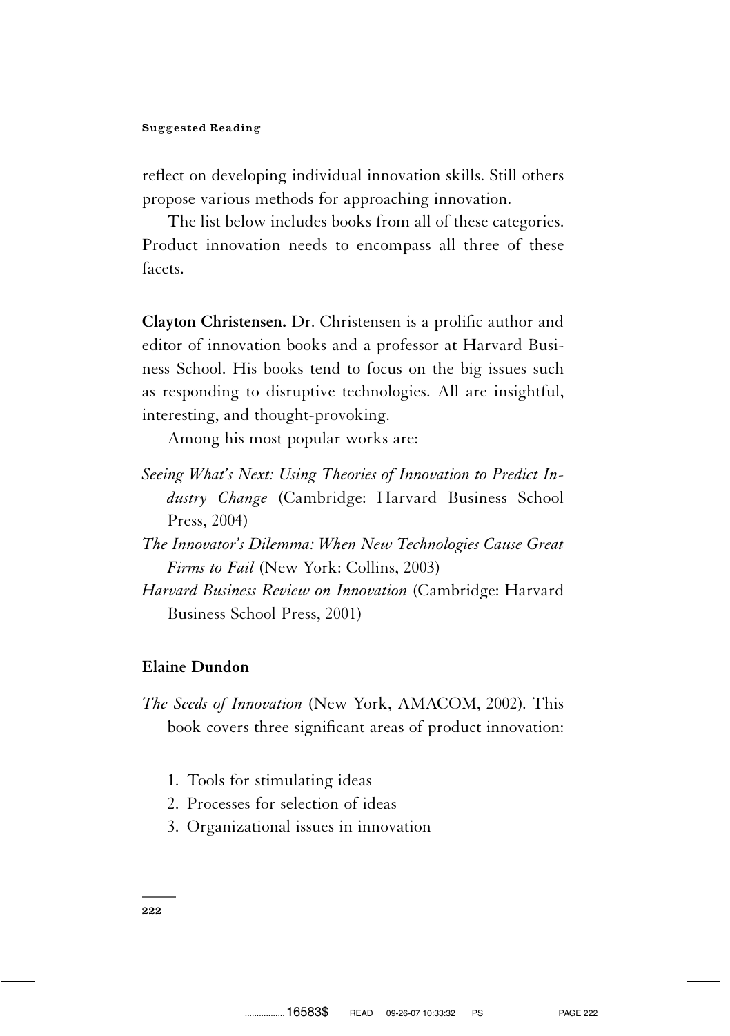reflect on developing individual innovation skills. Still others propose various methods for approaching innovation.

The list below includes books from all of these categories. Product innovation needs to encompass all three of these facets.

**Clayton Christensen.** Dr. Christensen is a prolific author and editor of innovation books and a professor at Harvard Business School. His books tend to focus on the big issues such as responding to disruptive technologies. All are insightful, interesting, and thought-provoking.

Among his most popular works are:

*Seeing What's Next: Using Theories of Innovation to Predict Industry Change* (Cambridge: Harvard Business School Press, 2004)

*The Innovator's Dilemma: When New Technologies Cause Great Firms to Fail* (New York: Collins, 2003)

*Harvard Business Review on Innovation* (Cambridge: Harvard Business School Press, 2001)

**Elaine Dundon**

*The Seeds of Innovation* (New York, AMACOM, 2002). This book covers three significant areas of product innovation:

1. Tools for stimulating ideas
2. Processes for selection of ideas
3. Organizational issues in innovation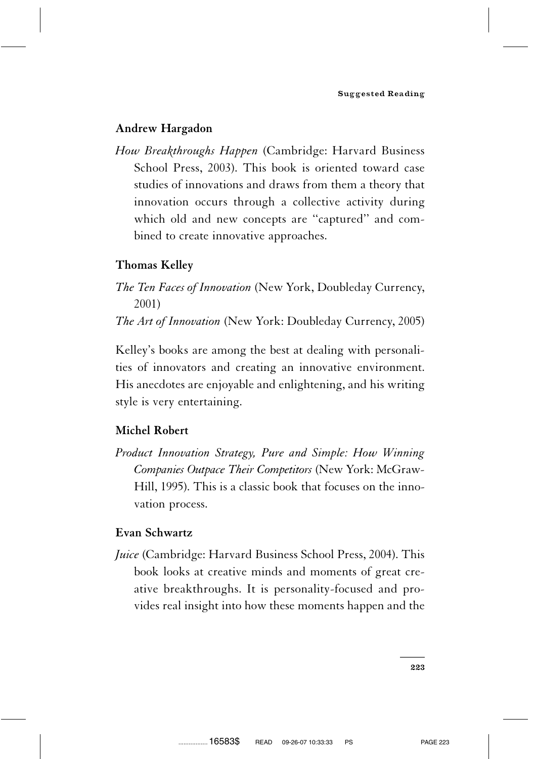### Andrew Hargadon

*How Breakthroughs Happen* (Cambridge: Harvard Business School Press, 2003). This book is oriented toward case studies of innovations and draws from them a theory that innovation occurs through a collective activity during which old and new concepts are "captured" and combined to create innovative approaches.

### Thomas Kelley

*The Ten Faces of Innovation* (New York, Doubleday Currency, 2001)

*The Art of Innovation* (New York: Doubleday Currency, 2005)

Kelley's books are among the best at dealing with personalities of innovators and creating an innovative environment. His anecdotes are enjoyable and enlightening, and his writing style is very entertaining.

### Michel Robert

*Product Innovation Strategy, Pure and Simple: How Winning Companies Outpace Their Competitors* (New York: McGraw-Hill, 1995). This is a classic book that focuses on the innovation process.

### Evan Schwartz

*Juice* (Cambridge: Harvard Business School Press, 2004). This book looks at creative minds and moments of great creative breakthroughs. It is personality-focused and provides real insight into how these moments happen and the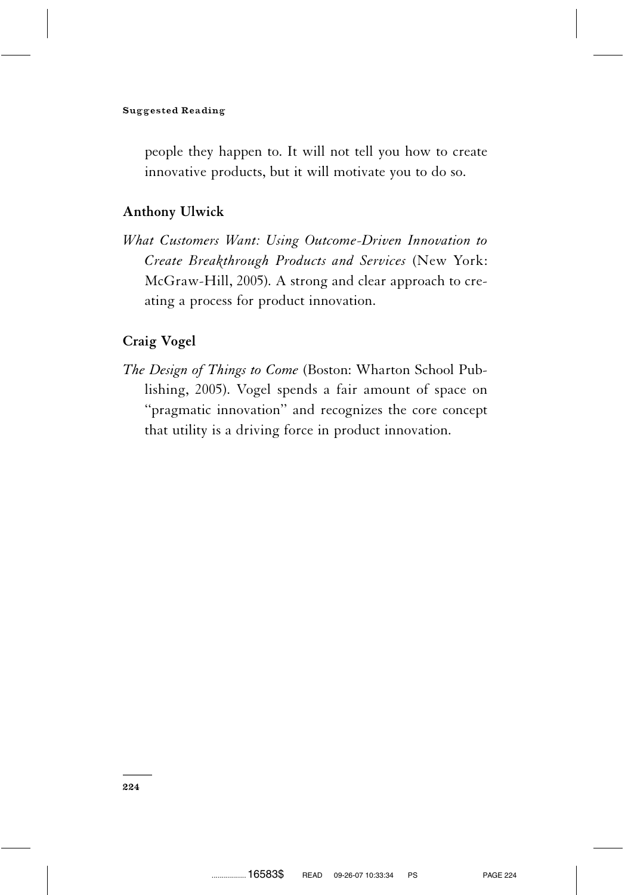people they happen to. It will not tell you how to create innovative products, but it will motivate you to do so.

### Anthony Ulwick

*What Customers Want: Using Outcome-Driven Innovation to Create Breakthrough Products and Services* (New York: McGraw-Hill, 2005). A strong and clear approach to creating a process for product innovation.

### Craig Vogel

*The Design of Things to Come* (Boston: Wharton School Publishing, 2005). Vogel spends a fair amount of space on "pragmatic innovation" and recognizes the core concept that utility is a driving force in product innovation.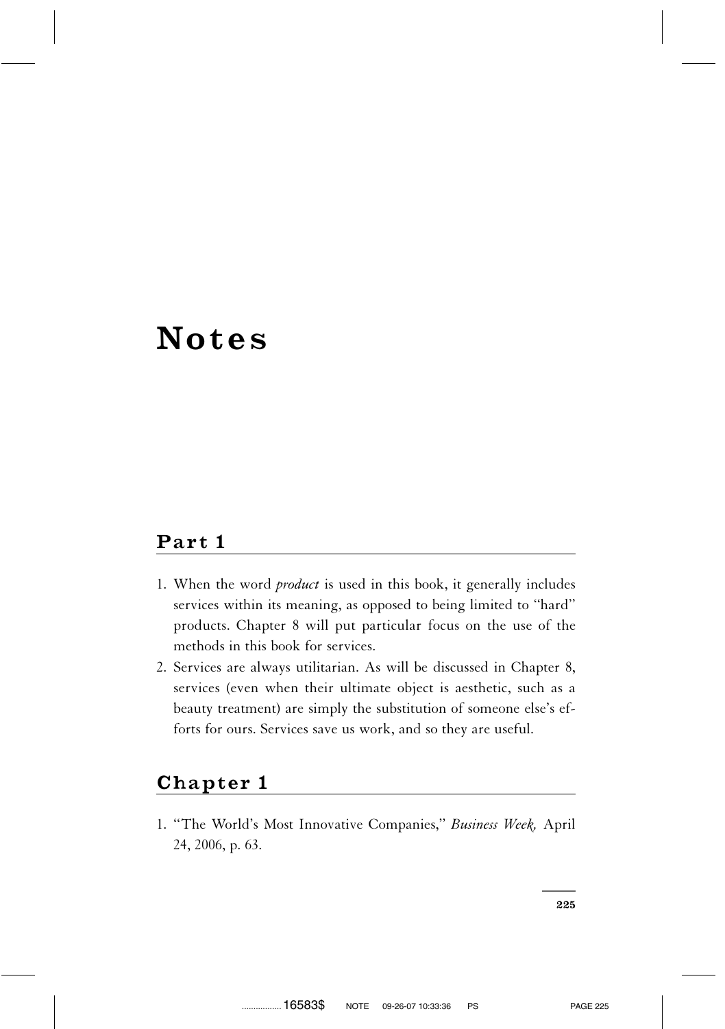# Notes

## Part 1

1. When the word *product* is used in this book, it generally includes services within its meaning, as opposed to being limited to "hard" products. Chapter 8 will put particular focus on the use of the methods in this book for services.
2. Services are always utilitarian. As will be discussed in Chapter 8, services (even when their ultimate object is aesthetic, such as a beauty treatment) are simply the substitution of someone else's efforts for ours. Services save us work, and so they are useful.

## Chapter 1

1. "The World's Most Innovative Companies," *Business Week,* April 24, 2006, p. 63.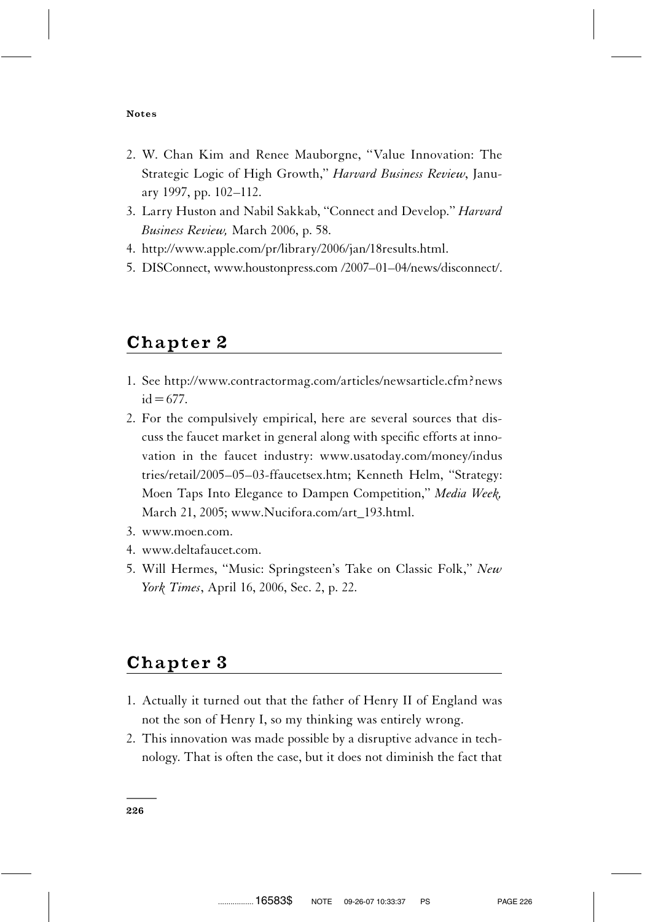2. W. Chan Kim and Renee Mauborgne, ''Value Innovation: The Strategic Logic of High Growth,'' *Harvard Business Review*, January 1997, pp. 102–112.
3. Larry Huston and Nabil Sakkab, ''Connect and Develop.'' *Harvard Business Review,* March 2006, p. 58.
4. http://www.apple.com/pr/library/2006/jan/18results.html.
5. DISConnect, www.houstonpress.com /2007–01–04/news/disconnect/.

## Chapter 2

1. See http://www.contractormag.com/articles/newsarticle.cfm?news id = 677.
2. For the compulsively empirical, here are several sources that discuss the faucet market in general along with specific efforts at innovation in the faucet industry: www.usatoday.com/money/industries/retail/2005–05–03-ffaucetsex.htm; Kenneth Helm, ''Strategy: Moen Taps Into Elegance to Dampen Competition,'' *Media Week,* March 21, 2005; www.Nucifora.com/art_193.html.
3. www.moen.com.
4. www.deltafaucet.com.
5. Will Hermes, ''Music: Springsteen's Take on Classic Folk,'' *New York Times*, April 16, 2006, Sec. 2, p. 22.

## Chapter 3

1. Actually it turned out that the father of Henry II of England was not the son of Henry I, so my thinking was entirely wrong.
2. This innovation was made possible by a disruptive advance in technology. That is often the case, but it does not diminish the fact that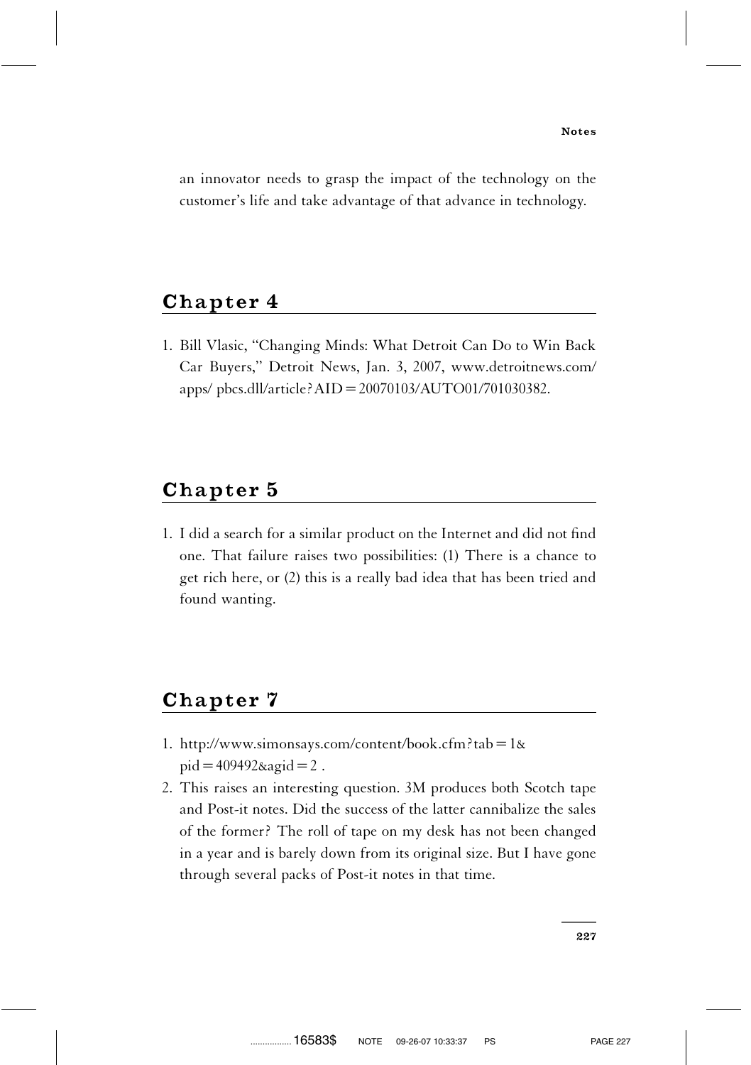an innovator needs to grasp the impact of the technology on the customer's life and take advantage of that advance in technology.

## Chapter 4

1. Bill Vlasic, "Changing Minds: What Detroit Can Do to Win Back Car Buyers," Detroit News, Jan. 3, 2007, www.detroitnews.com/apps/ pbcs.dll/article?AID=20070103/AUTO01/701030382.

## Chapter 5

1. I did a search for a similar product on the Internet and did not find one. That failure raises two possibilities: (1) There is a chance to get rich here, or (2) this is a really bad idea that has been tried and found wanting.

## Chapter 7

1. http://www.simonsays.com/content/book.cfm?tab=1&pid=409492&agid=2 .
2. This raises an interesting question. 3M produces both Scotch tape and Post-it notes. Did the success of the latter cannibalize the sales of the former? The roll of tape on my desk has not been changed in a year and is barely down from its original size. But I have gone through several packs of Post-it notes in that time.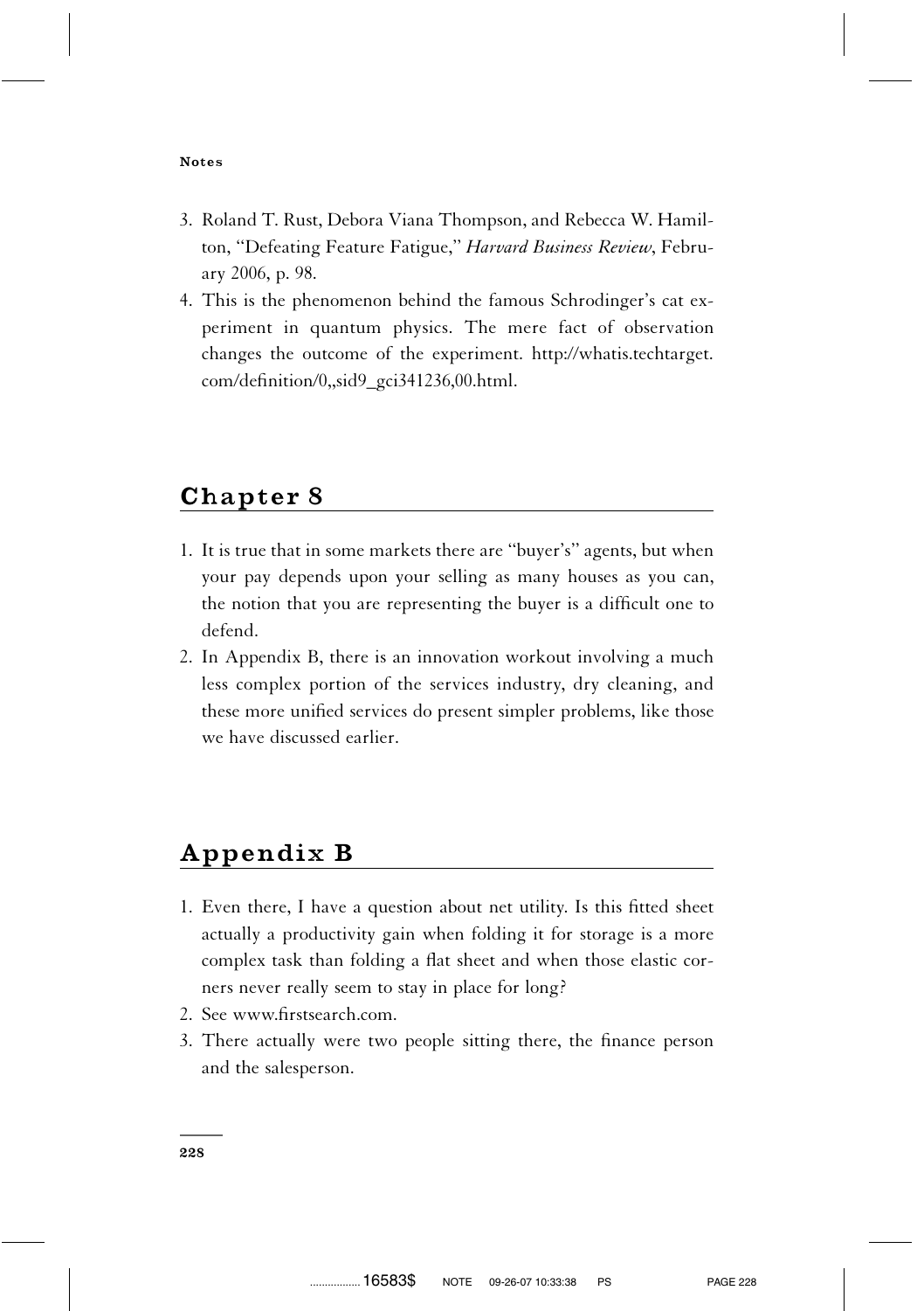3. Roland T. Rust, Debora Viana Thompson, and Rebecca W. Hamilton, ''Defeating Feature Fatigue,'' *Harvard Business Review*, February 2006, p. 98.
4. This is the phenomenon behind the famous Schrodinger's cat experiment in quantum physics. The mere fact of observation changes the outcome of the experiment. http://whatis.techtarget.com/definition/0,,sid9_gci341236,00.html.

## Chapter 8

1. It is true that in some markets there are ''buyer's'' agents, but when your pay depends upon your selling as many houses as you can, the notion that you are representing the buyer is a difficult one to defend.
2. In Appendix B, there is an innovation workout involving a much less complex portion of the services industry, dry cleaning, and these more unified services do present simpler problems, like those we have discussed earlier.

## Appendix B

1. Even there, I have a question about net utility. Is this fitted sheet actually a productivity gain when folding it for storage is a more complex task than folding a flat sheet and when those elastic corners never really seem to stay in place for long?
2. See www.firstsearch.com.
3. There actually were two people sitting there, the finance person and the salesperson.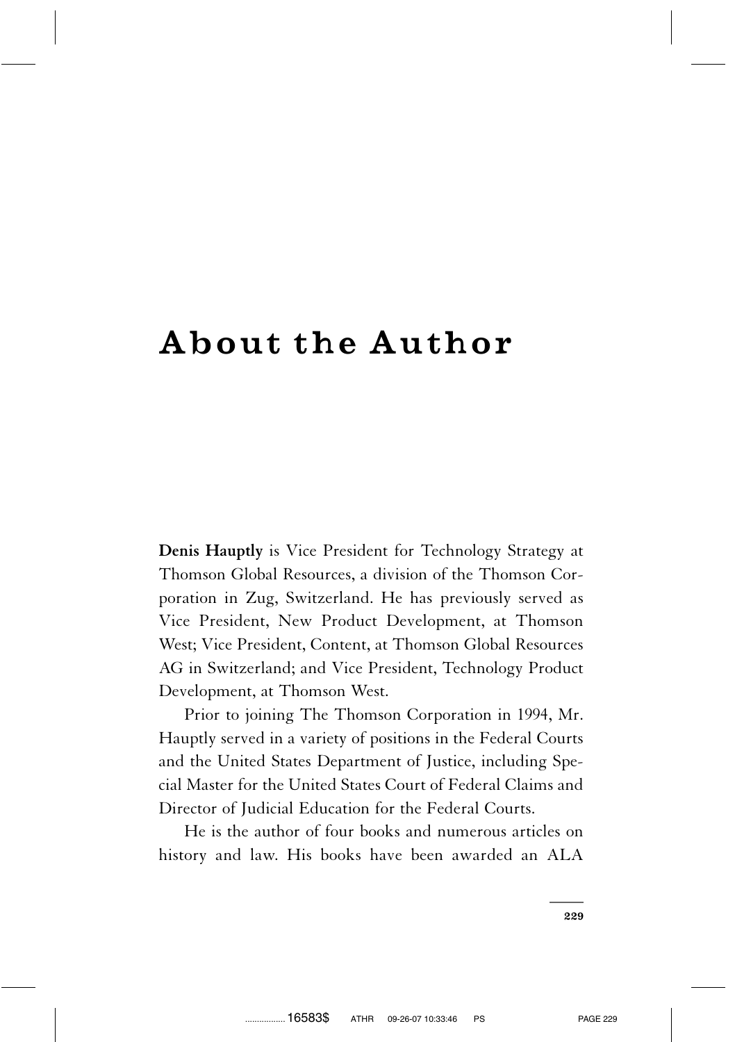# About the Author

**Denis Hauptly** is Vice President for Technology Strategy at Thomson Global Resources, a division of the Thomson Corporation in Zug, Switzerland. He has previously served as Vice President, New Product Development, at Thomson West; Vice President, Content, at Thomson Global Resources AG in Switzerland; and Vice President, Technology Product Development, at Thomson West.

Prior to joining The Thomson Corporation in 1994, Mr. Hauptly served in a variety of positions in the Federal Courts and the United States Department of Justice, including Special Master for the United States Court of Federal Claims and Director of Judicial Education for the Federal Courts.

He is the author of four books and numerous articles on history and law. His books have been awarded an ALA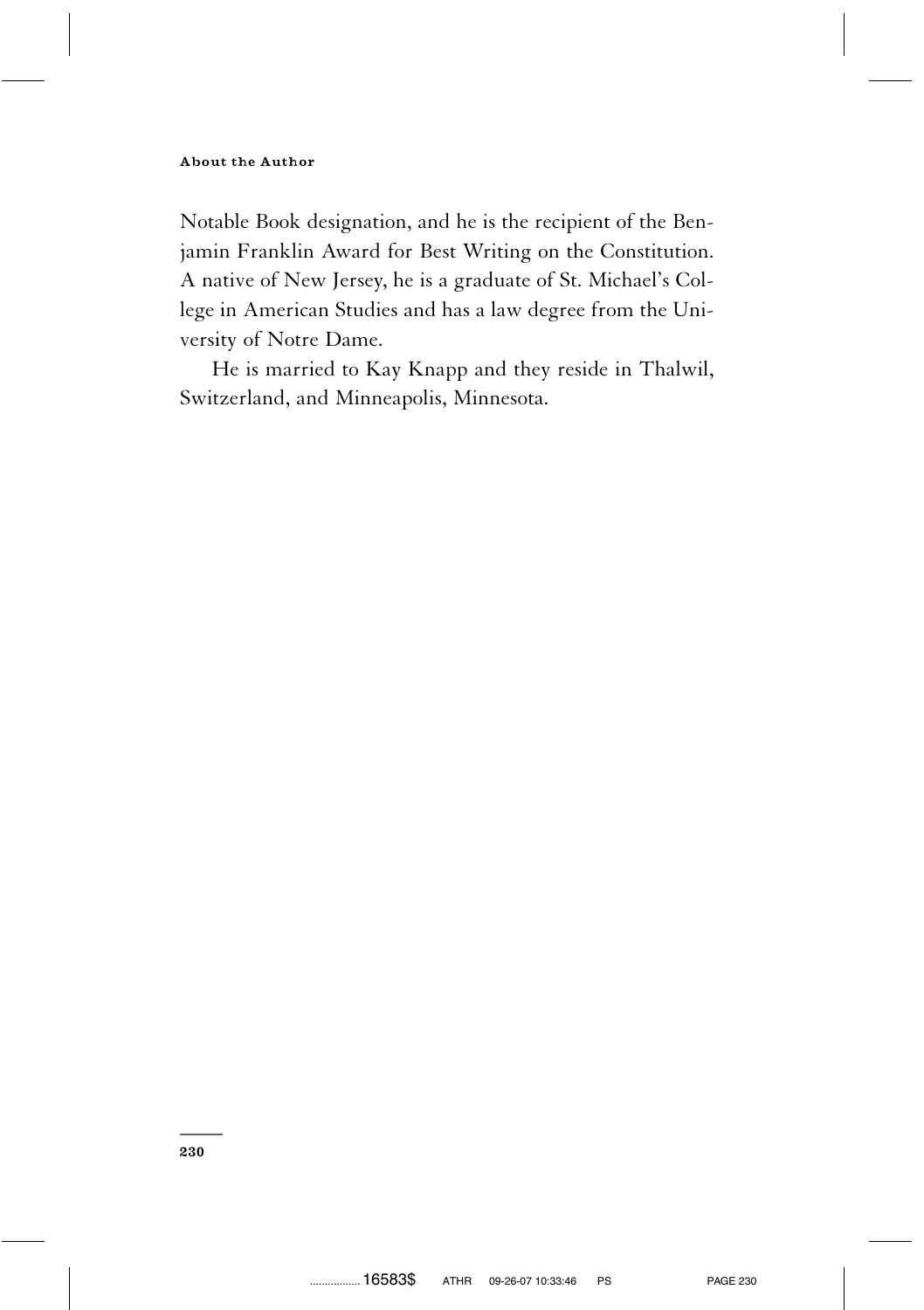Notable Book designation, and he is the recipient of the Benjamin Franklin Award for Best Writing on the Constitution. A native of New Jersey, he is a graduate of St. Michael's College in American Studies and has a law degree from the University of Notre Dame.

He is married to Kay Knapp and they reside in Thalwil, Switzerland, and Minneapolis, Minnesota.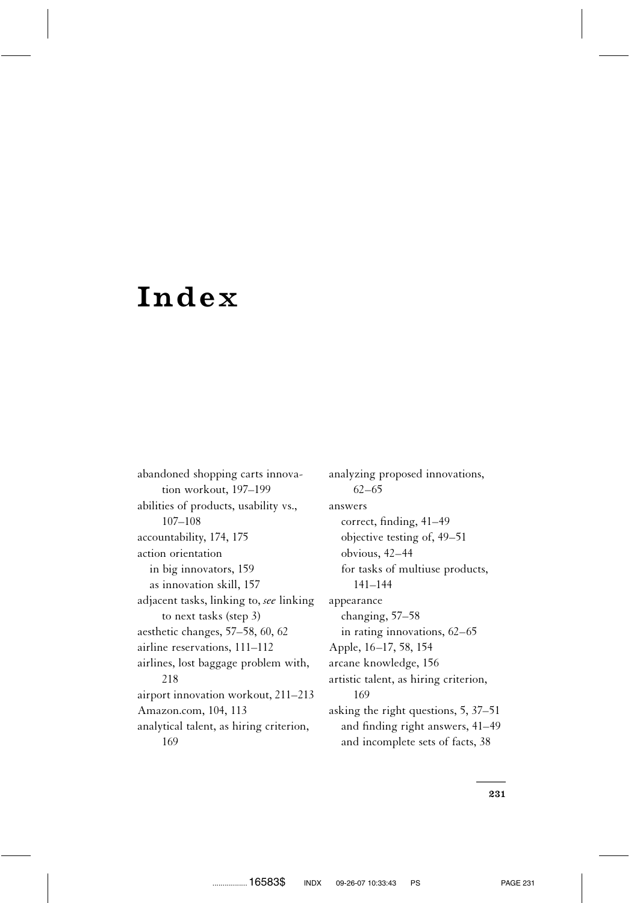# Index

abandoned shopping carts innovation workout, 197–199
abilities of products, usability vs., 107–108
accountability, 174, 175
action orientation
  in big innovators, 159
  as innovation skill, 157
adjacent tasks, linking to, *see* linking to next tasks (step 3)
aesthetic changes, 57–58, 60, 62
airline reservations, 111–112
airlines, lost baggage problem with, 218
airport innovation workout, 211–213
Amazon.com, 104, 113
analytical talent, as hiring criterion, 169
analyzing proposed innovations, 62–65
answers
  correct, finding, 41–49
  objective testing of, 49–51
  obvious, 42–44
  for tasks of multiuse products, 141–144
appearance
  changing, 57–58
  in rating innovations, 62–65
Apple, 16–17, 58, 154
arcane knowledge, 156
artistic talent, as hiring criterion, 169
asking the right questions, 5, 37–51
  and finding right answers, 41–49
  and incomplete sets of facts, 38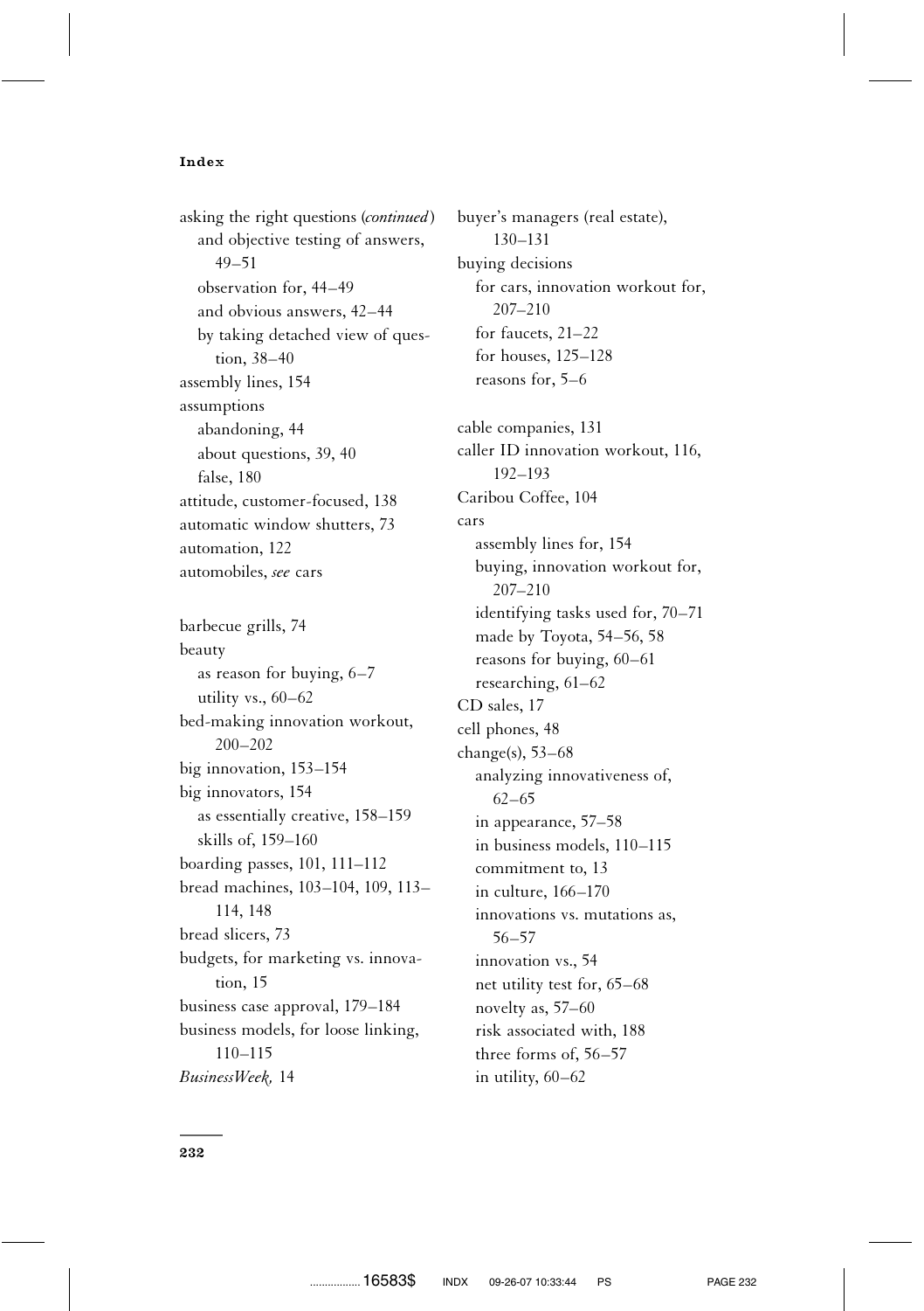asking the right questions (*continued*)
  and objective testing of answers, 49–51
  observation for, 44–49
  and obvious answers, 42–44
  by taking detached view of question, 38–40
assembly lines, 154
assumptions
  abandoning, 44
  about questions, 39, 40
  false, 180
attitude, customer-focused, 138
automatic window shutters, 73
automation, 122
automobiles, *see* cars

barbecue grills, 74
beauty
  as reason for buying, 6–7
  utility vs., 60–62
bed-making innovation workout, 200–202
big innovation, 153–154
big innovators, 154
  as essentially creative, 158–159
  skills of, 159–160
boarding passes, 101, 111–112
bread machines, 103–104, 109, 113–114, 148
bread slicers, 73
budgets, for marketing vs. innovation, 15
business case approval, 179–184
business models, for loose linking, 110–115
*BusinessWeek,* 14

buyer's managers (real estate), 130–131
buying decisions
  for cars, innovation workout for, 207–210
  for faucets, 21–22
  for houses, 125–128
  reasons for, 5–6

cable companies, 131
caller ID innovation workout, 116, 192–193
Caribou Coffee, 104
cars
  assembly lines for, 154
  buying, innovation workout for, 207–210
  identifying tasks used for, 70–71
  made by Toyota, 54–56, 58
  reasons for buying, 60–61
  researching, 61–62
CD sales, 17
cell phones, 48
change(s), 53–68
  analyzing innovativeness of, 62–65
  in appearance, 57–58
  in business models, 110–115
  commitment to, 13
  in culture, 166–170
  innovations vs. mutations as, 56–57
  innovation vs., 54
  net utility test for, 65–68
  novelty as, 57–60
  risk associated with, 188
  three forms of, 56–57
  in utility, 60–62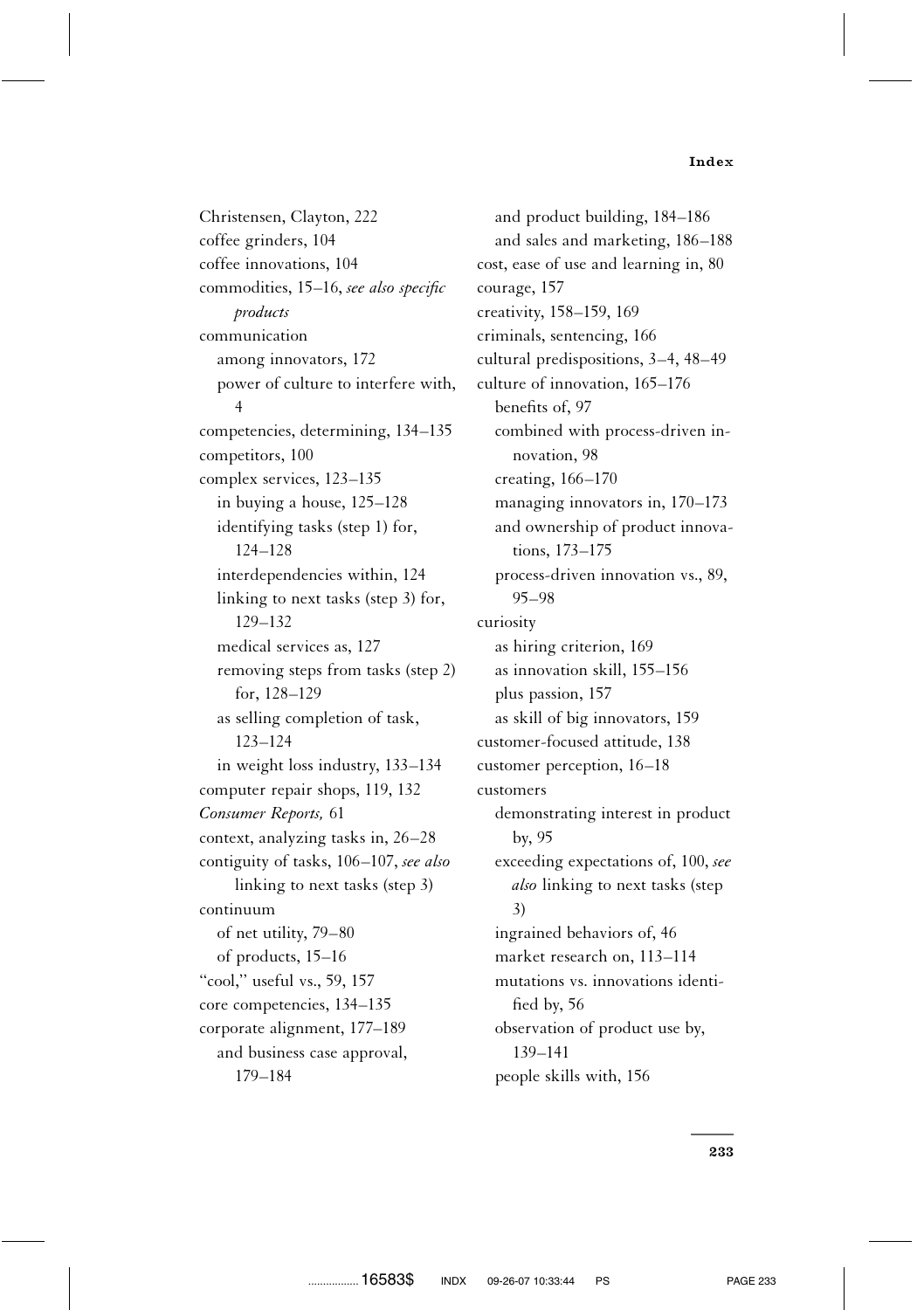Christensen, Clayton, 222
coffee grinders, 104
coffee innovations, 104
commodities, 15–16, *see also specific products*
communication
  among innovators, 172
  power of culture to interfere with, 4
competencies, determining, 134–135
competitors, 100
complex services, 123–135
  in buying a house, 125–128
  identifying tasks (step 1) for, 124–128
  interdependencies within, 124
  linking to next tasks (step 3) for, 129–132
  medical services as, 127
  removing steps from tasks (step 2) for, 128–129
  as selling completion of task, 123–124
  in weight loss industry, 133–134
computer repair shops, 119, 132
*Consumer Reports,* 61
context, analyzing tasks in, 26–28
contiguity of tasks, 106–107, *see also* linking to next tasks (step 3)
continuum
  of net utility, 79–80
  of products, 15–16
"cool," useful vs., 59, 157
core competencies, 134–135
corporate alignment, 177–189
  and business case approval, 179–184
  and product building, 184–186
  and sales and marketing, 186–188
cost, ease of use and learning in, 80
courage, 157
creativity, 158–159, 169
criminals, sentencing, 166
cultural predispositions, 3–4, 48–49
culture of innovation, 165–176
  benefits of, 97
  combined with process-driven innovation, 98
  creating, 166–170
  managing innovators in, 170–173
  and ownership of product innovations, 173–175
  process-driven innovation vs., 89, 95–98
curiosity
  as hiring criterion, 169
  as innovation skill, 155–156
  plus passion, 157
  as skill of big innovators, 159
customer-focused attitude, 138
customer perception, 16–18
customers
  demonstrating interest in product by, 95
  exceeding expectations of, 100, *see also* linking to next tasks (step 3)
  ingrained behaviors of, 46
  market research on, 113–114
  mutations vs. innovations identified by, 56
  observation of product use by, 139–141
  people skills with, 156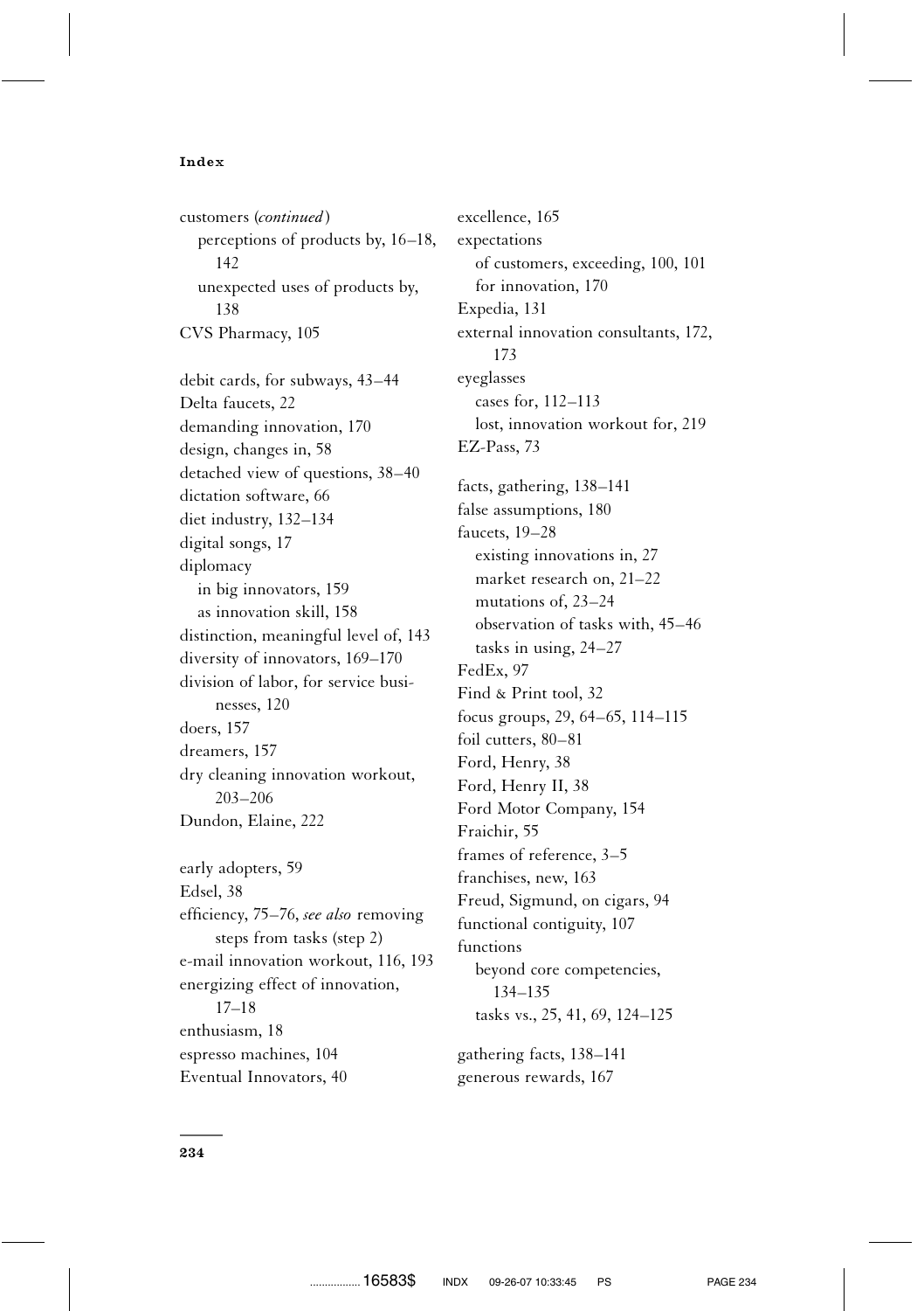customers (*continued*)
  perceptions of products by, 16–18, 142
  unexpected uses of products by, 138
CVS Pharmacy, 105

debit cards, for subways, 43–44
Delta faucets, 22
demanding innovation, 170
design, changes in, 58
detached view of questions, 38–40
dictation software, 66
diet industry, 132–134
digital songs, 17
diplomacy
  in big innovators, 159
  as innovation skill, 158
distinction, meaningful level of, 143
diversity of innovators, 169–170
division of labor, for service businesses, 120
doers, 157
dreamers, 157
dry cleaning innovation workout, 203–206
Dundon, Elaine, 222

early adopters, 59
Edsel, 38
efficiency, 75–76, *see also* removing steps from tasks (step 2)
e-mail innovation workout, 116, 193
energizing effect of innovation, 17–18
enthusiasm, 18
espresso machines, 104
Eventual Innovators, 40

excellence, 165
expectations
  of customers, exceeding, 100, 101
  for innovation, 170
Expedia, 131
external innovation consultants, 172, 173
eyeglasses
  cases for, 112–113
  lost, innovation workout for, 219
EZ-Pass, 73

facts, gathering, 138–141
false assumptions, 180
faucets, 19–28
  existing innovations in, 27
  market research on, 21–22
  mutations of, 23–24
  observation of tasks with, 45–46
  tasks in using, 24–27
FedEx, 97
Find & Print tool, 32
focus groups, 29, 64–65, 114–115
foil cutters, 80–81
Ford, Henry, 38
Ford, Henry II, 38
Ford Motor Company, 154
Fraichir, 55
frames of reference, 3–5
franchises, new, 163
Freud, Sigmund, on cigars, 94
functional contiguity, 107
functions
  beyond core competencies, 134–135
  tasks vs., 25, 41, 69, 124–125

gathering facts, 138–141
generous rewards, 167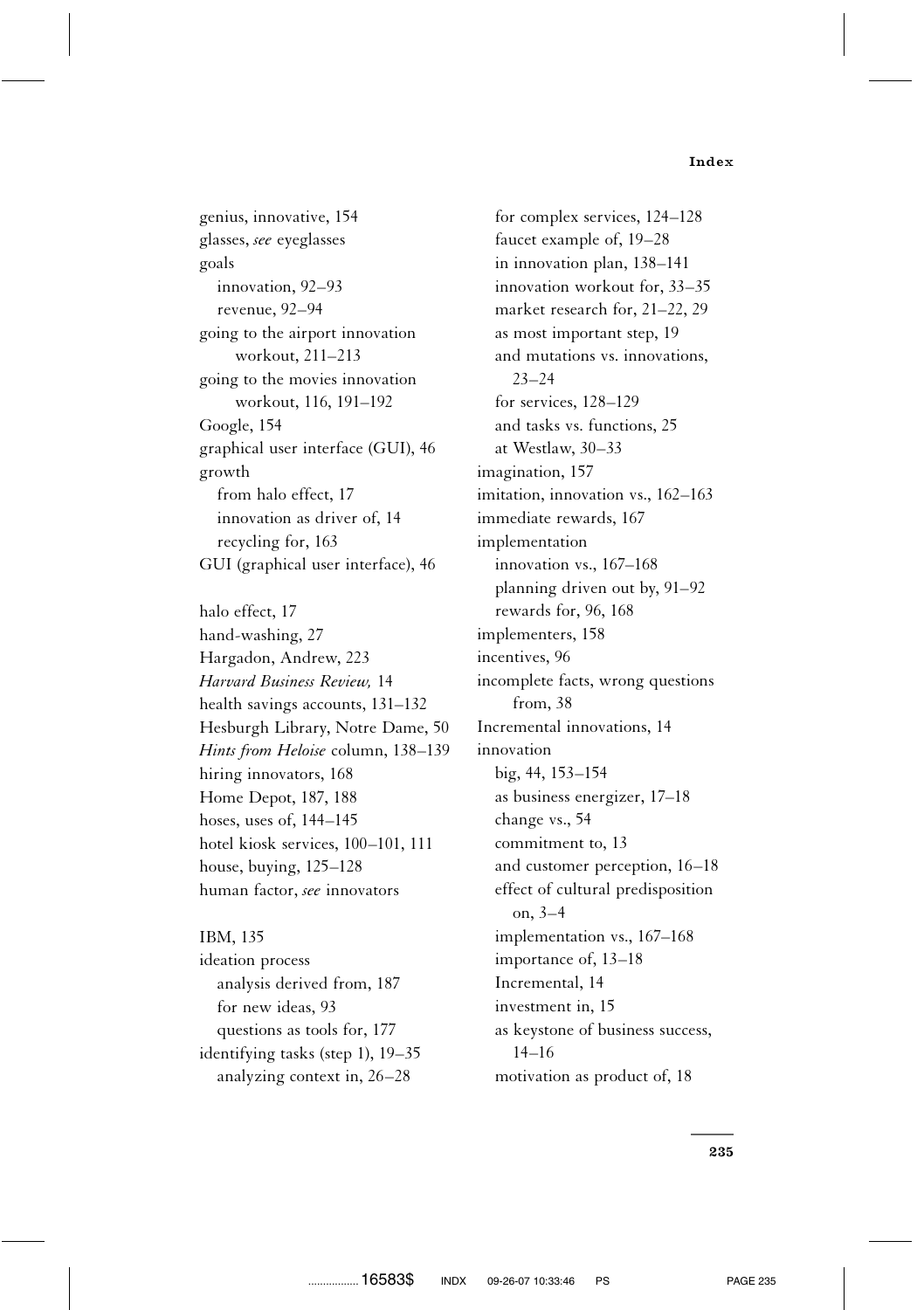genius, innovative, 154
glasses, *see* eyeglasses
goals
  innovation, 92–93
  revenue, 92–94
going to the airport innovation workout, 211–213
going to the movies innovation workout, 116, 191–192
Google, 154
graphical user interface (GUI), 46
growth
  from halo effect, 17
  innovation as driver of, 14
  recycling for, 163
GUI (graphical user interface), 46

halo effect, 17
hand-washing, 27
Hargadon, Andrew, 223
*Harvard Business Review,* 14
health savings accounts, 131–132
Hesburgh Library, Notre Dame, 50
*Hints from Heloise* column, 138–139
hiring innovators, 168
Home Depot, 187, 188
hoses, uses of, 144–145
hotel kiosk services, 100–101, 111
house, buying, 125–128
human factor, *see* innovators

IBM, 135
ideation process
  analysis derived from, 187
  for new ideas, 93
  questions as tools for, 177
identifying tasks (step 1), 19–35
  analyzing context in, 26–28
  for complex services, 124–128
  faucet example of, 19–28
  in innovation plan, 138–141
  innovation workout for, 33–35
  market research for, 21–22, 29
  as most important step, 19
  and mutations vs. innovations, 23–24
  for services, 128–129
  and tasks vs. functions, 25
  at Westlaw, 30–33
imagination, 157
imitation, innovation vs., 162–163
immediate rewards, 167
implementation
  innovation vs., 167–168
  planning driven out by, 91–92
  rewards for, 96, 168
implementers, 158
incentives, 96
incomplete facts, wrong questions from, 38
Incremental innovations, 14
innovation
  big, 44, 153–154
  as business energizer, 17–18
  change vs., 54
  commitment to, 13
  and customer perception, 16–18
  effect of cultural predisposition on, 3–4
  implementation vs., 167–168
  importance of, 13–18
  Incremental, 14
  investment in, 15
  as keystone of business success, 14–16
  motivation as product of, 18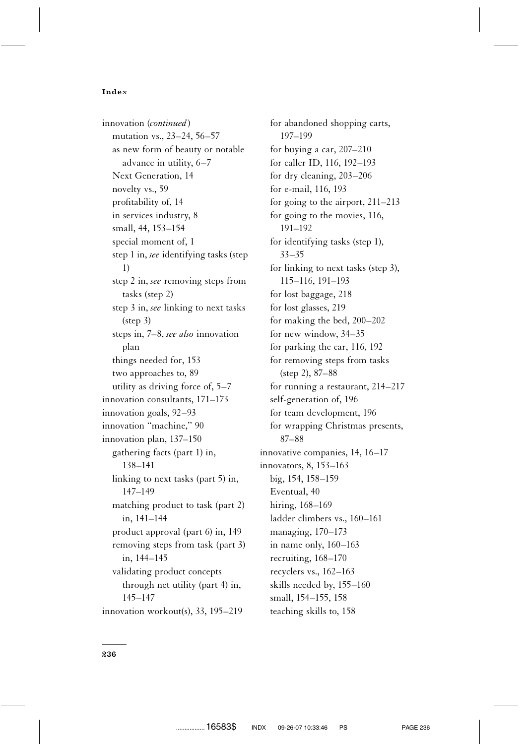innovation (*continued*)
- mutation vs., 23–24, 56–57
- as new form of beauty or notable advance in utility, 6–7
- Next Generation, 14
- novelty vs., 59
- profitability of, 14
- in services industry, 8
- small, 44, 153–154
- special moment of, 1
- step 1 in, *see* identifying tasks (step 1)
- step 2 in, *see* removing steps from tasks (step 2)
- step 3 in, *see* linking to next tasks (step 3)
- steps in, 7–8, *see also* innovation plan
- things needed for, 153
- two approaches to, 89
- utility as driving force of, 5–7

innovation consultants, 171–173

innovation goals, 92–93

innovation "machine," 90

innovation plan, 137–150
- gathering facts (part 1) in, 138–141
- linking to next tasks (part 5) in, 147–149
- matching product to task (part 2) in, 141–144
- product approval (part 6) in, 149
- removing steps from task (part 3) in, 144–145
- validating product concepts through net utility (part 4) in, 145–147

innovation workout(s), 33, 195–219
- for abandoned shopping carts, 197–199
- for buying a car, 207–210
- for caller ID, 116, 192–193
- for dry cleaning, 203–206
- for e-mail, 116, 193
- for going to the airport, 211–213
- for going to the movies, 116, 191–192
- for identifying tasks (step 1), 33–35
- for linking to next tasks (step 3), 115–116, 191–193
- for lost baggage, 218
- for lost glasses, 219
- for making the bed, 200–202
- for new window, 34–35
- for parking the car, 116, 192
- for removing steps from tasks (step 2), 87–88
- for running a restaurant, 214–217
- self-generation of, 196
- for team development, 196
- for wrapping Christmas presents, 87–88

innovative companies, 14, 16–17

innovators, 8, 153–163
- big, 154, 158–159
- Eventual, 40
- hiring, 168–169
- ladder climbers vs., 160–161
- managing, 170–173
- in name only, 160–163
- recruiting, 168–170
- recyclers vs., 162–163
- skills needed by, 155–160
- small, 154–155, 158
- teaching skills to, 158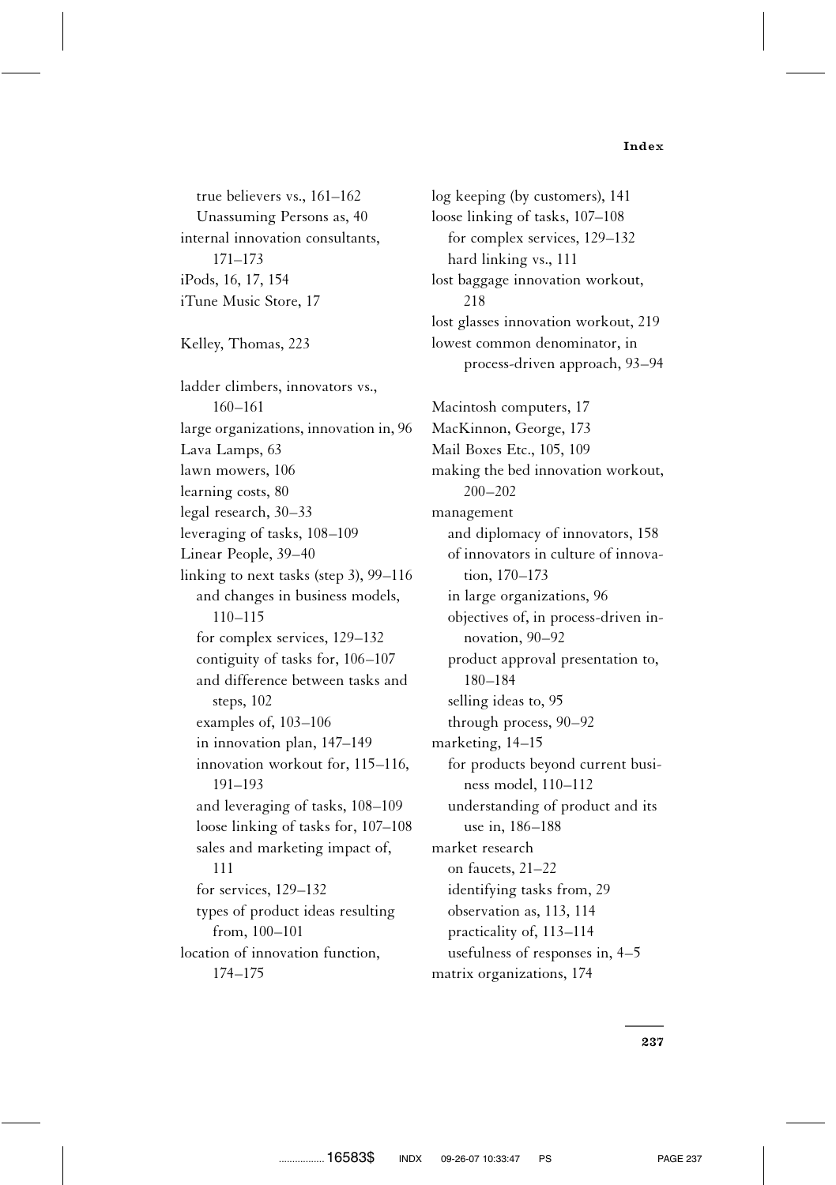true believers vs., 161–162
Unassuming Persons as, 40
internal innovation consultants, 171–173
iPods, 16, 17, 154
iTune Music Store, 17

Kelley, Thomas, 223

ladder climbers, innovators vs., 160–161
large organizations, innovation in, 96
Lava Lamps, 63
lawn mowers, 106
learning costs, 80
legal research, 30–33
leveraging of tasks, 108–109
Linear People, 39–40
linking to next tasks (step 3), 99–116
and changes in business models, 110–115
for complex services, 129–132
contiguity of tasks for, 106–107
and difference between tasks and steps, 102
examples of, 103–106
in innovation plan, 147–149
innovation workout for, 115–116, 191–193
and leveraging of tasks, 108–109
loose linking of tasks for, 107–108
sales and marketing impact of, 111
for services, 129–132
types of product ideas resulting from, 100–101
location of innovation function, 174–175

log keeping (by customers), 141
loose linking of tasks, 107–108
for complex services, 129–132
hard linking vs., 111
lost baggage innovation workout, 218
lost glasses innovation workout, 219
lowest common denominator, in process-driven approach, 93–94

Macintosh computers, 17
MacKinnon, George, 173
Mail Boxes Etc., 105, 109
making the bed innovation workout, 200–202
management
and diplomacy of innovators, 158
of innovators in culture of innovation, 170–173
in large organizations, 96
objectives of, in process-driven innovation, 90–92
product approval presentation to, 180–184
selling ideas to, 95
through process, 90–92
marketing, 14–15
for products beyond current business model, 110–112
understanding of product and its use in, 186–188
market research
on faucets, 21–22
identifying tasks from, 29
observation as, 113, 114
practicality of, 113–114
usefulness of responses in, 4–5
matrix organizations, 174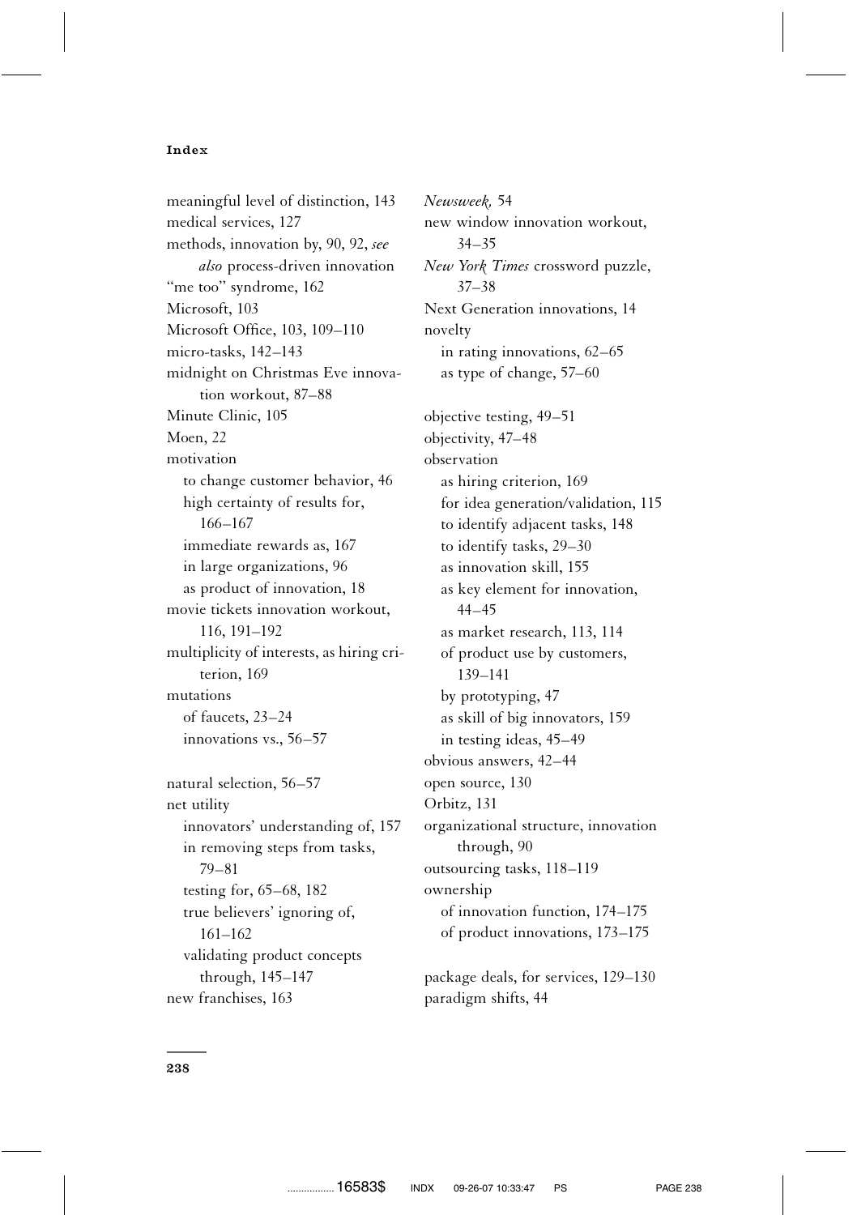meaningful level of distinction, 143
medical services, 127
methods, innovation by, 90, 92, *see also* process-driven innovation
"me too" syndrome, 162
Microsoft, 103
Microsoft Office, 103, 109–110
micro-tasks, 142–143
midnight on Christmas Eve innovation workout, 87–88
Minute Clinic, 105
Moen, 22
motivation
  to change customer behavior, 46
  high certainty of results for, 166–167
  immediate rewards as, 167
  in large organizations, 96
  as product of innovation, 18
movie tickets innovation workout, 116, 191–192
multiplicity of interests, as hiring criterion, 169
mutations
  of faucets, 23–24
  innovations vs., 56–57

natural selection, 56–57
net utility
  innovators' understanding of, 157
  in removing steps from tasks, 79–81
  testing for, 65–68, 182
  true believers' ignoring of, 161–162
  validating product concepts through, 145–147
new franchises, 163
*Newsweek,* 54
new window innovation workout, 34–35
*New York Times* crossword puzzle, 37–38
Next Generation innovations, 14
novelty
  in rating innovations, 62–65
  as type of change, 57–60

objective testing, 49–51
objectivity, 47–48
observation
  as hiring criterion, 169
  for idea generation/validation, 115
  to identify adjacent tasks, 148
  to identify tasks, 29–30
  as innovation skill, 155
  as key element for innovation, 44–45
  as market research, 113, 114
  of product use by customers, 139–141
  by prototyping, 47
  as skill of big innovators, 159
  in testing ideas, 45–49
obvious answers, 42–44
open source, 130
Orbitz, 131
organizational structure, innovation through, 90
outsourcing tasks, 118–119
ownership
  of innovation function, 174–175
  of product innovations, 173–175

package deals, for services, 129–130
paradigm shifts, 44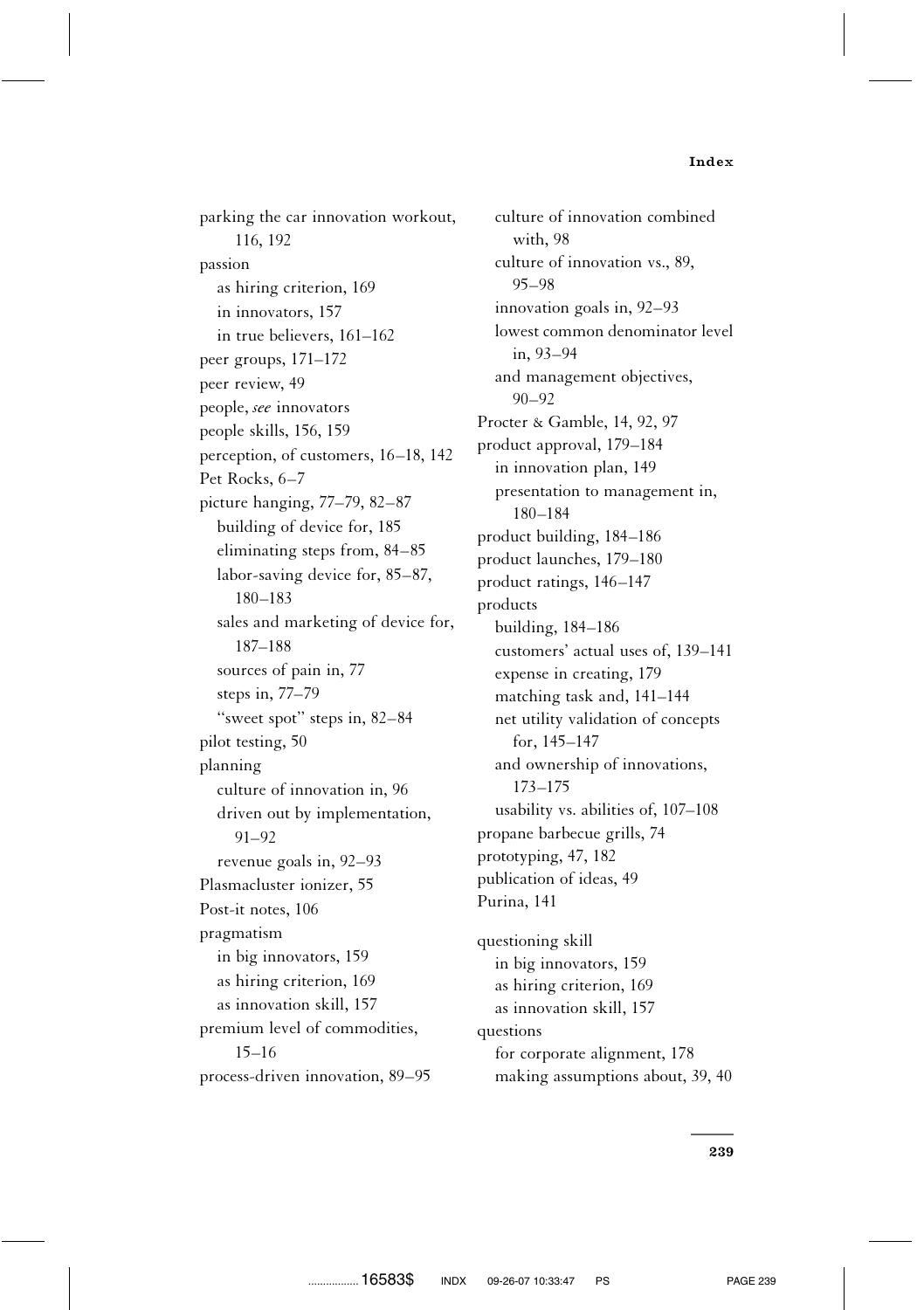parking the car innovation workout, 116, 192

passion
- as hiring criterion, 169
- in innovators, 157
- in true believers, 161–162

peer groups, 171–172

peer review, 49

people, *see* innovators

people skills, 156, 159

perception, of customers, 16–18, 142

Pet Rocks, 6–7

picture hanging, 77–79, 82–87
- building of device for, 185
- eliminating steps from, 84–85
- labor-saving device for, 85–87, 180–183
- sales and marketing of device for, 187–188
- sources of pain in, 77
- steps in, 77–79
- "sweet spot" steps in, 82–84

pilot testing, 50

planning
- culture of innovation in, 96
- driven out by implementation, 91–92
- revenue goals in, 92–93

Plasmacluster ionizer, 55

Post-it notes, 106

pragmatism
- in big innovators, 159
- as hiring criterion, 169
- as innovation skill, 157

premium level of commodities, 15–16

process-driven innovation, 89–95
- culture of innovation combined with, 98
- culture of innovation vs., 89, 95–98
- innovation goals in, 92–93
- lowest common denominator level in, 93–94
- and management objectives, 90–92

Procter & Gamble, 14, 92, 97

product approval, 179–184
- in innovation plan, 149
- presentation to management in, 180–184

product building, 184–186

product launches, 179–180

product ratings, 146–147

products
- building, 184–186
- customers' actual uses of, 139–141
- expense in creating, 179
- matching task and, 141–144
- net utility validation of concepts for, 145–147
- and ownership of innovations, 173–175
- usability vs. abilities of, 107–108

propane barbecue grills, 74

prototyping, 47, 182

publication of ideas, 49

Purina, 141

questioning skill
- in big innovators, 159
- as hiring criterion, 169
- as innovation skill, 157

questions
- for corporate alignment, 178
- making assumptions about, 39, 40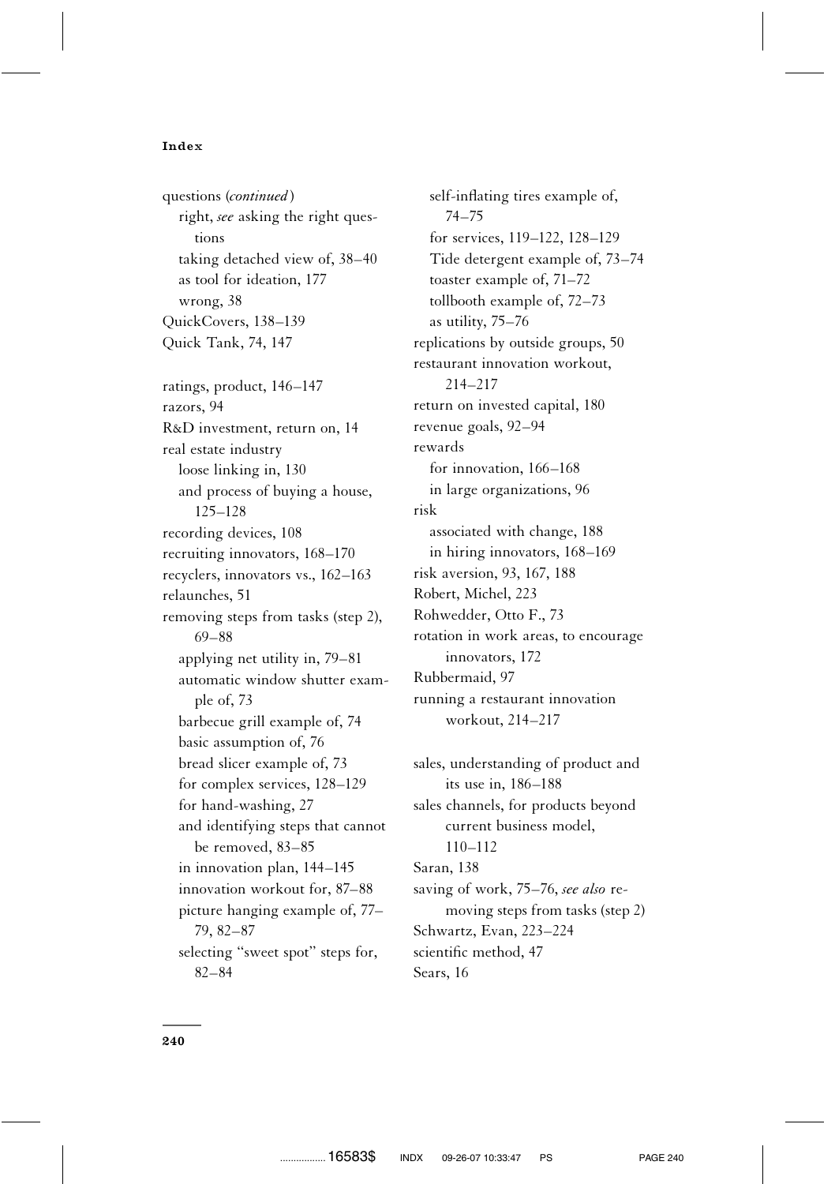questions (*continued*)
- right, *see* asking the right questions
- taking detached view of, 38–40
- as tool for ideation, 177
- wrong, 38

QuickCovers, 138–139

Quick Tank, 74, 147

ratings, product, 146–147

razors, 94

R&D investment, return on, 14

real estate industry
- loose linking in, 130
- and process of buying a house, 125–128

recording devices, 108

recruiting innovators, 168–170

recyclers, innovators vs., 162–163

relaunches, 51

removing steps from tasks (step 2), 69–88
- applying net utility in, 79–81
- automatic window shutter example of, 73
- barbecue grill example of, 74
- basic assumption of, 76
- bread slicer example of, 73
- for complex services, 128–129
- for hand-washing, 27
- and identifying steps that cannot be removed, 83–85
- in innovation plan, 144–145
- innovation workout for, 87–88
- picture hanging example of, 77–79, 82–87
- selecting "sweet spot" steps for, 82–84
- self-inflating tires example of, 74–75
- for services, 119–122, 128–129
- Tide detergent example of, 73–74
- toaster example of, 71–72
- tollbooth example of, 72–73
- as utility, 75–76

replications by outside groups, 50

restaurant innovation workout, 214–217

return on invested capital, 180

revenue goals, 92–94

rewards
- for innovation, 166–168
- in large organizations, 96

risk
- associated with change, 188
- in hiring innovators, 168–169

risk aversion, 93, 167, 188

Robert, Michel, 223

Rohwedder, Otto F., 73

rotation in work areas, to encourage innovators, 172

Rubbermaid, 97

running a restaurant innovation workout, 214–217

sales, understanding of product and its use in, 186–188

sales channels, for products beyond current business model, 110–112

Saran, 138

saving of work, 75–76, *see also* removing steps from tasks (step 2)

Schwartz, Evan, 223–224

scientific method, 47

Sears, 16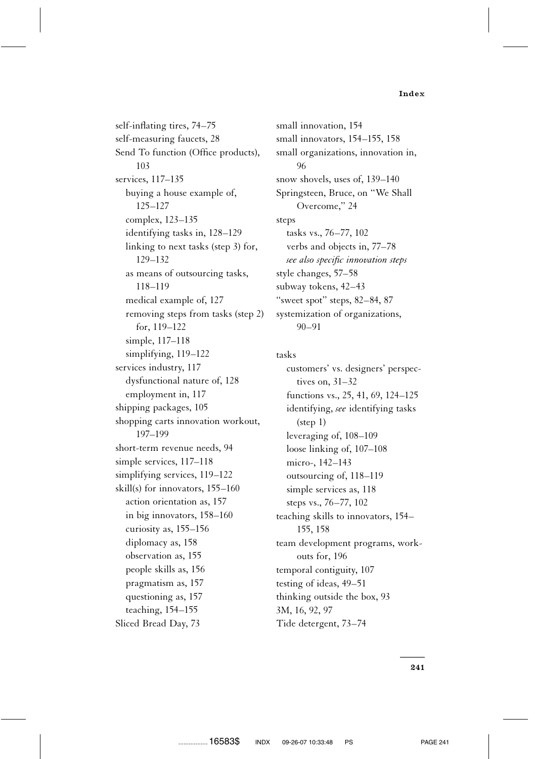self-inflating tires, 74–75
self-measuring faucets, 28
Send To function (Office products), 103
services, 117–135
  buying a house example of, 125–127
  complex, 123–135
  identifying tasks in, 128–129
  linking to next tasks (step 3) for, 129–132
  as means of outsourcing tasks, 118–119
  medical example of, 127
  removing steps from tasks (step 2) for, 119–122
  simple, 117–118
  simplifying, 119–122
services industry, 117
  dysfunctional nature of, 128
  employment in, 117
shipping packages, 105
shopping carts innovation workout, 197–199
short-term revenue needs, 94
simple services, 117–118
simplifying services, 119–122
skill(s) for innovators, 155–160
  action orientation as, 157
  in big innovators, 158–160
  curiosity as, 155–156
  diplomacy as, 158
  observation as, 155
  people skills as, 156
  pragmatism as, 157
  questioning as, 157
  teaching, 154–155
Sliced Bread Day, 73
small innovation, 154
small innovators, 154–155, 158
small organizations, innovation in, 96
snow shovels, uses of, 139–140
Springsteen, Bruce, on "We Shall Overcome," 24
steps
  tasks vs., 76–77, 102
  verbs and objects in, 77–78
  *see also specific innovation steps*
style changes, 57–58
subway tokens, 42–43
"sweet spot" steps, 82–84, 87
systemization of organizations, 90–91

tasks
  customers' vs. designers' perspectives on, 31–32
  functions vs., 25, 41, 69, 124–125
  identifying, *see* identifying tasks (step 1)
  leveraging of, 108–109
  loose linking of, 107–108
  micro-, 142–143
  outsourcing of, 118–119
  simple services as, 118
  steps vs., 76–77, 102
teaching skills to innovators, 154–155, 158
team development programs, workouts for, 196
temporal contiguity, 107
testing of ideas, 49–51
thinking outside the box, 93
3M, 16, 92, 97
Tide detergent, 73–74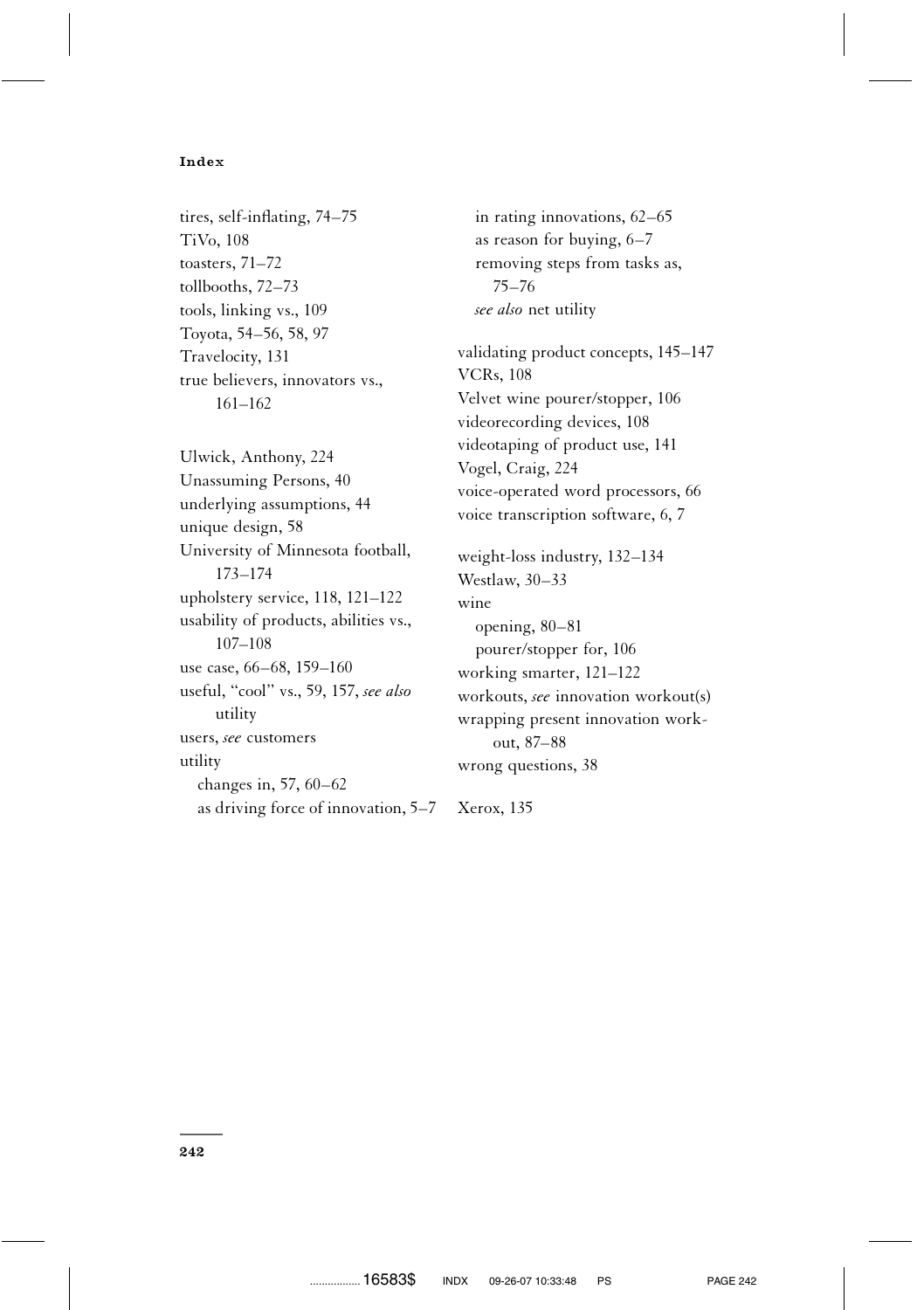tires, self-inflating, 74–75
TiVo, 108
toasters, 71–72
tollbooths, 72–73
tools, linking vs., 109
Toyota, 54–56, 58, 97
Travelocity, 131
true believers, innovators vs., 161–162

Ulwick, Anthony, 224
Unassuming Persons, 40
underlying assumptions, 44
unique design, 58
University of Minnesota football, 173–174
upholstery service, 118, 121–122
usability of products, abilities vs., 107–108
use case, 66–68, 159–160
useful, "cool" vs., 59, 157, *see also* utility
users, *see* customers
utility
  changes in, 57, 60–62
  as driving force of innovation, 5–7
  in rating innovations, 62–65
  as reason for buying, 6–7
  removing steps from tasks as, 75–76
  *see also* net utility

validating product concepts, 145–147
VCRs, 108
Velvet wine pourer/stopper, 106
videorecording devices, 108
videotaping of product use, 141
Vogel, Craig, 224
voice-operated word processors, 66
voice transcription software, 6, 7

weight-loss industry, 132–134
Westlaw, 30–33
wine
  opening, 80–81
  pourer/stopper for, 106
working smarter, 121–122
workouts, *see* innovation workout(s)
wrapping present innovation workout, 87–88
wrong questions, 38

Xerox, 135